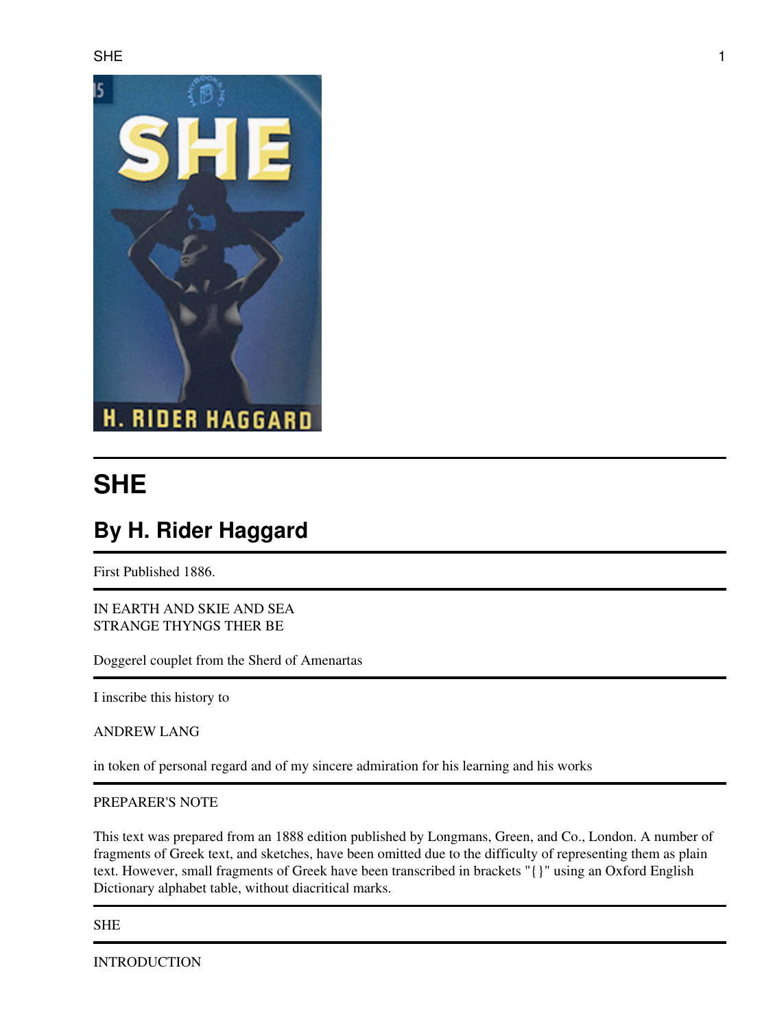# SHE

## By H. Rider Haggard

First Published 1886.

IN EARTH AND SKIE AND SEA
STRANGE THYNGS THER BE

Doggerel couplet from the Sherd of Amenartas

I inscribe this history to

ANDREW LANG

in token of personal regard and of my sincere admiration for his learning and his works

PREPARER'S NOTE

This text was prepared from an 1888 edition published by Longmans, Green, and Co., London. A number of fragments of Greek text, and sketches, have been omitted due to the difficulty of representing them as plain text. However, small fragments of Greek have been transcribed in brackets "{}" using an Oxford English Dictionary alphabet table, without diacritical marks.

SHE

INTRODUCTION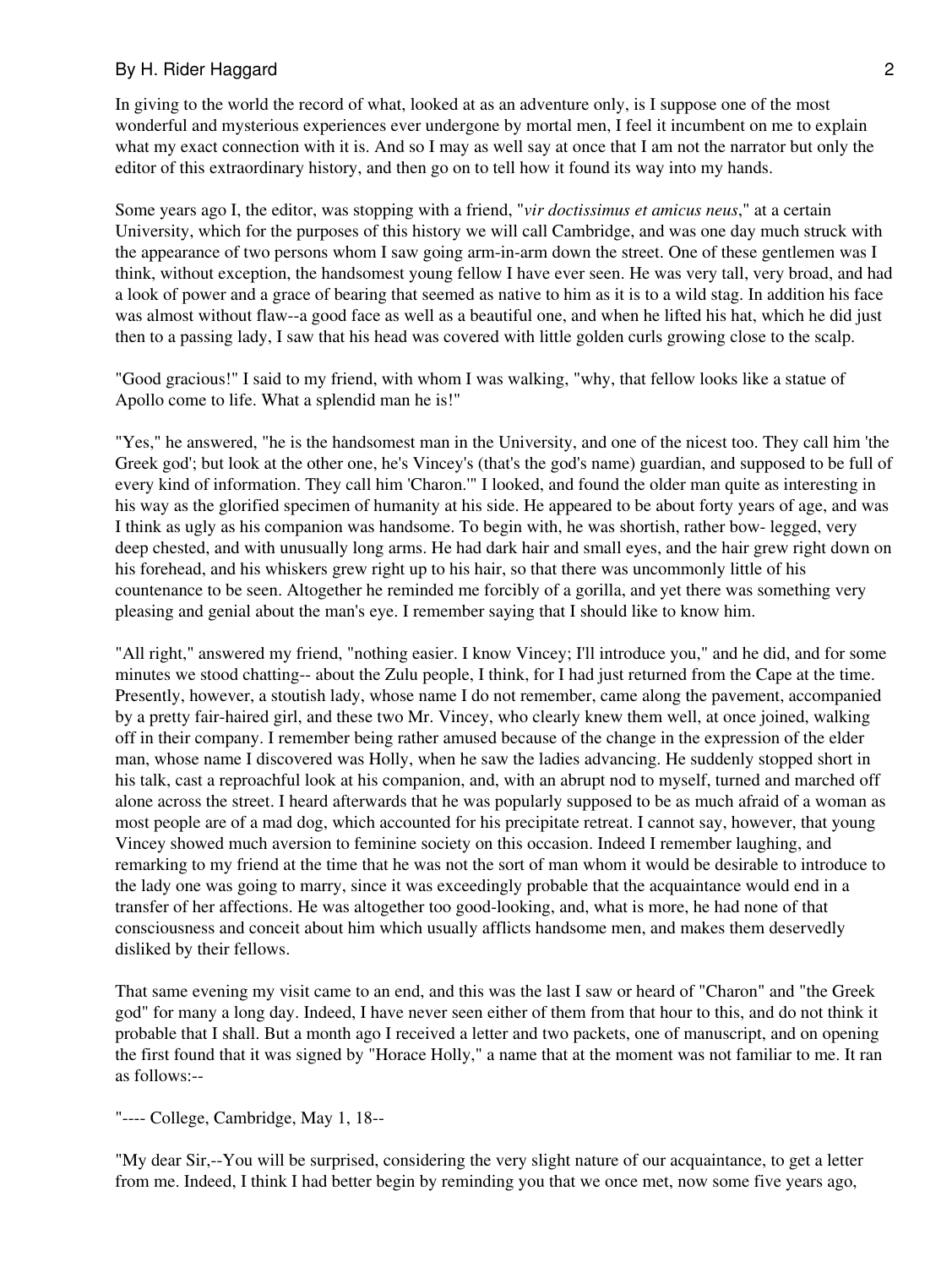In giving to the world the record of what, looked at as an adventure only, is I suppose one of the most wonderful and mysterious experiences ever undergone by mortal men, I feel it incumbent on me to explain what my exact connection with it is. And so I may as well say at once that I am not the narrator but only the editor of this extraordinary history, and then go on to tell how it found its way into my hands.

Some years ago I, the editor, was stopping with a friend, "*vir doctissimus et amicus neus*," at a certain University, which for the purposes of this history we will call Cambridge, and was one day much struck with the appearance of two persons whom I saw going arm-in-arm down the street. One of these gentlemen was I think, without exception, the handsomest young fellow I have ever seen. He was very tall, very broad, and had a look of power and a grace of bearing that seemed as native to him as it is to a wild stag. In addition his face was almost without flaw--a good face as well as a beautiful one, and when he lifted his hat, which he did just then to a passing lady, I saw that his head was covered with little golden curls growing close to the scalp.

"Good gracious!" I said to my friend, with whom I was walking, "why, that fellow looks like a statue of Apollo come to life. What a splendid man he is!"

"Yes," he answered, "he is the handsomest man in the University, and one of the nicest too. They call him 'the Greek god'; but look at the other one, he's Vincey's (that's the god's name) guardian, and supposed to be full of every kind of information. They call him 'Charon.'" I looked, and found the older man quite as interesting in his way as the glorified specimen of humanity at his side. He appeared to be about forty years of age, and was I think as ugly as his companion was handsome. To begin with, he was shortish, rather bow- legged, very deep chested, and with unusually long arms. He had dark hair and small eyes, and the hair grew right down on his forehead, and his whiskers grew right up to his hair, so that there was uncommonly little of his countenance to be seen. Altogether he reminded me forcibly of a gorilla, and yet there was something very pleasing and genial about the man's eye. I remember saying that I should like to know him.

"All right," answered my friend, "nothing easier. I know Vincey; I'll introduce you," and he did, and for some minutes we stood chatting-- about the Zulu people, I think, for I had just returned from the Cape at the time. Presently, however, a stoutish lady, whose name I do not remember, came along the pavement, accompanied by a pretty fair-haired girl, and these two Mr. Vincey, who clearly knew them well, at once joined, walking off in their company. I remember being rather amused because of the change in the expression of the elder man, whose name I discovered was Holly, when he saw the ladies advancing. He suddenly stopped short in his talk, cast a reproachful look at his companion, and, with an abrupt nod to myself, turned and marched off alone across the street. I heard afterwards that he was popularly supposed to be as much afraid of a woman as most people are of a mad dog, which accounted for his precipitate retreat. I cannot say, however, that young Vincey showed much aversion to feminine society on this occasion. Indeed I remember laughing, and remarking to my friend at the time that he was not the sort of man whom it would be desirable to introduce to the lady one was going to marry, since it was exceedingly probable that the acquaintance would end in a transfer of her affections. He was altogether too good-looking, and, what is more, he had none of that consciousness and conceit about him which usually afflicts handsome men, and makes them deservedly disliked by their fellows.

That same evening my visit came to an end, and this was the last I saw or heard of "Charon" and "the Greek god" for many a long day. Indeed, I have never seen either of them from that hour to this, and do not think it probable that I shall. But a month ago I received a letter and two packets, one of manuscript, and on opening the first found that it was signed by "Horace Holly," a name that at the moment was not familiar to me. It ran as follows:--

"---- College, Cambridge, May 1, 18--

"My dear Sir,--You will be surprised, considering the very slight nature of our acquaintance, to get a letter from me. Indeed, I think I had better begin by reminding you that we once met, now some five years ago,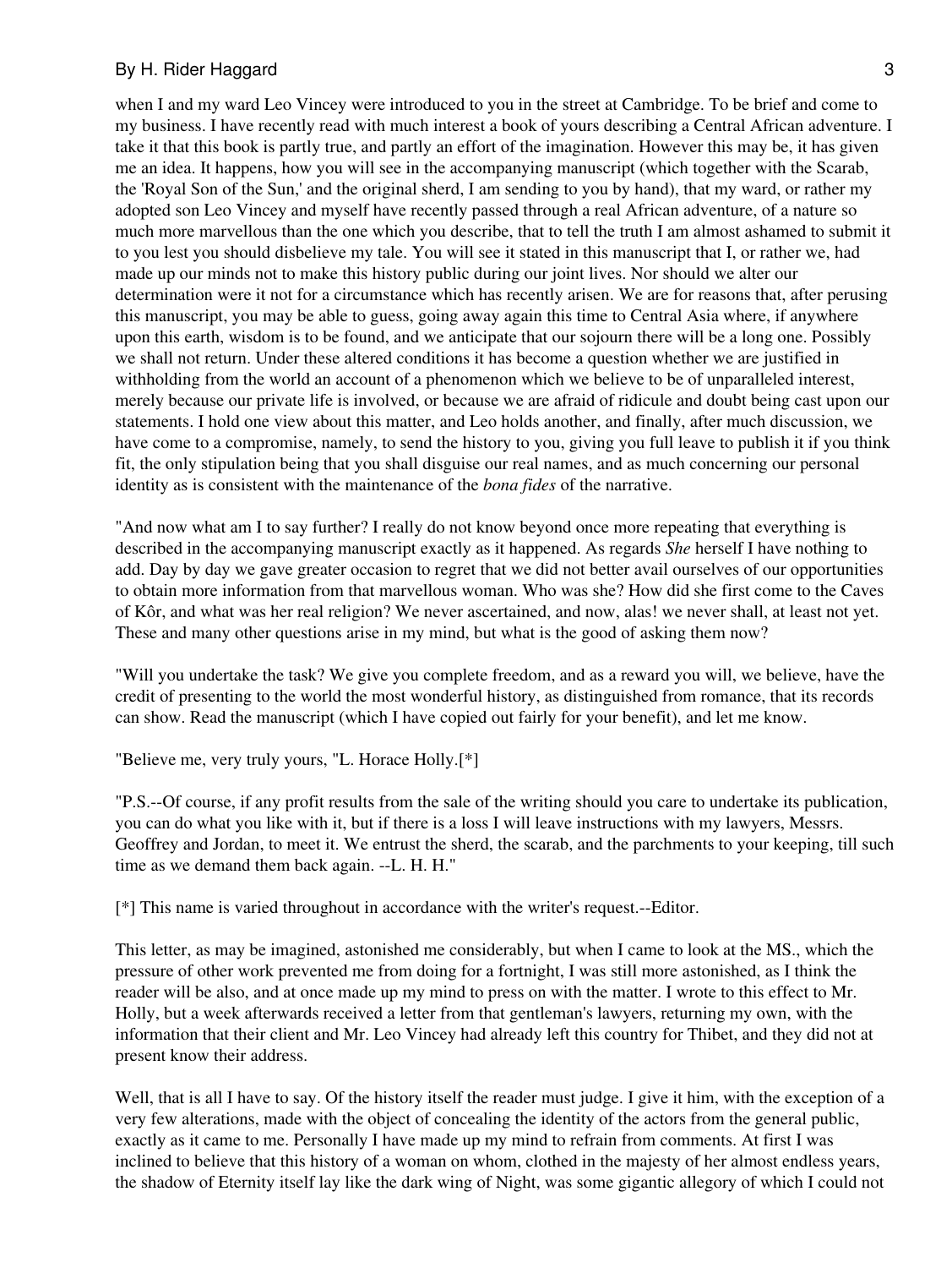when I and my ward Leo Vincey were introduced to you in the street at Cambridge. To be brief and come to my business. I have recently read with much interest a book of yours describing a Central African adventure. I take it that this book is partly true, and partly an effort of the imagination. However this may be, it has given me an idea. It happens, how you will see in the accompanying manuscript (which together with the Scarab, the 'Royal Son of the Sun,' and the original sherd, I am sending to you by hand), that my ward, or rather my adopted son Leo Vincey and myself have recently passed through a real African adventure, of a nature so much more marvellous than the one which you describe, that to tell the truth I am almost ashamed to submit it to you lest you should disbelieve my tale. You will see it stated in this manuscript that I, or rather we, had made up our minds not to make this history public during our joint lives. Nor should we alter our determination were it not for a circumstance which has recently arisen. We are for reasons that, after perusing this manuscript, you may be able to guess, going away again this time to Central Asia where, if anywhere upon this earth, wisdom is to be found, and we anticipate that our sojourn there will be a long one. Possibly we shall not return. Under these altered conditions it has become a question whether we are justified in withholding from the world an account of a phenomenon which we believe to be of unparalleled interest, merely because our private life is involved, or because we are afraid of ridicule and doubt being cast upon our statements. I hold one view about this matter, and Leo holds another, and finally, after much discussion, we have come to a compromise, namely, to send the history to you, giving you full leave to publish it if you think fit, the only stipulation being that you shall disguise our real names, and as much concerning our personal identity as is consistent with the maintenance of the *bona fides* of the narrative.

"And now what am I to say further? I really do not know beyond once more repeating that everything is described in the accompanying manuscript exactly as it happened. As regards *She* herself I have nothing to add. Day by day we gave greater occasion to regret that we did not better avail ourselves of our opportunities to obtain more information from that marvellous woman. Who was she? How did she first come to the Caves of Kôr, and what was her real religion? We never ascertained, and now, alas! we never shall, at least not yet. These and many other questions arise in my mind, but what is the good of asking them now?

"Will you undertake the task? We give you complete freedom, and as a reward you will, we believe, have the credit of presenting to the world the most wonderful history, as distinguished from romance, that its records can show. Read the manuscript (which I have copied out fairly for your benefit), and let me know.

"Believe me, very truly yours, "L. Horace Holly.[*]

"P.S.--Of course, if any profit results from the sale of the writing should you care to undertake its publication, you can do what you like with it, but if there is a loss I will leave instructions with my lawyers, Messrs. Geoffrey and Jordan, to meet it. We entrust the sherd, the scarab, and the parchments to your keeping, till such time as we demand them back again. --L. H. H."

[*] This name is varied throughout in accordance with the writer's request.--Editor.

This letter, as may be imagined, astonished me considerably, but when I came to look at the MS., which the pressure of other work prevented me from doing for a fortnight, I was still more astonished, as I think the reader will be also, and at once made up my mind to press on with the matter. I wrote to this effect to Mr. Holly, but a week afterwards received a letter from that gentleman's lawyers, returning my own, with the information that their client and Mr. Leo Vincey had already left this country for Thibet, and they did not at present know their address.

Well, that is all I have to say. Of the history itself the reader must judge. I give it him, with the exception of a very few alterations, made with the object of concealing the identity of the actors from the general public, exactly as it came to me. Personally I have made up my mind to refrain from comments. At first I was inclined to believe that this history of a woman on whom, clothed in the majesty of her almost endless years, the shadow of Eternity itself lay like the dark wing of Night, was some gigantic allegory of which I could not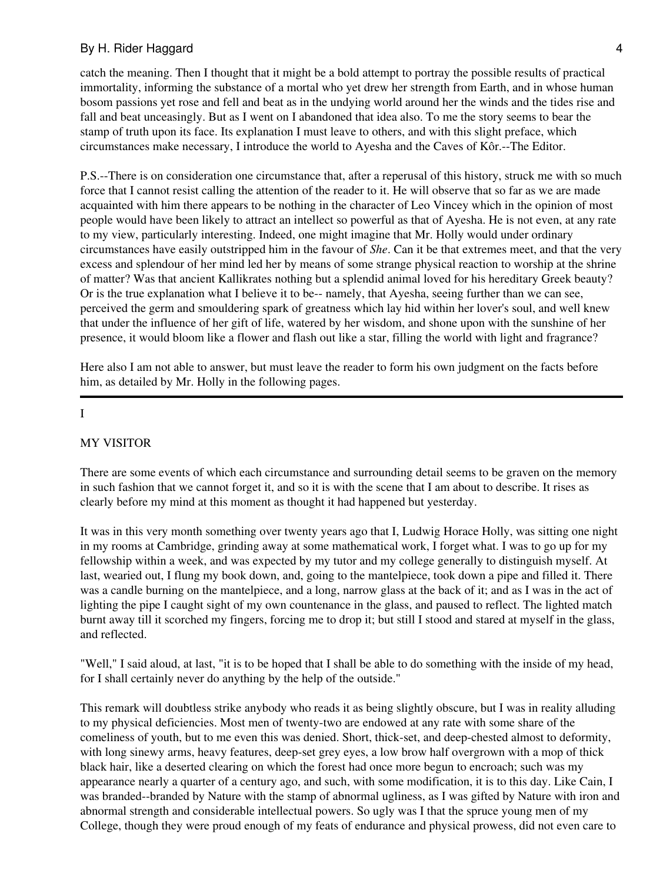catch the meaning. Then I thought that it might be a bold attempt to portray the possible results of practical immortality, informing the substance of a mortal who yet drew her strength from Earth, and in whose human bosom passions yet rose and fell and beat as in the undying world around her the winds and the tides rise and fall and beat unceasingly. But as I went on I abandoned that idea also. To me the story seems to bear the stamp of truth upon its face. Its explanation I must leave to others, and with this slight preface, which circumstances make necessary, I introduce the world to Ayesha and the Caves of Kôr.--The Editor.

P.S.--There is on consideration one circumstance that, after a reperusal of this history, struck me with so much force that I cannot resist calling the attention of the reader to it. He will observe that so far as we are made acquainted with him there appears to be nothing in the character of Leo Vincey which in the opinion of most people would have been likely to attract an intellect so powerful as that of Ayesha. He is not even, at any rate to my view, particularly interesting. Indeed, one might imagine that Mr. Holly would under ordinary circumstances have easily outstripped him in the favour of *She*. Can it be that extremes meet, and that the very excess and splendour of her mind led her by means of some strange physical reaction to worship at the shrine of matter? Was that ancient Kallikrates nothing but a splendid animal loved for his hereditary Greek beauty? Or is the true explanation what I believe it to be-- namely, that Ayesha, seeing further than we can see, perceived the germ and smouldering spark of greatness which lay hid within her lover's soul, and well knew that under the influence of her gift of life, watered by her wisdom, and shone upon with the sunshine of her presence, it would bloom like a flower and flash out like a star, filling the world with light and fragrance?

Here also I am not able to answer, but must leave the reader to form his own judgment on the facts before him, as detailed by Mr. Holly in the following pages.

---

## I

## MY VISITOR

There are some events of which each circumstance and surrounding detail seems to be graven on the memory in such fashion that we cannot forget it, and so it is with the scene that I am about to describe. It rises as clearly before my mind at this moment as thought it had happened but yesterday.

It was in this very month something over twenty years ago that I, Ludwig Horace Holly, was sitting one night in my rooms at Cambridge, grinding away at some mathematical work, I forget what. I was to go up for my fellowship within a week, and was expected by my tutor and my college generally to distinguish myself. At last, wearied out, I flung my book down, and, going to the mantelpiece, took down a pipe and filled it. There was a candle burning on the mantelpiece, and a long, narrow glass at the back of it; and as I was in the act of lighting the pipe I caught sight of my own countenance in the glass, and paused to reflect. The lighted match burnt away till it scorched my fingers, forcing me to drop it; but still I stood and stared at myself in the glass, and reflected.

"Well," I said aloud, at last, "it is to be hoped that I shall be able to do something with the inside of my head, for I shall certainly never do anything by the help of the outside."

This remark will doubtless strike anybody who reads it as being slightly obscure, but I was in reality alluding to my physical deficiencies. Most men of twenty-two are endowed at any rate with some share of the comeliness of youth, but to me even this was denied. Short, thick-set, and deep-chested almost to deformity, with long sinewy arms, heavy features, deep-set grey eyes, a low brow half overgrown with a mop of thick black hair, like a deserted clearing on which the forest had once more begun to encroach; such was my appearance nearly a quarter of a century ago, and such, with some modification, it is to this day. Like Cain, I was branded--branded by Nature with the stamp of abnormal ugliness, as I was gifted by Nature with iron and abnormal strength and considerable intellectual powers. So ugly was I that the spruce young men of my College, though they were proud enough of my feats of endurance and physical prowess, did not even care to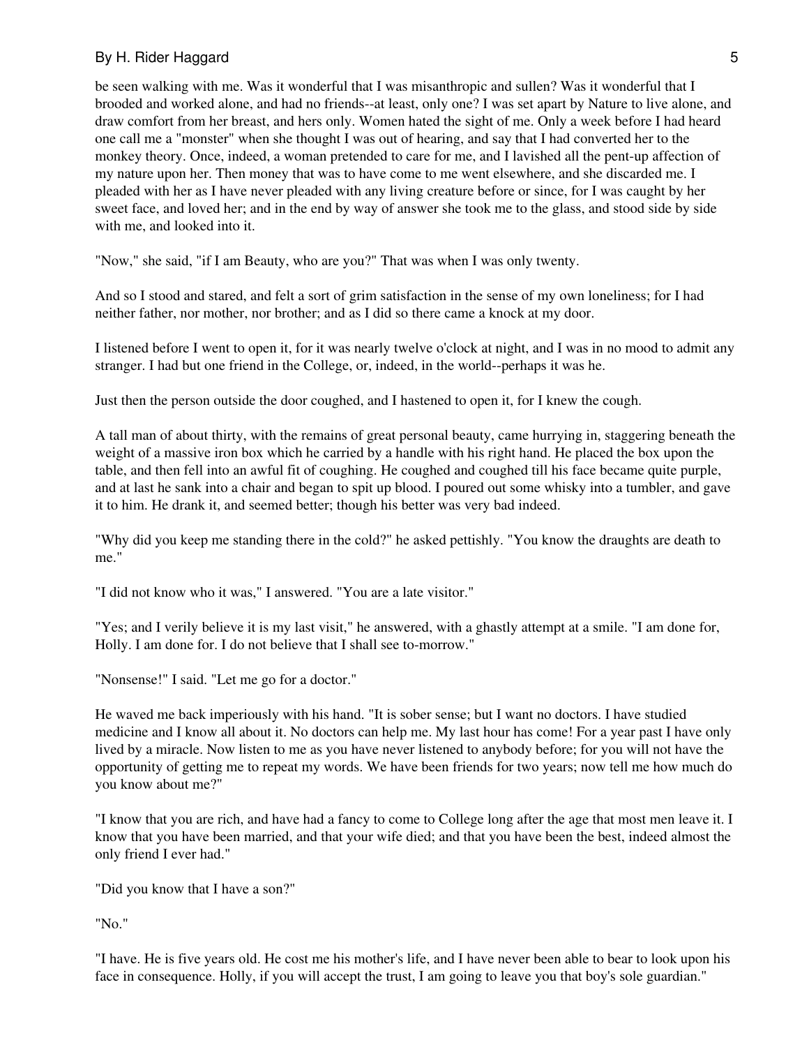be seen walking with me. Was it wonderful that I was misanthropic and sullen? Was it wonderful that I brooded and worked alone, and had no friends--at least, only one? I was set apart by Nature to live alone, and draw comfort from her breast, and hers only. Women hated the sight of me. Only a week before I had heard one call me a "monster" when she thought I was out of hearing, and say that I had converted her to the monkey theory. Once, indeed, a woman pretended to care for me, and I lavished all the pent-up affection of my nature upon her. Then money that was to have come to me went elsewhere, and she discarded me. I pleaded with her as I have never pleaded with any living creature before or since, for I was caught by her sweet face, and loved her; and in the end by way of answer she took me to the glass, and stood side by side with me, and looked into it.

"Now," she said, "if I am Beauty, who are you?" That was when I was only twenty.

And so I stood and stared, and felt a sort of grim satisfaction in the sense of my own loneliness; for I had neither father, nor mother, nor brother; and as I did so there came a knock at my door.

I listened before I went to open it, for it was nearly twelve o'clock at night, and I was in no mood to admit any stranger. I had but one friend in the College, or, indeed, in the world--perhaps it was he.

Just then the person outside the door coughed, and I hastened to open it, for I knew the cough.

A tall man of about thirty, with the remains of great personal beauty, came hurrying in, staggering beneath the weight of a massive iron box which he carried by a handle with his right hand. He placed the box upon the table, and then fell into an awful fit of coughing. He coughed and coughed till his face became quite purple, and at last he sank into a chair and began to spit up blood. I poured out some whisky into a tumbler, and gave it to him. He drank it, and seemed better; though his better was very bad indeed.

"Why did you keep me standing there in the cold?" he asked pettishly. "You know the draughts are death to me."

"I did not know who it was," I answered. "You are a late visitor."

"Yes; and I verily believe it is my last visit," he answered, with a ghastly attempt at a smile. "I am done for, Holly. I am done for. I do not believe that I shall see to-morrow."

"Nonsense!" I said. "Let me go for a doctor."

He waved me back imperiously with his hand. "It is sober sense; but I want no doctors. I have studied medicine and I know all about it. No doctors can help me. My last hour has come! For a year past I have only lived by a miracle. Now listen to me as you have never listened to anybody before; for you will not have the opportunity of getting me to repeat my words. We have been friends for two years; now tell me how much do you know about me?"

"I know that you are rich, and have had a fancy to come to College long after the age that most men leave it. I know that you have been married, and that your wife died; and that you have been the best, indeed almost the only friend I ever had."

"Did you know that I have a son?"

"No."

"I have. He is five years old. He cost me his mother's life, and I have never been able to bear to look upon his face in consequence. Holly, if you will accept the trust, I am going to leave you that boy's sole guardian."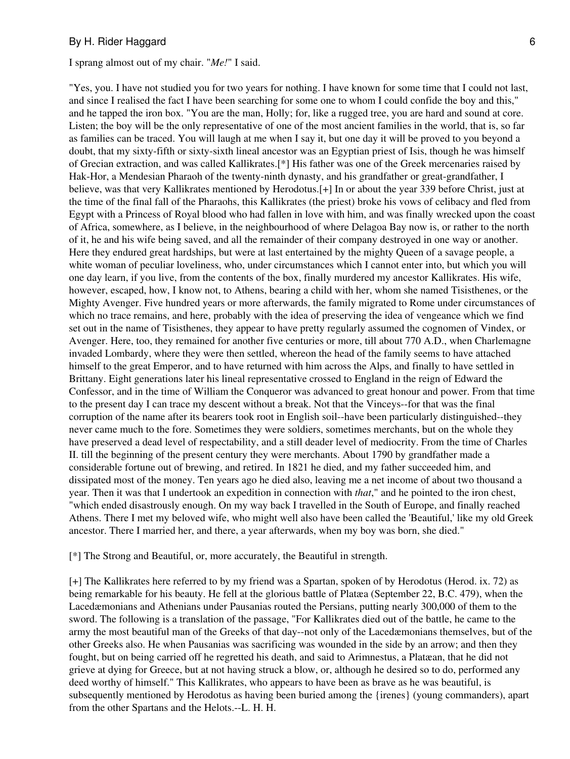I sprang almost out of my chair. "*Me!*" I said.

"Yes, you. I have not studied you for two years for nothing. I have known for some time that I could not last, and since I realised the fact I have been searching for some one to whom I could confide the boy and this," and he tapped the iron box. "You are the man, Holly; for, like a rugged tree, you are hard and sound at core. Listen; the boy will be the only representative of one of the most ancient families in the world, that is, so far as families can be traced. You will laugh at me when I say it, but one day it will be proved to you beyond a doubt, that my sixty-fifth or sixty-sixth lineal ancestor was an Egyptian priest of Isis, though he was himself of Grecian extraction, and was called Kallikrates.[*] His father was one of the Greek mercenaries raised by Hak-Hor, a Mendesian Pharaoh of the twenty-ninth dynasty, and his grandfather or great-grandfather, I believe, was that very Kallikrates mentioned by Herodotus.[+] In or about the year 339 before Christ, just at the time of the final fall of the Pharaohs, this Kallikrates (the priest) broke his vows of celibacy and fled from Egypt with a Princess of Royal blood who had fallen in love with him, and was finally wrecked upon the coast of Africa, somewhere, as I believe, in the neighbourhood of where Delagoa Bay now is, or rather to the north of it, he and his wife being saved, and all the remainder of their company destroyed in one way or another. Here they endured great hardships, but were at last entertained by the mighty Queen of a savage people, a white woman of peculiar loveliness, who, under circumstances which I cannot enter into, but which you will one day learn, if you live, from the contents of the box, finally murdered my ancestor Kallikrates. His wife, however, escaped, how, I know not, to Athens, bearing a child with her, whom she named Tisisthenes, or the Mighty Avenger. Five hundred years or more afterwards, the family migrated to Rome under circumstances of which no trace remains, and here, probably with the idea of preserving the idea of vengeance which we find set out in the name of Tisisthenes, they appear to have pretty regularly assumed the cognomen of Vindex, or Avenger. Here, too, they remained for another five centuries or more, till about 770 A.D., when Charlemagne invaded Lombardy, where they were then settled, whereon the head of the family seems to have attached himself to the great Emperor, and to have returned with him across the Alps, and finally to have settled in Brittany. Eight generations later his lineal representative crossed to England in the reign of Edward the Confessor, and in the time of William the Conqueror was advanced to great honour and power. From that time to the present day I can trace my descent without a break. Not that the Vinceys--for that was the final corruption of the name after its bearers took root in English soil--have been particularly distinguished--they never came much to the fore. Sometimes they were soldiers, sometimes merchants, but on the whole they have preserved a dead level of respectability, and a still deader level of mediocrity. From the time of Charles II. till the beginning of the present century they were merchants. About 1790 by grandfather made a considerable fortune out of brewing, and retired. In 1821 he died, and my father succeeded him, and dissipated most of the money. Ten years ago he died also, leaving me a net income of about two thousand a year. Then it was that I undertook an expedition in connection with *that*," and he pointed to the iron chest, "which ended disastrously enough. On my way back I travelled in the South of Europe, and finally reached Athens. There I met my beloved wife, who might well also have been called the 'Beautiful,' like my old Greek ancestor. There I married her, and there, a year afterwards, when my boy was born, she died."

[*] The Strong and Beautiful, or, more accurately, the Beautiful in strength.

[+] The Kallikrates here referred to by my friend was a Spartan, spoken of by Herodotus (Herod. ix. 72) as being remarkable for his beauty. He fell at the glorious battle of Platæa (September 22, B.C. 479), when the Lacedæmonians and Athenians under Pausanias routed the Persians, putting nearly 300,000 of them to the sword. The following is a translation of the passage, "For Kallikrates died out of the battle, he came to the army the most beautiful man of the Greeks of that day--not only of the Lacedæmonians themselves, but of the other Greeks also. He when Pausanias was sacrificing was wounded in the side by an arrow; and then they fought, but on being carried off he regretted his death, and said to Arimnestus, a Platæan, that he did not grieve at dying for Greece, but at not having struck a blow, or, although he desired so to do, performed any deed worthy of himself." This Kallikrates, who appears to have been as brave as he was beautiful, is subsequently mentioned by Herodotus as having been buried among the {irenes} (young commanders), apart from the other Spartans and the Helots.--L. H. H.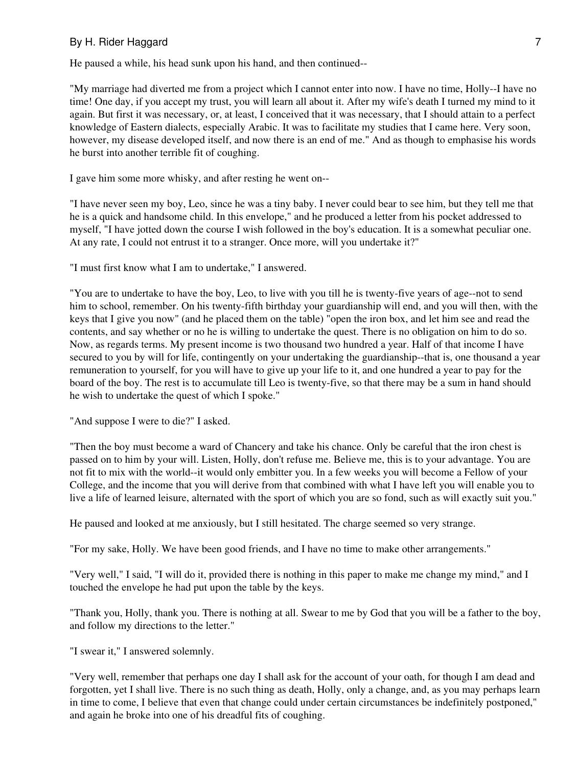He paused a while, his head sunk upon his hand, and then continued--

"My marriage had diverted me from a project which I cannot enter into now. I have no time, Holly--I have no time! One day, if you accept my trust, you will learn all about it. After my wife's death I turned my mind to it again. But first it was necessary, or, at least, I conceived that it was necessary, that I should attain to a perfect knowledge of Eastern dialects, especially Arabic. It was to facilitate my studies that I came here. Very soon, however, my disease developed itself, and now there is an end of me." And as though to emphasise his words he burst into another terrible fit of coughing.

I gave him some more whisky, and after resting he went on--

"I have never seen my boy, Leo, since he was a tiny baby. I never could bear to see him, but they tell me that he is a quick and handsome child. In this envelope," and he produced a letter from his pocket addressed to myself, "I have jotted down the course I wish followed in the boy's education. It is a somewhat peculiar one. At any rate, I could not entrust it to a stranger. Once more, will you undertake it?"

"I must first know what I am to undertake," I answered.

"You are to undertake to have the boy, Leo, to live with you till he is twenty-five years of age--not to send him to school, remember. On his twenty-fifth birthday your guardianship will end, and you will then, with the keys that I give you now" (and he placed them on the table) "open the iron box, and let him see and read the contents, and say whether or no he is willing to undertake the quest. There is no obligation on him to do so. Now, as regards terms. My present income is two thousand two hundred a year. Half of that income I have secured to you by will for life, contingently on your undertaking the guardianship--that is, one thousand a year remuneration to yourself, for you will have to give up your life to it, and one hundred a year to pay for the board of the boy. The rest is to accumulate till Leo is twenty-five, so that there may be a sum in hand should he wish to undertake the quest of which I spoke."

"And suppose I were to die?" I asked.

"Then the boy must become a ward of Chancery and take his chance. Only be careful that the iron chest is passed on to him by your will. Listen, Holly, don't refuse me. Believe me, this is to your advantage. You are not fit to mix with the world--it would only embitter you. In a few weeks you will become a Fellow of your College, and the income that you will derive from that combined with what I have left you will enable you to live a life of learned leisure, alternated with the sport of which you are so fond, such as will exactly suit you."

He paused and looked at me anxiously, but I still hesitated. The charge seemed so very strange.

"For my sake, Holly. We have been good friends, and I have no time to make other arrangements."

"Very well," I said, "I will do it, provided there is nothing in this paper to make me change my mind," and I touched the envelope he had put upon the table by the keys.

"Thank you, Holly, thank you. There is nothing at all. Swear to me by God that you will be a father to the boy, and follow my directions to the letter."

"I swear it," I answered solemnly.

"Very well, remember that perhaps one day I shall ask for the account of your oath, for though I am dead and forgotten, yet I shall live. There is no such thing as death, Holly, only a change, and, as you may perhaps learn in time to come, I believe that even that change could under certain circumstances be indefinitely postponed," and again he broke into one of his dreadful fits of coughing.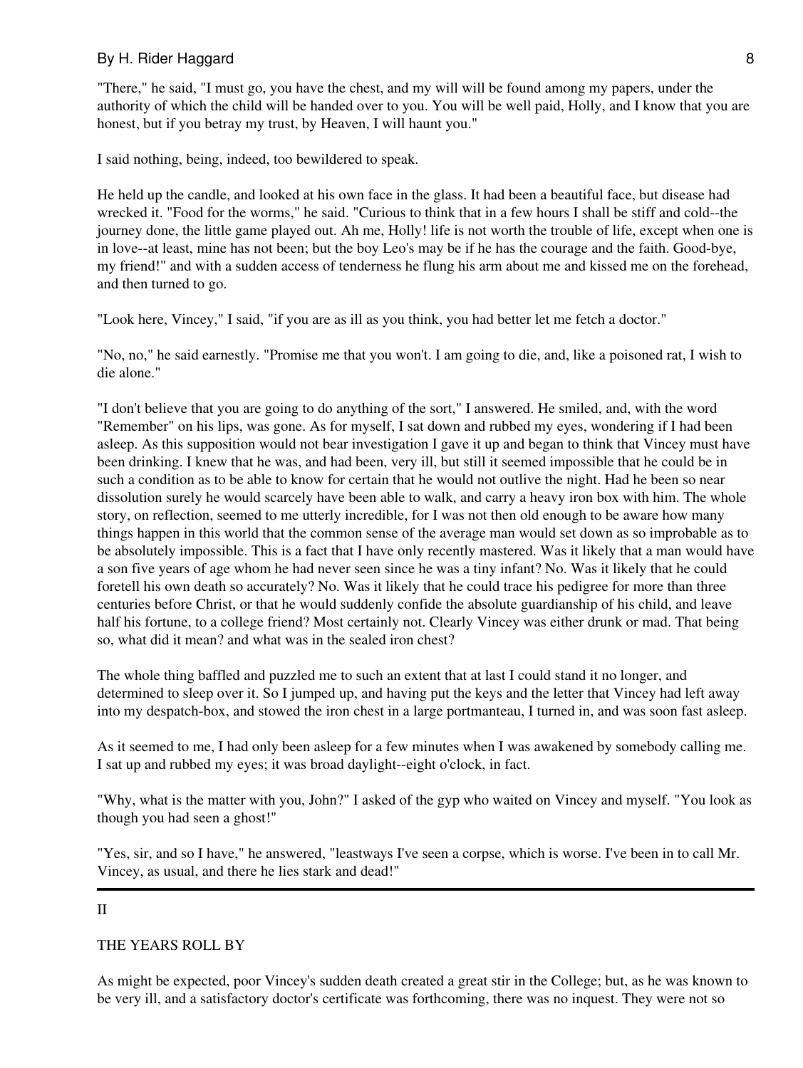"There," he said, "I must go, you have the chest, and my will will be found among my papers, under the authority of which the child will be handed over to you. You will be well paid, Holly, and I know that you are honest, but if you betray my trust, by Heaven, I will haunt you."

I said nothing, being, indeed, too bewildered to speak.

He held up the candle, and looked at his own face in the glass. It had been a beautiful face, but disease had wrecked it. "Food for the worms," he said. "Curious to think that in a few hours I shall be stiff and cold--the journey done, the little game played out. Ah me, Holly! life is not worth the trouble of life, except when one is in love--at least, mine has not been; but the boy Leo's may be if he has the courage and the faith. Good-bye, my friend!" and with a sudden access of tenderness he flung his arm about me and kissed me on the forehead, and then turned to go.

"Look here, Vincey," I said, "if you are as ill as you think, you had better let me fetch a doctor."

"No, no," he said earnestly. "Promise me that you won't. I am going to die, and, like a poisoned rat, I wish to die alone."

"I don't believe that you are going to do anything of the sort," I answered. He smiled, and, with the word "Remember" on his lips, was gone. As for myself, I sat down and rubbed my eyes, wondering if I had been asleep. As this supposition would not bear investigation I gave it up and began to think that Vincey must have been drinking. I knew that he was, and had been, very ill, but still it seemed impossible that he could be in such a condition as to be able to know for certain that he would not outlive the night. Had he been so near dissolution surely he would scarcely have been able to walk, and carry a heavy iron box with him. The whole story, on reflection, seemed to me utterly incredible, for I was not then old enough to be aware how many things happen in this world that the common sense of the average man would set down as so improbable as to be absolutely impossible. This is a fact that I have only recently mastered. Was it likely that a man would have a son five years of age whom he had never seen since he was a tiny infant? No. Was it likely that he could foretell his own death so accurately? No. Was it likely that he could trace his pedigree for more than three centuries before Christ, or that he would suddenly confide the absolute guardianship of his child, and leave half his fortune, to a college friend? Most certainly not. Clearly Vincey was either drunk or mad. That being so, what did it mean? and what was in the sealed iron chest?

The whole thing baffled and puzzled me to such an extent that at last I could stand it no longer, and determined to sleep over it. So I jumped up, and having put the keys and the letter that Vincey had left away into my despatch-box, and stowed the iron chest in a large portmanteau, I turned in, and was soon fast asleep.

As it seemed to me, I had only been asleep for a few minutes when I was awakened by somebody calling me. I sat up and rubbed my eyes; it was broad daylight--eight o'clock, in fact.

"Why, what is the matter with you, John?" I asked of the gyp who waited on Vincey and myself. "You look as though you had seen a ghost!"

"Yes, sir, and so I have," he answered, "leastways I've seen a corpse, which is worse. I've been in to call Mr. Vincey, as usual, and there he lies stark and dead!"

---

## II

## THE YEARS ROLL BY

As might be expected, poor Vincey's sudden death created a great stir in the College; but, as he was known to be very ill, and a satisfactory doctor's certificate was forthcoming, there was no inquest. They were not so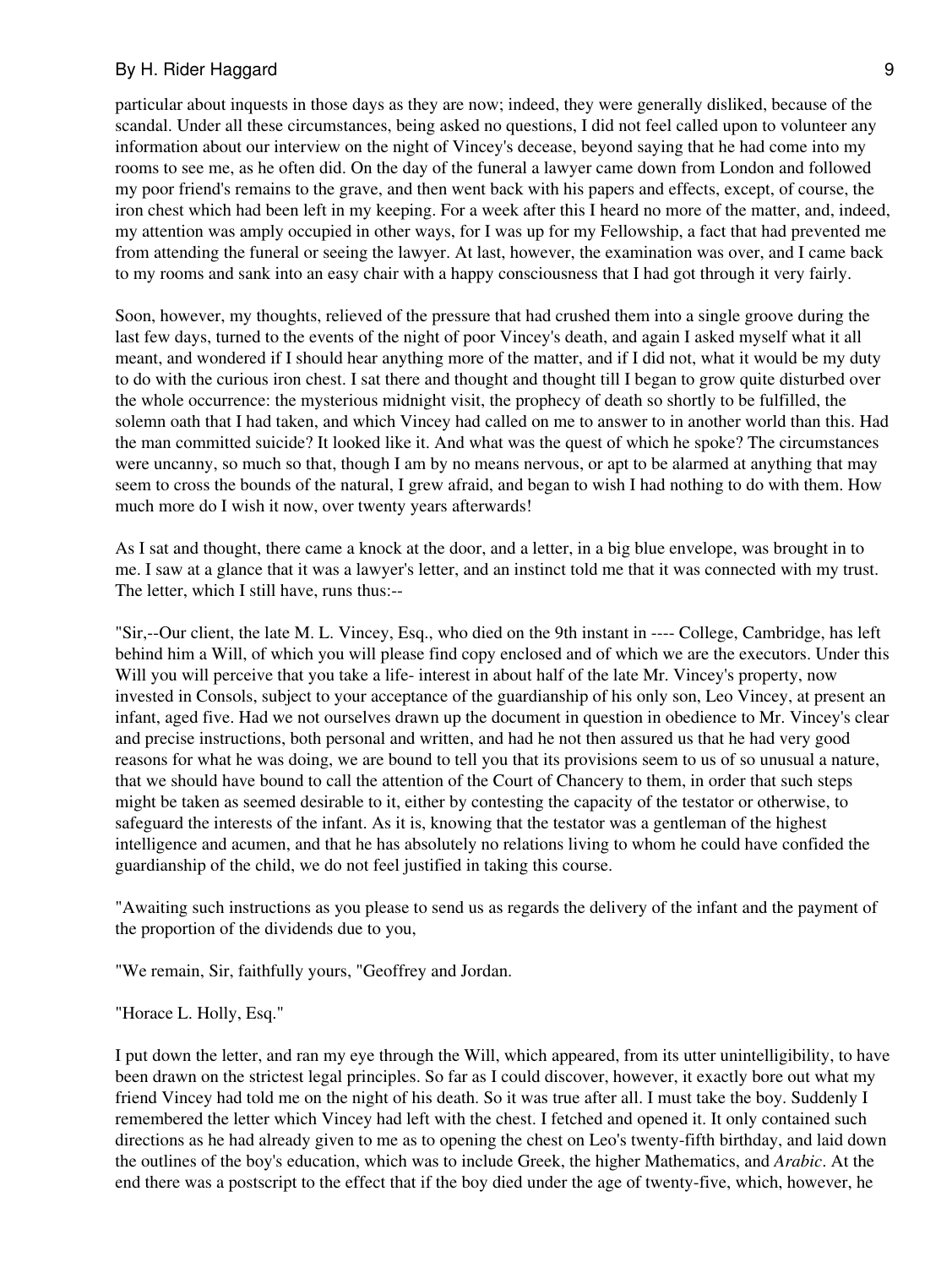particular about inquests in those days as they are now; indeed, they were generally disliked, because of the scandal. Under all these circumstances, being asked no questions, I did not feel called upon to volunteer any information about our interview on the night of Vincey's decease, beyond saying that he had come into my rooms to see me, as he often did. On the day of the funeral a lawyer came down from London and followed my poor friend's remains to the grave, and then went back with his papers and effects, except, of course, the iron chest which had been left in my keeping. For a week after this I heard no more of the matter, and, indeed, my attention was amply occupied in other ways, for I was up for my Fellowship, a fact that had prevented me from attending the funeral or seeing the lawyer. At last, however, the examination was over, and I came back to my rooms and sank into an easy chair with a happy consciousness that I had got through it very fairly.

Soon, however, my thoughts, relieved of the pressure that had crushed them into a single groove during the last few days, turned to the events of the night of poor Vincey's death, and again I asked myself what it all meant, and wondered if I should hear anything more of the matter, and if I did not, what it would be my duty to do with the curious iron chest. I sat there and thought and thought till I began to grow quite disturbed over the whole occurrence: the mysterious midnight visit, the prophecy of death so shortly to be fulfilled, the solemn oath that I had taken, and which Vincey had called on me to answer to in another world than this. Had the man committed suicide? It looked like it. And what was the quest of which he spoke? The circumstances were uncanny, so much so that, though I am by no means nervous, or apt to be alarmed at anything that may seem to cross the bounds of the natural, I grew afraid, and began to wish I had nothing to do with them. How much more do I wish it now, over twenty years afterwards!

As I sat and thought, there came a knock at the door, and a letter, in a big blue envelope, was brought in to me. I saw at a glance that it was a lawyer's letter, and an instinct told me that it was connected with my trust. The letter, which I still have, runs thus:--

"Sir,--Our client, the late M. L. Vincey, Esq., who died on the 9th instant in ---- College, Cambridge, has left behind him a Will, of which you will please find copy enclosed and of which we are the executors. Under this Will you will perceive that you take a life- interest in about half of the late Mr. Vincey's property, now invested in Consols, subject to your acceptance of the guardianship of his only son, Leo Vincey, at present an infant, aged five. Had we not ourselves drawn up the document in question in obedience to Mr. Vincey's clear and precise instructions, both personal and written, and had he not then assured us that he had very good reasons for what he was doing, we are bound to tell you that its provisions seem to us of so unusual a nature, that we should have bound to call the attention of the Court of Chancery to them, in order that such steps might be taken as seemed desirable to it, either by contesting the capacity of the testator or otherwise, to safeguard the interests of the infant. As it is, knowing that the testator was a gentleman of the highest intelligence and acumen, and that he has absolutely no relations living to whom he could have confided the guardianship of the child, we do not feel justified in taking this course.

"Awaiting such instructions as you please to send us as regards the delivery of the infant and the payment of the proportion of the dividends due to you,

"We remain, Sir, faithfully yours, "Geoffrey and Jordan.

"Horace L. Holly, Esq."

I put down the letter, and ran my eye through the Will, which appeared, from its utter unintelligibility, to have been drawn on the strictest legal principles. So far as I could discover, however, it exactly bore out what my friend Vincey had told me on the night of his death. So it was true after all. I must take the boy. Suddenly I remembered the letter which Vincey had left with the chest. I fetched and opened it. It only contained such directions as he had already given to me as to opening the chest on Leo's twenty-fifth birthday, and laid down the outlines of the boy's education, which was to include Greek, the higher Mathematics, and *Arabic*. At the end there was a postscript to the effect that if the boy died under the age of twenty-five, which, however, he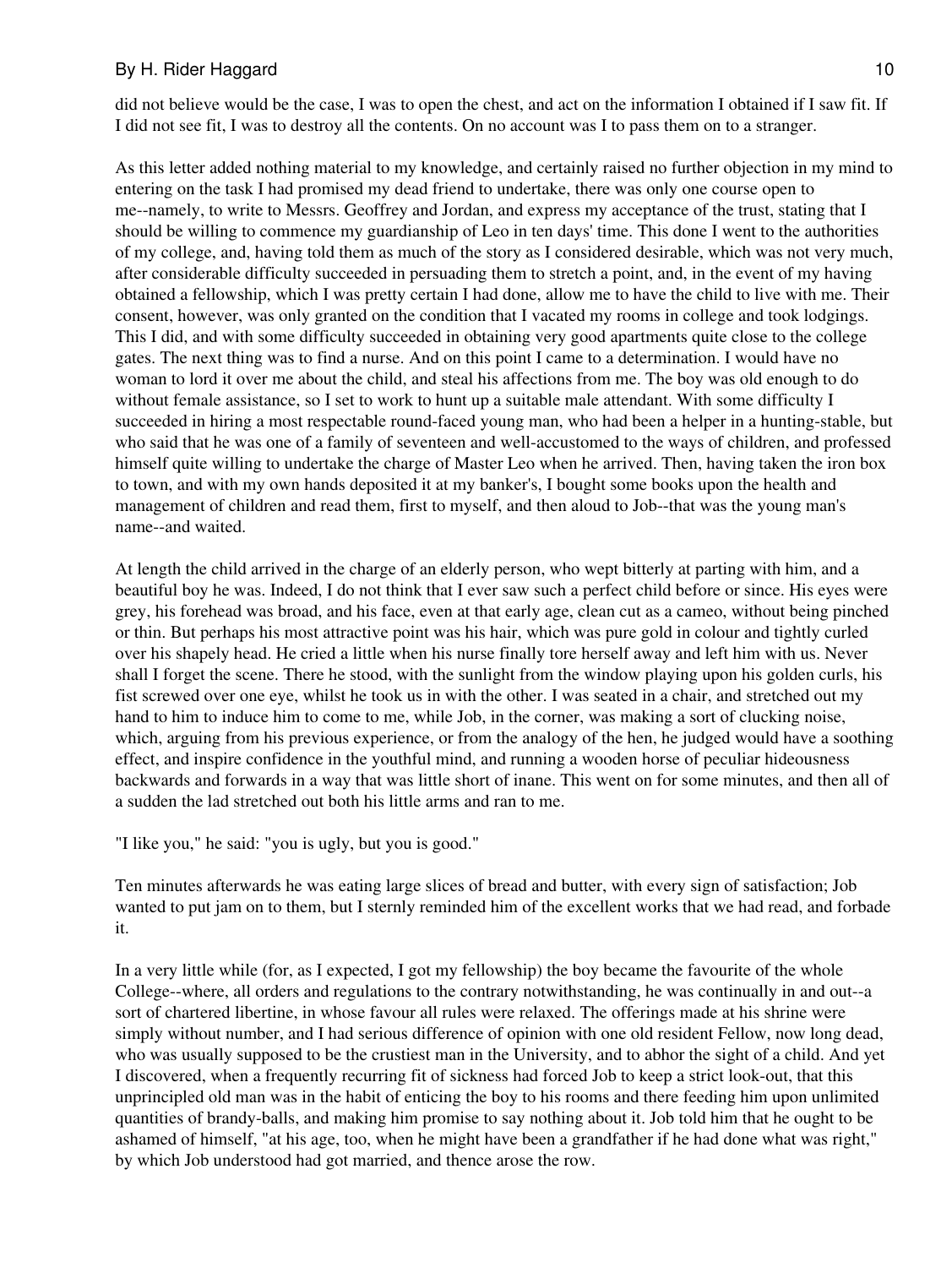did not believe would be the case, I was to open the chest, and act on the information I obtained if I saw fit. If I did not see fit, I was to destroy all the contents. On no account was I to pass them on to a stranger.

As this letter added nothing material to my knowledge, and certainly raised no further objection in my mind to entering on the task I had promised my dead friend to undertake, there was only one course open to me--namely, to write to Messrs. Geoffrey and Jordan, and express my acceptance of the trust, stating that I should be willing to commence my guardianship of Leo in ten days' time. This done I went to the authorities of my college, and, having told them as much of the story as I considered desirable, which was not very much, after considerable difficulty succeeded in persuading them to stretch a point, and, in the event of my having obtained a fellowship, which I was pretty certain I had done, allow me to have the child to live with me. Their consent, however, was only granted on the condition that I vacated my rooms in college and took lodgings. This I did, and with some difficulty succeeded in obtaining very good apartments quite close to the college gates. The next thing was to find a nurse. And on this point I came to a determination. I would have no woman to lord it over me about the child, and steal his affections from me. The boy was old enough to do without female assistance, so I set to work to hunt up a suitable male attendant. With some difficulty I succeeded in hiring a most respectable round-faced young man, who had been a helper in a hunting-stable, but who said that he was one of a family of seventeen and well-accustomed to the ways of children, and professed himself quite willing to undertake the charge of Master Leo when he arrived. Then, having taken the iron box to town, and with my own hands deposited it at my banker's, I bought some books upon the health and management of children and read them, first to myself, and then aloud to Job--that was the young man's name--and waited.

At length the child arrived in the charge of an elderly person, who wept bitterly at parting with him, and a beautiful boy he was. Indeed, I do not think that I ever saw such a perfect child before or since. His eyes were grey, his forehead was broad, and his face, even at that early age, clean cut as a cameo, without being pinched or thin. But perhaps his most attractive point was his hair, which was pure gold in colour and tightly curled over his shapely head. He cried a little when his nurse finally tore herself away and left him with us. Never shall I forget the scene. There he stood, with the sunlight from the window playing upon his golden curls, his fist screwed over one eye, whilst he took us in with the other. I was seated in a chair, and stretched out my hand to him to induce him to come to me, while Job, in the corner, was making a sort of clucking noise, which, arguing from his previous experience, or from the analogy of the hen, he judged would have a soothing effect, and inspire confidence in the youthful mind, and running a wooden horse of peculiar hideousness backwards and forwards in a way that was little short of inane. This went on for some minutes, and then all of a sudden the lad stretched out both his little arms and ran to me.

"I like you," he said: "you is ugly, but you is good."

Ten minutes afterwards he was eating large slices of bread and butter, with every sign of satisfaction; Job wanted to put jam on to them, but I sternly reminded him of the excellent works that we had read, and forbade it.

In a very little while (for, as I expected, I got my fellowship) the boy became the favourite of the whole College--where, all orders and regulations to the contrary notwithstanding, he was continually in and out--a sort of chartered libertine, in whose favour all rules were relaxed. The offerings made at his shrine were simply without number, and I had serious difference of opinion with one old resident Fellow, now long dead, who was usually supposed to be the crustiest man in the University, and to abhor the sight of a child. And yet I discovered, when a frequently recurring fit of sickness had forced Job to keep a strict look-out, that this unprincipled old man was in the habit of enticing the boy to his rooms and there feeding him upon unlimited quantities of brandy-balls, and making him promise to say nothing about it. Job told him that he ought to be ashamed of himself, "at his age, too, when he might have been a grandfather if he had done what was right," by which Job understood had got married, and thence arose the row.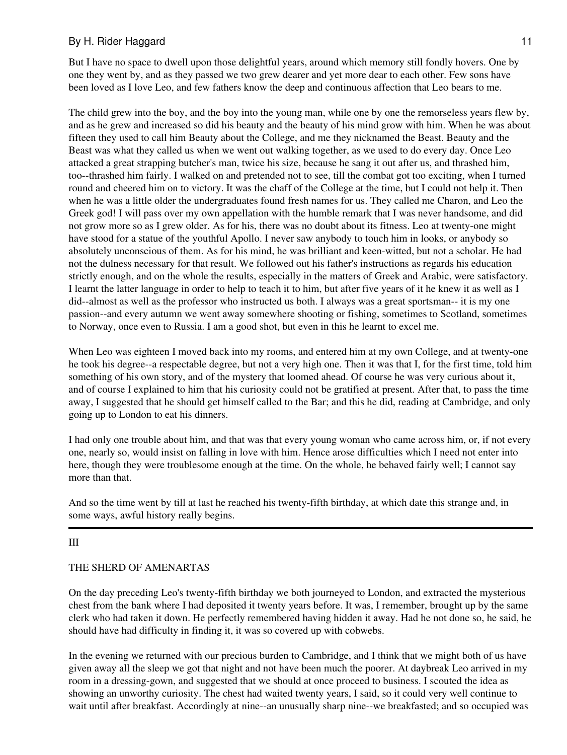But I have no space to dwell upon those delightful years, around which memory still fondly hovers. One by one they went by, and as they passed we two grew dearer and yet more dear to each other. Few sons have been loved as I love Leo, and few fathers know the deep and continuous affection that Leo bears to me.

The child grew into the boy, and the boy into the young man, while one by one the remorseless years flew by, and as he grew and increased so did his beauty and the beauty of his mind grow with him. When he was about fifteen they used to call him Beauty about the College, and me they nicknamed the Beast. Beauty and the Beast was what they called us when we went out walking together, as we used to do every day. Once Leo attacked a great strapping butcher's man, twice his size, because he sang it out after us, and thrashed him, too--thrashed him fairly. I walked on and pretended not to see, till the combat got too exciting, when I turned round and cheered him on to victory. It was the chaff of the College at the time, but I could not help it. Then when he was a little older the undergraduates found fresh names for us. They called me Charon, and Leo the Greek god! I will pass over my own appellation with the humble remark that I was never handsome, and did not grow more so as I grew older. As for his, there was no doubt about its fitness. Leo at twenty-one might have stood for a statue of the youthful Apollo. I never saw anybody to touch him in looks, or anybody so absolutely unconscious of them. As for his mind, he was brilliant and keen-witted, but not a scholar. He had not the dulness necessary for that result. We followed out his father's instructions as regards his education strictly enough, and on the whole the results, especially in the matters of Greek and Arabic, were satisfactory. I learnt the latter language in order to help to teach it to him, but after five years of it he knew it as well as I did--almost as well as the professor who instructed us both. I always was a great sportsman-- it is my one passion--and every autumn we went away somewhere shooting or fishing, sometimes to Scotland, sometimes to Norway, once even to Russia. I am a good shot, but even in this he learnt to excel me.

When Leo was eighteen I moved back into my rooms, and entered him at my own College, and at twenty-one he took his degree--a respectable degree, but not a very high one. Then it was that I, for the first time, told him something of his own story, and of the mystery that loomed ahead. Of course he was very curious about it, and of course I explained to him that his curiosity could not be gratified at present. After that, to pass the time away, I suggested that he should get himself called to the Bar; and this he did, reading at Cambridge, and only going up to London to eat his dinners.

I had only one trouble about him, and that was that every young woman who came across him, or, if not every one, nearly so, would insist on falling in love with him. Hence arose difficulties which I need not enter into here, though they were troublesome enough at the time. On the whole, he behaved fairly well; I cannot say more than that.

And so the time went by till at last he reached his twenty-fifth birthday, at which date this strange and, in some ways, awful history really begins.

---

## III

## THE SHERD OF AMENARTAS

On the day preceding Leo's twenty-fifth birthday we both journeyed to London, and extracted the mysterious chest from the bank where I had deposited it twenty years before. It was, I remember, brought up by the same clerk who had taken it down. He perfectly remembered having hidden it away. Had he not done so, he said, he should have had difficulty in finding it, it was so covered up with cobwebs.

In the evening we returned with our precious burden to Cambridge, and I think that we might both of us have given away all the sleep we got that night and not have been much the poorer. At daybreak Leo arrived in my room in a dressing-gown, and suggested that we should at once proceed to business. I scouted the idea as showing an unworthy curiosity. The chest had waited twenty years, I said, so it could very well continue to wait until after breakfast. Accordingly at nine--an unusually sharp nine--we breakfasted; and so occupied was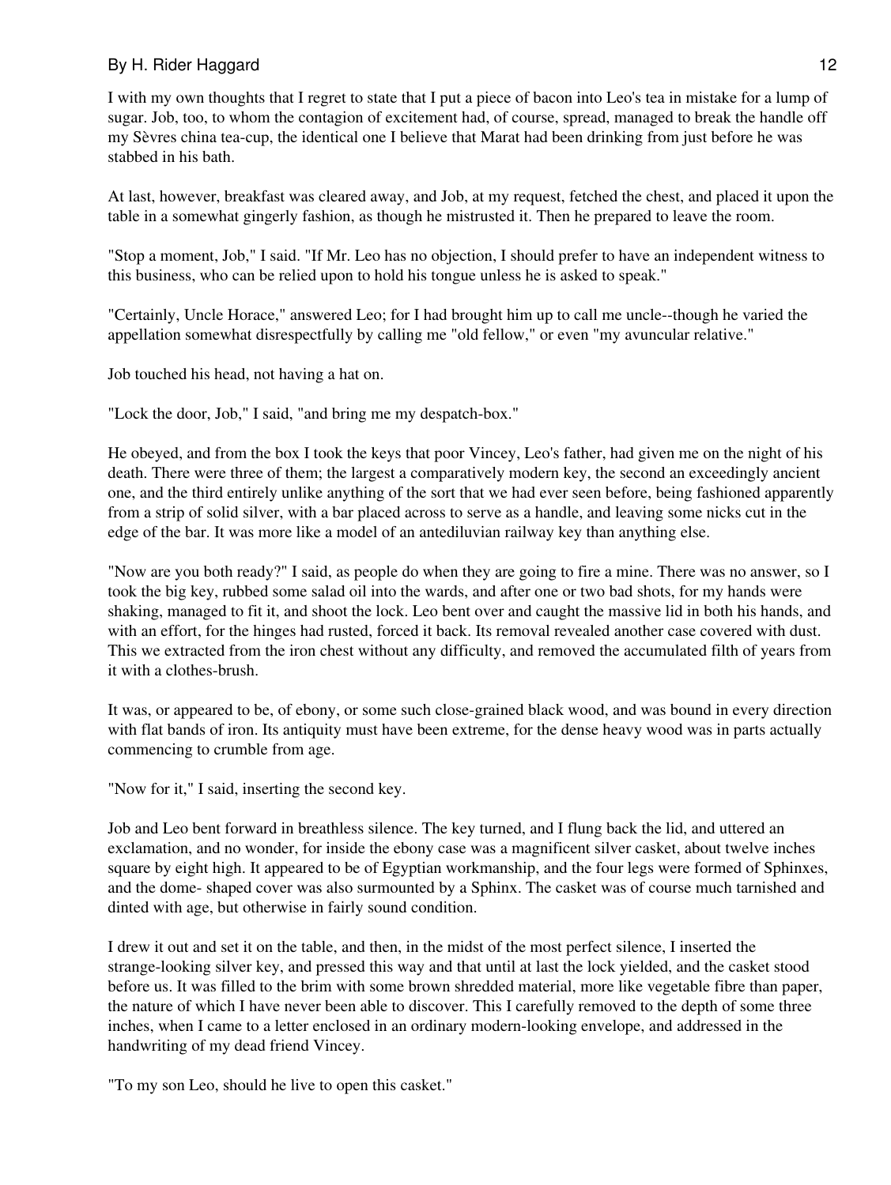I with my own thoughts that I regret to state that I put a piece of bacon into Leo's tea in mistake for a lump of sugar. Job, too, to whom the contagion of excitement had, of course, spread, managed to break the handle off my Sèvres china tea-cup, the identical one I believe that Marat had been drinking from just before he was stabbed in his bath.

At last, however, breakfast was cleared away, and Job, at my request, fetched the chest, and placed it upon the table in a somewhat gingerly fashion, as though he mistrusted it. Then he prepared to leave the room.

"Stop a moment, Job," I said. "If Mr. Leo has no objection, I should prefer to have an independent witness to this business, who can be relied upon to hold his tongue unless he is asked to speak."

"Certainly, Uncle Horace," answered Leo; for I had brought him up to call me uncle--though he varied the appellation somewhat disrespectfully by calling me "old fellow," or even "my avuncular relative."

Job touched his head, not having a hat on.

"Lock the door, Job," I said, "and bring me my despatch-box."

He obeyed, and from the box I took the keys that poor Vincey, Leo's father, had given me on the night of his death. There were three of them; the largest a comparatively modern key, the second an exceedingly ancient one, and the third entirely unlike anything of the sort that we had ever seen before, being fashioned apparently from a strip of solid silver, with a bar placed across to serve as a handle, and leaving some nicks cut in the edge of the bar. It was more like a model of an antediluvian railway key than anything else.

"Now are you both ready?" I said, as people do when they are going to fire a mine. There was no answer, so I took the big key, rubbed some salad oil into the wards, and after one or two bad shots, for my hands were shaking, managed to fit it, and shoot the lock. Leo bent over and caught the massive lid in both his hands, and with an effort, for the hinges had rusted, forced it back. Its removal revealed another case covered with dust. This we extracted from the iron chest without any difficulty, and removed the accumulated filth of years from it with a clothes-brush.

It was, or appeared to be, of ebony, or some such close-grained black wood, and was bound in every direction with flat bands of iron. Its antiquity must have been extreme, for the dense heavy wood was in parts actually commencing to crumble from age.

"Now for it," I said, inserting the second key.

Job and Leo bent forward in breathless silence. The key turned, and I flung back the lid, and uttered an exclamation, and no wonder, for inside the ebony case was a magnificent silver casket, about twelve inches square by eight high. It appeared to be of Egyptian workmanship, and the four legs were formed of Sphinxes, and the dome- shaped cover was also surmounted by a Sphinx. The casket was of course much tarnished and dinted with age, but otherwise in fairly sound condition.

I drew it out and set it on the table, and then, in the midst of the most perfect silence, I inserted the strange-looking silver key, and pressed this way and that until at last the lock yielded, and the casket stood before us. It was filled to the brim with some brown shredded material, more like vegetable fibre than paper, the nature of which I have never been able to discover. This I carefully removed to the depth of some three inches, when I came to a letter enclosed in an ordinary modern-looking envelope, and addressed in the handwriting of my dead friend Vincey.

"To my son Leo, should he live to open this casket."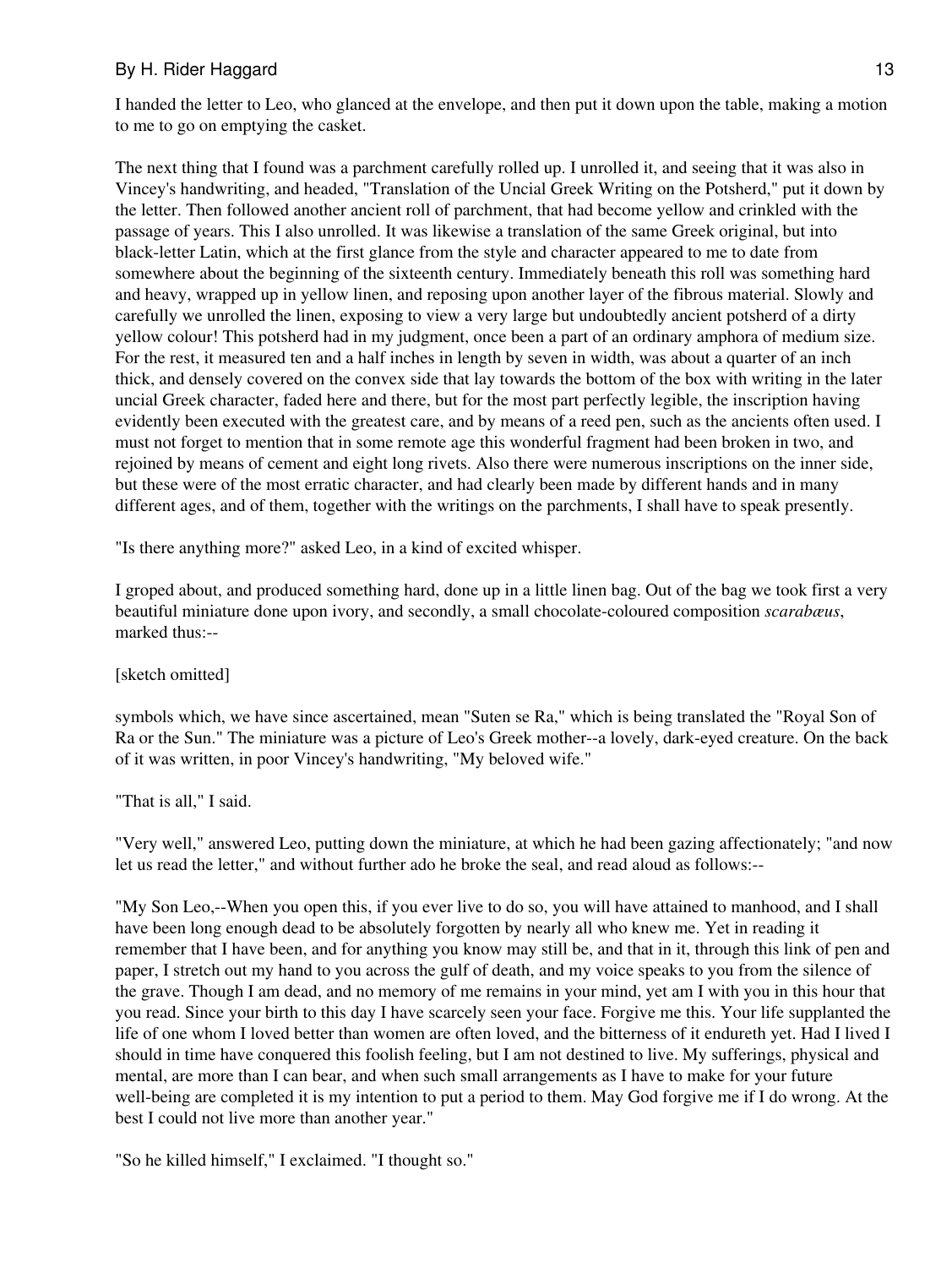I handed the letter to Leo, who glanced at the envelope, and then put it down upon the table, making a motion to me to go on emptying the casket.

The next thing that I found was a parchment carefully rolled up. I unrolled it, and seeing that it was also in Vincey's handwriting, and headed, "Translation of the Uncial Greek Writing on the Potsherd," put it down by the letter. Then followed another ancient roll of parchment, that had become yellow and crinkled with the passage of years. This I also unrolled. It was likewise a translation of the same Greek original, but into black-letter Latin, which at the first glance from the style and character appeared to me to date from somewhere about the beginning of the sixteenth century. Immediately beneath this roll was something hard and heavy, wrapped up in yellow linen, and reposing upon another layer of the fibrous material. Slowly and carefully we unrolled the linen, exposing to view a very large but undoubtedly ancient potsherd of a dirty yellow colour! This potsherd had in my judgment, once been a part of an ordinary amphora of medium size. For the rest, it measured ten and a half inches in length by seven in width, was about a quarter of an inch thick, and densely covered on the convex side that lay towards the bottom of the box with writing in the later uncial Greek character, faded here and there, but for the most part perfectly legible, the inscription having evidently been executed with the greatest care, and by means of a reed pen, such as the ancients often used. I must not forget to mention that in some remote age this wonderful fragment had been broken in two, and rejoined by means of cement and eight long rivets. Also there were numerous inscriptions on the inner side, but these were of the most erratic character, and had clearly been made by different hands and in many different ages, and of them, together with the writings on the parchments, I shall have to speak presently.

"Is there anything more?" asked Leo, in a kind of excited whisper.

I groped about, and produced something hard, done up in a little linen bag. Out of the bag we took first a very beautiful miniature done upon ivory, and secondly, a small chocolate-coloured composition *scarabæus*, marked thus:--

[sketch omitted]

symbols which, we have since ascertained, mean "Suten se Ra," which is being translated the "Royal Son of Ra or the Sun." The miniature was a picture of Leo's Greek mother--a lovely, dark-eyed creature. On the back of it was written, in poor Vincey's handwriting, "My beloved wife."

"That is all," I said.

"Very well," answered Leo, putting down the miniature, at which he had been gazing affectionately; "and now let us read the letter," and without further ado he broke the seal, and read aloud as follows:--

"My Son Leo,--When you open this, if you ever live to do so, you will have attained to manhood, and I shall have been long enough dead to be absolutely forgotten by nearly all who knew me. Yet in reading it remember that I have been, and for anything you know may still be, and that in it, through this link of pen and paper, I stretch out my hand to you across the gulf of death, and my voice speaks to you from the silence of the grave. Though I am dead, and no memory of me remains in your mind, yet am I with you in this hour that you read. Since your birth to this day I have scarcely seen your face. Forgive me this. Your life supplanted the life of one whom I loved better than women are often loved, and the bitterness of it endureth yet. Had I lived I should in time have conquered this foolish feeling, but I am not destined to live. My sufferings, physical and mental, are more than I can bear, and when such small arrangements as I have to make for your future well-being are completed it is my intention to put a period to them. May God forgive me if I do wrong. At the best I could not live more than another year."

"So he killed himself," I exclaimed. "I thought so."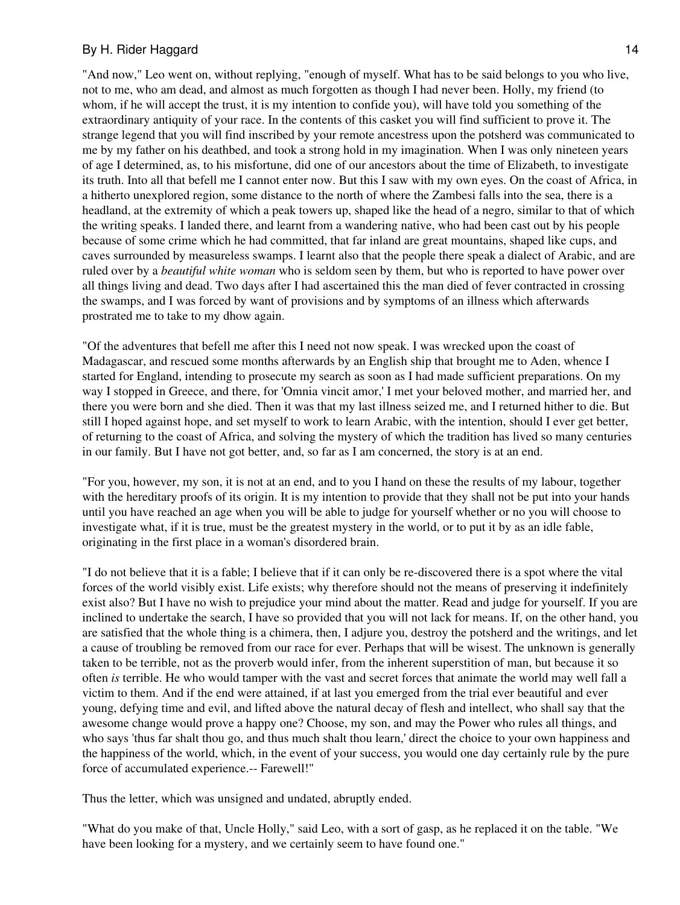"And now," Leo went on, without replying, "enough of myself. What has to be said belongs to you who live, not to me, who am dead, and almost as much forgotten as though I had never been. Holly, my friend (to whom, if he will accept the trust, it is my intention to confide you), will have told you something of the extraordinary antiquity of your race. In the contents of this casket you will find sufficient to prove it. The strange legend that you will find inscribed by your remote ancestress upon the potsherd was communicated to me by my father on his deathbed, and took a strong hold in my imagination. When I was only nineteen years of age I determined, as, to his misfortune, did one of our ancestors about the time of Elizabeth, to investigate its truth. Into all that befell me I cannot enter now. But this I saw with my own eyes. On the coast of Africa, in a hitherto unexplored region, some distance to the north of where the Zambesi falls into the sea, there is a headland, at the extremity of which a peak towers up, shaped like the head of a negro, similar to that of which the writing speaks. I landed there, and learnt from a wandering native, who had been cast out by his people because of some crime which he had committed, that far inland are great mountains, shaped like cups, and caves surrounded by measureless swamps. I learnt also that the people there speak a dialect of Arabic, and are ruled over by a *beautiful white woman* who is seldom seen by them, but who is reported to have power over all things living and dead. Two days after I had ascertained this the man died of fever contracted in crossing the swamps, and I was forced by want of provisions and by symptoms of an illness which afterwards prostrated me to take to my dhow again.

"Of the adventures that befell me after this I need not now speak. I was wrecked upon the coast of Madagascar, and rescued some months afterwards by an English ship that brought me to Aden, whence I started for England, intending to prosecute my search as soon as I had made sufficient preparations. On my way I stopped in Greece, and there, for 'Omnia vincit amor,' I met your beloved mother, and married her, and there you were born and she died. Then it was that my last illness seized me, and I returned hither to die. But still I hoped against hope, and set myself to work to learn Arabic, with the intention, should I ever get better, of returning to the coast of Africa, and solving the mystery of which the tradition has lived so many centuries in our family. But I have not got better, and, so far as I am concerned, the story is at an end.

"For you, however, my son, it is not at an end, and to you I hand on these the results of my labour, together with the hereditary proofs of its origin. It is my intention to provide that they shall not be put into your hands until you have reached an age when you will be able to judge for yourself whether or no you will choose to investigate what, if it is true, must be the greatest mystery in the world, or to put it by as an idle fable, originating in the first place in a woman's disordered brain.

"I do not believe that it is a fable; I believe that if it can only be re-discovered there is a spot where the vital forces of the world visibly exist. Life exists; why therefore should not the means of preserving it indefinitely exist also? But I have no wish to prejudice your mind about the matter. Read and judge for yourself. If you are inclined to undertake the search, I have so provided that you will not lack for means. If, on the other hand, you are satisfied that the whole thing is a chimera, then, I adjure you, destroy the potsherd and the writings, and let a cause of troubling be removed from our race for ever. Perhaps that will be wisest. The unknown is generally taken to be terrible, not as the proverb would infer, from the inherent superstition of man, but because it so often *is* terrible. He who would tamper with the vast and secret forces that animate the world may well fall a victim to them. And if the end were attained, if at last you emerged from the trial ever beautiful and ever young, defying time and evil, and lifted above the natural decay of flesh and intellect, who shall say that the awesome change would prove a happy one? Choose, my son, and may the Power who rules all things, and who says 'thus far shalt thou go, and thus much shalt thou learn,' direct the choice to your own happiness and the happiness of the world, which, in the event of your success, you would one day certainly rule by the pure force of accumulated experience.-- Farewell!"

Thus the letter, which was unsigned and undated, abruptly ended.

"What do you make of that, Uncle Holly," said Leo, with a sort of gasp, as he replaced it on the table. "We have been looking for a mystery, and we certainly seem to have found one."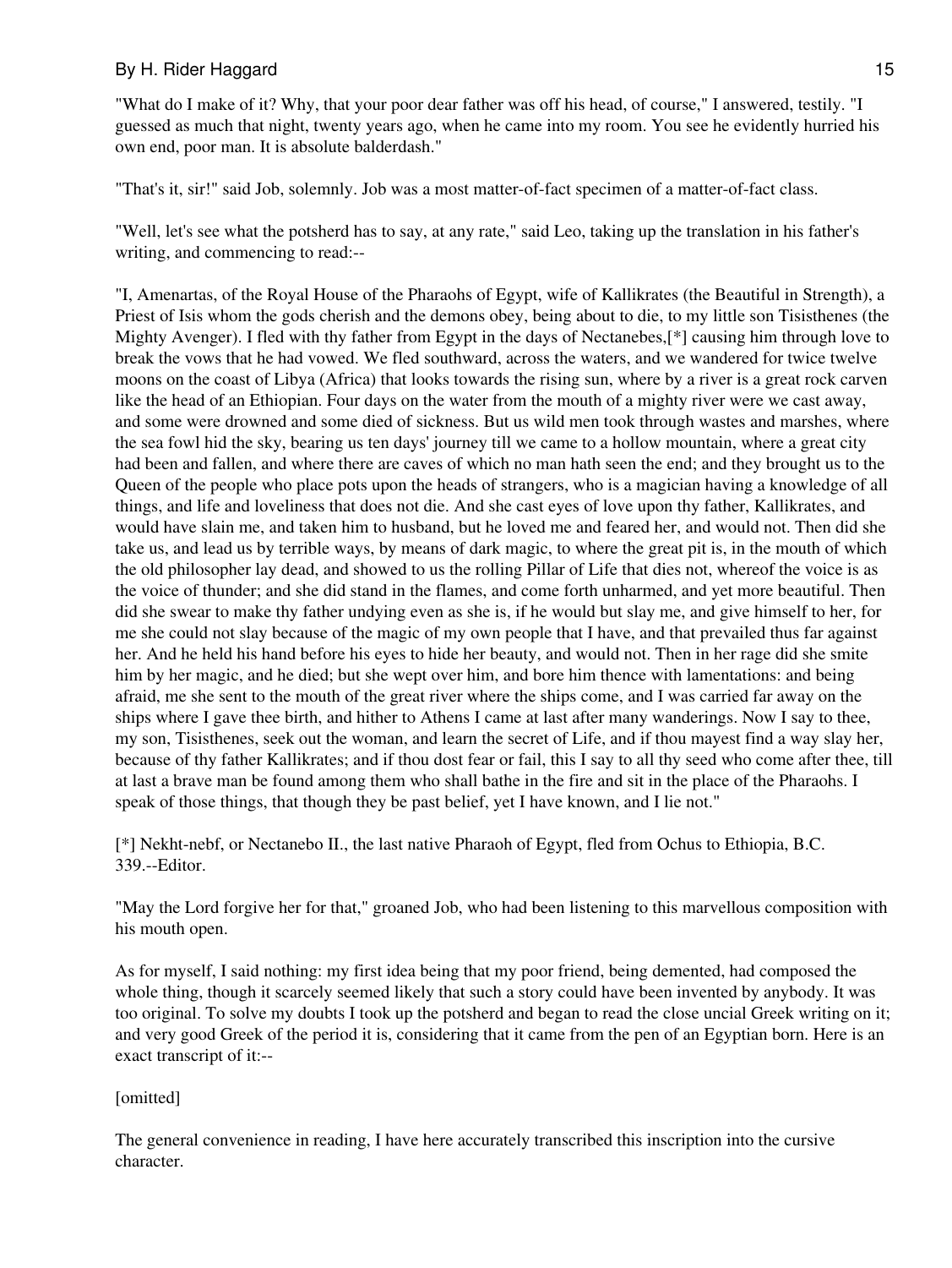"What do I make of it? Why, that your poor dear father was off his head, of course," I answered, testily. "I guessed as much that night, twenty years ago, when he came into my room. You see he evidently hurried his own end, poor man. It is absolute balderdash."

"That's it, sir!" said Job, solemnly. Job was a most matter-of-fact specimen of a matter-of-fact class.

"Well, let's see what the potsherd has to say, at any rate," said Leo, taking up the translation in his father's writing, and commencing to read:--

"I, Amenartas, of the Royal House of the Pharaohs of Egypt, wife of Kallikrates (the Beautiful in Strength), a Priest of Isis whom the gods cherish and the demons obey, being about to die, to my little son Tisisthenes (the Mighty Avenger). I fled with thy father from Egypt in the days of Nectanebes,[*] causing him through love to break the vows that he had vowed. We fled southward, across the waters, and we wandered for twice twelve moons on the coast of Libya (Africa) that looks towards the rising sun, where by a river is a great rock carven like the head of an Ethiopian. Four days on the water from the mouth of a mighty river were we cast away, and some were drowned and some died of sickness. But us wild men took through wastes and marshes, where the sea fowl hid the sky, bearing us ten days' journey till we came to a hollow mountain, where a great city had been and fallen, and where there are caves of which no man hath seen the end; and they brought us to the Queen of the people who place pots upon the heads of strangers, who is a magician having a knowledge of all things, and life and loveliness that does not die. And she cast eyes of love upon thy father, Kallikrates, and would have slain me, and taken him to husband, but he loved me and feared her, and would not. Then did she take us, and lead us by terrible ways, by means of dark magic, to where the great pit is, in the mouth of which the old philosopher lay dead, and showed to us the rolling Pillar of Life that dies not, whereof the voice is as the voice of thunder; and she did stand in the flames, and come forth unharmed, and yet more beautiful. Then did she swear to make thy father undying even as she is, if he would but slay me, and give himself to her, for me she could not slay because of the magic of my own people that I have, and that prevailed thus far against her. And he held his hand before his eyes to hide her beauty, and would not. Then in her rage did she smite him by her magic, and he died; but she wept over him, and bore him thence with lamentations: and being afraid, me she sent to the mouth of the great river where the ships come, and I was carried far away on the ships where I gave thee birth, and hither to Athens I came at last after many wanderings. Now I say to thee, my son, Tisisthenes, seek out the woman, and learn the secret of Life, and if thou mayest find a way slay her, because of thy father Kallikrates; and if thou dost fear or fail, this I say to all thy seed who come after thee, till at last a brave man be found among them who shall bathe in the fire and sit in the place of the Pharaohs. I speak of those things, that though they be past belief, yet I have known, and I lie not."

[*] Nekht-nebf, or Nectanebo II., the last native Pharaoh of Egypt, fled from Ochus to Ethiopia, B.C. 339.--Editor.

"May the Lord forgive her for that," groaned Job, who had been listening to this marvellous composition with his mouth open.

As for myself, I said nothing: my first idea being that my poor friend, being demented, had composed the whole thing, though it scarcely seemed likely that such a story could have been invented by anybody. It was too original. To solve my doubts I took up the potsherd and began to read the close uncial Greek writing on it; and very good Greek of the period it is, considering that it came from the pen of an Egyptian born. Here is an exact transcript of it:--

[omitted]

The general convenience in reading, I have here accurately transcribed this inscription into the cursive character.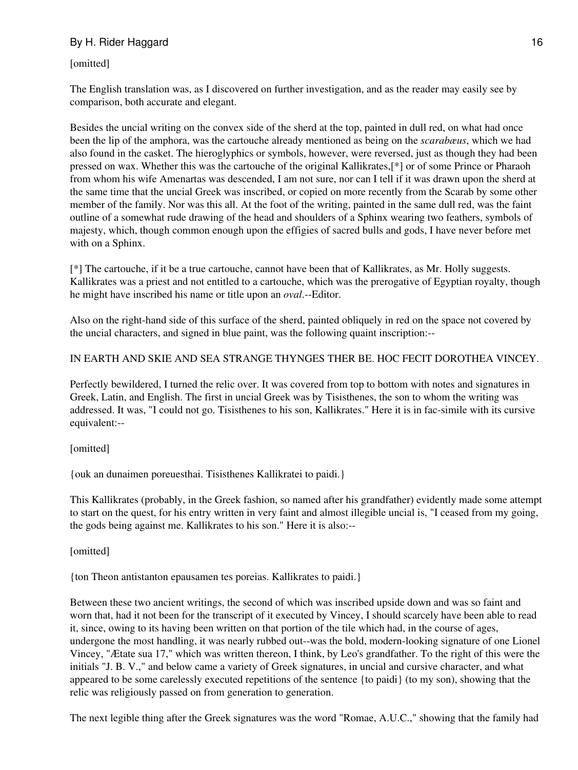[omitted]

The English translation was, as I discovered on further investigation, and as the reader may easily see by comparison, both accurate and elegant.

Besides the uncial writing on the convex side of the sherd at the top, painted in dull red, on what had once been the lip of the amphora, was the cartouche already mentioned as being on the *scarabæus*, which we had also found in the casket. The hieroglyphics or symbols, however, were reversed, just as though they had been pressed on wax. Whether this was the cartouche of the original Kallikrates,[*] or of some Prince or Pharaoh from whom his wife Amenartas was descended, I am not sure, nor can I tell if it was drawn upon the sherd at the same time that the uncial Greek was inscribed, or copied on more recently from the Scarab by some other member of the family. Nor was this all. At the foot of the writing, painted in the same dull red, was the faint outline of a somewhat rude drawing of the head and shoulders of a Sphinx wearing two feathers, symbols of majesty, which, though common enough upon the effigies of sacred bulls and gods, I have never before met with on a Sphinx.

[*] The cartouche, if it be a true cartouche, cannot have been that of Kallikrates, as Mr. Holly suggests. Kallikrates was a priest and not entitled to a cartouche, which was the prerogative of Egyptian royalty, though he might have inscribed his name or title upon an *oval*.--Editor.

Also on the right-hand side of this surface of the sherd, painted obliquely in red on the space not covered by the uncial characters, and signed in blue paint, was the following quaint inscription:--

IN EARTH AND SKIE AND SEA STRANGE THYNGES THER BE. HOC FECIT DOROTHEA VINCEY.

Perfectly bewildered, I turned the relic over. It was covered from top to bottom with notes and signatures in Greek, Latin, and English. The first in uncial Greek was by Tisisthenes, the son to whom the writing was addressed. It was, "I could not go. Tisisthenes to his son, Kallikrates." Here it is in fac-simile with its cursive equivalent:--

[omitted]

{ouk an dunaimen poreuesthai. Tisisthenes Kallikratei to paidi.}

This Kallikrates (probably, in the Greek fashion, so named after his grandfather) evidently made some attempt to start on the quest, for his entry written in very faint and almost illegible uncial is, "I ceased from my going, the gods being against me. Kallikrates to his son." Here it is also:--

[omitted]

{ton Theon antistanton epausamen tes poreias. Kallikrates to paidi.}

Between these two ancient writings, the second of which was inscribed upside down and was so faint and worn that, had it not been for the transcript of it executed by Vincey, I should scarcely have been able to read it, since, owing to its having been written on that portion of the tile which had, in the course of ages, undergone the most handling, it was nearly rubbed out--was the bold, modern-looking signature of one Lionel Vincey, "Ætate sua 17," which was written thereon, I think, by Leo's grandfather. To the right of this were the initials "J. B. V.," and below came a variety of Greek signatures, in uncial and cursive character, and what appeared to be some carelessly executed repetitions of the sentence {to paidi} (to my son), showing that the relic was religiously passed on from generation to generation.

The next legible thing after the Greek signatures was the word "Romae, A.U.C.," showing that the family had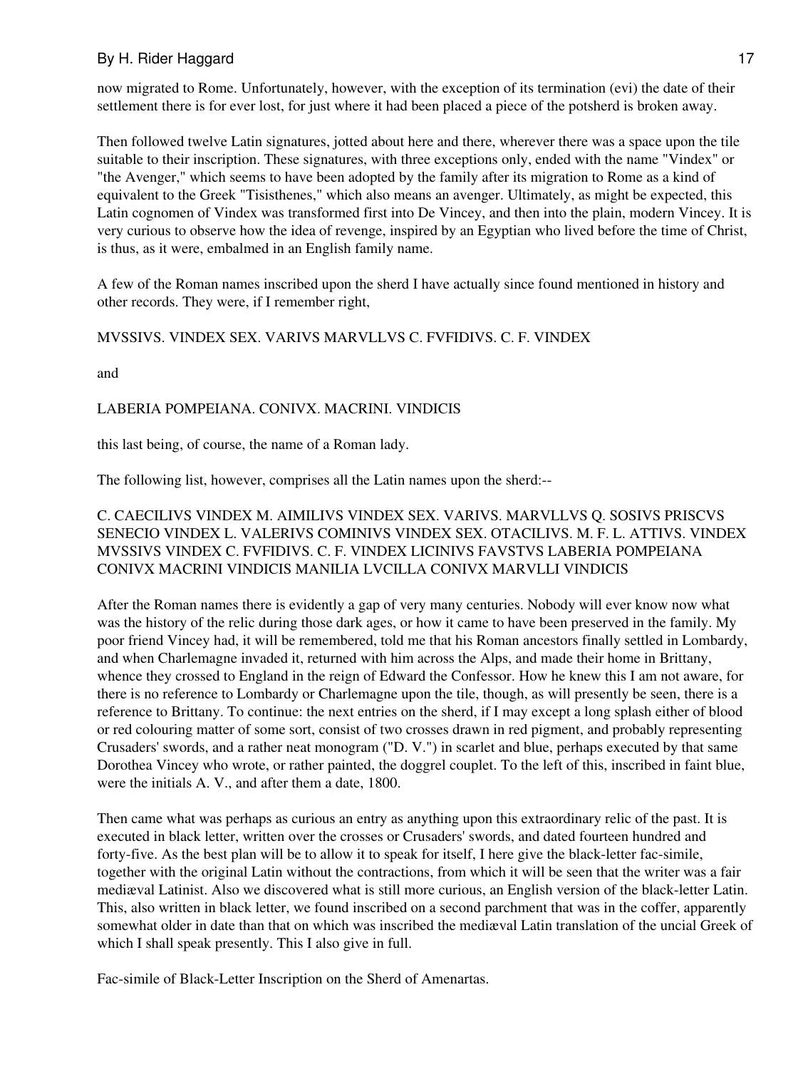now migrated to Rome. Unfortunately, however, with the exception of its termination (evi) the date of their settlement there is for ever lost, for just where it had been placed a piece of the potsherd is broken away.

Then followed twelve Latin signatures, jotted about here and there, wherever there was a space upon the tile suitable to their inscription. These signatures, with three exceptions only, ended with the name "Vindex" or "the Avenger," which seems to have been adopted by the family after its migration to Rome as a kind of equivalent to the Greek "Tisisthenes," which also means an avenger. Ultimately, as might be expected, this Latin cognomen of Vindex was transformed first into De Vincey, and then into the plain, modern Vincey. It is very curious to observe how the idea of revenge, inspired by an Egyptian who lived before the time of Christ, is thus, as it were, embalmed in an English family name.

A few of the Roman names inscribed upon the sherd I have actually since found mentioned in history and other records. They were, if I remember right,

MVSSIVS. VINDEX SEX. VARIVS MARVLLVS C. FVFIDIVS. C. F. VINDEX

and

LABERIA POMPEIANA. CONIVX. MACRINI. VINDICIS

this last being, of course, the name of a Roman lady.

The following list, however, comprises all the Latin names upon the sherd:--

C. CAECILIVS VINDEX M. AIMILIVS VINDEX SEX. VARIVS. MARVLLVS Q. SOSIVS PRISCVS SENECIO VINDEX L. VALERIVS COMINIVS VINDEX SEX. OTACILIVS. M. F. L. ATTIVS. VINDEX MVSSIVS VINDEX C. FVFIDIVS. C. F. VINDEX LICINIVS FAVSTVS LABERIA POMPEIANA CONIVX MACRINI VINDICIS MANILIA LVCILLA CONIVX MARVLLI VINDICIS

After the Roman names there is evidently a gap of very many centuries. Nobody will ever know now what was the history of the relic during those dark ages, or how it came to have been preserved in the family. My poor friend Vincey had, it will be remembered, told me that his Roman ancestors finally settled in Lombardy, and when Charlemagne invaded it, returned with him across the Alps, and made their home in Brittany, whence they crossed to England in the reign of Edward the Confessor. How he knew this I am not aware, for there is no reference to Lombardy or Charlemagne upon the tile, though, as will presently be seen, there is a reference to Brittany. To continue: the next entries on the sherd, if I may except a long splash either of blood or red colouring matter of some sort, consist of two crosses drawn in red pigment, and probably representing Crusaders' swords, and a rather neat monogram ("D. V.") in scarlet and blue, perhaps executed by that same Dorothea Vincey who wrote, or rather painted, the doggrel couplet. To the left of this, inscribed in faint blue, were the initials A. V., and after them a date, 1800.

Then came what was perhaps as curious an entry as anything upon this extraordinary relic of the past. It is executed in black letter, written over the crosses or Crusaders' swords, and dated fourteen hundred and forty-five. As the best plan will be to allow it to speak for itself, I here give the black-letter fac-simile, together with the original Latin without the contractions, from which it will be seen that the writer was a fair mediæval Latinist. Also we discovered what is still more curious, an English version of the black-letter Latin. This, also written in black letter, we found inscribed on a second parchment that was in the coffer, apparently somewhat older in date than that on which was inscribed the mediæval Latin translation of the uncial Greek of which I shall speak presently. This I also give in full.

Fac-simile of Black-Letter Inscription on the Sherd of Amenartas.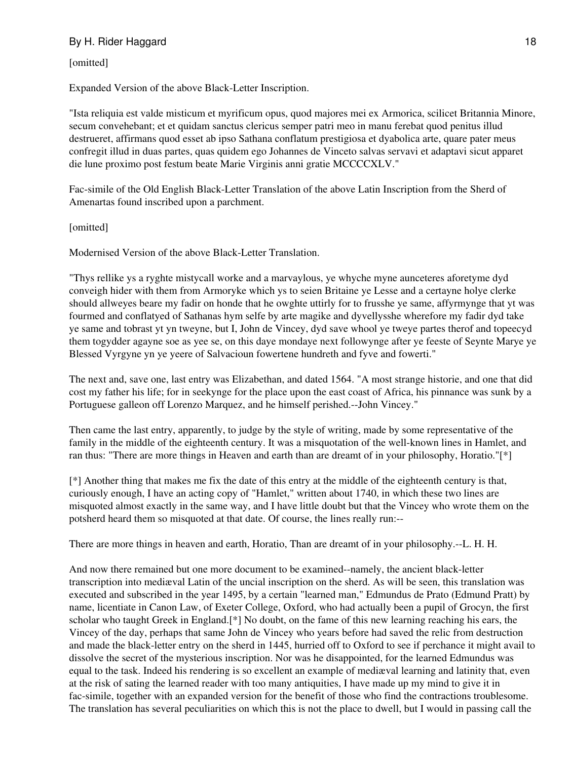[omitted]

Expanded Version of the above Black-Letter Inscription.

"Ista reliquia est valde misticum et myrificum opus, quod majores mei ex Armorica, scilicet Britannia Minore, secum convehebant; et et quidam sanctus clericus semper patri meo in manu ferebat quod penitus illud destrueret, affirmans quod esset ab ipso Sathana conflatum prestigiosa et dyabolica arte, quare pater meus confregit illud in duas partes, quas quidem ego Johannes de Vinceto salvas servavi et adaptavi sicut apparet die lune proximo post festum beate Marie Virginis anni gratie MCCCCXLV."

Fac-simile of the Old English Black-Letter Translation of the above Latin Inscription from the Sherd of Amenartas found inscribed upon a parchment.

[omitted]

Modernised Version of the above Black-Letter Translation.

"Thys rellike ys a ryghte mistycall worke and a marvaylous, ye whyche myne aunceteres aforetyme dyd conveigh hider with them from Armoryke which ys to seien Britaine ye Lesse and a certayne holye clerke should allweyes beare my fadir on honde that he owghte uttirly for to frusshe ye same, affyrmynge that yt was fourmed and conflatyed of Sathanas hym selfe by arte magike and dyvellysshe wherefore my fadir dyd take ye same and tobrast yt yn tweyne, but I, John de Vincey, dyd save whool ye tweye partes therof and topeecyd them togydder agayne soe as yee se, on this daye mondaye next followynge after ye feeste of Seynte Marye ye Blessed Vyrgyne yn ye yeere of Salvacioun fowertene hundreth and fyve and fowerti."

The next and, save one, last entry was Elizabethan, and dated 1564. "A most strange historie, and one that did cost my father his life; for in seekynge for the place upon the east coast of Africa, his pinnance was sunk by a Portuguese galleon off Lorenzo Marquez, and he himself perished.--John Vincey."

Then came the last entry, apparently, to judge by the style of writing, made by some representative of the family in the middle of the eighteenth century. It was a misquotation of the well-known lines in Hamlet, and ran thus: "There are more things in Heaven and earth than are dreamt of in your philosophy, Horatio."[*]

[*] Another thing that makes me fix the date of this entry at the middle of the eighteenth century is that, curiously enough, I have an acting copy of "Hamlet," written about 1740, in which these two lines are misquoted almost exactly in the same way, and I have little doubt but that the Vincey who wrote them on the potsherd heard them so misquoted at that date. Of course, the lines really run:--

There are more things in heaven and earth, Horatio, Than are dreamt of in your philosophy.--L. H. H.

And now there remained but one more document to be examined--namely, the ancient black-letter transcription into mediæval Latin of the uncial inscription on the sherd. As will be seen, this translation was executed and subscribed in the year 1495, by a certain "learned man," Edmundus de Prato (Edmund Pratt) by name, licentiate in Canon Law, of Exeter College, Oxford, who had actually been a pupil of Grocyn, the first scholar who taught Greek in England.[*] No doubt, on the fame of this new learning reaching his ears, the Vincey of the day, perhaps that same John de Vincey who years before had saved the relic from destruction and made the black-letter entry on the sherd in 1445, hurried off to Oxford to see if perchance it might avail to dissolve the secret of the mysterious inscription. Nor was he disappointed, for the learned Edmundus was equal to the task. Indeed his rendering is so excellent an example of mediæval learning and latinity that, even at the risk of sating the learned reader with too many antiquities, I have made up my mind to give it in fac-simile, together with an expanded version for the benefit of those who find the contractions troublesome. The translation has several peculiarities on which this is not the place to dwell, but I would in passing call the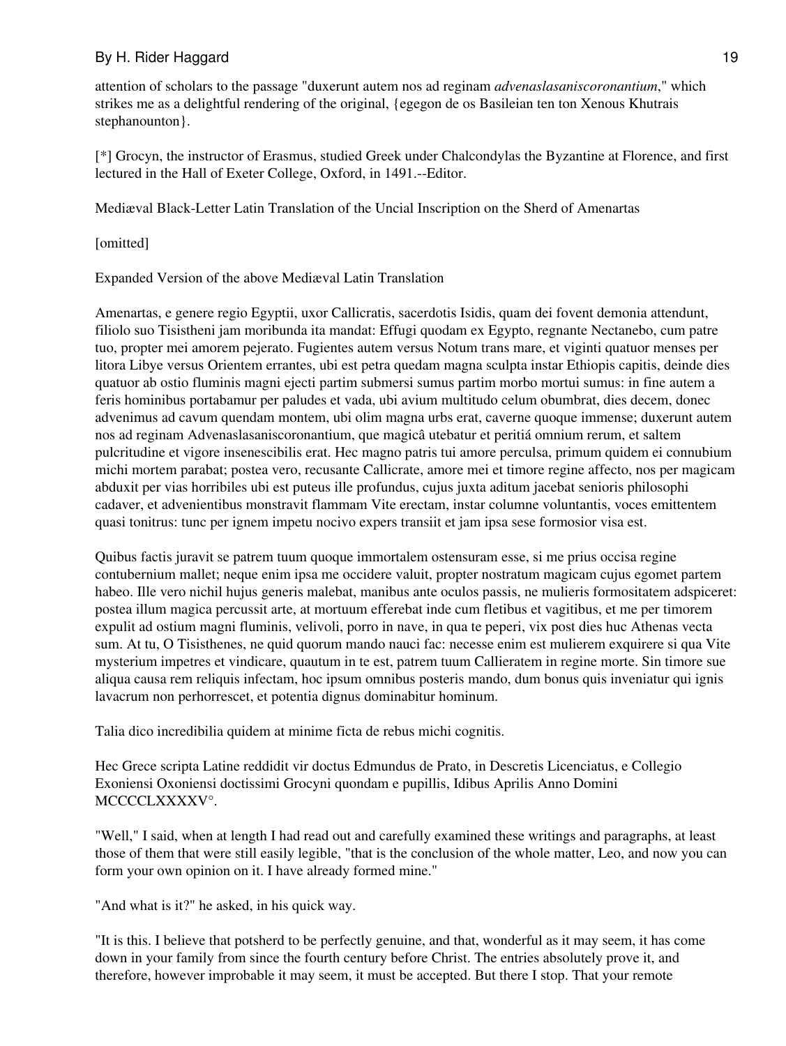attention of scholars to the passage "duxerunt autem nos ad reginam *advenaslasaniscoronantium*," which strikes me as a delightful rendering of the original, {egegon de os Basileian ten ton Xenous Khutrais stephanounton}.

[*] Grocyn, the instructor of Erasmus, studied Greek under Chalcondylas the Byzantine at Florence, and first lectured in the Hall of Exeter College, Oxford, in 1491.--Editor.

Mediæval Black-Letter Latin Translation of the Uncial Inscription on the Sherd of Amenartas

[omitted]

Expanded Version of the above Mediæval Latin Translation

Amenartas, e genere regio Egyptii, uxor Callicratis, sacerdotis Isidis, quam dei fovent demonia attendunt, filiolo suo Tisistheni jam moribunda ita mandat: Effugi quodam ex Egypto, regnante Nectanebo, cum patre tuo, propter mei amorem pejerato. Fugientes autem versus Notum trans mare, et viginti quatuor menses per litora Libye versus Orientem errantes, ubi est petra quedam magna sculpta instar Ethiopis capitis, deinde dies quatuor ab ostio fluminis magni ejecti partim submersi sumus partim morbo mortui sumus: in fine autem a feris hominibus portabamur per paludes et vada, ubi avium multitudo celum obumbrat, dies decem, donec advenimus ad cavum quendam montem, ubi olim magna urbs erat, caverne quoque immense; duxerunt autem nos ad reginam Advenaslasaniscoronantium, que magicâ utebatur et peritiá omnium rerum, et saltem pulcritudine et vigore insenescibilis erat. Hec magno patris tui amore perculsa, primum quidem ei connubium michi mortem parabat; postea vero, recusante Callicrate, amore mei et timore regine affecto, nos per magicam abduxit per vias horribiles ubi est puteus ille profundus, cujus juxta aditum jacebat senioris philosophi cadaver, et advenientibus monstravit flammam Vite erectam, instar columne voluntantis, voces emittentem quasi tonitrus: tunc per ignem impetu nocivo expers transiit et jam ipsa sese formosior visa est.

Quibus factis juravit se patrem tuum quoque immortalem ostensuram esse, si me prius occisa regine contubernium mallet; neque enim ipsa me occidere valuit, propter nostratum magicam cujus egomet partem habeo. Ille vero nichil hujus generis malebat, manibus ante oculos passis, ne mulieris formositatem adspiceret: postea illum magica percussit arte, at mortuum efferebat inde cum fletibus et vagitibus, et me per timorem expulit ad ostium magni fluminis, velivoli, porro in nave, in qua te peperi, vix post dies huc Athenas vecta sum. At tu, O Tisisthenes, ne quid quorum mando nauci fac: necesse enim est mulierem exquirere si qua Vite mysterium impetres et vindicare, quautum in te est, patrem tuum Callieratem in regine morte. Sin timore sue aliqua causa rem reliquis infectam, hoc ipsum omnibus posteris mando, dum bonus quis inveniatur qui ignis lavacrum non perhorrescet, et potentia dignus dominabitur hominum.

Talia dico incredibilia quidem at minime ficta de rebus michi cognitis.

Hec Grece scripta Latine reddidit vir doctus Edmundus de Prato, in Descretis Licenciatus, e Collegio Exoniensi Oxoniensi doctissimi Grocyni quondam e pupillis, Idibus Aprilis Anno Domini MCCCCLXXXXV°.

"Well," I said, when at length I had read out and carefully examined these writings and paragraphs, at least those of them that were still easily legible, "that is the conclusion of the whole matter, Leo, and now you can form your own opinion on it. I have already formed mine."

"And what is it?" he asked, in his quick way.

"It is this. I believe that potsherd to be perfectly genuine, and that, wonderful as it may seem, it has come down in your family from since the fourth century before Christ. The entries absolutely prove it, and therefore, however improbable it may seem, it must be accepted. But there I stop. That your remote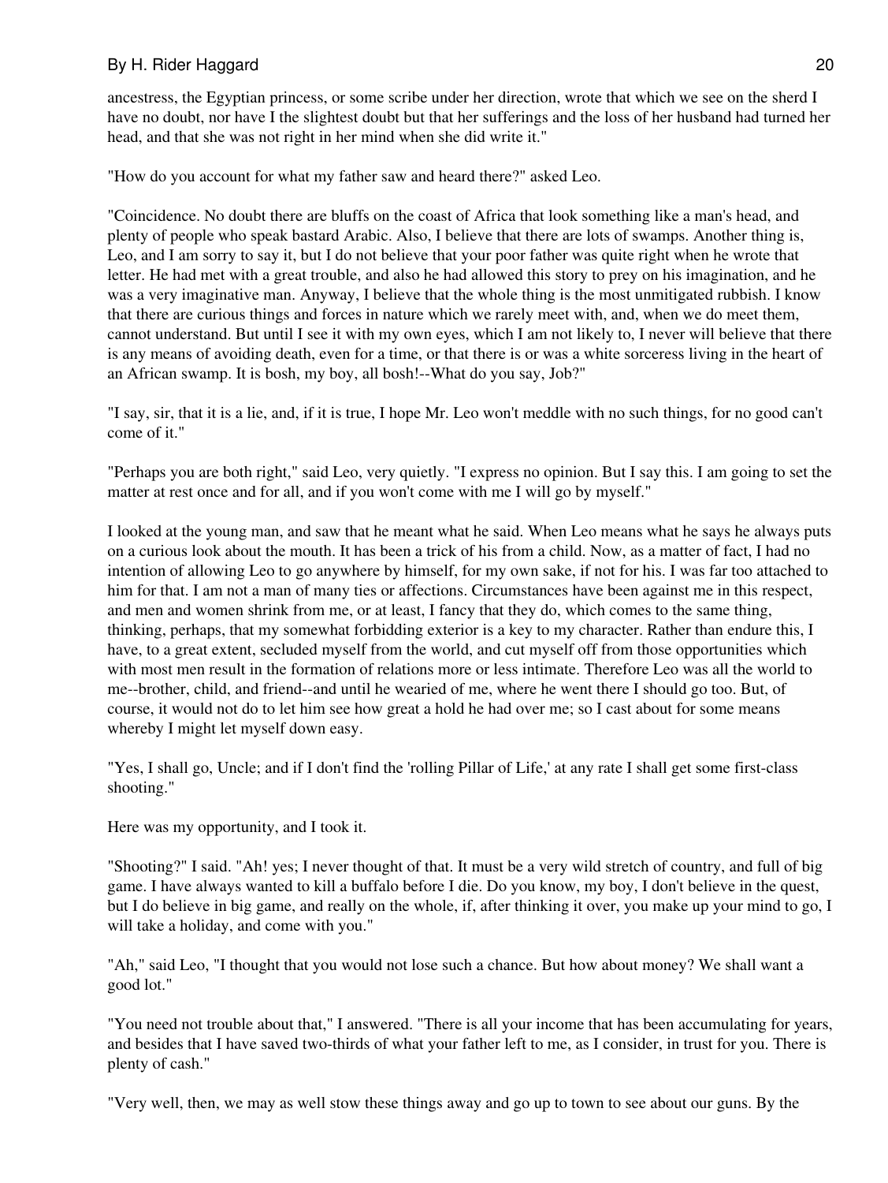ancestress, the Egyptian princess, or some scribe under her direction, wrote that which we see on the sherd I have no doubt, nor have I the slightest doubt but that her sufferings and the loss of her husband had turned her head, and that she was not right in her mind when she did write it."

"How do you account for what my father saw and heard there?" asked Leo.

"Coincidence. No doubt there are bluffs on the coast of Africa that look something like a man's head, and plenty of people who speak bastard Arabic. Also, I believe that there are lots of swamps. Another thing is, Leo, and I am sorry to say it, but I do not believe that your poor father was quite right when he wrote that letter. He had met with a great trouble, and also he had allowed this story to prey on his imagination, and he was a very imaginative man. Anyway, I believe that the whole thing is the most unmitigated rubbish. I know that there are curious things and forces in nature which we rarely meet with, and, when we do meet them, cannot understand. But until I see it with my own eyes, which I am not likely to, I never will believe that there is any means of avoiding death, even for a time, or that there is or was a white sorceress living in the heart of an African swamp. It is bosh, my boy, all bosh!--What do you say, Job?"

"I say, sir, that it is a lie, and, if it is true, I hope Mr. Leo won't meddle with no such things, for no good can't come of it."

"Perhaps you are both right," said Leo, very quietly. "I express no opinion. But I say this. I am going to set the matter at rest once and for all, and if you won't come with me I will go by myself."

I looked at the young man, and saw that he meant what he said. When Leo means what he says he always puts on a curious look about the mouth. It has been a trick of his from a child. Now, as a matter of fact, I had no intention of allowing Leo to go anywhere by himself, for my own sake, if not for his. I was far too attached to him for that. I am not a man of many ties or affections. Circumstances have been against me in this respect, and men and women shrink from me, or at least, I fancy that they do, which comes to the same thing, thinking, perhaps, that my somewhat forbidding exterior is a key to my character. Rather than endure this, I have, to a great extent, secluded myself from the world, and cut myself off from those opportunities which with most men result in the formation of relations more or less intimate. Therefore Leo was all the world to me--brother, child, and friend--and until he wearied of me, where he went there I should go too. But, of course, it would not do to let him see how great a hold he had over me; so I cast about for some means whereby I might let myself down easy.

"Yes, I shall go, Uncle; and if I don't find the 'rolling Pillar of Life,' at any rate I shall get some first-class shooting."

Here was my opportunity, and I took it.

"Shooting?" I said. "Ah! yes; I never thought of that. It must be a very wild stretch of country, and full of big game. I have always wanted to kill a buffalo before I die. Do you know, my boy, I don't believe in the quest, but I do believe in big game, and really on the whole, if, after thinking it over, you make up your mind to go, I will take a holiday, and come with you."

"Ah," said Leo, "I thought that you would not lose such a chance. But how about money? We shall want a good lot."

"You need not trouble about that," I answered. "There is all your income that has been accumulating for years, and besides that I have saved two-thirds of what your father left to me, as I consider, in trust for you. There is plenty of cash."

"Very well, then, we may as well stow these things away and go up to town to see about our guns. By the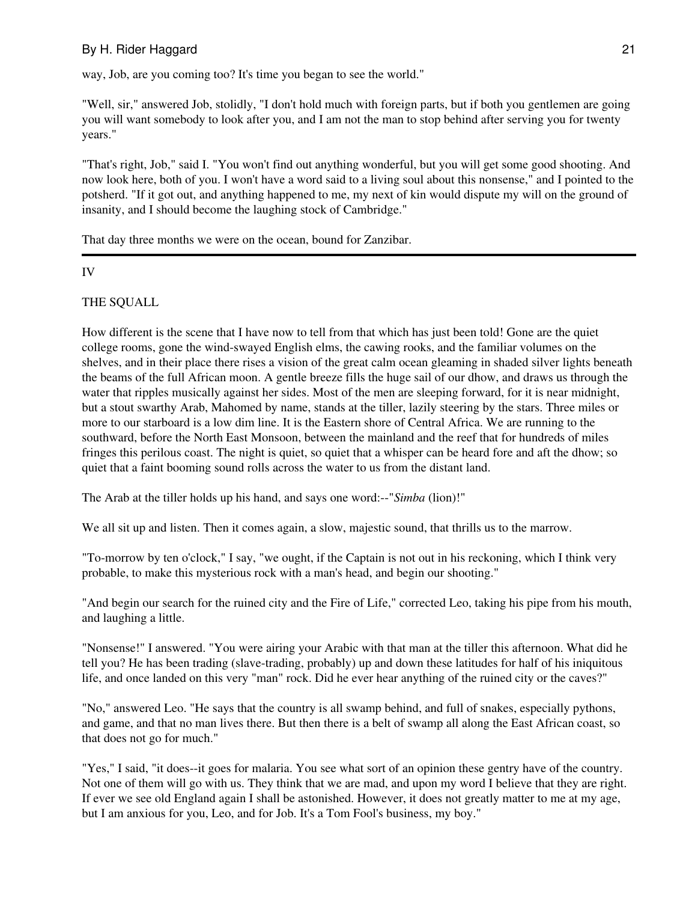way, Job, are you coming too? It's time you began to see the world."

"Well, sir," answered Job, stolidly, "I don't hold much with foreign parts, but if both you gentlemen are going you will want somebody to look after you, and I am not the man to stop behind after serving you for twenty years."

"That's right, Job," said I. "You won't find out anything wonderful, but you will get some good shooting. And now look here, both of you. I won't have a word said to a living soul about this nonsense," and I pointed to the potsherd. "If it got out, and anything happened to me, my next of kin would dispute my will on the ground of insanity, and I should become the laughing stock of Cambridge."

That day three months we were on the ocean, bound for Zanzibar.

---

## IV

## THE SQUALL

How different is the scene that I have now to tell from that which has just been told! Gone are the quiet college rooms, gone the wind-swayed English elms, the cawing rooks, and the familiar volumes on the shelves, and in their place there rises a vision of the great calm ocean gleaming in shaded silver lights beneath the beams of the full African moon. A gentle breeze fills the huge sail of our dhow, and draws us through the water that ripples musically against her sides. Most of the men are sleeping forward, for it is near midnight, but a stout swarthy Arab, Mahomed by name, stands at the tiller, lazily steering by the stars. Three miles or more to our starboard is a low dim line. It is the Eastern shore of Central Africa. We are running to the southward, before the North East Monsoon, between the mainland and the reef that for hundreds of miles fringes this perilous coast. The night is quiet, so quiet that a whisper can be heard fore and aft the dhow; so quiet that a faint booming sound rolls across the water to us from the distant land.

The Arab at the tiller holds up his hand, and says one word:--"*Simba* (lion)!"

We all sit up and listen. Then it comes again, a slow, majestic sound, that thrills us to the marrow.

"To-morrow by ten o'clock," I say, "we ought, if the Captain is not out in his reckoning, which I think very probable, to make this mysterious rock with a man's head, and begin our shooting."

"And begin our search for the ruined city and the Fire of Life," corrected Leo, taking his pipe from his mouth, and laughing a little.

"Nonsense!" I answered. "You were airing your Arabic with that man at the tiller this afternoon. What did he tell you? He has been trading (slave-trading, probably) up and down these latitudes for half of his iniquitous life, and once landed on this very "man" rock. Did he ever hear anything of the ruined city or the caves?"

"No," answered Leo. "He says that the country is all swamp behind, and full of snakes, especially pythons, and game, and that no man lives there. But then there is a belt of swamp all along the East African coast, so that does not go for much."

"Yes," I said, "it does--it goes for malaria. You see what sort of an opinion these gentry have of the country. Not one of them will go with us. They think that we are mad, and upon my word I believe that they are right. If ever we see old England again I shall be astonished. However, it does not greatly matter to me at my age, but I am anxious for you, Leo, and for Job. It's a Tom Fool's business, my boy."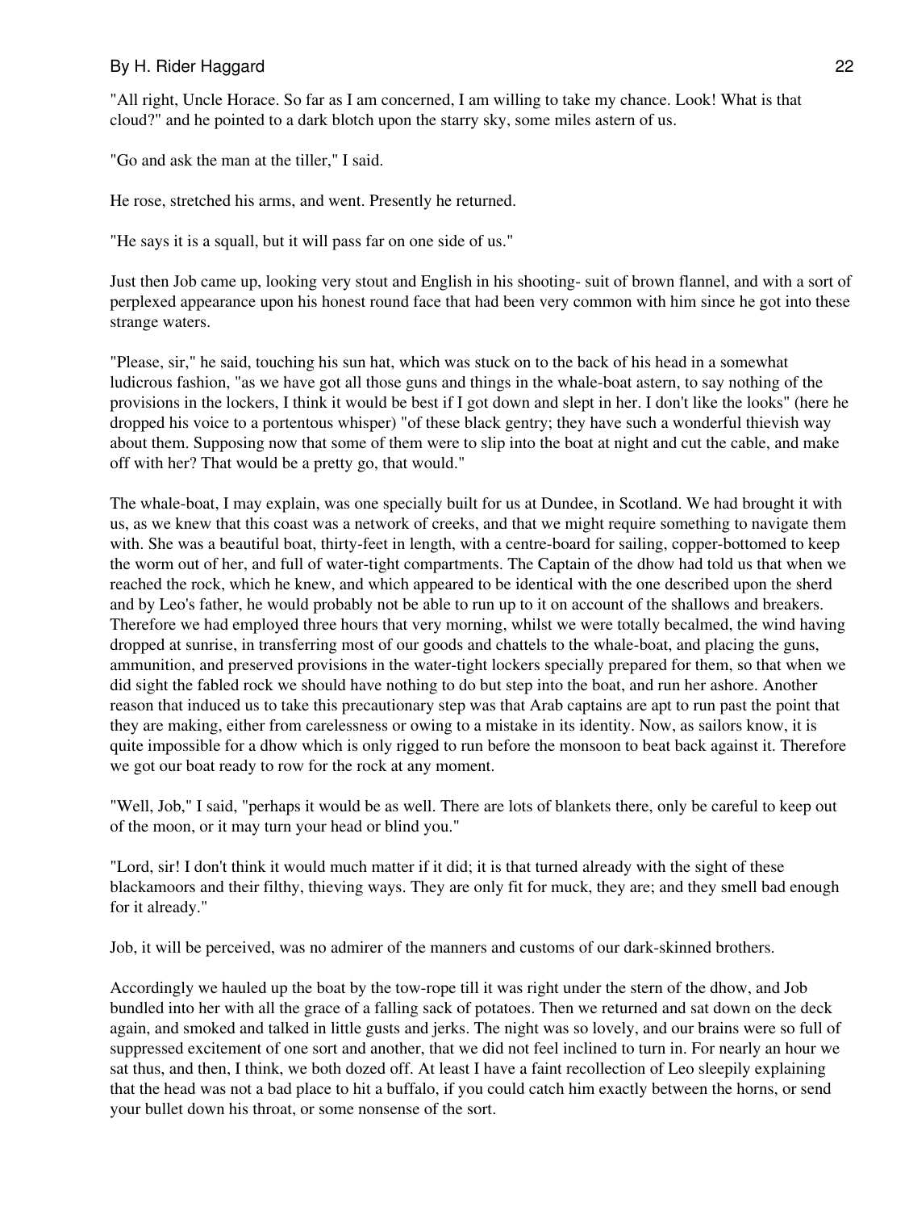"All right, Uncle Horace. So far as I am concerned, I am willing to take my chance. Look! What is that cloud?" and he pointed to a dark blotch upon the starry sky, some miles astern of us.

"Go and ask the man at the tiller," I said.

He rose, stretched his arms, and went. Presently he returned.

"He says it is a squall, but it will pass far on one side of us."

Just then Job came up, looking very stout and English in his shooting- suit of brown flannel, and with a sort of perplexed appearance upon his honest round face that had been very common with him since he got into these strange waters.

"Please, sir," he said, touching his sun hat, which was stuck on to the back of his head in a somewhat ludicrous fashion, "as we have got all those guns and things in the whale-boat astern, to say nothing of the provisions in the lockers, I think it would be best if I got down and slept in her. I don't like the looks" (here he dropped his voice to a portentous whisper) "of these black gentry; they have such a wonderful thievish way about them. Supposing now that some of them were to slip into the boat at night and cut the cable, and make off with her? That would be a pretty go, that would."

The whale-boat, I may explain, was one specially built for us at Dundee, in Scotland. We had brought it with us, as we knew that this coast was a network of creeks, and that we might require something to navigate them with. She was a beautiful boat, thirty-feet in length, with a centre-board for sailing, copper-bottomed to keep the worm out of her, and full of water-tight compartments. The Captain of the dhow had told us that when we reached the rock, which he knew, and which appeared to be identical with the one described upon the sherd and by Leo's father, he would probably not be able to run up to it on account of the shallows and breakers. Therefore we had employed three hours that very morning, whilst we were totally becalmed, the wind having dropped at sunrise, in transferring most of our goods and chattels to the whale-boat, and placing the guns, ammunition, and preserved provisions in the water-tight lockers specially prepared for them, so that when we did sight the fabled rock we should have nothing to do but step into the boat, and run her ashore. Another reason that induced us to take this precautionary step was that Arab captains are apt to run past the point that they are making, either from carelessness or owing to a mistake in its identity. Now, as sailors know, it is quite impossible for a dhow which is only rigged to run before the monsoon to beat back against it. Therefore we got our boat ready to row for the rock at any moment.

"Well, Job," I said, "perhaps it would be as well. There are lots of blankets there, only be careful to keep out of the moon, or it may turn your head or blind you."

"Lord, sir! I don't think it would much matter if it did; it is that turned already with the sight of these blackamoors and their filthy, thieving ways. They are only fit for muck, they are; and they smell bad enough for it already."

Job, it will be perceived, was no admirer of the manners and customs of our dark-skinned brothers.

Accordingly we hauled up the boat by the tow-rope till it was right under the stern of the dhow, and Job bundled into her with all the grace of a falling sack of potatoes. Then we returned and sat down on the deck again, and smoked and talked in little gusts and jerks. The night was so lovely, and our brains were so full of suppressed excitement of one sort and another, that we did not feel inclined to turn in. For nearly an hour we sat thus, and then, I think, we both dozed off. At least I have a faint recollection of Leo sleepily explaining that the head was not a bad place to hit a buffalo, if you could catch him exactly between the horns, or send your bullet down his throat, or some nonsense of the sort.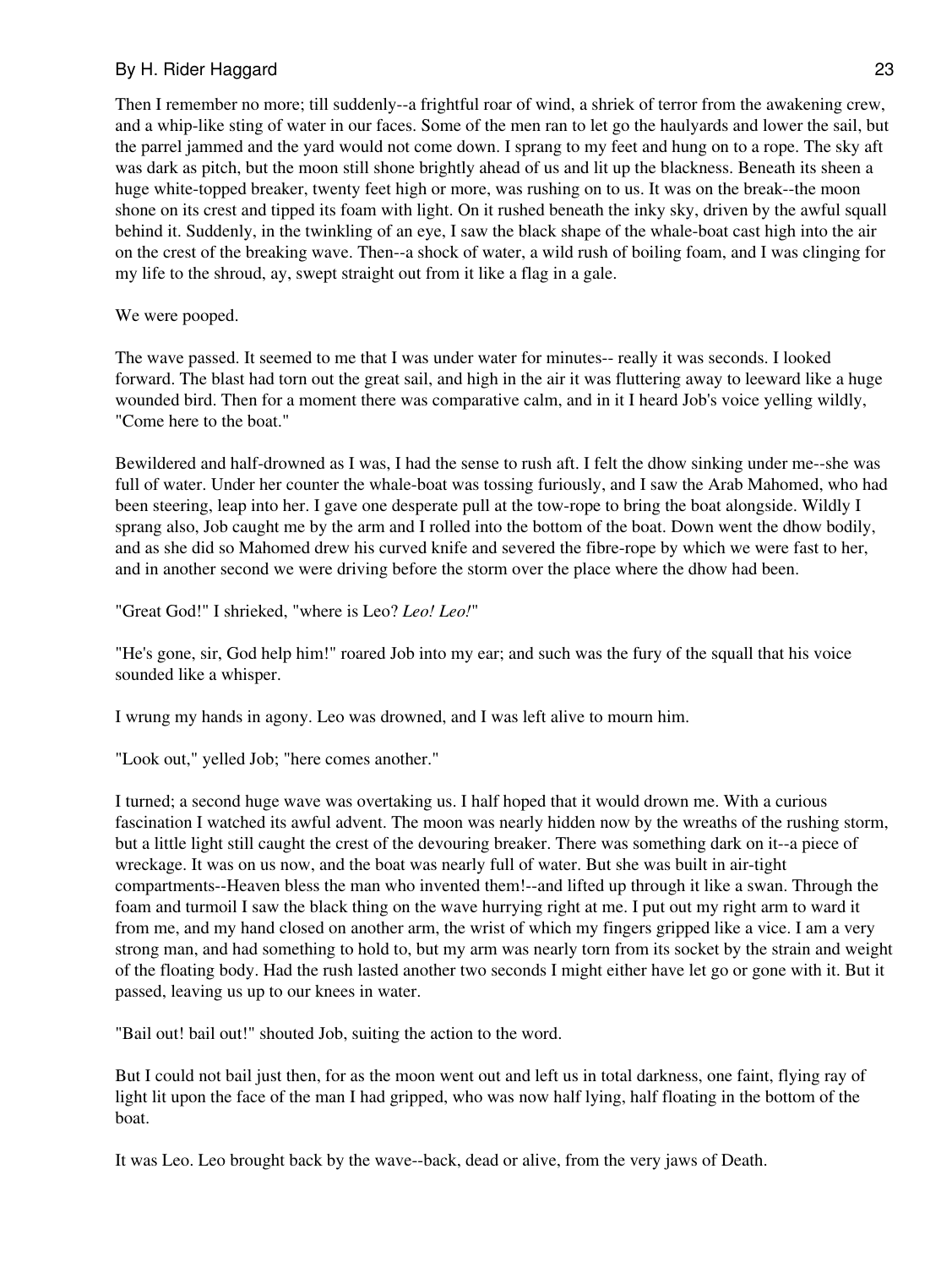Then I remember no more; till suddenly--a frightful roar of wind, a shriek of terror from the awakening crew, and a whip-like sting of water in our faces. Some of the men ran to let go the haulyards and lower the sail, but the parrel jammed and the yard would not come down. I sprang to my feet and hung on to a rope. The sky aft was dark as pitch, but the moon still shone brightly ahead of us and lit up the blackness. Beneath its sheen a huge white-topped breaker, twenty feet high or more, was rushing on to us. It was on the break--the moon shone on its crest and tipped its foam with light. On it rushed beneath the inky sky, driven by the awful squall behind it. Suddenly, in the twinkling of an eye, I saw the black shape of the whale-boat cast high into the air on the crest of the breaking wave. Then--a shock of water, a wild rush of boiling foam, and I was clinging for my life to the shroud, ay, swept straight out from it like a flag in a gale.

We were pooped.

The wave passed. It seemed to me that I was under water for minutes-- really it was seconds. I looked forward. The blast had torn out the great sail, and high in the air it was fluttering away to leeward like a huge wounded bird. Then for a moment there was comparative calm, and in it I heard Job's voice yelling wildly, "Come here to the boat."

Bewildered and half-drowned as I was, I had the sense to rush aft. I felt the dhow sinking under me--she was full of water. Under her counter the whale-boat was tossing furiously, and I saw the Arab Mahomed, who had been steering, leap into her. I gave one desperate pull at the tow-rope to bring the boat alongside. Wildly I sprang also, Job caught me by the arm and I rolled into the bottom of the boat. Down went the dhow bodily, and as she did so Mahomed drew his curved knife and severed the fibre-rope by which we were fast to her, and in another second we were driving before the storm over the place where the dhow had been.

"Great God!" I shrieked, "where is Leo? *Leo! Leo!*"

"He's gone, sir, God help him!" roared Job into my ear; and such was the fury of the squall that his voice sounded like a whisper.

I wrung my hands in agony. Leo was drowned, and I was left alive to mourn him.

"Look out," yelled Job; "here comes another."

I turned; a second huge wave was overtaking us. I half hoped that it would drown me. With a curious fascination I watched its awful advent. The moon was nearly hidden now by the wreaths of the rushing storm, but a little light still caught the crest of the devouring breaker. There was something dark on it--a piece of wreckage. It was on us now, and the boat was nearly full of water. But she was built in air-tight compartments--Heaven bless the man who invented them!--and lifted up through it like a swan. Through the foam and turmoil I saw the black thing on the wave hurrying right at me. I put out my right arm to ward it from me, and my hand closed on another arm, the wrist of which my fingers gripped like a vice. I am a very strong man, and had something to hold to, but my arm was nearly torn from its socket by the strain and weight of the floating body. Had the rush lasted another two seconds I might either have let go or gone with it. But it passed, leaving us up to our knees in water.

"Bail out! bail out!" shouted Job, suiting the action to the word.

But I could not bail just then, for as the moon went out and left us in total darkness, one faint, flying ray of light lit upon the face of the man I had gripped, who was now half lying, half floating in the bottom of the boat.

It was Leo. Leo brought back by the wave--back, dead or alive, from the very jaws of Death.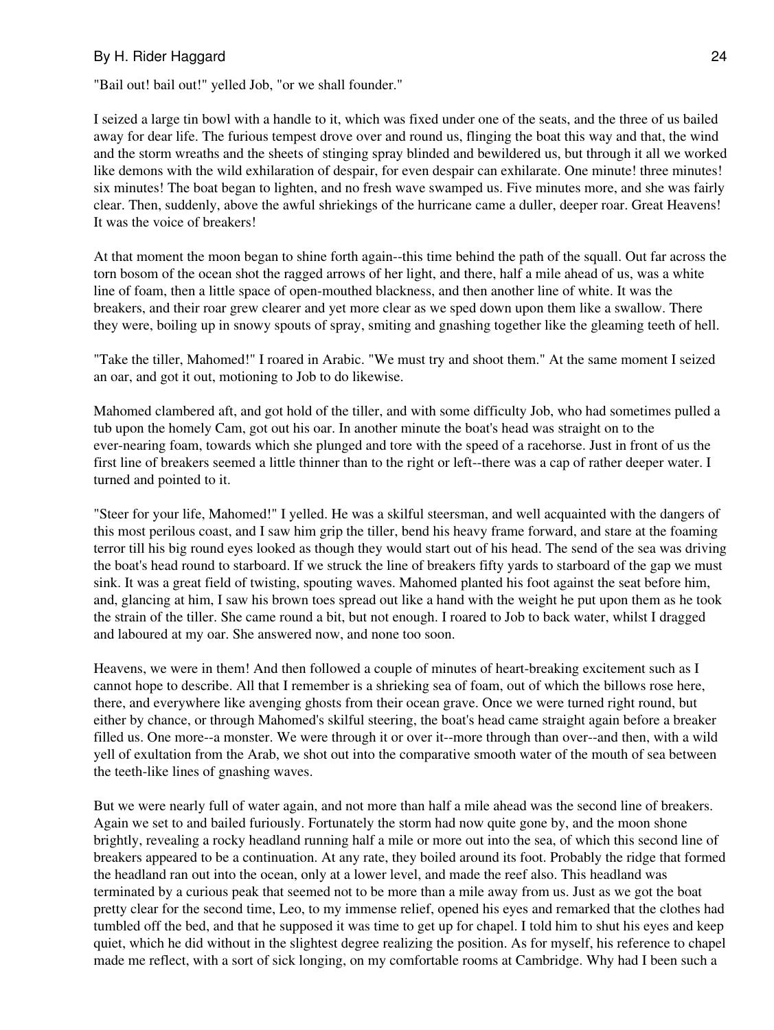"Bail out! bail out!" yelled Job, "or we shall founder."

I seized a large tin bowl with a handle to it, which was fixed under one of the seats, and the three of us bailed away for dear life. The furious tempest drove over and round us, flinging the boat this way and that, the wind and the storm wreaths and the sheets of stinging spray blinded and bewildered us, but through it all we worked like demons with the wild exhilaration of despair, for even despair can exhilarate. One minute! three minutes! six minutes! The boat began to lighten, and no fresh wave swamped us. Five minutes more, and she was fairly clear. Then, suddenly, above the awful shriekings of the hurricane came a duller, deeper roar. Great Heavens! It was the voice of breakers!

At that moment the moon began to shine forth again--this time behind the path of the squall. Out far across the torn bosom of the ocean shot the ragged arrows of her light, and there, half a mile ahead of us, was a white line of foam, then a little space of open-mouthed blackness, and then another line of white. It was the breakers, and their roar grew clearer and yet more clear as we sped down upon them like a swallow. There they were, boiling up in snowy spouts of spray, smiting and gnashing together like the gleaming teeth of hell.

"Take the tiller, Mahomed!" I roared in Arabic. "We must try and shoot them." At the same moment I seized an oar, and got it out, motioning to Job to do likewise.

Mahomed clambered aft, and got hold of the tiller, and with some difficulty Job, who had sometimes pulled a tub upon the homely Cam, got out his oar. In another minute the boat's head was straight on to the ever-nearing foam, towards which she plunged and tore with the speed of a racehorse. Just in front of us the first line of breakers seemed a little thinner than to the right or left--there was a cap of rather deeper water. I turned and pointed to it.

"Steer for your life, Mahomed!" I yelled. He was a skilful steersman, and well acquainted with the dangers of this most perilous coast, and I saw him grip the tiller, bend his heavy frame forward, and stare at the foaming terror till his big round eyes looked as though they would start out of his head. The send of the sea was driving the boat's head round to starboard. If we struck the line of breakers fifty yards to starboard of the gap we must sink. It was a great field of twisting, spouting waves. Mahomed planted his foot against the seat before him, and, glancing at him, I saw his brown toes spread out like a hand with the weight he put upon them as he took the strain of the tiller. She came round a bit, but not enough. I roared to Job to back water, whilst I dragged and laboured at my oar. She answered now, and none too soon.

Heavens, we were in them! And then followed a couple of minutes of heart-breaking excitement such as I cannot hope to describe. All that I remember is a shrieking sea of foam, out of which the billows rose here, there, and everywhere like avenging ghosts from their ocean grave. Once we were turned right round, but either by chance, or through Mahomed's skilful steering, the boat's head came straight again before a breaker filled us. One more--a monster. We were through it or over it--more through than over--and then, with a wild yell of exultation from the Arab, we shot out into the comparative smooth water of the mouth of sea between the teeth-like lines of gnashing waves.

But we were nearly full of water again, and not more than half a mile ahead was the second line of breakers. Again we set to and bailed furiously. Fortunately the storm had now quite gone by, and the moon shone brightly, revealing a rocky headland running half a mile or more out into the sea, of which this second line of breakers appeared to be a continuation. At any rate, they boiled around its foot. Probably the ridge that formed the headland ran out into the ocean, only at a lower level, and made the reef also. This headland was terminated by a curious peak that seemed not to be more than a mile away from us. Just as we got the boat pretty clear for the second time, Leo, to my immense relief, opened his eyes and remarked that the clothes had tumbled off the bed, and that he supposed it was time to get up for chapel. I told him to shut his eyes and keep quiet, which he did without in the slightest degree realizing the position. As for myself, his reference to chapel made me reflect, with a sort of sick longing, on my comfortable rooms at Cambridge. Why had I been such a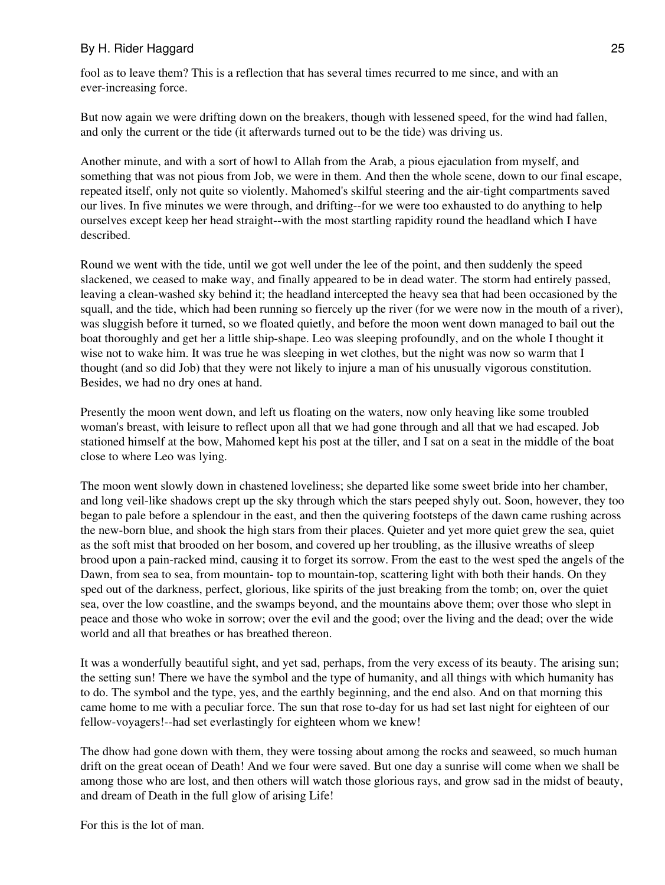fool as to leave them? This is a reflection that has several times recurred to me since, and with an ever-increasing force.

But now again we were drifting down on the breakers, though with lessened speed, for the wind had fallen, and only the current or the tide (it afterwards turned out to be the tide) was driving us.

Another minute, and with a sort of howl to Allah from the Arab, a pious ejaculation from myself, and something that was not pious from Job, we were in them. And then the whole scene, down to our final escape, repeated itself, only not quite so violently. Mahomed's skilful steering and the air-tight compartments saved our lives. In five minutes we were through, and drifting--for we were too exhausted to do anything to help ourselves except keep her head straight--with the most startling rapidity round the headland which I have described.

Round we went with the tide, until we got well under the lee of the point, and then suddenly the speed slackened, we ceased to make way, and finally appeared to be in dead water. The storm had entirely passed, leaving a clean-washed sky behind it; the headland intercepted the heavy sea that had been occasioned by the squall, and the tide, which had been running so fiercely up the river (for we were now in the mouth of a river), was sluggish before it turned, so we floated quietly, and before the moon went down managed to bail out the boat thoroughly and get her a little ship-shape. Leo was sleeping profoundly, and on the whole I thought it wise not to wake him. It was true he was sleeping in wet clothes, but the night was now so warm that I thought (and so did Job) that they were not likely to injure a man of his unusually vigorous constitution. Besides, we had no dry ones at hand.

Presently the moon went down, and left us floating on the waters, now only heaving like some troubled woman's breast, with leisure to reflect upon all that we had gone through and all that we had escaped. Job stationed himself at the bow, Mahomed kept his post at the tiller, and I sat on a seat in the middle of the boat close to where Leo was lying.

The moon went slowly down in chastened loveliness; she departed like some sweet bride into her chamber, and long veil-like shadows crept up the sky through which the stars peeped shyly out. Soon, however, they too began to pale before a splendour in the east, and then the quivering footsteps of the dawn came rushing across the new-born blue, and shook the high stars from their places. Quieter and yet more quiet grew the sea, quiet as the soft mist that brooded on her bosom, and covered up her troubling, as the illusive wreaths of sleep brood upon a pain-racked mind, causing it to forget its sorrow. From the east to the west sped the angels of the Dawn, from sea to sea, from mountain- top to mountain-top, scattering light with both their hands. On they sped out of the darkness, perfect, glorious, like spirits of the just breaking from the tomb; on, over the quiet sea, over the low coastline, and the swamps beyond, and the mountains above them; over those who slept in peace and those who woke in sorrow; over the evil and the good; over the living and the dead; over the wide world and all that breathes or has breathed thereon.

It was a wonderfully beautiful sight, and yet sad, perhaps, from the very excess of its beauty. The arising sun; the setting sun! There we have the symbol and the type of humanity, and all things with which humanity has to do. The symbol and the type, yes, and the earthly beginning, and the end also. And on that morning this came home to me with a peculiar force. The sun that rose to-day for us had set last night for eighteen of our fellow-voyagers!--had set everlastingly for eighteen whom we knew!

The dhow had gone down with them, they were tossing about among the rocks and seaweed, so much human drift on the great ocean of Death! And we four were saved. But one day a sunrise will come when we shall be among those who are lost, and then others will watch those glorious rays, and grow sad in the midst of beauty, and dream of Death in the full glow of arising Life!

For this is the lot of man.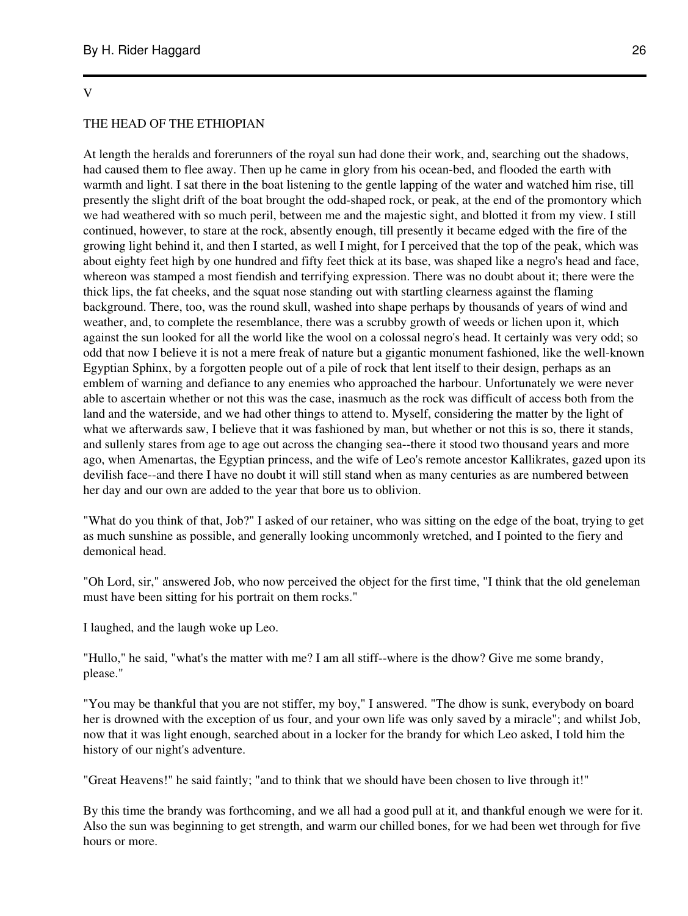## V

## THE HEAD OF THE ETHIOPIAN

At length the heralds and forerunners of the royal sun had done their work, and, searching out the shadows, had caused them to flee away. Then up he came in glory from his ocean-bed, and flooded the earth with warmth and light. I sat there in the boat listening to the gentle lapping of the water and watched him rise, till presently the slight drift of the boat brought the odd-shaped rock, or peak, at the end of the promontory which we had weathered with so much peril, between me and the majestic sight, and blotted it from my view. I still continued, however, to stare at the rock, absently enough, till presently it became edged with the fire of the growing light behind it, and then I started, as well I might, for I perceived that the top of the peak, which was about eighty feet high by one hundred and fifty feet thick at its base, was shaped like a negro's head and face, whereon was stamped a most fiendish and terrifying expression. There was no doubt about it; there were the thick lips, the fat cheeks, and the squat nose standing out with startling clearness against the flaming background. There, too, was the round skull, washed into shape perhaps by thousands of years of wind and weather, and, to complete the resemblance, there was a scrubby growth of weeds or lichen upon it, which against the sun looked for all the world like the wool on a colossal negro's head. It certainly was very odd; so odd that now I believe it is not a mere freak of nature but a gigantic monument fashioned, like the well-known Egyptian Sphinx, by a forgotten people out of a pile of rock that lent itself to their design, perhaps as an emblem of warning and defiance to any enemies who approached the harbour. Unfortunately we were never able to ascertain whether or not this was the case, inasmuch as the rock was difficult of access both from the land and the waterside, and we had other things to attend to. Myself, considering the matter by the light of what we afterwards saw, I believe that it was fashioned by man, but whether or not this is so, there it stands, and sullenly stares from age to age out across the changing sea--there it stood two thousand years and more ago, when Amenartas, the Egyptian princess, and the wife of Leo's remote ancestor Kallikrates, gazed upon its devilish face--and there I have no doubt it will still stand when as many centuries as are numbered between her day and our own are added to the year that bore us to oblivion.

"What do you think of that, Job?" I asked of our retainer, who was sitting on the edge of the boat, trying to get as much sunshine as possible, and generally looking uncommonly wretched, and I pointed to the fiery and demonical head.

"Oh Lord, sir," answered Job, who now perceived the object for the first time, "I think that the old geneleman must have been sitting for his portrait on them rocks."

I laughed, and the laugh woke up Leo.

"Hullo," he said, "what's the matter with me? I am all stiff--where is the dhow? Give me some brandy, please."

"You may be thankful that you are not stiffer, my boy," I answered. "The dhow is sunk, everybody on board her is drowned with the exception of us four, and your own life was only saved by a miracle"; and whilst Job, now that it was light enough, searched about in a locker for the brandy for which Leo asked, I told him the history of our night's adventure.

"Great Heavens!" he said faintly; "and to think that we should have been chosen to live through it!"

By this time the brandy was forthcoming, and we all had a good pull at it, and thankful enough we were for it. Also the sun was beginning to get strength, and warm our chilled bones, for we had been wet through for five hours or more.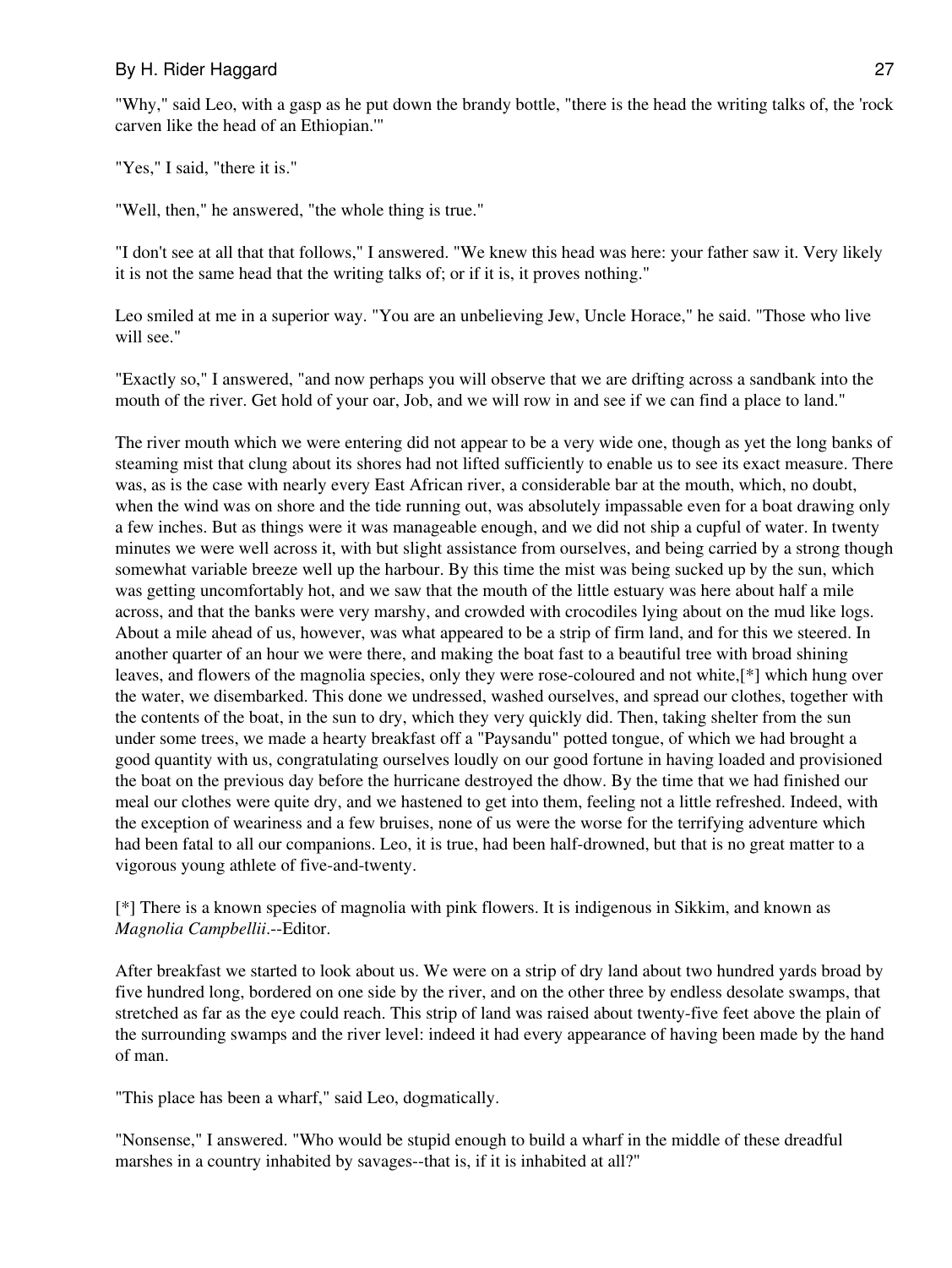"Why," said Leo, with a gasp as he put down the brandy bottle, "there is the head the writing talks of, the 'rock carven like the head of an Ethiopian.'"

"Yes," I said, "there it is."

"Well, then," he answered, "the whole thing is true."

"I don't see at all that that follows," I answered. "We knew this head was here: your father saw it. Very likely it is not the same head that the writing talks of; or if it is, it proves nothing."

Leo smiled at me in a superior way. "You are an unbelieving Jew, Uncle Horace," he said. "Those who live will see."

"Exactly so," I answered, "and now perhaps you will observe that we are drifting across a sandbank into the mouth of the river. Get hold of your oar, Job, and we will row in and see if we can find a place to land."

The river mouth which we were entering did not appear to be a very wide one, though as yet the long banks of steaming mist that clung about its shores had not lifted sufficiently to enable us to see its exact measure. There was, as is the case with nearly every East African river, a considerable bar at the mouth, which, no doubt, when the wind was on shore and the tide running out, was absolutely impassable even for a boat drawing only a few inches. But as things were it was manageable enough, and we did not ship a cupful of water. In twenty minutes we were well across it, with but slight assistance from ourselves, and being carried by a strong though somewhat variable breeze well up the harbour. By this time the mist was being sucked up by the sun, which was getting uncomfortably hot, and we saw that the mouth of the little estuary was here about half a mile across, and that the banks were very marshy, and crowded with crocodiles lying about on the mud like logs. About a mile ahead of us, however, was what appeared to be a strip of firm land, and for this we steered. In another quarter of an hour we were there, and making the boat fast to a beautiful tree with broad shining leaves, and flowers of the magnolia species, only they were rose-coloured and not white,[*] which hung over the water, we disembarked. This done we undressed, washed ourselves, and spread our clothes, together with the contents of the boat, in the sun to dry, which they very quickly did. Then, taking shelter from the sun under some trees, we made a hearty breakfast off a "Paysandu" potted tongue, of which we had brought a good quantity with us, congratulating ourselves loudly on our good fortune in having loaded and provisioned the boat on the previous day before the hurricane destroyed the dhow. By the time that we had finished our meal our clothes were quite dry, and we hastened to get into them, feeling not a little refreshed. Indeed, with the exception of weariness and a few bruises, none of us were the worse for the terrifying adventure which had been fatal to all our companions. Leo, it is true, had been half-drowned, but that is no great matter to a vigorous young athlete of five-and-twenty.

[*] There is a known species of magnolia with pink flowers. It is indigenous in Sikkim, and known as *Magnolia Campbellii*.--Editor.

After breakfast we started to look about us. We were on a strip of dry land about two hundred yards broad by five hundred long, bordered on one side by the river, and on the other three by endless desolate swamps, that stretched as far as the eye could reach. This strip of land was raised about twenty-five feet above the plain of the surrounding swamps and the river level: indeed it had every appearance of having been made by the hand of man.

"This place has been a wharf," said Leo, dogmatically.

"Nonsense," I answered. "Who would be stupid enough to build a wharf in the middle of these dreadful marshes in a country inhabited by savages--that is, if it is inhabited at all?"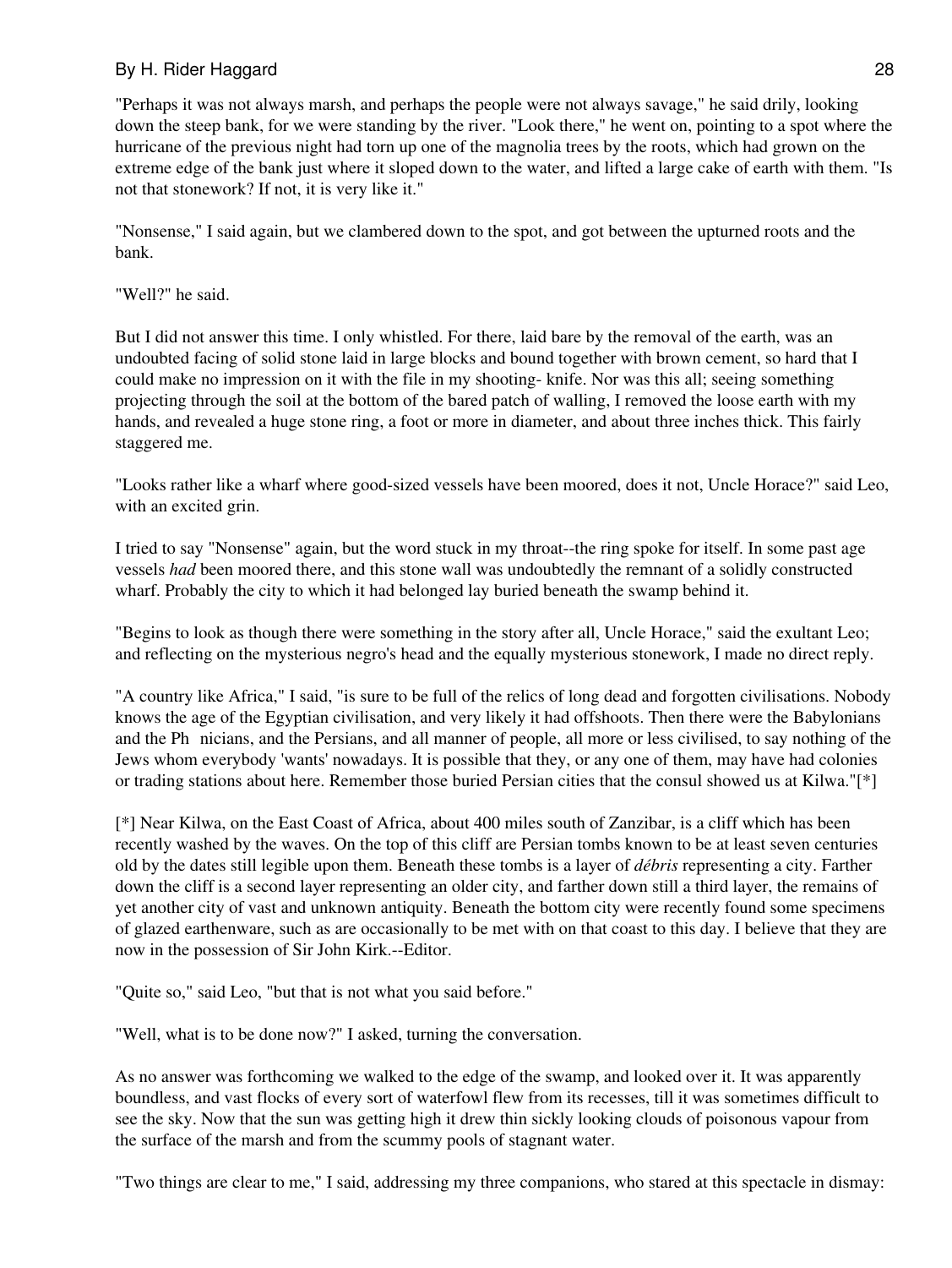"Perhaps it was not always marsh, and perhaps the people were not always savage," he said drily, looking down the steep bank, for we were standing by the river. "Look there," he went on, pointing to a spot where the hurricane of the previous night had torn up one of the magnolia trees by the roots, which had grown on the extreme edge of the bank just where it sloped down to the water, and lifted a large cake of earth with them. "Is not that stonework? If not, it is very like it."

"Nonsense," I said again, but we clambered down to the spot, and got between the upturned roots and the bank.

"Well?" he said.

But I did not answer this time. I only whistled. For there, laid bare by the removal of the earth, was an undoubted facing of solid stone laid in large blocks and bound together with brown cement, so hard that I could make no impression on it with the file in my shooting- knife. Nor was this all; seeing something projecting through the soil at the bottom of the bared patch of walling, I removed the loose earth with my hands, and revealed a huge stone ring, a foot or more in diameter, and about three inches thick. This fairly staggered me.

"Looks rather like a wharf where good-sized vessels have been moored, does it not, Uncle Horace?" said Leo, with an excited grin.

I tried to say "Nonsense" again, but the word stuck in my throat--the ring spoke for itself. In some past age vessels *had* been moored there, and this stone wall was undoubtedly the remnant of a solidly constructed wharf. Probably the city to which it had belonged lay buried beneath the swamp behind it.

"Begins to look as though there were something in the story after all, Uncle Horace," said the exultant Leo; and reflecting on the mysterious negro's head and the equally mysterious stonework, I made no direct reply.

"A country like Africa," I said, "is sure to be full of the relics of long dead and forgotten civilisations. Nobody knows the age of the Egyptian civilisation, and very likely it had offshoots. Then there were the Babylonians and the Ph nicians, and the Persians, and all manner of people, all more or less civilised, to say nothing of the Jews whom everybody 'wants' nowadays. It is possible that they, or any one of them, may have had colonies or trading stations about here. Remember those buried Persian cities that the consul showed us at Kilwa."[*]

[*] Near Kilwa, on the East Coast of Africa, about 400 miles south of Zanzibar, is a cliff which has been recently washed by the waves. On the top of this cliff are Persian tombs known to be at least seven centuries old by the dates still legible upon them. Beneath these tombs is a layer of *débris* representing a city. Farther down the cliff is a second layer representing an older city, and farther down still a third layer, the remains of yet another city of vast and unknown antiquity. Beneath the bottom city were recently found some specimens of glazed earthenware, such as are occasionally to be met with on that coast to this day. I believe that they are now in the possession of Sir John Kirk.--Editor.

"Quite so," said Leo, "but that is not what you said before."

"Well, what is to be done now?" I asked, turning the conversation.

As no answer was forthcoming we walked to the edge of the swamp, and looked over it. It was apparently boundless, and vast flocks of every sort of waterfowl flew from its recesses, till it was sometimes difficult to see the sky. Now that the sun was getting high it drew thin sickly looking clouds of poisonous vapour from the surface of the marsh and from the scummy pools of stagnant water.

"Two things are clear to me," I said, addressing my three companions, who stared at this spectacle in dismay: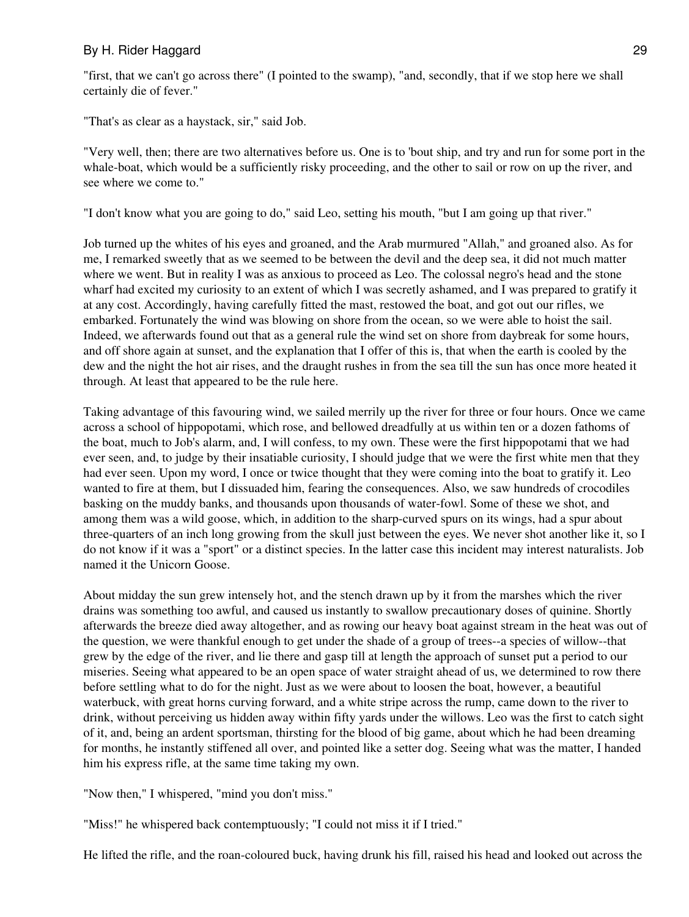"first, that we can't go across there" (I pointed to the swamp), "and, secondly, that if we stop here we shall certainly die of fever."

"That's as clear as a haystack, sir," said Job.

"Very well, then; there are two alternatives before us. One is to 'bout ship, and try and run for some port in the whale-boat, which would be a sufficiently risky proceeding, and the other to sail or row on up the river, and see where we come to."

"I don't know what you are going to do," said Leo, setting his mouth, "but I am going up that river."

Job turned up the whites of his eyes and groaned, and the Arab murmured "Allah," and groaned also. As for me, I remarked sweetly that as we seemed to be between the devil and the deep sea, it did not much matter where we went. But in reality I was as anxious to proceed as Leo. The colossal negro's head and the stone wharf had excited my curiosity to an extent of which I was secretly ashamed, and I was prepared to gratify it at any cost. Accordingly, having carefully fitted the mast, restowed the boat, and got out our rifles, we embarked. Fortunately the wind was blowing on shore from the ocean, so we were able to hoist the sail. Indeed, we afterwards found out that as a general rule the wind set on shore from daybreak for some hours, and off shore again at sunset, and the explanation that I offer of this is, that when the earth is cooled by the dew and the night the hot air rises, and the draught rushes in from the sea till the sun has once more heated it through. At least that appeared to be the rule here.

Taking advantage of this favouring wind, we sailed merrily up the river for three or four hours. Once we came across a school of hippopotami, which rose, and bellowed dreadfully at us within ten or a dozen fathoms of the boat, much to Job's alarm, and, I will confess, to my own. These were the first hippopotami that we had ever seen, and, to judge by their insatiable curiosity, I should judge that we were the first white men that they had ever seen. Upon my word, I once or twice thought that they were coming into the boat to gratify it. Leo wanted to fire at them, but I dissuaded him, fearing the consequences. Also, we saw hundreds of crocodiles basking on the muddy banks, and thousands upon thousands of water-fowl. Some of these we shot, and among them was a wild goose, which, in addition to the sharp-curved spurs on its wings, had a spur about three-quarters of an inch long growing from the skull just between the eyes. We never shot another like it, so I do not know if it was a "sport" or a distinct species. In the latter case this incident may interest naturalists. Job named it the Unicorn Goose.

About midday the sun grew intensely hot, and the stench drawn up by it from the marshes which the river drains was something too awful, and caused us instantly to swallow precautionary doses of quinine. Shortly afterwards the breeze died away altogether, and as rowing our heavy boat against stream in the heat was out of the question, we were thankful enough to get under the shade of a group of trees--a species of willow--that grew by the edge of the river, and lie there and gasp till at length the approach of sunset put a period to our miseries. Seeing what appeared to be an open space of water straight ahead of us, we determined to row there before settling what to do for the night. Just as we were about to loosen the boat, however, a beautiful waterbuck, with great horns curving forward, and a white stripe across the rump, came down to the river to drink, without perceiving us hidden away within fifty yards under the willows. Leo was the first to catch sight of it, and, being an ardent sportsman, thirsting for the blood of big game, about which he had been dreaming for months, he instantly stiffened all over, and pointed like a setter dog. Seeing what was the matter, I handed him his express rifle, at the same time taking my own.

"Now then," I whispered, "mind you don't miss."

"Miss!" he whispered back contemptuously; "I could not miss it if I tried."

He lifted the rifle, and the roan-coloured buck, having drunk his fill, raised his head and looked out across the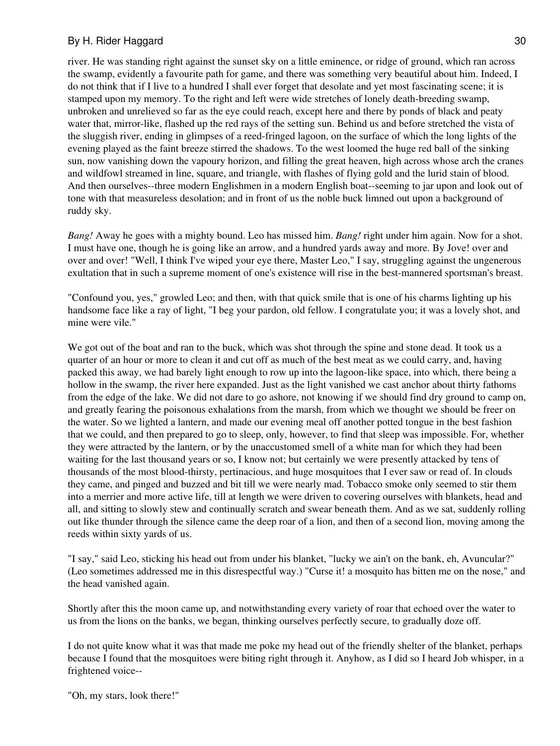river. He was standing right against the sunset sky on a little eminence, or ridge of ground, which ran across the swamp, evidently a favourite path for game, and there was something very beautiful about him. Indeed, I do not think that if I live to a hundred I shall ever forget that desolate and yet most fascinating scene; it is stamped upon my memory. To the right and left were wide stretches of lonely death-breeding swamp, unbroken and unrelieved so far as the eye could reach, except here and there by ponds of black and peaty water that, mirror-like, flashed up the red rays of the setting sun. Behind us and before stretched the vista of the sluggish river, ending in glimpses of a reed-fringed lagoon, on the surface of which the long lights of the evening played as the faint breeze stirred the shadows. To the west loomed the huge red ball of the sinking sun, now vanishing down the vapoury horizon, and filling the great heaven, high across whose arch the cranes and wildfowl streamed in line, square, and triangle, with flashes of flying gold and the lurid stain of blood. And then ourselves--three modern Englishmen in a modern English boat--seeming to jar upon and look out of tone with that measureless desolation; and in front of us the noble buck limned out upon a background of ruddy sky.

*Bang!* Away he goes with a mighty bound. Leo has missed him. *Bang!* right under him again. Now for a shot. I must have one, though he is going like an arrow, and a hundred yards away and more. By Jove! over and over and over! "Well, I think I've wiped your eye there, Master Leo," I say, struggling against the ungenerous exultation that in such a supreme moment of one's existence will rise in the best-mannered sportsman's breast.

"Confound you, yes," growled Leo; and then, with that quick smile that is one of his charms lighting up his handsome face like a ray of light, "I beg your pardon, old fellow. I congratulate you; it was a lovely shot, and mine were vile."

We got out of the boat and ran to the buck, which was shot through the spine and stone dead. It took us a quarter of an hour or more to clean it and cut off as much of the best meat as we could carry, and, having packed this away, we had barely light enough to row up into the lagoon-like space, into which, there being a hollow in the swamp, the river here expanded. Just as the light vanished we cast anchor about thirty fathoms from the edge of the lake. We did not dare to go ashore, not knowing if we should find dry ground to camp on, and greatly fearing the poisonous exhalations from the marsh, from which we thought we should be freer on the water. So we lighted a lantern, and made our evening meal off another potted tongue in the best fashion that we could, and then prepared to go to sleep, only, however, to find that sleep was impossible. For, whether they were attracted by the lantern, or by the unaccustomed smell of a white man for which they had been waiting for the last thousand years or so, I know not; but certainly we were presently attacked by tens of thousands of the most blood-thirsty, pertinacious, and huge mosquitoes that I ever saw or read of. In clouds they came, and pinged and buzzed and bit till we were nearly mad. Tobacco smoke only seemed to stir them into a merrier and more active life, till at length we were driven to covering ourselves with blankets, head and all, and sitting to slowly stew and continually scratch and swear beneath them. And as we sat, suddenly rolling out like thunder through the silence came the deep roar of a lion, and then of a second lion, moving among the reeds within sixty yards of us.

"I say," said Leo, sticking his head out from under his blanket, "lucky we ain't on the bank, eh, Avuncular?" (Leo sometimes addressed me in this disrespectful way.) "Curse it! a mosquito has bitten me on the nose," and the head vanished again.

Shortly after this the moon came up, and notwithstanding every variety of roar that echoed over the water to us from the lions on the banks, we began, thinking ourselves perfectly secure, to gradually doze off.

I do not quite know what it was that made me poke my head out of the friendly shelter of the blanket, perhaps because I found that the mosquitoes were biting right through it. Anyhow, as I did so I heard Job whisper, in a frightened voice--

"Oh, my stars, look there!"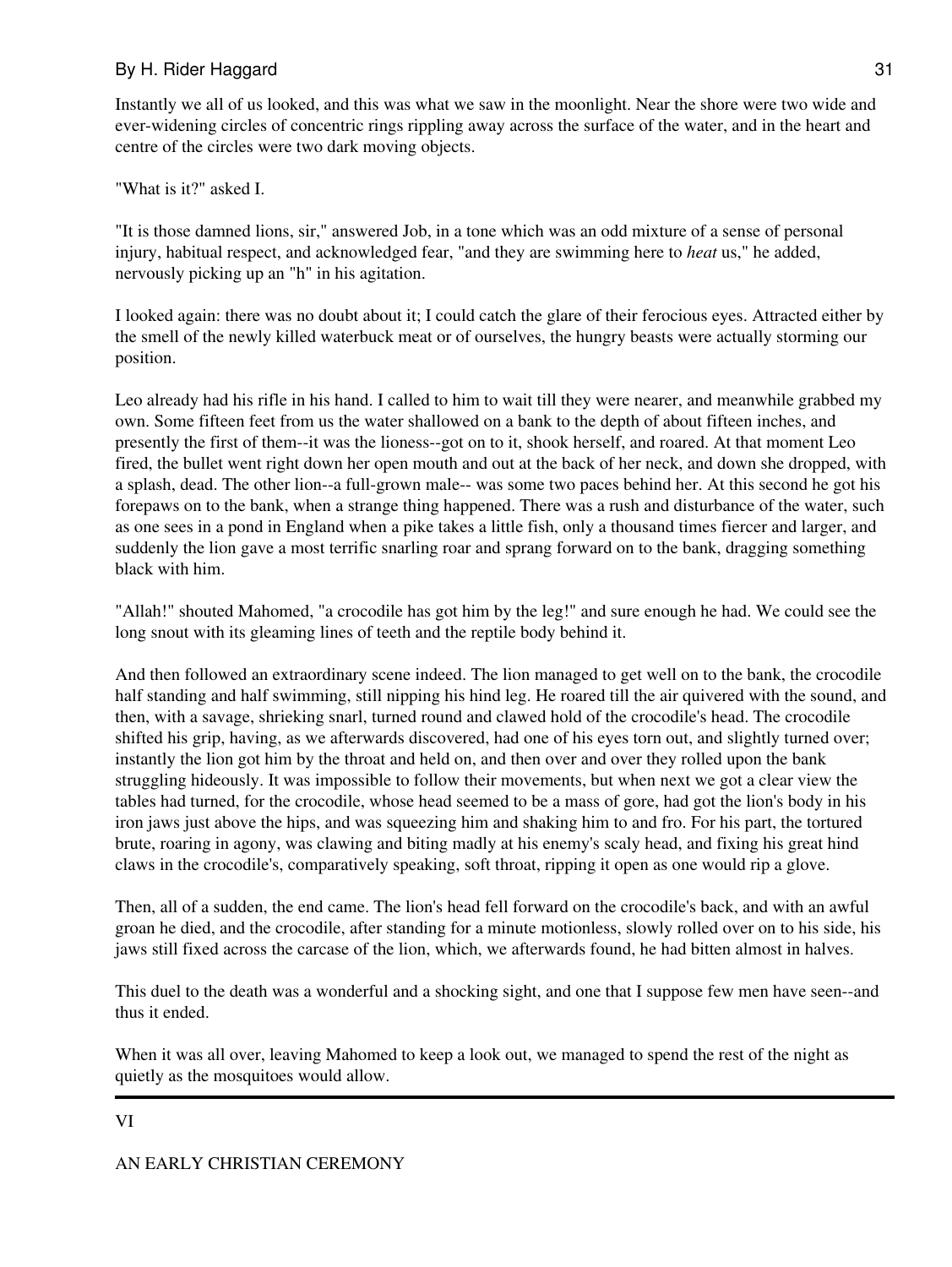Instantly we all of us looked, and this was what we saw in the moonlight. Near the shore were two wide and ever-widening circles of concentric rings rippling away across the surface of the water, and in the heart and centre of the circles were two dark moving objects.

"What is it?" asked I.

"It is those damned lions, sir," answered Job, in a tone which was an odd mixture of a sense of personal injury, habitual respect, and acknowledged fear, "and they are swimming here to *heat* us," he added, nervously picking up an "h" in his agitation.

I looked again: there was no doubt about it; I could catch the glare of their ferocious eyes. Attracted either by the smell of the newly killed waterbuck meat or of ourselves, the hungry beasts were actually storming our position.

Leo already had his rifle in his hand. I called to him to wait till they were nearer, and meanwhile grabbed my own. Some fifteen feet from us the water shallowed on a bank to the depth of about fifteen inches, and presently the first of them--it was the lioness--got on to it, shook herself, and roared. At that moment Leo fired, the bullet went right down her open mouth and out at the back of her neck, and down she dropped, with a splash, dead. The other lion--a full-grown male-- was some two paces behind her. At this second he got his forepaws on to the bank, when a strange thing happened. There was a rush and disturbance of the water, such as one sees in a pond in England when a pike takes a little fish, only a thousand times fiercer and larger, and suddenly the lion gave a most terrific snarling roar and sprang forward on to the bank, dragging something black with him.

"Allah!" shouted Mahomed, "a crocodile has got him by the leg!" and sure enough he had. We could see the long snout with its gleaming lines of teeth and the reptile body behind it.

And then followed an extraordinary scene indeed. The lion managed to get well on to the bank, the crocodile half standing and half swimming, still nipping his hind leg. He roared till the air quivered with the sound, and then, with a savage, shrieking snarl, turned round and clawed hold of the crocodile's head. The crocodile shifted his grip, having, as we afterwards discovered, had one of his eyes torn out, and slightly turned over; instantly the lion got him by the throat and held on, and then over and over they rolled upon the bank struggling hideously. It was impossible to follow their movements, but when next we got a clear view the tables had turned, for the crocodile, whose head seemed to be a mass of gore, had got the lion's body in his iron jaws just above the hips, and was squeezing him and shaking him to and fro. For his part, the tortured brute, roaring in agony, was clawing and biting madly at his enemy's scaly head, and fixing his great hind claws in the crocodile's, comparatively speaking, soft throat, ripping it open as one would rip a glove.

Then, all of a sudden, the end came. The lion's head fell forward on the crocodile's back, and with an awful groan he died, and the crocodile, after standing for a minute motionless, slowly rolled over on to his side, his jaws still fixed across the carcase of the lion, which, we afterwards found, he had bitten almost in halves.

This duel to the death was a wonderful and a shocking sight, and one that I suppose few men have seen--and thus it ended.

When it was all over, leaving Mahomed to keep a look out, we managed to spend the rest of the night as quietly as the mosquitoes would allow.

---

## VI

## AN EARLY CHRISTIAN CEREMONY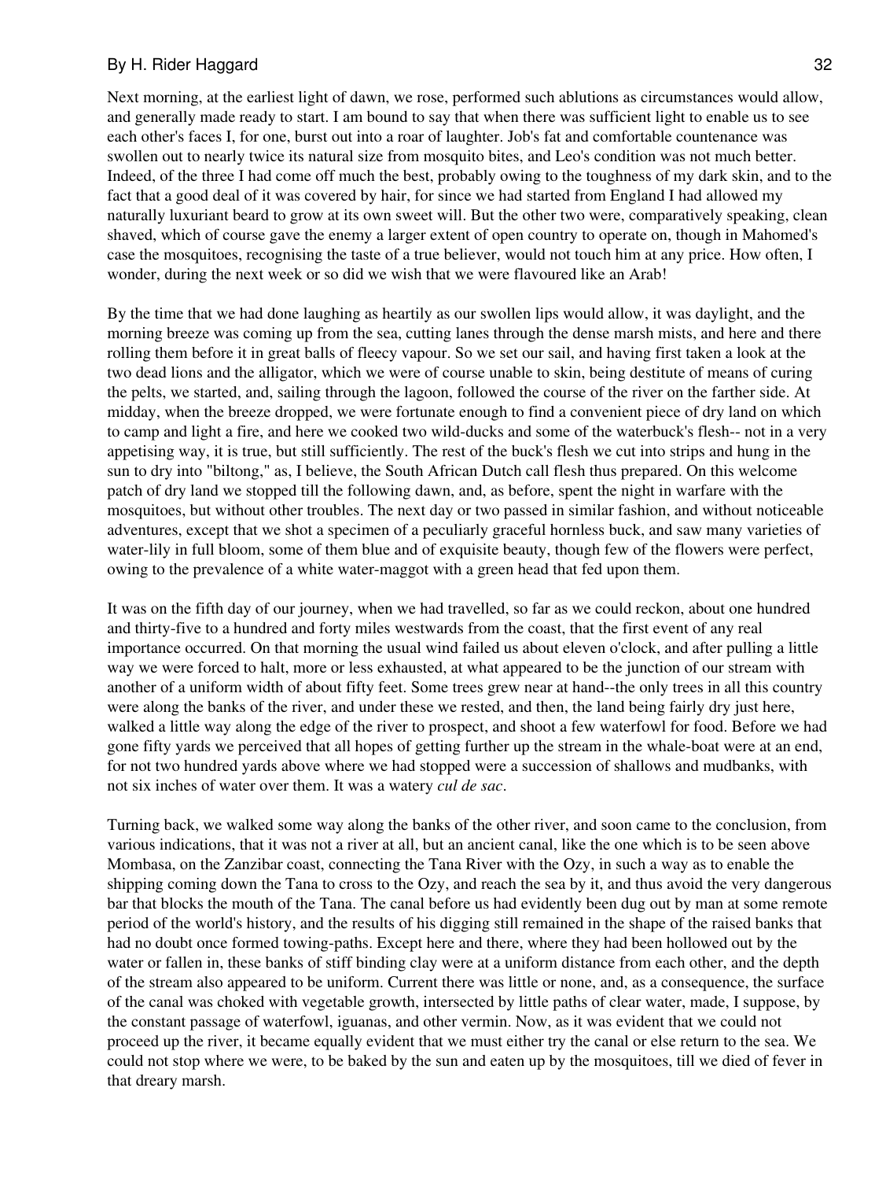Next morning, at the earliest light of dawn, we rose, performed such ablutions as circumstances would allow, and generally made ready to start. I am bound to say that when there was sufficient light to enable us to see each other's faces I, for one, burst out into a roar of laughter. Job's fat and comfortable countenance was swollen out to nearly twice its natural size from mosquito bites, and Leo's condition was not much better. Indeed, of the three I had come off much the best, probably owing to the toughness of my dark skin, and to the fact that a good deal of it was covered by hair, for since we had started from England I had allowed my naturally luxuriant beard to grow at its own sweet will. But the other two were, comparatively speaking, clean shaved, which of course gave the enemy a larger extent of open country to operate on, though in Mahomed's case the mosquitoes, recognising the taste of a true believer, would not touch him at any price. How often, I wonder, during the next week or so did we wish that we were flavoured like an Arab!

By the time that we had done laughing as heartily as our swollen lips would allow, it was daylight, and the morning breeze was coming up from the sea, cutting lanes through the dense marsh mists, and here and there rolling them before it in great balls of fleecy vapour. So we set our sail, and having first taken a look at the two dead lions and the alligator, which we were of course unable to skin, being destitute of means of curing the pelts, we started, and, sailing through the lagoon, followed the course of the river on the farther side. At midday, when the breeze dropped, we were fortunate enough to find a convenient piece of dry land on which to camp and light a fire, and here we cooked two wild-ducks and some of the waterbuck's flesh-- not in a very appetising way, it is true, but still sufficiently. The rest of the buck's flesh we cut into strips and hung in the sun to dry into "biltong," as, I believe, the South African Dutch call flesh thus prepared. On this welcome patch of dry land we stopped till the following dawn, and, as before, spent the night in warfare with the mosquitoes, but without other troubles. The next day or two passed in similar fashion, and without noticeable adventures, except that we shot a specimen of a peculiarly graceful hornless buck, and saw many varieties of water-lily in full bloom, some of them blue and of exquisite beauty, though few of the flowers were perfect, owing to the prevalence of a white water-maggot with a green head that fed upon them.

It was on the fifth day of our journey, when we had travelled, so far as we could reckon, about one hundred and thirty-five to a hundred and forty miles westwards from the coast, that the first event of any real importance occurred. On that morning the usual wind failed us about eleven o'clock, and after pulling a little way we were forced to halt, more or less exhausted, at what appeared to be the junction of our stream with another of a uniform width of about fifty feet. Some trees grew near at hand--the only trees in all this country were along the banks of the river, and under these we rested, and then, the land being fairly dry just here, walked a little way along the edge of the river to prospect, and shoot a few waterfowl for food. Before we had gone fifty yards we perceived that all hopes of getting further up the stream in the whale-boat were at an end, for not two hundred yards above where we had stopped were a succession of shallows and mudbanks, with not six inches of water over them. It was a watery *cul de sac*.

Turning back, we walked some way along the banks of the other river, and soon came to the conclusion, from various indications, that it was not a river at all, but an ancient canal, like the one which is to be seen above Mombasa, on the Zanzibar coast, connecting the Tana River with the Ozy, in such a way as to enable the shipping coming down the Tana to cross to the Ozy, and reach the sea by it, and thus avoid the very dangerous bar that blocks the mouth of the Tana. The canal before us had evidently been dug out by man at some remote period of the world's history, and the results of his digging still remained in the shape of the raised banks that had no doubt once formed towing-paths. Except here and there, where they had been hollowed out by the water or fallen in, these banks of stiff binding clay were at a uniform distance from each other, and the depth of the stream also appeared to be uniform. Current there was little or none, and, as a consequence, the surface of the canal was choked with vegetable growth, intersected by little paths of clear water, made, I suppose, by the constant passage of waterfowl, iguanas, and other vermin. Now, as it was evident that we could not proceed up the river, it became equally evident that we must either try the canal or else return to the sea. We could not stop where we were, to be baked by the sun and eaten up by the mosquitoes, till we died of fever in that dreary marsh.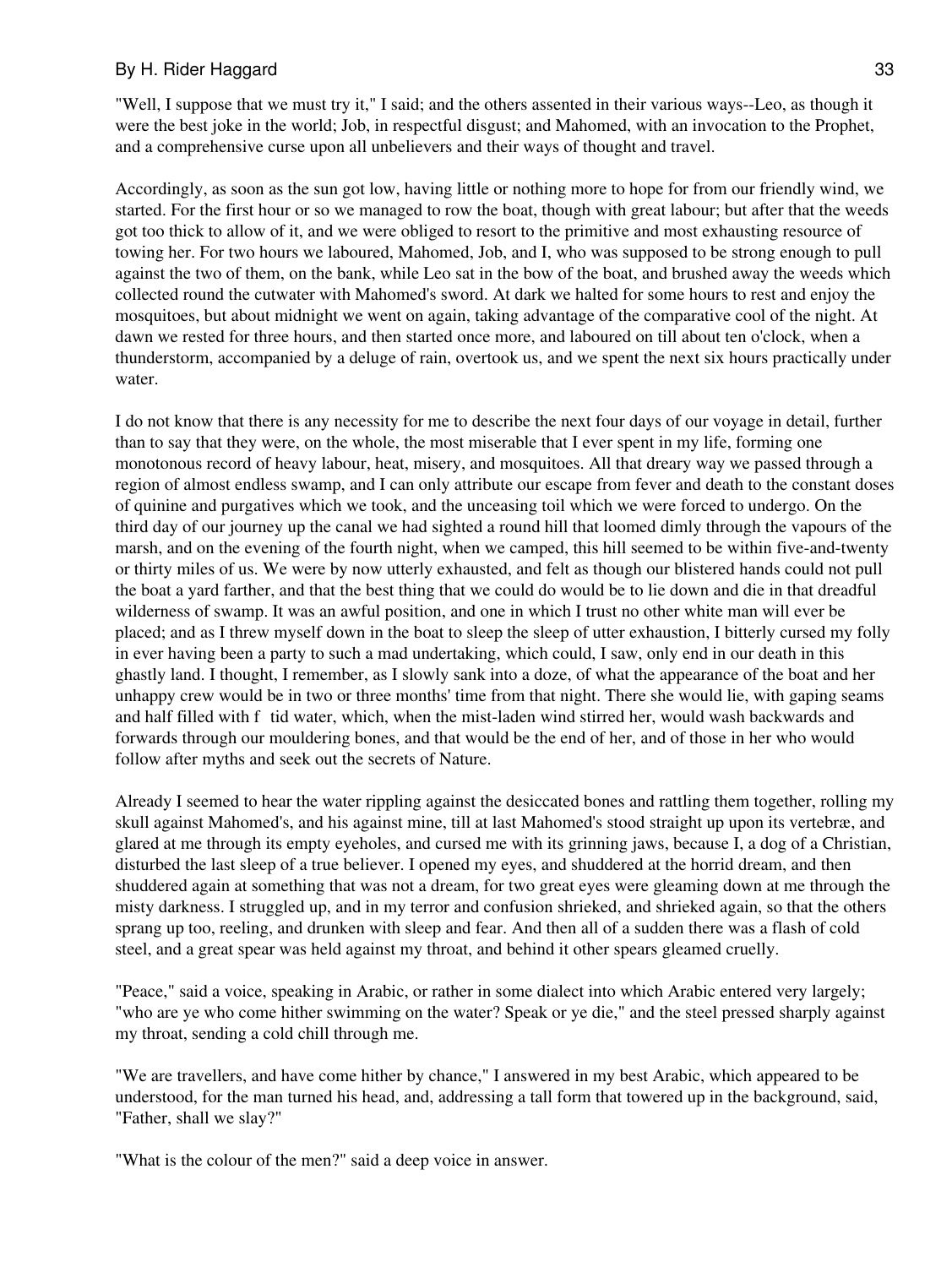"Well, I suppose that we must try it," I said; and the others assented in their various ways--Leo, as though it were the best joke in the world; Job, in respectful disgust; and Mahomed, with an invocation to the Prophet, and a comprehensive curse upon all unbelievers and their ways of thought and travel.

Accordingly, as soon as the sun got low, having little or nothing more to hope for from our friendly wind, we started. For the first hour or so we managed to row the boat, though with great labour; but after that the weeds got too thick to allow of it, and we were obliged to resort to the primitive and most exhausting resource of towing her. For two hours we laboured, Mahomed, Job, and I, who was supposed to be strong enough to pull against the two of them, on the bank, while Leo sat in the bow of the boat, and brushed away the weeds which collected round the cutwater with Mahomed's sword. At dark we halted for some hours to rest and enjoy the mosquitoes, but about midnight we went on again, taking advantage of the comparative cool of the night. At dawn we rested for three hours, and then started once more, and laboured on till about ten o'clock, when a thunderstorm, accompanied by a deluge of rain, overtook us, and we spent the next six hours practically under water.

I do not know that there is any necessity for me to describe the next four days of our voyage in detail, further than to say that they were, on the whole, the most miserable that I ever spent in my life, forming one monotonous record of heavy labour, heat, misery, and mosquitoes. All that dreary way we passed through a region of almost endless swamp, and I can only attribute our escape from fever and death to the constant doses of quinine and purgatives which we took, and the unceasing toil which we were forced to undergo. On the third day of our journey up the canal we had sighted a round hill that loomed dimly through the vapours of the marsh, and on the evening of the fourth night, when we camped, this hill seemed to be within five-and-twenty or thirty miles of us. We were by now utterly exhausted, and felt as though our blistered hands could not pull the boat a yard farther, and that the best thing that we could do would be to lie down and die in that dreadful wilderness of swamp. It was an awful position, and one in which I trust no other white man will ever be placed; and as I threw myself down in the boat to sleep the sleep of utter exhaustion, I bitterly cursed my folly in ever having been a party to such a mad undertaking, which could, I saw, only end in our death in this ghastly land. I thought, I remember, as I slowly sank into a doze, of what the appearance of the boat and her unhappy crew would be in two or three months' time from that night. There she would lie, with gaping seams and half filled with f tid water, which, when the mist-laden wind stirred her, would wash backwards and forwards through our mouldering bones, and that would be the end of her, and of those in her who would follow after myths and seek out the secrets of Nature.

Already I seemed to hear the water rippling against the desiccated bones and rattling them together, rolling my skull against Mahomed's, and his against mine, till at last Mahomed's stood straight up upon its vertebræ, and glared at me through its empty eyeholes, and cursed me with its grinning jaws, because I, a dog of a Christian, disturbed the last sleep of a true believer. I opened my eyes, and shuddered at the horrid dream, and then shuddered again at something that was not a dream, for two great eyes were gleaming down at me through the misty darkness. I struggled up, and in my terror and confusion shrieked, and shrieked again, so that the others sprang up too, reeling, and drunken with sleep and fear. And then all of a sudden there was a flash of cold steel, and a great spear was held against my throat, and behind it other spears gleamed cruelly.

"Peace," said a voice, speaking in Arabic, or rather in some dialect into which Arabic entered very largely; "who are ye who come hither swimming on the water? Speak or ye die," and the steel pressed sharply against my throat, sending a cold chill through me.

"We are travellers, and have come hither by chance," I answered in my best Arabic, which appeared to be understood, for the man turned his head, and, addressing a tall form that towered up in the background, said, "Father, shall we slay?"

"What is the colour of the men?" said a deep voice in answer.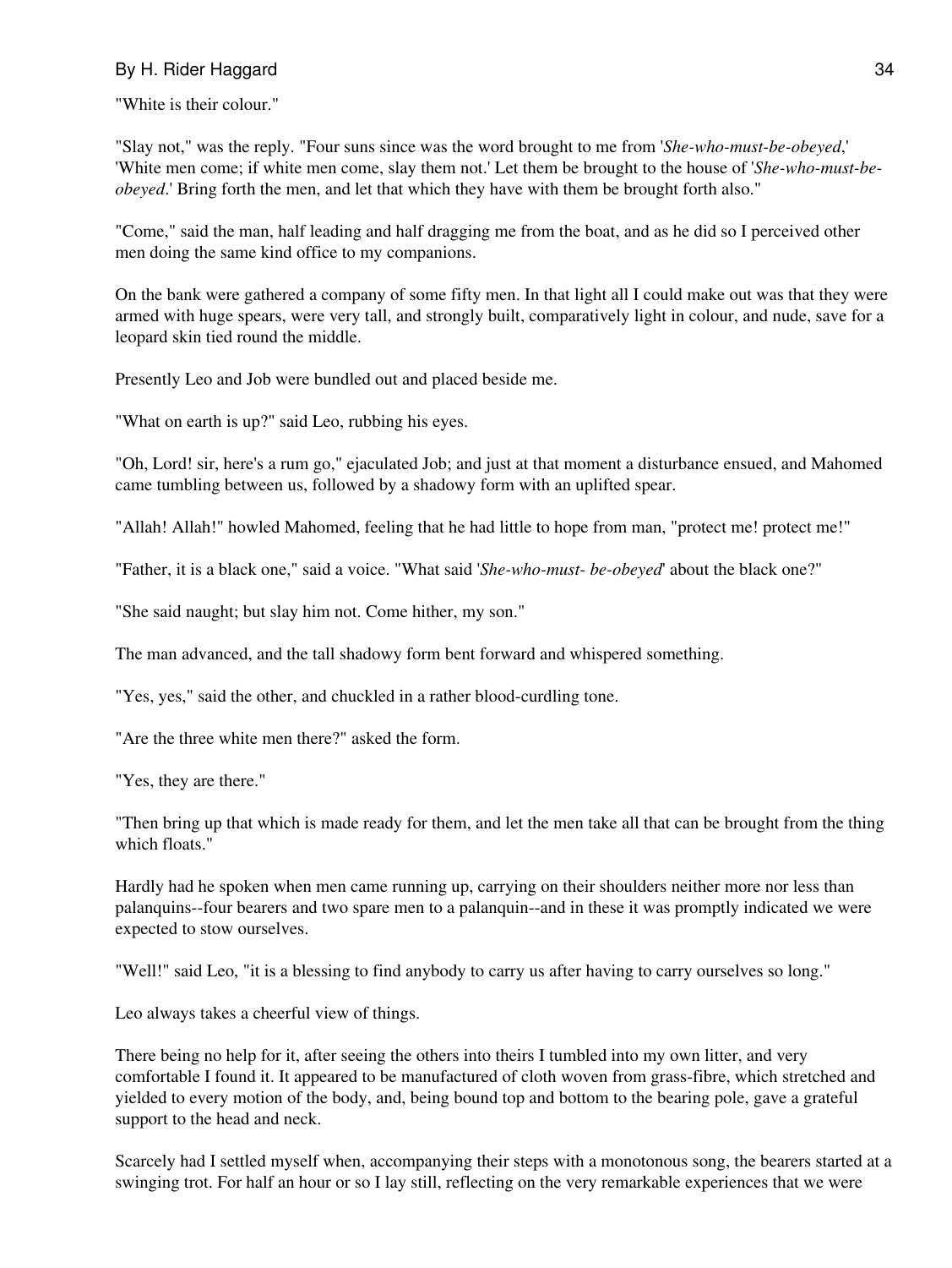"White is their colour."

"Slay not," was the reply. "Four suns since was the word brought to me from '*She-who-must-be-obeyed*,' 'White men come; if white men come, slay them not.' Let them be brought to the house of '*She-who-must-be-obeyed*.' Bring forth the men, and let that which they have with them be brought forth also."

"Come," said the man, half leading and half dragging me from the boat, and as he did so I perceived other men doing the same kind office to my companions.

On the bank were gathered a company of some fifty men. In that light all I could make out was that they were armed with huge spears, were very tall, and strongly built, comparatively light in colour, and nude, save for a leopard skin tied round the middle.

Presently Leo and Job were bundled out and placed beside me.

"What on earth is up?" said Leo, rubbing his eyes.

"Oh, Lord! sir, here's a rum go," ejaculated Job; and just at that moment a disturbance ensued, and Mahomed came tumbling between us, followed by a shadowy form with an uplifted spear.

"Allah! Allah!" howled Mahomed, feeling that he had little to hope from man, "protect me! protect me!"

"Father, it is a black one," said a voice. "What said '*She-who-must- be-obeyed*' about the black one?"

"She said naught; but slay him not. Come hither, my son."

The man advanced, and the tall shadowy form bent forward and whispered something.

"Yes, yes," said the other, and chuckled in a rather blood-curdling tone.

"Are the three white men there?" asked the form.

"Yes, they are there."

"Then bring up that which is made ready for them, and let the men take all that can be brought from the thing which floats."

Hardly had he spoken when men came running up, carrying on their shoulders neither more nor less than palanquins--four bearers and two spare men to a palanquin--and in these it was promptly indicated we were expected to stow ourselves.

"Well!" said Leo, "it is a blessing to find anybody to carry us after having to carry ourselves so long."

Leo always takes a cheerful view of things.

There being no help for it, after seeing the others into theirs I tumbled into my own litter, and very comfortable I found it. It appeared to be manufactured of cloth woven from grass-fibre, which stretched and yielded to every motion of the body, and, being bound top and bottom to the bearing pole, gave a grateful support to the head and neck.

Scarcely had I settled myself when, accompanying their steps with a monotonous song, the bearers started at a swinging trot. For half an hour or so I lay still, reflecting on the very remarkable experiences that we were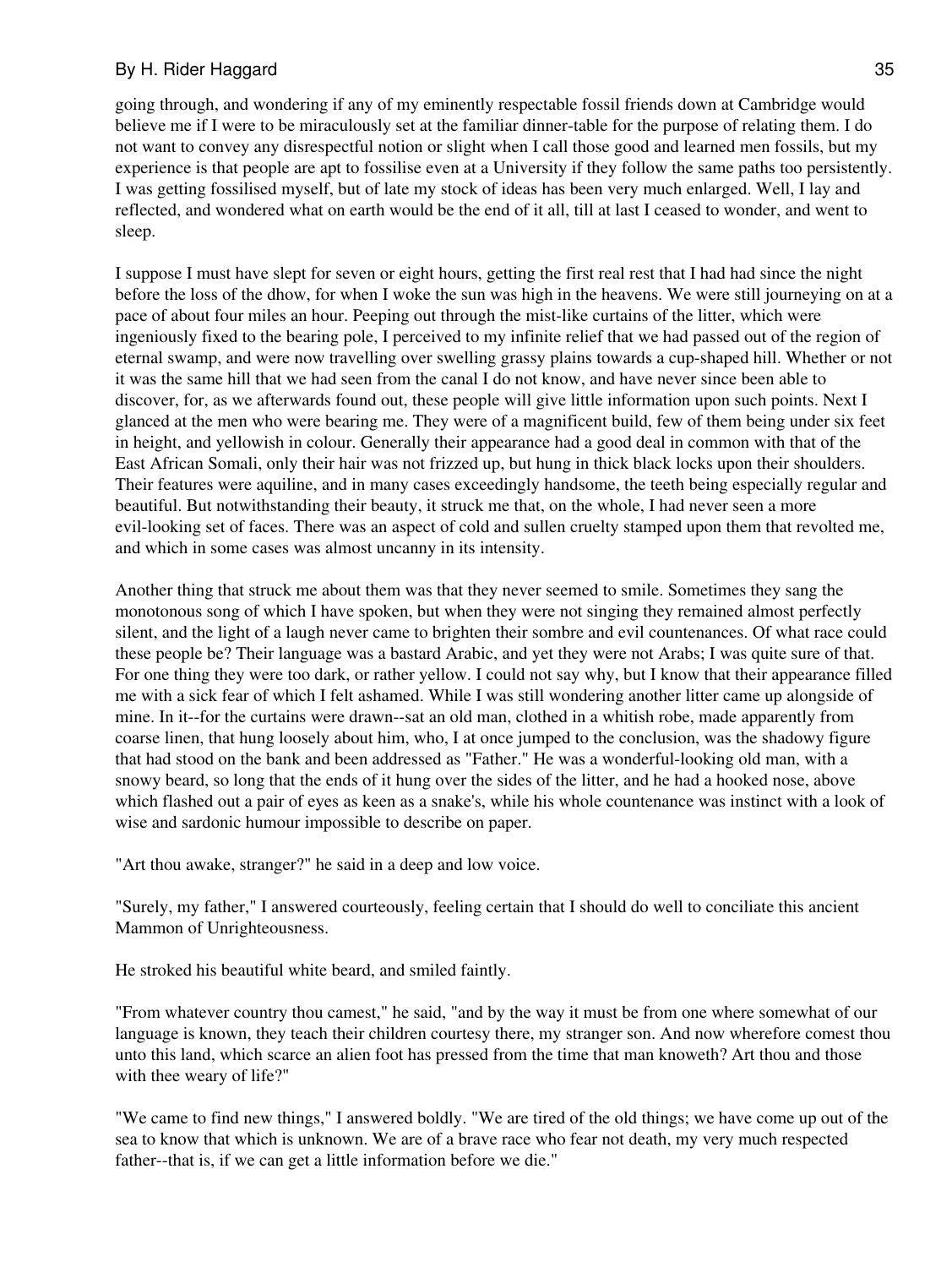going through, and wondering if any of my eminently respectable fossil friends down at Cambridge would believe me if I were to be miraculously set at the familiar dinner-table for the purpose of relating them. I do not want to convey any disrespectful notion or slight when I call those good and learned men fossils, but my experience is that people are apt to fossilise even at a University if they follow the same paths too persistently. I was getting fossilised myself, but of late my stock of ideas has been very much enlarged. Well, I lay and reflected, and wondered what on earth would be the end of it all, till at last I ceased to wonder, and went to sleep.

I suppose I must have slept for seven or eight hours, getting the first real rest that I had had since the night before the loss of the dhow, for when I woke the sun was high in the heavens. We were still journeying on at a pace of about four miles an hour. Peeping out through the mist-like curtains of the litter, which were ingeniously fixed to the bearing pole, I perceived to my infinite relief that we had passed out of the region of eternal swamp, and were now travelling over swelling grassy plains towards a cup-shaped hill. Whether or not it was the same hill that we had seen from the canal I do not know, and have never since been able to discover, for, as we afterwards found out, these people will give little information upon such points. Next I glanced at the men who were bearing me. They were of a magnificent build, few of them being under six feet in height, and yellowish in colour. Generally their appearance had a good deal in common with that of the East African Somali, only their hair was not frizzed up, but hung in thick black locks upon their shoulders. Their features were aquiline, and in many cases exceedingly handsome, the teeth being especially regular and beautiful. But notwithstanding their beauty, it struck me that, on the whole, I had never seen a more evil-looking set of faces. There was an aspect of cold and sullen cruelty stamped upon them that revolted me, and which in some cases was almost uncanny in its intensity.

Another thing that struck me about them was that they never seemed to smile. Sometimes they sang the monotonous song of which I have spoken, but when they were not singing they remained almost perfectly silent, and the light of a laugh never came to brighten their sombre and evil countenances. Of what race could these people be? Their language was a bastard Arabic, and yet they were not Arabs; I was quite sure of that. For one thing they were too dark, or rather yellow. I could not say why, but I know that their appearance filled me with a sick fear of which I felt ashamed. While I was still wondering another litter came up alongside of mine. In it--for the curtains were drawn--sat an old man, clothed in a whitish robe, made apparently from coarse linen, that hung loosely about him, who, I at once jumped to the conclusion, was the shadowy figure that had stood on the bank and been addressed as "Father." He was a wonderful-looking old man, with a snowy beard, so long that the ends of it hung over the sides of the litter, and he had a hooked nose, above which flashed out a pair of eyes as keen as a snake's, while his whole countenance was instinct with a look of wise and sardonic humour impossible to describe on paper.

"Art thou awake, stranger?" he said in a deep and low voice.

"Surely, my father," I answered courteously, feeling certain that I should do well to conciliate this ancient Mammon of Unrighteousness.

He stroked his beautiful white beard, and smiled faintly.

"From whatever country thou camest," he said, "and by the way it must be from one where somewhat of our language is known, they teach their children courtesy there, my stranger son. And now wherefore comest thou unto this land, which scarce an alien foot has pressed from the time that man knoweth? Art thou and those with thee weary of life?"

"We came to find new things," I answered boldly. "We are tired of the old things; we have come up out of the sea to know that which is unknown. We are of a brave race who fear not death, my very much respected father--that is, if we can get a little information before we die."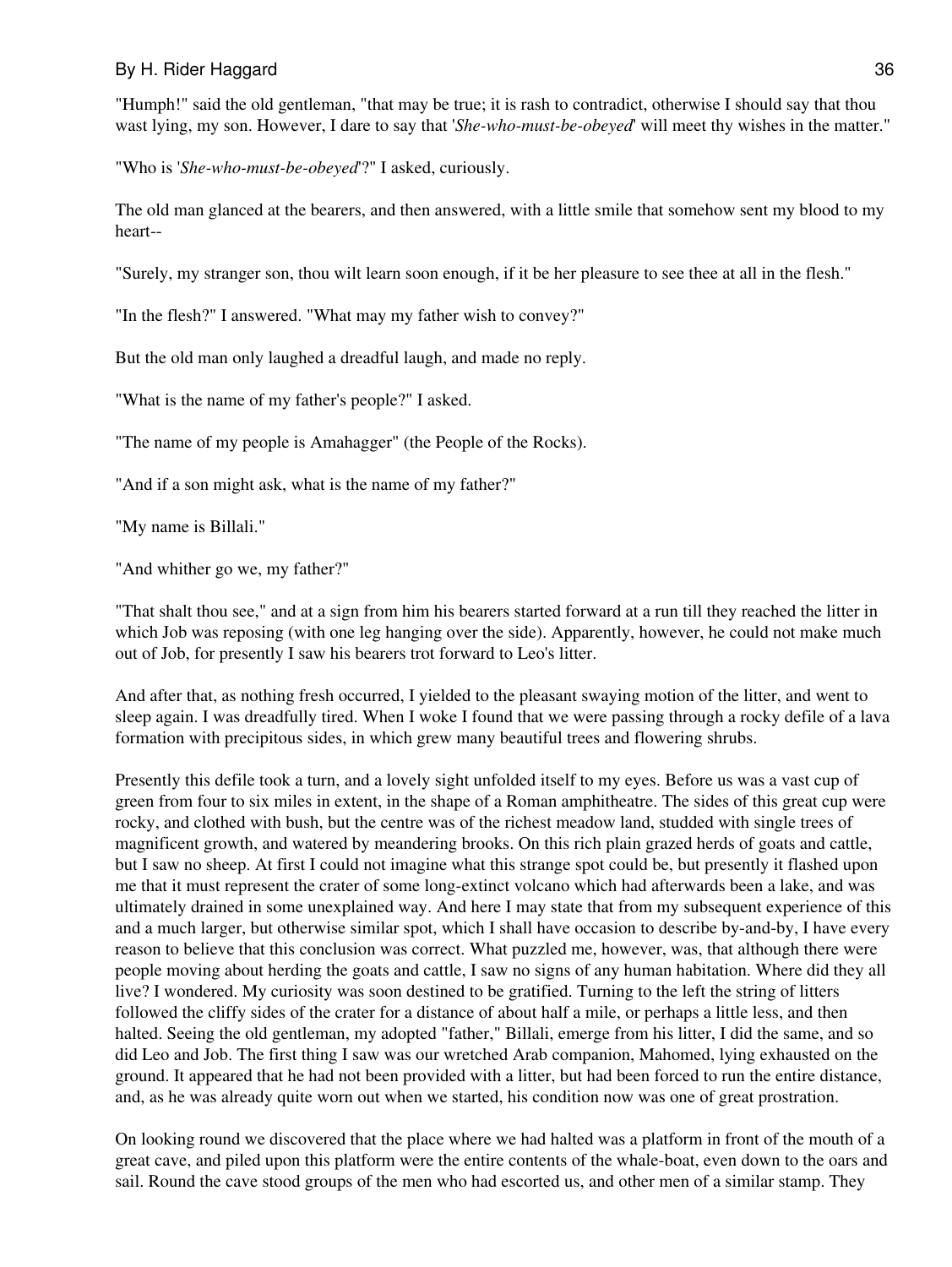"Humph!" said the old gentleman, "that may be true; it is rash to contradict, otherwise I should say that thou wast lying, my son. However, I dare to say that '*She-who-must-be-obeyed*' will meet thy wishes in the matter."

"Who is '*She-who-must-be-obeyed*'?" I asked, curiously.

The old man glanced at the bearers, and then answered, with a little smile that somehow sent my blood to my heart--

"Surely, my stranger son, thou wilt learn soon enough, if it be her pleasure to see thee at all in the flesh."

"In the flesh?" I answered. "What may my father wish to convey?"

But the old man only laughed a dreadful laugh, and made no reply.

"What is the name of my father's people?" I asked.

"The name of my people is Amahagger" (the People of the Rocks).

"And if a son might ask, what is the name of my father?"

"My name is Billali."

"And whither go we, my father?"

"That shalt thou see," and at a sign from him his bearers started forward at a run till they reached the litter in which Job was reposing (with one leg hanging over the side). Apparently, however, he could not make much out of Job, for presently I saw his bearers trot forward to Leo's litter.

And after that, as nothing fresh occurred, I yielded to the pleasant swaying motion of the litter, and went to sleep again. I was dreadfully tired. When I woke I found that we were passing through a rocky defile of a lava formation with precipitous sides, in which grew many beautiful trees and flowering shrubs.

Presently this defile took a turn, and a lovely sight unfolded itself to my eyes. Before us was a vast cup of green from four to six miles in extent, in the shape of a Roman amphitheatre. The sides of this great cup were rocky, and clothed with bush, but the centre was of the richest meadow land, studded with single trees of magnificent growth, and watered by meandering brooks. On this rich plain grazed herds of goats and cattle, but I saw no sheep. At first I could not imagine what this strange spot could be, but presently it flashed upon me that it must represent the crater of some long-extinct volcano which had afterwards been a lake, and was ultimately drained in some unexplained way. And here I may state that from my subsequent experience of this and a much larger, but otherwise similar spot, which I shall have occasion to describe by-and-by, I have every reason to believe that this conclusion was correct. What puzzled me, however, was, that although there were people moving about herding the goats and cattle, I saw no signs of any human habitation. Where did they all live? I wondered. My curiosity was soon destined to be gratified. Turning to the left the string of litters followed the cliffy sides of the crater for a distance of about half a mile, or perhaps a little less, and then halted. Seeing the old gentleman, my adopted "father," Billali, emerge from his litter, I did the same, and so did Leo and Job. The first thing I saw was our wretched Arab companion, Mahomed, lying exhausted on the ground. It appeared that he had not been provided with a litter, but had been forced to run the entire distance, and, as he was already quite worn out when we started, his condition now was one of great prostration.

On looking round we discovered that the place where we had halted was a platform in front of the mouth of a great cave, and piled upon this platform were the entire contents of the whale-boat, even down to the oars and sail. Round the cave stood groups of the men who had escorted us, and other men of a similar stamp. They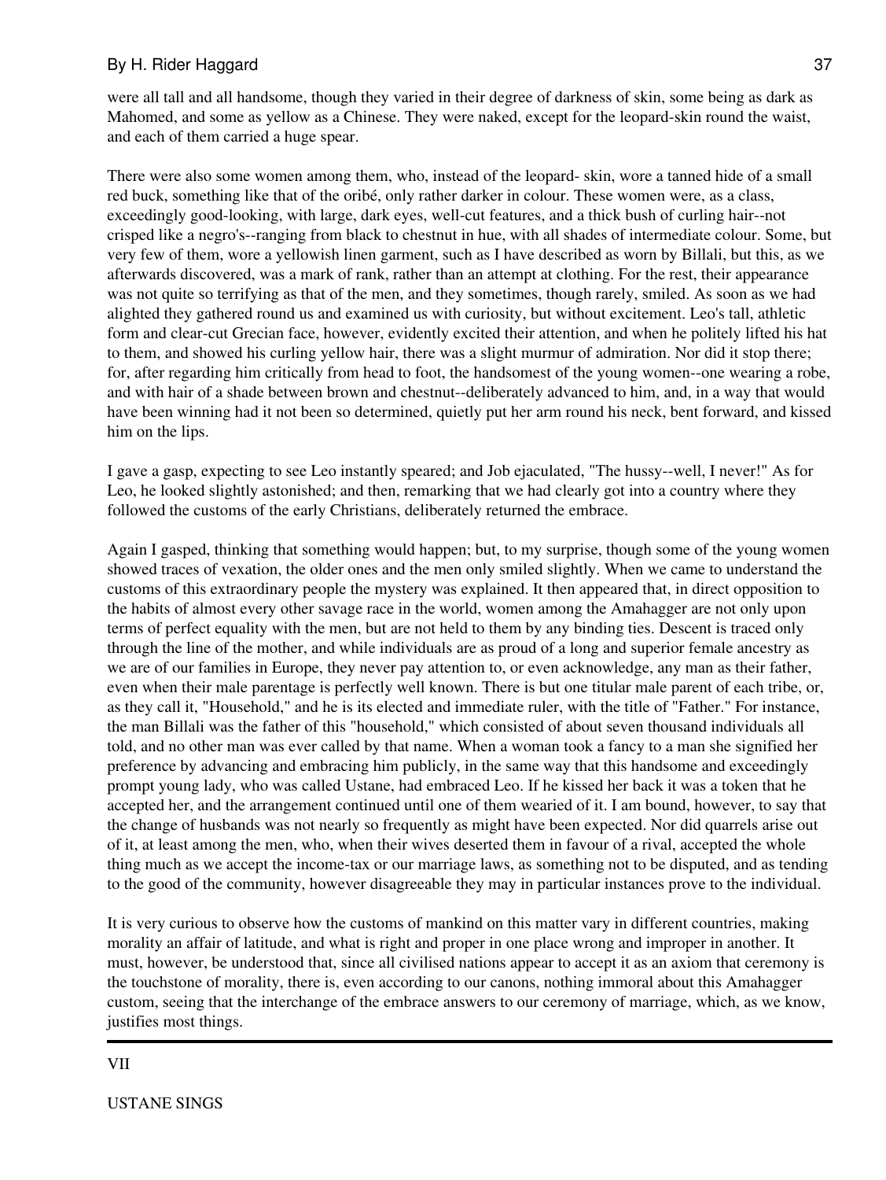were all tall and all handsome, though they varied in their degree of darkness of skin, some being as dark as Mahomed, and some as yellow as a Chinese. They were naked, except for the leopard-skin round the waist, and each of them carried a huge spear.

There were also some women among them, who, instead of the leopard- skin, wore a tanned hide of a small red buck, something like that of the oribé, only rather darker in colour. These women were, as a class, exceedingly good-looking, with large, dark eyes, well-cut features, and a thick bush of curling hair--not crisped like a negro's--ranging from black to chestnut in hue, with all shades of intermediate colour. Some, but very few of them, wore a yellowish linen garment, such as I have described as worn by Billali, but this, as we afterwards discovered, was a mark of rank, rather than an attempt at clothing. For the rest, their appearance was not quite so terrifying as that of the men, and they sometimes, though rarely, smiled. As soon as we had alighted they gathered round us and examined us with curiosity, but without excitement. Leo's tall, athletic form and clear-cut Grecian face, however, evidently excited their attention, and when he politely lifted his hat to them, and showed his curling yellow hair, there was a slight murmur of admiration. Nor did it stop there; for, after regarding him critically from head to foot, the handsomest of the young women--one wearing a robe, and with hair of a shade between brown and chestnut--deliberately advanced to him, and, in a way that would have been winning had it not been so determined, quietly put her arm round his neck, bent forward, and kissed him on the lips.

I gave a gasp, expecting to see Leo instantly speared; and Job ejaculated, "The hussy--well, I never!" As for Leo, he looked slightly astonished; and then, remarking that we had clearly got into a country where they followed the customs of the early Christians, deliberately returned the embrace.

Again I gasped, thinking that something would happen; but, to my surprise, though some of the young women showed traces of vexation, the older ones and the men only smiled slightly. When we came to understand the customs of this extraordinary people the mystery was explained. It then appeared that, in direct opposition to the habits of almost every other savage race in the world, women among the Amahagger are not only upon terms of perfect equality with the men, but are not held to them by any binding ties. Descent is traced only through the line of the mother, and while individuals are as proud of a long and superior female ancestry as we are of our families in Europe, they never pay attention to, or even acknowledge, any man as their father, even when their male parentage is perfectly well known. There is but one titular male parent of each tribe, or, as they call it, "Household," and he is its elected and immediate ruler, with the title of "Father." For instance, the man Billali was the father of this "household," which consisted of about seven thousand individuals all told, and no other man was ever called by that name. When a woman took a fancy to a man she signified her preference by advancing and embracing him publicly, in the same way that this handsome and exceedingly prompt young lady, who was called Ustane, had embraced Leo. If he kissed her back it was a token that he accepted her, and the arrangement continued until one of them wearied of it. I am bound, however, to say that the change of husbands was not nearly so frequently as might have been expected. Nor did quarrels arise out of it, at least among the men, who, when their wives deserted them in favour of a rival, accepted the whole thing much as we accept the income-tax or our marriage laws, as something not to be disputed, and as tending to the good of the community, however disagreeable they may in particular instances prove to the individual.

It is very curious to observe how the customs of mankind on this matter vary in different countries, making morality an affair of latitude, and what is right and proper in one place wrong and improper in another. It must, however, be understood that, since all civilised nations appear to accept it as an axiom that ceremony is the touchstone of morality, there is, even according to our canons, nothing immoral about this Amahagger custom, seeing that the interchange of the embrace answers to our ceremony of marriage, which, as we know, justifies most things.

---

## VII

## USTANE SINGS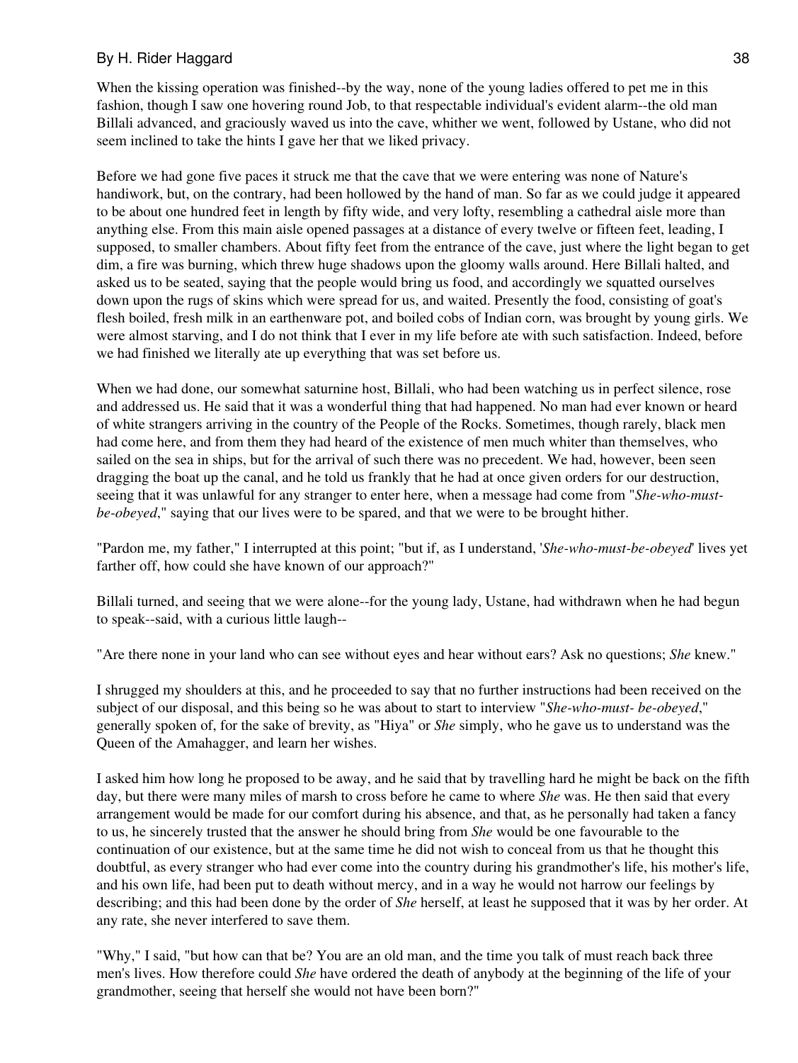When the kissing operation was finished--by the way, none of the young ladies offered to pet me in this fashion, though I saw one hovering round Job, to that respectable individual's evident alarm--the old man Billali advanced, and graciously waved us into the cave, whither we went, followed by Ustane, who did not seem inclined to take the hints I gave her that we liked privacy.

Before we had gone five paces it struck me that the cave that we were entering was none of Nature's handiwork, but, on the contrary, had been hollowed by the hand of man. So far as we could judge it appeared to be about one hundred feet in length by fifty wide, and very lofty, resembling a cathedral aisle more than anything else. From this main aisle opened passages at a distance of every twelve or fifteen feet, leading, I supposed, to smaller chambers. About fifty feet from the entrance of the cave, just where the light began to get dim, a fire was burning, which threw huge shadows upon the gloomy walls around. Here Billali halted, and asked us to be seated, saying that the people would bring us food, and accordingly we squatted ourselves down upon the rugs of skins which were spread for us, and waited. Presently the food, consisting of goat's flesh boiled, fresh milk in an earthenware pot, and boiled cobs of Indian corn, was brought by young girls. We were almost starving, and I do not think that I ever in my life before ate with such satisfaction. Indeed, before we had finished we literally ate up everything that was set before us.

When we had done, our somewhat saturnine host, Billali, who had been watching us in perfect silence, rose and addressed us. He said that it was a wonderful thing that had happened. No man had ever known or heard of white strangers arriving in the country of the People of the Rocks. Sometimes, though rarely, black men had come here, and from them they had heard of the existence of men much whiter than themselves, who sailed on the sea in ships, but for the arrival of such there was no precedent. We had, however, been seen dragging the boat up the canal, and he told us frankly that he had at once given orders for our destruction, seeing that it was unlawful for any stranger to enter here, when a message had come from "*She-who-must-be-obeyed*," saying that our lives were to be spared, and that we were to be brought hither.

"Pardon me, my father," I interrupted at this point; "but if, as I understand, '*She-who-must-be-obeyed*' lives yet farther off, how could she have known of our approach?"

Billali turned, and seeing that we were alone--for the young lady, Ustane, had withdrawn when he had begun to speak--said, with a curious little laugh--

"Are there none in your land who can see without eyes and hear without ears? Ask no questions; *She* knew."

I shrugged my shoulders at this, and he proceeded to say that no further instructions had been received on the subject of our disposal, and this being so he was about to start to interview "*She-who-must- be-obeyed*," generally spoken of, for the sake of brevity, as "Hiya" or *She* simply, who he gave us to understand was the Queen of the Amahagger, and learn her wishes.

I asked him how long he proposed to be away, and he said that by travelling hard he might be back on the fifth day, but there were many miles of marsh to cross before he came to where *She* was. He then said that every arrangement would be made for our comfort during his absence, and that, as he personally had taken a fancy to us, he sincerely trusted that the answer he should bring from *She* would be one favourable to the continuation of our existence, but at the same time he did not wish to conceal from us that he thought this doubtful, as every stranger who had ever come into the country during his grandmother's life, his mother's life, and his own life, had been put to death without mercy, and in a way he would not harrow our feelings by describing; and this had been done by the order of *She* herself, at least he supposed that it was by her order. At any rate, she never interfered to save them.

"Why," I said, "but how can that be? You are an old man, and the time you talk of must reach back three men's lives. How therefore could *She* have ordered the death of anybody at the beginning of the life of your grandmother, seeing that herself she would not have been born?"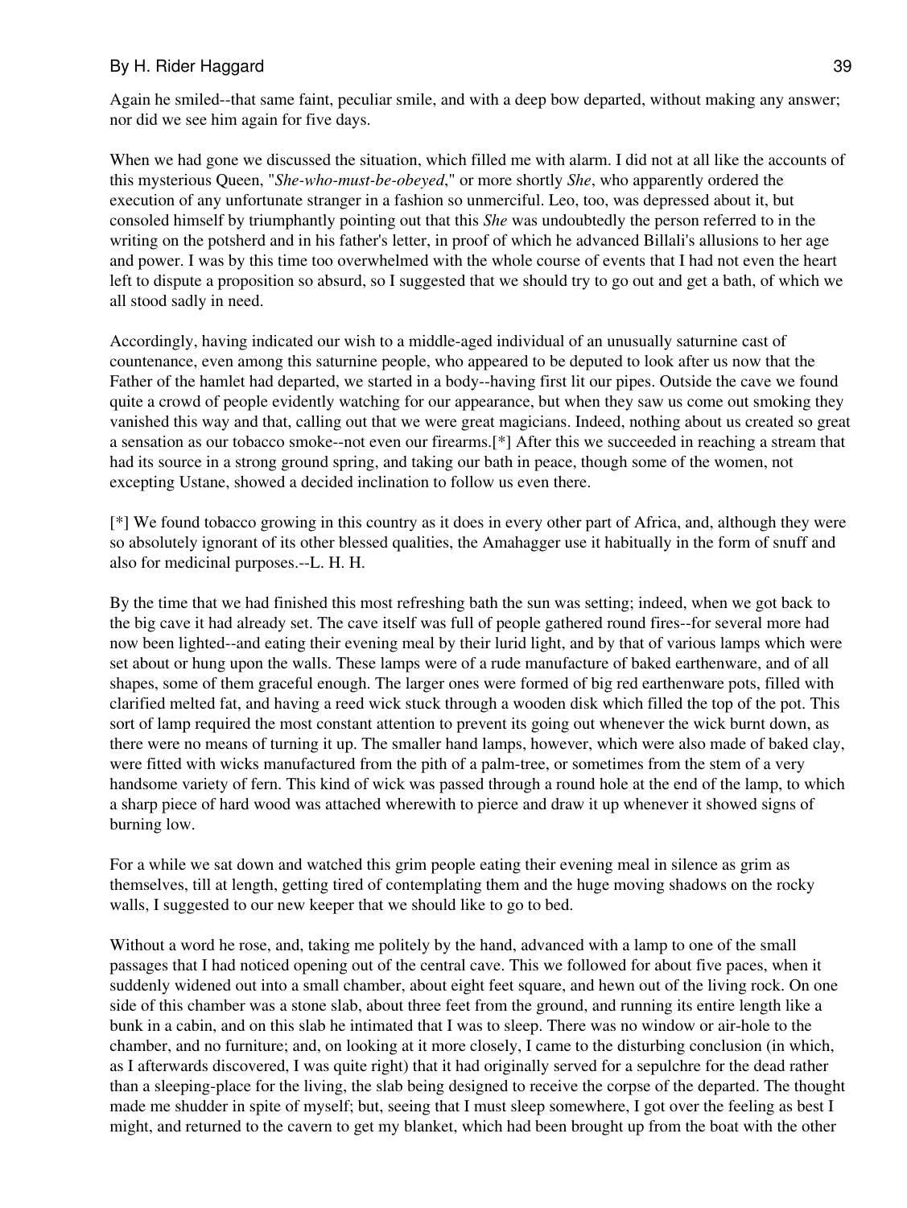Again he smiled--that same faint, peculiar smile, and with a deep bow departed, without making any answer; nor did we see him again for five days.

When we had gone we discussed the situation, which filled me with alarm. I did not at all like the accounts of this mysterious Queen, "*She-who-must-be-obeyed*," or more shortly *She*, who apparently ordered the execution of any unfortunate stranger in a fashion so unmerciful. Leo, too, was depressed about it, but consoled himself by triumphantly pointing out that this *She* was undoubtedly the person referred to in the writing on the potsherd and in his father's letter, in proof of which he advanced Billali's allusions to her age and power. I was by this time too overwhelmed with the whole course of events that I had not even the heart left to dispute a proposition so absurd, so I suggested that we should try to go out and get a bath, of which we all stood sadly in need.

Accordingly, having indicated our wish to a middle-aged individual of an unusually saturnine cast of countenance, even among this saturnine people, who appeared to be deputed to look after us now that the Father of the hamlet had departed, we started in a body--having first lit our pipes. Outside the cave we found quite a crowd of people evidently watching for our appearance, but when they saw us come out smoking they vanished this way and that, calling out that we were great magicians. Indeed, nothing about us created so great a sensation as our tobacco smoke--not even our firearms.[*] After this we succeeded in reaching a stream that had its source in a strong ground spring, and taking our bath in peace, though some of the women, not excepting Ustane, showed a decided inclination to follow us even there.

[*] We found tobacco growing in this country as it does in every other part of Africa, and, although they were so absolutely ignorant of its other blessed qualities, the Amahagger use it habitually in the form of snuff and also for medicinal purposes.--L. H. H.

By the time that we had finished this most refreshing bath the sun was setting; indeed, when we got back to the big cave it had already set. The cave itself was full of people gathered round fires--for several more had now been lighted--and eating their evening meal by their lurid light, and by that of various lamps which were set about or hung upon the walls. These lamps were of a rude manufacture of baked earthenware, and of all shapes, some of them graceful enough. The larger ones were formed of big red earthenware pots, filled with clarified melted fat, and having a reed wick stuck through a wooden disk which filled the top of the pot. This sort of lamp required the most constant attention to prevent its going out whenever the wick burnt down, as there were no means of turning it up. The smaller hand lamps, however, which were also made of baked clay, were fitted with wicks manufactured from the pith of a palm-tree, or sometimes from the stem of a very handsome variety of fern. This kind of wick was passed through a round hole at the end of the lamp, to which a sharp piece of hard wood was attached wherewith to pierce and draw it up whenever it showed signs of burning low.

For a while we sat down and watched this grim people eating their evening meal in silence as grim as themselves, till at length, getting tired of contemplating them and the huge moving shadows on the rocky walls, I suggested to our new keeper that we should like to go to bed.

Without a word he rose, and, taking me politely by the hand, advanced with a lamp to one of the small passages that I had noticed opening out of the central cave. This we followed for about five paces, when it suddenly widened out into a small chamber, about eight feet square, and hewn out of the living rock. On one side of this chamber was a stone slab, about three feet from the ground, and running its entire length like a bunk in a cabin, and on this slab he intimated that I was to sleep. There was no window or air-hole to the chamber, and no furniture; and, on looking at it more closely, I came to the disturbing conclusion (in which, as I afterwards discovered, I was quite right) that it had originally served for a sepulchre for the dead rather than a sleeping-place for the living, the slab being designed to receive the corpse of the departed. The thought made me shudder in spite of myself; but, seeing that I must sleep somewhere, I got over the feeling as best I might, and returned to the cavern to get my blanket, which had been brought up from the boat with the other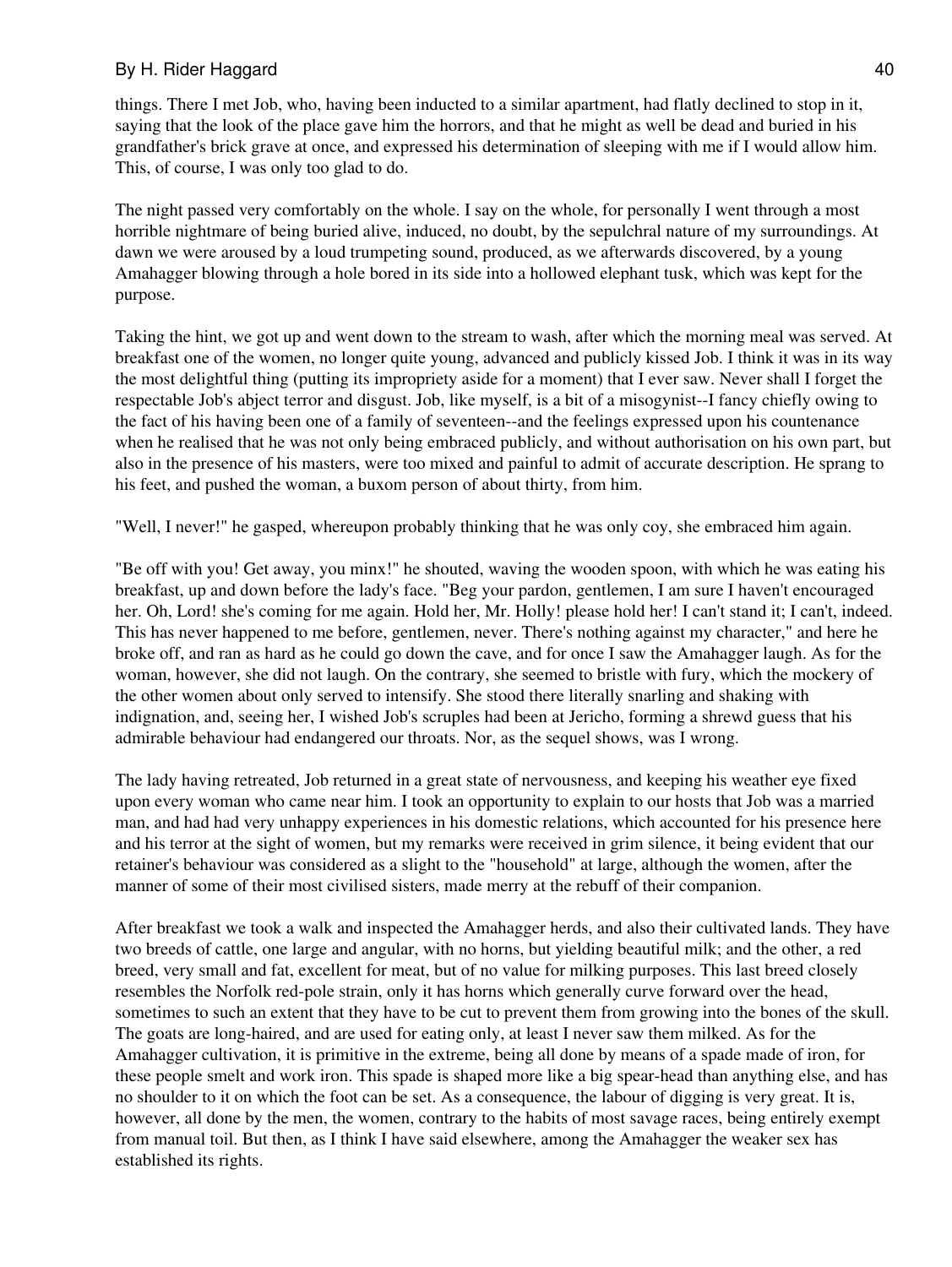things. There I met Job, who, having been inducted to a similar apartment, had flatly declined to stop in it, saying that the look of the place gave him the horrors, and that he might as well be dead and buried in his grandfather's brick grave at once, and expressed his determination of sleeping with me if I would allow him. This, of course, I was only too glad to do.

The night passed very comfortably on the whole. I say on the whole, for personally I went through a most horrible nightmare of being buried alive, induced, no doubt, by the sepulchral nature of my surroundings. At dawn we were aroused by a loud trumpeting sound, produced, as we afterwards discovered, by a young Amahagger blowing through a hole bored in its side into a hollowed elephant tusk, which was kept for the purpose.

Taking the hint, we got up and went down to the stream to wash, after which the morning meal was served. At breakfast one of the women, no longer quite young, advanced and publicly kissed Job. I think it was in its way the most delightful thing (putting its impropriety aside for a moment) that I ever saw. Never shall I forget the respectable Job's abject terror and disgust. Job, like myself, is a bit of a misogynist--I fancy chiefly owing to the fact of his having been one of a family of seventeen--and the feelings expressed upon his countenance when he realised that he was not only being embraced publicly, and without authorisation on his own part, but also in the presence of his masters, were too mixed and painful to admit of accurate description. He sprang to his feet, and pushed the woman, a buxom person of about thirty, from him.

"Well, I never!" he gasped, whereupon probably thinking that he was only coy, she embraced him again.

"Be off with you! Get away, you minx!" he shouted, waving the wooden spoon, with which he was eating his breakfast, up and down before the lady's face. "Beg your pardon, gentlemen, I am sure I haven't encouraged her. Oh, Lord! she's coming for me again. Hold her, Mr. Holly! please hold her! I can't stand it; I can't, indeed. This has never happened to me before, gentlemen, never. There's nothing against my character," and here he broke off, and ran as hard as he could go down the cave, and for once I saw the Amahagger laugh. As for the woman, however, she did not laugh. On the contrary, she seemed to bristle with fury, which the mockery of the other women about only served to intensify. She stood there literally snarling and shaking with indignation, and, seeing her, I wished Job's scruples had been at Jericho, forming a shrewd guess that his admirable behaviour had endangered our throats. Nor, as the sequel shows, was I wrong.

The lady having retreated, Job returned in a great state of nervousness, and keeping his weather eye fixed upon every woman who came near him. I took an opportunity to explain to our hosts that Job was a married man, and had had very unhappy experiences in his domestic relations, which accounted for his presence here and his terror at the sight of women, but my remarks were received in grim silence, it being evident that our retainer's behaviour was considered as a slight to the "household" at large, although the women, after the manner of some of their most civilised sisters, made merry at the rebuff of their companion.

After breakfast we took a walk and inspected the Amahagger herds, and also their cultivated lands. They have two breeds of cattle, one large and angular, with no horns, but yielding beautiful milk; and the other, a red breed, very small and fat, excellent for meat, but of no value for milking purposes. This last breed closely resembles the Norfolk red-pole strain, only it has horns which generally curve forward over the head, sometimes to such an extent that they have to be cut to prevent them from growing into the bones of the skull. The goats are long-haired, and are used for eating only, at least I never saw them milked. As for the Amahagger cultivation, it is primitive in the extreme, being all done by means of a spade made of iron, for these people smelt and work iron. This spade is shaped more like a big spear-head than anything else, and has no shoulder to it on which the foot can be set. As a consequence, the labour of digging is very great. It is, however, all done by the men, the women, contrary to the habits of most savage races, being entirely exempt from manual toil. But then, as I think I have said elsewhere, among the Amahagger the weaker sex has established its rights.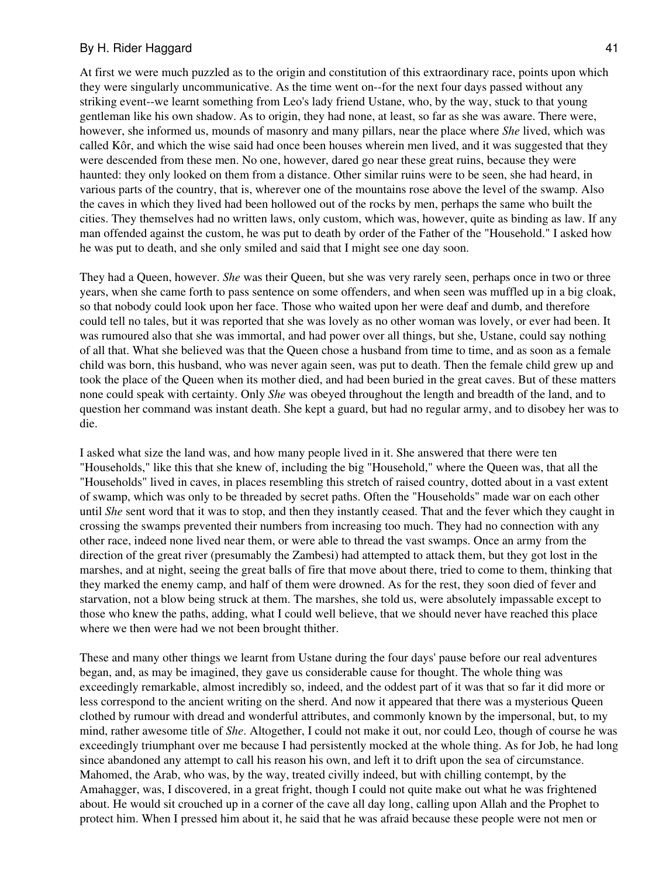At first we were much puzzled as to the origin and constitution of this extraordinary race, points upon which they were singularly uncommunicative. As the time went on--for the next four days passed without any striking event--we learnt something from Leo's lady friend Ustane, who, by the way, stuck to that young gentleman like his own shadow. As to origin, they had none, at least, so far as she was aware. There were, however, she informed us, mounds of masonry and many pillars, near the place where *She* lived, which was called Kôr, and which the wise said had once been houses wherein men lived, and it was suggested that they were descended from these men. No one, however, dared go near these great ruins, because they were haunted: they only looked on them from a distance. Other similar ruins were to be seen, she had heard, in various parts of the country, that is, wherever one of the mountains rose above the level of the swamp. Also the caves in which they lived had been hollowed out of the rocks by men, perhaps the same who built the cities. They themselves had no written laws, only custom, which was, however, quite as binding as law. If any man offended against the custom, he was put to death by order of the Father of the "Household." I asked how he was put to death, and she only smiled and said that I might see one day soon.

They had a Queen, however. *She* was their Queen, but she was very rarely seen, perhaps once in two or three years, when she came forth to pass sentence on some offenders, and when seen was muffled up in a big cloak, so that nobody could look upon her face. Those who waited upon her were deaf and dumb, and therefore could tell no tales, but it was reported that she was lovely as no other woman was lovely, or ever had been. It was rumoured also that she was immortal, and had power over all things, but she, Ustane, could say nothing of all that. What she believed was that the Queen chose a husband from time to time, and as soon as a female child was born, this husband, who was never again seen, was put to death. Then the female child grew up and took the place of the Queen when its mother died, and had been buried in the great caves. But of these matters none could speak with certainty. Only *She* was obeyed throughout the length and breadth of the land, and to question her command was instant death. She kept a guard, but had no regular army, and to disobey her was to die.

I asked what size the land was, and how many people lived in it. She answered that there were ten "Households," like this that she knew of, including the big "Household," where the Queen was, that all the "Households" lived in caves, in places resembling this stretch of raised country, dotted about in a vast extent of swamp, which was only to be threaded by secret paths. Often the "Households" made war on each other until *She* sent word that it was to stop, and then they instantly ceased. That and the fever which they caught in crossing the swamps prevented their numbers from increasing too much. They had no connection with any other race, indeed none lived near them, or were able to thread the vast swamps. Once an army from the direction of the great river (presumably the Zambesi) had attempted to attack them, but they got lost in the marshes, and at night, seeing the great balls of fire that move about there, tried to come to them, thinking that they marked the enemy camp, and half of them were drowned. As for the rest, they soon died of fever and starvation, not a blow being struck at them. The marshes, she told us, were absolutely impassable except to those who knew the paths, adding, what I could well believe, that we should never have reached this place where we then were had we not been brought thither.

These and many other things we learnt from Ustane during the four days' pause before our real adventures began, and, as may be imagined, they gave us considerable cause for thought. The whole thing was exceedingly remarkable, almost incredibly so, indeed, and the oddest part of it was that so far it did more or less correspond to the ancient writing on the sherd. And now it appeared that there was a mysterious Queen clothed by rumour with dread and wonderful attributes, and commonly known by the impersonal, but, to my mind, rather awesome title of *She*. Altogether, I could not make it out, nor could Leo, though of course he was exceedingly triumphant over me because I had persistently mocked at the whole thing. As for Job, he had long since abandoned any attempt to call his reason his own, and left it to drift upon the sea of circumstance. Mahomed, the Arab, who was, by the way, treated civilly indeed, but with chilling contempt, by the Amahagger, was, I discovered, in a great fright, though I could not quite make out what he was frightened about. He would sit crouched up in a corner of the cave all day long, calling upon Allah and the Prophet to protect him. When I pressed him about it, he said that he was afraid because these people were not men or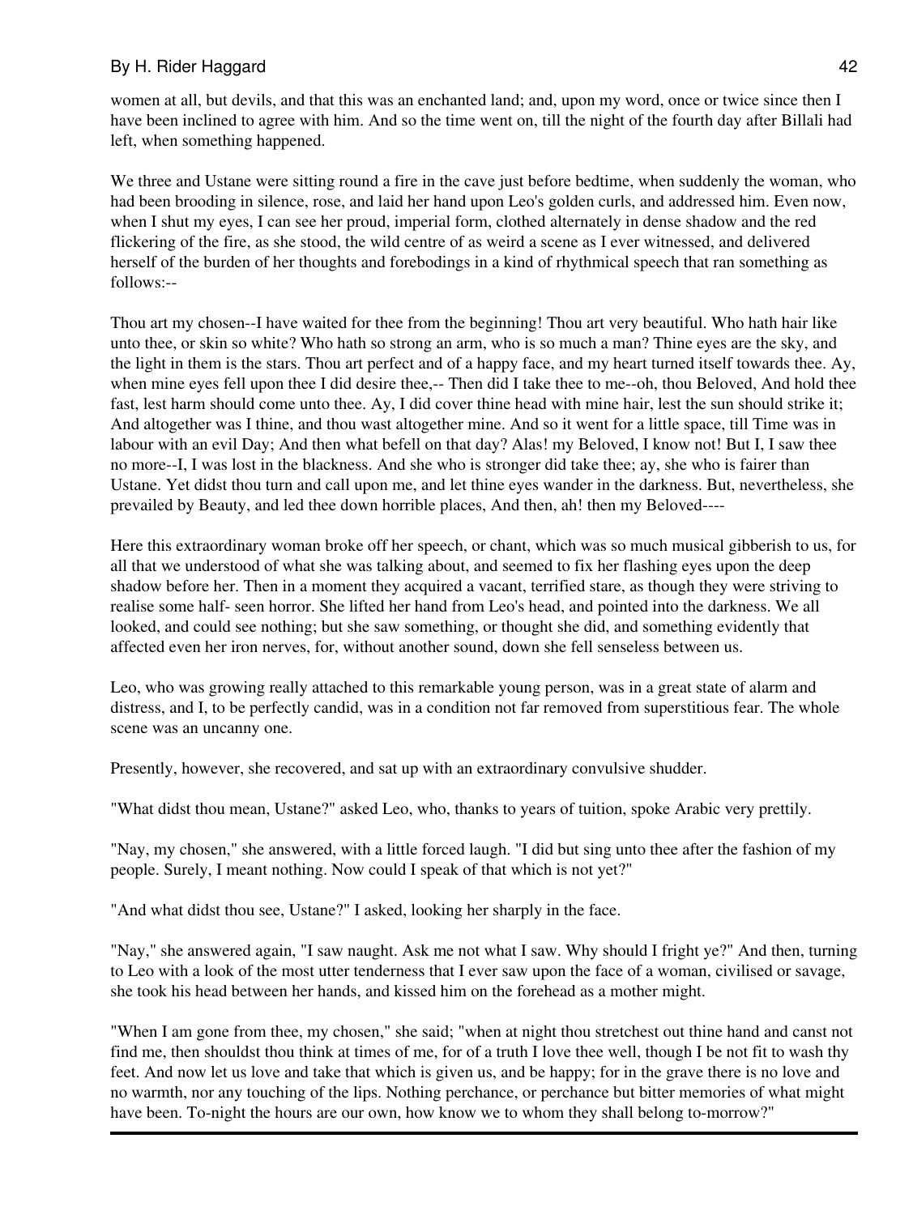women at all, but devils, and that this was an enchanted land; and, upon my word, once or twice since then I have been inclined to agree with him. And so the time went on, till the night of the fourth day after Billali had left, when something happened.

We three and Ustane were sitting round a fire in the cave just before bedtime, when suddenly the woman, who had been brooding in silence, rose, and laid her hand upon Leo's golden curls, and addressed him. Even now, when I shut my eyes, I can see her proud, imperial form, clothed alternately in dense shadow and the red flickering of the fire, as she stood, the wild centre of as weird a scene as I ever witnessed, and delivered herself of the burden of her thoughts and forebodings in a kind of rhythmical speech that ran something as follows:--

Thou art my chosen--I have waited for thee from the beginning! Thou art very beautiful. Who hath hair like unto thee, or skin so white? Who hath so strong an arm, who is so much a man? Thine eyes are the sky, and the light in them is the stars. Thou art perfect and of a happy face, and my heart turned itself towards thee. Ay, when mine eyes fell upon thee I did desire thee,-- Then did I take thee to me--oh, thou Beloved, And hold thee fast, lest harm should come unto thee. Ay, I did cover thine head with mine hair, lest the sun should strike it; And altogether was I thine, and thou wast altogether mine. And so it went for a little space, till Time was in labour with an evil Day; And then what befell on that day? Alas! my Beloved, I know not! But I, I saw thee no more--I, I was lost in the blackness. And she who is stronger did take thee; ay, she who is fairer than Ustane. Yet didst thou turn and call upon me, and let thine eyes wander in the darkness. But, nevertheless, she prevailed by Beauty, and led thee down horrible places, And then, ah! then my Beloved----

Here this extraordinary woman broke off her speech, or chant, which was so much musical gibberish to us, for all that we understood of what she was talking about, and seemed to fix her flashing eyes upon the deep shadow before her. Then in a moment they acquired a vacant, terrified stare, as though they were striving to realise some half- seen horror. She lifted her hand from Leo's head, and pointed into the darkness. We all looked, and could see nothing; but she saw something, or thought she did, and something evidently that affected even her iron nerves, for, without another sound, down she fell senseless between us.

Leo, who was growing really attached to this remarkable young person, was in a great state of alarm and distress, and I, to be perfectly candid, was in a condition not far removed from superstitious fear. The whole scene was an uncanny one.

Presently, however, she recovered, and sat up with an extraordinary convulsive shudder.

"What didst thou mean, Ustane?" asked Leo, who, thanks to years of tuition, spoke Arabic very prettily.

"Nay, my chosen," she answered, with a little forced laugh. "I did but sing unto thee after the fashion of my people. Surely, I meant nothing. Now could I speak of that which is not yet?"

"And what didst thou see, Ustane?" I asked, looking her sharply in the face.

"Nay," she answered again, "I saw naught. Ask me not what I saw. Why should I fright ye?" And then, turning to Leo with a look of the most utter tenderness that I ever saw upon the face of a woman, civilised or savage, she took his head between her hands, and kissed him on the forehead as a mother might.

"When I am gone from thee, my chosen," she said; "when at night thou stretchest out thine hand and canst not find me, then shouldst thou think at times of me, for of a truth I love thee well, though I be not fit to wash thy feet. And now let us love and take that which is given us, and be happy; for in the grave there is no love and no warmth, nor any touching of the lips. Nothing perchance, or perchance but bitter memories of what might have been. To-night the hours are our own, how know we to whom they shall belong to-morrow?"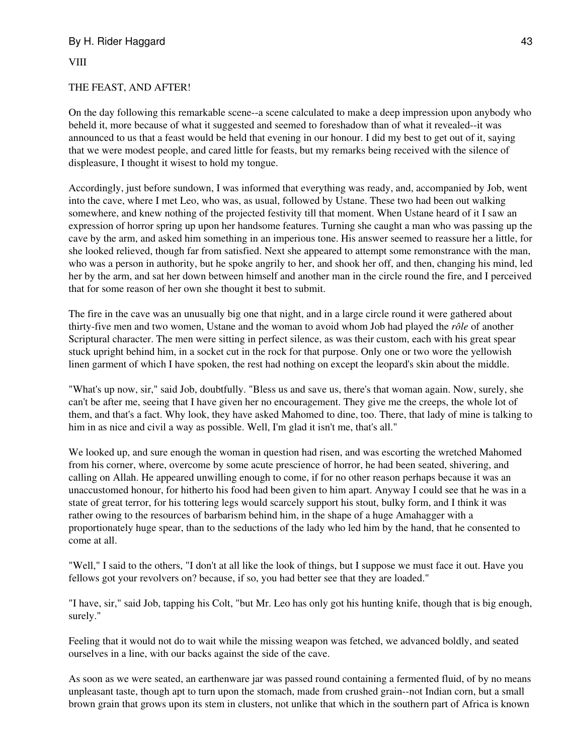## VIII

## THE FEAST, AND AFTER!

On the day following this remarkable scene--a scene calculated to make a deep impression upon anybody who beheld it, more because of what it suggested and seemed to foreshadow than of what it revealed--it was announced to us that a feast would be held that evening in our honour. I did my best to get out of it, saying that we were modest people, and cared little for feasts, but my remarks being received with the silence of displeasure, I thought it wisest to hold my tongue.

Accordingly, just before sundown, I was informed that everything was ready, and, accompanied by Job, went into the cave, where I met Leo, who was, as usual, followed by Ustane. These two had been out walking somewhere, and knew nothing of the projected festivity till that moment. When Ustane heard of it I saw an expression of horror spring up upon her handsome features. Turning she caught a man who was passing up the cave by the arm, and asked him something in an imperious tone. His answer seemed to reassure her a little, for she looked relieved, though far from satisfied. Next she appeared to attempt some remonstrance with the man, who was a person in authority, but he spoke angrily to her, and shook her off, and then, changing his mind, led her by the arm, and sat her down between himself and another man in the circle round the fire, and I perceived that for some reason of her own she thought it best to submit.

The fire in the cave was an unusually big one that night, and in a large circle round it were gathered about thirty-five men and two women, Ustane and the woman to avoid whom Job had played the *rôle* of another Scriptural character. The men were sitting in perfect silence, as was their custom, each with his great spear stuck upright behind him, in a socket cut in the rock for that purpose. Only one or two wore the yellowish linen garment of which I have spoken, the rest had nothing on except the leopard's skin about the middle.

"What's up now, sir," said Job, doubtfully. "Bless us and save us, there's that woman again. Now, surely, she can't be after me, seeing that I have given her no encouragement. They give me the creeps, the whole lot of them, and that's a fact. Why look, they have asked Mahomed to dine, too. There, that lady of mine is talking to him in as nice and civil a way as possible. Well, I'm glad it isn't me, that's all."

We looked up, and sure enough the woman in question had risen, and was escorting the wretched Mahomed from his corner, where, overcome by some acute prescience of horror, he had been seated, shivering, and calling on Allah. He appeared unwilling enough to come, if for no other reason perhaps because it was an unaccustomed honour, for hitherto his food had been given to him apart. Anyway I could see that he was in a state of great terror, for his tottering legs would scarcely support his stout, bulky form, and I think it was rather owing to the resources of barbarism behind him, in the shape of a huge Amahagger with a proportionately huge spear, than to the seductions of the lady who led him by the hand, that he consented to come at all.

"Well," I said to the others, "I don't at all like the look of things, but I suppose we must face it out. Have you fellows got your revolvers on? because, if so, you had better see that they are loaded."

"I have, sir," said Job, tapping his Colt, "but Mr. Leo has only got his hunting knife, though that is big enough, surely."

Feeling that it would not do to wait while the missing weapon was fetched, we advanced boldly, and seated ourselves in a line, with our backs against the side of the cave.

As soon as we were seated, an earthenware jar was passed round containing a fermented fluid, of by no means unpleasant taste, though apt to turn upon the stomach, made from crushed grain--not Indian corn, but a small brown grain that grows upon its stem in clusters, not unlike that which in the southern part of Africa is known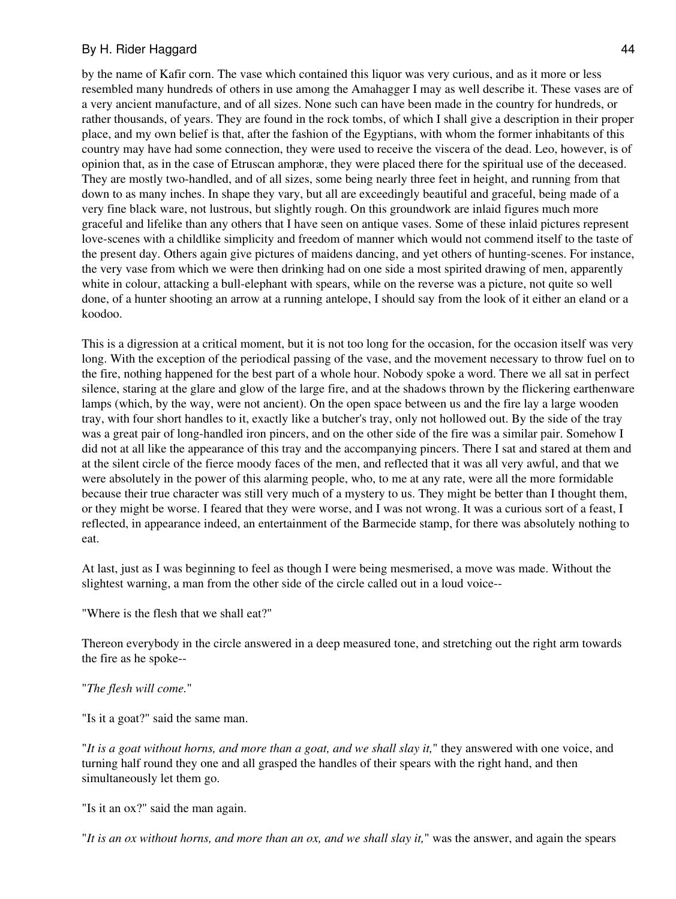by the name of Kafir corn. The vase which contained this liquor was very curious, and as it more or less resembled many hundreds of others in use among the Amahagger I may as well describe it. These vases are of a very ancient manufacture, and of all sizes. None such can have been made in the country for hundreds, or rather thousands, of years. They are found in the rock tombs, of which I shall give a description in their proper place, and my own belief is that, after the fashion of the Egyptians, with whom the former inhabitants of this country may have had some connection, they were used to receive the viscera of the dead. Leo, however, is of opinion that, as in the case of Etruscan amphoræ, they were placed there for the spiritual use of the deceased. They are mostly two-handled, and of all sizes, some being nearly three feet in height, and running from that down to as many inches. In shape they vary, but all are exceedingly beautiful and graceful, being made of a very fine black ware, not lustrous, but slightly rough. On this groundwork are inlaid figures much more graceful and lifelike than any others that I have seen on antique vases. Some of these inlaid pictures represent love-scenes with a childlike simplicity and freedom of manner which would not commend itself to the taste of the present day. Others again give pictures of maidens dancing, and yet others of hunting-scenes. For instance, the very vase from which we were then drinking had on one side a most spirited drawing of men, apparently white in colour, attacking a bull-elephant with spears, while on the reverse was a picture, not quite so well done, of a hunter shooting an arrow at a running antelope, I should say from the look of it either an eland or a koodoo.

This is a digression at a critical moment, but it is not too long for the occasion, for the occasion itself was very long. With the exception of the periodical passing of the vase, and the movement necessary to throw fuel on to the fire, nothing happened for the best part of a whole hour. Nobody spoke a word. There we all sat in perfect silence, staring at the glare and glow of the large fire, and at the shadows thrown by the flickering earthenware lamps (which, by the way, were not ancient). On the open space between us and the fire lay a large wooden tray, with four short handles to it, exactly like a butcher's tray, only not hollowed out. By the side of the tray was a great pair of long-handled iron pincers, and on the other side of the fire was a similar pair. Somehow I did not at all like the appearance of this tray and the accompanying pincers. There I sat and stared at them and at the silent circle of the fierce moody faces of the men, and reflected that it was all very awful, and that we were absolutely in the power of this alarming people, who, to me at any rate, were all the more formidable because their true character was still very much of a mystery to us. They might be better than I thought them, or they might be worse. I feared that they were worse, and I was not wrong. It was a curious sort of a feast, I reflected, in appearance indeed, an entertainment of the Barmecide stamp, for there was absolutely nothing to eat.

At last, just as I was beginning to feel as though I were being mesmerised, a move was made. Without the slightest warning, a man from the other side of the circle called out in a loud voice--

"Where is the flesh that we shall eat?"

Thereon everybody in the circle answered in a deep measured tone, and stretching out the right arm towards the fire as he spoke--

"*The flesh will come.*"

"Is it a goat?" said the same man.

"*It is a goat without horns, and more than a goat, and we shall slay it,*" they answered with one voice, and turning half round they one and all grasped the handles of their spears with the right hand, and then simultaneously let them go.

"Is it an ox?" said the man again.

"*It is an ox without horns, and more than an ox, and we shall slay it,*" was the answer, and again the spears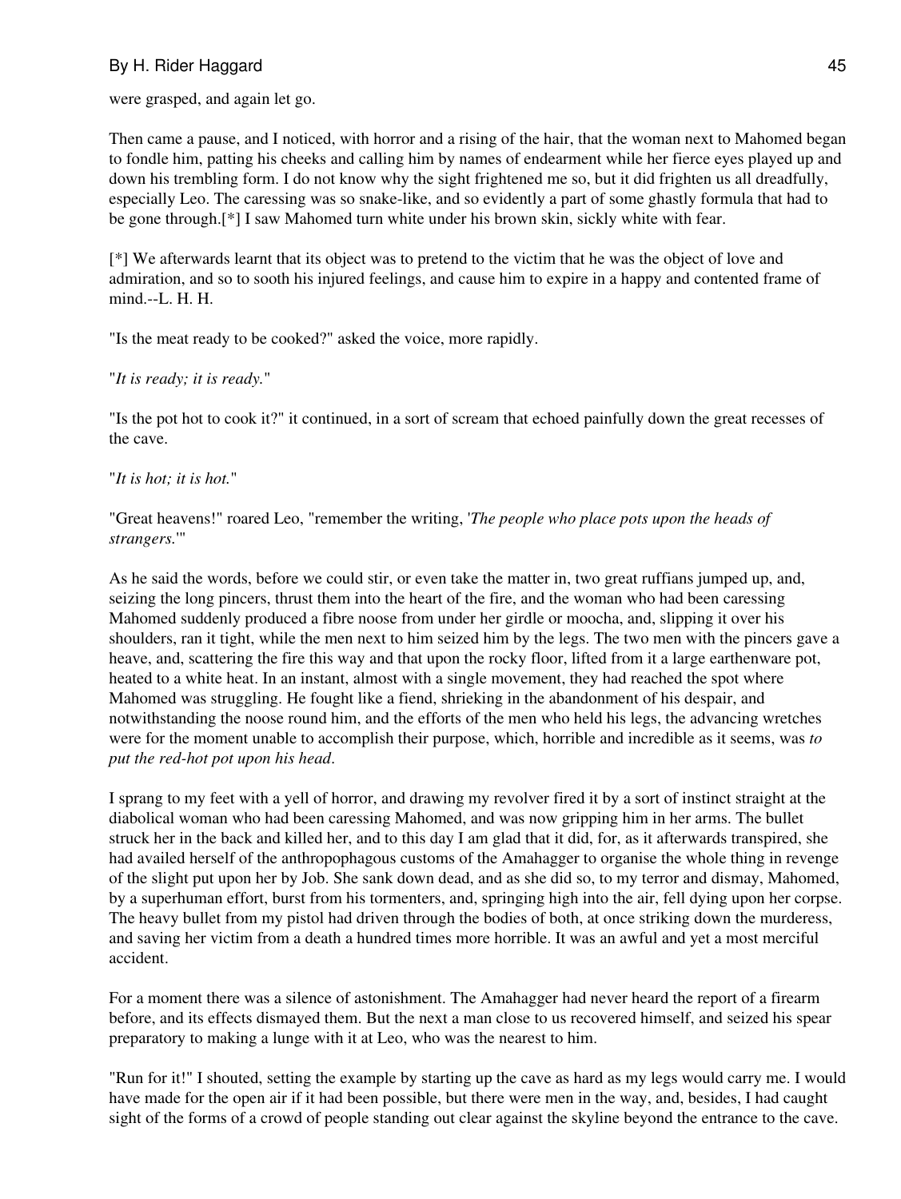were grasped, and again let go.

Then came a pause, and I noticed, with horror and a rising of the hair, that the woman next to Mahomed began to fondle him, patting his cheeks and calling him by names of endearment while her fierce eyes played up and down his trembling form. I do not know why the sight frightened me so, but it did frighten us all dreadfully, especially Leo. The caressing was so snake-like, and so evidently a part of some ghastly formula that had to be gone through.[*] I saw Mahomed turn white under his brown skin, sickly white with fear.

[*] We afterwards learnt that its object was to pretend to the victim that he was the object of love and admiration, and so to sooth his injured feelings, and cause him to expire in a happy and contented frame of mind.--L. H. H.

"Is the meat ready to be cooked?" asked the voice, more rapidly.

"*It is ready; it is ready.*"

"Is the pot hot to cook it?" it continued, in a sort of scream that echoed painfully down the great recesses of the cave.

"*It is hot; it is hot.*"

"Great heavens!" roared Leo, "remember the writing, '*The people who place pots upon the heads of strangers.*'"

As he said the words, before we could stir, or even take the matter in, two great ruffians jumped up, and, seizing the long pincers, thrust them into the heart of the fire, and the woman who had been caressing Mahomed suddenly produced a fibre noose from under her girdle or moocha, and, slipping it over his shoulders, ran it tight, while the men next to him seized him by the legs. The two men with the pincers gave a heave, and, scattering the fire this way and that upon the rocky floor, lifted from it a large earthenware pot, heated to a white heat. In an instant, almost with a single movement, they had reached the spot where Mahomed was struggling. He fought like a fiend, shrieking in the abandonment of his despair, and notwithstanding the noose round him, and the efforts of the men who held his legs, the advancing wretches were for the moment unable to accomplish their purpose, which, horrible and incredible as it seems, was *to put the red-hot pot upon his head*.

I sprang to my feet with a yell of horror, and drawing my revolver fired it by a sort of instinct straight at the diabolical woman who had been caressing Mahomed, and was now gripping him in her arms. The bullet struck her in the back and killed her, and to this day I am glad that it did, for, as it afterwards transpired, she had availed herself of the anthropophagous customs of the Amahagger to organise the whole thing in revenge of the slight put upon her by Job. She sank down dead, and as she did so, to my terror and dismay, Mahomed, by a superhuman effort, burst from his tormenters, and, springing high into the air, fell dying upon her corpse. The heavy bullet from my pistol had driven through the bodies of both, at once striking down the murderess, and saving her victim from a death a hundred times more horrible. It was an awful and yet a most merciful accident.

For a moment there was a silence of astonishment. The Amahagger had never heard the report of a firearm before, and its effects dismayed them. But the next a man close to us recovered himself, and seized his spear preparatory to making a lunge with it at Leo, who was the nearest to him.

"Run for it!" I shouted, setting the example by starting up the cave as hard as my legs would carry me. I would have made for the open air if it had been possible, but there were men in the way, and, besides, I had caught sight of the forms of a crowd of people standing out clear against the skyline beyond the entrance to the cave.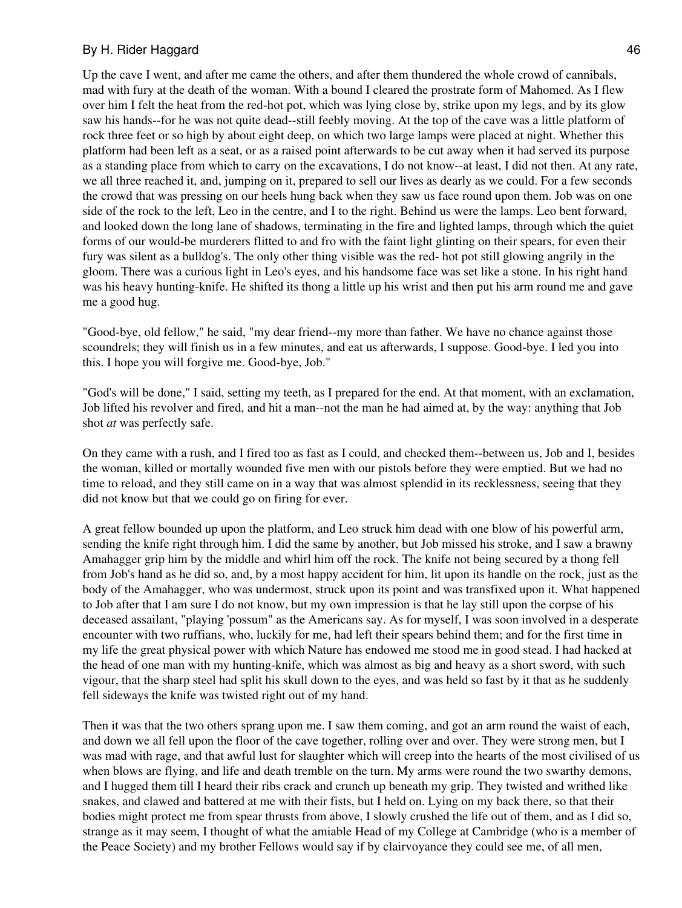Up the cave I went, and after me came the others, and after them thundered the whole crowd of cannibals, mad with fury at the death of the woman. With a bound I cleared the prostrate form of Mahomed. As I flew over him I felt the heat from the red-hot pot, which was lying close by, strike upon my legs, and by its glow saw his hands--for he was not quite dead--still feebly moving. At the top of the cave was a little platform of rock three feet or so high by about eight deep, on which two large lamps were placed at night. Whether this platform had been left as a seat, or as a raised point afterwards to be cut away when it had served its purpose as a standing place from which to carry on the excavations, I do not know--at least, I did not then. At any rate, we all three reached it, and, jumping on it, prepared to sell our lives as dearly as we could. For a few seconds the crowd that was pressing on our heels hung back when they saw us face round upon them. Job was on one side of the rock to the left, Leo in the centre, and I to the right. Behind us were the lamps. Leo bent forward, and looked down the long lane of shadows, terminating in the fire and lighted lamps, through which the quiet forms of our would-be murderers flitted to and fro with the faint light glinting on their spears, for even their fury was silent as a bulldog's. The only other thing visible was the red- hot pot still glowing angrily in the gloom. There was a curious light in Leo's eyes, and his handsome face was set like a stone. In his right hand was his heavy hunting-knife. He shifted its thong a little up his wrist and then put his arm round me and gave me a good hug.

"Good-bye, old fellow," he said, "my dear friend--my more than father. We have no chance against those scoundrels; they will finish us in a few minutes, and eat us afterwards, I suppose. Good-bye. I led you into this. I hope you will forgive me. Good-bye, Job."

"God's will be done," I said, setting my teeth, as I prepared for the end. At that moment, with an exclamation, Job lifted his revolver and fired, and hit a man--not the man he had aimed at, by the way: anything that Job shot *at* was perfectly safe.

On they came with a rush, and I fired too as fast as I could, and checked them--between us, Job and I, besides the woman, killed or mortally wounded five men with our pistols before they were emptied. But we had no time to reload, and they still came on in a way that was almost splendid in its recklessness, seeing that they did not know but that we could go on firing for ever.

A great fellow bounded up upon the platform, and Leo struck him dead with one blow of his powerful arm, sending the knife right through him. I did the same by another, but Job missed his stroke, and I saw a brawny Amahagger grip him by the middle and whirl him off the rock. The knife not being secured by a thong fell from Job's hand as he did so, and, by a most happy accident for him, lit upon its handle on the rock, just as the body of the Amahagger, who was undermost, struck upon its point and was transfixed upon it. What happened to Job after that I am sure I do not know, but my own impression is that he lay still upon the corpse of his deceased assailant, "playing 'possum" as the Americans say. As for myself, I was soon involved in a desperate encounter with two ruffians, who, luckily for me, had left their spears behind them; and for the first time in my life the great physical power with which Nature has endowed me stood me in good stead. I had hacked at the head of one man with my hunting-knife, which was almost as big and heavy as a short sword, with such vigour, that the sharp steel had split his skull down to the eyes, and was held so fast by it that as he suddenly fell sideways the knife was twisted right out of my hand.

Then it was that the two others sprang upon me. I saw them coming, and got an arm round the waist of each, and down we all fell upon the floor of the cave together, rolling over and over. They were strong men, but I was mad with rage, and that awful lust for slaughter which will creep into the hearts of the most civilised of us when blows are flying, and life and death tremble on the turn. My arms were round the two swarthy demons, and I hugged them till I heard their ribs crack and crunch up beneath my grip. They twisted and writhed like snakes, and clawed and battered at me with their fists, but I held on. Lying on my back there, so that their bodies might protect me from spear thrusts from above, I slowly crushed the life out of them, and as I did so, strange as it may seem, I thought of what the amiable Head of my College at Cambridge (who is a member of the Peace Society) and my brother Fellows would say if by clairvoyance they could see me, of all men,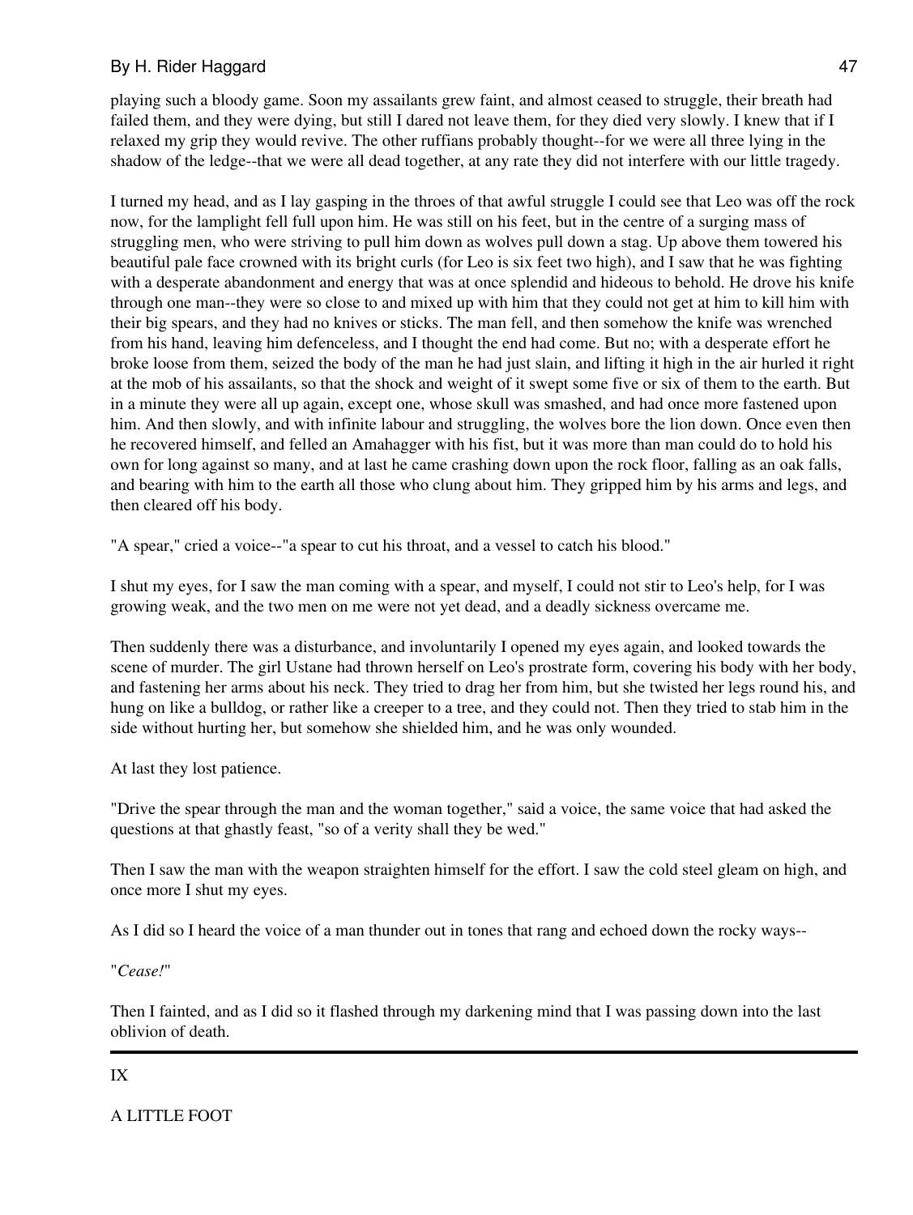playing such a bloody game. Soon my assailants grew faint, and almost ceased to struggle, their breath had failed them, and they were dying, but still I dared not leave them, for they died very slowly. I knew that if I relaxed my grip they would revive. The other ruffians probably thought--for we were all three lying in the shadow of the ledge--that we were all dead together, at any rate they did not interfere with our little tragedy.

I turned my head, and as I lay gasping in the throes of that awful struggle I could see that Leo was off the rock now, for the lamplight fell full upon him. He was still on his feet, but in the centre of a surging mass of struggling men, who were striving to pull him down as wolves pull down a stag. Up above them towered his beautiful pale face crowned with its bright curls (for Leo is six feet two high), and I saw that he was fighting with a desperate abandonment and energy that was at once splendid and hideous to behold. He drove his knife through one man--they were so close to and mixed up with him that they could not get at him to kill him with their big spears, and they had no knives or sticks. The man fell, and then somehow the knife was wrenched from his hand, leaving him defenceless, and I thought the end had come. But no; with a desperate effort he broke loose from them, seized the body of the man he had just slain, and lifting it high in the air hurled it right at the mob of his assailants, so that the shock and weight of it swept some five or six of them to the earth. But in a minute they were all up again, except one, whose skull was smashed, and had once more fastened upon him. And then slowly, and with infinite labour and struggling, the wolves bore the lion down. Once even then he recovered himself, and felled an Amahagger with his fist, but it was more than man could do to hold his own for long against so many, and at last he came crashing down upon the rock floor, falling as an oak falls, and bearing with him to the earth all those who clung about him. They gripped him by his arms and legs, and then cleared off his body.

"A spear," cried a voice--"a spear to cut his throat, and a vessel to catch his blood."

I shut my eyes, for I saw the man coming with a spear, and myself, I could not stir to Leo's help, for I was growing weak, and the two men on me were not yet dead, and a deadly sickness overcame me.

Then suddenly there was a disturbance, and involuntarily I opened my eyes again, and looked towards the scene of murder. The girl Ustane had thrown herself on Leo's prostrate form, covering his body with her body, and fastening her arms about his neck. They tried to drag her from him, but she twisted her legs round his, and hung on like a bulldog, or rather like a creeper to a tree, and they could not. Then they tried to stab him in the side without hurting her, but somehow she shielded him, and he was only wounded.

At last they lost patience.

"Drive the spear through the man and the woman together," said a voice, the same voice that had asked the questions at that ghastly feast, "so of a verity shall they be wed."

Then I saw the man with the weapon straighten himself for the effort. I saw the cold steel gleam on high, and once more I shut my eyes.

As I did so I heard the voice of a man thunder out in tones that rang and echoed down the rocky ways--

"*Cease!*"

Then I fainted, and as I did so it flashed through my darkening mind that I was passing down into the last oblivion of death.

---

## IX

## A LITTLE FOOT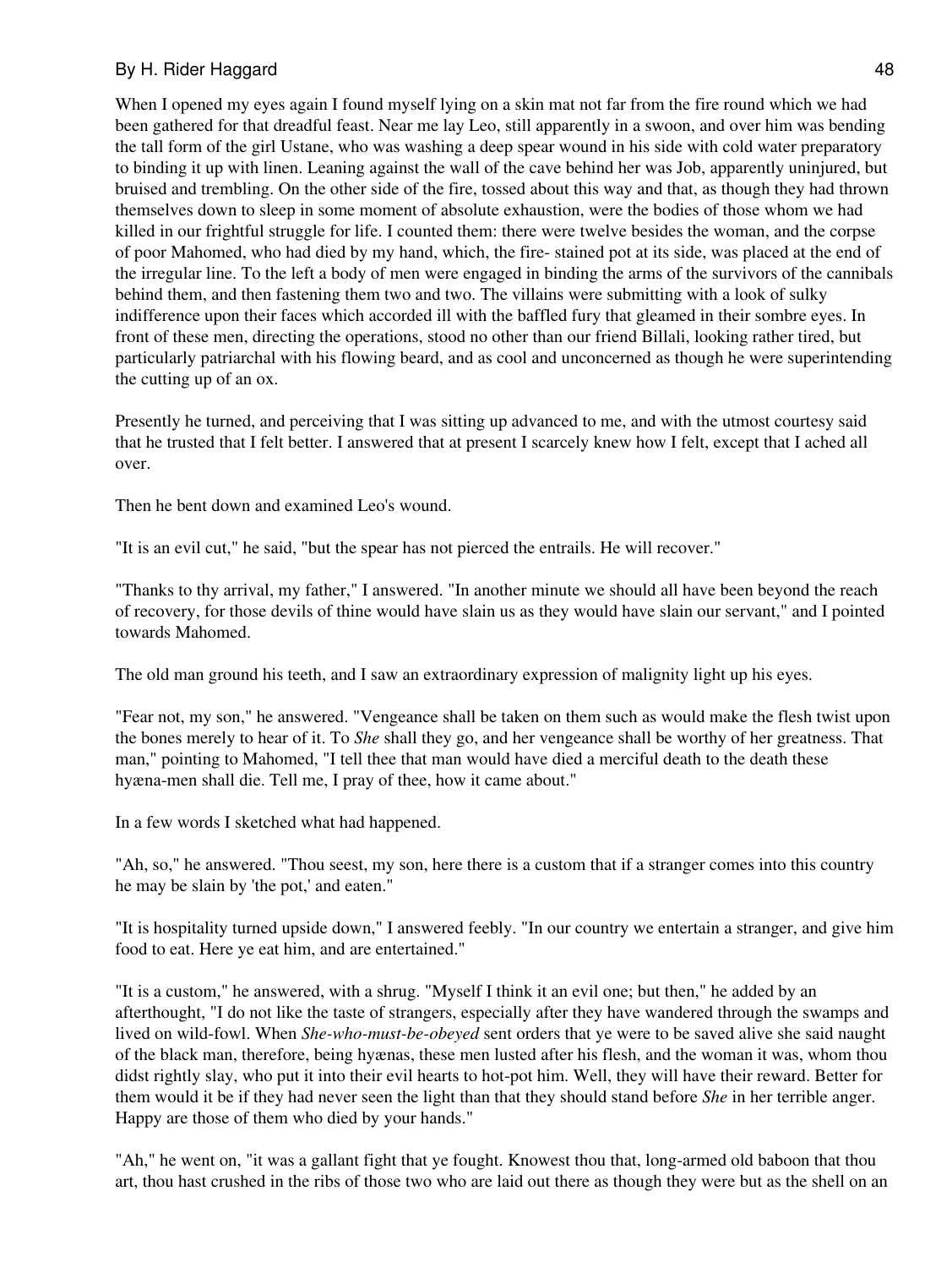When I opened my eyes again I found myself lying on a skin mat not far from the fire round which we had been gathered for that dreadful feast. Near me lay Leo, still apparently in a swoon, and over him was bending the tall form of the girl Ustane, who was washing a deep spear wound in his side with cold water preparatory to binding it up with linen. Leaning against the wall of the cave behind her was Job, apparently uninjured, but bruised and trembling. On the other side of the fire, tossed about this way and that, as though they had thrown themselves down to sleep in some moment of absolute exhaustion, were the bodies of those whom we had killed in our frightful struggle for life. I counted them: there were twelve besides the woman, and the corpse of poor Mahomed, who had died by my hand, which, the fire- stained pot at its side, was placed at the end of the irregular line. To the left a body of men were engaged in binding the arms of the survivors of the cannibals behind them, and then fastening them two and two. The villains were submitting with a look of sulky indifference upon their faces which accorded ill with the baffled fury that gleamed in their sombre eyes. In front of these men, directing the operations, stood no other than our friend Billali, looking rather tired, but particularly patriarchal with his flowing beard, and as cool and unconcerned as though he were superintending the cutting up of an ox.

Presently he turned, and perceiving that I was sitting up advanced to me, and with the utmost courtesy said that he trusted that I felt better. I answered that at present I scarcely knew how I felt, except that I ached all over.

Then he bent down and examined Leo's wound.

"It is an evil cut," he said, "but the spear has not pierced the entrails. He will recover."

"Thanks to thy arrival, my father," I answered. "In another minute we should all have been beyond the reach of recovery, for those devils of thine would have slain us as they would have slain our servant," and I pointed towards Mahomed.

The old man ground his teeth, and I saw an extraordinary expression of malignity light up his eyes.

"Fear not, my son," he answered. "Vengeance shall be taken on them such as would make the flesh twist upon the bones merely to hear of it. To *She* shall they go, and her vengeance shall be worthy of her greatness. That man," pointing to Mahomed, "I tell thee that man would have died a merciful death to the death these hyæna-men shall die. Tell me, I pray of thee, how it came about."

In a few words I sketched what had happened.

"Ah, so," he answered. "Thou seest, my son, here there is a custom that if a stranger comes into this country he may be slain by 'the pot,' and eaten."

"It is hospitality turned upside down," I answered feebly. "In our country we entertain a stranger, and give him food to eat. Here ye eat him, and are entertained."

"It is a custom," he answered, with a shrug. "Myself I think it an evil one; but then," he added by an afterthought, "I do not like the taste of strangers, especially after they have wandered through the swamps and lived on wild-fowl. When *She-who-must-be-obeyed* sent orders that ye were to be saved alive she said naught of the black man, therefore, being hyænas, these men lusted after his flesh, and the woman it was, whom thou didst rightly slay, who put it into their evil hearts to hot-pot him. Well, they will have their reward. Better for them would it be if they had never seen the light than that they should stand before *She* in her terrible anger. Happy are those of them who died by your hands."

"Ah," he went on, "it was a gallant fight that ye fought. Knowest thou that, long-armed old baboon that thou art, thou hast crushed in the ribs of those two who are laid out there as though they were but as the shell on an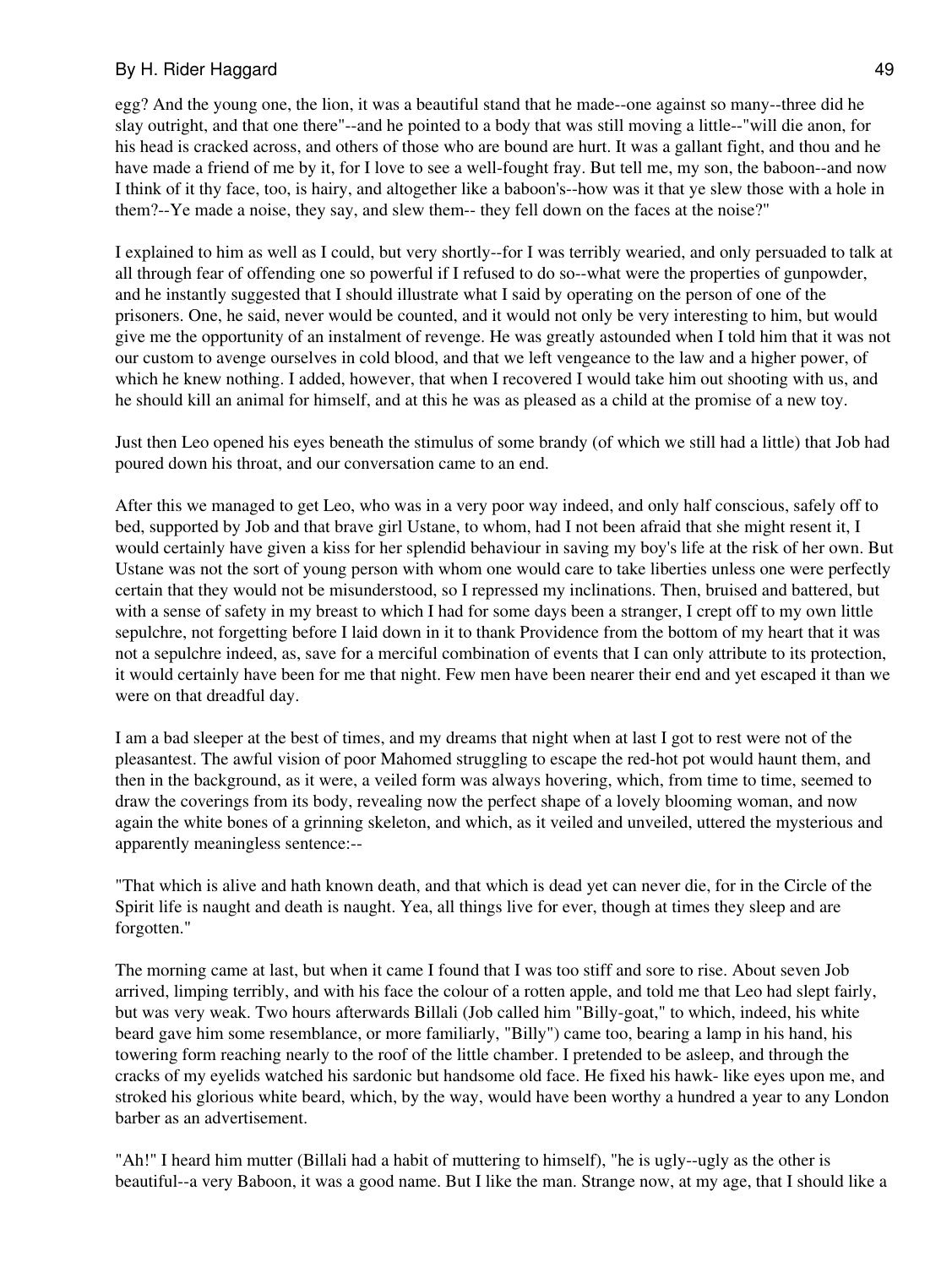egg? And the young one, the lion, it was a beautiful stand that he made--one against so many--three did he slay outright, and that one there"--and he pointed to a body that was still moving a little--"will die anon, for his head is cracked across, and others of those who are bound are hurt. It was a gallant fight, and thou and he have made a friend of me by it, for I love to see a well-fought fray. But tell me, my son, the baboon--and now I think of it thy face, too, is hairy, and altogether like a baboon's--how was it that ye slew those with a hole in them?--Ye made a noise, they say, and slew them-- they fell down on the faces at the noise?"

I explained to him as well as I could, but very shortly--for I was terribly wearied, and only persuaded to talk at all through fear of offending one so powerful if I refused to do so--what were the properties of gunpowder, and he instantly suggested that I should illustrate what I said by operating on the person of one of the prisoners. One, he said, never would be counted, and it would not only be very interesting to him, but would give me the opportunity of an instalment of revenge. He was greatly astounded when I told him that it was not our custom to avenge ourselves in cold blood, and that we left vengeance to the law and a higher power, of which he knew nothing. I added, however, that when I recovered I would take him out shooting with us, and he should kill an animal for himself, and at this he was as pleased as a child at the promise of a new toy.

Just then Leo opened his eyes beneath the stimulus of some brandy (of which we still had a little) that Job had poured down his throat, and our conversation came to an end.

After this we managed to get Leo, who was in a very poor way indeed, and only half conscious, safely off to bed, supported by Job and that brave girl Ustane, to whom, had I not been afraid that she might resent it, I would certainly have given a kiss for her splendid behaviour in saving my boy's life at the risk of her own. But Ustane was not the sort of young person with whom one would care to take liberties unless one were perfectly certain that they would not be misunderstood, so I repressed my inclinations. Then, bruised and battered, but with a sense of safety in my breast to which I had for some days been a stranger, I crept off to my own little sepulchre, not forgetting before I laid down in it to thank Providence from the bottom of my heart that it was not a sepulchre indeed, as, save for a merciful combination of events that I can only attribute to its protection, it would certainly have been for me that night. Few men have been nearer their end and yet escaped it than we were on that dreadful day.

I am a bad sleeper at the best of times, and my dreams that night when at last I got to rest were not of the pleasantest. The awful vision of poor Mahomed struggling to escape the red-hot pot would haunt them, and then in the background, as it were, a veiled form was always hovering, which, from time to time, seemed to draw the coverings from its body, revealing now the perfect shape of a lovely blooming woman, and now again the white bones of a grinning skeleton, and which, as it veiled and unveiled, uttered the mysterious and apparently meaningless sentence:--

"That which is alive and hath known death, and that which is dead yet can never die, for in the Circle of the Spirit life is naught and death is naught. Yea, all things live for ever, though at times they sleep and are forgotten."

The morning came at last, but when it came I found that I was too stiff and sore to rise. About seven Job arrived, limping terribly, and with his face the colour of a rotten apple, and told me that Leo had slept fairly, but was very weak. Two hours afterwards Billali (Job called him "Billy-goat," to which, indeed, his white beard gave him some resemblance, or more familiarly, "Billy") came too, bearing a lamp in his hand, his towering form reaching nearly to the roof of the little chamber. I pretended to be asleep, and through the cracks of my eyelids watched his sardonic but handsome old face. He fixed his hawk- like eyes upon me, and stroked his glorious white beard, which, by the way, would have been worthy a hundred a year to any London barber as an advertisement.

"Ah!" I heard him mutter (Billali had a habit of muttering to himself), "he is ugly--ugly as the other is beautiful--a very Baboon, it was a good name. But I like the man. Strange now, at my age, that I should like a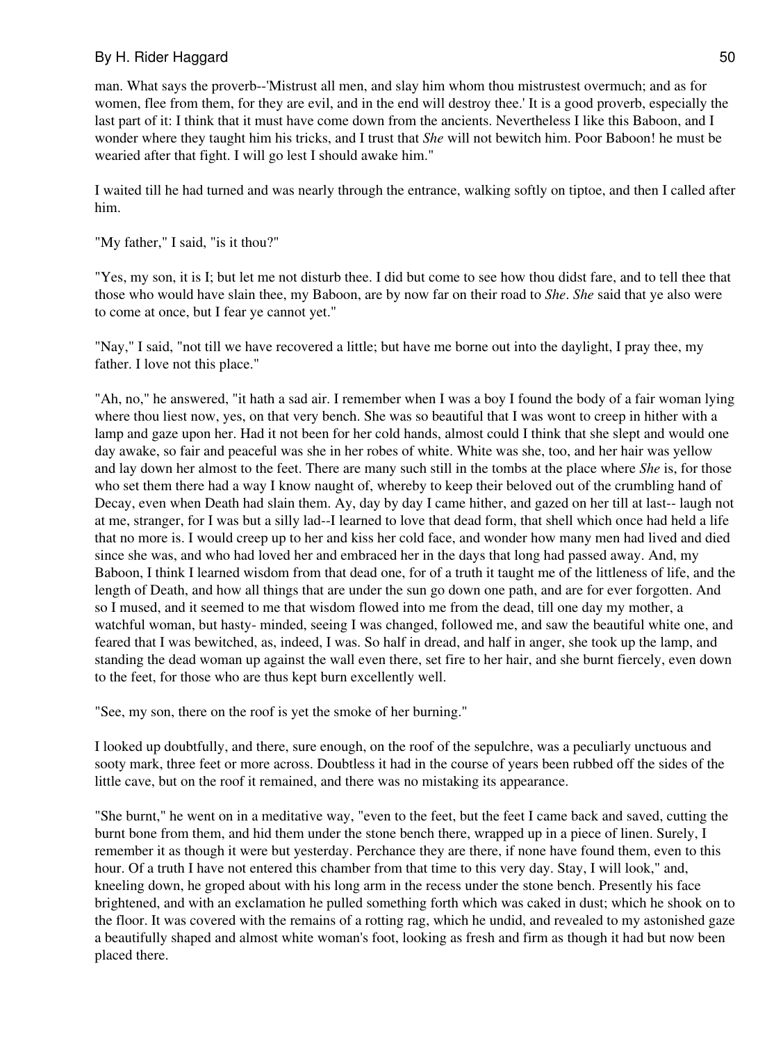man. What says the proverb--'Mistrust all men, and slay him whom thou mistrustest overmuch; and as for women, flee from them, for they are evil, and in the end will destroy thee.' It is a good proverb, especially the last part of it: I think that it must have come down from the ancients. Nevertheless I like this Baboon, and I wonder where they taught him his tricks, and I trust that *She* will not bewitch him. Poor Baboon! he must be wearied after that fight. I will go lest I should awake him."

I waited till he had turned and was nearly through the entrance, walking softly on tiptoe, and then I called after him.

"My father," I said, "is it thou?"

"Yes, my son, it is I; but let me not disturb thee. I did but come to see how thou didst fare, and to tell thee that those who would have slain thee, my Baboon, are by now far on their road to *She*. *She* said that ye also were to come at once, but I fear ye cannot yet."

"Nay," I said, "not till we have recovered a little; but have me borne out into the daylight, I pray thee, my father. I love not this place."

"Ah, no," he answered, "it hath a sad air. I remember when I was a boy I found the body of a fair woman lying where thou liest now, yes, on that very bench. She was so beautiful that I was wont to creep in hither with a lamp and gaze upon her. Had it not been for her cold hands, almost could I think that she slept and would one day awake, so fair and peaceful was she in her robes of white. White was she, too, and her hair was yellow and lay down her almost to the feet. There are many such still in the tombs at the place where *She* is, for those who set them there had a way I know naught of, whereby to keep their beloved out of the crumbling hand of Decay, even when Death had slain them. Ay, day by day I came hither, and gazed on her till at last-- laugh not at me, stranger, for I was but a silly lad--I learned to love that dead form, that shell which once had held a life that no more is. I would creep up to her and kiss her cold face, and wonder how many men had lived and died since she was, and who had loved her and embraced her in the days that long had passed away. And, my Baboon, I think I learned wisdom from that dead one, for of a truth it taught me of the littleness of life, and the length of Death, and how all things that are under the sun go down one path, and are for ever forgotten. And so I mused, and it seemed to me that wisdom flowed into me from the dead, till one day my mother, a watchful woman, but hasty- minded, seeing I was changed, followed me, and saw the beautiful white one, and feared that I was bewitched, as, indeed, I was. So half in dread, and half in anger, she took up the lamp, and standing the dead woman up against the wall even there, set fire to her hair, and she burnt fiercely, even down to the feet, for those who are thus kept burn excellently well.

"See, my son, there on the roof is yet the smoke of her burning."

I looked up doubtfully, and there, sure enough, on the roof of the sepulchre, was a peculiarly unctuous and sooty mark, three feet or more across. Doubtless it had in the course of years been rubbed off the sides of the little cave, but on the roof it remained, and there was no mistaking its appearance.

"She burnt," he went on in a meditative way, "even to the feet, but the feet I came back and saved, cutting the burnt bone from them, and hid them under the stone bench there, wrapped up in a piece of linen. Surely, I remember it as though it were but yesterday. Perchance they are there, if none have found them, even to this hour. Of a truth I have not entered this chamber from that time to this very day. Stay, I will look," and, kneeling down, he groped about with his long arm in the recess under the stone bench. Presently his face brightened, and with an exclamation he pulled something forth which was caked in dust; which he shook on to the floor. It was covered with the remains of a rotting rag, which he undid, and revealed to my astonished gaze a beautifully shaped and almost white woman's foot, looking as fresh and firm as though it had but now been placed there.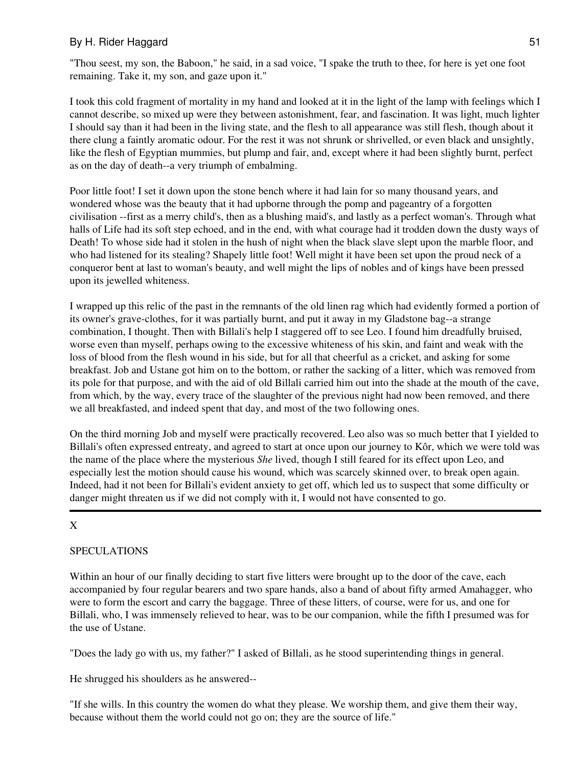"Thou seest, my son, the Baboon," he said, in a sad voice, "I spake the truth to thee, for here is yet one foot remaining. Take it, my son, and gaze upon it."

I took this cold fragment of mortality in my hand and looked at it in the light of the lamp with feelings which I cannot describe, so mixed up were they between astonishment, fear, and fascination. It was light, much lighter I should say than it had been in the living state, and the flesh to all appearance was still flesh, though about it there clung a faintly aromatic odour. For the rest it was not shrunk or shrivelled, or even black and unsightly, like the flesh of Egyptian mummies, but plump and fair, and, except where it had been slightly burnt, perfect as on the day of death--a very triumph of embalming.

Poor little foot! I set it down upon the stone bench where it had lain for so many thousand years, and wondered whose was the beauty that it had upborne through the pomp and pageantry of a forgotten civilisation --first as a merry child's, then as a blushing maid's, and lastly as a perfect woman's. Through what halls of Life had its soft step echoed, and in the end, with what courage had it trodden down the dusty ways of Death! To whose side had it stolen in the hush of night when the black slave slept upon the marble floor, and who had listened for its stealing? Shapely little foot! Well might it have been set upon the proud neck of a conqueror bent at last to woman's beauty, and well might the lips of nobles and of kings have been pressed upon its jewelled whiteness.

I wrapped up this relic of the past in the remnants of the old linen rag which had evidently formed a portion of its owner's grave-clothes, for it was partially burnt, and put it away in my Gladstone bag--a strange combination, I thought. Then with Billali's help I staggered off to see Leo. I found him dreadfully bruised, worse even than myself, perhaps owing to the excessive whiteness of his skin, and faint and weak with the loss of blood from the flesh wound in his side, but for all that cheerful as a cricket, and asking for some breakfast. Job and Ustane got him on to the bottom, or rather the sacking of a litter, which was removed from its pole for that purpose, and with the aid of old Billali carried him out into the shade at the mouth of the cave, from which, by the way, every trace of the slaughter of the previous night had now been removed, and there we all breakfasted, and indeed spent that day, and most of the two following ones.

On the third morning Job and myself were practically recovered. Leo also was so much better that I yielded to Billali's often expressed entreaty, and agreed to start at once upon our journey to Kôr, which we were told was the name of the place where the mysterious *She* lived, though I still feared for its effect upon Leo, and especially lest the motion should cause his wound, which was scarcely skinned over, to break open again. Indeed, had it not been for Billali's evident anxiety to get off, which led us to suspect that some difficulty or danger might threaten us if we did not comply with it, I would not have consented to go.

---

## X

## SPECULATIONS

Within an hour of our finally deciding to start five litters were brought up to the door of the cave, each accompanied by four regular bearers and two spare hands, also a band of about fifty armed Amahagger, who were to form the escort and carry the baggage. Three of these litters, of course, were for us, and one for Billali, who, I was immensely relieved to hear, was to be our companion, while the fifth I presumed was for the use of Ustane.

"Does the lady go with us, my father?" I asked of Billali, as he stood superintending things in general.

He shrugged his shoulders as he answered--

"If she wills. In this country the women do what they please. We worship them, and give them their way, because without them the world could not go on; they are the source of life."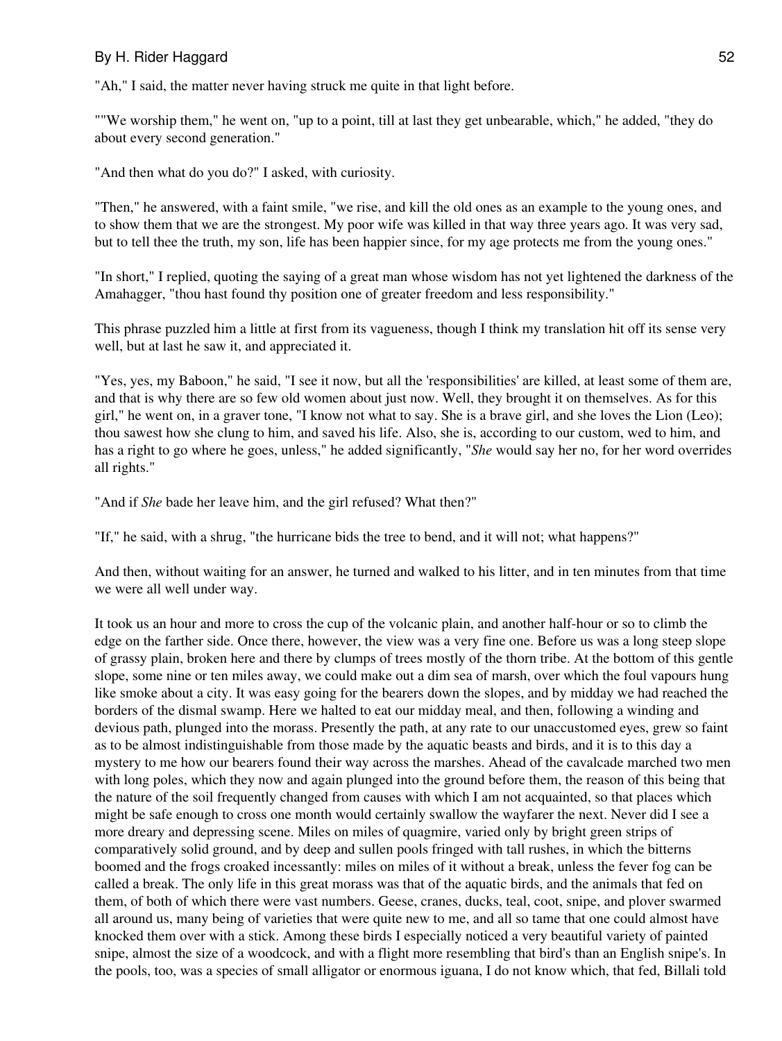"Ah," I said, the matter never having struck me quite in that light before.

""We worship them," he went on, "up to a point, till at last they get unbearable, which," he added, "they do about every second generation."

"And then what do you do?" I asked, with curiosity.

"Then," he answered, with a faint smile, "we rise, and kill the old ones as an example to the young ones, and to show them that we are the strongest. My poor wife was killed in that way three years ago. It was very sad, but to tell thee the truth, my son, life has been happier since, for my age protects me from the young ones."

"In short," I replied, quoting the saying of a great man whose wisdom has not yet lightened the darkness of the Amahagger, "thou hast found thy position one of greater freedom and less responsibility."

This phrase puzzled him a little at first from its vagueness, though I think my translation hit off its sense very well, but at last he saw it, and appreciated it.

"Yes, yes, my Baboon," he said, "I see it now, but all the 'responsibilities' are killed, at least some of them are, and that is why there are so few old women about just now. Well, they brought it on themselves. As for this girl," he went on, in a graver tone, "I know not what to say. She is a brave girl, and she loves the Lion (Leo); thou sawest how she clung to him, and saved his life. Also, she is, according to our custom, wed to him, and has a right to go where he goes, unless," he added significantly, "*She* would say her no, for her word overrides all rights."

"And if *She* bade her leave him, and the girl refused? What then?"

"If," he said, with a shrug, "the hurricane bids the tree to bend, and it will not; what happens?"

And then, without waiting for an answer, he turned and walked to his litter, and in ten minutes from that time we were all well under way.

It took us an hour and more to cross the cup of the volcanic plain, and another half-hour or so to climb the edge on the farther side. Once there, however, the view was a very fine one. Before us was a long steep slope of grassy plain, broken here and there by clumps of trees mostly of the thorn tribe. At the bottom of this gentle slope, some nine or ten miles away, we could make out a dim sea of marsh, over which the foul vapours hung like smoke about a city. It was easy going for the bearers down the slopes, and by midday we had reached the borders of the dismal swamp. Here we halted to eat our midday meal, and then, following a winding and devious path, plunged into the morass. Presently the path, at any rate to our unaccustomed eyes, grew so faint as to be almost indistinguishable from those made by the aquatic beasts and birds, and it is to this day a mystery to me how our bearers found their way across the marshes. Ahead of the cavalcade marched two men with long poles, which they now and again plunged into the ground before them, the reason of this being that the nature of the soil frequently changed from causes with which I am not acquainted, so that places which might be safe enough to cross one month would certainly swallow the wayfarer the next. Never did I see a more dreary and depressing scene. Miles on miles of quagmire, varied only by bright green strips of comparatively solid ground, and by deep and sullen pools fringed with tall rushes, in which the bitterns boomed and the frogs croaked incessantly: miles on miles of it without a break, unless the fever fog can be called a break. The only life in this great morass was that of the aquatic birds, and the animals that fed on them, of both of which there were vast numbers. Geese, cranes, ducks, teal, coot, snipe, and plover swarmed all around us, many being of varieties that were quite new to me, and all so tame that one could almost have knocked them over with a stick. Among these birds I especially noticed a very beautiful variety of painted snipe, almost the size of a woodcock, and with a flight more resembling that bird's than an English snipe's. In the pools, too, was a species of small alligator or enormous iguana, I do not know which, that fed, Billali told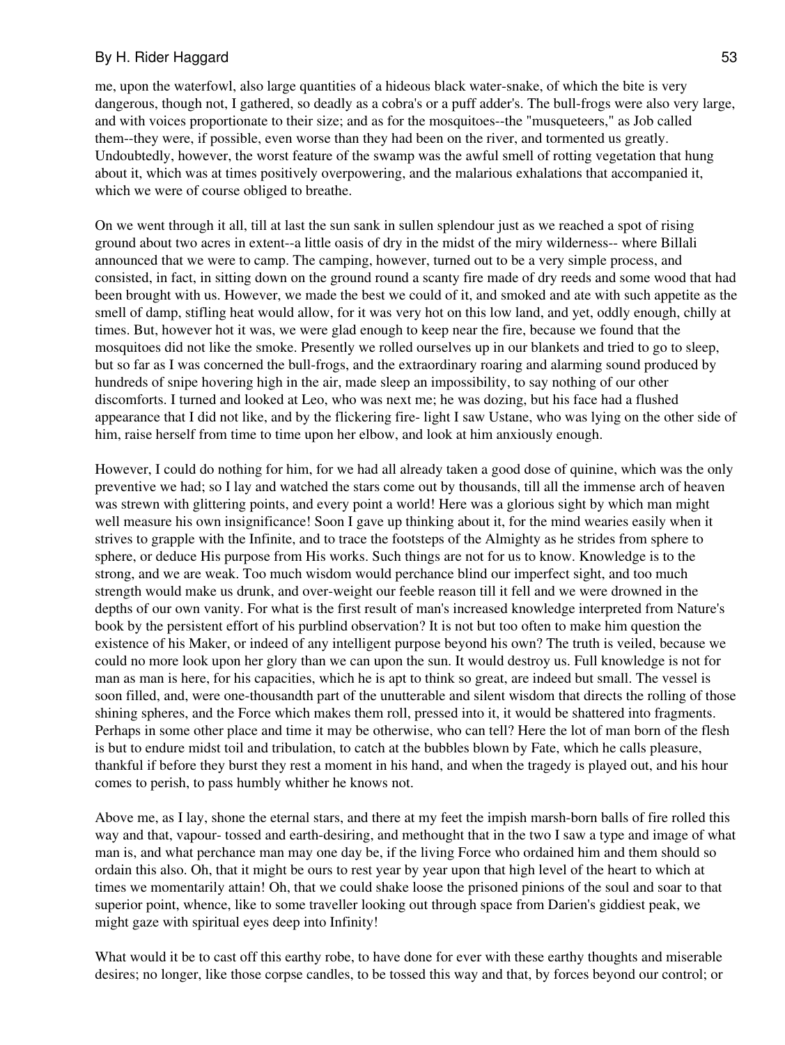me, upon the waterfowl, also large quantities of a hideous black water-snake, of which the bite is very dangerous, though not, I gathered, so deadly as a cobra's or a puff adder's. The bull-frogs were also very large, and with voices proportionate to their size; and as for the mosquitoes--the "musqueteers," as Job called them--they were, if possible, even worse than they had been on the river, and tormented us greatly. Undoubtedly, however, the worst feature of the swamp was the awful smell of rotting vegetation that hung about it, which was at times positively overpowering, and the malarious exhalations that accompanied it, which we were of course obliged to breathe.

On we went through it all, till at last the sun sank in sullen splendour just as we reached a spot of rising ground about two acres in extent--a little oasis of dry in the midst of the miry wilderness-- where Billali announced that we were to camp. The camping, however, turned out to be a very simple process, and consisted, in fact, in sitting down on the ground round a scanty fire made of dry reeds and some wood that had been brought with us. However, we made the best we could of it, and smoked and ate with such appetite as the smell of damp, stifling heat would allow, for it was very hot on this low land, and yet, oddly enough, chilly at times. But, however hot it was, we were glad enough to keep near the fire, because we found that the mosquitoes did not like the smoke. Presently we rolled ourselves up in our blankets and tried to go to sleep, but so far as I was concerned the bull-frogs, and the extraordinary roaring and alarming sound produced by hundreds of snipe hovering high in the air, made sleep an impossibility, to say nothing of our other discomforts. I turned and looked at Leo, who was next me; he was dozing, but his face had a flushed appearance that I did not like, and by the flickering fire- light I saw Ustane, who was lying on the other side of him, raise herself from time to time upon her elbow, and look at him anxiously enough.

However, I could do nothing for him, for we had all already taken a good dose of quinine, which was the only preventive we had; so I lay and watched the stars come out by thousands, till all the immense arch of heaven was strewn with glittering points, and every point a world! Here was a glorious sight by which man might well measure his own insignificance! Soon I gave up thinking about it, for the mind wearies easily when it strives to grapple with the Infinite, and to trace the footsteps of the Almighty as he strides from sphere to sphere, or deduce His purpose from His works. Such things are not for us to know. Knowledge is to the strong, and we are weak. Too much wisdom would perchance blind our imperfect sight, and too much strength would make us drunk, and over-weight our feeble reason till it fell and we were drowned in the depths of our own vanity. For what is the first result of man's increased knowledge interpreted from Nature's book by the persistent effort of his purblind observation? It is not but too often to make him question the existence of his Maker, or indeed of any intelligent purpose beyond his own? The truth is veiled, because we could no more look upon her glory than we can upon the sun. It would destroy us. Full knowledge is not for man as man is here, for his capacities, which he is apt to think so great, are indeed but small. The vessel is soon filled, and, were one-thousandth part of the unutterable and silent wisdom that directs the rolling of those shining spheres, and the Force which makes them roll, pressed into it, it would be shattered into fragments. Perhaps in some other place and time it may be otherwise, who can tell? Here the lot of man born of the flesh is but to endure midst toil and tribulation, to catch at the bubbles blown by Fate, which he calls pleasure, thankful if before they burst they rest a moment in his hand, and when the tragedy is played out, and his hour comes to perish, to pass humbly whither he knows not.

Above me, as I lay, shone the eternal stars, and there at my feet the impish marsh-born balls of fire rolled this way and that, vapour- tossed and earth-desiring, and methought that in the two I saw a type and image of what man is, and what perchance man may one day be, if the living Force who ordained him and them should so ordain this also. Oh, that it might be ours to rest year by year upon that high level of the heart to which at times we momentarily attain! Oh, that we could shake loose the prisoned pinions of the soul and soar to that superior point, whence, like to some traveller looking out through space from Darien's giddiest peak, we might gaze with spiritual eyes deep into Infinity!

What would it be to cast off this earthy robe, to have done for ever with these earthy thoughts and miserable desires; no longer, like those corpse candles, to be tossed this way and that, by forces beyond our control; or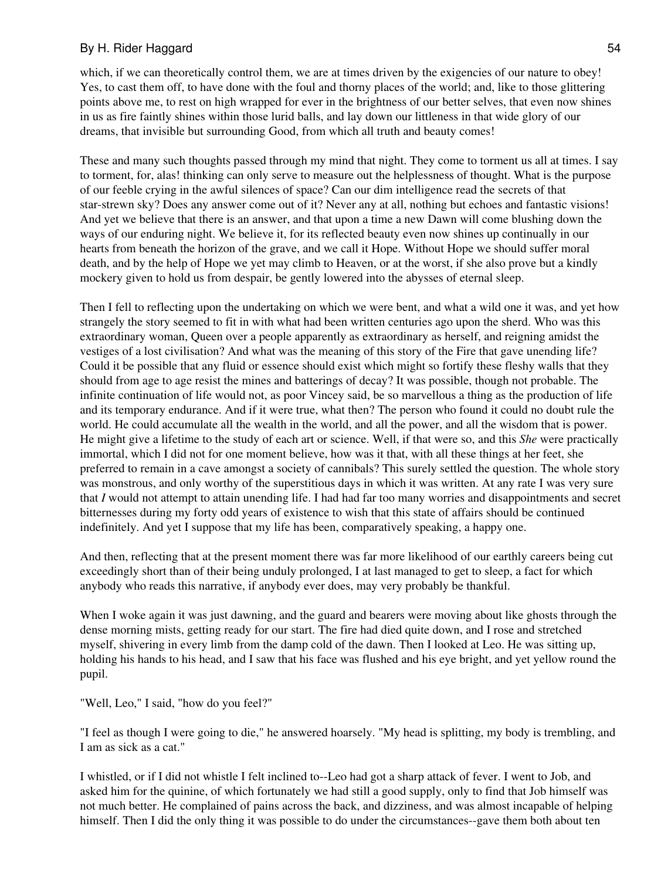which, if we can theoretically control them, we are at times driven by the exigencies of our nature to obey! Yes, to cast them off, to have done with the foul and thorny places of the world; and, like to those glittering points above me, to rest on high wrapped for ever in the brightness of our better selves, that even now shines in us as fire faintly shines within those lurid balls, and lay down our littleness in that wide glory of our dreams, that invisible but surrounding Good, from which all truth and beauty comes!

These and many such thoughts passed through my mind that night. They come to torment us all at times. I say to torment, for, alas! thinking can only serve to measure out the helplessness of thought. What is the purpose of our feeble crying in the awful silences of space? Can our dim intelligence read the secrets of that star-strewn sky? Does any answer come out of it? Never any at all, nothing but echoes and fantastic visions! And yet we believe that there is an answer, and that upon a time a new Dawn will come blushing down the ways of our enduring night. We believe it, for its reflected beauty even now shines up continually in our hearts from beneath the horizon of the grave, and we call it Hope. Without Hope we should suffer moral death, and by the help of Hope we yet may climb to Heaven, or at the worst, if she also prove but a kindly mockery given to hold us from despair, be gently lowered into the abysses of eternal sleep.

Then I fell to reflecting upon the undertaking on which we were bent, and what a wild one it was, and yet how strangely the story seemed to fit in with what had been written centuries ago upon the sherd. Who was this extraordinary woman, Queen over a people apparently as extraordinary as herself, and reigning amidst the vestiges of a lost civilisation? And what was the meaning of this story of the Fire that gave unending life? Could it be possible that any fluid or essence should exist which might so fortify these fleshy walls that they should from age to age resist the mines and batterings of decay? It was possible, though not probable. The infinite continuation of life would not, as poor Vincey said, be so marvellous a thing as the production of life and its temporary endurance. And if it were true, what then? The person who found it could no doubt rule the world. He could accumulate all the wealth in the world, and all the power, and all the wisdom that is power. He might give a lifetime to the study of each art or science. Well, if that were so, and this *She* were practically immortal, which I did not for one moment believe, how was it that, with all these things at her feet, she preferred to remain in a cave amongst a society of cannibals? This surely settled the question. The whole story was monstrous, and only worthy of the superstitious days in which it was written. At any rate I was very sure that *I* would not attempt to attain unending life. I had had far too many worries and disappointments and secret bitternesses during my forty odd years of existence to wish that this state of affairs should be continued indefinitely. And yet I suppose that my life has been, comparatively speaking, a happy one.

And then, reflecting that at the present moment there was far more likelihood of our earthly careers being cut exceedingly short than of their being unduly prolonged, I at last managed to get to sleep, a fact for which anybody who reads this narrative, if anybody ever does, may very probably be thankful.

When I woke again it was just dawning, and the guard and bearers were moving about like ghosts through the dense morning mists, getting ready for our start. The fire had died quite down, and I rose and stretched myself, shivering in every limb from the damp cold of the dawn. Then I looked at Leo. He was sitting up, holding his hands to his head, and I saw that his face was flushed and his eye bright, and yet yellow round the pupil.

"Well, Leo," I said, "how do you feel?"

"I feel as though I were going to die," he answered hoarsely. "My head is splitting, my body is trembling, and I am as sick as a cat."

I whistled, or if I did not whistle I felt inclined to--Leo had got a sharp attack of fever. I went to Job, and asked him for the quinine, of which fortunately we had still a good supply, only to find that Job himself was not much better. He complained of pains across the back, and dizziness, and was almost incapable of helping himself. Then I did the only thing it was possible to do under the circumstances--gave them both about ten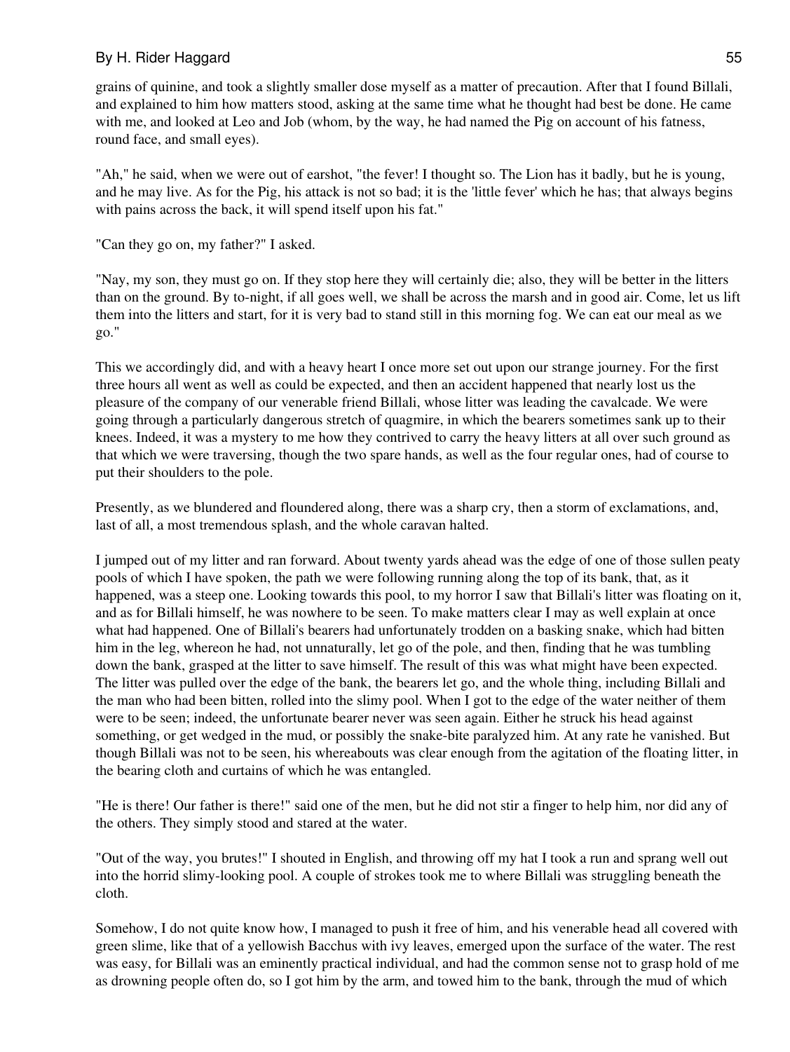grains of quinine, and took a slightly smaller dose myself as a matter of precaution. After that I found Billali, and explained to him how matters stood, asking at the same time what he thought had best be done. He came with me, and looked at Leo and Job (whom, by the way, he had named the Pig on account of his fatness, round face, and small eyes).

"Ah," he said, when we were out of earshot, "the fever! I thought so. The Lion has it badly, but he is young, and he may live. As for the Pig, his attack is not so bad; it is the 'little fever' which he has; that always begins with pains across the back, it will spend itself upon his fat."

"Can they go on, my father?" I asked.

"Nay, my son, they must go on. If they stop here they will certainly die; also, they will be better in the litters than on the ground. By to-night, if all goes well, we shall be across the marsh and in good air. Come, let us lift them into the litters and start, for it is very bad to stand still in this morning fog. We can eat our meal as we go."

This we accordingly did, and with a heavy heart I once more set out upon our strange journey. For the first three hours all went as well as could be expected, and then an accident happened that nearly lost us the pleasure of the company of our venerable friend Billali, whose litter was leading the cavalcade. We were going through a particularly dangerous stretch of quagmire, in which the bearers sometimes sank up to their knees. Indeed, it was a mystery to me how they contrived to carry the heavy litters at all over such ground as that which we were traversing, though the two spare hands, as well as the four regular ones, had of course to put their shoulders to the pole.

Presently, as we blundered and floundered along, there was a sharp cry, then a storm of exclamations, and, last of all, a most tremendous splash, and the whole caravan halted.

I jumped out of my litter and ran forward. About twenty yards ahead was the edge of one of those sullen peaty pools of which I have spoken, the path we were following running along the top of its bank, that, as it happened, was a steep one. Looking towards this pool, to my horror I saw that Billali's litter was floating on it, and as for Billali himself, he was nowhere to be seen. To make matters clear I may as well explain at once what had happened. One of Billali's bearers had unfortunately trodden on a basking snake, which had bitten him in the leg, whereon he had, not unnaturally, let go of the pole, and then, finding that he was tumbling down the bank, grasped at the litter to save himself. The result of this was what might have been expected. The litter was pulled over the edge of the bank, the bearers let go, and the whole thing, including Billali and the man who had been bitten, rolled into the slimy pool. When I got to the edge of the water neither of them were to be seen; indeed, the unfortunate bearer never was seen again. Either he struck his head against something, or get wedged in the mud, or possibly the snake-bite paralyzed him. At any rate he vanished. But though Billali was not to be seen, his whereabouts was clear enough from the agitation of the floating litter, in the bearing cloth and curtains of which he was entangled.

"He is there! Our father is there!" said one of the men, but he did not stir a finger to help him, nor did any of the others. They simply stood and stared at the water.

"Out of the way, you brutes!" I shouted in English, and throwing off my hat I took a run and sprang well out into the horrid slimy-looking pool. A couple of strokes took me to where Billali was struggling beneath the cloth.

Somehow, I do not quite know how, I managed to push it free of him, and his venerable head all covered with green slime, like that of a yellowish Bacchus with ivy leaves, emerged upon the surface of the water. The rest was easy, for Billali was an eminently practical individual, and had the common sense not to grasp hold of me as drowning people often do, so I got him by the arm, and towed him to the bank, through the mud of which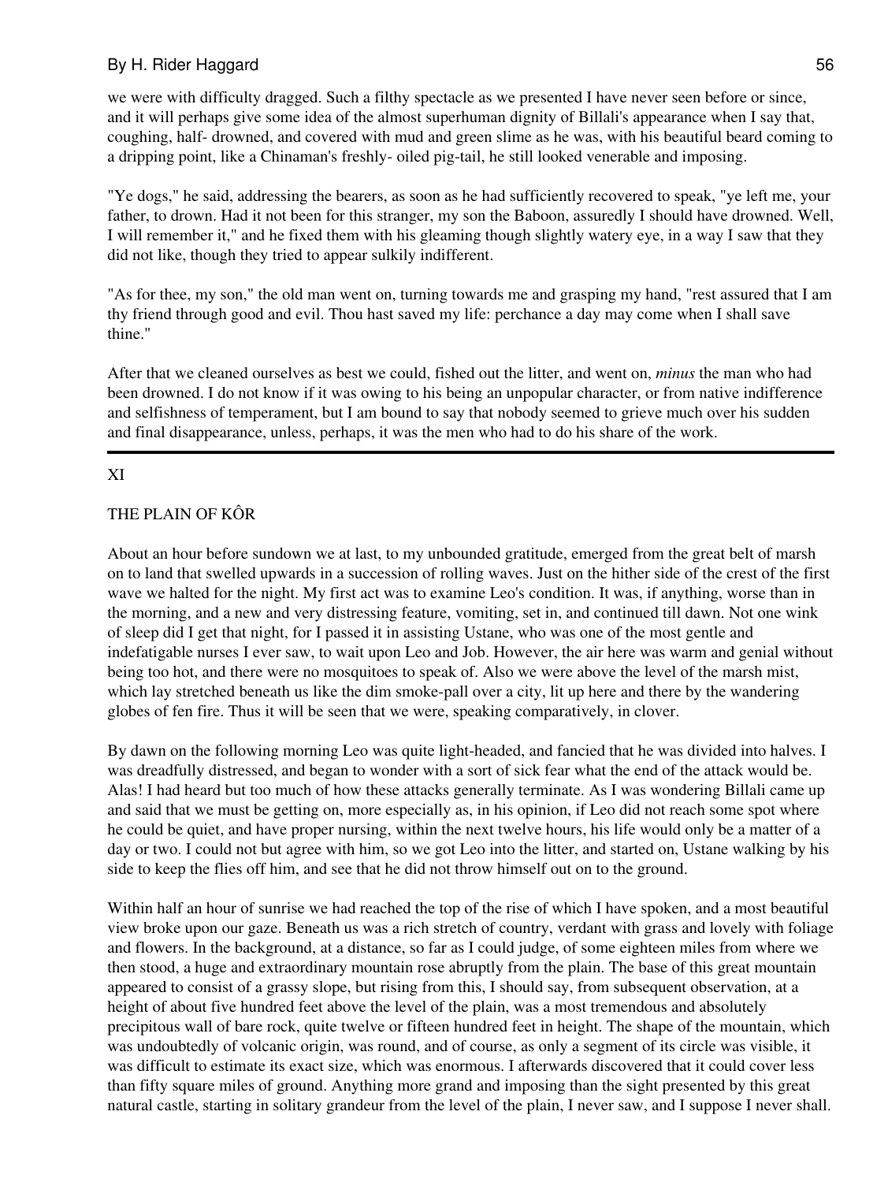we were with difficulty dragged. Such a filthy spectacle as we presented I have never seen before or since, and it will perhaps give some idea of the almost superhuman dignity of Billali's appearance when I say that, coughing, half- drowned, and covered with mud and green slime as he was, with his beautiful beard coming to a dripping point, like a Chinaman's freshly- oiled pig-tail, he still looked venerable and imposing.

"Ye dogs," he said, addressing the bearers, as soon as he had sufficiently recovered to speak, "ye left me, your father, to drown. Had it not been for this stranger, my son the Baboon, assuredly I should have drowned. Well, I will remember it," and he fixed them with his gleaming though slightly watery eye, in a way I saw that they did not like, though they tried to appear sulkily indifferent.

"As for thee, my son," the old man went on, turning towards me and grasping my hand, "rest assured that I am thy friend through good and evil. Thou hast saved my life: perchance a day may come when I shall save thine."

After that we cleaned ourselves as best we could, fished out the litter, and went on, *minus* the man who had been drowned. I do not know if it was owing to his being an unpopular character, or from native indifference and selfishness of temperament, but I am bound to say that nobody seemed to grieve much over his sudden and final disappearance, unless, perhaps, it was the men who had to do his share of the work.

---

## XI

## THE PLAIN OF KÔR

About an hour before sundown we at last, to my unbounded gratitude, emerged from the great belt of marsh on to land that swelled upwards in a succession of rolling waves. Just on the hither side of the crest of the first wave we halted for the night. My first act was to examine Leo's condition. It was, if anything, worse than in the morning, and a new and very distressing feature, vomiting, set in, and continued till dawn. Not one wink of sleep did I get that night, for I passed it in assisting Ustane, who was one of the most gentle and indefatigable nurses I ever saw, to wait upon Leo and Job. However, the air here was warm and genial without being too hot, and there were no mosquitoes to speak of. Also we were above the level of the marsh mist, which lay stretched beneath us like the dim smoke-pall over a city, lit up here and there by the wandering globes of fen fire. Thus it will be seen that we were, speaking comparatively, in clover.

By dawn on the following morning Leo was quite light-headed, and fancied that he was divided into halves. I was dreadfully distressed, and began to wonder with a sort of sick fear what the end of the attack would be. Alas! I had heard but too much of how these attacks generally terminate. As I was wondering Billali came up and said that we must be getting on, more especially as, in his opinion, if Leo did not reach some spot where he could be quiet, and have proper nursing, within the next twelve hours, his life would only be a matter of a day or two. I could not but agree with him, so we got Leo into the litter, and started on, Ustane walking by his side to keep the flies off him, and see that he did not throw himself out on to the ground.

Within half an hour of sunrise we had reached the top of the rise of which I have spoken, and a most beautiful view broke upon our gaze. Beneath us was a rich stretch of country, verdant with grass and lovely with foliage and flowers. In the background, at a distance, so far as I could judge, of some eighteen miles from where we then stood, a huge and extraordinary mountain rose abruptly from the plain. The base of this great mountain appeared to consist of a grassy slope, but rising from this, I should say, from subsequent observation, at a height of about five hundred feet above the level of the plain, was a most tremendous and absolutely precipitous wall of bare rock, quite twelve or fifteen hundred feet in height. The shape of the mountain, which was undoubtedly of volcanic origin, was round, and of course, as only a segment of its circle was visible, it was difficult to estimate its exact size, which was enormous. I afterwards discovered that it could cover less than fifty square miles of ground. Anything more grand and imposing than the sight presented by this great natural castle, starting in solitary grandeur from the level of the plain, I never saw, and I suppose I never shall.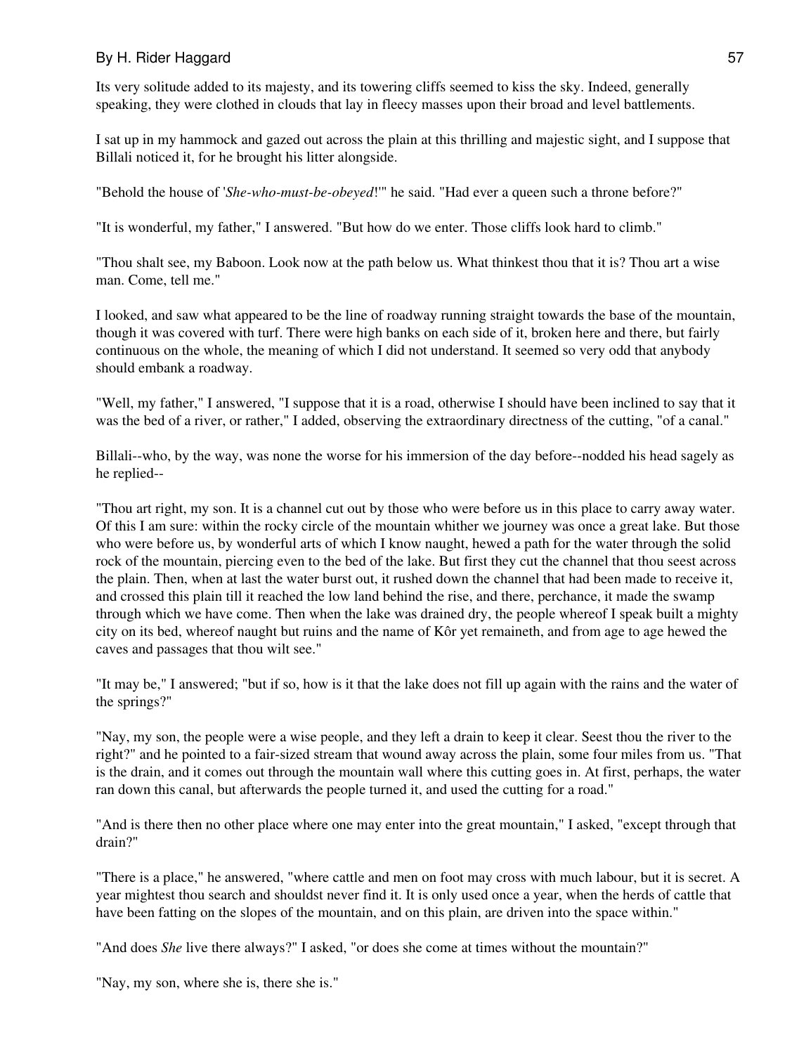Its very solitude added to its majesty, and its towering cliffs seemed to kiss the sky. Indeed, generally speaking, they were clothed in clouds that lay in fleecy masses upon their broad and level battlements.

I sat up in my hammock and gazed out across the plain at this thrilling and majestic sight, and I suppose that Billali noticed it, for he brought his litter alongside.

"Behold the house of '*She-who-must-be-obeyed*!'" he said. "Had ever a queen such a throne before?"

"It is wonderful, my father," I answered. "But how do we enter. Those cliffs look hard to climb."

"Thou shalt see, my Baboon. Look now at the path below us. What thinkest thou that it is? Thou art a wise man. Come, tell me."

I looked, and saw what appeared to be the line of roadway running straight towards the base of the mountain, though it was covered with turf. There were high banks on each side of it, broken here and there, but fairly continuous on the whole, the meaning of which I did not understand. It seemed so very odd that anybody should embank a roadway.

"Well, my father," I answered, "I suppose that it is a road, otherwise I should have been inclined to say that it was the bed of a river, or rather," I added, observing the extraordinary directness of the cutting, "of a canal."

Billali--who, by the way, was none the worse for his immersion of the day before--nodded his head sagely as he replied--

"Thou art right, my son. It is a channel cut out by those who were before us in this place to carry away water. Of this I am sure: within the rocky circle of the mountain whither we journey was once a great lake. But those who were before us, by wonderful arts of which I know naught, hewed a path for the water through the solid rock of the mountain, piercing even to the bed of the lake. But first they cut the channel that thou seest across the plain. Then, when at last the water burst out, it rushed down the channel that had been made to receive it, and crossed this plain till it reached the low land behind the rise, and there, perchance, it made the swamp through which we have come. Then when the lake was drained dry, the people whereof I speak built a mighty city on its bed, whereof naught but ruins and the name of Kôr yet remaineth, and from age to age hewed the caves and passages that thou wilt see."

"It may be," I answered; "but if so, how is it that the lake does not fill up again with the rains and the water of the springs?"

"Nay, my son, the people were a wise people, and they left a drain to keep it clear. Seest thou the river to the right?" and he pointed to a fair-sized stream that wound away across the plain, some four miles from us. "That is the drain, and it comes out through the mountain wall where this cutting goes in. At first, perhaps, the water ran down this canal, but afterwards the people turned it, and used the cutting for a road."

"And is there then no other place where one may enter into the great mountain," I asked, "except through that drain?"

"There is a place," he answered, "where cattle and men on foot may cross with much labour, but it is secret. A year mightest thou search and shouldst never find it. It is only used once a year, when the herds of cattle that have been fatting on the slopes of the mountain, and on this plain, are driven into the space within."

"And does *She* live there always?" I asked, "or does she come at times without the mountain?"

"Nay, my son, where she is, there she is."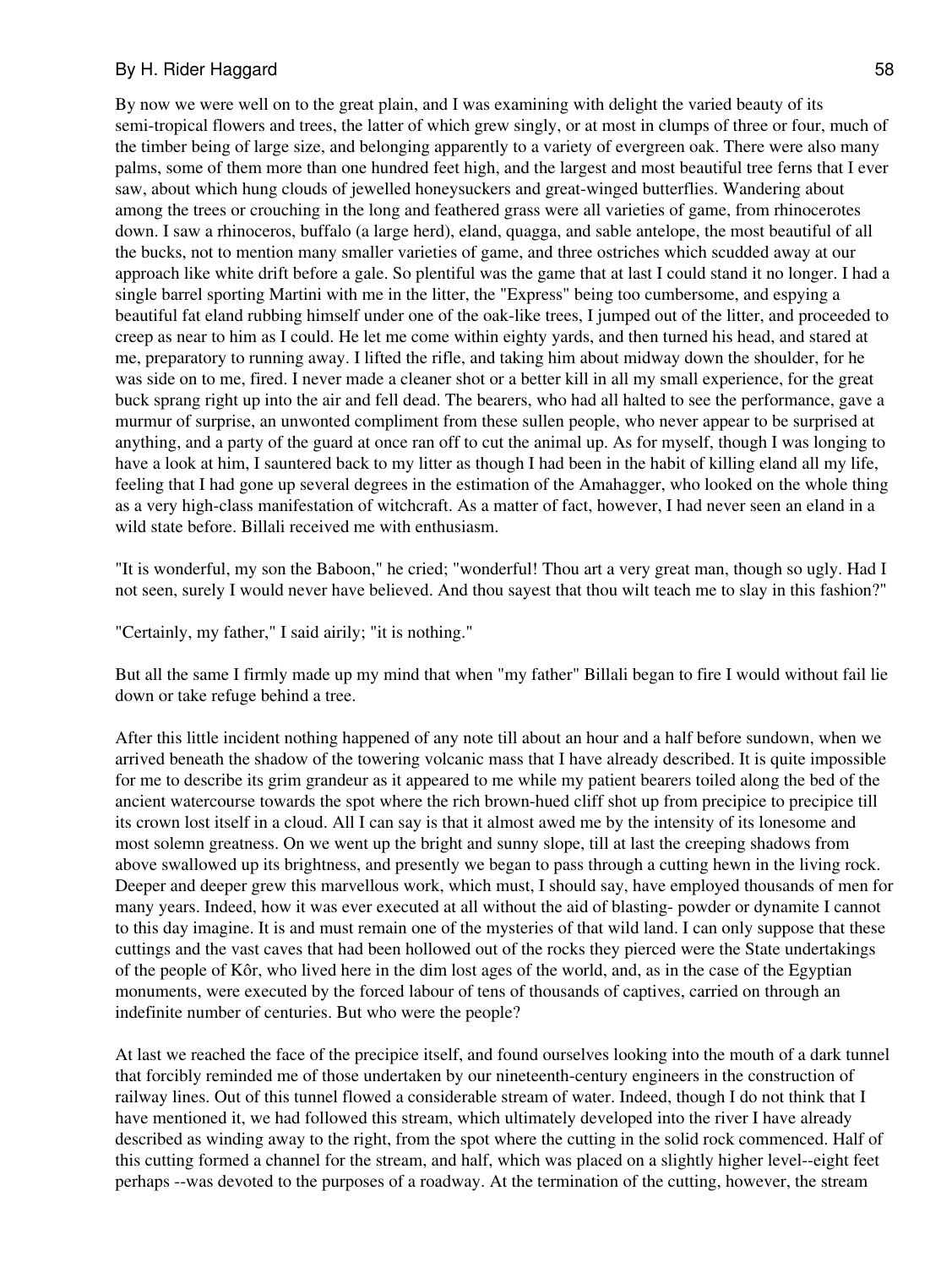By now we were well on to the great plain, and I was examining with delight the varied beauty of its semi-tropical flowers and trees, the latter of which grew singly, or at most in clumps of three or four, much of the timber being of large size, and belonging apparently to a variety of evergreen oak. There were also many palms, some of them more than one hundred feet high, and the largest and most beautiful tree ferns that I ever saw, about which hung clouds of jewelled honeysuckers and great-winged butterflies. Wandering about among the trees or crouching in the long and feathered grass were all varieties of game, from rhinocerotes down. I saw a rhinoceros, buffalo (a large herd), eland, quagga, and sable antelope, the most beautiful of all the bucks, not to mention many smaller varieties of game, and three ostriches which scudded away at our approach like white drift before a gale. So plentiful was the game that at last I could stand it no longer. I had a single barrel sporting Martini with me in the litter, the "Express" being too cumbersome, and espying a beautiful fat eland rubbing himself under one of the oak-like trees, I jumped out of the litter, and proceeded to creep as near to him as I could. He let me come within eighty yards, and then turned his head, and stared at me, preparatory to running away. I lifted the rifle, and taking him about midway down the shoulder, for he was side on to me, fired. I never made a cleaner shot or a better kill in all my small experience, for the great buck sprang right up into the air and fell dead. The bearers, who had all halted to see the performance, gave a murmur of surprise, an unwonted compliment from these sullen people, who never appear to be surprised at anything, and a party of the guard at once ran off to cut the animal up. As for myself, though I was longing to have a look at him, I sauntered back to my litter as though I had been in the habit of killing eland all my life, feeling that I had gone up several degrees in the estimation of the Amahagger, who looked on the whole thing as a very high-class manifestation of witchcraft. As a matter of fact, however, I had never seen an eland in a wild state before. Billali received me with enthusiasm.

"It is wonderful, my son the Baboon," he cried; "wonderful! Thou art a very great man, though so ugly. Had I not seen, surely I would never have believed. And thou sayest that thou wilt teach me to slay in this fashion?"

"Certainly, my father," I said airily; "it is nothing."

But all the same I firmly made up my mind that when "my father" Billali began to fire I would without fail lie down or take refuge behind a tree.

After this little incident nothing happened of any note till about an hour and a half before sundown, when we arrived beneath the shadow of the towering volcanic mass that I have already described. It is quite impossible for me to describe its grim grandeur as it appeared to me while my patient bearers toiled along the bed of the ancient watercourse towards the spot where the rich brown-hued cliff shot up from precipice to precipice till its crown lost itself in a cloud. All I can say is that it almost awed me by the intensity of its lonesome and most solemn greatness. On we went up the bright and sunny slope, till at last the creeping shadows from above swallowed up its brightness, and presently we began to pass through a cutting hewn in the living rock. Deeper and deeper grew this marvellous work, which must, I should say, have employed thousands of men for many years. Indeed, how it was ever executed at all without the aid of blasting- powder or dynamite I cannot to this day imagine. It is and must remain one of the mysteries of that wild land. I can only suppose that these cuttings and the vast caves that had been hollowed out of the rocks they pierced were the State undertakings of the people of Kôr, who lived here in the dim lost ages of the world, and, as in the case of the Egyptian monuments, were executed by the forced labour of tens of thousands of captives, carried on through an indefinite number of centuries. But who were the people?

At last we reached the face of the precipice itself, and found ourselves looking into the mouth of a dark tunnel that forcibly reminded me of those undertaken by our nineteenth-century engineers in the construction of railway lines. Out of this tunnel flowed a considerable stream of water. Indeed, though I do not think that I have mentioned it, we had followed this stream, which ultimately developed into the river I have already described as winding away to the right, from the spot where the cutting in the solid rock commenced. Half of this cutting formed a channel for the stream, and half, which was placed on a slightly higher level--eight feet perhaps --was devoted to the purposes of a roadway. At the termination of the cutting, however, the stream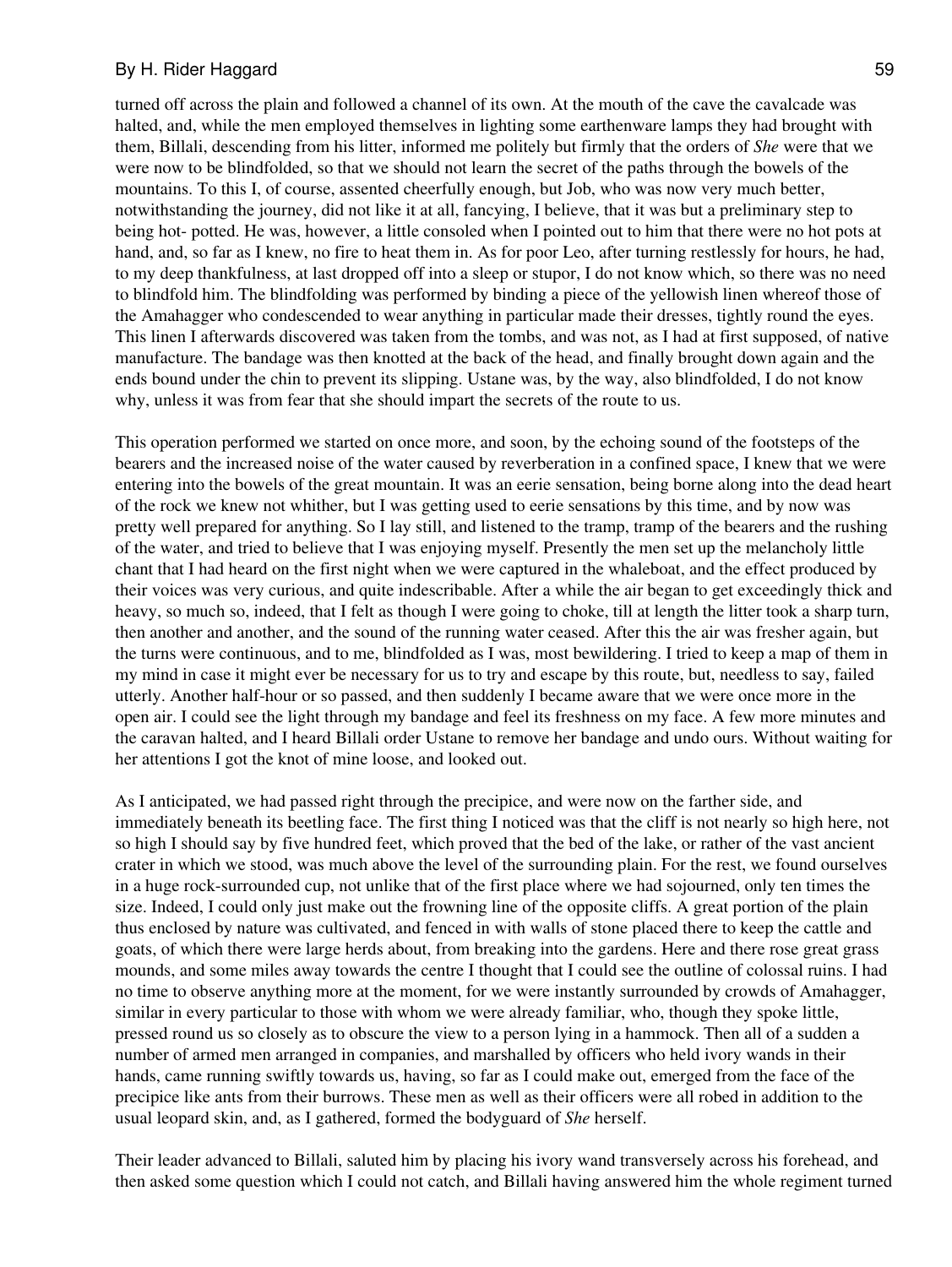turned off across the plain and followed a channel of its own. At the mouth of the cave the cavalcade was halted, and, while the men employed themselves in lighting some earthenware lamps they had brought with them, Billali, descending from his litter, informed me politely but firmly that the orders of *She* were that we were now to be blindfolded, so that we should not learn the secret of the paths through the bowels of the mountains. To this I, of course, assented cheerfully enough, but Job, who was now very much better, notwithstanding the journey, did not like it at all, fancying, I believe, that it was but a preliminary step to being hot- potted. He was, however, a little consoled when I pointed out to him that there were no hot pots at hand, and, so far as I knew, no fire to heat them in. As for poor Leo, after turning restlessly for hours, he had, to my deep thankfulness, at last dropped off into a sleep or stupor, I do not know which, so there was no need to blindfold him. The blindfolding was performed by binding a piece of the yellowish linen whereof those of the Amahagger who condescended to wear anything in particular made their dresses, tightly round the eyes. This linen I afterwards discovered was taken from the tombs, and was not, as I had at first supposed, of native manufacture. The bandage was then knotted at the back of the head, and finally brought down again and the ends bound under the chin to prevent its slipping. Ustane was, by the way, also blindfolded, I do not know why, unless it was from fear that she should impart the secrets of the route to us.

This operation performed we started on once more, and soon, by the echoing sound of the footsteps of the bearers and the increased noise of the water caused by reverberation in a confined space, I knew that we were entering into the bowels of the great mountain. It was an eerie sensation, being borne along into the dead heart of the rock we knew not whither, but I was getting used to eerie sensations by this time, and by now was pretty well prepared for anything. So I lay still, and listened to the tramp, tramp of the bearers and the rushing of the water, and tried to believe that I was enjoying myself. Presently the men set up the melancholy little chant that I had heard on the first night when we were captured in the whaleboat, and the effect produced by their voices was very curious, and quite indescribable. After a while the air began to get exceedingly thick and heavy, so much so, indeed, that I felt as though I were going to choke, till at length the litter took a sharp turn, then another and another, and the sound of the running water ceased. After this the air was fresher again, but the turns were continuous, and to me, blindfolded as I was, most bewildering. I tried to keep a map of them in my mind in case it might ever be necessary for us to try and escape by this route, but, needless to say, failed utterly. Another half-hour or so passed, and then suddenly I became aware that we were once more in the open air. I could see the light through my bandage and feel its freshness on my face. A few more minutes and the caravan halted, and I heard Billali order Ustane to remove her bandage and undo ours. Without waiting for her attentions I got the knot of mine loose, and looked out.

As I anticipated, we had passed right through the precipice, and were now on the farther side, and immediately beneath its beetling face. The first thing I noticed was that the cliff is not nearly so high here, not so high I should say by five hundred feet, which proved that the bed of the lake, or rather of the vast ancient crater in which we stood, was much above the level of the surrounding plain. For the rest, we found ourselves in a huge rock-surrounded cup, not unlike that of the first place where we had sojourned, only ten times the size. Indeed, I could only just make out the frowning line of the opposite cliffs. A great portion of the plain thus enclosed by nature was cultivated, and fenced in with walls of stone placed there to keep the cattle and goats, of which there were large herds about, from breaking into the gardens. Here and there rose great grass mounds, and some miles away towards the centre I thought that I could see the outline of colossal ruins. I had no time to observe anything more at the moment, for we were instantly surrounded by crowds of Amahagger, similar in every particular to those with whom we were already familiar, who, though they spoke little, pressed round us so closely as to obscure the view to a person lying in a hammock. Then all of a sudden a number of armed men arranged in companies, and marshalled by officers who held ivory wands in their hands, came running swiftly towards us, having, so far as I could make out, emerged from the face of the precipice like ants from their burrows. These men as well as their officers were all robed in addition to the usual leopard skin, and, as I gathered, formed the bodyguard of *She* herself.

Their leader advanced to Billali, saluted him by placing his ivory wand transversely across his forehead, and then asked some question which I could not catch, and Billali having answered him the whole regiment turned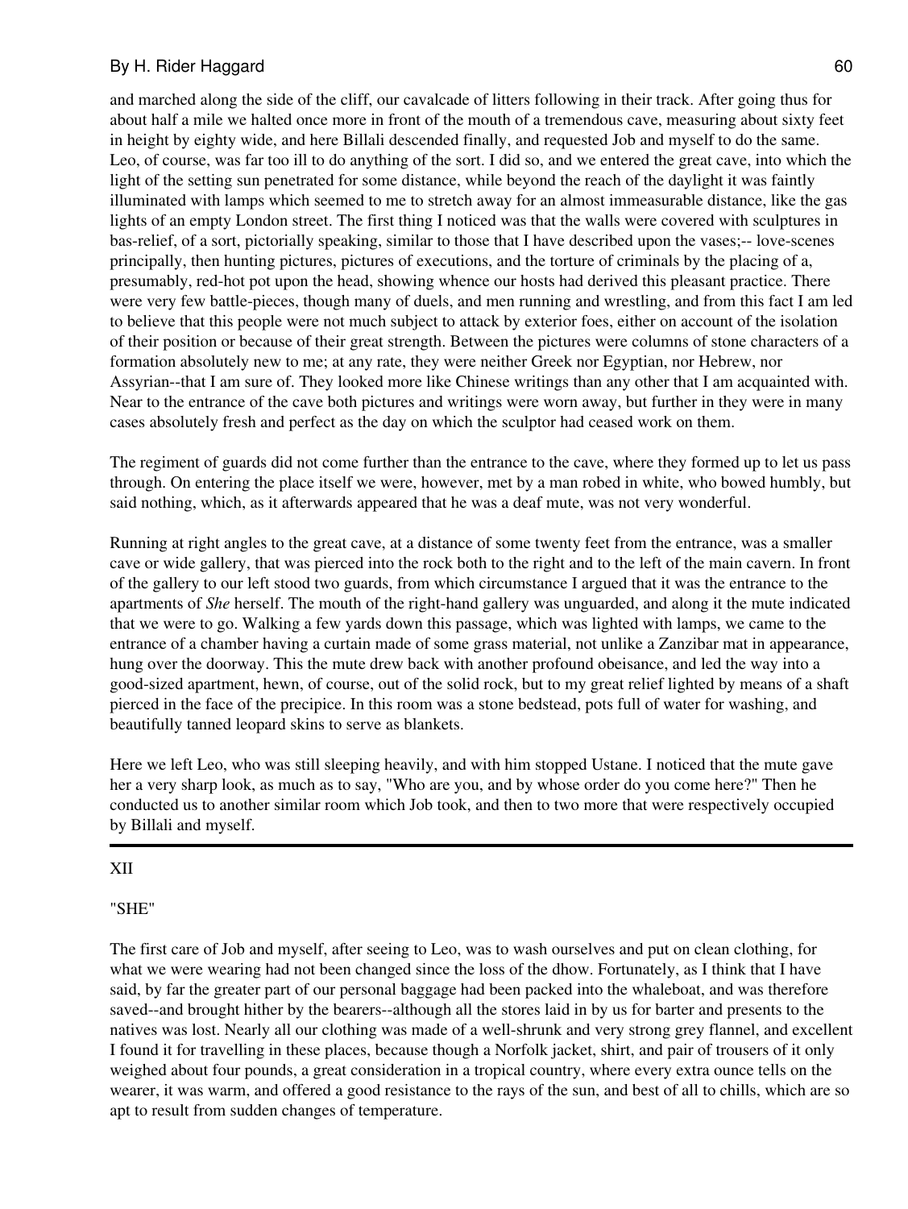and marched along the side of the cliff, our cavalcade of litters following in their track. After going thus for about half a mile we halted once more in front of the mouth of a tremendous cave, measuring about sixty feet in height by eighty wide, and here Billali descended finally, and requested Job and myself to do the same. Leo, of course, was far too ill to do anything of the sort. I did so, and we entered the great cave, into which the light of the setting sun penetrated for some distance, while beyond the reach of the daylight it was faintly illuminated with lamps which seemed to me to stretch away for an almost immeasurable distance, like the gas lights of an empty London street. The first thing I noticed was that the walls were covered with sculptures in bas-relief, of a sort, pictorially speaking, similar to those that I have described upon the vases;-- love-scenes principally, then hunting pictures, pictures of executions, and the torture of criminals by the placing of a, presumably, red-hot pot upon the head, showing whence our hosts had derived this pleasant practice. There were very few battle-pieces, though many of duels, and men running and wrestling, and from this fact I am led to believe that this people were not much subject to attack by exterior foes, either on account of the isolation of their position or because of their great strength. Between the pictures were columns of stone characters of a formation absolutely new to me; at any rate, they were neither Greek nor Egyptian, nor Hebrew, nor Assyrian--that I am sure of. They looked more like Chinese writings than any other that I am acquainted with. Near to the entrance of the cave both pictures and writings were worn away, but further in they were in many cases absolutely fresh and perfect as the day on which the sculptor had ceased work on them.

The regiment of guards did not come further than the entrance to the cave, where they formed up to let us pass through. On entering the place itself we were, however, met by a man robed in white, who bowed humbly, but said nothing, which, as it afterwards appeared that he was a deaf mute, was not very wonderful.

Running at right angles to the great cave, at a distance of some twenty feet from the entrance, was a smaller cave or wide gallery, that was pierced into the rock both to the right and to the left of the main cavern. In front of the gallery to our left stood two guards, from which circumstance I argued that it was the entrance to the apartments of *She* herself. The mouth of the right-hand gallery was unguarded, and along it the mute indicated that we were to go. Walking a few yards down this passage, which was lighted with lamps, we came to the entrance of a chamber having a curtain made of some grass material, not unlike a Zanzibar mat in appearance, hung over the doorway. This the mute drew back with another profound obeisance, and led the way into a good-sized apartment, hewn, of course, out of the solid rock, but to my great relief lighted by means of a shaft pierced in the face of the precipice. In this room was a stone bedstead, pots full of water for washing, and beautifully tanned leopard skins to serve as blankets.

Here we left Leo, who was still sleeping heavily, and with him stopped Ustane. I noticed that the mute gave her a very sharp look, as much as to say, "Who are you, and by whose order do you come here?" Then he conducted us to another similar room which Job took, and then to two more that were respectively occupied by Billali and myself.

---

## XII

## "SHE"

The first care of Job and myself, after seeing to Leo, was to wash ourselves and put on clean clothing, for what we were wearing had not been changed since the loss of the dhow. Fortunately, as I think that I have said, by far the greater part of our personal baggage had been packed into the whaleboat, and was therefore saved--and brought hither by the bearers--although all the stores laid in by us for barter and presents to the natives was lost. Nearly all our clothing was made of a well-shrunk and very strong grey flannel, and excellent I found it for travelling in these places, because though a Norfolk jacket, shirt, and pair of trousers of it only weighed about four pounds, a great consideration in a tropical country, where every extra ounce tells on the wearer, it was warm, and offered a good resistance to the rays of the sun, and best of all to chills, which are so apt to result from sudden changes of temperature.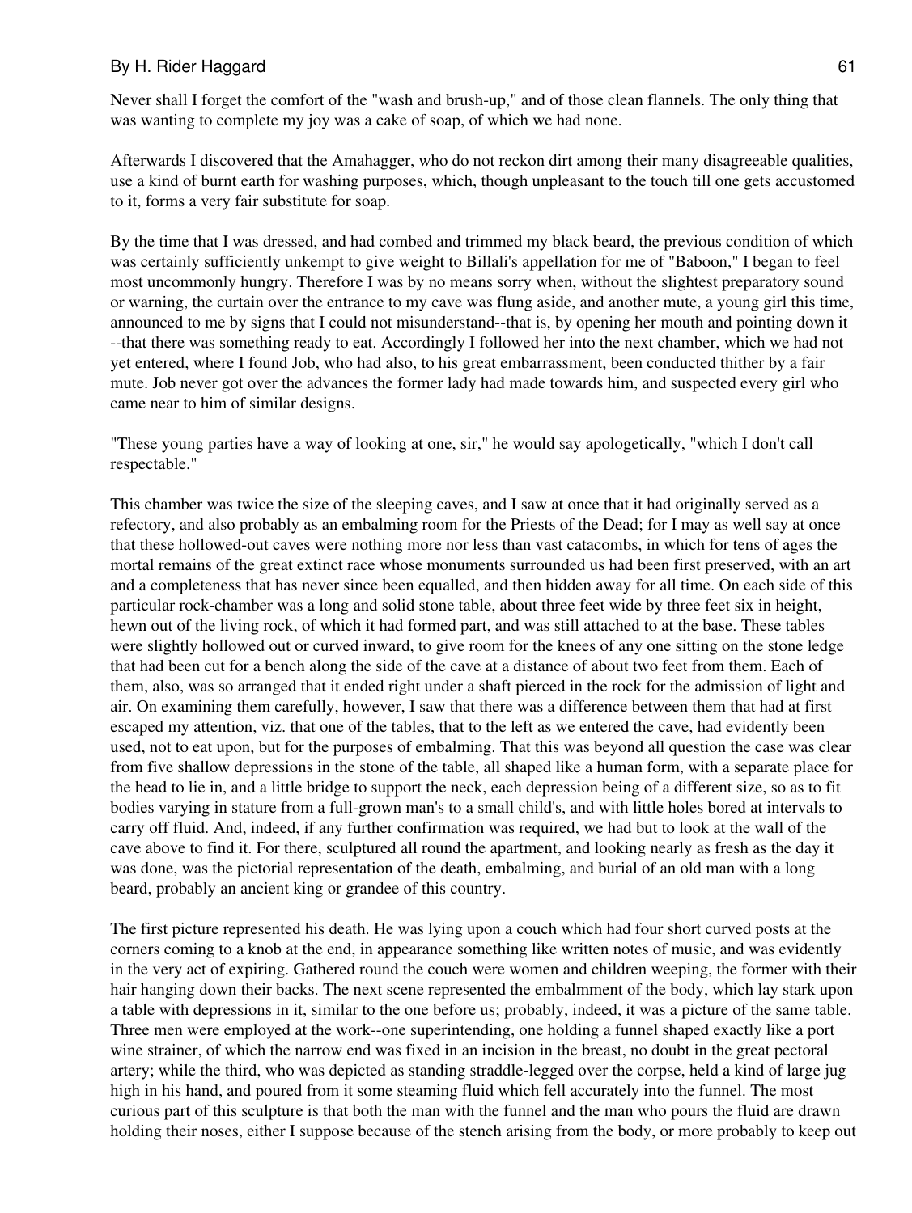Never shall I forget the comfort of the "wash and brush-up," and of those clean flannels. The only thing that was wanting to complete my joy was a cake of soap, of which we had none.

Afterwards I discovered that the Amahagger, who do not reckon dirt among their many disagreeable qualities, use a kind of burnt earth for washing purposes, which, though unpleasant to the touch till one gets accustomed to it, forms a very fair substitute for soap.

By the time that I was dressed, and had combed and trimmed my black beard, the previous condition of which was certainly sufficiently unkempt to give weight to Billali's appellation for me of "Baboon," I began to feel most uncommonly hungry. Therefore I was by no means sorry when, without the slightest preparatory sound or warning, the curtain over the entrance to my cave was flung aside, and another mute, a young girl this time, announced to me by signs that I could not misunderstand--that is, by opening her mouth and pointing down it --that there was something ready to eat. Accordingly I followed her into the next chamber, which we had not yet entered, where I found Job, who had also, to his great embarrassment, been conducted thither by a fair mute. Job never got over the advances the former lady had made towards him, and suspected every girl who came near to him of similar designs.

"These young parties have a way of looking at one, sir," he would say apologetically, "which I don't call respectable."

This chamber was twice the size of the sleeping caves, and I saw at once that it had originally served as a refectory, and also probably as an embalming room for the Priests of the Dead; for I may as well say at once that these hollowed-out caves were nothing more nor less than vast catacombs, in which for tens of ages the mortal remains of the great extinct race whose monuments surrounded us had been first preserved, with an art and a completeness that has never since been equalled, and then hidden away for all time. On each side of this particular rock-chamber was a long and solid stone table, about three feet wide by three feet six in height, hewn out of the living rock, of which it had formed part, and was still attached to at the base. These tables were slightly hollowed out or curved inward, to give room for the knees of any one sitting on the stone ledge that had been cut for a bench along the side of the cave at a distance of about two feet from them. Each of them, also, was so arranged that it ended right under a shaft pierced in the rock for the admission of light and air. On examining them carefully, however, I saw that there was a difference between them that had at first escaped my attention, viz. that one of the tables, that to the left as we entered the cave, had evidently been used, not to eat upon, but for the purposes of embalming. That this was beyond all question the case was clear from five shallow depressions in the stone of the table, all shaped like a human form, with a separate place for the head to lie in, and a little bridge to support the neck, each depression being of a different size, so as to fit bodies varying in stature from a full-grown man's to a small child's, and with little holes bored at intervals to carry off fluid. And, indeed, if any further confirmation was required, we had but to look at the wall of the cave above to find it. For there, sculptured all round the apartment, and looking nearly as fresh as the day it was done, was the pictorial representation of the death, embalming, and burial of an old man with a long beard, probably an ancient king or grandee of this country.

The first picture represented his death. He was lying upon a couch which had four short curved posts at the corners coming to a knob at the end, in appearance something like written notes of music, and was evidently in the very act of expiring. Gathered round the couch were women and children weeping, the former with their hair hanging down their backs. The next scene represented the embalmment of the body, which lay stark upon a table with depressions in it, similar to the one before us; probably, indeed, it was a picture of the same table. Three men were employed at the work--one superintending, one holding a funnel shaped exactly like a port wine strainer, of which the narrow end was fixed in an incision in the breast, no doubt in the great pectoral artery; while the third, who was depicted as standing straddle-legged over the corpse, held a kind of large jug high in his hand, and poured from it some steaming fluid which fell accurately into the funnel. The most curious part of this sculpture is that both the man with the funnel and the man who pours the fluid are drawn holding their noses, either I suppose because of the stench arising from the body, or more probably to keep out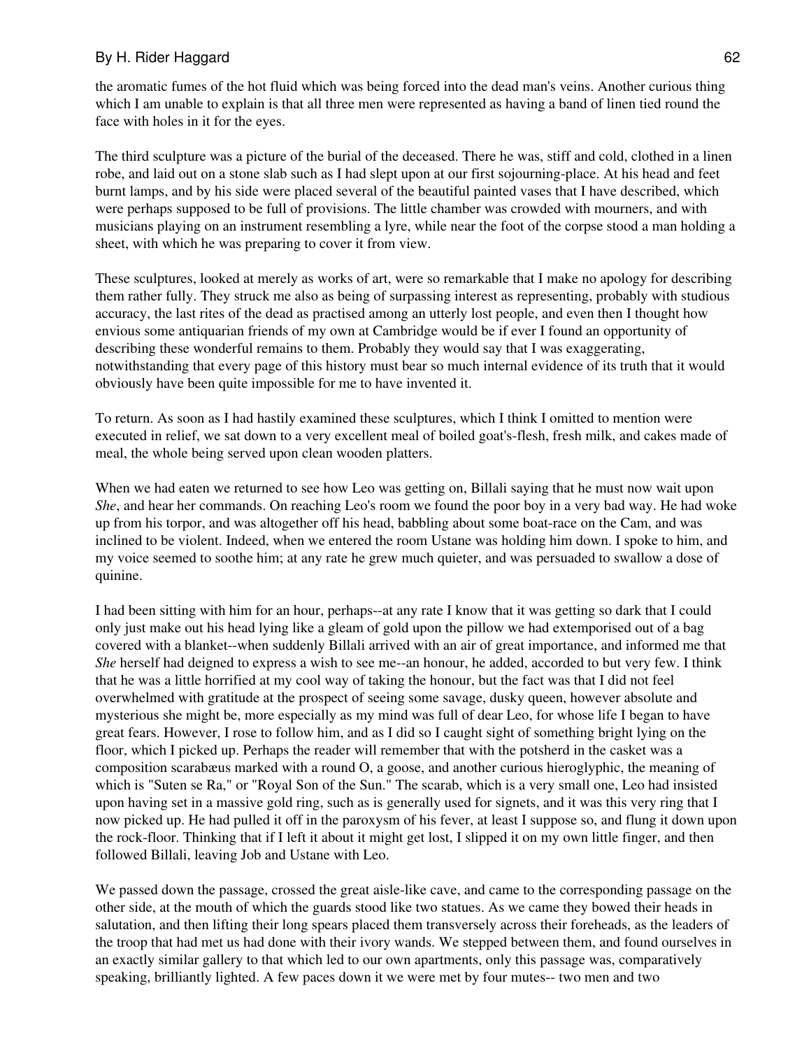the aromatic fumes of the hot fluid which was being forced into the dead man's veins. Another curious thing which I am unable to explain is that all three men were represented as having a band of linen tied round the face with holes in it for the eyes.

The third sculpture was a picture of the burial of the deceased. There he was, stiff and cold, clothed in a linen robe, and laid out on a stone slab such as I had slept upon at our first sojourning-place. At his head and feet burnt lamps, and by his side were placed several of the beautiful painted vases that I have described, which were perhaps supposed to be full of provisions. The little chamber was crowded with mourners, and with musicians playing on an instrument resembling a lyre, while near the foot of the corpse stood a man holding a sheet, with which he was preparing to cover it from view.

These sculptures, looked at merely as works of art, were so remarkable that I make no apology for describing them rather fully. They struck me also as being of surpassing interest as representing, probably with studious accuracy, the last rites of the dead as practised among an utterly lost people, and even then I thought how envious some antiquarian friends of my own at Cambridge would be if ever I found an opportunity of describing these wonderful remains to them. Probably they would say that I was exaggerating, notwithstanding that every page of this history must bear so much internal evidence of its truth that it would obviously have been quite impossible for me to have invented it.

To return. As soon as I had hastily examined these sculptures, which I think I omitted to mention were executed in relief, we sat down to a very excellent meal of boiled goat's-flesh, fresh milk, and cakes made of meal, the whole being served upon clean wooden platters.

When we had eaten we returned to see how Leo was getting on, Billali saying that he must now wait upon *She*, and hear her commands. On reaching Leo's room we found the poor boy in a very bad way. He had woke up from his torpor, and was altogether off his head, babbling about some boat-race on the Cam, and was inclined to be violent. Indeed, when we entered the room Ustane was holding him down. I spoke to him, and my voice seemed to soothe him; at any rate he grew much quieter, and was persuaded to swallow a dose of quinine.

I had been sitting with him for an hour, perhaps--at any rate I know that it was getting so dark that I could only just make out his head lying like a gleam of gold upon the pillow we had extemporised out of a bag covered with a blanket--when suddenly Billali arrived with an air of great importance, and informed me that *She* herself had deigned to express a wish to see me--an honour, he added, accorded to but very few. I think that he was a little horrified at my cool way of taking the honour, but the fact was that I did not feel overwhelmed with gratitude at the prospect of seeing some savage, dusky queen, however absolute and mysterious she might be, more especially as my mind was full of dear Leo, for whose life I began to have great fears. However, I rose to follow him, and as I did so I caught sight of something bright lying on the floor, which I picked up. Perhaps the reader will remember that with the potsherd in the casket was a composition scarabæus marked with a round O, a goose, and another curious hieroglyphic, the meaning of which is "Suten se Ra," or "Royal Son of the Sun." The scarab, which is a very small one, Leo had insisted upon having set in a massive gold ring, such as is generally used for signets, and it was this very ring that I now picked up. He had pulled it off in the paroxysm of his fever, at least I suppose so, and flung it down upon the rock-floor. Thinking that if I left it about it might get lost, I slipped it on my own little finger, and then followed Billali, leaving Job and Ustane with Leo.

We passed down the passage, crossed the great aisle-like cave, and came to the corresponding passage on the other side, at the mouth of which the guards stood like two statues. As we came they bowed their heads in salutation, and then lifting their long spears placed them transversely across their foreheads, as the leaders of the troop that had met us had done with their ivory wands. We stepped between them, and found ourselves in an exactly similar gallery to that which led to our own apartments, only this passage was, comparatively speaking, brilliantly lighted. A few paces down it we were met by four mutes-- two men and two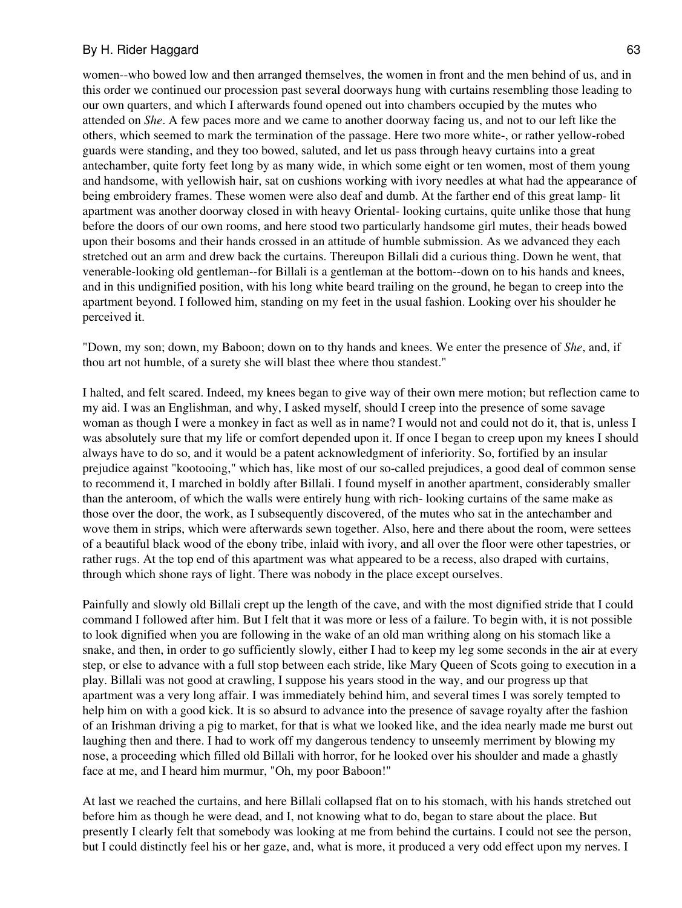women--who bowed low and then arranged themselves, the women in front and the men behind of us, and in this order we continued our procession past several doorways hung with curtains resembling those leading to our own quarters, and which I afterwards found opened out into chambers occupied by the mutes who attended on *She*. A few paces more and we came to another doorway facing us, and not to our left like the others, which seemed to mark the termination of the passage. Here two more white-, or rather yellow-robed guards were standing, and they too bowed, saluted, and let us pass through heavy curtains into a great antechamber, quite forty feet long by as many wide, in which some eight or ten women, most of them young and handsome, with yellowish hair, sat on cushions working with ivory needles at what had the appearance of being embroidery frames. These women were also deaf and dumb. At the farther end of this great lamp- lit apartment was another doorway closed in with heavy Oriental- looking curtains, quite unlike those that hung before the doors of our own rooms, and here stood two particularly handsome girl mutes, their heads bowed upon their bosoms and their hands crossed in an attitude of humble submission. As we advanced they each stretched out an arm and drew back the curtains. Thereupon Billali did a curious thing. Down he went, that venerable-looking old gentleman--for Billali is a gentleman at the bottom--down on to his hands and knees, and in this undignified position, with his long white beard trailing on the ground, he began to creep into the apartment beyond. I followed him, standing on my feet in the usual fashion. Looking over his shoulder he perceived it.

"Down, my son; down, my Baboon; down on to thy hands and knees. We enter the presence of *She*, and, if thou art not humble, of a surety she will blast thee where thou standest."

I halted, and felt scared. Indeed, my knees began to give way of their own mere motion; but reflection came to my aid. I was an Englishman, and why, I asked myself, should I creep into the presence of some savage woman as though I were a monkey in fact as well as in name? I would not and could not do it, that is, unless I was absolutely sure that my life or comfort depended upon it. If once I began to creep upon my knees I should always have to do so, and it would be a patent acknowledgment of inferiority. So, fortified by an insular prejudice against "kootooing," which has, like most of our so-called prejudices, a good deal of common sense to recommend it, I marched in boldly after Billali. I found myself in another apartment, considerably smaller than the anteroom, of which the walls were entirely hung with rich- looking curtains of the same make as those over the door, the work, as I subsequently discovered, of the mutes who sat in the antechamber and wove them in strips, which were afterwards sewn together. Also, here and there about the room, were settees of a beautiful black wood of the ebony tribe, inlaid with ivory, and all over the floor were other tapestries, or rather rugs. At the top end of this apartment was what appeared to be a recess, also draped with curtains, through which shone rays of light. There was nobody in the place except ourselves.

Painfully and slowly old Billali crept up the length of the cave, and with the most dignified stride that I could command I followed after him. But I felt that it was more or less of a failure. To begin with, it is not possible to look dignified when you are following in the wake of an old man writhing along on his stomach like a snake, and then, in order to go sufficiently slowly, either I had to keep my leg some seconds in the air at every step, or else to advance with a full stop between each stride, like Mary Queen of Scots going to execution in a play. Billali was not good at crawling, I suppose his years stood in the way, and our progress up that apartment was a very long affair. I was immediately behind him, and several times I was sorely tempted to help him on with a good kick. It is so absurd to advance into the presence of savage royalty after the fashion of an Irishman driving a pig to market, for that is what we looked like, and the idea nearly made me burst out laughing then and there. I had to work off my dangerous tendency to unseemly merriment by blowing my nose, a proceeding which filled old Billali with horror, for he looked over his shoulder and made a ghastly face at me, and I heard him murmur, "Oh, my poor Baboon!"

At last we reached the curtains, and here Billali collapsed flat on to his stomach, with his hands stretched out before him as though he were dead, and I, not knowing what to do, began to stare about the place. But presently I clearly felt that somebody was looking at me from behind the curtains. I could not see the person, but I could distinctly feel his or her gaze, and, what is more, it produced a very odd effect upon my nerves. I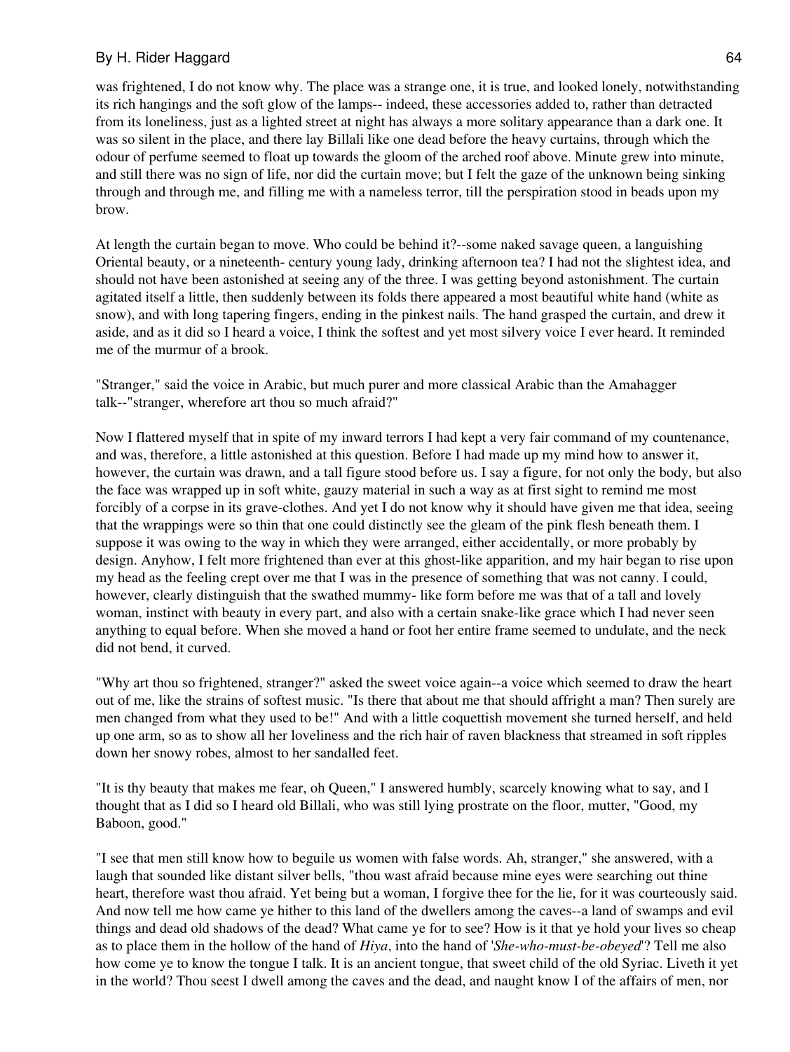was frightened, I do not know why. The place was a strange one, it is true, and looked lonely, notwithstanding its rich hangings and the soft glow of the lamps-- indeed, these accessories added to, rather than detracted from its loneliness, just as a lighted street at night has always a more solitary appearance than a dark one. It was so silent in the place, and there lay Billali like one dead before the heavy curtains, through which the odour of perfume seemed to float up towards the gloom of the arched roof above. Minute grew into minute, and still there was no sign of life, nor did the curtain move; but I felt the gaze of the unknown being sinking through and through me, and filling me with a nameless terror, till the perspiration stood in beads upon my brow.

At length the curtain began to move. Who could be behind it?--some naked savage queen, a languishing Oriental beauty, or a nineteenth- century young lady, drinking afternoon tea? I had not the slightest idea, and should not have been astonished at seeing any of the three. I was getting beyond astonishment. The curtain agitated itself a little, then suddenly between its folds there appeared a most beautiful white hand (white as snow), and with long tapering fingers, ending in the pinkest nails. The hand grasped the curtain, and drew it aside, and as it did so I heard a voice, I think the softest and yet most silvery voice I ever heard. It reminded me of the murmur of a brook.

"Stranger," said the voice in Arabic, but much purer and more classical Arabic than the Amahagger talk--"stranger, wherefore art thou so much afraid?"

Now I flattered myself that in spite of my inward terrors I had kept a very fair command of my countenance, and was, therefore, a little astonished at this question. Before I had made up my mind how to answer it, however, the curtain was drawn, and a tall figure stood before us. I say a figure, for not only the body, but also the face was wrapped up in soft white, gauzy material in such a way as at first sight to remind me most forcibly of a corpse in its grave-clothes. And yet I do not know why it should have given me that idea, seeing that the wrappings were so thin that one could distinctly see the gleam of the pink flesh beneath them. I suppose it was owing to the way in which they were arranged, either accidentally, or more probably by design. Anyhow, I felt more frightened than ever at this ghost-like apparition, and my hair began to rise upon my head as the feeling crept over me that I was in the presence of something that was not canny. I could, however, clearly distinguish that the swathed mummy- like form before me was that of a tall and lovely woman, instinct with beauty in every part, and also with a certain snake-like grace which I had never seen anything to equal before. When she moved a hand or foot her entire frame seemed to undulate, and the neck did not bend, it curved.

"Why art thou so frightened, stranger?" asked the sweet voice again--a voice which seemed to draw the heart out of me, like the strains of softest music. "Is there that about me that should affright a man? Then surely are men changed from what they used to be!" And with a little coquettish movement she turned herself, and held up one arm, so as to show all her loveliness and the rich hair of raven blackness that streamed in soft ripples down her snowy robes, almost to her sandalled feet.

"It is thy beauty that makes me fear, oh Queen," I answered humbly, scarcely knowing what to say, and I thought that as I did so I heard old Billali, who was still lying prostrate on the floor, mutter, "Good, my Baboon, good."

"I see that men still know how to beguile us women with false words. Ah, stranger," she answered, with a laugh that sounded like distant silver bells, "thou wast afraid because mine eyes were searching out thine heart, therefore wast thou afraid. Yet being but a woman, I forgive thee for the lie, for it was courteously said. And now tell me how came ye hither to this land of the dwellers among the caves--a land of swamps and evil things and dead old shadows of the dead? What came ye for to see? How is it that ye hold your lives so cheap as to place them in the hollow of the hand of *Hiya*, into the hand of '*She-who-must-be-obeyed*'? Tell me also how come ye to know the tongue I talk. It is an ancient tongue, that sweet child of the old Syriac. Liveth it yet in the world? Thou seest I dwell among the caves and the dead, and naught know I of the affairs of men, nor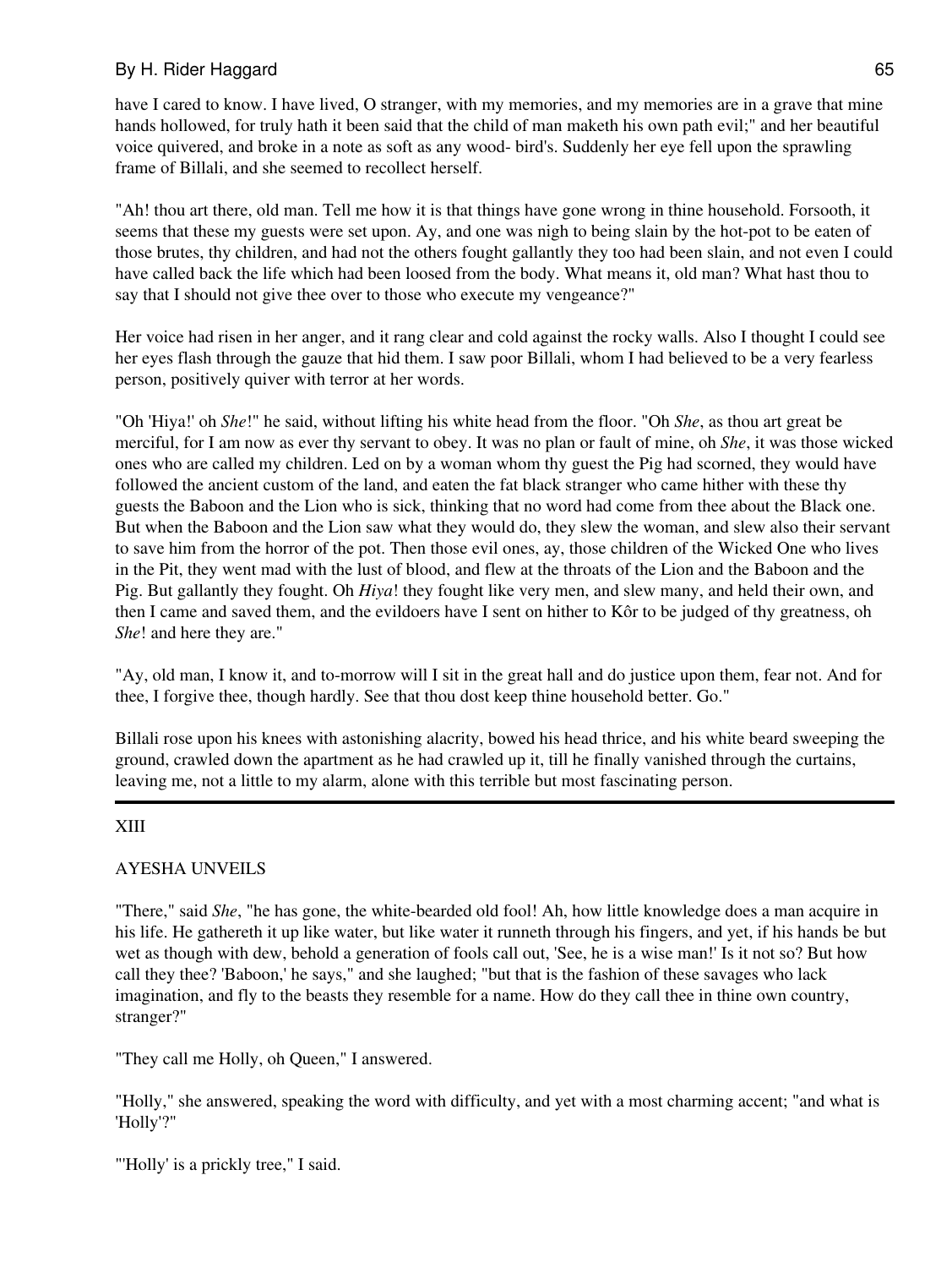have I cared to know. I have lived, O stranger, with my memories, and my memories are in a grave that mine hands hollowed, for truly hath it been said that the child of man maketh his own path evil;" and her beautiful voice quivered, and broke in a note as soft as any wood- bird's. Suddenly her eye fell upon the sprawling frame of Billali, and she seemed to recollect herself.

"Ah! thou art there, old man. Tell me how it is that things have gone wrong in thine household. Forsooth, it seems that these my guests were set upon. Ay, and one was nigh to being slain by the hot-pot to be eaten of those brutes, thy children, and had not the others fought gallantly they too had been slain, and not even I could have called back the life which had been loosed from the body. What means it, old man? What hast thou to say that I should not give thee over to those who execute my vengeance?"

Her voice had risen in her anger, and it rang clear and cold against the rocky walls. Also I thought I could see her eyes flash through the gauze that hid them. I saw poor Billali, whom I had believed to be a very fearless person, positively quiver with terror at her words.

"Oh 'Hiya!' oh *She*!" he said, without lifting his white head from the floor. "Oh *She*, as thou art great be merciful, for I am now as ever thy servant to obey. It was no plan or fault of mine, oh *She*, it was those wicked ones who are called my children. Led on by a woman whom thy guest the Pig had scorned, they would have followed the ancient custom of the land, and eaten the fat black stranger who came hither with these thy guests the Baboon and the Lion who is sick, thinking that no word had come from thee about the Black one. But when the Baboon and the Lion saw what they would do, they slew the woman, and slew also their servant to save him from the horror of the pot. Then those evil ones, ay, those children of the Wicked One who lives in the Pit, they went mad with the lust of blood, and flew at the throats of the Lion and the Baboon and the Pig. But gallantly they fought. Oh *Hiya*! they fought like very men, and slew many, and held their own, and then I came and saved them, and the evildoers have I sent on hither to Kôr to be judged of thy greatness, oh *She*! and here they are."

"Ay, old man, I know it, and to-morrow will I sit in the great hall and do justice upon them, fear not. And for thee, I forgive thee, though hardly. See that thou dost keep thine household better. Go."

Billali rose upon his knees with astonishing alacrity, bowed his head thrice, and his white beard sweeping the ground, crawled down the apartment as he had crawled up it, till he finally vanished through the curtains, leaving me, not a little to my alarm, alone with this terrible but most fascinating person.

---

## XIII

## AYESHA UNVEILS

"There," said *She*, "he has gone, the white-bearded old fool! Ah, how little knowledge does a man acquire in his life. He gathereth it up like water, but like water it runneth through his fingers, and yet, if his hands be but wet as though with dew, behold a generation of fools call out, 'See, he is a wise man!' Is it not so? But how call they thee? 'Baboon,' he says," and she laughed; "but that is the fashion of these savages who lack imagination, and fly to the beasts they resemble for a name. How do they call thee in thine own country, stranger?"

"They call me Holly, oh Queen," I answered.

"Holly," she answered, speaking the word with difficulty, and yet with a most charming accent; "and what is 'Holly'?"

"'Holly' is a prickly tree," I said.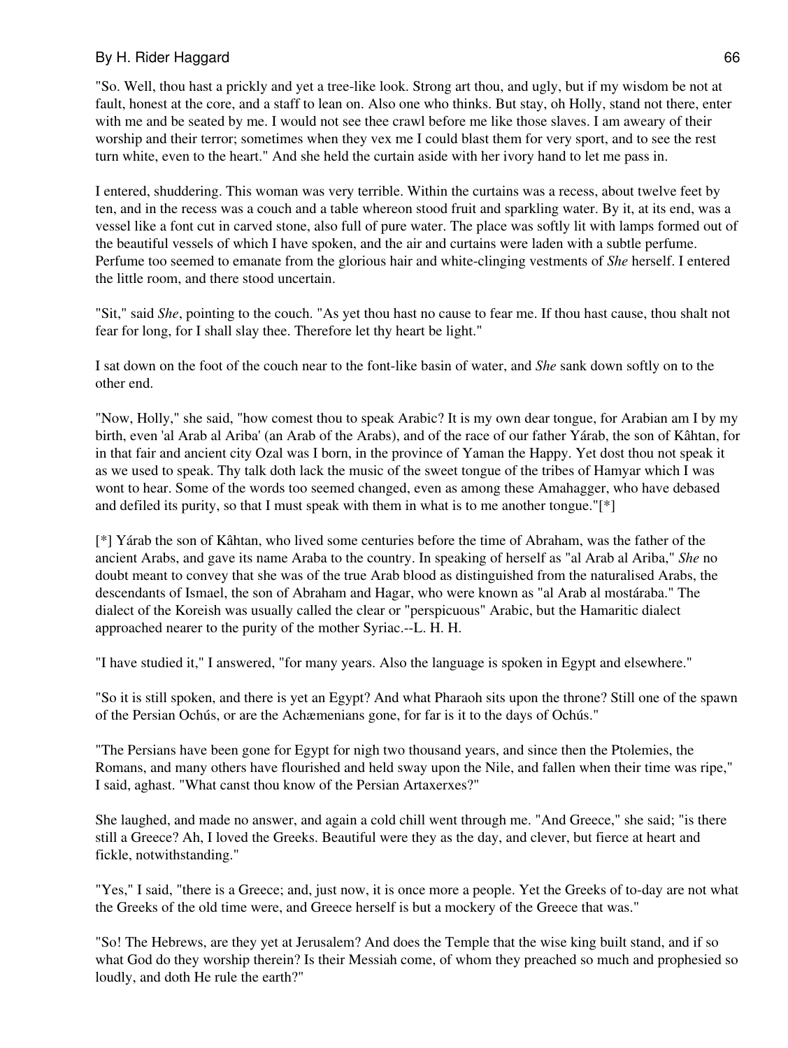"So. Well, thou hast a prickly and yet a tree-like look. Strong art thou, and ugly, but if my wisdom be not at fault, honest at the core, and a staff to lean on. Also one who thinks. But stay, oh Holly, stand not there, enter with me and be seated by me. I would not see thee crawl before me like those slaves. I am aweary of their worship and their terror; sometimes when they vex me I could blast them for very sport, and to see the rest turn white, even to the heart." And she held the curtain aside with her ivory hand to let me pass in.

I entered, shuddering. This woman was very terrible. Within the curtains was a recess, about twelve feet by ten, and in the recess was a couch and a table whereon stood fruit and sparkling water. By it, at its end, was a vessel like a font cut in carved stone, also full of pure water. The place was softly lit with lamps formed out of the beautiful vessels of which I have spoken, and the air and curtains were laden with a subtle perfume. Perfume too seemed to emanate from the glorious hair and white-clinging vestments of *She* herself. I entered the little room, and there stood uncertain.

"Sit," said *She*, pointing to the couch. "As yet thou hast no cause to fear me. If thou hast cause, thou shalt not fear for long, for I shall slay thee. Therefore let thy heart be light."

I sat down on the foot of the couch near to the font-like basin of water, and *She* sank down softly on to the other end.

"Now, Holly," she said, "how comest thou to speak Arabic? It is my own dear tongue, for Arabian am I by my birth, even 'al Arab al Ariba' (an Arab of the Arabs), and of the race of our father Yárab, the son of Kâhtan, for in that fair and ancient city Ozal was I born, in the province of Yaman the Happy. Yet dost thou not speak it as we used to speak. Thy talk doth lack the music of the sweet tongue of the tribes of Hamyar which I was wont to hear. Some of the words too seemed changed, even as among these Amahagger, who have debased and defiled its purity, so that I must speak with them in what is to me another tongue."[*]

[*] Yárab the son of Kâhtan, who lived some centuries before the time of Abraham, was the father of the ancient Arabs, and gave its name Araba to the country. In speaking of herself as "al Arab al Ariba," *She* no doubt meant to convey that she was of the true Arab blood as distinguished from the naturalised Arabs, the descendants of Ismael, the son of Abraham and Hagar, who were known as "al Arab al mostáraba." The dialect of the Koreish was usually called the clear or "perspicuous" Arabic, but the Hamaritic dialect approached nearer to the purity of the mother Syriac.--L. H. H.

"I have studied it," I answered, "for many years. Also the language is spoken in Egypt and elsewhere."

"So it is still spoken, and there is yet an Egypt? And what Pharaoh sits upon the throne? Still one of the spawn of the Persian Ochús, or are the Achæmenians gone, for far is it to the days of Ochús."

"The Persians have been gone for Egypt for nigh two thousand years, and since then the Ptolemies, the Romans, and many others have flourished and held sway upon the Nile, and fallen when their time was ripe," I said, aghast. "What canst thou know of the Persian Artaxerxes?"

She laughed, and made no answer, and again a cold chill went through me. "And Greece," she said; "is there still a Greece? Ah, I loved the Greeks. Beautiful were they as the day, and clever, but fierce at heart and fickle, notwithstanding."

"Yes," I said, "there is a Greece; and, just now, it is once more a people. Yet the Greeks of to-day are not what the Greeks of the old time were, and Greece herself is but a mockery of the Greece that was."

"So! The Hebrews, are they yet at Jerusalem? And does the Temple that the wise king built stand, and if so what God do they worship therein? Is their Messiah come, of whom they preached so much and prophesied so loudly, and doth He rule the earth?"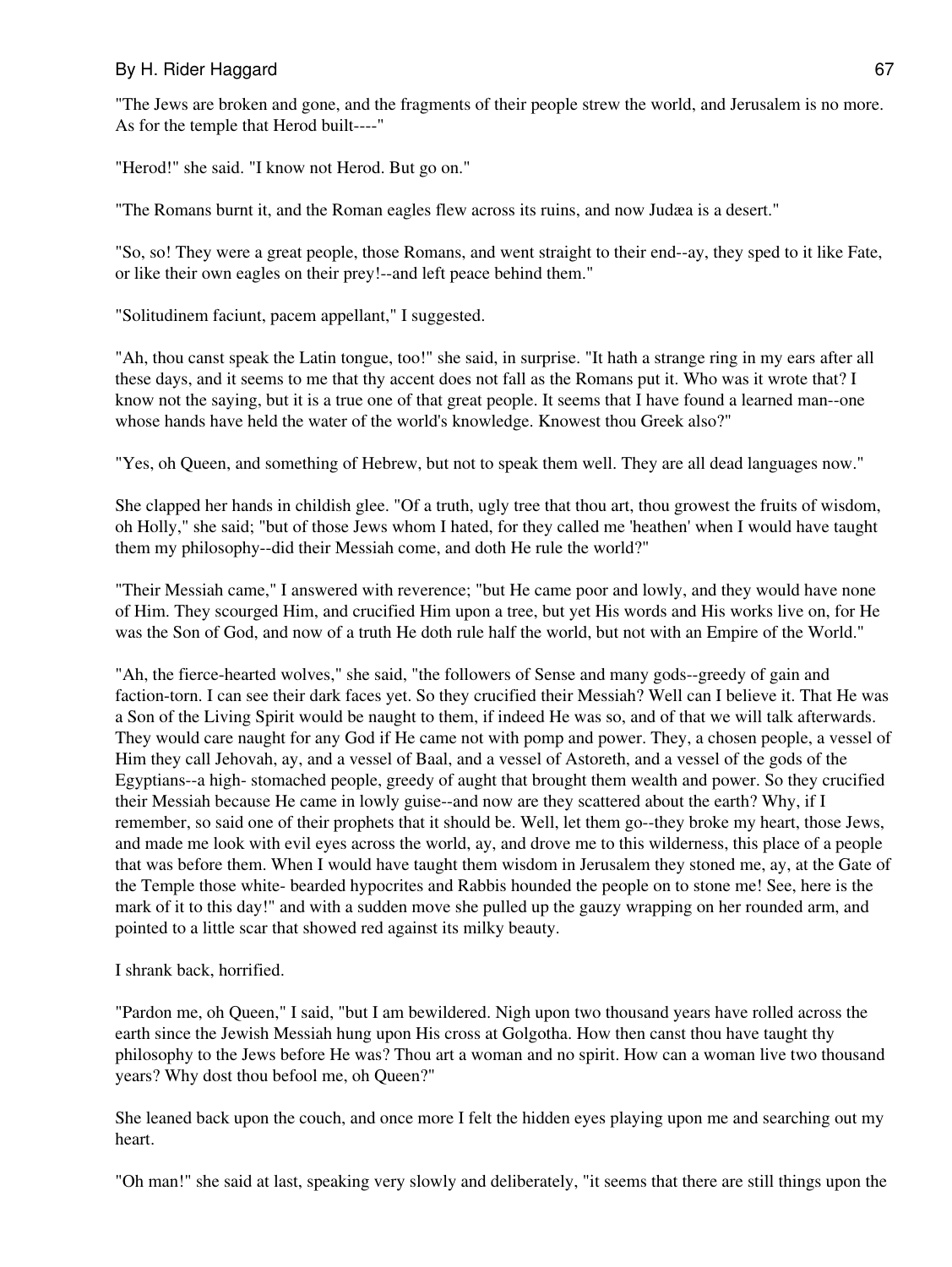"The Jews are broken and gone, and the fragments of their people strew the world, and Jerusalem is no more. As for the temple that Herod built----"

"Herod!" she said. "I know not Herod. But go on."

"The Romans burnt it, and the Roman eagles flew across its ruins, and now Judæa is a desert."

"So, so! They were a great people, those Romans, and went straight to their end--ay, they sped to it like Fate, or like their own eagles on their prey!--and left peace behind them."

"Solitudinem faciunt, pacem appellant," I suggested.

"Ah, thou canst speak the Latin tongue, too!" she said, in surprise. "It hath a strange ring in my ears after all these days, and it seems to me that thy accent does not fall as the Romans put it. Who was it wrote that? I know not the saying, but it is a true one of that great people. It seems that I have found a learned man--one whose hands have held the water of the world's knowledge. Knowest thou Greek also?"

"Yes, oh Queen, and something of Hebrew, but not to speak them well. They are all dead languages now."

She clapped her hands in childish glee. "Of a truth, ugly tree that thou art, thou growest the fruits of wisdom, oh Holly," she said; "but of those Jews whom I hated, for they called me 'heathen' when I would have taught them my philosophy--did their Messiah come, and doth He rule the world?"

"Their Messiah came," I answered with reverence; "but He came poor and lowly, and they would have none of Him. They scourged Him, and crucified Him upon a tree, but yet His words and His works live on, for He was the Son of God, and now of a truth He doth rule half the world, but not with an Empire of the World."

"Ah, the fierce-hearted wolves," she said, "the followers of Sense and many gods--greedy of gain and faction-torn. I can see their dark faces yet. So they crucified their Messiah? Well can I believe it. That He was a Son of the Living Spirit would be naught to them, if indeed He was so, and of that we will talk afterwards. They would care naught for any God if He came not with pomp and power. They, a chosen people, a vessel of Him they call Jehovah, ay, and a vessel of Baal, and a vessel of Astoreth, and a vessel of the gods of the Egyptians--a high- stomached people, greedy of aught that brought them wealth and power. So they crucified their Messiah because He came in lowly guise--and now are they scattered about the earth? Why, if I remember, so said one of their prophets that it should be. Well, let them go--they broke my heart, those Jews, and made me look with evil eyes across the world, ay, and drove me to this wilderness, this place of a people that was before them. When I would have taught them wisdom in Jerusalem they stoned me, ay, at the Gate of the Temple those white- bearded hypocrites and Rabbis hounded the people on to stone me! See, here is the mark of it to this day!" and with a sudden move she pulled up the gauzy wrapping on her rounded arm, and pointed to a little scar that showed red against its milky beauty.

I shrank back, horrified.

"Pardon me, oh Queen," I said, "but I am bewildered. Nigh upon two thousand years have rolled across the earth since the Jewish Messiah hung upon His cross at Golgotha. How then canst thou have taught thy philosophy to the Jews before He was? Thou art a woman and no spirit. How can a woman live two thousand years? Why dost thou befool me, oh Queen?"

She leaned back upon the couch, and once more I felt the hidden eyes playing upon me and searching out my heart.

"Oh man!" she said at last, speaking very slowly and deliberately, "it seems that there are still things upon the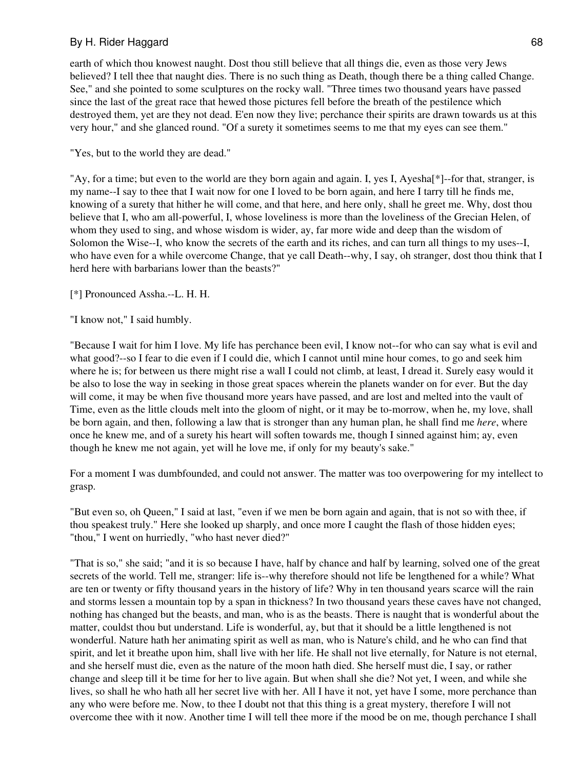earth of which thou knowest naught. Dost thou still believe that all things die, even as those very Jews believed? I tell thee that naught dies. There is no such thing as Death, though there be a thing called Change. See," and she pointed to some sculptures on the rocky wall. "Three times two thousand years have passed since the last of the great race that hewed those pictures fell before the breath of the pestilence which destroyed them, yet are they not dead. E'en now they live; perchance their spirits are drawn towards us at this very hour," and she glanced round. "Of a surety it sometimes seems to me that my eyes can see them."

"Yes, but to the world they are dead."

"Ay, for a time; but even to the world are they born again and again. I, yes I, Ayesha[*]--for that, stranger, is my name--I say to thee that I wait now for one I loved to be born again, and here I tarry till he finds me, knowing of a surety that hither he will come, and that here, and here only, shall he greet me. Why, dost thou believe that I, who am all-powerful, I, whose loveliness is more than the loveliness of the Grecian Helen, of whom they used to sing, and whose wisdom is wider, ay, far more wide and deep than the wisdom of Solomon the Wise--I, who know the secrets of the earth and its riches, and can turn all things to my uses--I, who have even for a while overcome Change, that ye call Death--why, I say, oh stranger, dost thou think that I herd here with barbarians lower than the beasts?"

[*] Pronounced Assha.--L. H. H.

"I know not," I said humbly.

"Because I wait for him I love. My life has perchance been evil, I know not--for who can say what is evil and what good?--so I fear to die even if I could die, which I cannot until mine hour comes, to go and seek him where he is; for between us there might rise a wall I could not climb, at least, I dread it. Surely easy would it be also to lose the way in seeking in those great spaces wherein the planets wander on for ever. But the day will come, it may be when five thousand more years have passed, and are lost and melted into the vault of Time, even as the little clouds melt into the gloom of night, or it may be to-morrow, when he, my love, shall be born again, and then, following a law that is stronger than any human plan, he shall find me *here*, where once he knew me, and of a surety his heart will soften towards me, though I sinned against him; ay, even though he knew me not again, yet will he love me, if only for my beauty's sake."

For a moment I was dumbfounded, and could not answer. The matter was too overpowering for my intellect to grasp.

"But even so, oh Queen," I said at last, "even if we men be born again and again, that is not so with thee, if thou speakest truly." Here she looked up sharply, and once more I caught the flash of those hidden eyes; "thou," I went on hurriedly, "who hast never died?"

"That is so," she said; "and it is so because I have, half by chance and half by learning, solved one of the great secrets of the world. Tell me, stranger: life is--why therefore should not life be lengthened for a while? What are ten or twenty or fifty thousand years in the history of life? Why in ten thousand years scarce will the rain and storms lessen a mountain top by a span in thickness? In two thousand years these caves have not changed, nothing has changed but the beasts, and man, who is as the beasts. There is naught that is wonderful about the matter, couldst thou but understand. Life is wonderful, ay, but that it should be a little lengthened is not wonderful. Nature hath her animating spirit as well as man, who is Nature's child, and he who can find that spirit, and let it breathe upon him, shall live with her life. He shall not live eternally, for Nature is not eternal, and she herself must die, even as the nature of the moon hath died. She herself must die, I say, or rather change and sleep till it be time for her to live again. But when shall she die? Not yet, I ween, and while she lives, so shall he who hath all her secret live with her. All I have it not, yet have I some, more perchance than any who were before me. Now, to thee I doubt not that this thing is a great mystery, therefore I will not overcome thee with it now. Another time I will tell thee more if the mood be on me, though perchance I shall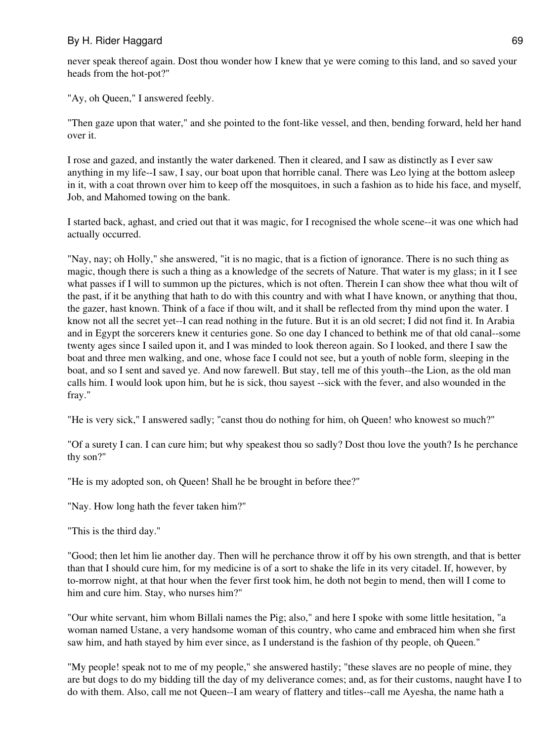never speak thereof again. Dost thou wonder how I knew that ye were coming to this land, and so saved your heads from the hot-pot?"

"Ay, oh Queen," I answered feebly.

"Then gaze upon that water," and she pointed to the font-like vessel, and then, bending forward, held her hand over it.

I rose and gazed, and instantly the water darkened. Then it cleared, and I saw as distinctly as I ever saw anything in my life--I saw, I say, our boat upon that horrible canal. There was Leo lying at the bottom asleep in it, with a coat thrown over him to keep off the mosquitoes, in such a fashion as to hide his face, and myself, Job, and Mahomed towing on the bank.

I started back, aghast, and cried out that it was magic, for I recognised the whole scene--it was one which had actually occurred.

"Nay, nay; oh Holly," she answered, "it is no magic, that is a fiction of ignorance. There is no such thing as magic, though there is such a thing as a knowledge of the secrets of Nature. That water is my glass; in it I see what passes if I will to summon up the pictures, which is not often. Therein I can show thee what thou wilt of the past, if it be anything that hath to do with this country and with what I have known, or anything that thou, the gazer, hast known. Think of a face if thou wilt, and it shall be reflected from thy mind upon the water. I know not all the secret yet--I can read nothing in the future. But it is an old secret; I did not find it. In Arabia and in Egypt the sorcerers knew it centuries gone. So one day I chanced to bethink me of that old canal--some twenty ages since I sailed upon it, and I was minded to look thereon again. So I looked, and there I saw the boat and three men walking, and one, whose face I could not see, but a youth of noble form, sleeping in the boat, and so I sent and saved ye. And now farewell. But stay, tell me of this youth--the Lion, as the old man calls him. I would look upon him, but he is sick, thou sayest --sick with the fever, and also wounded in the fray."

"He is very sick," I answered sadly; "canst thou do nothing for him, oh Queen! who knowest so much?"

"Of a surety I can. I can cure him; but why speakest thou so sadly? Dost thou love the youth? Is he perchance thy son?"

"He is my adopted son, oh Queen! Shall he be brought in before thee?"

"Nay. How long hath the fever taken him?"

"This is the third day."

"Good; then let him lie another day. Then will he perchance throw it off by his own strength, and that is better than that I should cure him, for my medicine is of a sort to shake the life in its very citadel. If, however, by to-morrow night, at that hour when the fever first took him, he doth not begin to mend, then will I come to him and cure him. Stay, who nurses him?"

"Our white servant, him whom Billali names the Pig; also," and here I spoke with some little hesitation, "a woman named Ustane, a very handsome woman of this country, who came and embraced him when she first saw him, and hath stayed by him ever since, as I understand is the fashion of thy people, oh Queen."

"My people! speak not to me of my people," she answered hastily; "these slaves are no people of mine, they are but dogs to do my bidding till the day of my deliverance comes; and, as for their customs, naught have I to do with them. Also, call me not Queen--I am weary of flattery and titles--call me Ayesha, the name hath a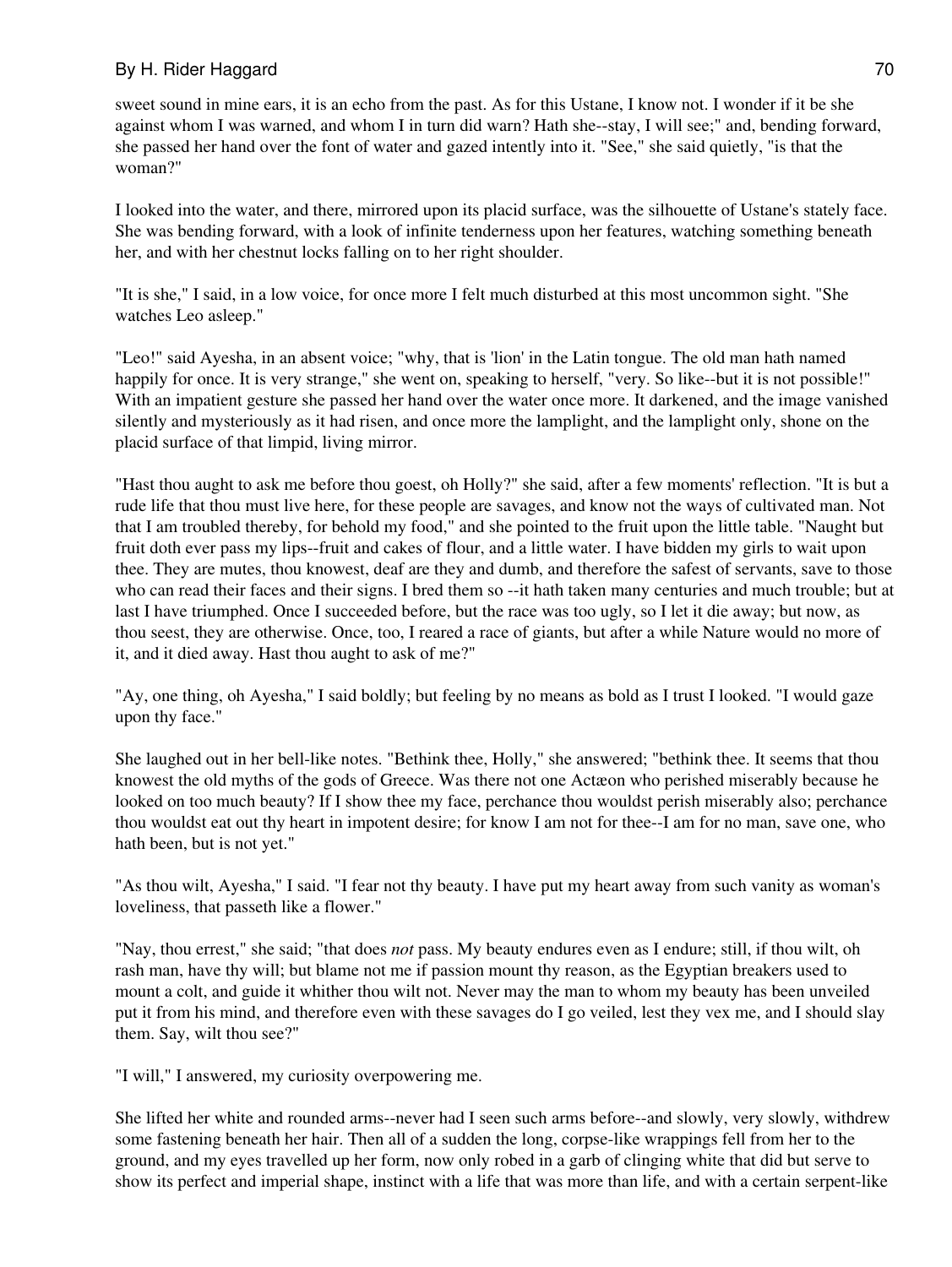sweet sound in mine ears, it is an echo from the past. As for this Ustane, I know not. I wonder if it be she against whom I was warned, and whom I in turn did warn? Hath she--stay, I will see;" and, bending forward, she passed her hand over the font of water and gazed intently into it. "See," she said quietly, "is that the woman?"

I looked into the water, and there, mirrored upon its placid surface, was the silhouette of Ustane's stately face. She was bending forward, with a look of infinite tenderness upon her features, watching something beneath her, and with her chestnut locks falling on to her right shoulder.

"It is she," I said, in a low voice, for once more I felt much disturbed at this most uncommon sight. "She watches Leo asleep."

"Leo!" said Ayesha, in an absent voice; "why, that is 'lion' in the Latin tongue. The old man hath named happily for once. It is very strange," she went on, speaking to herself, "very. So like--but it is not possible!" With an impatient gesture she passed her hand over the water once more. It darkened, and the image vanished silently and mysteriously as it had risen, and once more the lamplight, and the lamplight only, shone on the placid surface of that limpid, living mirror.

"Hast thou aught to ask me before thou goest, oh Holly?" she said, after a few moments' reflection. "It is but a rude life that thou must live here, for these people are savages, and know not the ways of cultivated man. Not that I am troubled thereby, for behold my food," and she pointed to the fruit upon the little table. "Naught but fruit doth ever pass my lips--fruit and cakes of flour, and a little water. I have bidden my girls to wait upon thee. They are mutes, thou knowest, deaf are they and dumb, and therefore the safest of servants, save to those who can read their faces and their signs. I bred them so --it hath taken many centuries and much trouble; but at last I have triumphed. Once I succeeded before, but the race was too ugly, so I let it die away; but now, as thou seest, they are otherwise. Once, too, I reared a race of giants, but after a while Nature would no more of it, and it died away. Hast thou aught to ask of me?"

"Ay, one thing, oh Ayesha," I said boldly; but feeling by no means as bold as I trust I looked. "I would gaze upon thy face."

She laughed out in her bell-like notes. "Bethink thee, Holly," she answered; "bethink thee. It seems that thou knowest the old myths of the gods of Greece. Was there not one Actæon who perished miserably because he looked on too much beauty? If I show thee my face, perchance thou wouldst perish miserably also; perchance thou wouldst eat out thy heart in impotent desire; for know I am not for thee--I am for no man, save one, who hath been, but is not yet."

"As thou wilt, Ayesha," I said. "I fear not thy beauty. I have put my heart away from such vanity as woman's loveliness, that passeth like a flower."

"Nay, thou errest," she said; "that does *not* pass. My beauty endures even as I endure; still, if thou wilt, oh rash man, have thy will; but blame not me if passion mount thy reason, as the Egyptian breakers used to mount a colt, and guide it whither thou wilt not. Never may the man to whom my beauty has been unveiled put it from his mind, and therefore even with these savages do I go veiled, lest they vex me, and I should slay them. Say, wilt thou see?"

"I will," I answered, my curiosity overpowering me.

She lifted her white and rounded arms--never had I seen such arms before--and slowly, very slowly, withdrew some fastening beneath her hair. Then all of a sudden the long, corpse-like wrappings fell from her to the ground, and my eyes travelled up her form, now only robed in a garb of clinging white that did but serve to show its perfect and imperial shape, instinct with a life that was more than life, and with a certain serpent-like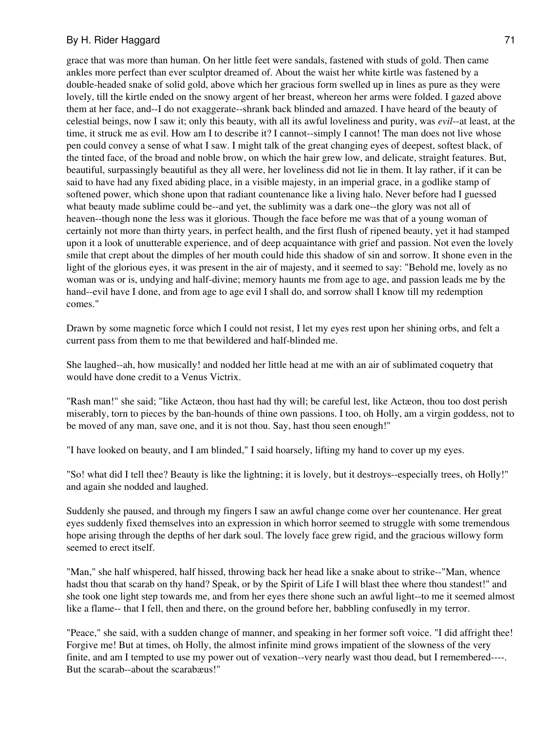grace that was more than human. On her little feet were sandals, fastened with studs of gold. Then came ankles more perfect than ever sculptor dreamed of. About the waist her white kirtle was fastened by a double-headed snake of solid gold, above which her gracious form swelled up in lines as pure as they were lovely, till the kirtle ended on the snowy argent of her breast, whereon her arms were folded. I gazed above them at her face, and--I do not exaggerate--shrank back blinded and amazed. I have heard of the beauty of celestial beings, now I saw it; only this beauty, with all its awful loveliness and purity, was *evil*--at least, at the time, it struck me as evil. How am I to describe it? I cannot--simply I cannot! The man does not live whose pen could convey a sense of what I saw. I might talk of the great changing eyes of deepest, softest black, of the tinted face, of the broad and noble brow, on which the hair grew low, and delicate, straight features. But, beautiful, surpassingly beautiful as they all were, her loveliness did not lie in them. It lay rather, if it can be said to have had any fixed abiding place, in a visible majesty, in an imperial grace, in a godlike stamp of softened power, which shone upon that radiant countenance like a living halo. Never before had I guessed what beauty made sublime could be--and yet, the sublimity was a dark one--the glory was not all of heaven--though none the less was it glorious. Though the face before me was that of a young woman of certainly not more than thirty years, in perfect health, and the first flush of ripened beauty, yet it had stamped upon it a look of unutterable experience, and of deep acquaintance with grief and passion. Not even the lovely smile that crept about the dimples of her mouth could hide this shadow of sin and sorrow. It shone even in the light of the glorious eyes, it was present in the air of majesty, and it seemed to say: "Behold me, lovely as no woman was or is, undying and half-divine; memory haunts me from age to age, and passion leads me by the hand--evil have I done, and from age to age evil I shall do, and sorrow shall I know till my redemption comes."

Drawn by some magnetic force which I could not resist, I let my eyes rest upon her shining orbs, and felt a current pass from them to me that bewildered and half-blinded me.

She laughed--ah, how musically! and nodded her little head at me with an air of sublimated coquetry that would have done credit to a Venus Victrix.

"Rash man!" she said; "like Actæon, thou hast had thy will; be careful lest, like Actæon, thou too dost perish miserably, torn to pieces by the ban-hounds of thine own passions. I too, oh Holly, am a virgin goddess, not to be moved of any man, save one, and it is not thou. Say, hast thou seen enough!"

"I have looked on beauty, and I am blinded," I said hoarsely, lifting my hand to cover up my eyes.

"So! what did I tell thee? Beauty is like the lightning; it is lovely, but it destroys--especially trees, oh Holly!" and again she nodded and laughed.

Suddenly she paused, and through my fingers I saw an awful change come over her countenance. Her great eyes suddenly fixed themselves into an expression in which horror seemed to struggle with some tremendous hope arising through the depths of her dark soul. The lovely face grew rigid, and the gracious willowy form seemed to erect itself.

"Man," she half whispered, half hissed, throwing back her head like a snake about to strike--"Man, whence hadst thou that scarab on thy hand? Speak, or by the Spirit of Life I will blast thee where thou standest!" and she took one light step towards me, and from her eyes there shone such an awful light--to me it seemed almost like a flame-- that I fell, then and there, on the ground before her, babbling confusedly in my terror.

"Peace," she said, with a sudden change of manner, and speaking in her former soft voice. "I did affright thee! Forgive me! But at times, oh Holly, the almost infinite mind grows impatient of the slowness of the very finite, and am I tempted to use my power out of vexation--very nearly wast thou dead, but I remembered----. But the scarab--about the scarabæus!"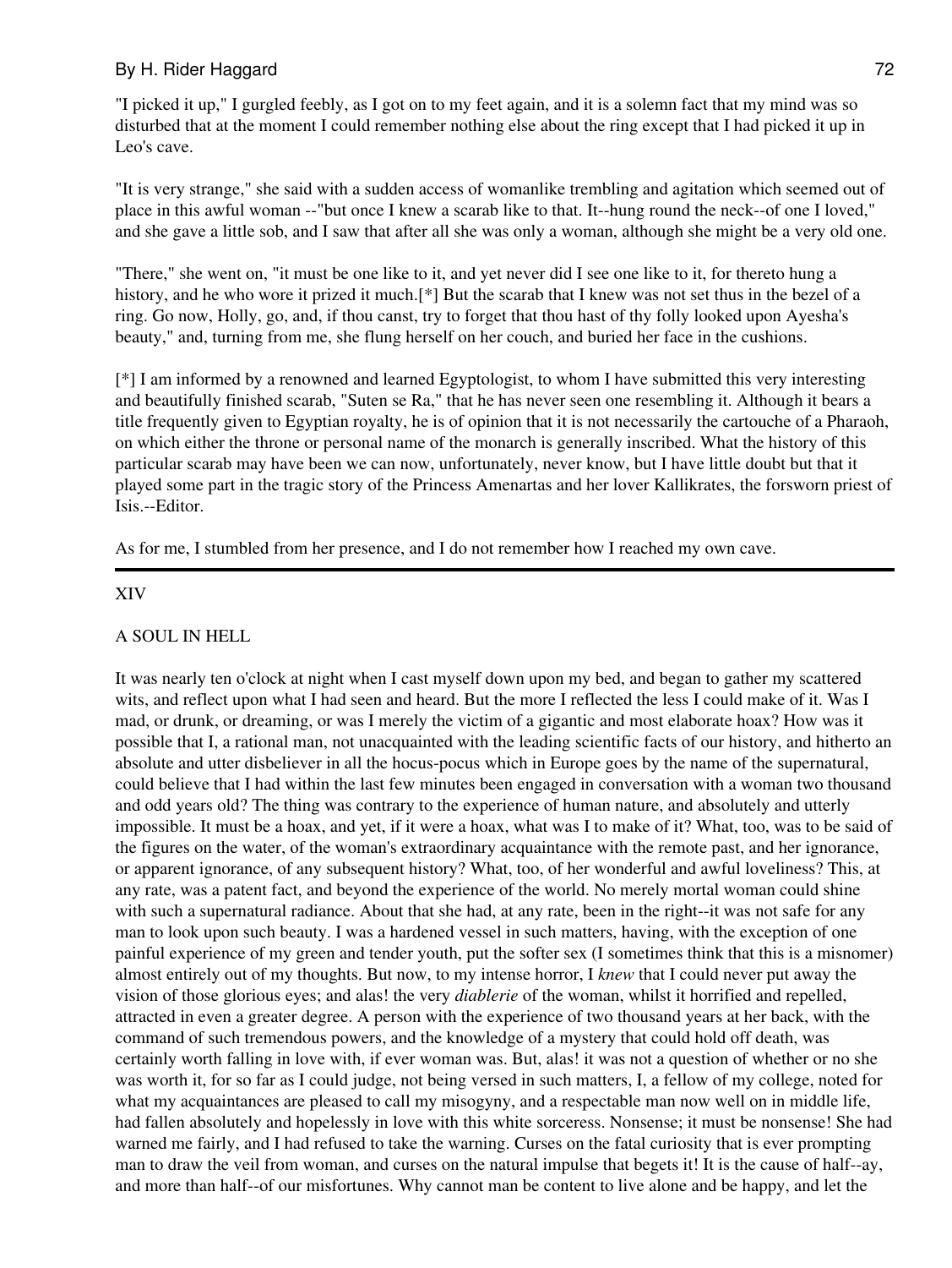"I picked it up," I gurgled feebly, as I got on to my feet again, and it is a solemn fact that my mind was so disturbed that at the moment I could remember nothing else about the ring except that I had picked it up in Leo's cave.

"It is very strange," she said with a sudden access of womanlike trembling and agitation which seemed out of place in this awful woman --"but once I knew a scarab like to that. It--hung round the neck--of one I loved," and she gave a little sob, and I saw that after all she was only a woman, although she might be a very old one.

"There," she went on, "it must be one like to it, and yet never did I see one like to it, for thereto hung a history, and he who wore it prized it much.[*] But the scarab that I knew was not set thus in the bezel of a ring. Go now, Holly, go, and, if thou canst, try to forget that thou hast of thy folly looked upon Ayesha's beauty," and, turning from me, she flung herself on her couch, and buried her face in the cushions.

[*] I am informed by a renowned and learned Egyptologist, to whom I have submitted this very interesting and beautifully finished scarab, "Suten se Ra," that he has never seen one resembling it. Although it bears a title frequently given to Egyptian royalty, he is of opinion that it is not necessarily the cartouche of a Pharaoh, on which either the throne or personal name of the monarch is generally inscribed. What the history of this particular scarab may have been we can now, unfortunately, never know, but I have little doubt but that it played some part in the tragic story of the Princess Amenartas and her lover Kallikrates, the forsworn priest of Isis.--Editor.

As for me, I stumbled from her presence, and I do not remember how I reached my own cave.

---

## XIV

## A SOUL IN HELL

It was nearly ten o'clock at night when I cast myself down upon my bed, and began to gather my scattered wits, and reflect upon what I had seen and heard. But the more I reflected the less I could make of it. Was I mad, or drunk, or dreaming, or was I merely the victim of a gigantic and most elaborate hoax? How was it possible that I, a rational man, not unacquainted with the leading scientific facts of our history, and hitherto an absolute and utter disbeliever in all the hocus-pocus which in Europe goes by the name of the supernatural, could believe that I had within the last few minutes been engaged in conversation with a woman two thousand and odd years old? The thing was contrary to the experience of human nature, and absolutely and utterly impossible. It must be a hoax, and yet, if it were a hoax, what was I to make of it? What, too, was to be said of the figures on the water, of the woman's extraordinary acquaintance with the remote past, and her ignorance, or apparent ignorance, of any subsequent history? What, too, of her wonderful and awful loveliness? This, at any rate, was a patent fact, and beyond the experience of the world. No merely mortal woman could shine with such a supernatural radiance. About that she had, at any rate, been in the right--it was not safe for any man to look upon such beauty. I was a hardened vessel in such matters, having, with the exception of one painful experience of my green and tender youth, put the softer sex (I sometimes think that this is a misnomer) almost entirely out of my thoughts. But now, to my intense horror, I *knew* that I could never put away the vision of those glorious eyes; and alas! the very *diablerie* of the woman, whilst it horrified and repelled, attracted in even a greater degree. A person with the experience of two thousand years at her back, with the command of such tremendous powers, and the knowledge of a mystery that could hold off death, was certainly worth falling in love with, if ever woman was. But, alas! it was not a question of whether or no she was worth it, for so far as I could judge, not being versed in such matters, I, a fellow of my college, noted for what my acquaintances are pleased to call my misogyny, and a respectable man now well on in middle life, had fallen absolutely and hopelessly in love with this white sorceress. Nonsense; it must be nonsense! She had warned me fairly, and I had refused to take the warning. Curses on the fatal curiosity that is ever prompting man to draw the veil from woman, and curses on the natural impulse that begets it! It is the cause of half--ay, and more than half--of our misfortunes. Why cannot man be content to live alone and be happy, and let the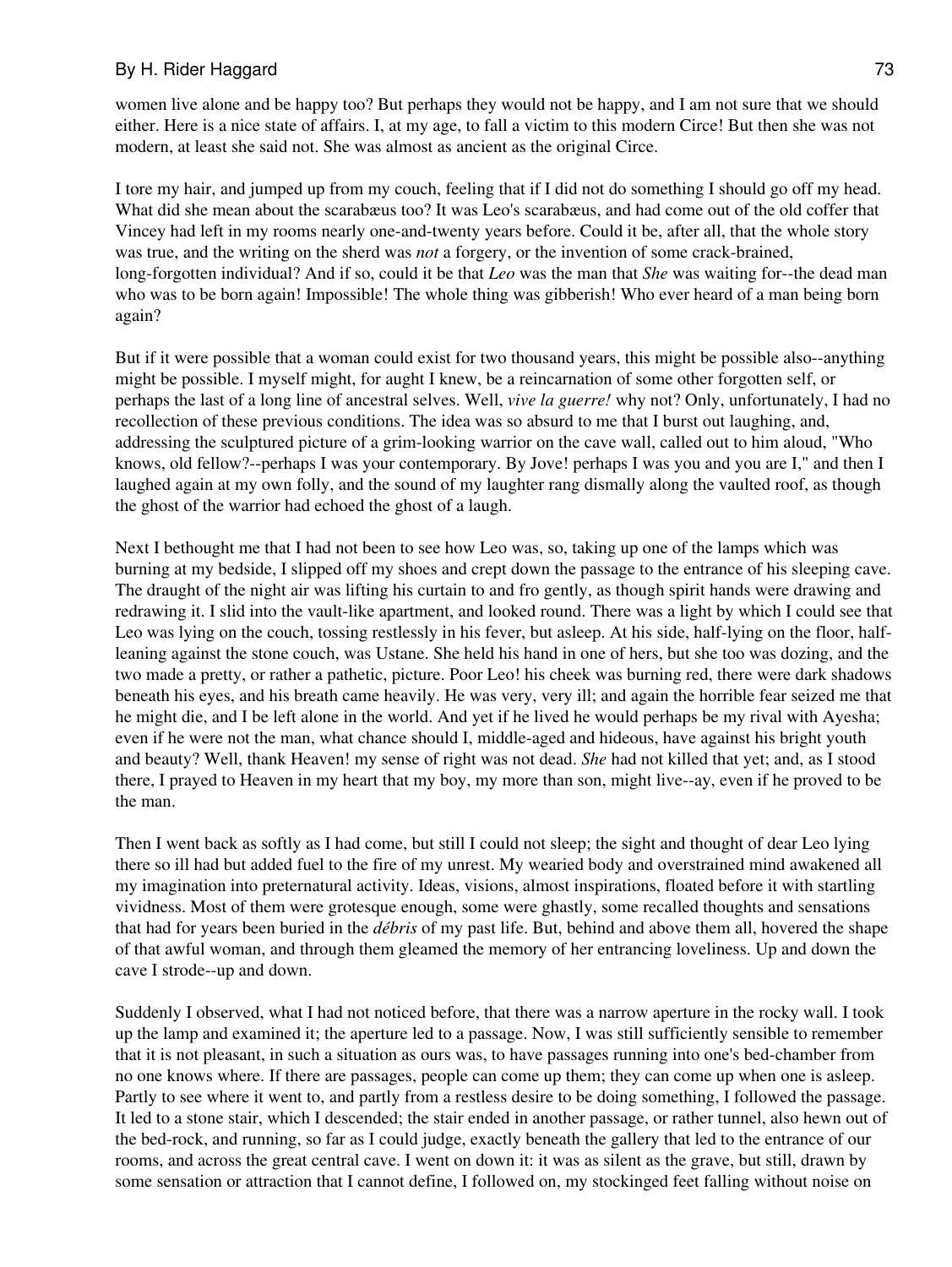women live alone and be happy too? But perhaps they would not be happy, and I am not sure that we should either. Here is a nice state of affairs. I, at my age, to fall a victim to this modern Circe! But then she was not modern, at least she said not. She was almost as ancient as the original Circe.

I tore my hair, and jumped up from my couch, feeling that if I did not do something I should go off my head. What did she mean about the scarabæus too? It was Leo's scarabæus, and had come out of the old coffer that Vincey had left in my rooms nearly one-and-twenty years before. Could it be, after all, that the whole story was true, and the writing on the sherd was *not* a forgery, or the invention of some crack-brained, long-forgotten individual? And if so, could it be that *Leo* was the man that *She* was waiting for--the dead man who was to be born again! Impossible! The whole thing was gibberish! Who ever heard of a man being born again?

But if it were possible that a woman could exist for two thousand years, this might be possible also--anything might be possible. I myself might, for aught I knew, be a reincarnation of some other forgotten self, or perhaps the last of a long line of ancestral selves. Well, *vive la guerre!* why not? Only, unfortunately, I had no recollection of these previous conditions. The idea was so absurd to me that I burst out laughing, and, addressing the sculptured picture of a grim-looking warrior on the cave wall, called out to him aloud, "Who knows, old fellow?--perhaps I was your contemporary. By Jove! perhaps I was you and you are I," and then I laughed again at my own folly, and the sound of my laughter rang dismally along the vaulted roof, as though the ghost of the warrior had echoed the ghost of a laugh.

Next I bethought me that I had not been to see how Leo was, so, taking up one of the lamps which was burning at my bedside, I slipped off my shoes and crept down the passage to the entrance of his sleeping cave. The draught of the night air was lifting his curtain to and fro gently, as though spirit hands were drawing and redrawing it. I slid into the vault-like apartment, and looked round. There was a light by which I could see that Leo was lying on the couch, tossing restlessly in his fever, but asleep. At his side, half-lying on the floor, half-leaning against the stone couch, was Ustane. She held his hand in one of hers, but she too was dozing, and the two made a pretty, or rather a pathetic, picture. Poor Leo! his cheek was burning red, there were dark shadows beneath his eyes, and his breath came heavily. He was very, very ill; and again the horrible fear seized me that he might die, and I be left alone in the world. And yet if he lived he would perhaps be my rival with Ayesha; even if he were not the man, what chance should I, middle-aged and hideous, have against his bright youth and beauty? Well, thank Heaven! my sense of right was not dead. *She* had not killed that yet; and, as I stood there, I prayed to Heaven in my heart that my boy, my more than son, might live--ay, even if he proved to be the man.

Then I went back as softly as I had come, but still I could not sleep; the sight and thought of dear Leo lying there so ill had but added fuel to the fire of my unrest. My wearied body and overstrained mind awakened all my imagination into preternatural activity. Ideas, visions, almost inspirations, floated before it with startling vividness. Most of them were grotesque enough, some were ghastly, some recalled thoughts and sensations that had for years been buried in the *débris* of my past life. But, behind and above them all, hovered the shape of that awful woman, and through them gleamed the memory of her entrancing loveliness. Up and down the cave I strode--up and down.

Suddenly I observed, what I had not noticed before, that there was a narrow aperture in the rocky wall. I took up the lamp and examined it; the aperture led to a passage. Now, I was still sufficiently sensible to remember that it is not pleasant, in such a situation as ours was, to have passages running into one's bed-chamber from no one knows where. If there are passages, people can come up them; they can come up when one is asleep. Partly to see where it went to, and partly from a restless desire to be doing something, I followed the passage. It led to a stone stair, which I descended; the stair ended in another passage, or rather tunnel, also hewn out of the bed-rock, and running, so far as I could judge, exactly beneath the gallery that led to the entrance of our rooms, and across the great central cave. I went on down it: it was as silent as the grave, but still, drawn by some sensation or attraction that I cannot define, I followed on, my stockinged feet falling without noise on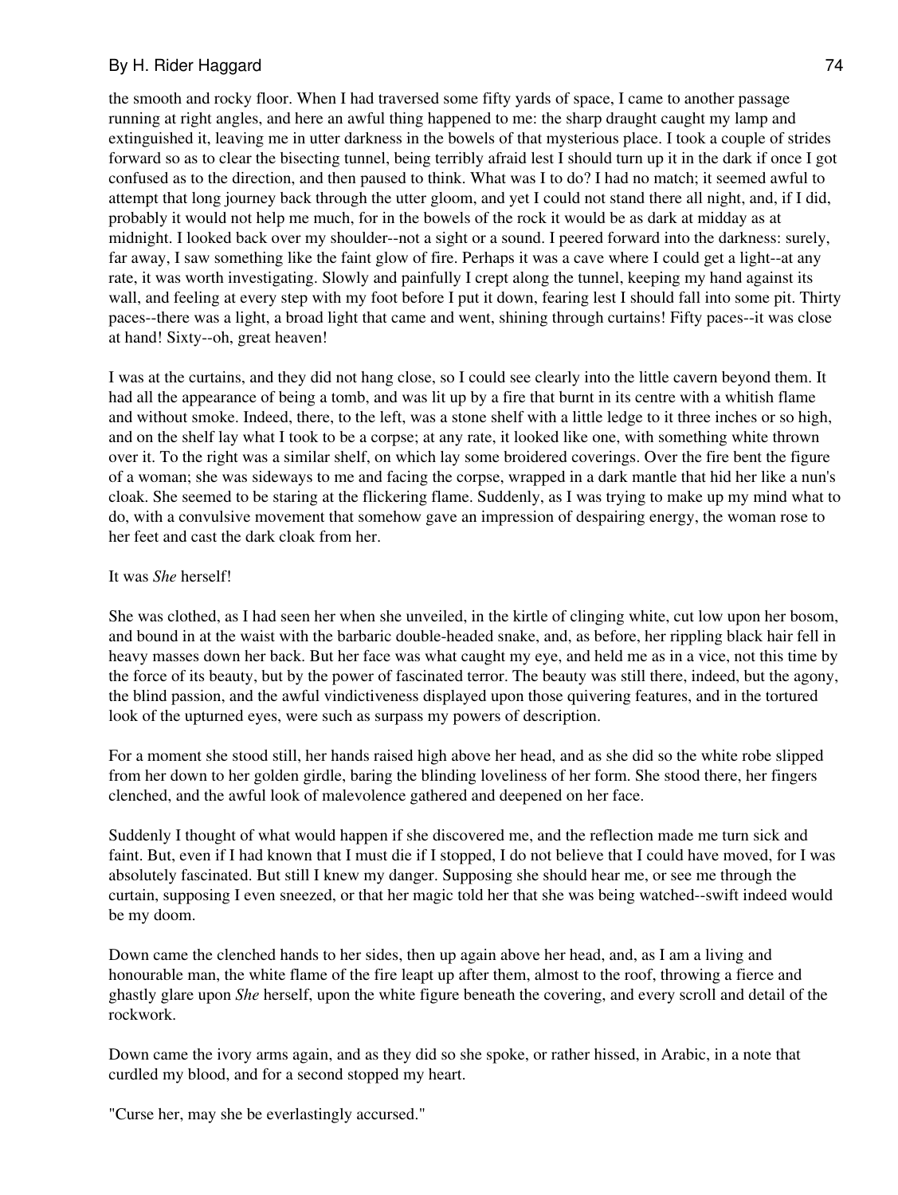the smooth and rocky floor. When I had traversed some fifty yards of space, I came to another passage running at right angles, and here an awful thing happened to me: the sharp draught caught my lamp and extinguished it, leaving me in utter darkness in the bowels of that mysterious place. I took a couple of strides forward so as to clear the bisecting tunnel, being terribly afraid lest I should turn up it in the dark if once I got confused as to the direction, and then paused to think. What was I to do? I had no match; it seemed awful to attempt that long journey back through the utter gloom, and yet I could not stand there all night, and, if I did, probably it would not help me much, for in the bowels of the rock it would be as dark at midday as at midnight. I looked back over my shoulder--not a sight or a sound. I peered forward into the darkness: surely, far away, I saw something like the faint glow of fire. Perhaps it was a cave where I could get a light--at any rate, it was worth investigating. Slowly and painfully I crept along the tunnel, keeping my hand against its wall, and feeling at every step with my foot before I put it down, fearing lest I should fall into some pit. Thirty paces--there was a light, a broad light that came and went, shining through curtains! Fifty paces--it was close at hand! Sixty--oh, great heaven!

I was at the curtains, and they did not hang close, so I could see clearly into the little cavern beyond them. It had all the appearance of being a tomb, and was lit up by a fire that burnt in its centre with a whitish flame and without smoke. Indeed, there, to the left, was a stone shelf with a little ledge to it three inches or so high, and on the shelf lay what I took to be a corpse; at any rate, it looked like one, with something white thrown over it. To the right was a similar shelf, on which lay some broidered coverings. Over the fire bent the figure of a woman; she was sideways to me and facing the corpse, wrapped in a dark mantle that hid her like a nun's cloak. She seemed to be staring at the flickering flame. Suddenly, as I was trying to make up my mind what to do, with a convulsive movement that somehow gave an impression of despairing energy, the woman rose to her feet and cast the dark cloak from her.

It was *She* herself!

She was clothed, as I had seen her when she unveiled, in the kirtle of clinging white, cut low upon her bosom, and bound in at the waist with the barbaric double-headed snake, and, as before, her rippling black hair fell in heavy masses down her back. But her face was what caught my eye, and held me as in a vice, not this time by the force of its beauty, but by the power of fascinated terror. The beauty was still there, indeed, but the agony, the blind passion, and the awful vindictiveness displayed upon those quivering features, and in the tortured look of the upturned eyes, were such as surpass my powers of description.

For a moment she stood still, her hands raised high above her head, and as she did so the white robe slipped from her down to her golden girdle, baring the blinding loveliness of her form. She stood there, her fingers clenched, and the awful look of malevolence gathered and deepened on her face.

Suddenly I thought of what would happen if she discovered me, and the reflection made me turn sick and faint. But, even if I had known that I must die if I stopped, I do not believe that I could have moved, for I was absolutely fascinated. But still I knew my danger. Supposing she should hear me, or see me through the curtain, supposing I even sneezed, or that her magic told her that she was being watched--swift indeed would be my doom.

Down came the clenched hands to her sides, then up again above her head, and, as I am a living and honourable man, the white flame of the fire leapt up after them, almost to the roof, throwing a fierce and ghastly glare upon *She* herself, upon the white figure beneath the covering, and every scroll and detail of the rockwork.

Down came the ivory arms again, and as they did so she spoke, or rather hissed, in Arabic, in a note that curdled my blood, and for a second stopped my heart.

"Curse her, may she be everlastingly accursed."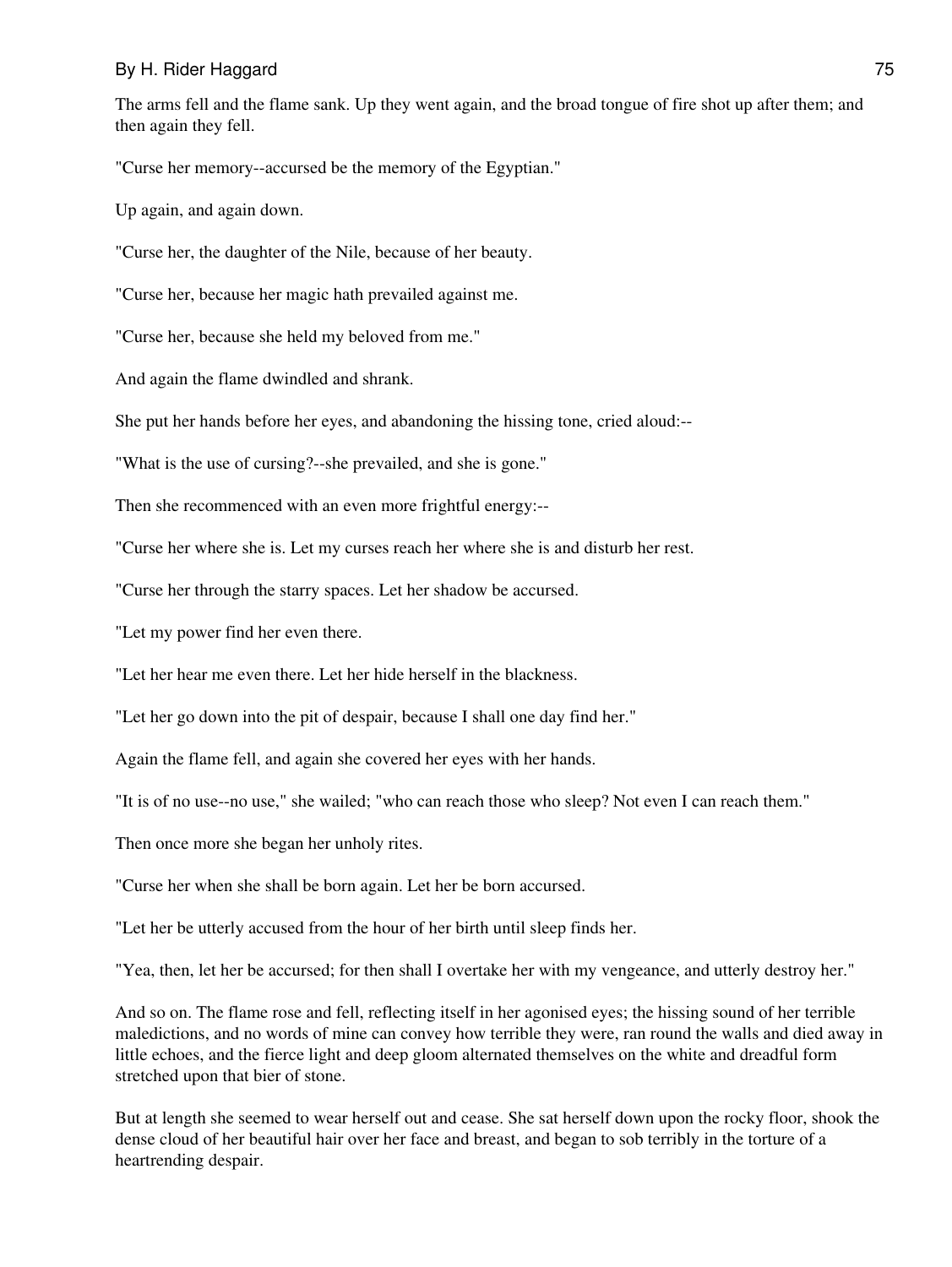The arms fell and the flame sank. Up they went again, and the broad tongue of fire shot up after them; and then again they fell.

"Curse her memory--accursed be the memory of the Egyptian."

Up again, and again down.

"Curse her, the daughter of the Nile, because of her beauty.

"Curse her, because her magic hath prevailed against me.

"Curse her, because she held my beloved from me."

And again the flame dwindled and shrank.

She put her hands before her eyes, and abandoning the hissing tone, cried aloud:--

"What is the use of cursing?--she prevailed, and she is gone."

Then she recommenced with an even more frightful energy:--

"Curse her where she is. Let my curses reach her where she is and disturb her rest.

"Curse her through the starry spaces. Let her shadow be accursed.

"Let my power find her even there.

"Let her hear me even there. Let her hide herself in the blackness.

"Let her go down into the pit of despair, because I shall one day find her."

Again the flame fell, and again she covered her eyes with her hands.

"It is of no use--no use," she wailed; "who can reach those who sleep? Not even I can reach them."

Then once more she began her unholy rites.

"Curse her when she shall be born again. Let her be born accursed.

"Let her be utterly accused from the hour of her birth until sleep finds her.

"Yea, then, let her be accursed; for then shall I overtake her with my vengeance, and utterly destroy her."

And so on. The flame rose and fell, reflecting itself in her agonised eyes; the hissing sound of her terrible maledictions, and no words of mine can convey how terrible they were, ran round the walls and died away in little echoes, and the fierce light and deep gloom alternated themselves on the white and dreadful form stretched upon that bier of stone.

But at length she seemed to wear herself out and cease. She sat herself down upon the rocky floor, shook the dense cloud of her beautiful hair over her face and breast, and began to sob terribly in the torture of a heartrending despair.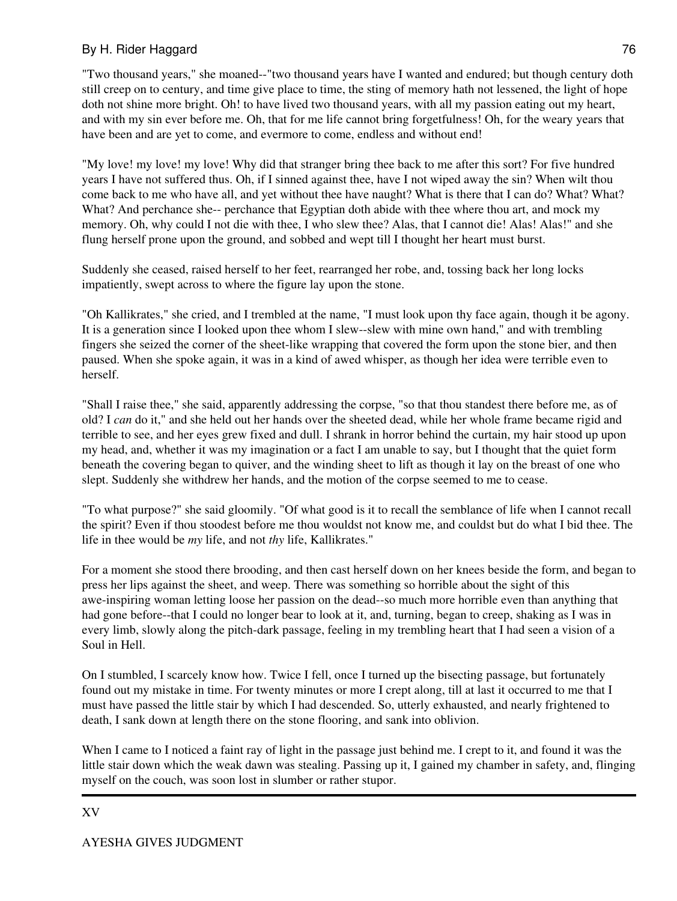"Two thousand years," she moaned--"two thousand years have I wanted and endured; but though century doth still creep on to century, and time give place to time, the sting of memory hath not lessened, the light of hope doth not shine more bright. Oh! to have lived two thousand years, with all my passion eating out my heart, and with my sin ever before me. Oh, that for me life cannot bring forgetfulness! Oh, for the weary years that have been and are yet to come, and evermore to come, endless and without end!

"My love! my love! my love! Why did that stranger bring thee back to me after this sort? For five hundred years I have not suffered thus. Oh, if I sinned against thee, have I not wiped away the sin? When wilt thou come back to me who have all, and yet without thee have naught? What is there that I can do? What? What? What? And perchance she-- perchance that Egyptian doth abide with thee where thou art, and mock my memory. Oh, why could I not die with thee, I who slew thee? Alas, that I cannot die! Alas! Alas!" and she flung herself prone upon the ground, and sobbed and wept till I thought her heart must burst.

Suddenly she ceased, raised herself to her feet, rearranged her robe, and, tossing back her long locks impatiently, swept across to where the figure lay upon the stone.

"Oh Kallikrates," she cried, and I trembled at the name, "I must look upon thy face again, though it be agony. It is a generation since I looked upon thee whom I slew--slew with mine own hand," and with trembling fingers she seized the corner of the sheet-like wrapping that covered the form upon the stone bier, and then paused. When she spoke again, it was in a kind of awed whisper, as though her idea were terrible even to herself.

"Shall I raise thee," she said, apparently addressing the corpse, "so that thou standest there before me, as of old? I *can* do it," and she held out her hands over the sheeted dead, while her whole frame became rigid and terrible to see, and her eyes grew fixed and dull. I shrank in horror behind the curtain, my hair stood up upon my head, and, whether it was my imagination or a fact I am unable to say, but I thought that the quiet form beneath the covering began to quiver, and the winding sheet to lift as though it lay on the breast of one who slept. Suddenly she withdrew her hands, and the motion of the corpse seemed to me to cease.

"To what purpose?" she said gloomily. "Of what good is it to recall the semblance of life when I cannot recall the spirit? Even if thou stoodest before me thou wouldst not know me, and couldst but do what I bid thee. The life in thee would be *my* life, and not *thy* life, Kallikrates."

For a moment she stood there brooding, and then cast herself down on her knees beside the form, and began to press her lips against the sheet, and weep. There was something so horrible about the sight of this awe-inspiring woman letting loose her passion on the dead--so much more horrible even than anything that had gone before--that I could no longer bear to look at it, and, turning, began to creep, shaking as I was in every limb, slowly along the pitch-dark passage, feeling in my trembling heart that I had seen a vision of a Soul in Hell.

On I stumbled, I scarcely know how. Twice I fell, once I turned up the bisecting passage, but fortunately found out my mistake in time. For twenty minutes or more I crept along, till at last it occurred to me that I must have passed the little stair by which I had descended. So, utterly exhausted, and nearly frightened to death, I sank down at length there on the stone flooring, and sank into oblivion.

When I came to I noticed a faint ray of light in the passage just behind me. I crept to it, and found it was the little stair down which the weak dawn was stealing. Passing up it, I gained my chamber in safety, and, flinging myself on the couch, was soon lost in slumber or rather stupor.

---

## XV

## AYESHA GIVES JUDGMENT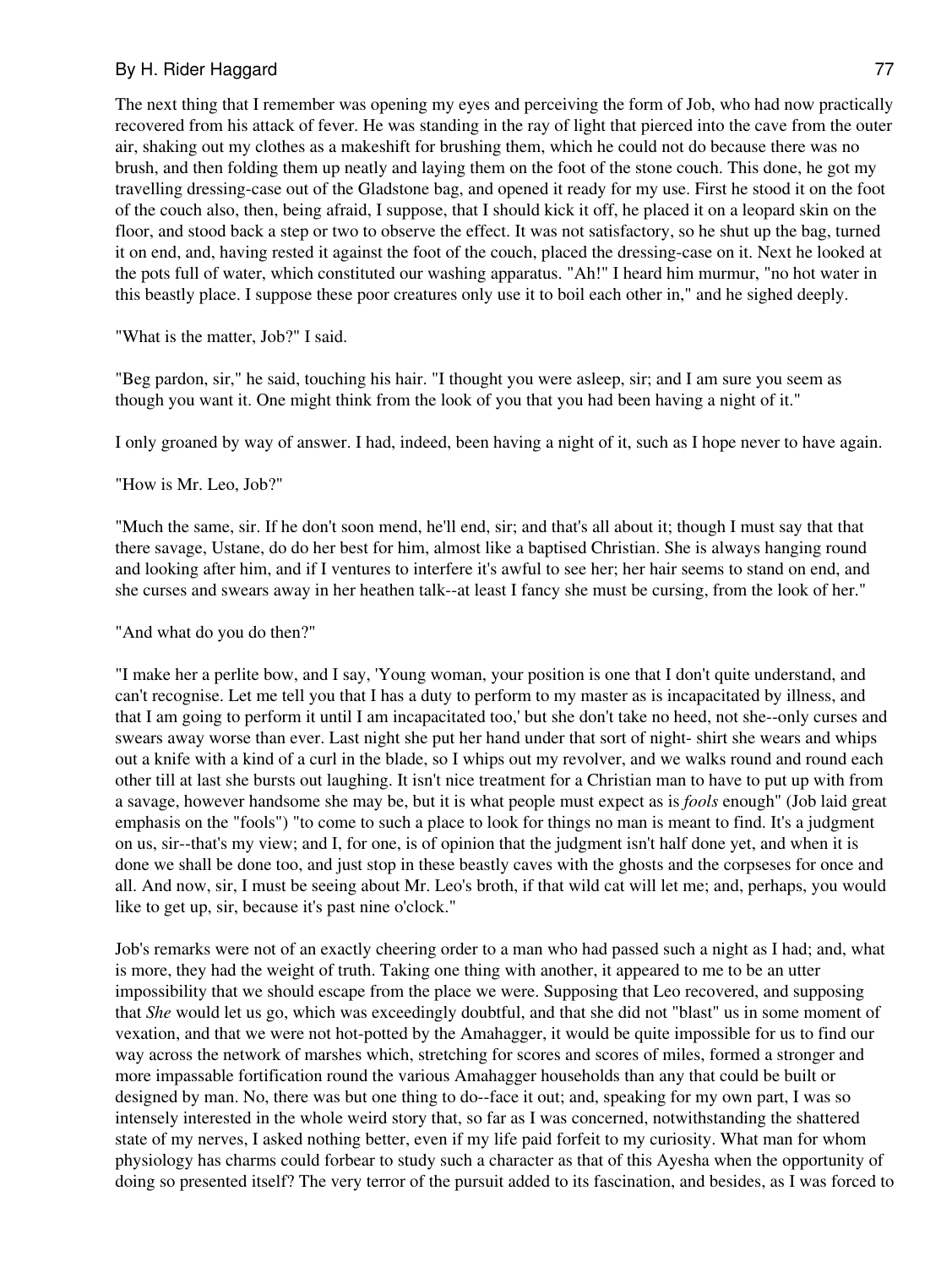The next thing that I remember was opening my eyes and perceiving the form of Job, who had now practically recovered from his attack of fever. He was standing in the ray of light that pierced into the cave from the outer air, shaking out my clothes as a makeshift for brushing them, which he could not do because there was no brush, and then folding them up neatly and laying them on the foot of the stone couch. This done, he got my travelling dressing-case out of the Gladstone bag, and opened it ready for my use. First he stood it on the foot of the couch also, then, being afraid, I suppose, that I should kick it off, he placed it on a leopard skin on the floor, and stood back a step or two to observe the effect. It was not satisfactory, so he shut up the bag, turned it on end, and, having rested it against the foot of the couch, placed the dressing-case on it. Next he looked at the pots full of water, which constituted our washing apparatus. "Ah!" I heard him murmur, "no hot water in this beastly place. I suppose these poor creatures only use it to boil each other in," and he sighed deeply.

"What is the matter, Job?" I said.

"Beg pardon, sir," he said, touching his hair. "I thought you were asleep, sir; and I am sure you seem as though you want it. One might think from the look of you that you had been having a night of it."

I only groaned by way of answer. I had, indeed, been having a night of it, such as I hope never to have again.

"How is Mr. Leo, Job?"

"Much the same, sir. If he don't soon mend, he'll end, sir; and that's all about it; though I must say that that there savage, Ustane, do do her best for him, almost like a baptised Christian. She is always hanging round and looking after him, and if I ventures to interfere it's awful to see her; her hair seems to stand on end, and she curses and swears away in her heathen talk--at least I fancy she must be cursing, from the look of her."

"And what do you do then?"

"I make her a perlite bow, and I say, 'Young woman, your position is one that I don't quite understand, and can't recognise. Let me tell you that I has a duty to perform to my master as is incapacitated by illness, and that I am going to perform it until I am incapacitated too,' but she don't take no heed, not she--only curses and swears away worse than ever. Last night she put her hand under that sort of night- shirt she wears and whips out a knife with a kind of a curl in the blade, so I whips out my revolver, and we walks round and round each other till at last she bursts out laughing. It isn't nice treatment for a Christian man to have to put up with from a savage, however handsome she may be, but it is what people must expect as is *fools* enough" (Job laid great emphasis on the "fools") "to come to such a place to look for things no man is meant to find. It's a judgment on us, sir--that's my view; and I, for one, is of opinion that the judgment isn't half done yet, and when it is done we shall be done too, and just stop in these beastly caves with the ghosts and the corpseses for once and all. And now, sir, I must be seeing about Mr. Leo's broth, if that wild cat will let me; and, perhaps, you would like to get up, sir, because it's past nine o'clock."

Job's remarks were not of an exactly cheering order to a man who had passed such a night as I had; and, what is more, they had the weight of truth. Taking one thing with another, it appeared to me to be an utter impossibility that we should escape from the place we were. Supposing that Leo recovered, and supposing that *She* would let us go, which was exceedingly doubtful, and that she did not "blast" us in some moment of vexation, and that we were not hot-potted by the Amahagger, it would be quite impossible for us to find our way across the network of marshes which, stretching for scores and scores of miles, formed a stronger and more impassable fortification round the various Amahagger households than any that could be built or designed by man. No, there was but one thing to do--face it out; and, speaking for my own part, I was so intensely interested in the whole weird story that, so far as I was concerned, notwithstanding the shattered state of my nerves, I asked nothing better, even if my life paid forfeit to my curiosity. What man for whom physiology has charms could forbear to study such a character as that of this Ayesha when the opportunity of doing so presented itself? The very terror of the pursuit added to its fascination, and besides, as I was forced to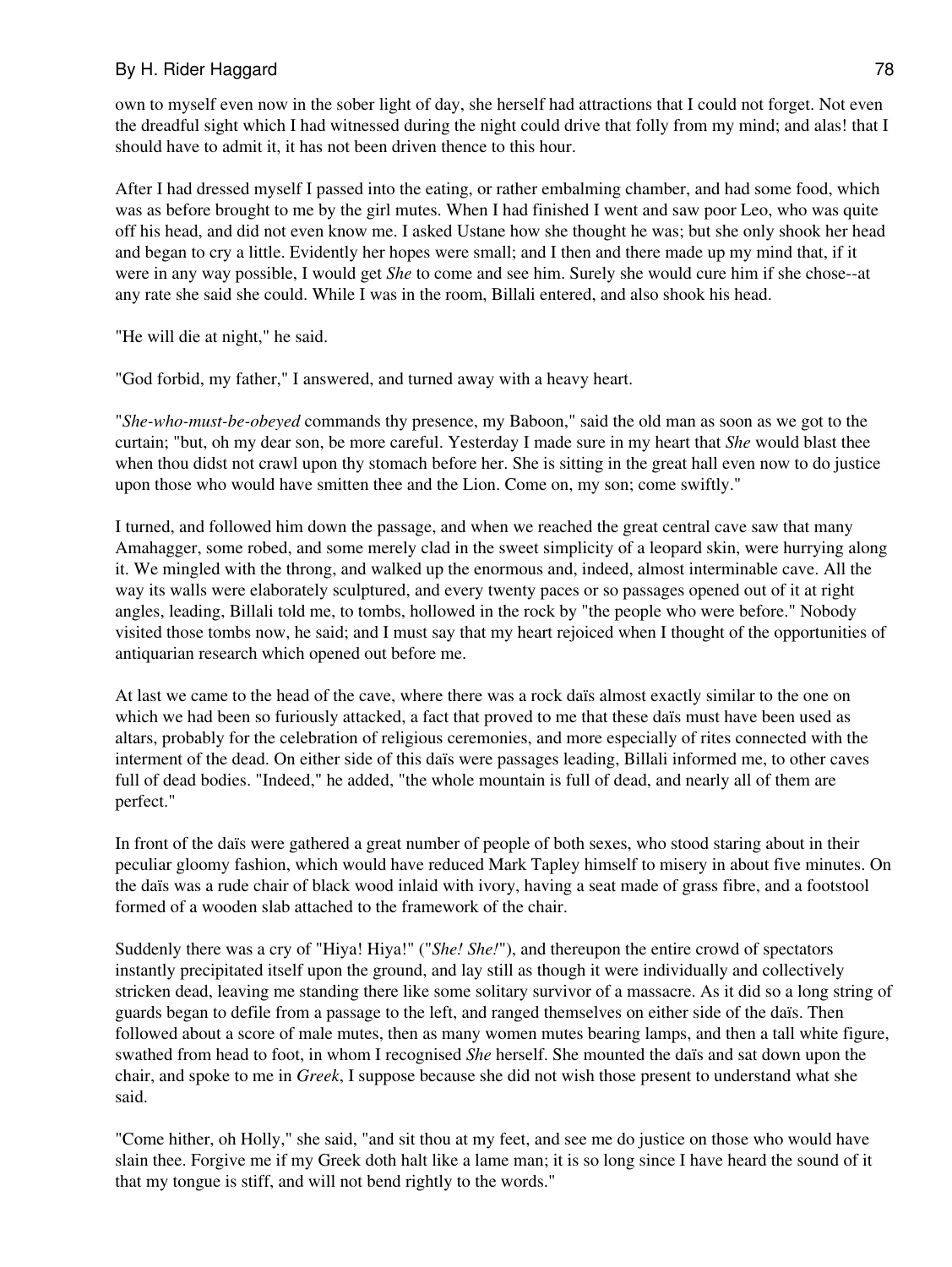own to myself even now in the sober light of day, she herself had attractions that I could not forget. Not even the dreadful sight which I had witnessed during the night could drive that folly from my mind; and alas! that I should have to admit it, it has not been driven thence to this hour.

After I had dressed myself I passed into the eating, or rather embalming chamber, and had some food, which was as before brought to me by the girl mutes. When I had finished I went and saw poor Leo, who was quite off his head, and did not even know me. I asked Ustane how she thought he was; but she only shook her head and began to cry a little. Evidently her hopes were small; and I then and there made up my mind that, if it were in any way possible, I would get *She* to come and see him. Surely she would cure him if she chose--at any rate she said she could. While I was in the room, Billali entered, and also shook his head.

"He will die at night," he said.

"God forbid, my father," I answered, and turned away with a heavy heart.

"*She-who-must-be-obeyed* commands thy presence, my Baboon," said the old man as soon as we got to the curtain; "but, oh my dear son, be more careful. Yesterday I made sure in my heart that *She* would blast thee when thou didst not crawl upon thy stomach before her. She is sitting in the great hall even now to do justice upon those who would have smitten thee and the Lion. Come on, my son; come swiftly."

I turned, and followed him down the passage, and when we reached the great central cave saw that many Amahagger, some robed, and some merely clad in the sweet simplicity of a leopard skin, were hurrying along it. We mingled with the throng, and walked up the enormous and, indeed, almost interminable cave. All the way its walls were elaborately sculptured, and every twenty paces or so passages opened out of it at right angles, leading, Billali told me, to tombs, hollowed in the rock by "the people who were before." Nobody visited those tombs now, he said; and I must say that my heart rejoiced when I thought of the opportunities of antiquarian research which opened out before me.

At last we came to the head of the cave, where there was a rock daïs almost exactly similar to the one on which we had been so furiously attacked, a fact that proved to me that these daïs must have been used as altars, probably for the celebration of religious ceremonies, and more especially of rites connected with the interment of the dead. On either side of this daïs were passages leading, Billali informed me, to other caves full of dead bodies. "Indeed," he added, "the whole mountain is full of dead, and nearly all of them are perfect."

In front of the daïs were gathered a great number of people of both sexes, who stood staring about in their peculiar gloomy fashion, which would have reduced Mark Tapley himself to misery in about five minutes. On the daïs was a rude chair of black wood inlaid with ivory, having a seat made of grass fibre, and a footstool formed of a wooden slab attached to the framework of the chair.

Suddenly there was a cry of "Hiya! Hiya!" ("*She! She!*"), and thereupon the entire crowd of spectators instantly precipitated itself upon the ground, and lay still as though it were individually and collectively stricken dead, leaving me standing there like some solitary survivor of a massacre. As it did so a long string of guards began to defile from a passage to the left, and ranged themselves on either side of the daïs. Then followed about a score of male mutes, then as many women mutes bearing lamps, and then a tall white figure, swathed from head to foot, in whom I recognised *She* herself. She mounted the daïs and sat down upon the chair, and spoke to me in *Greek*, I suppose because she did not wish those present to understand what she said.

"Come hither, oh Holly," she said, "and sit thou at my feet, and see me do justice on those who would have slain thee. Forgive me if my Greek doth halt like a lame man; it is so long since I have heard the sound of it that my tongue is stiff, and will not bend rightly to the words."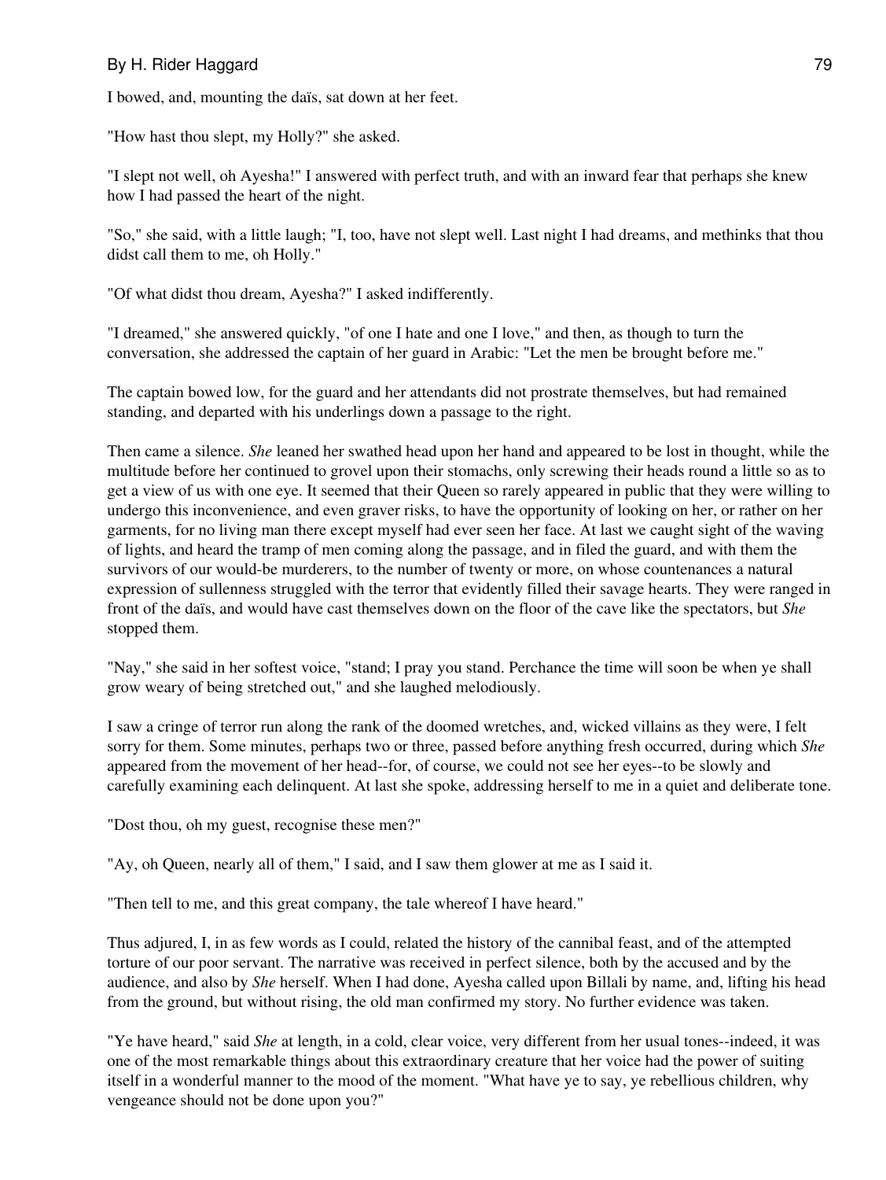I bowed, and, mounting the daïs, sat down at her feet.

"How hast thou slept, my Holly?" she asked.

"I slept not well, oh Ayesha!" I answered with perfect truth, and with an inward fear that perhaps she knew how I had passed the heart of the night.

"So," she said, with a little laugh; "I, too, have not slept well. Last night I had dreams, and methinks that thou didst call them to me, oh Holly."

"Of what didst thou dream, Ayesha?" I asked indifferently.

"I dreamed," she answered quickly, "of one I hate and one I love," and then, as though to turn the conversation, she addressed the captain of her guard in Arabic: "Let the men be brought before me."

The captain bowed low, for the guard and her attendants did not prostrate themselves, but had remained standing, and departed with his underlings down a passage to the right.

Then came a silence. *She* leaned her swathed head upon her hand and appeared to be lost in thought, while the multitude before her continued to grovel upon their stomachs, only screwing their heads round a little so as to get a view of us with one eye. It seemed that their Queen so rarely appeared in public that they were willing to undergo this inconvenience, and even graver risks, to have the opportunity of looking on her, or rather on her garments, for no living man there except myself had ever seen her face. At last we caught sight of the waving of lights, and heard the tramp of men coming along the passage, and in filed the guard, and with them the survivors of our would-be murderers, to the number of twenty or more, on whose countenances a natural expression of sullenness struggled with the terror that evidently filled their savage hearts. They were ranged in front of the daïs, and would have cast themselves down on the floor of the cave like the spectators, but *She* stopped them.

"Nay," she said in her softest voice, "stand; I pray you stand. Perchance the time will soon be when ye shall grow weary of being stretched out," and she laughed melodiously.

I saw a cringe of terror run along the rank of the doomed wretches, and, wicked villains as they were, I felt sorry for them. Some minutes, perhaps two or three, passed before anything fresh occurred, during which *She* appeared from the movement of her head--for, of course, we could not see her eyes--to be slowly and carefully examining each delinquent. At last she spoke, addressing herself to me in a quiet and deliberate tone.

"Dost thou, oh my guest, recognise these men?"

"Ay, oh Queen, nearly all of them," I said, and I saw them glower at me as I said it.

"Then tell to me, and this great company, the tale whereof I have heard."

Thus adjured, I, in as few words as I could, related the history of the cannibal feast, and of the attempted torture of our poor servant. The narrative was received in perfect silence, both by the accused and by the audience, and also by *She* herself. When I had done, Ayesha called upon Billali by name, and, lifting his head from the ground, but without rising, the old man confirmed my story. No further evidence was taken.

"Ye have heard," said *She* at length, in a cold, clear voice, very different from her usual tones--indeed, it was one of the most remarkable things about this extraordinary creature that her voice had the power of suiting itself in a wonderful manner to the mood of the moment. "What have ye to say, ye rebellious children, why vengeance should not be done upon you?"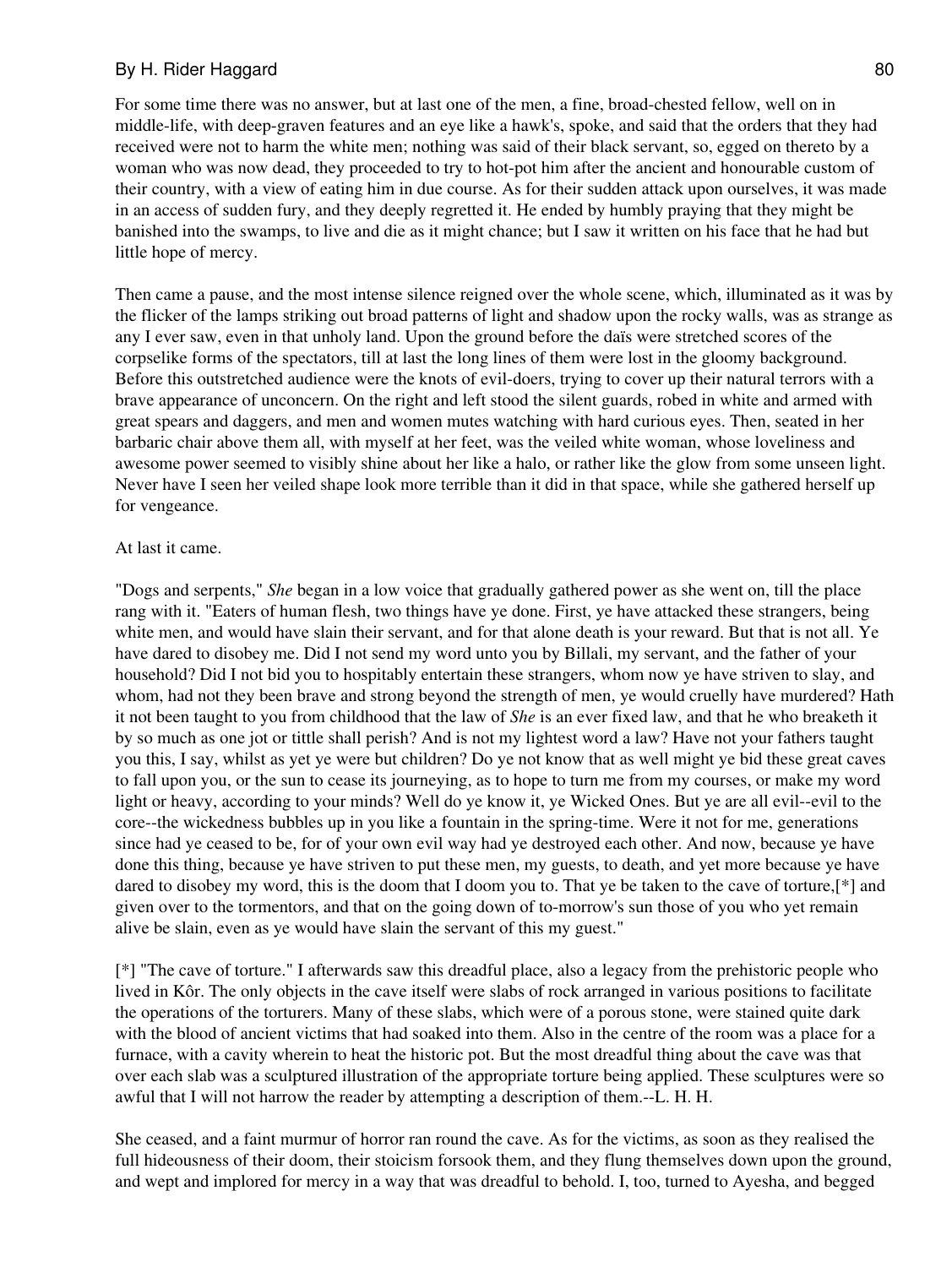For some time there was no answer, but at last one of the men, a fine, broad-chested fellow, well on in middle-life, with deep-graven features and an eye like a hawk's, spoke, and said that the orders that they had received were not to harm the white men; nothing was said of their black servant, so, egged on thereto by a woman who was now dead, they proceeded to try to hot-pot him after the ancient and honourable custom of their country, with a view of eating him in due course. As for their sudden attack upon ourselves, it was made in an access of sudden fury, and they deeply regretted it. He ended by humbly praying that they might be banished into the swamps, to live and die as it might chance; but I saw it written on his face that he had but little hope of mercy.

Then came a pause, and the most intense silence reigned over the whole scene, which, illuminated as it was by the flicker of the lamps striking out broad patterns of light and shadow upon the rocky walls, was as strange as any I ever saw, even in that unholy land. Upon the ground before the daïs were stretched scores of the corpselike forms of the spectators, till at last the long lines of them were lost in the gloomy background. Before this outstretched audience were the knots of evil-doers, trying to cover up their natural terrors with a brave appearance of unconcern. On the right and left stood the silent guards, robed in white and armed with great spears and daggers, and men and women mutes watching with hard curious eyes. Then, seated in her barbaric chair above them all, with myself at her feet, was the veiled white woman, whose loveliness and awesome power seemed to visibly shine about her like a halo, or rather like the glow from some unseen light. Never have I seen her veiled shape look more terrible than it did in that space, while she gathered herself up for vengeance.

At last it came.

"Dogs and serpents," *She* began in a low voice that gradually gathered power as she went on, till the place rang with it. "Eaters of human flesh, two things have ye done. First, ye have attacked these strangers, being white men, and would have slain their servant, and for that alone death is your reward. But that is not all. Ye have dared to disobey me. Did I not send my word unto you by Billali, my servant, and the father of your household? Did I not bid you to hospitably entertain these strangers, whom now ye have striven to slay, and whom, had not they been brave and strong beyond the strength of men, ye would cruelly have murdered? Hath it not been taught to you from childhood that the law of *She* is an ever fixed law, and that he who breaketh it by so much as one jot or tittle shall perish? And is not my lightest word a law? Have not your fathers taught you this, I say, whilst as yet ye were but children? Do ye not know that as well might ye bid these great caves to fall upon you, or the sun to cease its journeying, as to hope to turn me from my courses, or make my word light or heavy, according to your minds? Well do ye know it, ye Wicked Ones. But ye are all evil--evil to the core--the wickedness bubbles up in you like a fountain in the spring-time. Were it not for me, generations since had ye ceased to be, for of your own evil way had ye destroyed each other. And now, because ye have done this thing, because ye have striven to put these men, my guests, to death, and yet more because ye have dared to disobey my word, this is the doom that I doom you to. That ye be taken to the cave of torture,[*] and given over to the tormentors, and that on the going down of to-morrow's sun those of you who yet remain alive be slain, even as ye would have slain the servant of this my guest."

[*] "The cave of torture." I afterwards saw this dreadful place, also a legacy from the prehistoric people who lived in Kôr. The only objects in the cave itself were slabs of rock arranged in various positions to facilitate the operations of the torturers. Many of these slabs, which were of a porous stone, were stained quite dark with the blood of ancient victims that had soaked into them. Also in the centre of the room was a place for a furnace, with a cavity wherein to heat the historic pot. But the most dreadful thing about the cave was that over each slab was a sculptured illustration of the appropriate torture being applied. These sculptures were so awful that I will not harrow the reader by attempting a description of them.--L. H. H.

She ceased, and a faint murmur of horror ran round the cave. As for the victims, as soon as they realised the full hideousness of their doom, their stoicism forsook them, and they flung themselves down upon the ground, and wept and implored for mercy in a way that was dreadful to behold. I, too, turned to Ayesha, and begged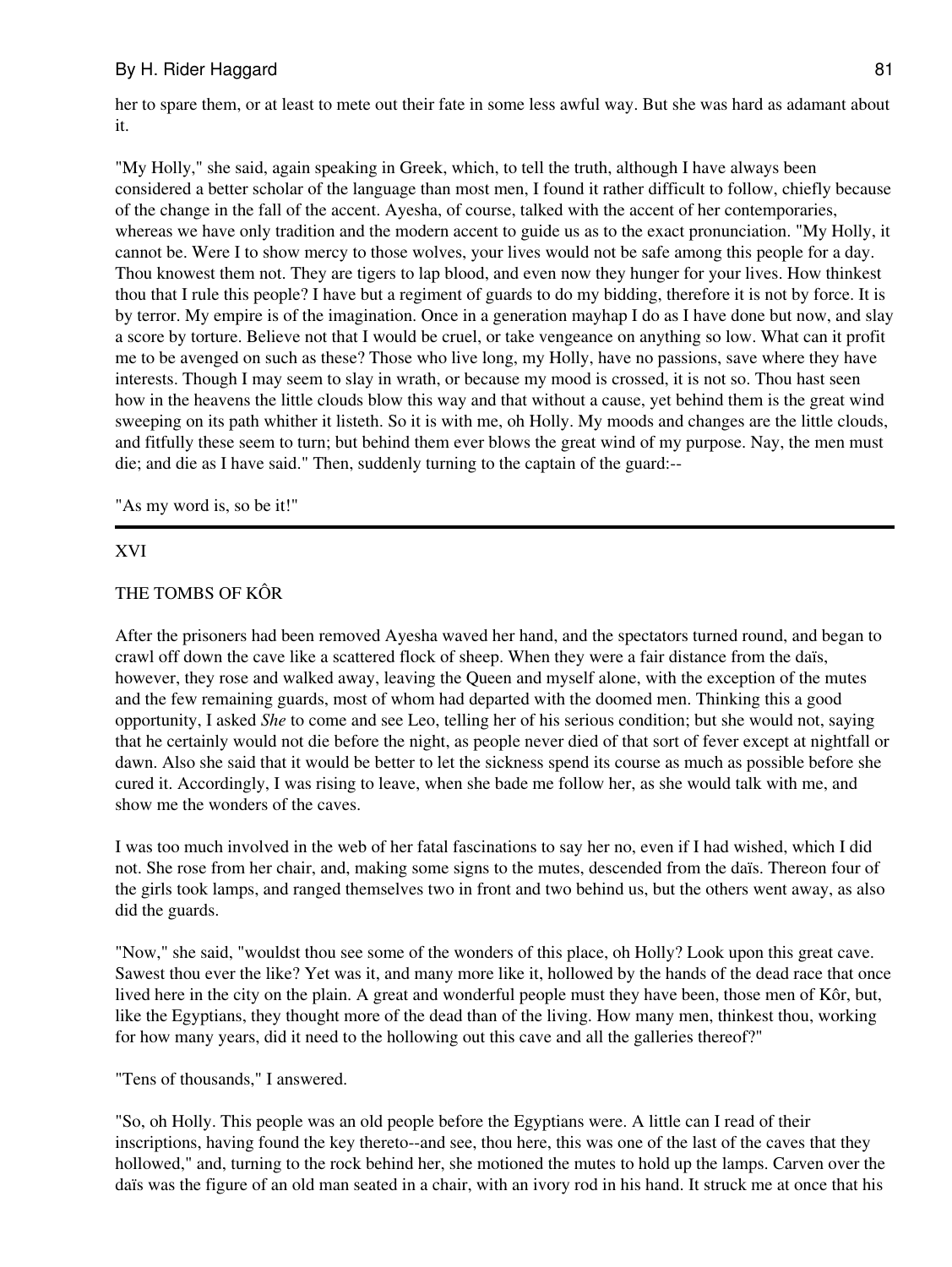her to spare them, or at least to mete out their fate in some less awful way. But she was hard as adamant about it.

"My Holly," she said, again speaking in Greek, which, to tell the truth, although I have always been considered a better scholar of the language than most men, I found it rather difficult to follow, chiefly because of the change in the fall of the accent. Ayesha, of course, talked with the accent of her contemporaries, whereas we have only tradition and the modern accent to guide us as to the exact pronunciation. "My Holly, it cannot be. Were I to show mercy to those wolves, your lives would not be safe among this people for a day. Thou knowest them not. They are tigers to lap blood, and even now they hunger for your lives. How thinkest thou that I rule this people? I have but a regiment of guards to do my bidding, therefore it is not by force. It is by terror. My empire is of the imagination. Once in a generation mayhap I do as I have done but now, and slay a score by torture. Believe not that I would be cruel, or take vengeance on anything so low. What can it profit me to be avenged on such as these? Those who live long, my Holly, have no passions, save where they have interests. Though I may seem to slay in wrath, or because my mood is crossed, it is not so. Thou hast seen how in the heavens the little clouds blow this way and that without a cause, yet behind them is the great wind sweeping on its path whither it listeth. So it is with me, oh Holly. My moods and changes are the little clouds, and fitfully these seem to turn; but behind them ever blows the great wind of my purpose. Nay, the men must die; and die as I have said." Then, suddenly turning to the captain of the guard:--

"As my word is, so be it!"

---

## XVI

## THE TOMBS OF KÔR

After the prisoners had been removed Ayesha waved her hand, and the spectators turned round, and began to crawl off down the cave like a scattered flock of sheep. When they were a fair distance from the daïs, however, they rose and walked away, leaving the Queen and myself alone, with the exception of the mutes and the few remaining guards, most of whom had departed with the doomed men. Thinking this a good opportunity, I asked *She* to come and see Leo, telling her of his serious condition; but she would not, saying that he certainly would not die before the night, as people never died of that sort of fever except at nightfall or dawn. Also she said that it would be better to let the sickness spend its course as much as possible before she cured it. Accordingly, I was rising to leave, when she bade me follow her, as she would talk with me, and show me the wonders of the caves.

I was too much involved in the web of her fatal fascinations to say her no, even if I had wished, which I did not. She rose from her chair, and, making some signs to the mutes, descended from the daïs. Thereon four of the girls took lamps, and ranged themselves two in front and two behind us, but the others went away, as also did the guards.

"Now," she said, "wouldst thou see some of the wonders of this place, oh Holly? Look upon this great cave. Sawest thou ever the like? Yet was it, and many more like it, hollowed by the hands of the dead race that once lived here in the city on the plain. A great and wonderful people must they have been, those men of Kôr, but, like the Egyptians, they thought more of the dead than of the living. How many men, thinkest thou, working for how many years, did it need to the hollowing out this cave and all the galleries thereof?"

"Tens of thousands," I answered.

"So, oh Holly. This people was an old people before the Egyptians were. A little can I read of their inscriptions, having found the key thereto--and see, thou here, this was one of the last of the caves that they hollowed," and, turning to the rock behind her, she motioned the mutes to hold up the lamps. Carven over the daïs was the figure of an old man seated in a chair, with an ivory rod in his hand. It struck me at once that his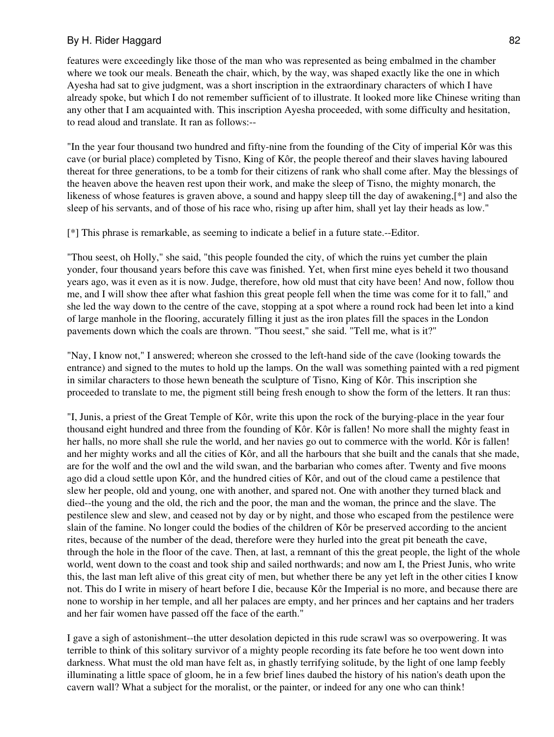features were exceedingly like those of the man who was represented as being embalmed in the chamber where we took our meals. Beneath the chair, which, by the way, was shaped exactly like the one in which Ayesha had sat to give judgment, was a short inscription in the extraordinary characters of which I have already spoke, but which I do not remember sufficient of to illustrate. It looked more like Chinese writing than any other that I am acquainted with. This inscription Ayesha proceeded, with some difficulty and hesitation, to read aloud and translate. It ran as follows:--

"In the year four thousand two hundred and fifty-nine from the founding of the City of imperial Kôr was this cave (or burial place) completed by Tisno, King of Kôr, the people thereof and their slaves having laboured thereat for three generations, to be a tomb for their citizens of rank who shall come after. May the blessings of the heaven above the heaven rest upon their work, and make the sleep of Tisno, the mighty monarch, the likeness of whose features is graven above, a sound and happy sleep till the day of awakening,[*] and also the sleep of his servants, and of those of his race who, rising up after him, shall yet lay their heads as low."

[*] This phrase is remarkable, as seeming to indicate a belief in a future state.--Editor.

"Thou seest, oh Holly," she said, "this people founded the city, of which the ruins yet cumber the plain yonder, four thousand years before this cave was finished. Yet, when first mine eyes beheld it two thousand years ago, was it even as it is now. Judge, therefore, how old must that city have been! And now, follow thou me, and I will show thee after what fashion this great people fell when the time was come for it to fall," and she led the way down to the centre of the cave, stopping at a spot where a round rock had been let into a kind of large manhole in the flooring, accurately filling it just as the iron plates fill the spaces in the London pavements down which the coals are thrown. "Thou seest," she said. "Tell me, what is it?"

"Nay, I know not," I answered; whereon she crossed to the left-hand side of the cave (looking towards the entrance) and signed to the mutes to hold up the lamps. On the wall was something painted with a red pigment in similar characters to those hewn beneath the sculpture of Tisno, King of Kôr. This inscription she proceeded to translate to me, the pigment still being fresh enough to show the form of the letters. It ran thus:

"I, Junis, a priest of the Great Temple of Kôr, write this upon the rock of the burying-place in the year four thousand eight hundred and three from the founding of Kôr. Kôr is fallen! No more shall the mighty feast in her halls, no more shall she rule the world, and her navies go out to commerce with the world. Kôr is fallen! and her mighty works and all the cities of Kôr, and all the harbours that she built and the canals that she made, are for the wolf and the owl and the wild swan, and the barbarian who comes after. Twenty and five moons ago did a cloud settle upon Kôr, and the hundred cities of Kôr, and out of the cloud came a pestilence that slew her people, old and young, one with another, and spared not. One with another they turned black and died--the young and the old, the rich and the poor, the man and the woman, the prince and the slave. The pestilence slew and slew, and ceased not by day or by night, and those who escaped from the pestilence were slain of the famine. No longer could the bodies of the children of Kôr be preserved according to the ancient rites, because of the number of the dead, therefore were they hurled into the great pit beneath the cave, through the hole in the floor of the cave. Then, at last, a remnant of this the great people, the light of the whole world, went down to the coast and took ship and sailed northwards; and now am I, the Priest Junis, who write this, the last man left alive of this great city of men, but whether there be any yet left in the other cities I know not. This do I write in misery of heart before I die, because Kôr the Imperial is no more, and because there are none to worship in her temple, and all her palaces are empty, and her princes and her captains and her traders and her fair women have passed off the face of the earth."

I gave a sigh of astonishment--the utter desolation depicted in this rude scrawl was so overpowering. It was terrible to think of this solitary survivor of a mighty people recording its fate before he too went down into darkness. What must the old man have felt as, in ghastly terrifying solitude, by the light of one lamp feebly illuminating a little space of gloom, he in a few brief lines daubed the history of his nation's death upon the cavern wall? What a subject for the moralist, or the painter, or indeed for any one who can think!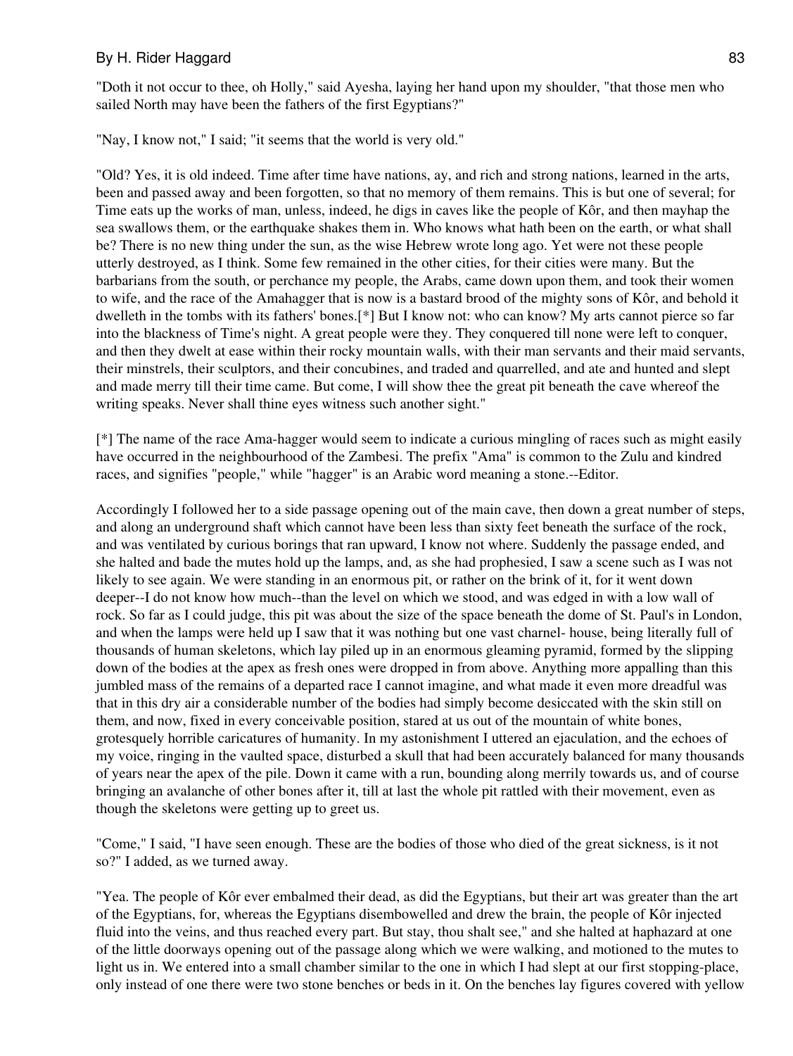"Doth it not occur to thee, oh Holly," said Ayesha, laying her hand upon my shoulder, "that those men who sailed North may have been the fathers of the first Egyptians?"

"Nay, I know not," I said; "it seems that the world is very old."

"Old? Yes, it is old indeed. Time after time have nations, ay, and rich and strong nations, learned in the arts, been and passed away and been forgotten, so that no memory of them remains. This is but one of several; for Time eats up the works of man, unless, indeed, he digs in caves like the people of Kôr, and then mayhap the sea swallows them, or the earthquake shakes them in. Who knows what hath been on the earth, or what shall be? There is no new thing under the sun, as the wise Hebrew wrote long ago. Yet were not these people utterly destroyed, as I think. Some few remained in the other cities, for their cities were many. But the barbarians from the south, or perchance my people, the Arabs, came down upon them, and took their women to wife, and the race of the Amahagger that is now is a bastard brood of the mighty sons of Kôr, and behold it dwelleth in the tombs with its fathers' bones.[*] But I know not: who can know? My arts cannot pierce so far into the blackness of Time's night. A great people were they. They conquered till none were left to conquer, and then they dwelt at ease within their rocky mountain walls, with their man servants and their maid servants, their minstrels, their sculptors, and their concubines, and traded and quarrelled, and ate and hunted and slept and made merry till their time came. But come, I will show thee the great pit beneath the cave whereof the writing speaks. Never shall thine eyes witness such another sight."

[*] The name of the race Ama-hagger would seem to indicate a curious mingling of races such as might easily have occurred in the neighbourhood of the Zambesi. The prefix "Ama" is common to the Zulu and kindred races, and signifies "people," while "hagger" is an Arabic word meaning a stone.--Editor.

Accordingly I followed her to a side passage opening out of the main cave, then down a great number of steps, and along an underground shaft which cannot have been less than sixty feet beneath the surface of the rock, and was ventilated by curious borings that ran upward, I know not where. Suddenly the passage ended, and she halted and bade the mutes hold up the lamps, and, as she had prophesied, I saw a scene such as I was not likely to see again. We were standing in an enormous pit, or rather on the brink of it, for it went down deeper--I do not know how much--than the level on which we stood, and was edged in with a low wall of rock. So far as I could judge, this pit was about the size of the space beneath the dome of St. Paul's in London, and when the lamps were held up I saw that it was nothing but one vast charnel- house, being literally full of thousands of human skeletons, which lay piled up in an enormous gleaming pyramid, formed by the slipping down of the bodies at the apex as fresh ones were dropped in from above. Anything more appalling than this jumbled mass of the remains of a departed race I cannot imagine, and what made it even more dreadful was that in this dry air a considerable number of the bodies had simply become desiccated with the skin still on them, and now, fixed in every conceivable position, stared at us out of the mountain of white bones, grotesquely horrible caricatures of humanity. In my astonishment I uttered an ejaculation, and the echoes of my voice, ringing in the vaulted space, disturbed a skull that had been accurately balanced for many thousands of years near the apex of the pile. Down it came with a run, bounding along merrily towards us, and of course bringing an avalanche of other bones after it, till at last the whole pit rattled with their movement, even as though the skeletons were getting up to greet us.

"Come," I said, "I have seen enough. These are the bodies of those who died of the great sickness, is it not so?" I added, as we turned away.

"Yea. The people of Kôr ever embalmed their dead, as did the Egyptians, but their art was greater than the art of the Egyptians, for, whereas the Egyptians disembowelled and drew the brain, the people of Kôr injected fluid into the veins, and thus reached every part. But stay, thou shalt see," and she halted at haphazard at one of the little doorways opening out of the passage along which we were walking, and motioned to the mutes to light us in. We entered into a small chamber similar to the one in which I had slept at our first stopping-place, only instead of one there were two stone benches or beds in it. On the benches lay figures covered with yellow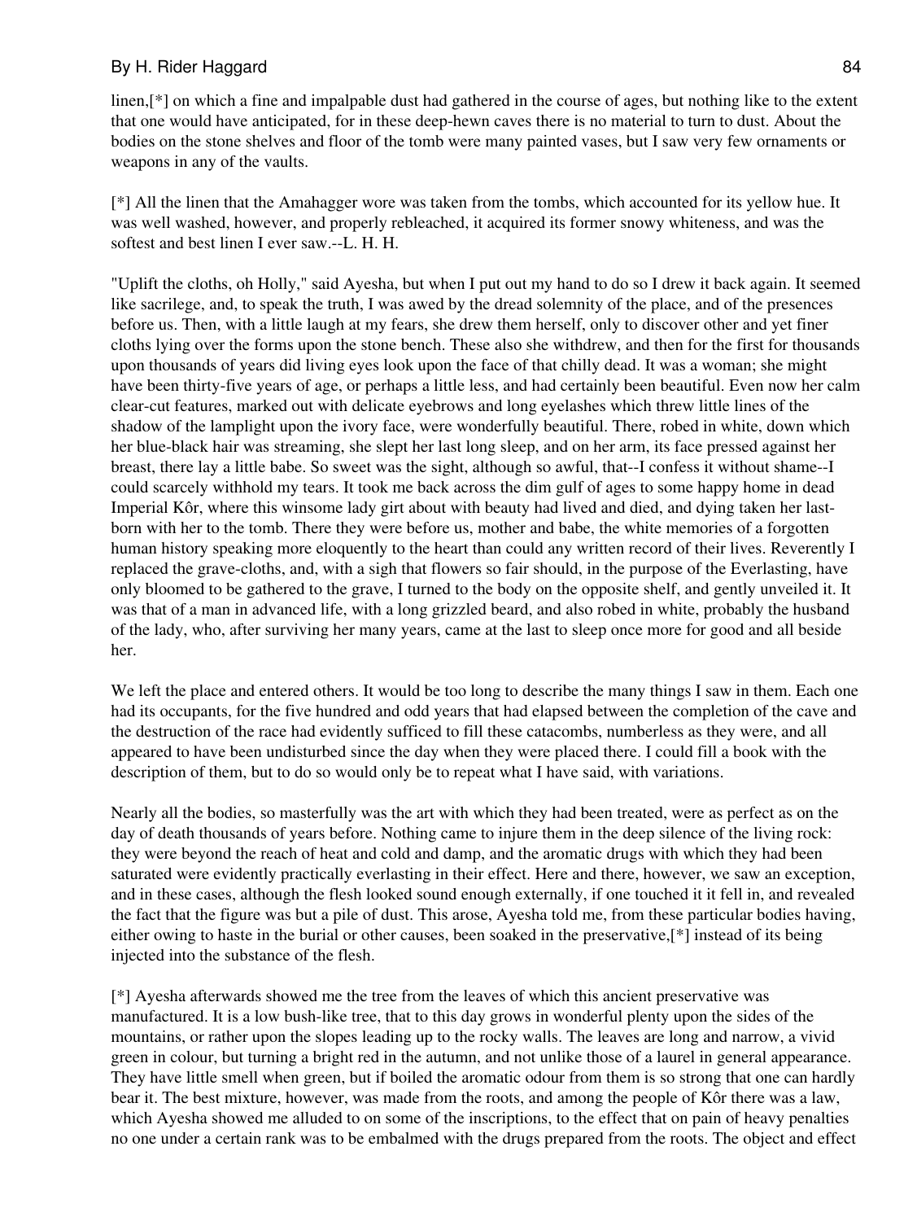linen,[*] on which a fine and impalpable dust had gathered in the course of ages, but nothing like to the extent that one would have anticipated, for in these deep-hewn caves there is no material to turn to dust. About the bodies on the stone shelves and floor of the tomb were many painted vases, but I saw very few ornaments or weapons in any of the vaults.

[*] All the linen that the Amahagger wore was taken from the tombs, which accounted for its yellow hue. It was well washed, however, and properly rebleached, it acquired its former snowy whiteness, and was the softest and best linen I ever saw.--L. H. H.

"Uplift the cloths, oh Holly," said Ayesha, but when I put out my hand to do so I drew it back again. It seemed like sacrilege, and, to speak the truth, I was awed by the dread solemnity of the place, and of the presences before us. Then, with a little laugh at my fears, she drew them herself, only to discover other and yet finer cloths lying over the forms upon the stone bench. These also she withdrew, and then for the first for thousands upon thousands of years did living eyes look upon the face of that chilly dead. It was a woman; she might have been thirty-five years of age, or perhaps a little less, and had certainly been beautiful. Even now her calm clear-cut features, marked out with delicate eyebrows and long eyelashes which threw little lines of the shadow of the lamplight upon the ivory face, were wonderfully beautiful. There, robed in white, down which her blue-black hair was streaming, she slept her last long sleep, and on her arm, its face pressed against her breast, there lay a little babe. So sweet was the sight, although so awful, that--I confess it without shame--I could scarcely withhold my tears. It took me back across the dim gulf of ages to some happy home in dead Imperial Kôr, where this winsome lady girt about with beauty had lived and died, and dying taken her last-born with her to the tomb. There they were before us, mother and babe, the white memories of a forgotten human history speaking more eloquently to the heart than could any written record of their lives. Reverently I replaced the grave-cloths, and, with a sigh that flowers so fair should, in the purpose of the Everlasting, have only bloomed to be gathered to the grave, I turned to the body on the opposite shelf, and gently unveiled it. It was that of a man in advanced life, with a long grizzled beard, and also robed in white, probably the husband of the lady, who, after surviving her many years, came at the last to sleep once more for good and all beside her.

We left the place and entered others. It would be too long to describe the many things I saw in them. Each one had its occupants, for the five hundred and odd years that had elapsed between the completion of the cave and the destruction of the race had evidently sufficed to fill these catacombs, numberless as they were, and all appeared to have been undisturbed since the day when they were placed there. I could fill a book with the description of them, but to do so would only be to repeat what I have said, with variations.

Nearly all the bodies, so masterfully was the art with which they had been treated, were as perfect as on the day of death thousands of years before. Nothing came to injure them in the deep silence of the living rock: they were beyond the reach of heat and cold and damp, and the aromatic drugs with which they had been saturated were evidently practically everlasting in their effect. Here and there, however, we saw an exception, and in these cases, although the flesh looked sound enough externally, if one touched it it fell in, and revealed the fact that the figure was but a pile of dust. This arose, Ayesha told me, from these particular bodies having, either owing to haste in the burial or other causes, been soaked in the preservative,[*] instead of its being injected into the substance of the flesh.

[*] Ayesha afterwards showed me the tree from the leaves of which this ancient preservative was manufactured. It is a low bush-like tree, that to this day grows in wonderful plenty upon the sides of the mountains, or rather upon the slopes leading up to the rocky walls. The leaves are long and narrow, a vivid green in colour, but turning a bright red in the autumn, and not unlike those of a laurel in general appearance. They have little smell when green, but if boiled the aromatic odour from them is so strong that one can hardly bear it. The best mixture, however, was made from the roots, and among the people of Kôr there was a law, which Ayesha showed me alluded to on some of the inscriptions, to the effect that on pain of heavy penalties no one under a certain rank was to be embalmed with the drugs prepared from the roots. The object and effect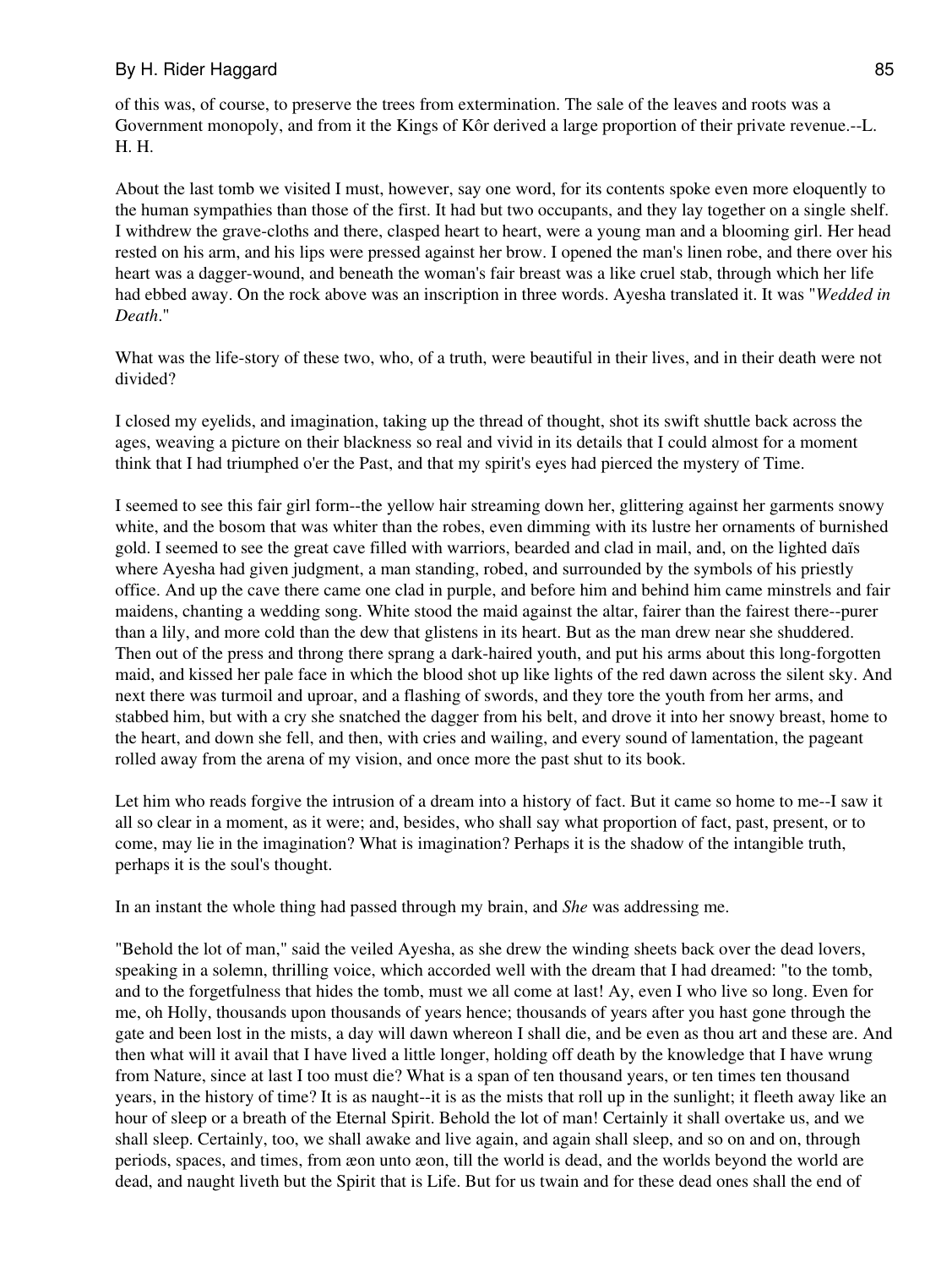of this was, of course, to preserve the trees from extermination. The sale of the leaves and roots was a Government monopoly, and from it the Kings of Kôr derived a large proportion of their private revenue.--L. H. H.

About the last tomb we visited I must, however, say one word, for its contents spoke even more eloquently to the human sympathies than those of the first. It had but two occupants, and they lay together on a single shelf. I withdrew the grave-cloths and there, clasped heart to heart, were a young man and a blooming girl. Her head rested on his arm, and his lips were pressed against her brow. I opened the man's linen robe, and there over his heart was a dagger-wound, and beneath the woman's fair breast was a like cruel stab, through which her life had ebbed away. On the rock above was an inscription in three words. Ayesha translated it. It was "*Wedded in Death*."

What was the life-story of these two, who, of a truth, were beautiful in their lives, and in their death were not divided?

I closed my eyelids, and imagination, taking up the thread of thought, shot its swift shuttle back across the ages, weaving a picture on their blackness so real and vivid in its details that I could almost for a moment think that I had triumphed o'er the Past, and that my spirit's eyes had pierced the mystery of Time.

I seemed to see this fair girl form--the yellow hair streaming down her, glittering against her garments snowy white, and the bosom that was whiter than the robes, even dimming with its lustre her ornaments of burnished gold. I seemed to see the great cave filled with warriors, bearded and clad in mail, and, on the lighted daïs where Ayesha had given judgment, a man standing, robed, and surrounded by the symbols of his priestly office. And up the cave there came one clad in purple, and before him and behind him came minstrels and fair maidens, chanting a wedding song. White stood the maid against the altar, fairer than the fairest there--purer than a lily, and more cold than the dew that glistens in its heart. But as the man drew near she shuddered. Then out of the press and throng there sprang a dark-haired youth, and put his arms about this long-forgotten maid, and kissed her pale face in which the blood shot up like lights of the red dawn across the silent sky. And next there was turmoil and uproar, and a flashing of swords, and they tore the youth from her arms, and stabbed him, but with a cry she snatched the dagger from his belt, and drove it into her snowy breast, home to the heart, and down she fell, and then, with cries and wailing, and every sound of lamentation, the pageant rolled away from the arena of my vision, and once more the past shut to its book.

Let him who reads forgive the intrusion of a dream into a history of fact. But it came so home to me--I saw it all so clear in a moment, as it were; and, besides, who shall say what proportion of fact, past, present, or to come, may lie in the imagination? What is imagination? Perhaps it is the shadow of the intangible truth, perhaps it is the soul's thought.

In an instant the whole thing had passed through my brain, and *She* was addressing me.

"Behold the lot of man," said the veiled Ayesha, as she drew the winding sheets back over the dead lovers, speaking in a solemn, thrilling voice, which accorded well with the dream that I had dreamed: "to the tomb, and to the forgetfulness that hides the tomb, must we all come at last! Ay, even I who live so long. Even for me, oh Holly, thousands upon thousands of years hence; thousands of years after you hast gone through the gate and been lost in the mists, a day will dawn whereon I shall die, and be even as thou art and these are. And then what will it avail that I have lived a little longer, holding off death by the knowledge that I have wrung from Nature, since at last I too must die? What is a span of ten thousand years, or ten times ten thousand years, in the history of time? It is as naught--it is as the mists that roll up in the sunlight; it fleeth away like an hour of sleep or a breath of the Eternal Spirit. Behold the lot of man! Certainly it shall overtake us, and we shall sleep. Certainly, too, we shall awake and live again, and again shall sleep, and so on and on, through periods, spaces, and times, from æon unto æon, till the world is dead, and the worlds beyond the world are dead, and naught liveth but the Spirit that is Life. But for us twain and for these dead ones shall the end of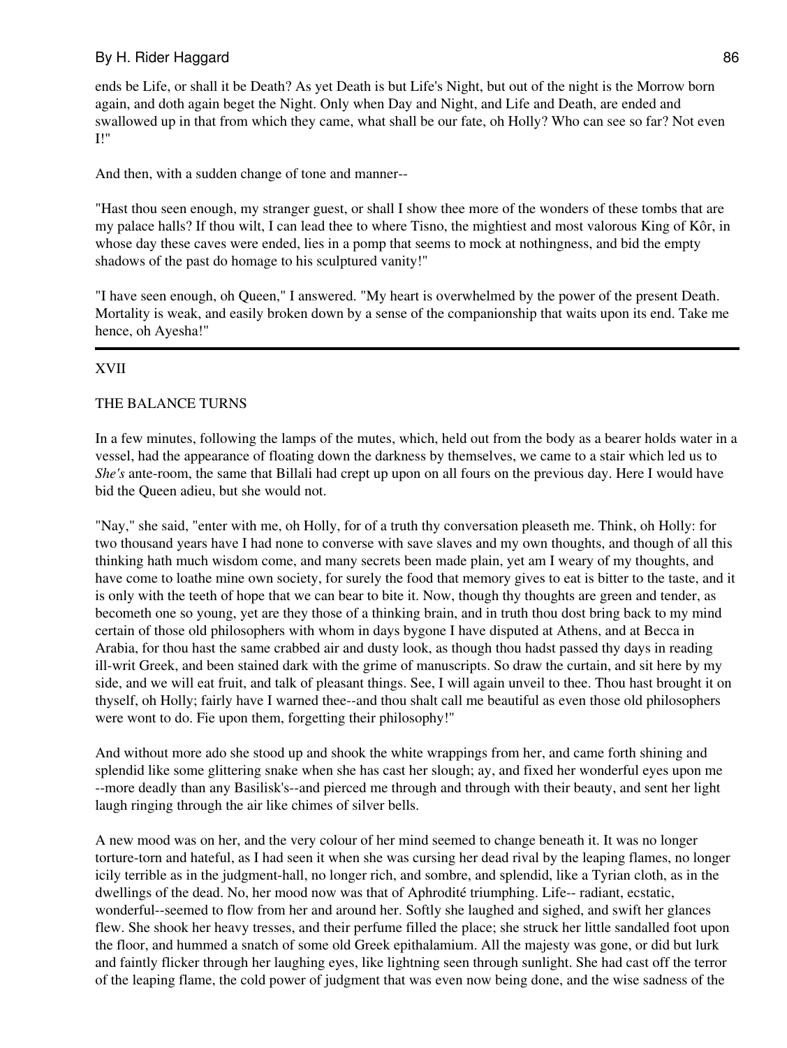ends be Life, or shall it be Death? As yet Death is but Life's Night, but out of the night is the Morrow born again, and doth again beget the Night. Only when Day and Night, and Life and Death, are ended and swallowed up in that from which they came, what shall be our fate, oh Holly? Who can see so far? Not even I!"

And then, with a sudden change of tone and manner--

"Hast thou seen enough, my stranger guest, or shall I show thee more of the wonders of these tombs that are my palace halls? If thou wilt, I can lead thee to where Tisno, the mightiest and most valorous King of Kôr, in whose day these caves were ended, lies in a pomp that seems to mock at nothingness, and bid the empty shadows of the past do homage to his sculptured vanity!"

"I have seen enough, oh Queen," I answered. "My heart is overwhelmed by the power of the present Death. Mortality is weak, and easily broken down by a sense of the companionship that waits upon its end. Take me hence, oh Ayesha!"

---

## XVII

## THE BALANCE TURNS

In a few minutes, following the lamps of the mutes, which, held out from the body as a bearer holds water in a vessel, had the appearance of floating down the darkness by themselves, we came to a stair which led us to *She's* ante-room, the same that Billali had crept up upon on all fours on the previous day. Here I would have bid the Queen adieu, but she would not.

"Nay," she said, "enter with me, oh Holly, for of a truth thy conversation pleaseth me. Think, oh Holly: for two thousand years have I had none to converse with save slaves and my own thoughts, and though of all this thinking hath much wisdom come, and many secrets been made plain, yet am I weary of my thoughts, and have come to loathe mine own society, for surely the food that memory gives to eat is bitter to the taste, and it is only with the teeth of hope that we can bear to bite it. Now, though thy thoughts are green and tender, as becometh one so young, yet are they those of a thinking brain, and in truth thou dost bring back to my mind certain of those old philosophers with whom in days bygone I have disputed at Athens, and at Becca in Arabia, for thou hast the same crabbed air and dusty look, as though thou hadst passed thy days in reading ill-writ Greek, and been stained dark with the grime of manuscripts. So draw the curtain, and sit here by my side, and we will eat fruit, and talk of pleasant things. See, I will again unveil to thee. Thou hast brought it on thyself, oh Holly; fairly have I warned thee--and thou shalt call me beautiful as even those old philosophers were wont to do. Fie upon them, forgetting their philosophy!"

And without more ado she stood up and shook the white wrappings from her, and came forth shining and splendid like some glittering snake when she has cast her slough; ay, and fixed her wonderful eyes upon me --more deadly than any Basilisk's--and pierced me through and through with their beauty, and sent her light laugh ringing through the air like chimes of silver bells.

A new mood was on her, and the very colour of her mind seemed to change beneath it. It was no longer torture-torn and hateful, as I had seen it when she was cursing her dead rival by the leaping flames, no longer icily terrible as in the judgment-hall, no longer rich, and sombre, and splendid, like a Tyrian cloth, as in the dwellings of the dead. No, her mood now was that of Aphrodité triumphing. Life-- radiant, ecstatic, wonderful--seemed to flow from her and around her. Softly she laughed and sighed, and swift her glances flew. She shook her heavy tresses, and their perfume filled the place; she struck her little sandalled foot upon the floor, and hummed a snatch of some old Greek epithalamium. All the majesty was gone, or did but lurk and faintly flicker through her laughing eyes, like lightning seen through sunlight. She had cast off the terror of the leaping flame, the cold power of judgment that was even now being done, and the wise sadness of the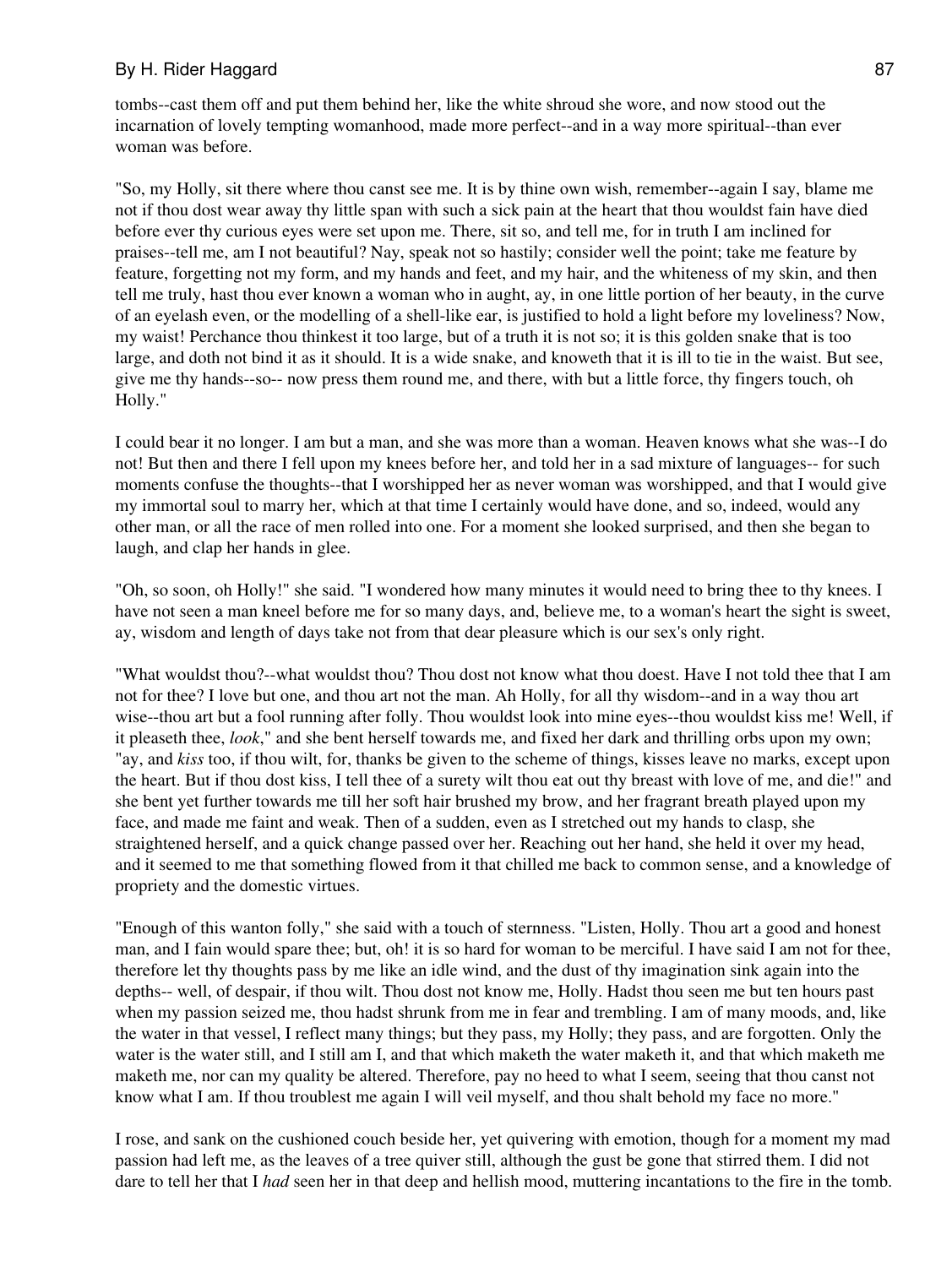tombs--cast them off and put them behind her, like the white shroud she wore, and now stood out the incarnation of lovely tempting womanhood, made more perfect--and in a way more spiritual--than ever woman was before.

"So, my Holly, sit there where thou canst see me. It is by thine own wish, remember--again I say, blame me not if thou dost wear away thy little span with such a sick pain at the heart that thou wouldst fain have died before ever thy curious eyes were set upon me. There, sit so, and tell me, for in truth I am inclined for praises--tell me, am I not beautiful? Nay, speak not so hastily; consider well the point; take me feature by feature, forgetting not my form, and my hands and feet, and my hair, and the whiteness of my skin, and then tell me truly, hast thou ever known a woman who in aught, ay, in one little portion of her beauty, in the curve of an eyelash even, or the modelling of a shell-like ear, is justified to hold a light before my loveliness? Now, my waist! Perchance thou thinkest it too large, but of a truth it is not so; it is this golden snake that is too large, and doth not bind it as it should. It is a wide snake, and knoweth that it is ill to tie in the waist. But see, give me thy hands--so-- now press them round me, and there, with but a little force, thy fingers touch, oh Holly."

I could bear it no longer. I am but a man, and she was more than a woman. Heaven knows what she was--I do not! But then and there I fell upon my knees before her, and told her in a sad mixture of languages-- for such moments confuse the thoughts--that I worshipped her as never woman was worshipped, and that I would give my immortal soul to marry her, which at that time I certainly would have done, and so, indeed, would any other man, or all the race of men rolled into one. For a moment she looked surprised, and then she began to laugh, and clap her hands in glee.

"Oh, so soon, oh Holly!" she said. "I wondered how many minutes it would need to bring thee to thy knees. I have not seen a man kneel before me for so many days, and, believe me, to a woman's heart the sight is sweet, ay, wisdom and length of days take not from that dear pleasure which is our sex's only right.

"What wouldst thou?--what wouldst thou? Thou dost not know what thou doest. Have I not told thee that I am not for thee? I love but one, and thou art not the man. Ah Holly, for all thy wisdom--and in a way thou art wise--thou art but a fool running after folly. Thou wouldst look into mine eyes--thou wouldst kiss me! Well, if it pleaseth thee, *look*," and she bent herself towards me, and fixed her dark and thrilling orbs upon my own; "ay, and *kiss* too, if thou wilt, for, thanks be given to the scheme of things, kisses leave no marks, except upon the heart. But if thou dost kiss, I tell thee of a surety wilt thou eat out thy breast with love of me, and die!" and she bent yet further towards me till her soft hair brushed my brow, and her fragrant breath played upon my face, and made me faint and weak. Then of a sudden, even as I stretched out my hands to clasp, she straightened herself, and a quick change passed over her. Reaching out her hand, she held it over my head, and it seemed to me that something flowed from it that chilled me back to common sense, and a knowledge of propriety and the domestic virtues.

"Enough of this wanton folly," she said with a touch of sternness. "Listen, Holly. Thou art a good and honest man, and I fain would spare thee; but, oh! it is so hard for woman to be merciful. I have said I am not for thee, therefore let thy thoughts pass by me like an idle wind, and the dust of thy imagination sink again into the depths-- well, of despair, if thou wilt. Thou dost not know me, Holly. Hadst thou seen me but ten hours past when my passion seized me, thou hadst shrunk from me in fear and trembling. I am of many moods, and, like the water in that vessel, I reflect many things; but they pass, my Holly; they pass, and are forgotten. Only the water is the water still, and I still am I, and that which maketh the water maketh it, and that which maketh me maketh me, nor can my quality be altered. Therefore, pay no heed to what I seem, seeing that thou canst not know what I am. If thou troublest me again I will veil myself, and thou shalt behold my face no more."

I rose, and sank on the cushioned couch beside her, yet quivering with emotion, though for a moment my mad passion had left me, as the leaves of a tree quiver still, although the gust be gone that stirred them. I did not dare to tell her that I *had* seen her in that deep and hellish mood, muttering incantations to the fire in the tomb.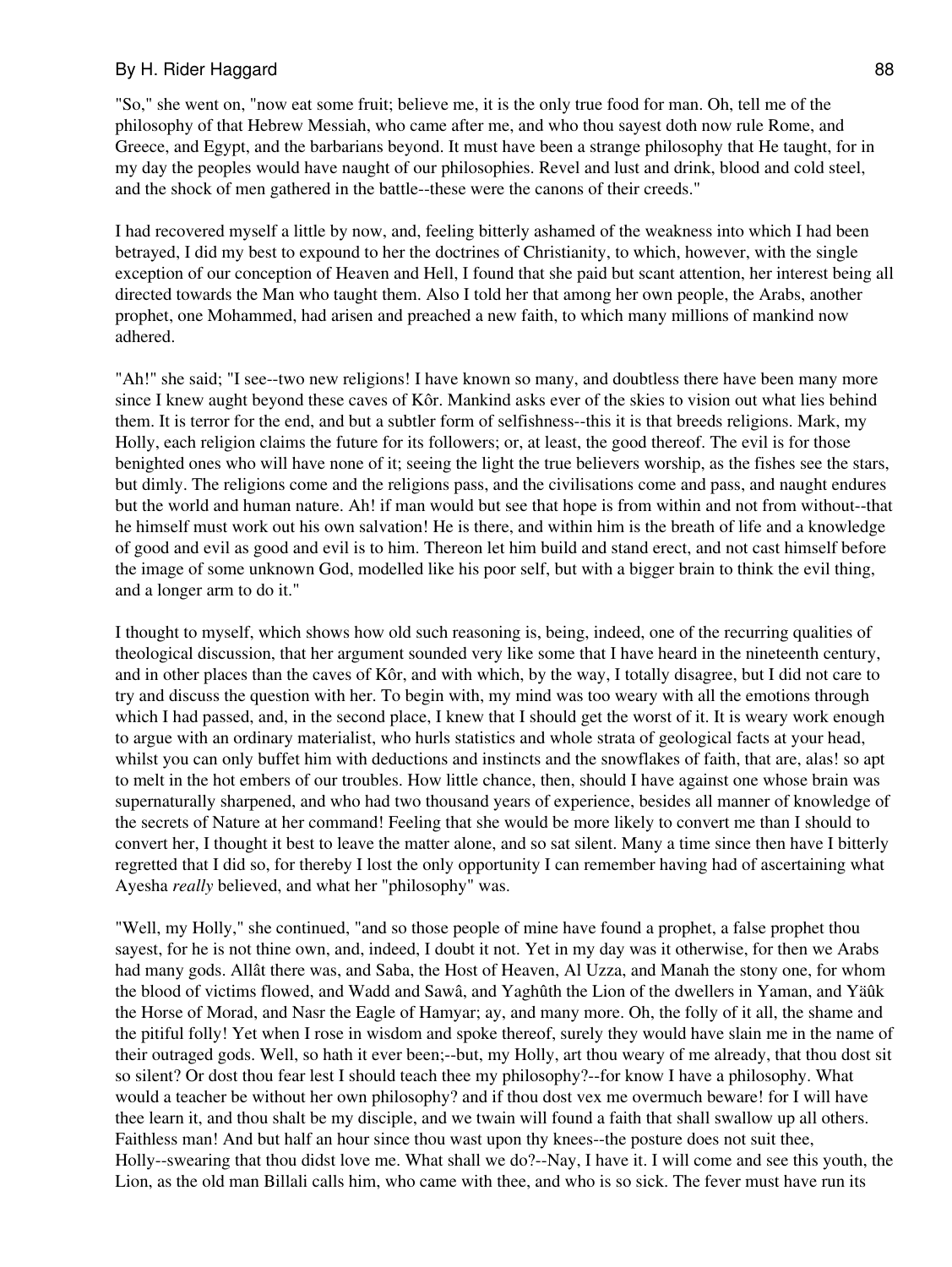"So," she went on, "now eat some fruit; believe me, it is the only true food for man. Oh, tell me of the philosophy of that Hebrew Messiah, who came after me, and who thou sayest doth now rule Rome, and Greece, and Egypt, and the barbarians beyond. It must have been a strange philosophy that He taught, for in my day the peoples would have naught of our philosophies. Revel and lust and drink, blood and cold steel, and the shock of men gathered in the battle--these were the canons of their creeds."

I had recovered myself a little by now, and, feeling bitterly ashamed of the weakness into which I had been betrayed, I did my best to expound to her the doctrines of Christianity, to which, however, with the single exception of our conception of Heaven and Hell, I found that she paid but scant attention, her interest being all directed towards the Man who taught them. Also I told her that among her own people, the Arabs, another prophet, one Mohammed, had arisen and preached a new faith, to which many millions of mankind now adhered.

"Ah!" she said; "I see--two new religions! I have known so many, and doubtless there have been many more since I knew aught beyond these caves of Kôr. Mankind asks ever of the skies to vision out what lies behind them. It is terror for the end, and but a subtler form of selfishness--this it is that breeds religions. Mark, my Holly, each religion claims the future for its followers; or, at least, the good thereof. The evil is for those benighted ones who will have none of it; seeing the light the true believers worship, as the fishes see the stars, but dimly. The religions come and the religions pass, and the civilisations come and pass, and naught endures but the world and human nature. Ah! if man would but see that hope is from within and not from without--that he himself must work out his own salvation! He is there, and within him is the breath of life and a knowledge of good and evil as good and evil is to him. Thereon let him build and stand erect, and not cast himself before the image of some unknown God, modelled like his poor self, but with a bigger brain to think the evil thing, and a longer arm to do it."

I thought to myself, which shows how old such reasoning is, being, indeed, one of the recurring qualities of theological discussion, that her argument sounded very like some that I have heard in the nineteenth century, and in other places than the caves of Kôr, and with which, by the way, I totally disagree, but I did not care to try and discuss the question with her. To begin with, my mind was too weary with all the emotions through which I had passed, and, in the second place, I knew that I should get the worst of it. It is weary work enough to argue with an ordinary materialist, who hurls statistics and whole strata of geological facts at your head, whilst you can only buffet him with deductions and instincts and the snowflakes of faith, that are, alas! so apt to melt in the hot embers of our troubles. How little chance, then, should I have against one whose brain was supernaturally sharpened, and who had two thousand years of experience, besides all manner of knowledge of the secrets of Nature at her command! Feeling that she would be more likely to convert me than I should to convert her, I thought it best to leave the matter alone, and so sat silent. Many a time since then have I bitterly regretted that I did so, for thereby I lost the only opportunity I can remember having had of ascertaining what Ayesha *really* believed, and what her "philosophy" was.

"Well, my Holly," she continued, "and so those people of mine have found a prophet, a false prophet thou sayest, for he is not thine own, and, indeed, I doubt it not. Yet in my day was it otherwise, for then we Arabs had many gods. Allât there was, and Saba, the Host of Heaven, Al Uzza, and Manah the stony one, for whom the blood of victims flowed, and Wadd and Sawâ, and Yaghûth the Lion of the dwellers in Yaman, and Yäûk the Horse of Morad, and Nasr the Eagle of Hamyar; ay, and many more. Oh, the folly of it all, the shame and the pitiful folly! Yet when I rose in wisdom and spoke thereof, surely they would have slain me in the name of their outraged gods. Well, so hath it ever been;--but, my Holly, art thou weary of me already, that thou dost sit so silent? Or dost thou fear lest I should teach thee my philosophy?--for know I have a philosophy. What would a teacher be without her own philosophy? and if thou dost vex me overmuch beware! for I will have thee learn it, and thou shalt be my disciple, and we twain will found a faith that shall swallow up all others. Faithless man! And but half an hour since thou wast upon thy knees--the posture does not suit thee, Holly--swearing that thou didst love me. What shall we do?--Nay, I have it. I will come and see this youth, the Lion, as the old man Billali calls him, who came with thee, and who is so sick. The fever must have run its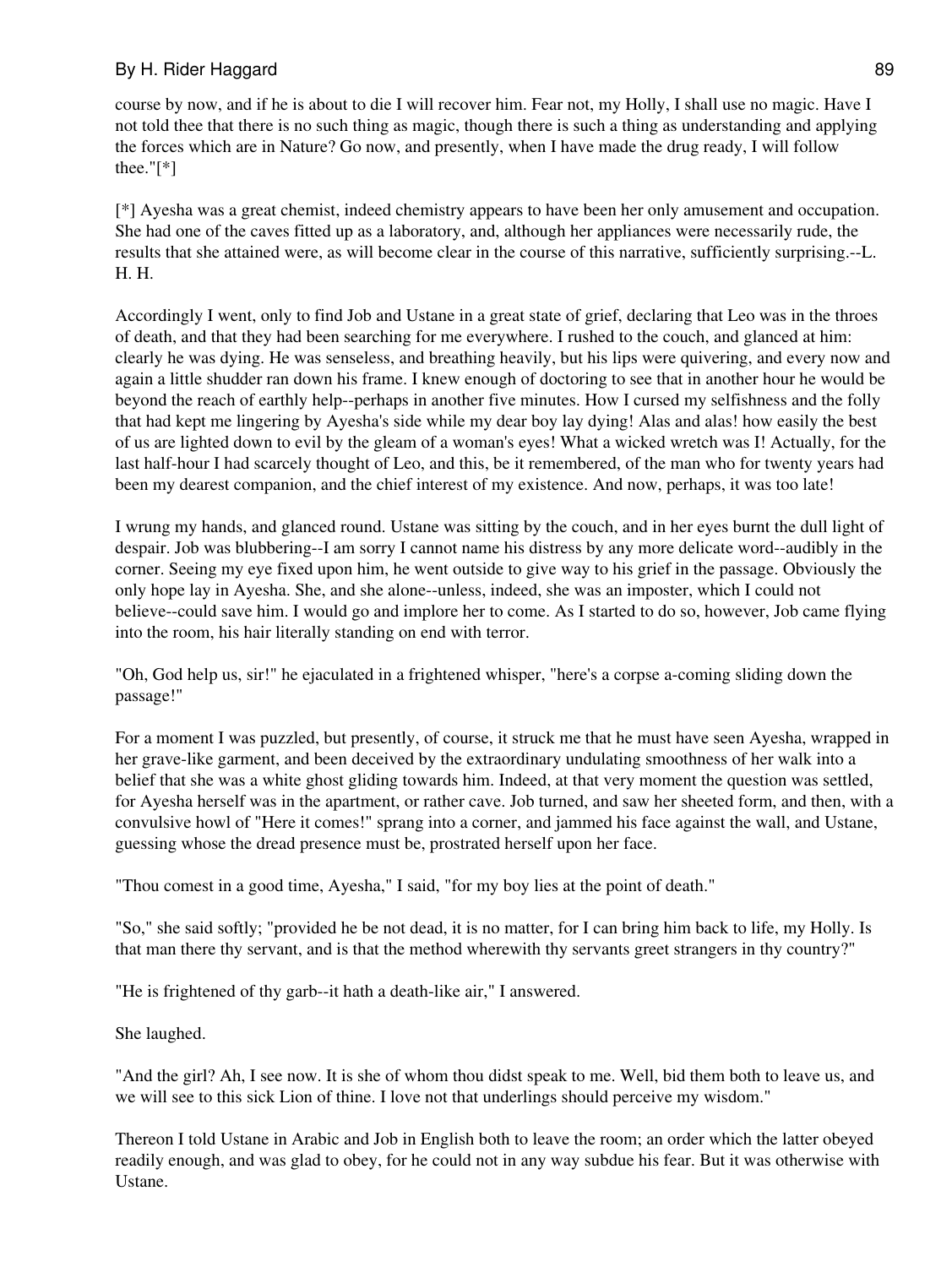course by now, and if he is about to die I will recover him. Fear not, my Holly, I shall use no magic. Have I not told thee that there is no such thing as magic, though there is such a thing as understanding and applying the forces which are in Nature? Go now, and presently, when I have made the drug ready, I will follow thee."[*]

[*] Ayesha was a great chemist, indeed chemistry appears to have been her only amusement and occupation. She had one of the caves fitted up as a laboratory, and, although her appliances were necessarily rude, the results that she attained were, as will become clear in the course of this narrative, sufficiently surprising.--L. H. H.

Accordingly I went, only to find Job and Ustane in a great state of grief, declaring that Leo was in the throes of death, and that they had been searching for me everywhere. I rushed to the couch, and glanced at him: clearly he was dying. He was senseless, and breathing heavily, but his lips were quivering, and every now and again a little shudder ran down his frame. I knew enough of doctoring to see that in another hour he would be beyond the reach of earthly help--perhaps in another five minutes. How I cursed my selfishness and the folly that had kept me lingering by Ayesha's side while my dear boy lay dying! Alas and alas! how easily the best of us are lighted down to evil by the gleam of a woman's eyes! What a wicked wretch was I! Actually, for the last half-hour I had scarcely thought of Leo, and this, be it remembered, of the man who for twenty years had been my dearest companion, and the chief interest of my existence. And now, perhaps, it was too late!

I wrung my hands, and glanced round. Ustane was sitting by the couch, and in her eyes burnt the dull light of despair. Job was blubbering--I am sorry I cannot name his distress by any more delicate word--audibly in the corner. Seeing my eye fixed upon him, he went outside to give way to his grief in the passage. Obviously the only hope lay in Ayesha. She, and she alone--unless, indeed, she was an imposter, which I could not believe--could save him. I would go and implore her to come. As I started to do so, however, Job came flying into the room, his hair literally standing on end with terror.

"Oh, God help us, sir!" he ejaculated in a frightened whisper, "here's a corpse a-coming sliding down the passage!"

For a moment I was puzzled, but presently, of course, it struck me that he must have seen Ayesha, wrapped in her grave-like garment, and been deceived by the extraordinary undulating smoothness of her walk into a belief that she was a white ghost gliding towards him. Indeed, at that very moment the question was settled, for Ayesha herself was in the apartment, or rather cave. Job turned, and saw her sheeted form, and then, with a convulsive howl of "Here it comes!" sprang into a corner, and jammed his face against the wall, and Ustane, guessing whose the dread presence must be, prostrated herself upon her face.

"Thou comest in a good time, Ayesha," I said, "for my boy lies at the point of death."

"So," she said softly; "provided he be not dead, it is no matter, for I can bring him back to life, my Holly. Is that man there thy servant, and is that the method wherewith thy servants greet strangers in thy country?"

"He is frightened of thy garb--it hath a death-like air," I answered.

She laughed.

"And the girl? Ah, I see now. It is she of whom thou didst speak to me. Well, bid them both to leave us, and we will see to this sick Lion of thine. I love not that underlings should perceive my wisdom."

Thereon I told Ustane in Arabic and Job in English both to leave the room; an order which the latter obeyed readily enough, and was glad to obey, for he could not in any way subdue his fear. But it was otherwise with Ustane.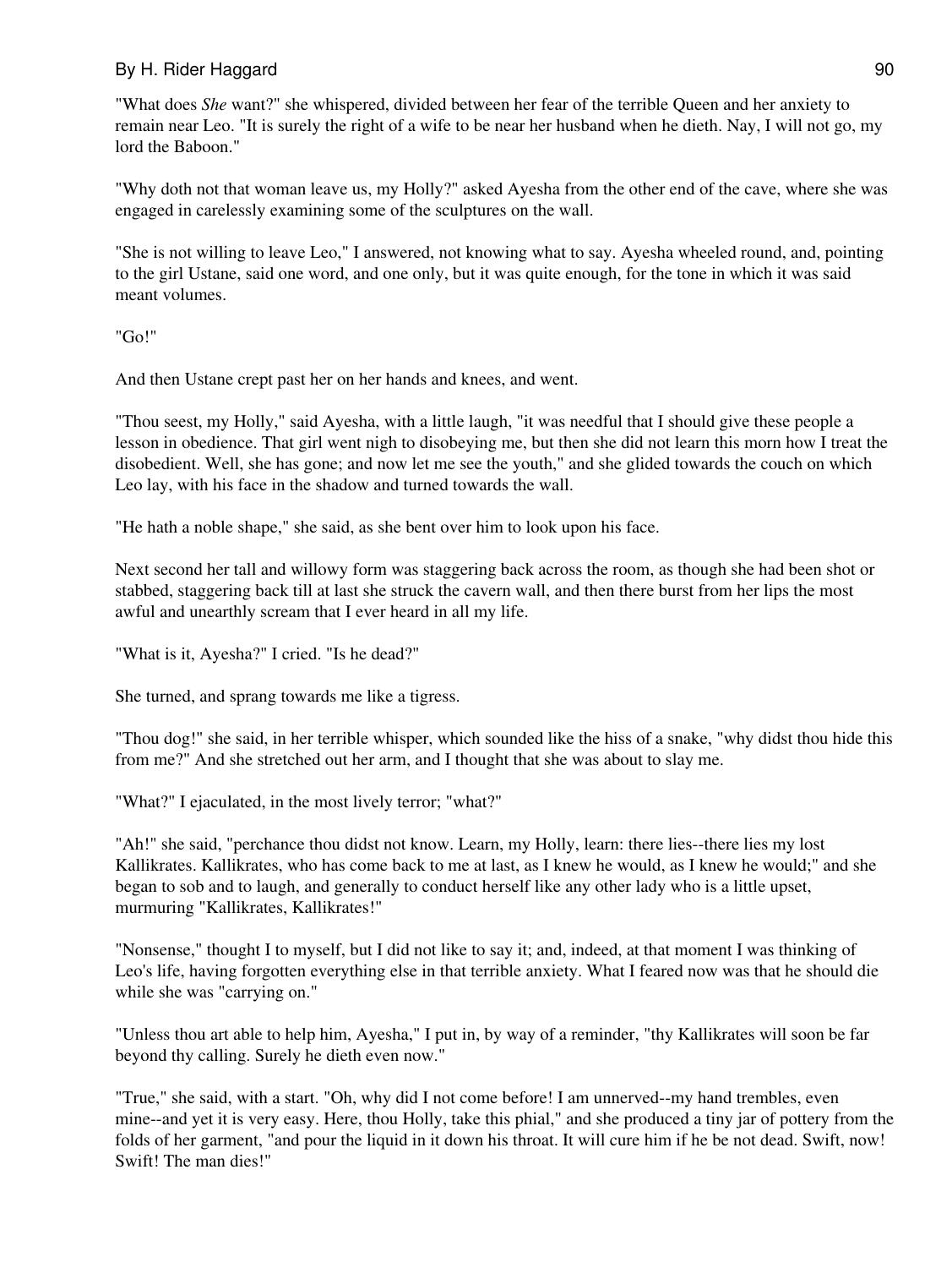"What does *She* want?" she whispered, divided between her fear of the terrible Queen and her anxiety to remain near Leo. "It is surely the right of a wife to be near her husband when he dieth. Nay, I will not go, my lord the Baboon."

"Why doth not that woman leave us, my Holly?" asked Ayesha from the other end of the cave, where she was engaged in carelessly examining some of the sculptures on the wall.

"She is not willing to leave Leo," I answered, not knowing what to say. Ayesha wheeled round, and, pointing to the girl Ustane, said one word, and one only, but it was quite enough, for the tone in which it was said meant volumes.

"Go!"

And then Ustane crept past her on her hands and knees, and went.

"Thou seest, my Holly," said Ayesha, with a little laugh, "it was needful that I should give these people a lesson in obedience. That girl went nigh to disobeying me, but then she did not learn this morn how I treat the disobedient. Well, she has gone; and now let me see the youth," and she glided towards the couch on which Leo lay, with his face in the shadow and turned towards the wall.

"He hath a noble shape," she said, as she bent over him to look upon his face.

Next second her tall and willowy form was staggering back across the room, as though she had been shot or stabbed, staggering back till at last she struck the cavern wall, and then there burst from her lips the most awful and unearthly scream that I ever heard in all my life.

"What is it, Ayesha?" I cried. "Is he dead?"

She turned, and sprang towards me like a tigress.

"Thou dog!" she said, in her terrible whisper, which sounded like the hiss of a snake, "why didst thou hide this from me?" And she stretched out her arm, and I thought that she was about to slay me.

"What?" I ejaculated, in the most lively terror; "what?"

"Ah!" she said, "perchance thou didst not know. Learn, my Holly, learn: there lies--there lies my lost Kallikrates. Kallikrates, who has come back to me at last, as I knew he would, as I knew he would;" and she began to sob and to laugh, and generally to conduct herself like any other lady who is a little upset, murmuring "Kallikrates, Kallikrates!"

"Nonsense," thought I to myself, but I did not like to say it; and, indeed, at that moment I was thinking of Leo's life, having forgotten everything else in that terrible anxiety. What I feared now was that he should die while she was "carrying on."

"Unless thou art able to help him, Ayesha," I put in, by way of a reminder, "thy Kallikrates will soon be far beyond thy calling. Surely he dieth even now."

"True," she said, with a start. "Oh, why did I not come before! I am unnerved--my hand trembles, even mine--and yet it is very easy. Here, thou Holly, take this phial," and she produced a tiny jar of pottery from the folds of her garment, "and pour the liquid in it down his throat. It will cure him if he be not dead. Swift, now! Swift! The man dies!"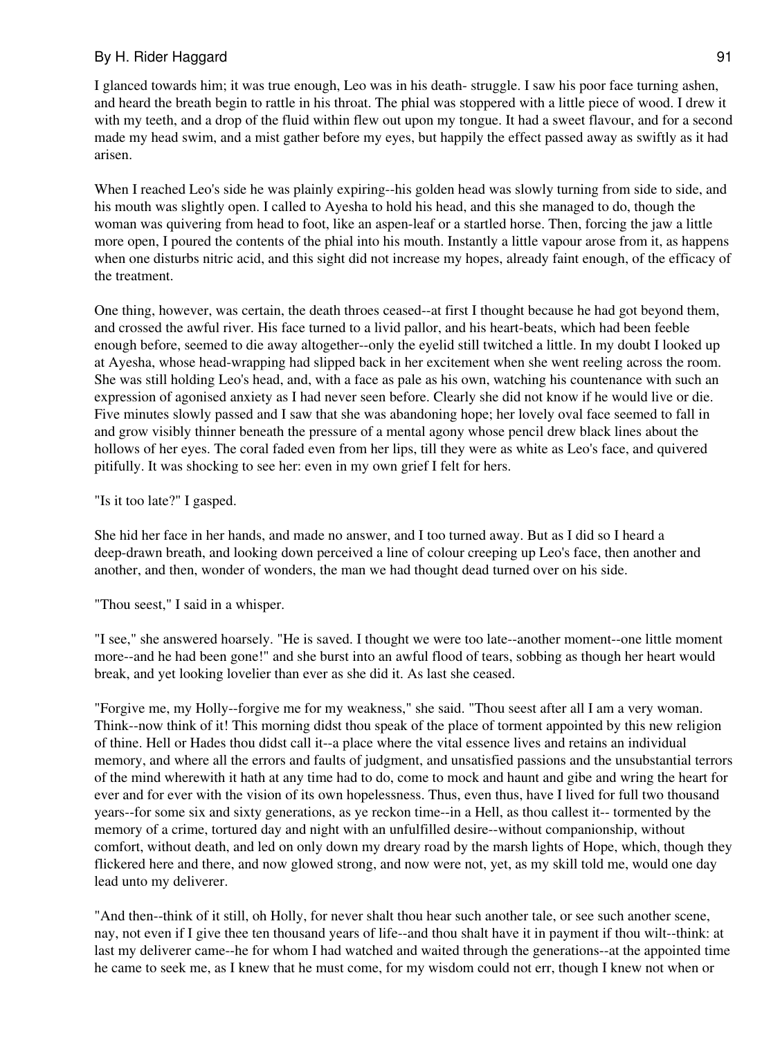I glanced towards him; it was true enough, Leo was in his death- struggle. I saw his poor face turning ashen, and heard the breath begin to rattle in his throat. The phial was stoppered with a little piece of wood. I drew it with my teeth, and a drop of the fluid within flew out upon my tongue. It had a sweet flavour, and for a second made my head swim, and a mist gather before my eyes, but happily the effect passed away as swiftly as it had arisen.

When I reached Leo's side he was plainly expiring--his golden head was slowly turning from side to side, and his mouth was slightly open. I called to Ayesha to hold his head, and this she managed to do, though the woman was quivering from head to foot, like an aspen-leaf or a startled horse. Then, forcing the jaw a little more open, I poured the contents of the phial into his mouth. Instantly a little vapour arose from it, as happens when one disturbs nitric acid, and this sight did not increase my hopes, already faint enough, of the efficacy of the treatment.

One thing, however, was certain, the death throes ceased--at first I thought because he had got beyond them, and crossed the awful river. His face turned to a livid pallor, and his heart-beats, which had been feeble enough before, seemed to die away altogether--only the eyelid still twitched a little. In my doubt I looked up at Ayesha, whose head-wrapping had slipped back in her excitement when she went reeling across the room. She was still holding Leo's head, and, with a face as pale as his own, watching his countenance with such an expression of agonised anxiety as I had never seen before. Clearly she did not know if he would live or die. Five minutes slowly passed and I saw that she was abandoning hope; her lovely oval face seemed to fall in and grow visibly thinner beneath the pressure of a mental agony whose pencil drew black lines about the hollows of her eyes. The coral faded even from her lips, till they were as white as Leo's face, and quivered pitifully. It was shocking to see her: even in my own grief I felt for hers.

"Is it too late?" I gasped.

She hid her face in her hands, and made no answer, and I too turned away. But as I did so I heard a deep-drawn breath, and looking down perceived a line of colour creeping up Leo's face, then another and another, and then, wonder of wonders, the man we had thought dead turned over on his side.

"Thou seest," I said in a whisper.

"I see," she answered hoarsely. "He is saved. I thought we were too late--another moment--one little moment more--and he had been gone!" and she burst into an awful flood of tears, sobbing as though her heart would break, and yet looking lovelier than ever as she did it. As last she ceased.

"Forgive me, my Holly--forgive me for my weakness," she said. "Thou seest after all I am a very woman. Think--now think of it! This morning didst thou speak of the place of torment appointed by this new religion of thine. Hell or Hades thou didst call it--a place where the vital essence lives and retains an individual memory, and where all the errors and faults of judgment, and unsatisfied passions and the unsubstantial terrors of the mind wherewith it hath at any time had to do, come to mock and haunt and gibe and wring the heart for ever and for ever with the vision of its own hopelessness. Thus, even thus, have I lived for full two thousand years--for some six and sixty generations, as ye reckon time--in a Hell, as thou callest it-- tormented by the memory of a crime, tortured day and night with an unfulfilled desire--without companionship, without comfort, without death, and led on only down my dreary road by the marsh lights of Hope, which, though they flickered here and there, and now glowed strong, and now were not, yet, as my skill told me, would one day lead unto my deliverer.

"And then--think of it still, oh Holly, for never shalt thou hear such another tale, or see such another scene, nay, not even if I give thee ten thousand years of life--and thou shalt have it in payment if thou wilt--think: at last my deliverer came--he for whom I had watched and waited through the generations--at the appointed time he came to seek me, as I knew that he must come, for my wisdom could not err, though I knew not when or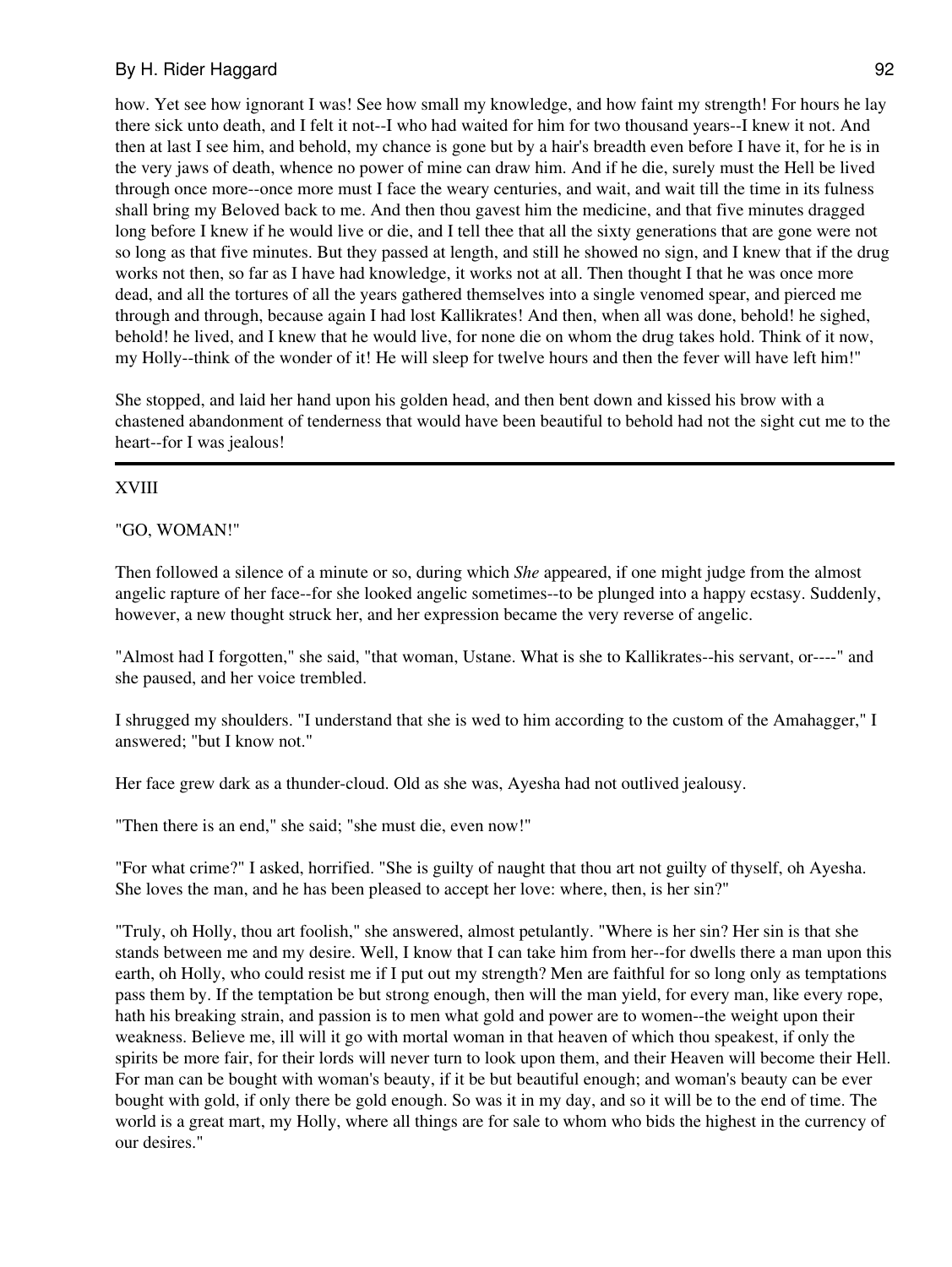how. Yet see how ignorant I was! See how small my knowledge, and how faint my strength! For hours he lay there sick unto death, and I felt it not--I who had waited for him for two thousand years--I knew it not. And then at last I see him, and behold, my chance is gone but by a hair's breadth even before I have it, for he is in the very jaws of death, whence no power of mine can draw him. And if he die, surely must the Hell be lived through once more--once more must I face the weary centuries, and wait, and wait till the time in its fulness shall bring my Beloved back to me. And then thou gavest him the medicine, and that five minutes dragged long before I knew if he would live or die, and I tell thee that all the sixty generations that are gone were not so long as that five minutes. But they passed at length, and still he showed no sign, and I knew that if the drug works not then, so far as I have had knowledge, it works not at all. Then thought I that he was once more dead, and all the tortures of all the years gathered themselves into a single venomed spear, and pierced me through and through, because again I had lost Kallikrates! And then, when all was done, behold! he sighed, behold! he lived, and I knew that he would live, for none die on whom the drug takes hold. Think of it now, my Holly--think of the wonder of it! He will sleep for twelve hours and then the fever will have left him!"

She stopped, and laid her hand upon his golden head, and then bent down and kissed his brow with a chastened abandonment of tenderness that would have been beautiful to behold had not the sight cut me to the heart--for I was jealous!

---

## XVIII

## "GO, WOMAN!"

Then followed a silence of a minute or so, during which *She* appeared, if one might judge from the almost angelic rapture of her face--for she looked angelic sometimes--to be plunged into a happy ecstasy. Suddenly, however, a new thought struck her, and her expression became the very reverse of angelic.

"Almost had I forgotten," she said, "that woman, Ustane. What is she to Kallikrates--his servant, or----" and she paused, and her voice trembled.

I shrugged my shoulders. "I understand that she is wed to him according to the custom of the Amahagger," I answered; "but I know not."

Her face grew dark as a thunder-cloud. Old as she was, Ayesha had not outlived jealousy.

"Then there is an end," she said; "she must die, even now!"

"For what crime?" I asked, horrified. "She is guilty of naught that thou art not guilty of thyself, oh Ayesha. She loves the man, and he has been pleased to accept her love: where, then, is her sin?"

"Truly, oh Holly, thou art foolish," she answered, almost petulantly. "Where is her sin? Her sin is that she stands between me and my desire. Well, I know that I can take him from her--for dwells there a man upon this earth, oh Holly, who could resist me if I put out my strength? Men are faithful for so long only as temptations pass them by. If the temptation be but strong enough, then will the man yield, for every man, like every rope, hath his breaking strain, and passion is to men what gold and power are to women--the weight upon their weakness. Believe me, ill will it go with mortal woman in that heaven of which thou speakest, if only the spirits be more fair, for their lords will never turn to look upon them, and their Heaven will become their Hell. For man can be bought with woman's beauty, if it be but beautiful enough; and woman's beauty can be ever bought with gold, if only there be gold enough. So was it in my day, and so it will be to the end of time. The world is a great mart, my Holly, where all things are for sale to whom who bids the highest in the currency of our desires."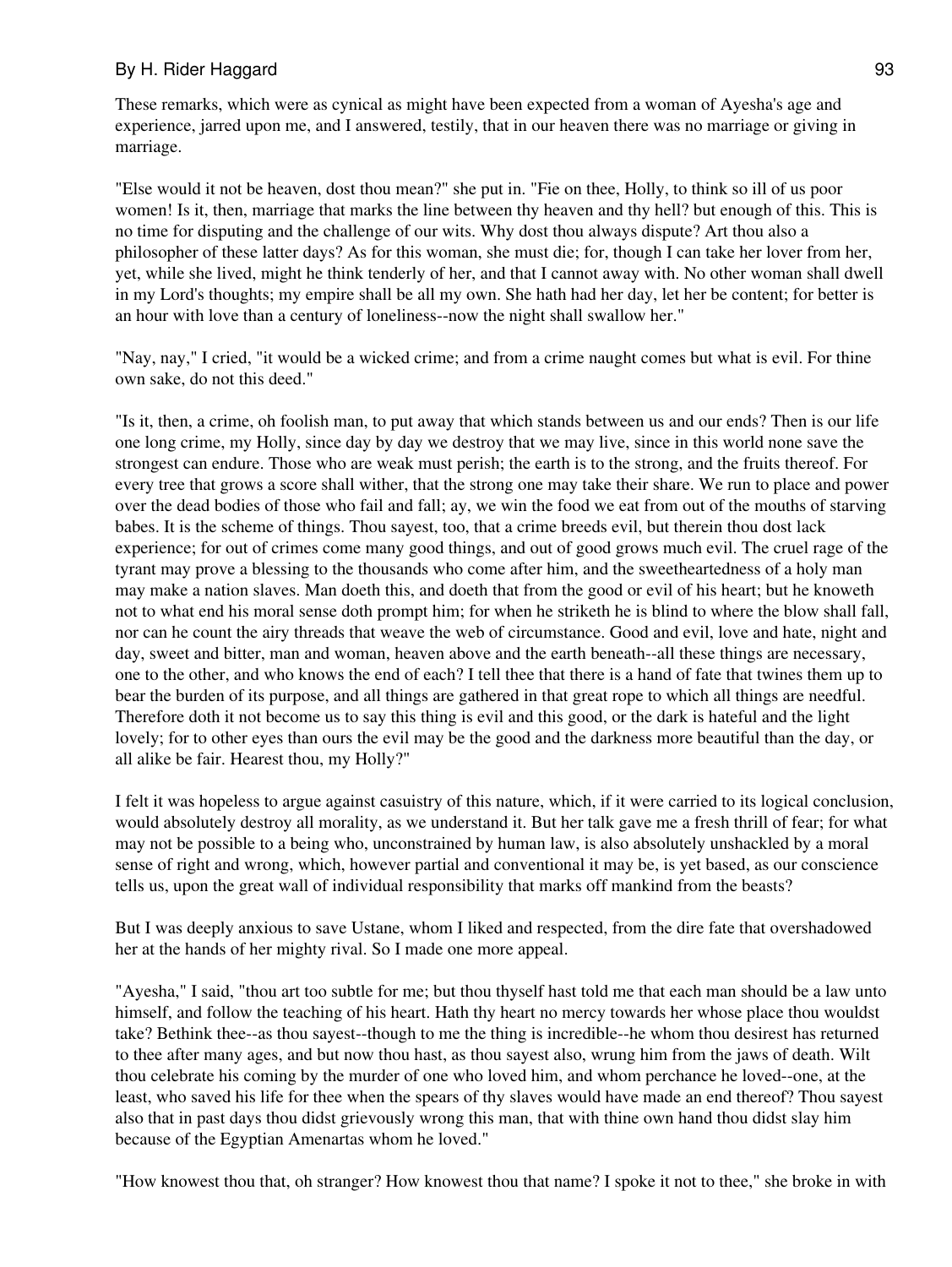These remarks, which were as cynical as might have been expected from a woman of Ayesha's age and experience, jarred upon me, and I answered, testily, that in our heaven there was no marriage or giving in marriage.

"Else would it not be heaven, dost thou mean?" she put in. "Fie on thee, Holly, to think so ill of us poor women! Is it, then, marriage that marks the line between thy heaven and thy hell? but enough of this. This is no time for disputing and the challenge of our wits. Why dost thou always dispute? Art thou also a philosopher of these latter days? As for this woman, she must die; for, though I can take her lover from her, yet, while she lived, might he think tenderly of her, and that I cannot away with. No other woman shall dwell in my Lord's thoughts; my empire shall be all my own. She hath had her day, let her be content; for better is an hour with love than a century of loneliness--now the night shall swallow her."

"Nay, nay," I cried, "it would be a wicked crime; and from a crime naught comes but what is evil. For thine own sake, do not this deed."

"Is it, then, a crime, oh foolish man, to put away that which stands between us and our ends? Then is our life one long crime, my Holly, since day by day we destroy that we may live, since in this world none save the strongest can endure. Those who are weak must perish; the earth is to the strong, and the fruits thereof. For every tree that grows a score shall wither, that the strong one may take their share. We run to place and power over the dead bodies of those who fail and fall; ay, we win the food we eat from out of the mouths of starving babes. It is the scheme of things. Thou sayest, too, that a crime breeds evil, but therein thou dost lack experience; for out of crimes come many good things, and out of good grows much evil. The cruel rage of the tyrant may prove a blessing to the thousands who come after him, and the sweetheartedness of a holy man may make a nation slaves. Man doeth this, and doeth that from the good or evil of his heart; but he knoweth not to what end his moral sense doth prompt him; for when he striketh he is blind to where the blow shall fall, nor can he count the airy threads that weave the web of circumstance. Good and evil, love and hate, night and day, sweet and bitter, man and woman, heaven above and the earth beneath--all these things are necessary, one to the other, and who knows the end of each? I tell thee that there is a hand of fate that twines them up to bear the burden of its purpose, and all things are gathered in that great rope to which all things are needful. Therefore doth it not become us to say this thing is evil and this good, or the dark is hateful and the light lovely; for to other eyes than ours the evil may be the good and the darkness more beautiful than the day, or all alike be fair. Hearest thou, my Holly?"

I felt it was hopeless to argue against casuistry of this nature, which, if it were carried to its logical conclusion, would absolutely destroy all morality, as we understand it. But her talk gave me a fresh thrill of fear; for what may not be possible to a being who, unconstrained by human law, is also absolutely unshackled by a moral sense of right and wrong, which, however partial and conventional it may be, is yet based, as our conscience tells us, upon the great wall of individual responsibility that marks off mankind from the beasts?

But I was deeply anxious to save Ustane, whom I liked and respected, from the dire fate that overshadowed her at the hands of her mighty rival. So I made one more appeal.

"Ayesha," I said, "thou art too subtle for me; but thou thyself hast told me that each man should be a law unto himself, and follow the teaching of his heart. Hath thy heart no mercy towards her whose place thou wouldst take? Bethink thee--as thou sayest--though to me the thing is incredible--he whom thou desirest has returned to thee after many ages, and but now thou hast, as thou sayest also, wrung him from the jaws of death. Wilt thou celebrate his coming by the murder of one who loved him, and whom perchance he loved--one, at the least, who saved his life for thee when the spears of thy slaves would have made an end thereof? Thou sayest also that in past days thou didst grievously wrong this man, that with thine own hand thou didst slay him because of the Egyptian Amenartas whom he loved."

"How knowest thou that, oh stranger? How knowest thou that name? I spoke it not to thee," she broke in with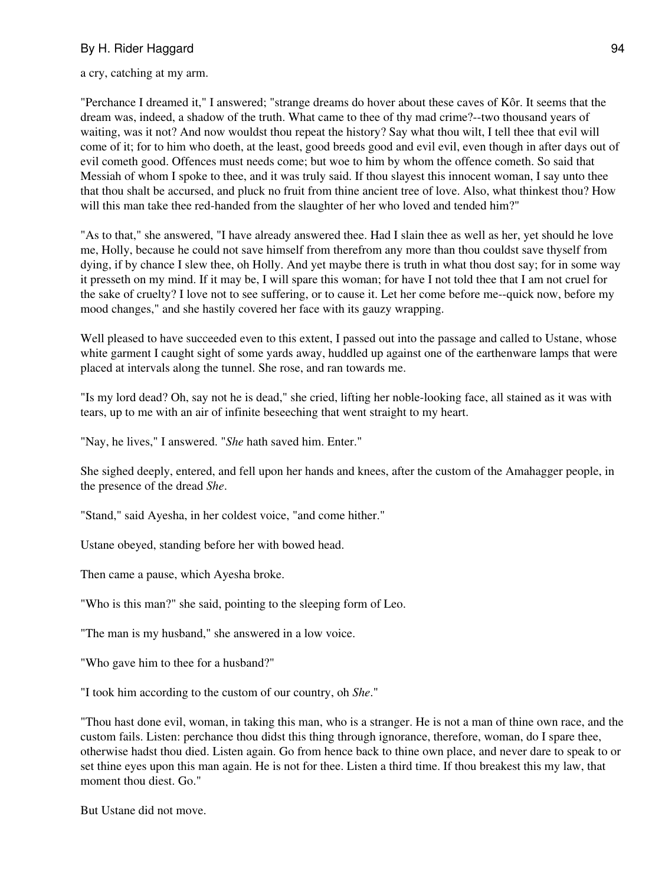a cry, catching at my arm.

"Perchance I dreamed it," I answered; "strange dreams do hover about these caves of Kôr. It seems that the dream was, indeed, a shadow of the truth. What came to thee of thy mad crime?--two thousand years of waiting, was it not? And now wouldst thou repeat the history? Say what thou wilt, I tell thee that evil will come of it; for to him who doeth, at the least, good breeds good and evil evil, even though in after days out of evil cometh good. Offences must needs come; but woe to him by whom the offence cometh. So said that Messiah of whom I spoke to thee, and it was truly said. If thou slayest this innocent woman, I say unto thee that thou shalt be accursed, and pluck no fruit from thine ancient tree of love. Also, what thinkest thou? How will this man take thee red-handed from the slaughter of her who loved and tended him?"

"As to that," she answered, "I have already answered thee. Had I slain thee as well as her, yet should he love me, Holly, because he could not save himself from therefrom any more than thou couldst save thyself from dying, if by chance I slew thee, oh Holly. And yet maybe there is truth in what thou dost say; for in some way it presseth on my mind. If it may be, I will spare this woman; for have I not told thee that I am not cruel for the sake of cruelty? I love not to see suffering, or to cause it. Let her come before me--quick now, before my mood changes," and she hastily covered her face with its gauzy wrapping.

Well pleased to have succeeded even to this extent, I passed out into the passage and called to Ustane, whose white garment I caught sight of some yards away, huddled up against one of the earthenware lamps that were placed at intervals along the tunnel. She rose, and ran towards me.

"Is my lord dead? Oh, say not he is dead," she cried, lifting her noble-looking face, all stained as it was with tears, up to me with an air of infinite beseeching that went straight to my heart.

"Nay, he lives," I answered. "*She* hath saved him. Enter."

She sighed deeply, entered, and fell upon her hands and knees, after the custom of the Amahagger people, in the presence of the dread *She*.

"Stand," said Ayesha, in her coldest voice, "and come hither."

Ustane obeyed, standing before her with bowed head.

Then came a pause, which Ayesha broke.

"Who is this man?" she said, pointing to the sleeping form of Leo.

"The man is my husband," she answered in a low voice.

"Who gave him to thee for a husband?"

"I took him according to the custom of our country, oh *She*."

"Thou hast done evil, woman, in taking this man, who is a stranger. He is not a man of thine own race, and the custom fails. Listen: perchance thou didst this thing through ignorance, therefore, woman, do I spare thee, otherwise hadst thou died. Listen again. Go from hence back to thine own place, and never dare to speak to or set thine eyes upon this man again. He is not for thee. Listen a third time. If thou breakest this my law, that moment thou diest. Go."

But Ustane did not move.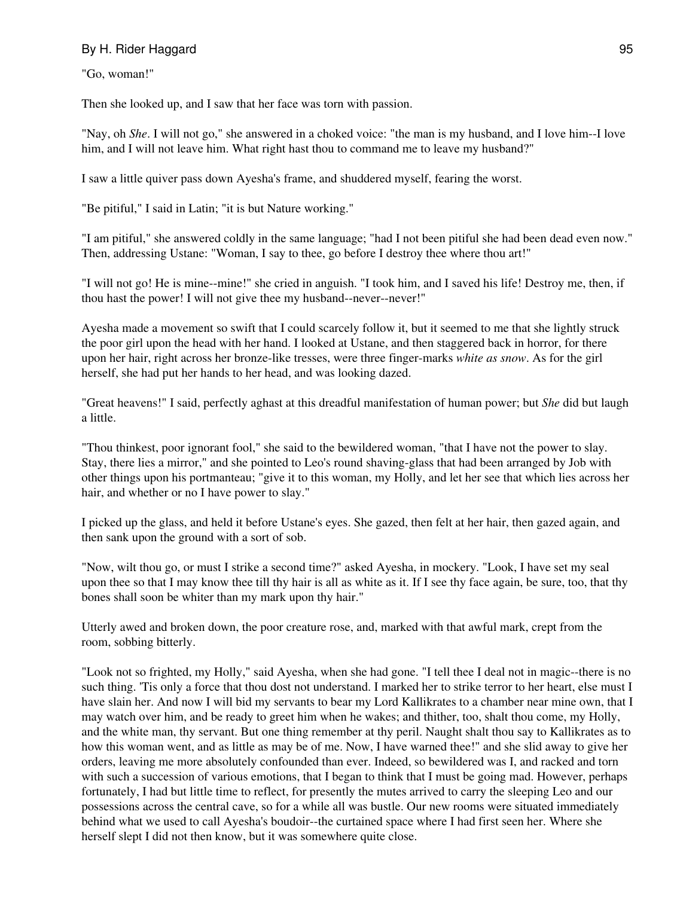"Go, woman!"

Then she looked up, and I saw that her face was torn with passion.

"Nay, oh *She*. I will not go," she answered in a choked voice: "the man is my husband, and I love him--I love him, and I will not leave him. What right hast thou to command me to leave my husband?"

I saw a little quiver pass down Ayesha's frame, and shuddered myself, fearing the worst.

"Be pitiful," I said in Latin; "it is but Nature working."

"I am pitiful," she answered coldly in the same language; "had I not been pitiful she had been dead even now." Then, addressing Ustane: "Woman, I say to thee, go before I destroy thee where thou art!"

"I will not go! He is mine--mine!" she cried in anguish. "I took him, and I saved his life! Destroy me, then, if thou hast the power! I will not give thee my husband--never--never!"

Ayesha made a movement so swift that I could scarcely follow it, but it seemed to me that she lightly struck the poor girl upon the head with her hand. I looked at Ustane, and then staggered back in horror, for there upon her hair, right across her bronze-like tresses, were three finger-marks *white as snow*. As for the girl herself, she had put her hands to her head, and was looking dazed.

"Great heavens!" I said, perfectly aghast at this dreadful manifestation of human power; but *She* did but laugh a little.

"Thou thinkest, poor ignorant fool," she said to the bewildered woman, "that I have not the power to slay. Stay, there lies a mirror," and she pointed to Leo's round shaving-glass that had been arranged by Job with other things upon his portmanteau; "give it to this woman, my Holly, and let her see that which lies across her hair, and whether or no I have power to slay."

I picked up the glass, and held it before Ustane's eyes. She gazed, then felt at her hair, then gazed again, and then sank upon the ground with a sort of sob.

"Now, wilt thou go, or must I strike a second time?" asked Ayesha, in mockery. "Look, I have set my seal upon thee so that I may know thee till thy hair is all as white as it. If I see thy face again, be sure, too, that thy bones shall soon be whiter than my mark upon thy hair."

Utterly awed and broken down, the poor creature rose, and, marked with that awful mark, crept from the room, sobbing bitterly.

"Look not so frighted, my Holly," said Ayesha, when she had gone. "I tell thee I deal not in magic--there is no such thing. 'Tis only a force that thou dost not understand. I marked her to strike terror to her heart, else must I have slain her. And now I will bid my servants to bear my Lord Kallikrates to a chamber near mine own, that I may watch over him, and be ready to greet him when he wakes; and thither, too, shalt thou come, my Holly, and the white man, thy servant. But one thing remember at thy peril. Naught shalt thou say to Kallikrates as to how this woman went, and as little as may be of me. Now, I have warned thee!" and she slid away to give her orders, leaving me more absolutely confounded than ever. Indeed, so bewildered was I, and racked and torn with such a succession of various emotions, that I began to think that I must be going mad. However, perhaps fortunately, I had but little time to reflect, for presently the mutes arrived to carry the sleeping Leo and our possessions across the central cave, so for a while all was bustle. Our new rooms were situated immediately behind what we used to call Ayesha's boudoir--the curtained space where I had first seen her. Where she herself slept I did not then know, but it was somewhere quite close.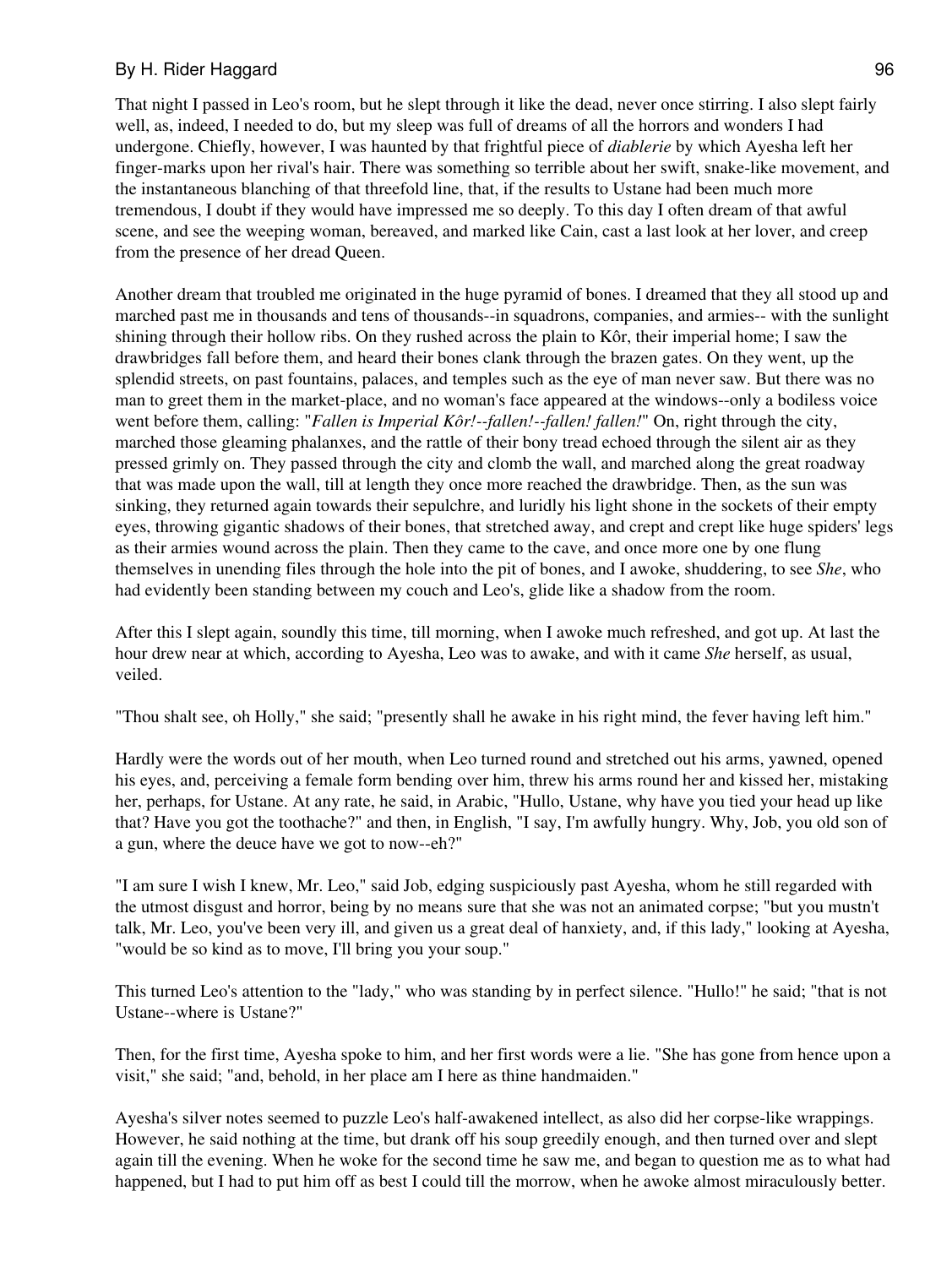That night I passed in Leo's room, but he slept through it like the dead, never once stirring. I also slept fairly well, as, indeed, I needed to do, but my sleep was full of dreams of all the horrors and wonders I had undergone. Chiefly, however, I was haunted by that frightful piece of *diablerie* by which Ayesha left her finger-marks upon her rival's hair. There was something so terrible about her swift, snake-like movement, and the instantaneous blanching of that threefold line, that, if the results to Ustane had been much more tremendous, I doubt if they would have impressed me so deeply. To this day I often dream of that awful scene, and see the weeping woman, bereaved, and marked like Cain, cast a last look at her lover, and creep from the presence of her dread Queen.

Another dream that troubled me originated in the huge pyramid of bones. I dreamed that they all stood up and marched past me in thousands and tens of thousands--in squadrons, companies, and armies-- with the sunlight shining through their hollow ribs. On they rushed across the plain to Kôr, their imperial home; I saw the drawbridges fall before them, and heard their bones clank through the brazen gates. On they went, up the splendid streets, on past fountains, palaces, and temples such as the eye of man never saw. But there was no man to greet them in the market-place, and no woman's face appeared at the windows--only a bodiless voice went before them, calling: "*Fallen is Imperial Kôr!--fallen!--fallen! fallen!*" On, right through the city, marched those gleaming phalanxes, and the rattle of their bony tread echoed through the silent air as they pressed grimly on. They passed through the city and clomb the wall, and marched along the great roadway that was made upon the wall, till at length they once more reached the drawbridge. Then, as the sun was sinking, they returned again towards their sepulchre, and luridly his light shone in the sockets of their empty eyes, throwing gigantic shadows of their bones, that stretched away, and crept and crept like huge spiders' legs as their armies wound across the plain. Then they came to the cave, and once more one by one flung themselves in unending files through the hole into the pit of bones, and I awoke, shuddering, to see *She*, who had evidently been standing between my couch and Leo's, glide like a shadow from the room.

After this I slept again, soundly this time, till morning, when I awoke much refreshed, and got up. At last the hour drew near at which, according to Ayesha, Leo was to awake, and with it came *She* herself, as usual, veiled.

"Thou shalt see, oh Holly," she said; "presently shall he awake in his right mind, the fever having left him."

Hardly were the words out of her mouth, when Leo turned round and stretched out his arms, yawned, opened his eyes, and, perceiving a female form bending over him, threw his arms round her and kissed her, mistaking her, perhaps, for Ustane. At any rate, he said, in Arabic, "Hullo, Ustane, why have you tied your head up like that? Have you got the toothache?" and then, in English, "I say, I'm awfully hungry. Why, Job, you old son of a gun, where the deuce have we got to now--eh?"

"I am sure I wish I knew, Mr. Leo," said Job, edging suspiciously past Ayesha, whom he still regarded with the utmost disgust and horror, being by no means sure that she was not an animated corpse; "but you mustn't talk, Mr. Leo, you've been very ill, and given us a great deal of hanxiety, and, if this lady," looking at Ayesha, "would be so kind as to move, I'll bring you your soup."

This turned Leo's attention to the "lady," who was standing by in perfect silence. "Hullo!" he said; "that is not Ustane--where is Ustane?"

Then, for the first time, Ayesha spoke to him, and her first words were a lie. "She has gone from hence upon a visit," she said; "and, behold, in her place am I here as thine handmaiden."

Ayesha's silver notes seemed to puzzle Leo's half-awakened intellect, as also did her corpse-like wrappings. However, he said nothing at the time, but drank off his soup greedily enough, and then turned over and slept again till the evening. When he woke for the second time he saw me, and began to question me as to what had happened, but I had to put him off as best I could till the morrow, when he awoke almost miraculously better.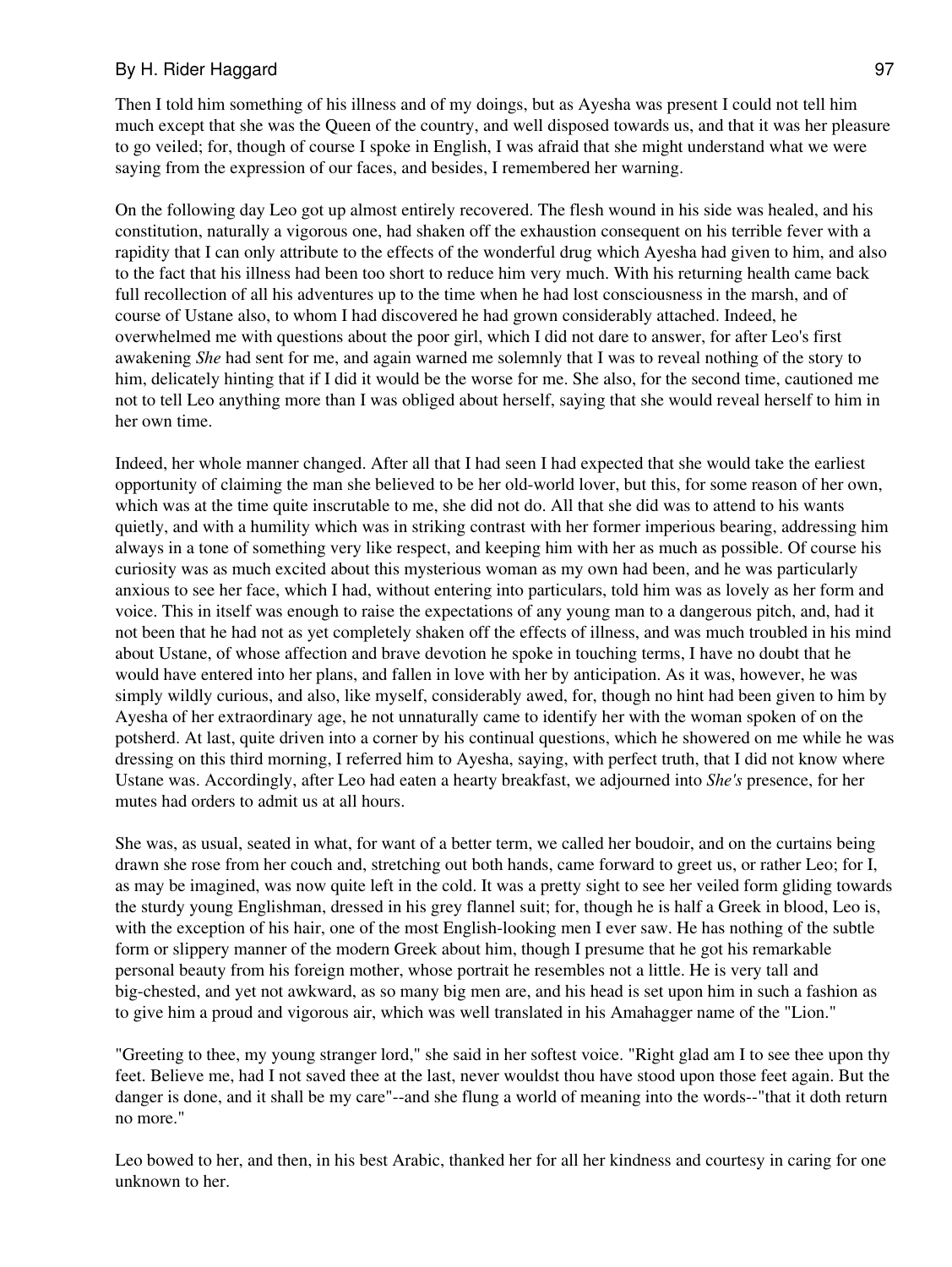Then I told him something of his illness and of my doings, but as Ayesha was present I could not tell him much except that she was the Queen of the country, and well disposed towards us, and that it was her pleasure to go veiled; for, though of course I spoke in English, I was afraid that she might understand what we were saying from the expression of our faces, and besides, I remembered her warning.

On the following day Leo got up almost entirely recovered. The flesh wound in his side was healed, and his constitution, naturally a vigorous one, had shaken off the exhaustion consequent on his terrible fever with a rapidity that I can only attribute to the effects of the wonderful drug which Ayesha had given to him, and also to the fact that his illness had been too short to reduce him very much. With his returning health came back full recollection of all his adventures up to the time when he had lost consciousness in the marsh, and of course of Ustane also, to whom I had discovered he had grown considerably attached. Indeed, he overwhelmed me with questions about the poor girl, which I did not dare to answer, for after Leo's first awakening *She* had sent for me, and again warned me solemnly that I was to reveal nothing of the story to him, delicately hinting that if I did it would be the worse for me. She also, for the second time, cautioned me not to tell Leo anything more than I was obliged about herself, saying that she would reveal herself to him in her own time.

Indeed, her whole manner changed. After all that I had seen I had expected that she would take the earliest opportunity of claiming the man she believed to be her old-world lover, but this, for some reason of her own, which was at the time quite inscrutable to me, she did not do. All that she did was to attend to his wants quietly, and with a humility which was in striking contrast with her former imperious bearing, addressing him always in a tone of something very like respect, and keeping him with her as much as possible. Of course his curiosity was as much excited about this mysterious woman as my own had been, and he was particularly anxious to see her face, which I had, without entering into particulars, told him was as lovely as her form and voice. This in itself was enough to raise the expectations of any young man to a dangerous pitch, and, had it not been that he had not as yet completely shaken off the effects of illness, and was much troubled in his mind about Ustane, of whose affection and brave devotion he spoke in touching terms, I have no doubt that he would have entered into her plans, and fallen in love with her by anticipation. As it was, however, he was simply wildly curious, and also, like myself, considerably awed, for, though no hint had been given to him by Ayesha of her extraordinary age, he not unnaturally came to identify her with the woman spoken of on the potsherd. At last, quite driven into a corner by his continual questions, which he showered on me while he was dressing on this third morning, I referred him to Ayesha, saying, with perfect truth, that I did not know where Ustane was. Accordingly, after Leo had eaten a hearty breakfast, we adjourned into *She's* presence, for her mutes had orders to admit us at all hours.

She was, as usual, seated in what, for want of a better term, we called her boudoir, and on the curtains being drawn she rose from her couch and, stretching out both hands, came forward to greet us, or rather Leo; for I, as may be imagined, was now quite left in the cold. It was a pretty sight to see her veiled form gliding towards the sturdy young Englishman, dressed in his grey flannel suit; for, though he is half a Greek in blood, Leo is, with the exception of his hair, one of the most English-looking men I ever saw. He has nothing of the subtle form or slippery manner of the modern Greek about him, though I presume that he got his remarkable personal beauty from his foreign mother, whose portrait he resembles not a little. He is very tall and big-chested, and yet not awkward, as so many big men are, and his head is set upon him in such a fashion as to give him a proud and vigorous air, which was well translated in his Amahagger name of the "Lion."

"Greeting to thee, my young stranger lord," she said in her softest voice. "Right glad am I to see thee upon thy feet. Believe me, had I not saved thee at the last, never wouldst thou have stood upon those feet again. But the danger is done, and it shall be my care"--and she flung a world of meaning into the words--"that it doth return no more."

Leo bowed to her, and then, in his best Arabic, thanked her for all her kindness and courtesy in caring for one unknown to her.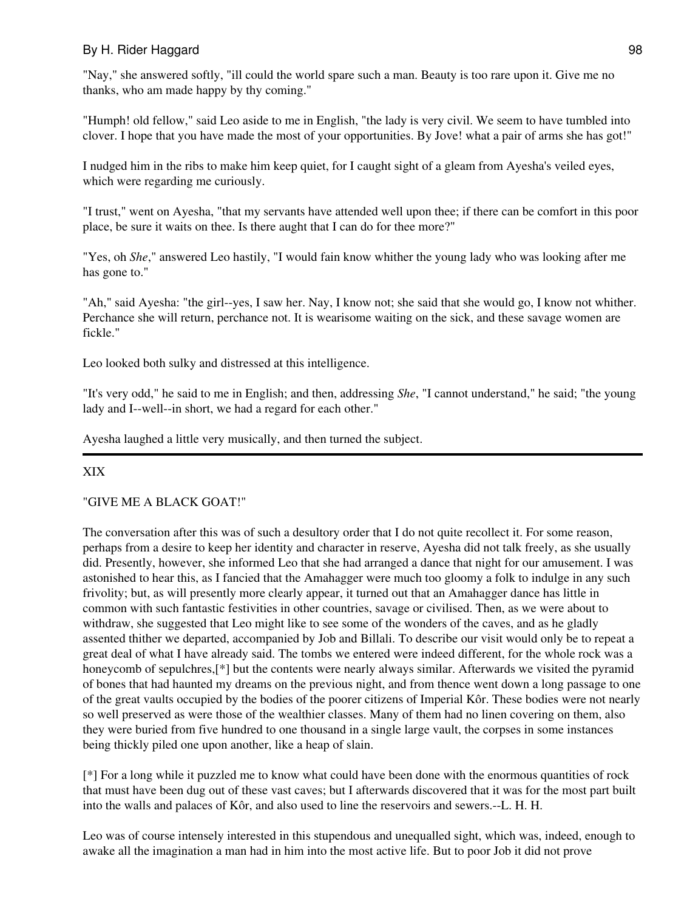"Nay," she answered softly, "ill could the world spare such a man. Beauty is too rare upon it. Give me no thanks, who am made happy by thy coming."

"Humph! old fellow," said Leo aside to me in English, "the lady is very civil. We seem to have tumbled into clover. I hope that you have made the most of your opportunities. By Jove! what a pair of arms she has got!"

I nudged him in the ribs to make him keep quiet, for I caught sight of a gleam from Ayesha's veiled eyes, which were regarding me curiously.

"I trust," went on Ayesha, "that my servants have attended well upon thee; if there can be comfort in this poor place, be sure it waits on thee. Is there aught that I can do for thee more?"

"Yes, oh *She*," answered Leo hastily, "I would fain know whither the young lady who was looking after me has gone to."

"Ah," said Ayesha: "the girl--yes, I saw her. Nay, I know not; she said that she would go, I know not whither. Perchance she will return, perchance not. It is wearisome waiting on the sick, and these savage women are fickle."

Leo looked both sulky and distressed at this intelligence.

"It's very odd," he said to me in English; and then, addressing *She*, "I cannot understand," he said; "the young lady and I--well--in short, we had a regard for each other."

Ayesha laughed a little very musically, and then turned the subject.

---

## XIX

## "GIVE ME A BLACK GOAT!"

The conversation after this was of such a desultory order that I do not quite recollect it. For some reason, perhaps from a desire to keep her identity and character in reserve, Ayesha did not talk freely, as she usually did. Presently, however, she informed Leo that she had arranged a dance that night for our amusement. I was astonished to hear this, as I fancied that the Amahagger were much too gloomy a folk to indulge in any such frivolity; but, as will presently more clearly appear, it turned out that an Amahagger dance has little in common with such fantastic festivities in other countries, savage or civilised. Then, as we were about to withdraw, she suggested that Leo might like to see some of the wonders of the caves, and as he gladly assented thither we departed, accompanied by Job and Billali. To describe our visit would only be to repeat a great deal of what I have already said. The tombs we entered were indeed different, for the whole rock was a honeycomb of sepulchres,[*] but the contents were nearly always similar. Afterwards we visited the pyramid of bones that had haunted my dreams on the previous night, and from thence went down a long passage to one of the great vaults occupied by the bodies of the poorer citizens of Imperial Kôr. These bodies were not nearly so well preserved as were those of the wealthier classes. Many of them had no linen covering on them, also they were buried from five hundred to one thousand in a single large vault, the corpses in some instances being thickly piled one upon another, like a heap of slain.

[*] For a long while it puzzled me to know what could have been done with the enormous quantities of rock that must have been dug out of these vast caves; but I afterwards discovered that it was for the most part built into the walls and palaces of Kôr, and also used to line the reservoirs and sewers.--L. H. H.

Leo was of course intensely interested in this stupendous and unequalled sight, which was, indeed, enough to awake all the imagination a man had in him into the most active life. But to poor Job it did not prove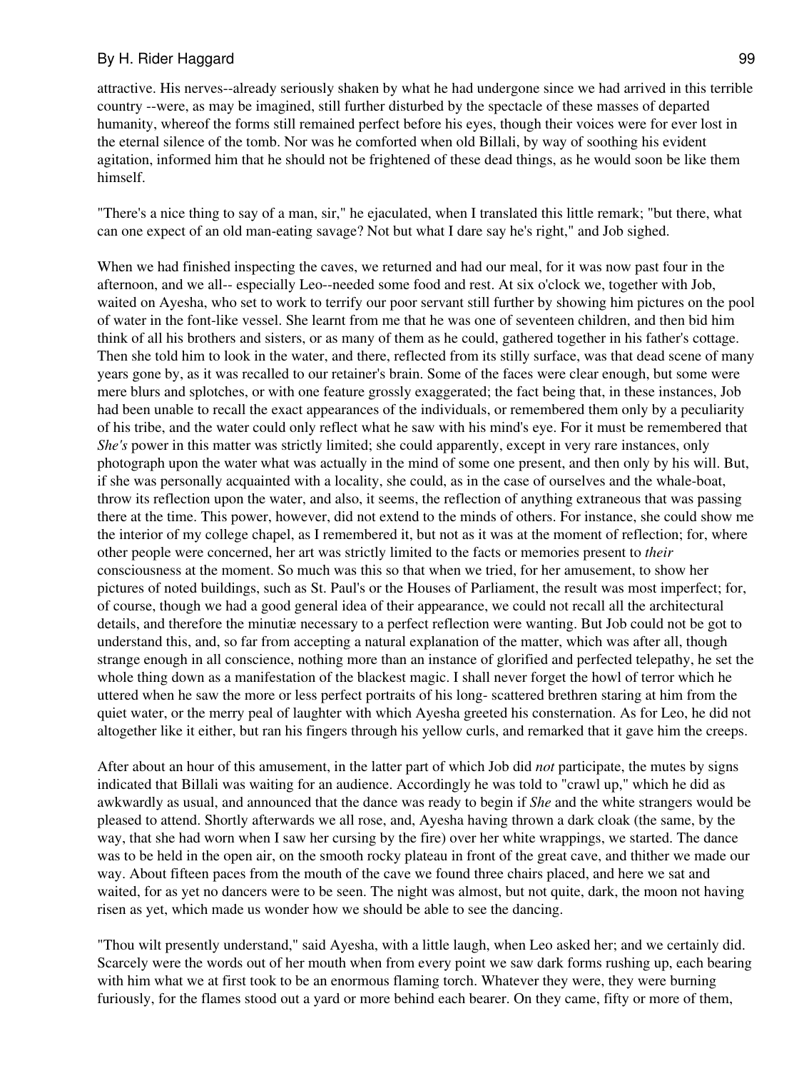attractive. His nerves--already seriously shaken by what he had undergone since we had arrived in this terrible country --were, as may be imagined, still further disturbed by the spectacle of these masses of departed humanity, whereof the forms still remained perfect before his eyes, though their voices were for ever lost in the eternal silence of the tomb. Nor was he comforted when old Billali, by way of soothing his evident agitation, informed him that he should not be frightened of these dead things, as he would soon be like them himself.

"There's a nice thing to say of a man, sir," he ejaculated, when I translated this little remark; "but there, what can one expect of an old man-eating savage? Not but what I dare say he's right," and Job sighed.

When we had finished inspecting the caves, we returned and had our meal, for it was now past four in the afternoon, and we all-- especially Leo--needed some food and rest. At six o'clock we, together with Job, waited on Ayesha, who set to work to terrify our poor servant still further by showing him pictures on the pool of water in the font-like vessel. She learnt from me that he was one of seventeen children, and then bid him think of all his brothers and sisters, or as many of them as he could, gathered together in his father's cottage. Then she told him to look in the water, and there, reflected from its stilly surface, was that dead scene of many years gone by, as it was recalled to our retainer's brain. Some of the faces were clear enough, but some were mere blurs and splotches, or with one feature grossly exaggerated; the fact being that, in these instances, Job had been unable to recall the exact appearances of the individuals, or remembered them only by a peculiarity of his tribe, and the water could only reflect what he saw with his mind's eye. For it must be remembered that *She's* power in this matter was strictly limited; she could apparently, except in very rare instances, only photograph upon the water what was actually in the mind of some one present, and then only by his will. But, if she was personally acquainted with a locality, she could, as in the case of ourselves and the whale-boat, throw its reflection upon the water, and also, it seems, the reflection of anything extraneous that was passing there at the time. This power, however, did not extend to the minds of others. For instance, she could show me the interior of my college chapel, as I remembered it, but not as it was at the moment of reflection; for, where other people were concerned, her art was strictly limited to the facts or memories present to *their* consciousness at the moment. So much was this so that when we tried, for her amusement, to show her pictures of noted buildings, such as St. Paul's or the Houses of Parliament, the result was most imperfect; for, of course, though we had a good general idea of their appearance, we could not recall all the architectural details, and therefore the minutiæ necessary to a perfect reflection were wanting. But Job could not be got to understand this, and, so far from accepting a natural explanation of the matter, which was after all, though strange enough in all conscience, nothing more than an instance of glorified and perfected telepathy, he set the whole thing down as a manifestation of the blackest magic. I shall never forget the howl of terror which he uttered when he saw the more or less perfect portraits of his long- scattered brethren staring at him from the quiet water, or the merry peal of laughter with which Ayesha greeted his consternation. As for Leo, he did not altogether like it either, but ran his fingers through his yellow curls, and remarked that it gave him the creeps.

After about an hour of this amusement, in the latter part of which Job did *not* participate, the mutes by signs indicated that Billali was waiting for an audience. Accordingly he was told to "crawl up," which he did as awkwardly as usual, and announced that the dance was ready to begin if *She* and the white strangers would be pleased to attend. Shortly afterwards we all rose, and, Ayesha having thrown a dark cloak (the same, by the way, that she had worn when I saw her cursing by the fire) over her white wrappings, we started. The dance was to be held in the open air, on the smooth rocky plateau in front of the great cave, and thither we made our way. About fifteen paces from the mouth of the cave we found three chairs placed, and here we sat and waited, for as yet no dancers were to be seen. The night was almost, but not quite, dark, the moon not having risen as yet, which made us wonder how we should be able to see the dancing.

"Thou wilt presently understand," said Ayesha, with a little laugh, when Leo asked her; and we certainly did. Scarcely were the words out of her mouth when from every point we saw dark forms rushing up, each bearing with him what we at first took to be an enormous flaming torch. Whatever they were, they were burning furiously, for the flames stood out a yard or more behind each bearer. On they came, fifty or more of them,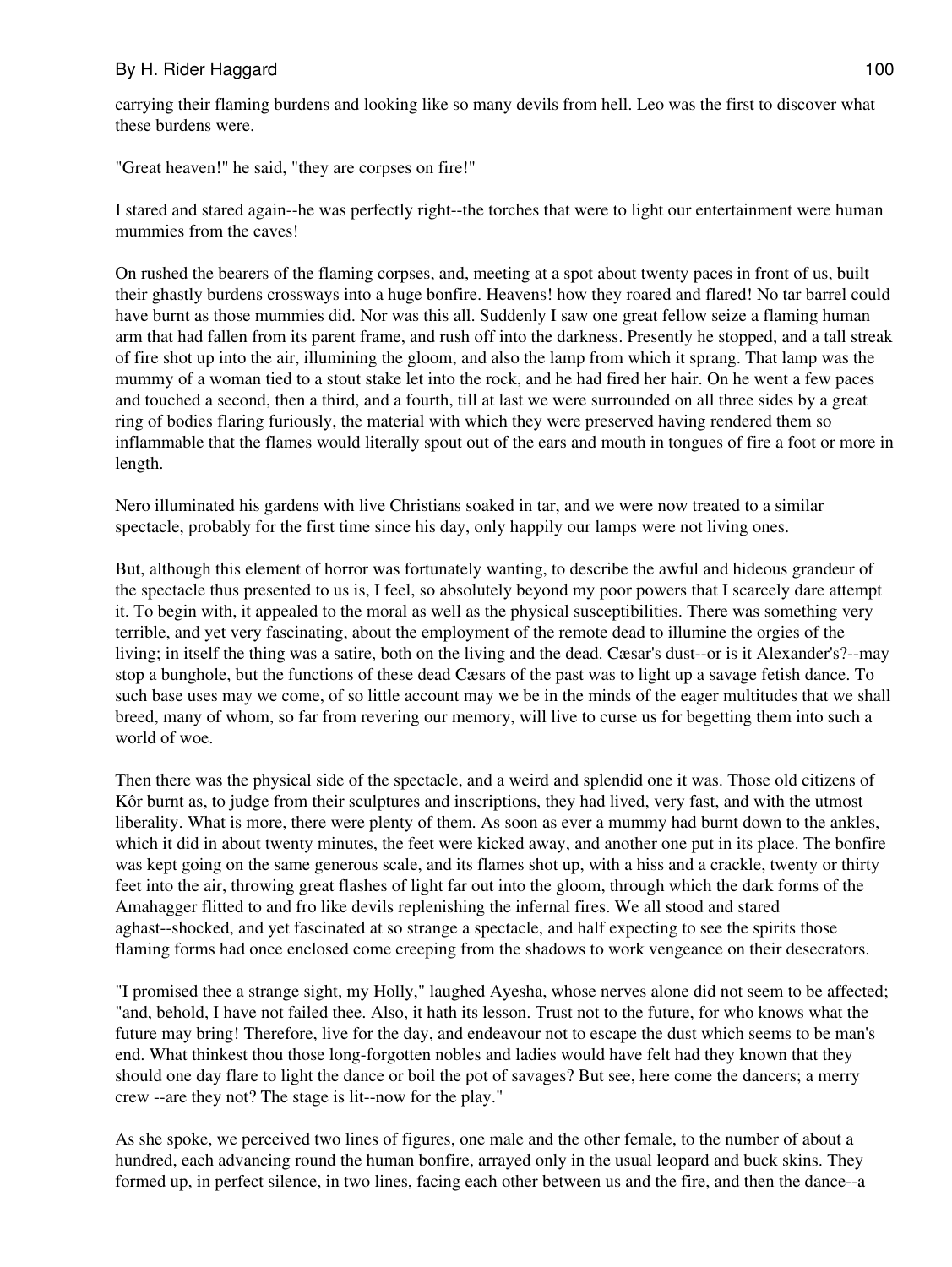carrying their flaming burdens and looking like so many devils from hell. Leo was the first to discover what these burdens were.

"Great heaven!" he said, "they are corpses on fire!"

I stared and stared again--he was perfectly right--the torches that were to light our entertainment were human mummies from the caves!

On rushed the bearers of the flaming corpses, and, meeting at a spot about twenty paces in front of us, built their ghastly burdens crossways into a huge bonfire. Heavens! how they roared and flared! No tar barrel could have burnt as those mummies did. Nor was this all. Suddenly I saw one great fellow seize a flaming human arm that had fallen from its parent frame, and rush off into the darkness. Presently he stopped, and a tall streak of fire shot up into the air, illumining the gloom, and also the lamp from which it sprang. That lamp was the mummy of a woman tied to a stout stake let into the rock, and he had fired her hair. On he went a few paces and touched a second, then a third, and a fourth, till at last we were surrounded on all three sides by a great ring of bodies flaring furiously, the material with which they were preserved having rendered them so inflammable that the flames would literally spout out of the ears and mouth in tongues of fire a foot or more in length.

Nero illuminated his gardens with live Christians soaked in tar, and we were now treated to a similar spectacle, probably for the first time since his day, only happily our lamps were not living ones.

But, although this element of horror was fortunately wanting, to describe the awful and hideous grandeur of the spectacle thus presented to us is, I feel, so absolutely beyond my poor powers that I scarcely dare attempt it. To begin with, it appealed to the moral as well as the physical susceptibilities. There was something very terrible, and yet very fascinating, about the employment of the remote dead to illumine the orgies of the living; in itself the thing was a satire, both on the living and the dead. Cæsar's dust--or is it Alexander's?--may stop a bunghole, but the functions of these dead Cæsars of the past was to light up a savage fetish dance. To such base uses may we come, of so little account may we be in the minds of the eager multitudes that we shall breed, many of whom, so far from revering our memory, will live to curse us for begetting them into such a world of woe.

Then there was the physical side of the spectacle, and a weird and splendid one it was. Those old citizens of Kôr burnt as, to judge from their sculptures and inscriptions, they had lived, very fast, and with the utmost liberality. What is more, there were plenty of them. As soon as ever a mummy had burnt down to the ankles, which it did in about twenty minutes, the feet were kicked away, and another one put in its place. The bonfire was kept going on the same generous scale, and its flames shot up, with a hiss and a crackle, twenty or thirty feet into the air, throwing great flashes of light far out into the gloom, through which the dark forms of the Amahagger flitted to and fro like devils replenishing the infernal fires. We all stood and stared aghast--shocked, and yet fascinated at so strange a spectacle, and half expecting to see the spirits those flaming forms had once enclosed come creeping from the shadows to work vengeance on their desecrators.

"I promised thee a strange sight, my Holly," laughed Ayesha, whose nerves alone did not seem to be affected; "and, behold, I have not failed thee. Also, it hath its lesson. Trust not to the future, for who knows what the future may bring! Therefore, live for the day, and endeavour not to escape the dust which seems to be man's end. What thinkest thou those long-forgotten nobles and ladies would have felt had they known that they should one day flare to light the dance or boil the pot of savages? But see, here come the dancers; a merry crew --are they not? The stage is lit--now for the play."

As she spoke, we perceived two lines of figures, one male and the other female, to the number of about a hundred, each advancing round the human bonfire, arrayed only in the usual leopard and buck skins. They formed up, in perfect silence, in two lines, facing each other between us and the fire, and then the dance--a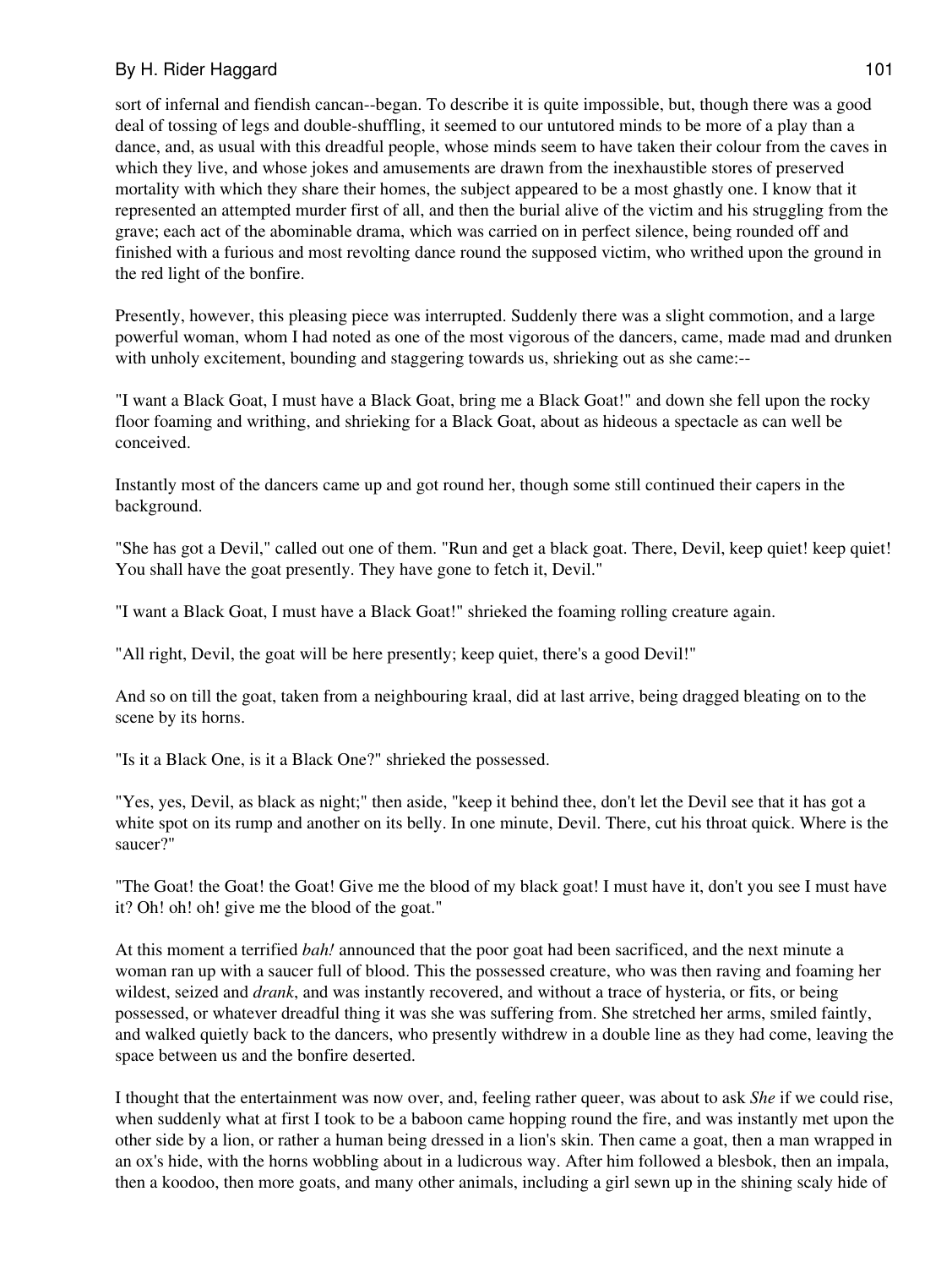sort of infernal and fiendish cancan--began. To describe it is quite impossible, but, though there was a good deal of tossing of legs and double-shuffling, it seemed to our untutored minds to be more of a play than a dance, and, as usual with this dreadful people, whose minds seem to have taken their colour from the caves in which they live, and whose jokes and amusements are drawn from the inexhaustible stores of preserved mortality with which they share their homes, the subject appeared to be a most ghastly one. I know that it represented an attempted murder first of all, and then the burial alive of the victim and his struggling from the grave; each act of the abominable drama, which was carried on in perfect silence, being rounded off and finished with a furious and most revolting dance round the supposed victim, who writhed upon the ground in the red light of the bonfire.

Presently, however, this pleasing piece was interrupted. Suddenly there was a slight commotion, and a large powerful woman, whom I had noted as one of the most vigorous of the dancers, came, made mad and drunken with unholy excitement, bounding and staggering towards us, shrieking out as she came:--

"I want a Black Goat, I must have a Black Goat, bring me a Black Goat!" and down she fell upon the rocky floor foaming and writhing, and shrieking for a Black Goat, about as hideous a spectacle as can well be conceived.

Instantly most of the dancers came up and got round her, though some still continued their capers in the background.

"She has got a Devil," called out one of them. "Run and get a black goat. There, Devil, keep quiet! keep quiet! You shall have the goat presently. They have gone to fetch it, Devil."

"I want a Black Goat, I must have a Black Goat!" shrieked the foaming rolling creature again.

"All right, Devil, the goat will be here presently; keep quiet, there's a good Devil!"

And so on till the goat, taken from a neighbouring kraal, did at last arrive, being dragged bleating on to the scene by its horns.

"Is it a Black One, is it a Black One?" shrieked the possessed.

"Yes, yes, Devil, as black as night;" then aside, "keep it behind thee, don't let the Devil see that it has got a white spot on its rump and another on its belly. In one minute, Devil. There, cut his throat quick. Where is the saucer?"

"The Goat! the Goat! the Goat! Give me the blood of my black goat! I must have it, don't you see I must have it? Oh! oh! oh! give me the blood of the goat."

At this moment a terrified *bah!* announced that the poor goat had been sacrificed, and the next minute a woman ran up with a saucer full of blood. This the possessed creature, who was then raving and foaming her wildest, seized and *drank*, and was instantly recovered, and without a trace of hysteria, or fits, or being possessed, or whatever dreadful thing it was she was suffering from. She stretched her arms, smiled faintly, and walked quietly back to the dancers, who presently withdrew in a double line as they had come, leaving the space between us and the bonfire deserted.

I thought that the entertainment was now over, and, feeling rather queer, was about to ask *She* if we could rise, when suddenly what at first I took to be a baboon came hopping round the fire, and was instantly met upon the other side by a lion, or rather a human being dressed in a lion's skin. Then came a goat, then a man wrapped in an ox's hide, with the horns wobbling about in a ludicrous way. After him followed a blesbok, then an impala, then a koodoo, then more goats, and many other animals, including a girl sewn up in the shining scaly hide of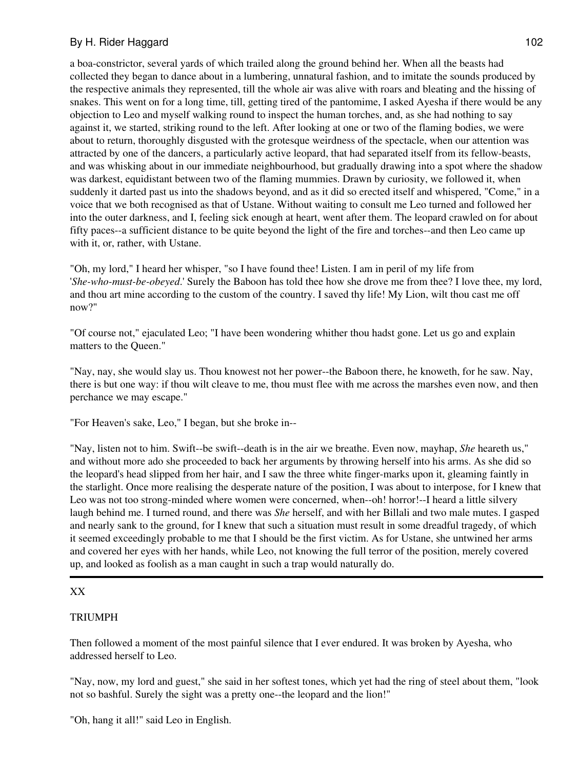a boa-constrictor, several yards of which trailed along the ground behind her. When all the beasts had collected they began to dance about in a lumbering, unnatural fashion, and to imitate the sounds produced by the respective animals they represented, till the whole air was alive with roars and bleating and the hissing of snakes. This went on for a long time, till, getting tired of the pantomime, I asked Ayesha if there would be any objection to Leo and myself walking round to inspect the human torches, and, as she had nothing to say against it, we started, striking round to the left. After looking at one or two of the flaming bodies, we were about to return, thoroughly disgusted with the grotesque weirdness of the spectacle, when our attention was attracted by one of the dancers, a particularly active leopard, that had separated itself from its fellow-beasts, and was whisking about in our immediate neighbourhood, but gradually drawing into a spot where the shadow was darkest, equidistant between two of the flaming mummies. Drawn by curiosity, we followed it, when suddenly it darted past us into the shadows beyond, and as it did so erected itself and whispered, "Come," in a voice that we both recognised as that of Ustane. Without waiting to consult me Leo turned and followed her into the outer darkness, and I, feeling sick enough at heart, went after them. The leopard crawled on for about fifty paces--a sufficient distance to be quite beyond the light of the fire and torches--and then Leo came up with it, or, rather, with Ustane.

"Oh, my lord," I heard her whisper, "so I have found thee! Listen. I am in peril of my life from '*She-who-must-be-obeyed*.' Surely the Baboon has told thee how she drove me from thee? I love thee, my lord, and thou art mine according to the custom of the country. I saved thy life! My Lion, wilt thou cast me off now?"

"Of course not," ejaculated Leo; "I have been wondering whither thou hadst gone. Let us go and explain matters to the Queen."

"Nay, nay, she would slay us. Thou knowest not her power--the Baboon there, he knoweth, for he saw. Nay, there is but one way: if thou wilt cleave to me, thou must flee with me across the marshes even now, and then perchance we may escape."

"For Heaven's sake, Leo," I began, but she broke in--

"Nay, listen not to him. Swift--be swift--death is in the air we breathe. Even now, mayhap, *She* heareth us," and without more ado she proceeded to back her arguments by throwing herself into his arms. As she did so the leopard's head slipped from her hair, and I saw the three white finger-marks upon it, gleaming faintly in the starlight. Once more realising the desperate nature of the position, I was about to interpose, for I knew that Leo was not too strong-minded where women were concerned, when--oh! horror!--I heard a little silvery laugh behind me. I turned round, and there was *She* herself, and with her Billali and two male mutes. I gasped and nearly sank to the ground, for I knew that such a situation must result in some dreadful tragedy, of which it seemed exceedingly probable to me that I should be the first victim. As for Ustane, she untwined her arms and covered her eyes with her hands, while Leo, not knowing the full terror of the position, merely covered up, and looked as foolish as a man caught in such a trap would naturally do.

---

## XX

### TRIUMPH

Then followed a moment of the most painful silence that I ever endured. It was broken by Ayesha, who addressed herself to Leo.

"Nay, now, my lord and guest," she said in her softest tones, which yet had the ring of steel about them, "look not so bashful. Surely the sight was a pretty one--the leopard and the lion!"

"Oh, hang it all!" said Leo in English.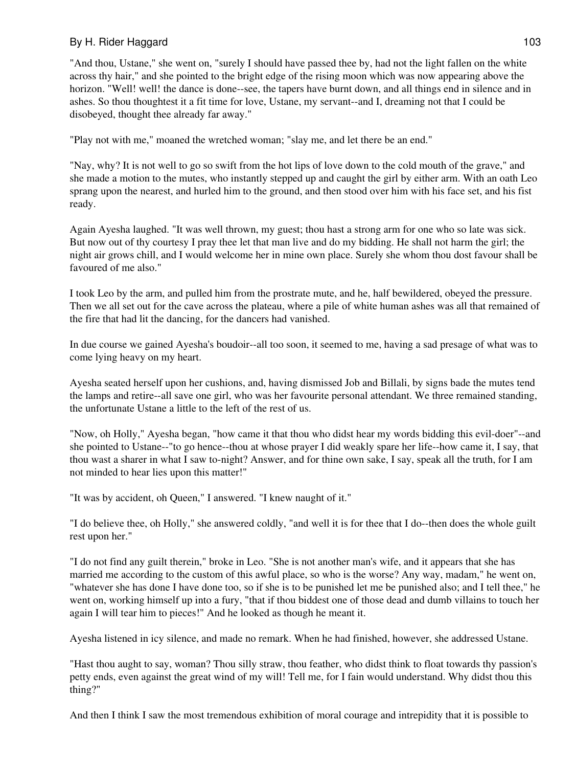"And thou, Ustane," she went on, "surely I should have passed thee by, had not the light fallen on the white across thy hair," and she pointed to the bright edge of the rising moon which was now appearing above the horizon. "Well! well! the dance is done--see, the tapers have burnt down, and all things end in silence and in ashes. So thou thoughtest it a fit time for love, Ustane, my servant--and I, dreaming not that I could be disobeyed, thought thee already far away."

"Play not with me," moaned the wretched woman; "slay me, and let there be an end."

"Nay, why? It is not well to go so swift from the hot lips of love down to the cold mouth of the grave," and she made a motion to the mutes, who instantly stepped up and caught the girl by either arm. With an oath Leo sprang upon the nearest, and hurled him to the ground, and then stood over him with his face set, and his fist ready.

Again Ayesha laughed. "It was well thrown, my guest; thou hast a strong arm for one who so late was sick. But now out of thy courtesy I pray thee let that man live and do my bidding. He shall not harm the girl; the night air grows chill, and I would welcome her in mine own place. Surely she whom thou dost favour shall be favoured of me also."

I took Leo by the arm, and pulled him from the prostrate mute, and he, half bewildered, obeyed the pressure. Then we all set out for the cave across the plateau, where a pile of white human ashes was all that remained of the fire that had lit the dancing, for the dancers had vanished.

In due course we gained Ayesha's boudoir--all too soon, it seemed to me, having a sad presage of what was to come lying heavy on my heart.

Ayesha seated herself upon her cushions, and, having dismissed Job and Billali, by signs bade the mutes tend the lamps and retire--all save one girl, who was her favourite personal attendant. We three remained standing, the unfortunate Ustane a little to the left of the rest of us.

"Now, oh Holly," Ayesha began, "how came it that thou who didst hear my words bidding this evil-doer"--and she pointed to Ustane--"to go hence--thou at whose prayer I did weakly spare her life--how came it, I say, that thou wast a sharer in what I saw to-night? Answer, and for thine own sake, I say, speak all the truth, for I am not minded to hear lies upon this matter!"

"It was by accident, oh Queen," I answered. "I knew naught of it."

"I do believe thee, oh Holly," she answered coldly, "and well it is for thee that I do--then does the whole guilt rest upon her."

"I do not find any guilt therein," broke in Leo. "She is not another man's wife, and it appears that she has married me according to the custom of this awful place, so who is the worse? Any way, madam," he went on, "whatever she has done I have done too, so if she is to be punished let me be punished also; and I tell thee," he went on, working himself up into a fury, "that if thou biddest one of those dead and dumb villains to touch her again I will tear him to pieces!" And he looked as though he meant it.

Ayesha listened in icy silence, and made no remark. When he had finished, however, she addressed Ustane.

"Hast thou aught to say, woman? Thou silly straw, thou feather, who didst think to float towards thy passion's petty ends, even against the great wind of my will! Tell me, for I fain would understand. Why didst thou this thing?"

And then I think I saw the most tremendous exhibition of moral courage and intrepidity that it is possible to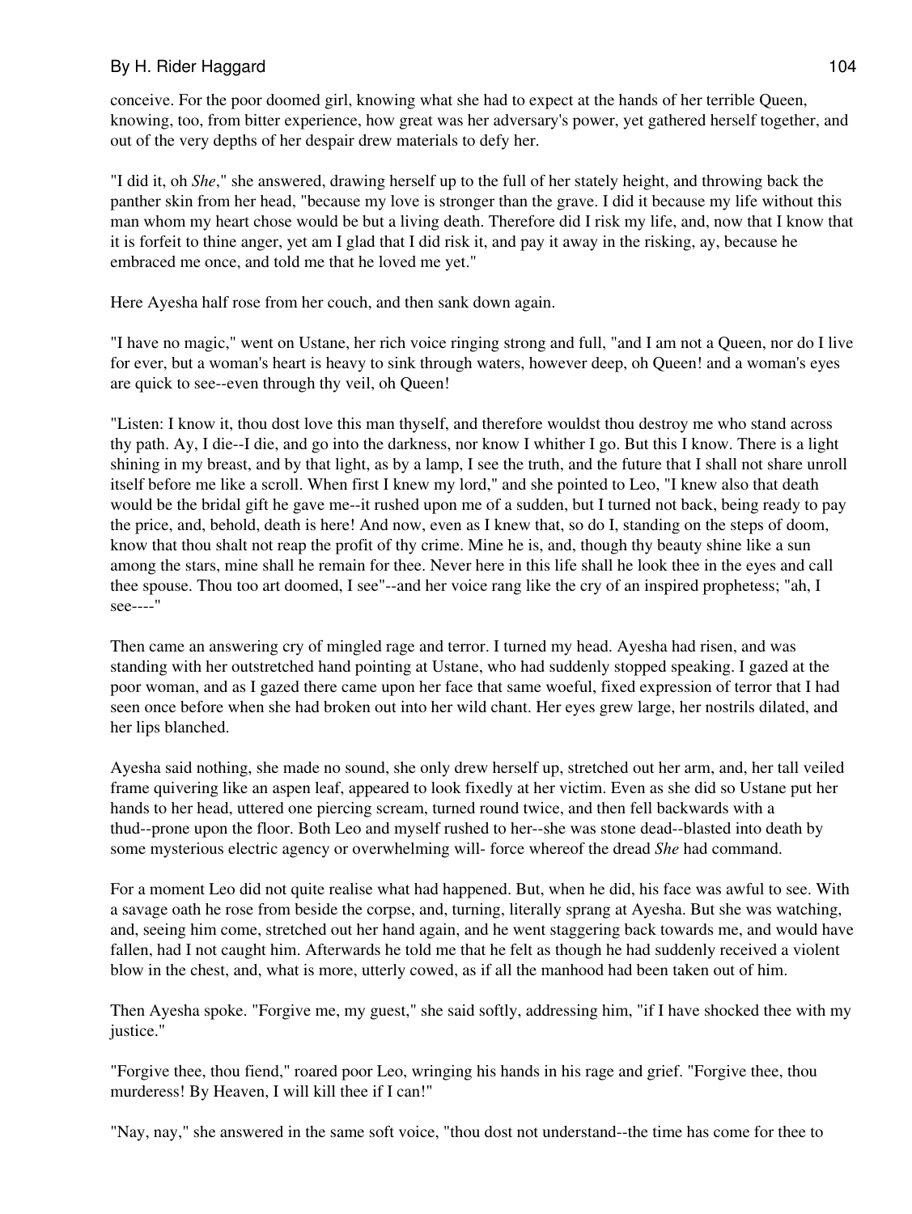conceive. For the poor doomed girl, knowing what she had to expect at the hands of her terrible Queen, knowing, too, from bitter experience, how great was her adversary's power, yet gathered herself together, and out of the very depths of her despair drew materials to defy her.

"I did it, oh *She*," she answered, drawing herself up to the full of her stately height, and throwing back the panther skin from her head, "because my love is stronger than the grave. I did it because my life without this man whom my heart chose would be but a living death. Therefore did I risk my life, and, now that I know that it is forfeit to thine anger, yet am I glad that I did risk it, and pay it away in the risking, ay, because he embraced me once, and told me that he loved me yet."

Here Ayesha half rose from her couch, and then sank down again.

"I have no magic," went on Ustane, her rich voice ringing strong and full, "and I am not a Queen, nor do I live for ever, but a woman's heart is heavy to sink through waters, however deep, oh Queen! and a woman's eyes are quick to see--even through thy veil, oh Queen!

"Listen: I know it, thou dost love this man thyself, and therefore wouldst thou destroy me who stand across thy path. Ay, I die--I die, and go into the darkness, nor know I whither I go. But this I know. There is a light shining in my breast, and by that light, as by a lamp, I see the truth, and the future that I shall not share unroll itself before me like a scroll. When first I knew my lord," and she pointed to Leo, "I knew also that death would be the bridal gift he gave me--it rushed upon me of a sudden, but I turned not back, being ready to pay the price, and, behold, death is here! And now, even as I knew that, so do I, standing on the steps of doom, know that thou shalt not reap the profit of thy crime. Mine he is, and, though thy beauty shine like a sun among the stars, mine shall he remain for thee. Never here in this life shall he look thee in the eyes and call thee spouse. Thou too art doomed, I see"--and her voice rang like the cry of an inspired prophetess; "ah, I see----"

Then came an answering cry of mingled rage and terror. I turned my head. Ayesha had risen, and was standing with her outstretched hand pointing at Ustane, who had suddenly stopped speaking. I gazed at the poor woman, and as I gazed there came upon her face that same woeful, fixed expression of terror that I had seen once before when she had broken out into her wild chant. Her eyes grew large, her nostrils dilated, and her lips blanched.

Ayesha said nothing, she made no sound, she only drew herself up, stretched out her arm, and, her tall veiled frame quivering like an aspen leaf, appeared to look fixedly at her victim. Even as she did so Ustane put her hands to her head, uttered one piercing scream, turned round twice, and then fell backwards with a thud--prone upon the floor. Both Leo and myself rushed to her--she was stone dead--blasted into death by some mysterious electric agency or overwhelming will- force whereof the dread *She* had command.

For a moment Leo did not quite realise what had happened. But, when he did, his face was awful to see. With a savage oath he rose from beside the corpse, and, turning, literally sprang at Ayesha. But she was watching, and, seeing him come, stretched out her hand again, and he went staggering back towards me, and would have fallen, had I not caught him. Afterwards he told me that he felt as though he had suddenly received a violent blow in the chest, and, what is more, utterly cowed, as if all the manhood had been taken out of him.

Then Ayesha spoke. "Forgive me, my guest," she said softly, addressing him, "if I have shocked thee with my justice."

"Forgive thee, thou fiend," roared poor Leo, wringing his hands in his rage and grief. "Forgive thee, thou murderess! By Heaven, I will kill thee if I can!"

"Nay, nay," she answered in the same soft voice, "thou dost not understand--the time has come for thee to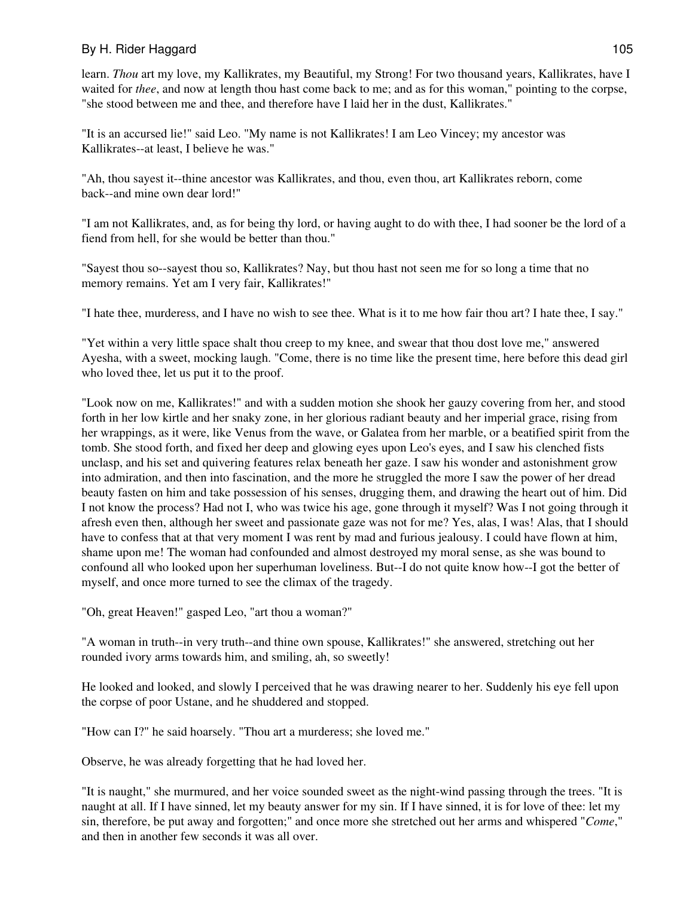learn. *Thou* art my love, my Kallikrates, my Beautiful, my Strong! For two thousand years, Kallikrates, have I waited for *thee*, and now at length thou hast come back to me; and as for this woman," pointing to the corpse, "she stood between me and thee, and therefore have I laid her in the dust, Kallikrates."

"It is an accursed lie!" said Leo. "My name is not Kallikrates! I am Leo Vincey; my ancestor was Kallikrates--at least, I believe he was."

"Ah, thou sayest it--thine ancestor was Kallikrates, and thou, even thou, art Kallikrates reborn, come back--and mine own dear lord!"

"I am not Kallikrates, and, as for being thy lord, or having aught to do with thee, I had sooner be the lord of a fiend from hell, for she would be better than thou."

"Sayest thou so--sayest thou so, Kallikrates? Nay, but thou hast not seen me for so long a time that no memory remains. Yet am I very fair, Kallikrates!"

"I hate thee, murderess, and I have no wish to see thee. What is it to me how fair thou art? I hate thee, I say."

"Yet within a very little space shalt thou creep to my knee, and swear that thou dost love me," answered Ayesha, with a sweet, mocking laugh. "Come, there is no time like the present time, here before this dead girl who loved thee, let us put it to the proof.

"Look now on me, Kallikrates!" and with a sudden motion she shook her gauzy covering from her, and stood forth in her low kirtle and her snaky zone, in her glorious radiant beauty and her imperial grace, rising from her wrappings, as it were, like Venus from the wave, or Galatea from her marble, or a beatified spirit from the tomb. She stood forth, and fixed her deep and glowing eyes upon Leo's eyes, and I saw his clenched fists unclasp, and his set and quivering features relax beneath her gaze. I saw his wonder and astonishment grow into admiration, and then into fascination, and the more he struggled the more I saw the power of her dread beauty fasten on him and take possession of his senses, drugging them, and drawing the heart out of him. Did I not know the process? Had not I, who was twice his age, gone through it myself? Was I not going through it afresh even then, although her sweet and passionate gaze was not for me? Yes, alas, I was! Alas, that I should have to confess that at that very moment I was rent by mad and furious jealousy. I could have flown at him, shame upon me! The woman had confounded and almost destroyed my moral sense, as she was bound to confound all who looked upon her superhuman loveliness. But--I do not quite know how--I got the better of myself, and once more turned to see the climax of the tragedy.

"Oh, great Heaven!" gasped Leo, "art thou a woman?"

"A woman in truth--in very truth--and thine own spouse, Kallikrates!" she answered, stretching out her rounded ivory arms towards him, and smiling, ah, so sweetly!

He looked and looked, and slowly I perceived that he was drawing nearer to her. Suddenly his eye fell upon the corpse of poor Ustane, and he shuddered and stopped.

"How can I?" he said hoarsely. "Thou art a murderess; she loved me."

Observe, he was already forgetting that he had loved her.

"It is naught," she murmured, and her voice sounded sweet as the night-wind passing through the trees. "It is naught at all. If I have sinned, let my beauty answer for my sin. If I have sinned, it is for love of thee: let my sin, therefore, be put away and forgotten;" and once more she stretched out her arms and whispered "*Come*," and then in another few seconds it was all over.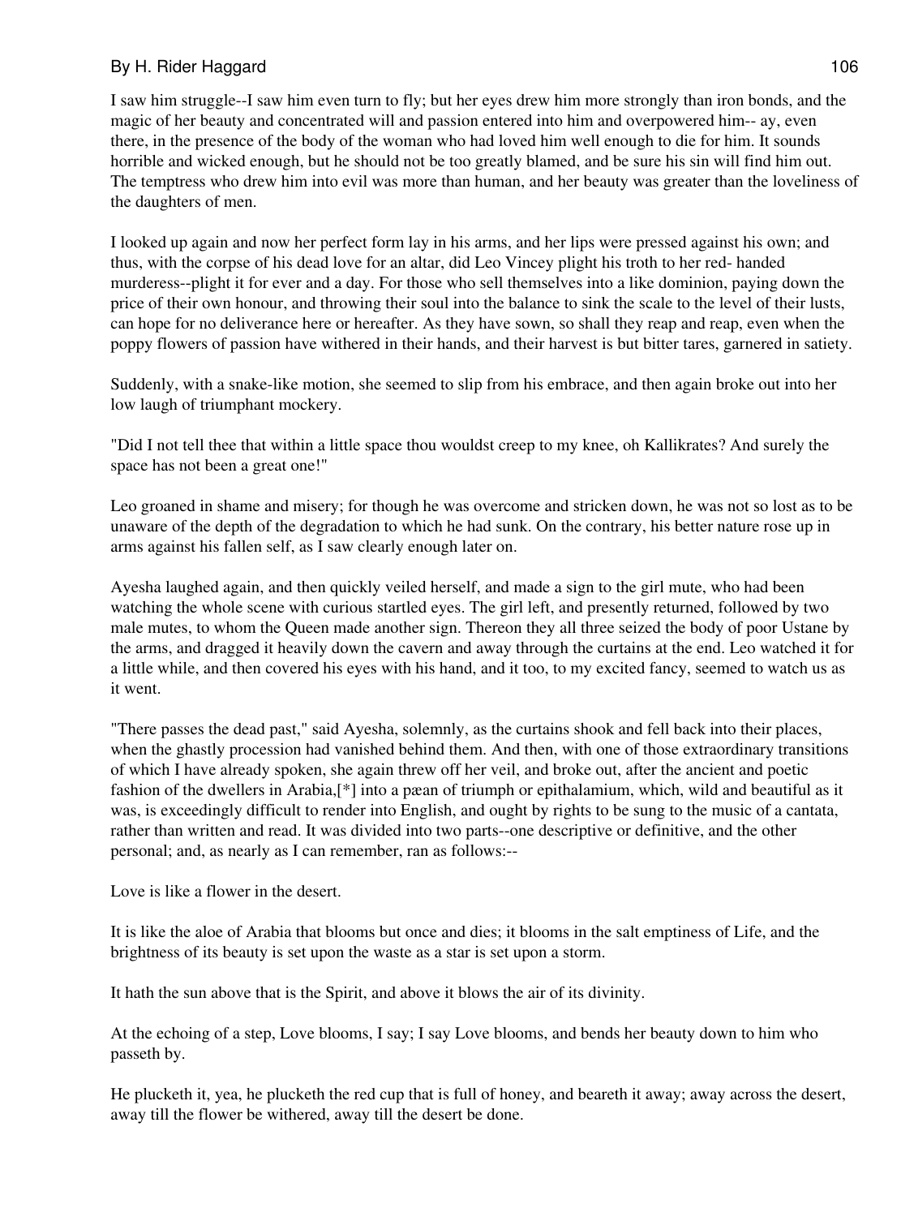I saw him struggle--I saw him even turn to fly; but her eyes drew him more strongly than iron bonds, and the magic of her beauty and concentrated will and passion entered into him and overpowered him-- ay, even there, in the presence of the body of the woman who had loved him well enough to die for him. It sounds horrible and wicked enough, but he should not be too greatly blamed, and be sure his sin will find him out. The temptress who drew him into evil was more than human, and her beauty was greater than the loveliness of the daughters of men.

I looked up again and now her perfect form lay in his arms, and her lips were pressed against his own; and thus, with the corpse of his dead love for an altar, did Leo Vincey plight his troth to her red- handed murderess--plight it for ever and a day. For those who sell themselves into a like dominion, paying down the price of their own honour, and throwing their soul into the balance to sink the scale to the level of their lusts, can hope for no deliverance here or hereafter. As they have sown, so shall they reap and reap, even when the poppy flowers of passion have withered in their hands, and their harvest is but bitter tares, garnered in satiety.

Suddenly, with a snake-like motion, she seemed to slip from his embrace, and then again broke out into her low laugh of triumphant mockery.

"Did I not tell thee that within a little space thou wouldst creep to my knee, oh Kallikrates? And surely the space has not been a great one!"

Leo groaned in shame and misery; for though he was overcome and stricken down, he was not so lost as to be unaware of the depth of the degradation to which he had sunk. On the contrary, his better nature rose up in arms against his fallen self, as I saw clearly enough later on.

Ayesha laughed again, and then quickly veiled herself, and made a sign to the girl mute, who had been watching the whole scene with curious startled eyes. The girl left, and presently returned, followed by two male mutes, to whom the Queen made another sign. Thereon they all three seized the body of poor Ustane by the arms, and dragged it heavily down the cavern and away through the curtains at the end. Leo watched it for a little while, and then covered his eyes with his hand, and it too, to my excited fancy, seemed to watch us as it went.

"There passes the dead past," said Ayesha, solemnly, as the curtains shook and fell back into their places, when the ghastly procession had vanished behind them. And then, with one of those extraordinary transitions of which I have already spoken, she again threw off her veil, and broke out, after the ancient and poetic fashion of the dwellers in Arabia,[*] into a pæan of triumph or epithalamium, which, wild and beautiful as it was, is exceedingly difficult to render into English, and ought by rights to be sung to the music of a cantata, rather than written and read. It was divided into two parts--one descriptive or definitive, and the other personal; and, as nearly as I can remember, ran as follows:--

Love is like a flower in the desert.

It is like the aloe of Arabia that blooms but once and dies; it blooms in the salt emptiness of Life, and the brightness of its beauty is set upon the waste as a star is set upon a storm.

It hath the sun above that is the Spirit, and above it blows the air of its divinity.

At the echoing of a step, Love blooms, I say; I say Love blooms, and bends her beauty down to him who passeth by.

He plucketh it, yea, he plucketh the red cup that is full of honey, and beareth it away; away across the desert, away till the flower be withered, away till the desert be done.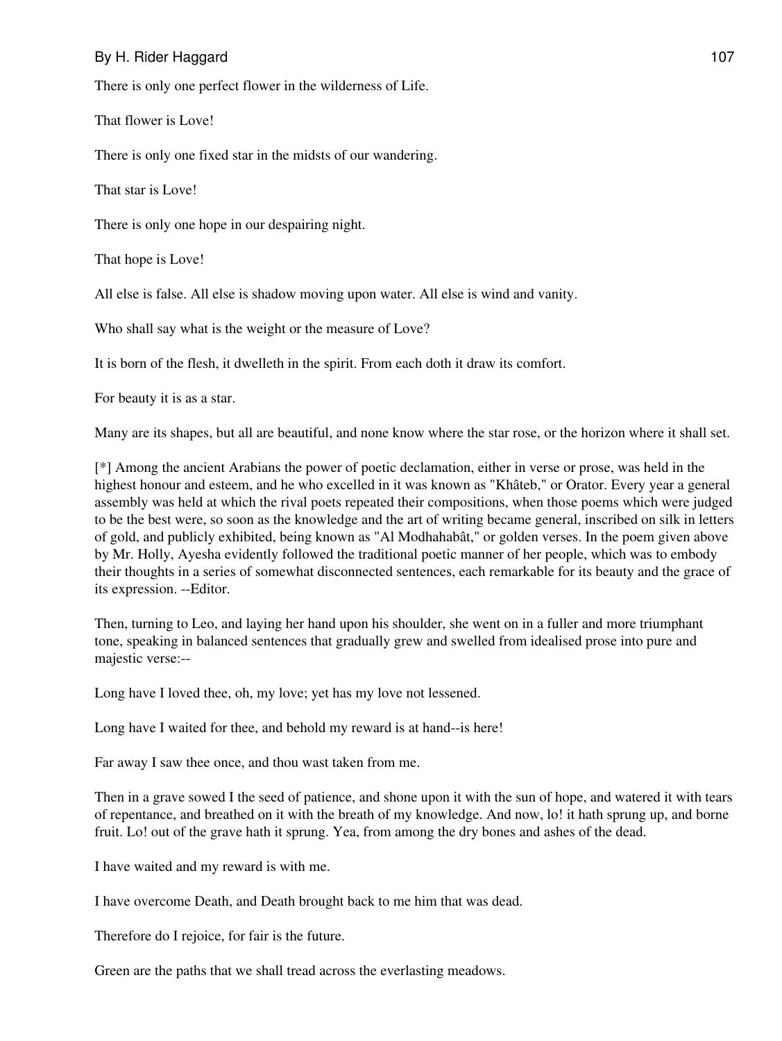There is only one perfect flower in the wilderness of Life.

That flower is Love!

There is only one fixed star in the midsts of our wandering.

That star is Love!

There is only one hope in our despairing night.

That hope is Love!

All else is false. All else is shadow moving upon water. All else is wind and vanity.

Who shall say what is the weight or the measure of Love?

It is born of the flesh, it dwelleth in the spirit. From each doth it draw its comfort.

For beauty it is as a star.

Many are its shapes, but all are beautiful, and none know where the star rose, or the horizon where it shall set.

[*] Among the ancient Arabians the power of poetic declamation, either in verse or prose, was held in the highest honour and esteem, and he who excelled in it was known as "Khâteb," or Orator. Every year a general assembly was held at which the rival poets repeated their compositions, when those poems which were judged to be the best were, so soon as the knowledge and the art of writing became general, inscribed on silk in letters of gold, and publicly exhibited, being known as "Al Modhahabât," or golden verses. In the poem given above by Mr. Holly, Ayesha evidently followed the traditional poetic manner of her people, which was to embody their thoughts in a series of somewhat disconnected sentences, each remarkable for its beauty and the grace of its expression. --Editor.

Then, turning to Leo, and laying her hand upon his shoulder, she went on in a fuller and more triumphant tone, speaking in balanced sentences that gradually grew and swelled from idealised prose into pure and majestic verse:--

Long have I loved thee, oh, my love; yet has my love not lessened.

Long have I waited for thee, and behold my reward is at hand--is here!

Far away I saw thee once, and thou wast taken from me.

Then in a grave sowed I the seed of patience, and shone upon it with the sun of hope, and watered it with tears of repentance, and breathed on it with the breath of my knowledge. And now, lo! it hath sprung up, and borne fruit. Lo! out of the grave hath it sprung. Yea, from among the dry bones and ashes of the dead.

I have waited and my reward is with me.

I have overcome Death, and Death brought back to me him that was dead.

Therefore do I rejoice, for fair is the future.

Green are the paths that we shall tread across the everlasting meadows.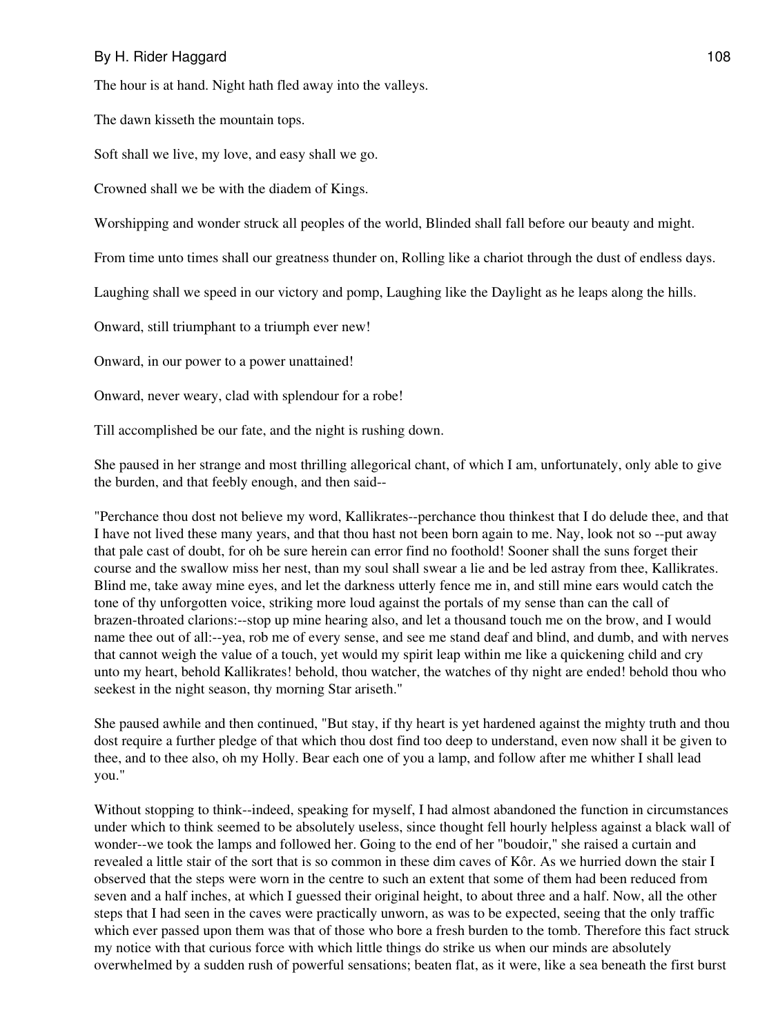The hour is at hand. Night hath fled away into the valleys.

The dawn kisseth the mountain tops.

Soft shall we live, my love, and easy shall we go.

Crowned shall we be with the diadem of Kings.

Worshipping and wonder struck all peoples of the world, Blinded shall fall before our beauty and might.

From time unto times shall our greatness thunder on, Rolling like a chariot through the dust of endless days.

Laughing shall we speed in our victory and pomp, Laughing like the Daylight as he leaps along the hills.

Onward, still triumphant to a triumph ever new!

Onward, in our power to a power unattained!

Onward, never weary, clad with splendour for a robe!

Till accomplished be our fate, and the night is rushing down.

She paused in her strange and most thrilling allegorical chant, of which I am, unfortunately, only able to give the burden, and that feebly enough, and then said--

"Perchance thou dost not believe my word, Kallikrates--perchance thou thinkest that I do delude thee, and that I have not lived these many years, and that thou hast not been born again to me. Nay, look not so --put away that pale cast of doubt, for oh be sure herein can error find no foothold! Sooner shall the suns forget their course and the swallow miss her nest, than my soul shall swear a lie and be led astray from thee, Kallikrates. Blind me, take away mine eyes, and let the darkness utterly fence me in, and still mine ears would catch the tone of thy unforgotten voice, striking more loud against the portals of my sense than can the call of brazen-throated clarions:--stop up mine hearing also, and let a thousand touch me on the brow, and I would name thee out of all:--yea, rob me of every sense, and see me stand deaf and blind, and dumb, and with nerves that cannot weigh the value of a touch, yet would my spirit leap within me like a quickening child and cry unto my heart, behold Kallikrates! behold, thou watcher, the watches of thy night are ended! behold thou who seekest in the night season, thy morning Star ariseth."

She paused awhile and then continued, "But stay, if thy heart is yet hardened against the mighty truth and thou dost require a further pledge of that which thou dost find too deep to understand, even now shall it be given to thee, and to thee also, oh my Holly. Bear each one of you a lamp, and follow after me whither I shall lead you."

Without stopping to think--indeed, speaking for myself, I had almost abandoned the function in circumstances under which to think seemed to be absolutely useless, since thought fell hourly helpless against a black wall of wonder--we took the lamps and followed her. Going to the end of her "boudoir," she raised a curtain and revealed a little stair of the sort that is so common in these dim caves of Kôr. As we hurried down the stair I observed that the steps were worn in the centre to such an extent that some of them had been reduced from seven and a half inches, at which I guessed their original height, to about three and a half. Now, all the other steps that I had seen in the caves were practically unworn, as was to be expected, seeing that the only traffic which ever passed upon them was that of those who bore a fresh burden to the tomb. Therefore this fact struck my notice with that curious force with which little things do strike us when our minds are absolutely overwhelmed by a sudden rush of powerful sensations; beaten flat, as it were, like a sea beneath the first burst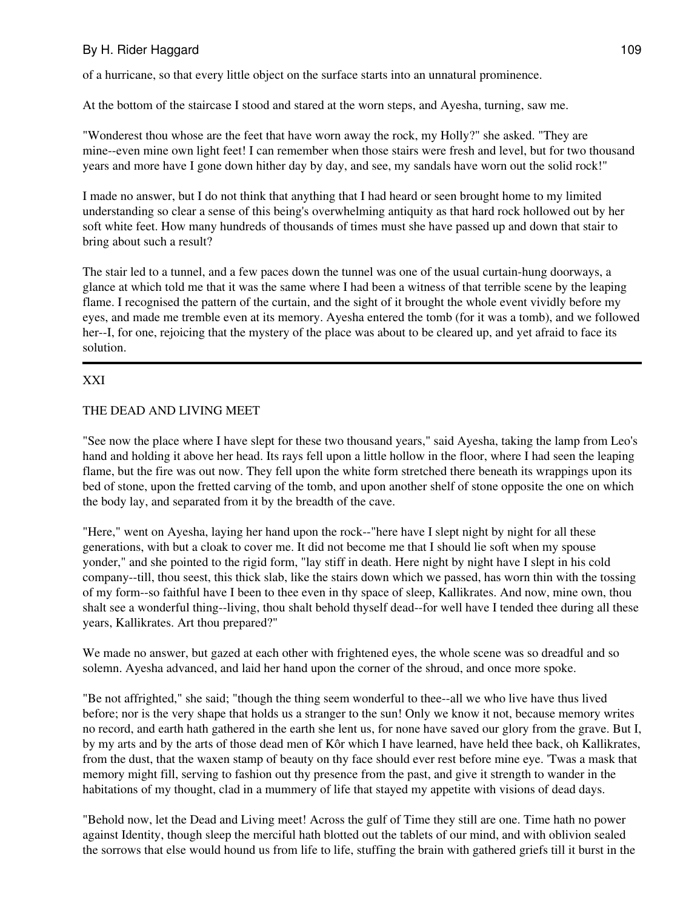of a hurricane, so that every little object on the surface starts into an unnatural prominence.

At the bottom of the staircase I stood and stared at the worn steps, and Ayesha, turning, saw me.

"Wonderest thou whose are the feet that have worn away the rock, my Holly?" she asked. "They are mine--even mine own light feet! I can remember when those stairs were fresh and level, but for two thousand years and more have I gone down hither day by day, and see, my sandals have worn out the solid rock!"

I made no answer, but I do not think that anything that I had heard or seen brought home to my limited understanding so clear a sense of this being's overwhelming antiquity as that hard rock hollowed out by her soft white feet. How many hundreds of thousands of times must she have passed up and down that stair to bring about such a result?

The stair led to a tunnel, and a few paces down the tunnel was one of the usual curtain-hung doorways, a glance at which told me that it was the same where I had been a witness of that terrible scene by the leaping flame. I recognised the pattern of the curtain, and the sight of it brought the whole event vividly before my eyes, and made me tremble even at its memory. Ayesha entered the tomb (for it was a tomb), and we followed her--I, for one, rejoicing that the mystery of the place was about to be cleared up, and yet afraid to face its solution.

---

## XXI

## THE DEAD AND LIVING MEET

"See now the place where I have slept for these two thousand years," said Ayesha, taking the lamp from Leo's hand and holding it above her head. Its rays fell upon a little hollow in the floor, where I had seen the leaping flame, but the fire was out now. They fell upon the white form stretched there beneath its wrappings upon its bed of stone, upon the fretted carving of the tomb, and upon another shelf of stone opposite the one on which the body lay, and separated from it by the breadth of the cave.

"Here," went on Ayesha, laying her hand upon the rock--"here have I slept night by night for all these generations, with but a cloak to cover me. It did not become me that I should lie soft when my spouse yonder," and she pointed to the rigid form, "lay stiff in death. Here night by night have I slept in his cold company--till, thou seest, this thick slab, like the stairs down which we passed, has worn thin with the tossing of my form--so faithful have I been to thee even in thy space of sleep, Kallikrates. And now, mine own, thou shalt see a wonderful thing--living, thou shalt behold thyself dead--for well have I tended thee during all these years, Kallikrates. Art thou prepared?"

We made no answer, but gazed at each other with frightened eyes, the whole scene was so dreadful and so solemn. Ayesha advanced, and laid her hand upon the corner of the shroud, and once more spoke.

"Be not affrighted," she said; "though the thing seem wonderful to thee--all we who live have thus lived before; nor is the very shape that holds us a stranger to the sun! Only we know it not, because memory writes no record, and earth hath gathered in the earth she lent us, for none have saved our glory from the grave. But I, by my arts and by the arts of those dead men of Kôr which I have learned, have held thee back, oh Kallikrates, from the dust, that the waxen stamp of beauty on thy face should ever rest before mine eye. 'Twas a mask that memory might fill, serving to fashion out thy presence from the past, and give it strength to wander in the habitations of my thought, clad in a mummery of life that stayed my appetite with visions of dead days.

"Behold now, let the Dead and Living meet! Across the gulf of Time they still are one. Time hath no power against Identity, though sleep the merciful hath blotted out the tablets of our mind, and with oblivion sealed the sorrows that else would hound us from life to life, stuffing the brain with gathered griefs till it burst in the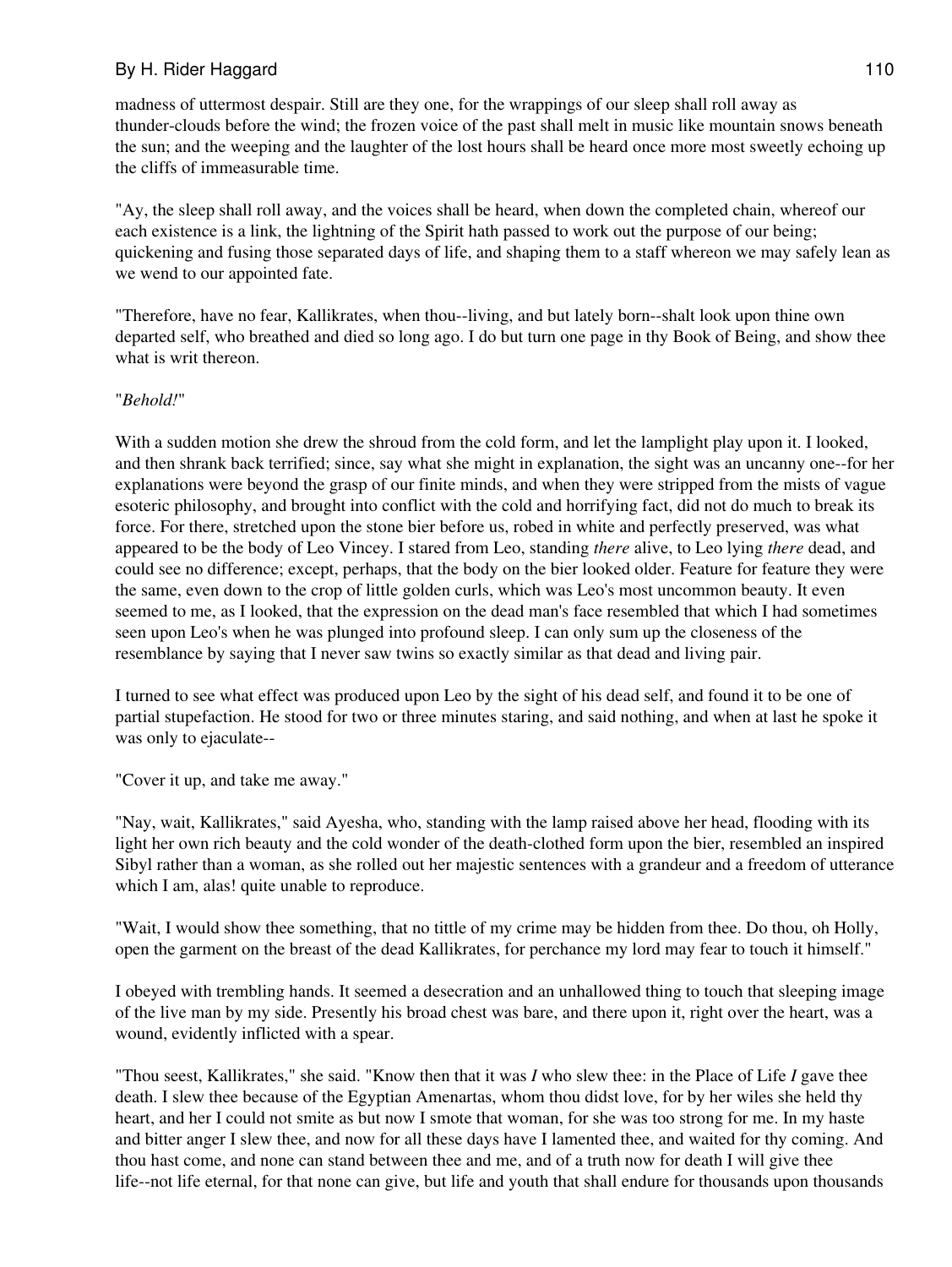madness of uttermost despair. Still are they one, for the wrappings of our sleep shall roll away as thunder-clouds before the wind; the frozen voice of the past shall melt in music like mountain snows beneath the sun; and the weeping and the laughter of the lost hours shall be heard once more most sweetly echoing up the cliffs of immeasurable time.

"Ay, the sleep shall roll away, and the voices shall be heard, when down the completed chain, whereof our each existence is a link, the lightning of the Spirit hath passed to work out the purpose of our being; quickening and fusing those separated days of life, and shaping them to a staff whereon we may safely lean as we wend to our appointed fate.

"Therefore, have no fear, Kallikrates, when thou--living, and but lately born--shalt look upon thine own departed self, who breathed and died so long ago. I do but turn one page in thy Book of Being, and show thee what is writ thereon.

"*Behold!*"

With a sudden motion she drew the shroud from the cold form, and let the lamplight play upon it. I looked, and then shrank back terrified; since, say what she might in explanation, the sight was an uncanny one--for her explanations were beyond the grasp of our finite minds, and when they were stripped from the mists of vague esoteric philosophy, and brought into conflict with the cold and horrifying fact, did not do much to break its force. For there, stretched upon the stone bier before us, robed in white and perfectly preserved, was what appeared to be the body of Leo Vincey. I stared from Leo, standing *there* alive, to Leo lying *there* dead, and could see no difference; except, perhaps, that the body on the bier looked older. Feature for feature they were the same, even down to the crop of little golden curls, which was Leo's most uncommon beauty. It even seemed to me, as I looked, that the expression on the dead man's face resembled that which I had sometimes seen upon Leo's when he was plunged into profound sleep. I can only sum up the closeness of the resemblance by saying that I never saw twins so exactly similar as that dead and living pair.

I turned to see what effect was produced upon Leo by the sight of his dead self, and found it to be one of partial stupefaction. He stood for two or three minutes staring, and said nothing, and when at last he spoke it was only to ejaculate--

"Cover it up, and take me away."

"Nay, wait, Kallikrates," said Ayesha, who, standing with the lamp raised above her head, flooding with its light her own rich beauty and the cold wonder of the death-clothed form upon the bier, resembled an inspired Sibyl rather than a woman, as she rolled out her majestic sentences with a grandeur and a freedom of utterance which I am, alas! quite unable to reproduce.

"Wait, I would show thee something, that no tittle of my crime may be hidden from thee. Do thou, oh Holly, open the garment on the breast of the dead Kallikrates, for perchance my lord may fear to touch it himself."

I obeyed with trembling hands. It seemed a desecration and an unhallowed thing to touch that sleeping image of the live man by my side. Presently his broad chest was bare, and there upon it, right over the heart, was a wound, evidently inflicted with a spear.

"Thou seest, Kallikrates," she said. "Know then that it was *I* who slew thee: in the Place of Life *I* gave thee death. I slew thee because of the Egyptian Amenartas, whom thou didst love, for by her wiles she held thy heart, and her I could not smite as but now I smote that woman, for she was too strong for me. In my haste and bitter anger I slew thee, and now for all these days have I lamented thee, and waited for thy coming. And thou hast come, and none can stand between thee and me, and of a truth now for death I will give thee life--not life eternal, for that none can give, but life and youth that shall endure for thousands upon thousands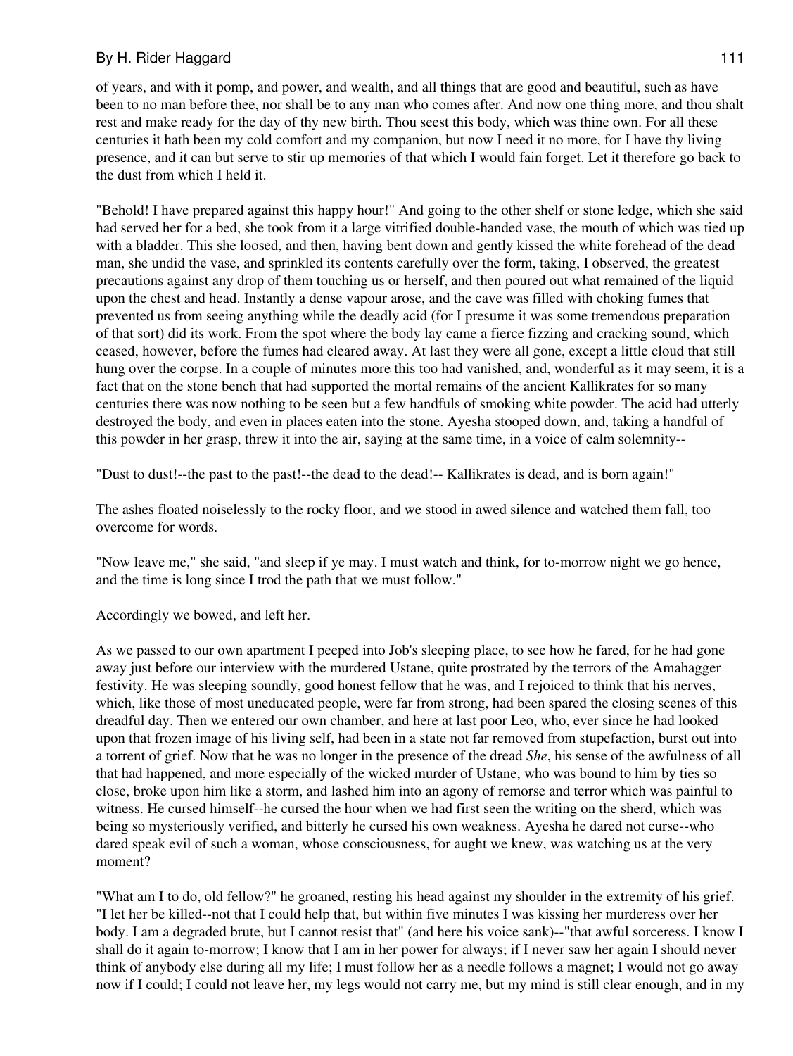of years, and with it pomp, and power, and wealth, and all things that are good and beautiful, such as have been to no man before thee, nor shall be to any man who comes after. And now one thing more, and thou shalt rest and make ready for the day of thy new birth. Thou seest this body, which was thine own. For all these centuries it hath been my cold comfort and my companion, but now I need it no more, for I have thy living presence, and it can but serve to stir up memories of that which I would fain forget. Let it therefore go back to the dust from which I held it.

"Behold! I have prepared against this happy hour!" And going to the other shelf or stone ledge, which she said had served her for a bed, she took from it a large vitrified double-handed vase, the mouth of which was tied up with a bladder. This she loosed, and then, having bent down and gently kissed the white forehead of the dead man, she undid the vase, and sprinkled its contents carefully over the form, taking, I observed, the greatest precautions against any drop of them touching us or herself, and then poured out what remained of the liquid upon the chest and head. Instantly a dense vapour arose, and the cave was filled with choking fumes that prevented us from seeing anything while the deadly acid (for I presume it was some tremendous preparation of that sort) did its work. From the spot where the body lay came a fierce fizzing and cracking sound, which ceased, however, before the fumes had cleared away. At last they were all gone, except a little cloud that still hung over the corpse. In a couple of minutes more this too had vanished, and, wonderful as it may seem, it is a fact that on the stone bench that had supported the mortal remains of the ancient Kallikrates for so many centuries there was now nothing to be seen but a few handfuls of smoking white powder. The acid had utterly destroyed the body, and even in places eaten into the stone. Ayesha stooped down, and, taking a handful of this powder in her grasp, threw it into the air, saying at the same time, in a voice of calm solemnity--

"Dust to dust!--the past to the past!--the dead to the dead!-- Kallikrates is dead, and is born again!"

The ashes floated noiselessly to the rocky floor, and we stood in awed silence and watched them fall, too overcome for words.

"Now leave me," she said, "and sleep if ye may. I must watch and think, for to-morrow night we go hence, and the time is long since I trod the path that we must follow."

Accordingly we bowed, and left her.

As we passed to our own apartment I peeped into Job's sleeping place, to see how he fared, for he had gone away just before our interview with the murdered Ustane, quite prostrated by the terrors of the Amahagger festivity. He was sleeping soundly, good honest fellow that he was, and I rejoiced to think that his nerves, which, like those of most uneducated people, were far from strong, had been spared the closing scenes of this dreadful day. Then we entered our own chamber, and here at last poor Leo, who, ever since he had looked upon that frozen image of his living self, had been in a state not far removed from stupefaction, burst out into a torrent of grief. Now that he was no longer in the presence of the dread *She*, his sense of the awfulness of all that had happened, and more especially of the wicked murder of Ustane, who was bound to him by ties so close, broke upon him like a storm, and lashed him into an agony of remorse and terror which was painful to witness. He cursed himself--he cursed the hour when we had first seen the writing on the sherd, which was being so mysteriously verified, and bitterly he cursed his own weakness. Ayesha he dared not curse--who dared speak evil of such a woman, whose consciousness, for aught we knew, was watching us at the very moment?

"What am I to do, old fellow?" he groaned, resting his head against my shoulder in the extremity of his grief. "I let her be killed--not that I could help that, but within five minutes I was kissing her murderess over her body. I am a degraded brute, but I cannot resist that" (and here his voice sank)--"that awful sorceress. I know I shall do it again to-morrow; I know that I am in her power for always; if I never saw her again I should never think of anybody else during all my life; I must follow her as a needle follows a magnet; I would not go away now if I could; I could not leave her, my legs would not carry me, but my mind is still clear enough, and in my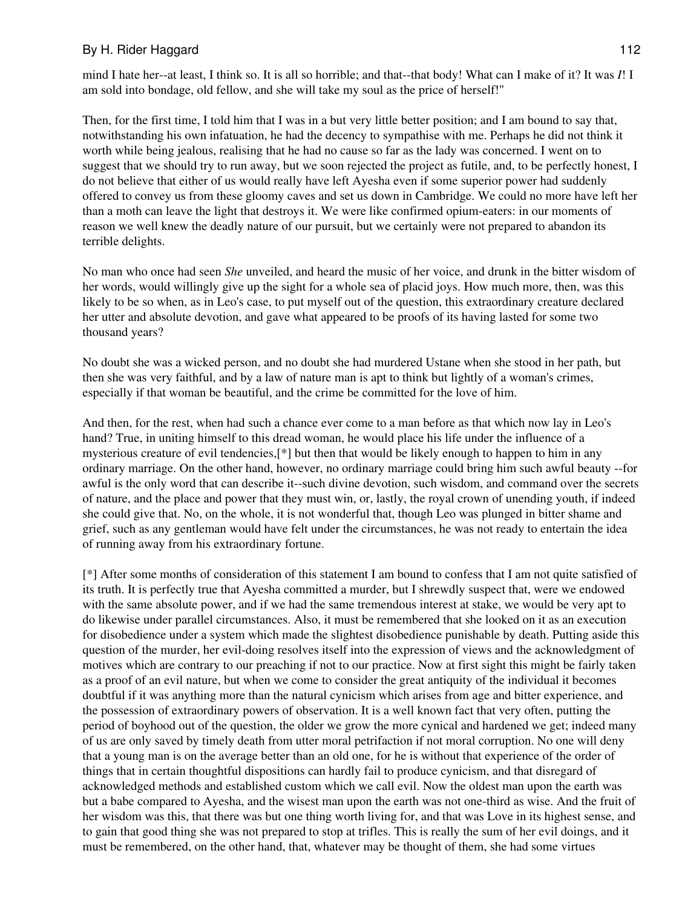mind I hate her--at least, I think so. It is all so horrible; and that--that body! What can I make of it? It was *I*! I am sold into bondage, old fellow, and she will take my soul as the price of herself!"

Then, for the first time, I told him that I was in a but very little better position; and I am bound to say that, notwithstanding his own infatuation, he had the decency to sympathise with me. Perhaps he did not think it worth while being jealous, realising that he had no cause so far as the lady was concerned. I went on to suggest that we should try to run away, but we soon rejected the project as futile, and, to be perfectly honest, I do not believe that either of us would really have left Ayesha even if some superior power had suddenly offered to convey us from these gloomy caves and set us down in Cambridge. We could no more have left her than a moth can leave the light that destroys it. We were like confirmed opium-eaters: in our moments of reason we well knew the deadly nature of our pursuit, but we certainly were not prepared to abandon its terrible delights.

No man who once had seen *She* unveiled, and heard the music of her voice, and drunk in the bitter wisdom of her words, would willingly give up the sight for a whole sea of placid joys. How much more, then, was this likely to be so when, as in Leo's case, to put myself out of the question, this extraordinary creature declared her utter and absolute devotion, and gave what appeared to be proofs of its having lasted for some two thousand years?

No doubt she was a wicked person, and no doubt she had murdered Ustane when she stood in her path, but then she was very faithful, and by a law of nature man is apt to think but lightly of a woman's crimes, especially if that woman be beautiful, and the crime be committed for the love of him.

And then, for the rest, when had such a chance ever come to a man before as that which now lay in Leo's hand? True, in uniting himself to this dread woman, he would place his life under the influence of a mysterious creature of evil tendencies,[*] but then that would be likely enough to happen to him in any ordinary marriage. On the other hand, however, no ordinary marriage could bring him such awful beauty --for awful is the only word that can describe it--such divine devotion, such wisdom, and command over the secrets of nature, and the place and power that they must win, or, lastly, the royal crown of unending youth, if indeed she could give that. No, on the whole, it is not wonderful that, though Leo was plunged in bitter shame and grief, such as any gentleman would have felt under the circumstances, he was not ready to entertain the idea of running away from his extraordinary fortune.

[*] After some months of consideration of this statement I am bound to confess that I am not quite satisfied of its truth. It is perfectly true that Ayesha committed a murder, but I shrewdly suspect that, were we endowed with the same absolute power, and if we had the same tremendous interest at stake, we would be very apt to do likewise under parallel circumstances. Also, it must be remembered that she looked on it as an execution for disobedience under a system which made the slightest disobedience punishable by death. Putting aside this question of the murder, her evil-doing resolves itself into the expression of views and the acknowledgment of motives which are contrary to our preaching if not to our practice. Now at first sight this might be fairly taken as a proof of an evil nature, but when we come to consider the great antiquity of the individual it becomes doubtful if it was anything more than the natural cynicism which arises from age and bitter experience, and the possession of extraordinary powers of observation. It is a well known fact that very often, putting the period of boyhood out of the question, the older we grow the more cynical and hardened we get; indeed many of us are only saved by timely death from utter moral petrifaction if not moral corruption. No one will deny that a young man is on the average better than an old one, for he is without that experience of the order of things that in certain thoughtful dispositions can hardly fail to produce cynicism, and that disregard of acknowledged methods and established custom which we call evil. Now the oldest man upon the earth was but a babe compared to Ayesha, and the wisest man upon the earth was not one-third as wise. And the fruit of her wisdom was this, that there was but one thing worth living for, and that was Love in its highest sense, and to gain that good thing she was not prepared to stop at trifles. This is really the sum of her evil doings, and it must be remembered, on the other hand, that, whatever may be thought of them, she had some virtues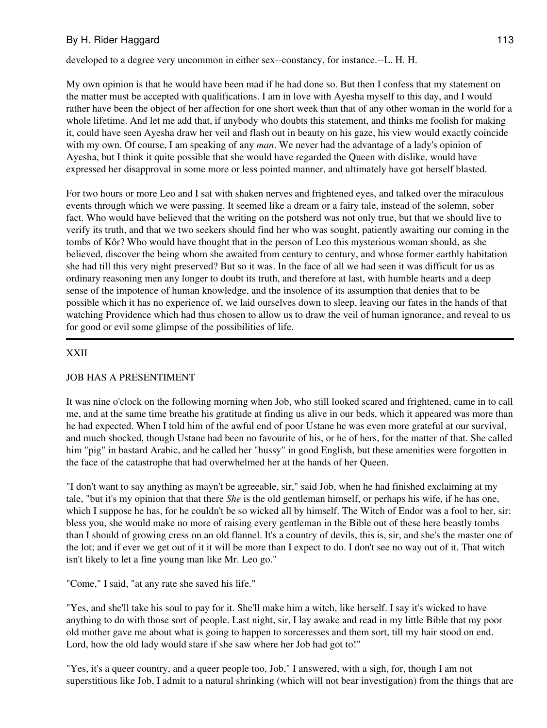developed to a degree very uncommon in either sex--constancy, for instance.--L. H. H.

My own opinion is that he would have been mad if he had done so. But then I confess that my statement on the matter must be accepted with qualifications. I am in love with Ayesha myself to this day, and I would rather have been the object of her affection for one short week than that of any other woman in the world for a whole lifetime. And let me add that, if anybody who doubts this statement, and thinks me foolish for making it, could have seen Ayesha draw her veil and flash out in beauty on his gaze, his view would exactly coincide with my own. Of course, I am speaking of any *man*. We never had the advantage of a lady's opinion of Ayesha, but I think it quite possible that she would have regarded the Queen with dislike, would have expressed her disapproval in some more or less pointed manner, and ultimately have got herself blasted.

For two hours or more Leo and I sat with shaken nerves and frightened eyes, and talked over the miraculous events through which we were passing. It seemed like a dream or a fairy tale, instead of the solemn, sober fact. Who would have believed that the writing on the potsherd was not only true, but that we should live to verify its truth, and that we two seekers should find her who was sought, patiently awaiting our coming in the tombs of Kôr? Who would have thought that in the person of Leo this mysterious woman should, as she believed, discover the being whom she awaited from century to century, and whose former earthly habitation she had till this very night preserved? But so it was. In the face of all we had seen it was difficult for us as ordinary reasoning men any longer to doubt its truth, and therefore at last, with humble hearts and a deep sense of the impotence of human knowledge, and the insolence of its assumption that denies that to be possible which it has no experience of, we laid ourselves down to sleep, leaving our fates in the hands of that watching Providence which had thus chosen to allow us to draw the veil of human ignorance, and reveal to us for good or evil some glimpse of the possibilities of life.

---

## XXII

## JOB HAS A PRESENTIMENT

It was nine o'clock on the following morning when Job, who still looked scared and frightened, came in to call me, and at the same time breathe his gratitude at finding us alive in our beds, which it appeared was more than he had expected. When I told him of the awful end of poor Ustane he was even more grateful at our survival, and much shocked, though Ustane had been no favourite of his, or he of hers, for the matter of that. She called him "pig" in bastard Arabic, and he called her "hussy" in good English, but these amenities were forgotten in the face of the catastrophe that had overwhelmed her at the hands of her Queen.

"I don't want to say anything as mayn't be agreeable, sir," said Job, when he had finished exclaiming at my tale, "but it's my opinion that that there *She* is the old gentleman himself, or perhaps his wife, if he has one, which I suppose he has, for he couldn't be so wicked all by himself. The Witch of Endor was a fool to her, sir: bless you, she would make no more of raising every gentleman in the Bible out of these here beastly tombs than I should of growing cress on an old flannel. It's a country of devils, this is, sir, and she's the master one of the lot; and if ever we get out of it it will be more than I expect to do. I don't see no way out of it. That witch isn't likely to let a fine young man like Mr. Leo go."

"Come," I said, "at any rate she saved his life."

"Yes, and she'll take his soul to pay for it. She'll make him a witch, like herself. I say it's wicked to have anything to do with those sort of people. Last night, sir, I lay awake and read in my little Bible that my poor old mother gave me about what is going to happen to sorceresses and them sort, till my hair stood on end. Lord, how the old lady would stare if she saw where her Job had got to!"

"Yes, it's a queer country, and a queer people too, Job," I answered, with a sigh, for, though I am not superstitious like Job, I admit to a natural shrinking (which will not bear investigation) from the things that are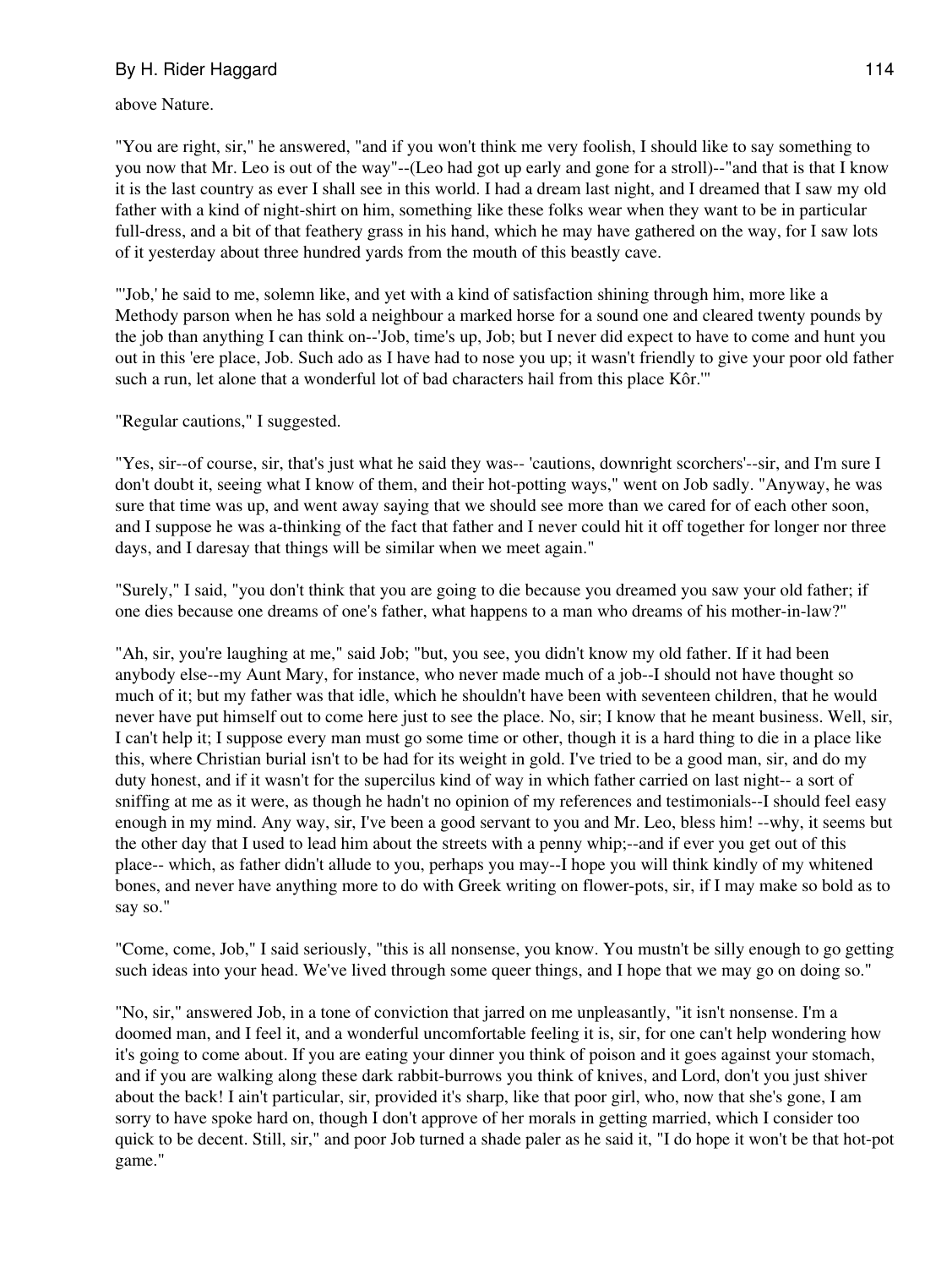above Nature.

"You are right, sir," he answered, "and if you won't think me very foolish, I should like to say something to you now that Mr. Leo is out of the way"--(Leo had got up early and gone for a stroll)--"and that is that I know it is the last country as ever I shall see in this world. I had a dream last night, and I dreamed that I saw my old father with a kind of night-shirt on him, something like these folks wear when they want to be in particular full-dress, and a bit of that feathery grass in his hand, which he may have gathered on the way, for I saw lots of it yesterday about three hundred yards from the mouth of this beastly cave.

"'Job,' he said to me, solemn like, and yet with a kind of satisfaction shining through him, more like a Methody parson when he has sold a neighbour a marked horse for a sound one and cleared twenty pounds by the job than anything I can think on--'Job, time's up, Job; but I never did expect to have to come and hunt you out in this 'ere place, Job. Such ado as I have had to nose you up; it wasn't friendly to give your poor old father such a run, let alone that a wonderful lot of bad characters hail from this place Kôr.'"

"Regular cautions," I suggested.

"Yes, sir--of course, sir, that's just what he said they was-- 'cautions, downright scorchers'--sir, and I'm sure I don't doubt it, seeing what I know of them, and their hot-potting ways," went on Job sadly. "Anyway, he was sure that time was up, and went away saying that we should see more than we cared for of each other soon, and I suppose he was a-thinking of the fact that father and I never could hit it off together for longer nor three days, and I daresay that things will be similar when we meet again."

"Surely," I said, "you don't think that you are going to die because you dreamed you saw your old father; if one dies because one dreams of one's father, what happens to a man who dreams of his mother-in-law?"

"Ah, sir, you're laughing at me," said Job; "but, you see, you didn't know my old father. If it had been anybody else--my Aunt Mary, for instance, who never made much of a job--I should not have thought so much of it; but my father was that idle, which he shouldn't have been with seventeen children, that he would never have put himself out to come here just to see the place. No, sir; I know that he meant business. Well, sir, I can't help it; I suppose every man must go some time or other, though it is a hard thing to die in a place like this, where Christian burial isn't to be had for its weight in gold. I've tried to be a good man, sir, and do my duty honest, and if it wasn't for the supercilus kind of way in which father carried on last night-- a sort of sniffing at me as it were, as though he hadn't no opinion of my references and testimonials--I should feel easy enough in my mind. Any way, sir, I've been a good servant to you and Mr. Leo, bless him! --why, it seems but the other day that I used to lead him about the streets with a penny whip;--and if ever you get out of this place-- which, as father didn't allude to you, perhaps you may--I hope you will think kindly of my whitened bones, and never have anything more to do with Greek writing on flower-pots, sir, if I may make so bold as to say so."

"Come, come, Job," I said seriously, "this is all nonsense, you know. You mustn't be silly enough to go getting such ideas into your head. We've lived through some queer things, and I hope that we may go on doing so."

"No, sir," answered Job, in a tone of conviction that jarred on me unpleasantly, "it isn't nonsense. I'm a doomed man, and I feel it, and a wonderful uncomfortable feeling it is, sir, for one can't help wondering how it's going to come about. If you are eating your dinner you think of poison and it goes against your stomach, and if you are walking along these dark rabbit-burrows you think of knives, and Lord, don't you just shiver about the back! I ain't particular, sir, provided it's sharp, like that poor girl, who, now that she's gone, I am sorry to have spoke hard on, though I don't approve of her morals in getting married, which I consider too quick to be decent. Still, sir," and poor Job turned a shade paler as he said it, "I do hope it won't be that hot-pot game."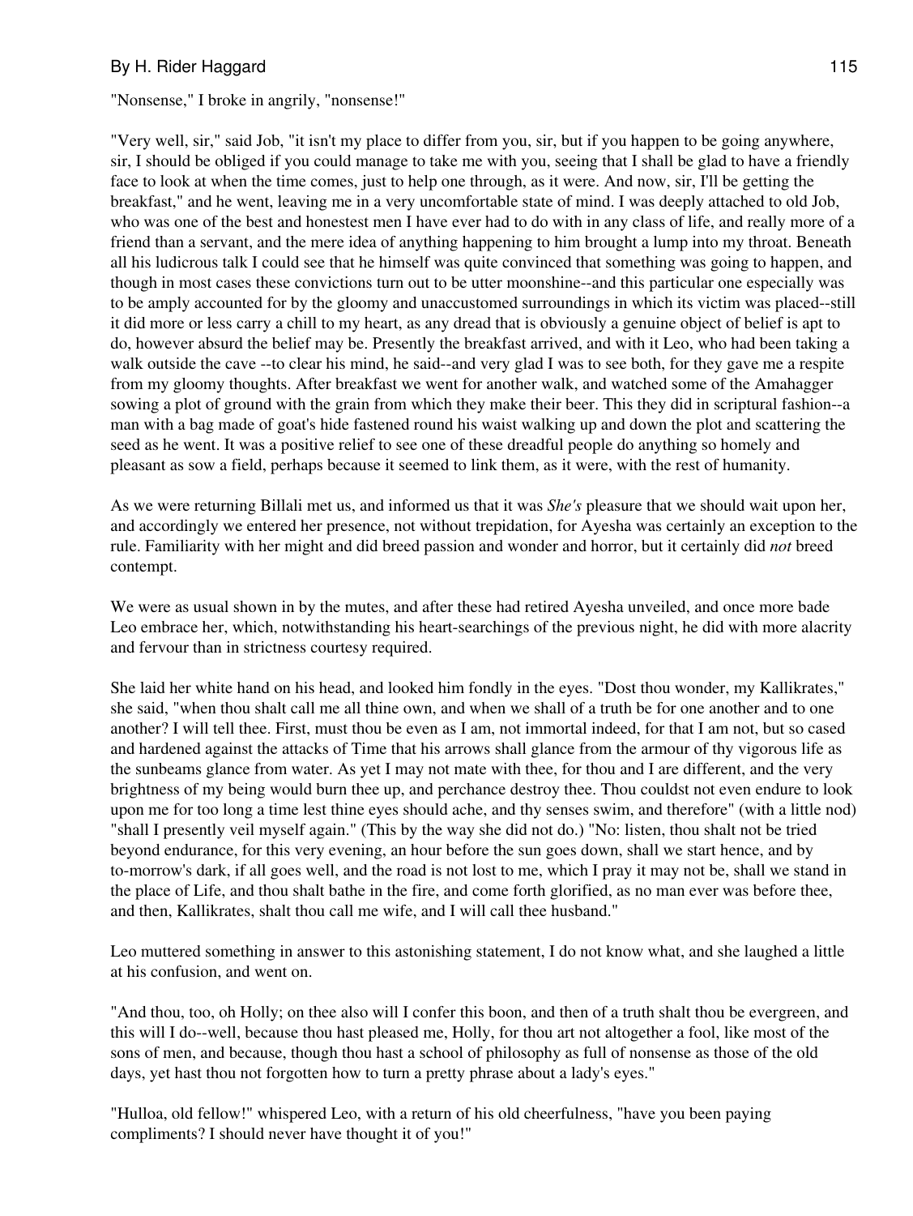"Nonsense," I broke in angrily, "nonsense!"

"Very well, sir," said Job, "it isn't my place to differ from you, sir, but if you happen to be going anywhere, sir, I should be obliged if you could manage to take me with you, seeing that I shall be glad to have a friendly face to look at when the time comes, just to help one through, as it were. And now, sir, I'll be getting the breakfast," and he went, leaving me in a very uncomfortable state of mind. I was deeply attached to old Job, who was one of the best and honestest men I have ever had to do with in any class of life, and really more of a friend than a servant, and the mere idea of anything happening to him brought a lump into my throat. Beneath all his ludicrous talk I could see that he himself was quite convinced that something was going to happen, and though in most cases these convictions turn out to be utter moonshine--and this particular one especially was to be amply accounted for by the gloomy and unaccustomed surroundings in which its victim was placed--still it did more or less carry a chill to my heart, as any dread that is obviously a genuine object of belief is apt to do, however absurd the belief may be. Presently the breakfast arrived, and with it Leo, who had been taking a walk outside the cave --to clear his mind, he said--and very glad I was to see both, for they gave me a respite from my gloomy thoughts. After breakfast we went for another walk, and watched some of the Amahagger sowing a plot of ground with the grain from which they make their beer. This they did in scriptural fashion--a man with a bag made of goat's hide fastened round his waist walking up and down the plot and scattering the seed as he went. It was a positive relief to see one of these dreadful people do anything so homely and pleasant as sow a field, perhaps because it seemed to link them, as it were, with the rest of humanity.

As we were returning Billali met us, and informed us that it was *She's* pleasure that we should wait upon her, and accordingly we entered her presence, not without trepidation, for Ayesha was certainly an exception to the rule. Familiarity with her might and did breed passion and wonder and horror, but it certainly did *not* breed contempt.

We were as usual shown in by the mutes, and after these had retired Ayesha unveiled, and once more bade Leo embrace her, which, notwithstanding his heart-searchings of the previous night, he did with more alacrity and fervour than in strictness courtesy required.

She laid her white hand on his head, and looked him fondly in the eyes. "Dost thou wonder, my Kallikrates," she said, "when thou shalt call me all thine own, and when we shall of a truth be for one another and to one another? I will tell thee. First, must thou be even as I am, not immortal indeed, for that I am not, but so cased and hardened against the attacks of Time that his arrows shall glance from the armour of thy vigorous life as the sunbeams glance from water. As yet I may not mate with thee, for thou and I are different, and the very brightness of my being would burn thee up, and perchance destroy thee. Thou couldst not even endure to look upon me for too long a time lest thine eyes should ache, and thy senses swim, and therefore" (with a little nod) "shall I presently veil myself again." (This by the way she did not do.) "No: listen, thou shalt not be tried beyond endurance, for this very evening, an hour before the sun goes down, shall we start hence, and by to-morrow's dark, if all goes well, and the road is not lost to me, which I pray it may not be, shall we stand in the place of Life, and thou shalt bathe in the fire, and come forth glorified, as no man ever was before thee, and then, Kallikrates, shalt thou call me wife, and I will call thee husband."

Leo muttered something in answer to this astonishing statement, I do not know what, and she laughed a little at his confusion, and went on.

"And thou, too, oh Holly; on thee also will I confer this boon, and then of a truth shalt thou be evergreen, and this will I do--well, because thou hast pleased me, Holly, for thou art not altogether a fool, like most of the sons of men, and because, though thou hast a school of philosophy as full of nonsense as those of the old days, yet hast thou not forgotten how to turn a pretty phrase about a lady's eyes."

"Hulloa, old fellow!" whispered Leo, with a return of his old cheerfulness, "have you been paying compliments? I should never have thought it of you!"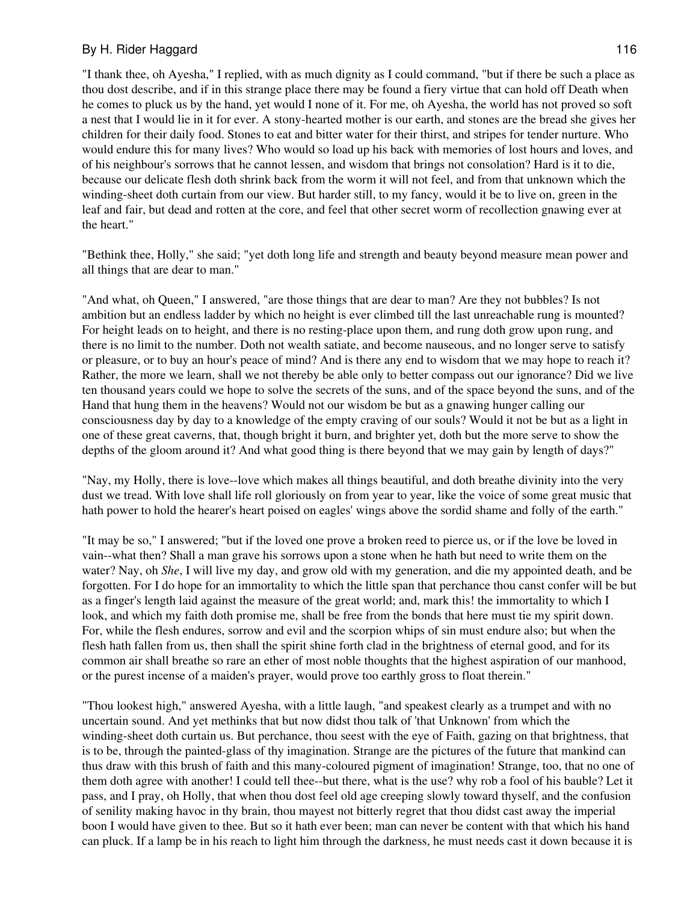"I thank thee, oh Ayesha," I replied, with as much dignity as I could command, "but if there be such a place as thou dost describe, and if in this strange place there may be found a fiery virtue that can hold off Death when he comes to pluck us by the hand, yet would I none of it. For me, oh Ayesha, the world has not proved so soft a nest that I would lie in it for ever. A stony-hearted mother is our earth, and stones are the bread she gives her children for their daily food. Stones to eat and bitter water for their thirst, and stripes for tender nurture. Who would endure this for many lives? Who would so load up his back with memories of lost hours and loves, and of his neighbour's sorrows that he cannot lessen, and wisdom that brings not consolation? Hard is it to die, because our delicate flesh doth shrink back from the worm it will not feel, and from that unknown which the winding-sheet doth curtain from our view. But harder still, to my fancy, would it be to live on, green in the leaf and fair, but dead and rotten at the core, and feel that other secret worm of recollection gnawing ever at the heart."

"Bethink thee, Holly," she said; "yet doth long life and strength and beauty beyond measure mean power and all things that are dear to man."

"And what, oh Queen," I answered, "are those things that are dear to man? Are they not bubbles? Is not ambition but an endless ladder by which no height is ever climbed till the last unreachable rung is mounted? For height leads on to height, and there is no resting-place upon them, and rung doth grow upon rung, and there is no limit to the number. Doth not wealth satiate, and become nauseous, and no longer serve to satisfy or pleasure, or to buy an hour's peace of mind? And is there any end to wisdom that we may hope to reach it? Rather, the more we learn, shall we not thereby be able only to better compass out our ignorance? Did we live ten thousand years could we hope to solve the secrets of the suns, and of the space beyond the suns, and of the Hand that hung them in the heavens? Would not our wisdom be but as a gnawing hunger calling our consciousness day by day to a knowledge of the empty craving of our souls? Would it not be but as a light in one of these great caverns, that, though bright it burn, and brighter yet, doth but the more serve to show the depths of the gloom around it? And what good thing is there beyond that we may gain by length of days?"

"Nay, my Holly, there is love--love which makes all things beautiful, and doth breathe divinity into the very dust we tread. With love shall life roll gloriously on from year to year, like the voice of some great music that hath power to hold the hearer's heart poised on eagles' wings above the sordid shame and folly of the earth."

"It may be so," I answered; "but if the loved one prove a broken reed to pierce us, or if the love be loved in vain--what then? Shall a man grave his sorrows upon a stone when he hath but need to write them on the water? Nay, oh *She*, I will live my day, and grow old with my generation, and die my appointed death, and be forgotten. For I do hope for an immortality to which the little span that perchance thou canst confer will be but as a finger's length laid against the measure of the great world; and, mark this! the immortality to which I look, and which my faith doth promise me, shall be free from the bonds that here must tie my spirit down. For, while the flesh endures, sorrow and evil and the scorpion whips of sin must endure also; but when the flesh hath fallen from us, then shall the spirit shine forth clad in the brightness of eternal good, and for its common air shall breathe so rare an ether of most noble thoughts that the highest aspiration of our manhood, or the purest incense of a maiden's prayer, would prove too earthly gross to float therein."

"Thou lookest high," answered Ayesha, with a little laugh, "and speakest clearly as a trumpet and with no uncertain sound. And yet methinks that but now didst thou talk of 'that Unknown' from which the winding-sheet doth curtain us. But perchance, thou seest with the eye of Faith, gazing on that brightness, that is to be, through the painted-glass of thy imagination. Strange are the pictures of the future that mankind can thus draw with this brush of faith and this many-coloured pigment of imagination! Strange, too, that no one of them doth agree with another! I could tell thee--but there, what is the use? why rob a fool of his bauble? Let it pass, and I pray, oh Holly, that when thou dost feel old age creeping slowly toward thyself, and the confusion of senility making havoc in thy brain, thou mayest not bitterly regret that thou didst cast away the imperial boon I would have given to thee. But so it hath ever been; man can never be content with that which his hand can pluck. If a lamp be in his reach to light him through the darkness, he must needs cast it down because it is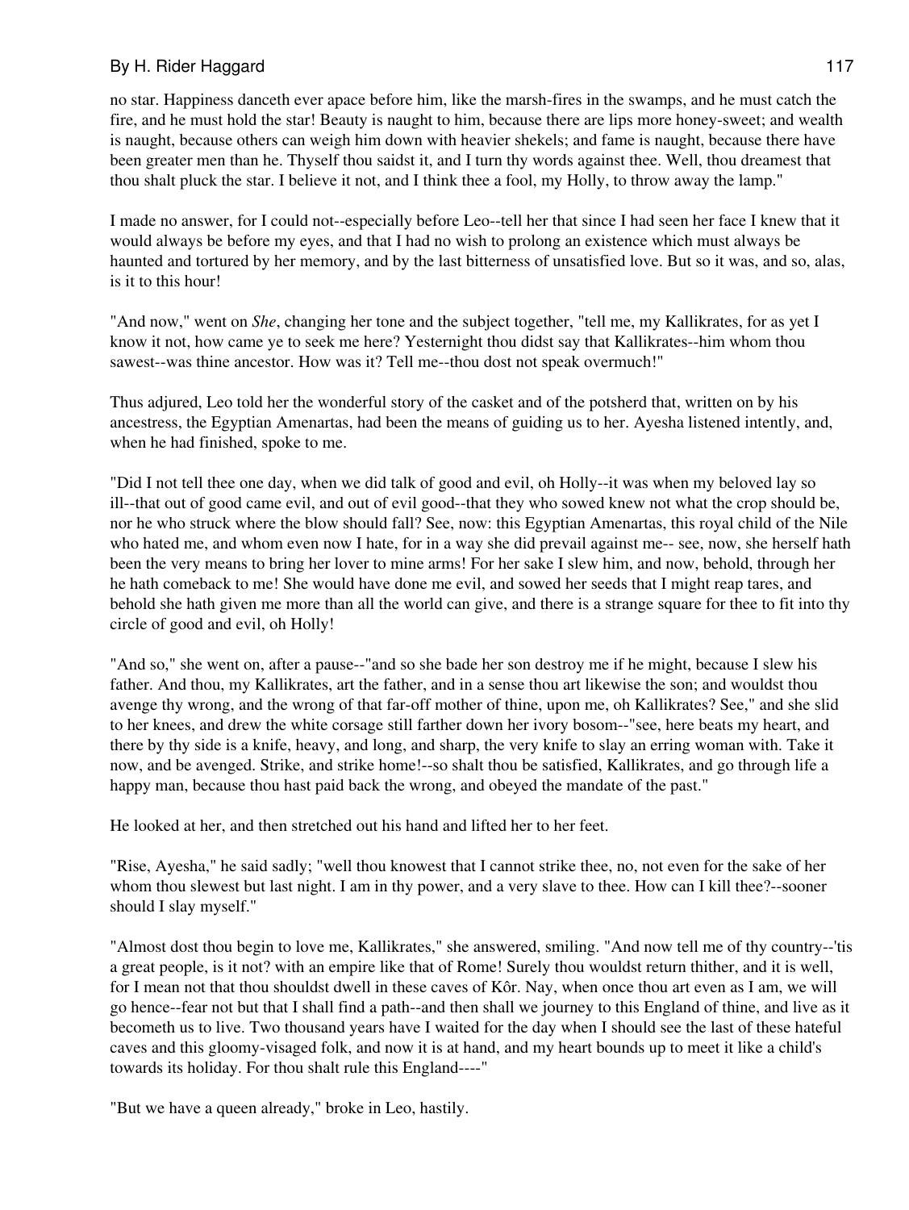no star. Happiness danceth ever apace before him, like the marsh-fires in the swamps, and he must catch the fire, and he must hold the star! Beauty is naught to him, because there are lips more honey-sweet; and wealth is naught, because others can weigh him down with heavier shekels; and fame is naught, because there have been greater men than he. Thyself thou saidst it, and I turn thy words against thee. Well, thou dreamest that thou shalt pluck the star. I believe it not, and I think thee a fool, my Holly, to throw away the lamp."

I made no answer, for I could not--especially before Leo--tell her that since I had seen her face I knew that it would always be before my eyes, and that I had no wish to prolong an existence which must always be haunted and tortured by her memory, and by the last bitterness of unsatisfied love. But so it was, and so, alas, is it to this hour!

"And now," went on *She*, changing her tone and the subject together, "tell me, my Kallikrates, for as yet I know it not, how came ye to seek me here? Yesternight thou didst say that Kallikrates--him whom thou sawest--was thine ancestor. How was it? Tell me--thou dost not speak overmuch!"

Thus adjured, Leo told her the wonderful story of the casket and of the potsherd that, written on by his ancestress, the Egyptian Amenartas, had been the means of guiding us to her. Ayesha listened intently, and, when he had finished, spoke to me.

"Did I not tell thee one day, when we did talk of good and evil, oh Holly--it was when my beloved lay so ill--that out of good came evil, and out of evil good--that they who sowed knew not what the crop should be, nor he who struck where the blow should fall? See, now: this Egyptian Amenartas, this royal child of the Nile who hated me, and whom even now I hate, for in a way she did prevail against me-- see, now, she herself hath been the very means to bring her lover to mine arms! For her sake I slew him, and now, behold, through her he hath comeback to me! She would have done me evil, and sowed her seeds that I might reap tares, and behold she hath given me more than all the world can give, and there is a strange square for thee to fit into thy circle of good and evil, oh Holly!

"And so," she went on, after a pause--"and so she bade her son destroy me if he might, because I slew his father. And thou, my Kallikrates, art the father, and in a sense thou art likewise the son; and wouldst thou avenge thy wrong, and the wrong of that far-off mother of thine, upon me, oh Kallikrates? See," and she slid to her knees, and drew the white corsage still farther down her ivory bosom--"see, here beats my heart, and there by thy side is a knife, heavy, and long, and sharp, the very knife to slay an erring woman with. Take it now, and be avenged. Strike, and strike home!--so shalt thou be satisfied, Kallikrates, and go through life a happy man, because thou hast paid back the wrong, and obeyed the mandate of the past."

He looked at her, and then stretched out his hand and lifted her to her feet.

"Rise, Ayesha," he said sadly; "well thou knowest that I cannot strike thee, no, not even for the sake of her whom thou slewest but last night. I am in thy power, and a very slave to thee. How can I kill thee?--sooner should I slay myself."

"Almost dost thou begin to love me, Kallikrates," she answered, smiling. "And now tell me of thy country--'tis a great people, is it not? with an empire like that of Rome! Surely thou wouldst return thither, and it is well, for I mean not that thou shouldst dwell in these caves of Kôr. Nay, when once thou art even as I am, we will go hence--fear not but that I shall find a path--and then shall we journey to this England of thine, and live as it becometh us to live. Two thousand years have I waited for the day when I should see the last of these hateful caves and this gloomy-visaged folk, and now it is at hand, and my heart bounds up to meet it like a child's towards its holiday. For thou shalt rule this England----"

"But we have a queen already," broke in Leo, hastily.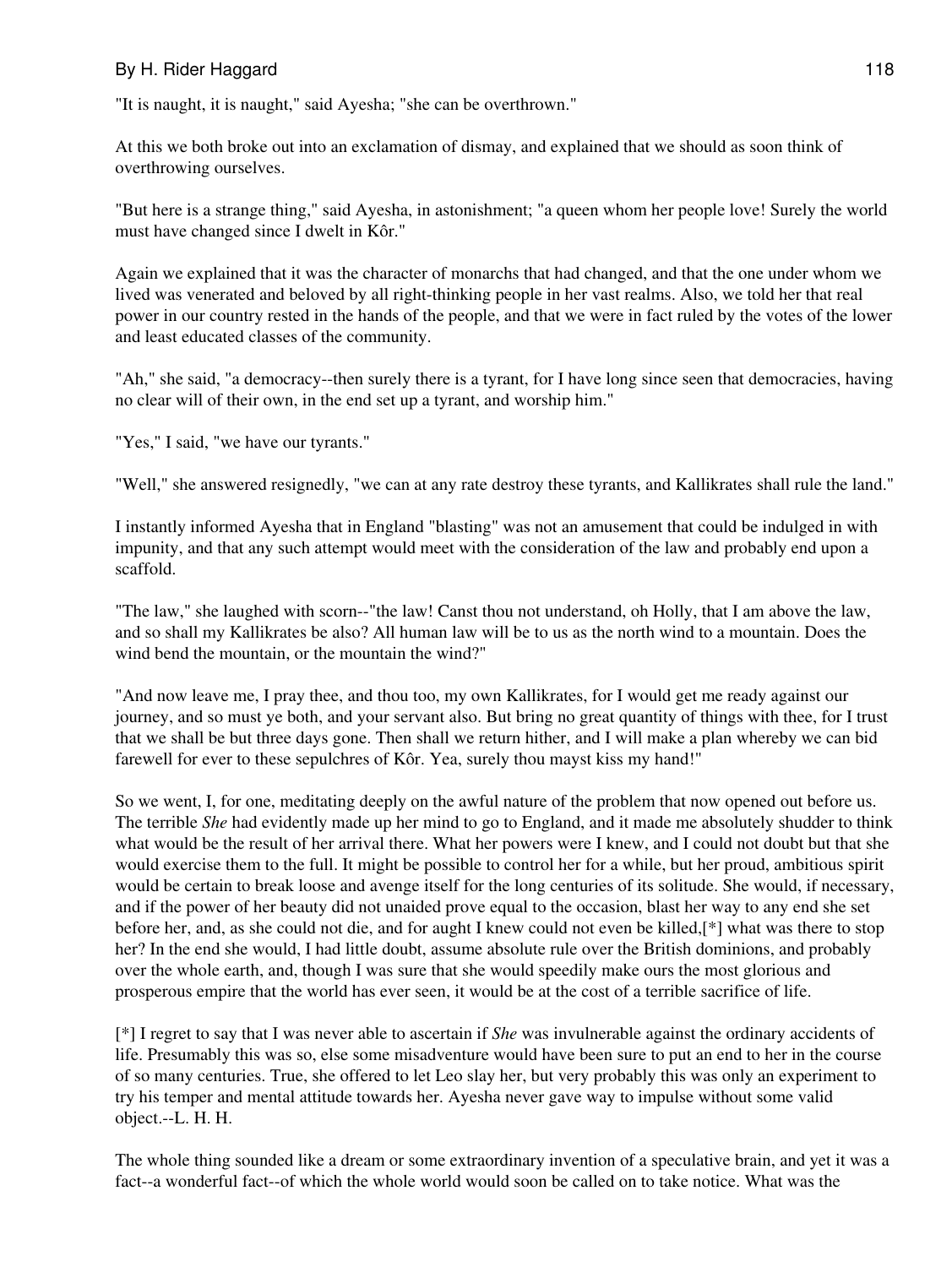"It is naught, it is naught," said Ayesha; "she can be overthrown."

At this we both broke out into an exclamation of dismay, and explained that we should as soon think of overthrowing ourselves.

"But here is a strange thing," said Ayesha, in astonishment; "a queen whom her people love! Surely the world must have changed since I dwelt in Kôr."

Again we explained that it was the character of monarchs that had changed, and that the one under whom we lived was venerated and beloved by all right-thinking people in her vast realms. Also, we told her that real power in our country rested in the hands of the people, and that we were in fact ruled by the votes of the lower and least educated classes of the community.

"Ah," she said, "a democracy--then surely there is a tyrant, for I have long since seen that democracies, having no clear will of their own, in the end set up a tyrant, and worship him."

"Yes," I said, "we have our tyrants."

"Well," she answered resignedly, "we can at any rate destroy these tyrants, and Kallikrates shall rule the land."

I instantly informed Ayesha that in England "blasting" was not an amusement that could be indulged in with impunity, and that any such attempt would meet with the consideration of the law and probably end upon a scaffold.

"The law," she laughed with scorn--"the law! Canst thou not understand, oh Holly, that I am above the law, and so shall my Kallikrates be also? All human law will be to us as the north wind to a mountain. Does the wind bend the mountain, or the mountain the wind?"

"And now leave me, I pray thee, and thou too, my own Kallikrates, for I would get me ready against our journey, and so must ye both, and your servant also. But bring no great quantity of things with thee, for I trust that we shall be but three days gone. Then shall we return hither, and I will make a plan whereby we can bid farewell for ever to these sepulchres of Kôr. Yea, surely thou mayst kiss my hand!"

So we went, I, for one, meditating deeply on the awful nature of the problem that now opened out before us. The terrible *She* had evidently made up her mind to go to England, and it made me absolutely shudder to think what would be the result of her arrival there. What her powers were I knew, and I could not doubt but that she would exercise them to the full. It might be possible to control her for a while, but her proud, ambitious spirit would be certain to break loose and avenge itself for the long centuries of its solitude. She would, if necessary, and if the power of her beauty did not unaided prove equal to the occasion, blast her way to any end she set before her, and, as she could not die, and for aught I knew could not even be killed,[*] what was there to stop her? In the end she would, I had little doubt, assume absolute rule over the British dominions, and probably over the whole earth, and, though I was sure that she would speedily make ours the most glorious and prosperous empire that the world has ever seen, it would be at the cost of a terrible sacrifice of life.

[*] I regret to say that I was never able to ascertain if *She* was invulnerable against the ordinary accidents of life. Presumably this was so, else some misadventure would have been sure to put an end to her in the course of so many centuries. True, she offered to let Leo slay her, but very probably this was only an experiment to try his temper and mental attitude towards her. Ayesha never gave way to impulse without some valid object.--L. H. H.

The whole thing sounded like a dream or some extraordinary invention of a speculative brain, and yet it was a fact--a wonderful fact--of which the whole world would soon be called on to take notice. What was the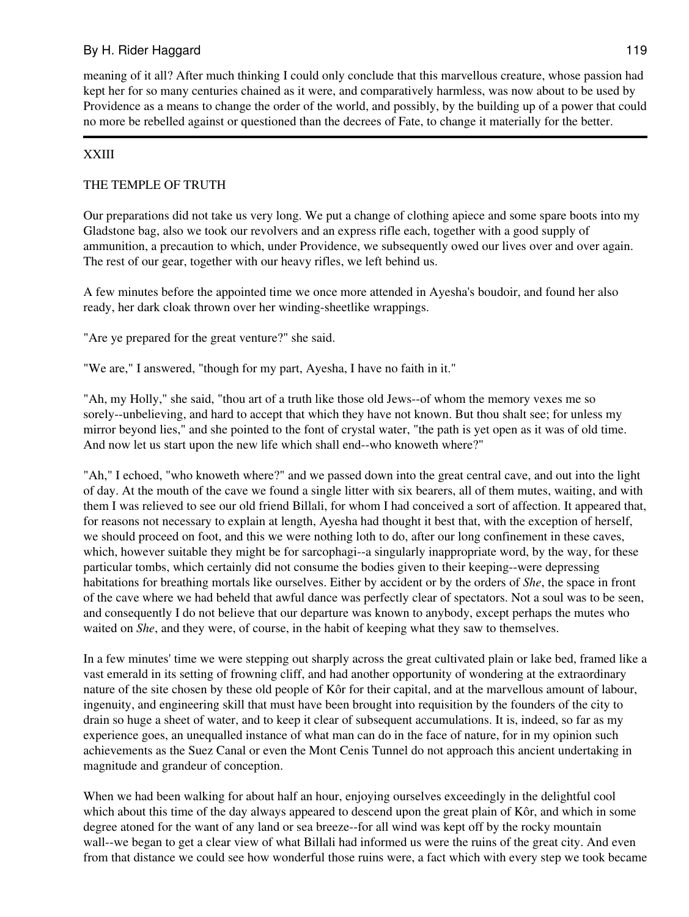meaning of it all? After much thinking I could only conclude that this marvellous creature, whose passion had kept her for so many centuries chained as it were, and comparatively harmless, was now about to be used by Providence as a means to change the order of the world, and possibly, by the building up of a power that could no more be rebelled against or questioned than the decrees of Fate, to change it materially for the better.

---

## XXIII

## THE TEMPLE OF TRUTH

Our preparations did not take us very long. We put a change of clothing apiece and some spare boots into my Gladstone bag, also we took our revolvers and an express rifle each, together with a good supply of ammunition, a precaution to which, under Providence, we subsequently owed our lives over and over again. The rest of our gear, together with our heavy rifles, we left behind us.

A few minutes before the appointed time we once more attended in Ayesha's boudoir, and found her also ready, her dark cloak thrown over her winding-sheetlike wrappings.

"Are ye prepared for the great venture?" she said.

"We are," I answered, "though for my part, Ayesha, I have no faith in it."

"Ah, my Holly," she said, "thou art of a truth like those old Jews--of whom the memory vexes me so sorely--unbelieving, and hard to accept that which they have not known. But thou shalt see; for unless my mirror beyond lies," and she pointed to the font of crystal water, "the path is yet open as it was of old time. And now let us start upon the new life which shall end--who knoweth where?"

"Ah," I echoed, "who knoweth where?" and we passed down into the great central cave, and out into the light of day. At the mouth of the cave we found a single litter with six bearers, all of them mutes, waiting, and with them I was relieved to see our old friend Billali, for whom I had conceived a sort of affection. It appeared that, for reasons not necessary to explain at length, Ayesha had thought it best that, with the exception of herself, we should proceed on foot, and this we were nothing loth to do, after our long confinement in these caves, which, however suitable they might be for sarcophagi--a singularly inappropriate word, by the way, for these particular tombs, which certainly did not consume the bodies given to their keeping--were depressing habitations for breathing mortals like ourselves. Either by accident or by the orders of *She*, the space in front of the cave where we had beheld that awful dance was perfectly clear of spectators. Not a soul was to be seen, and consequently I do not believe that our departure was known to anybody, except perhaps the mutes who waited on *She*, and they were, of course, in the habit of keeping what they saw to themselves.

In a few minutes' time we were stepping out sharply across the great cultivated plain or lake bed, framed like a vast emerald in its setting of frowning cliff, and had another opportunity of wondering at the extraordinary nature of the site chosen by these old people of Kôr for their capital, and at the marvellous amount of labour, ingenuity, and engineering skill that must have been brought into requisition by the founders of the city to drain so huge a sheet of water, and to keep it clear of subsequent accumulations. It is, indeed, so far as my experience goes, an unequalled instance of what man can do in the face of nature, for in my opinion such achievements as the Suez Canal or even the Mont Cenis Tunnel do not approach this ancient undertaking in magnitude and grandeur of conception.

When we had been walking for about half an hour, enjoying ourselves exceedingly in the delightful cool which about this time of the day always appeared to descend upon the great plain of Kôr, and which in some degree atoned for the want of any land or sea breeze--for all wind was kept off by the rocky mountain wall--we began to get a clear view of what Billali had informed us were the ruins of the great city. And even from that distance we could see how wonderful those ruins were, a fact which with every step we took became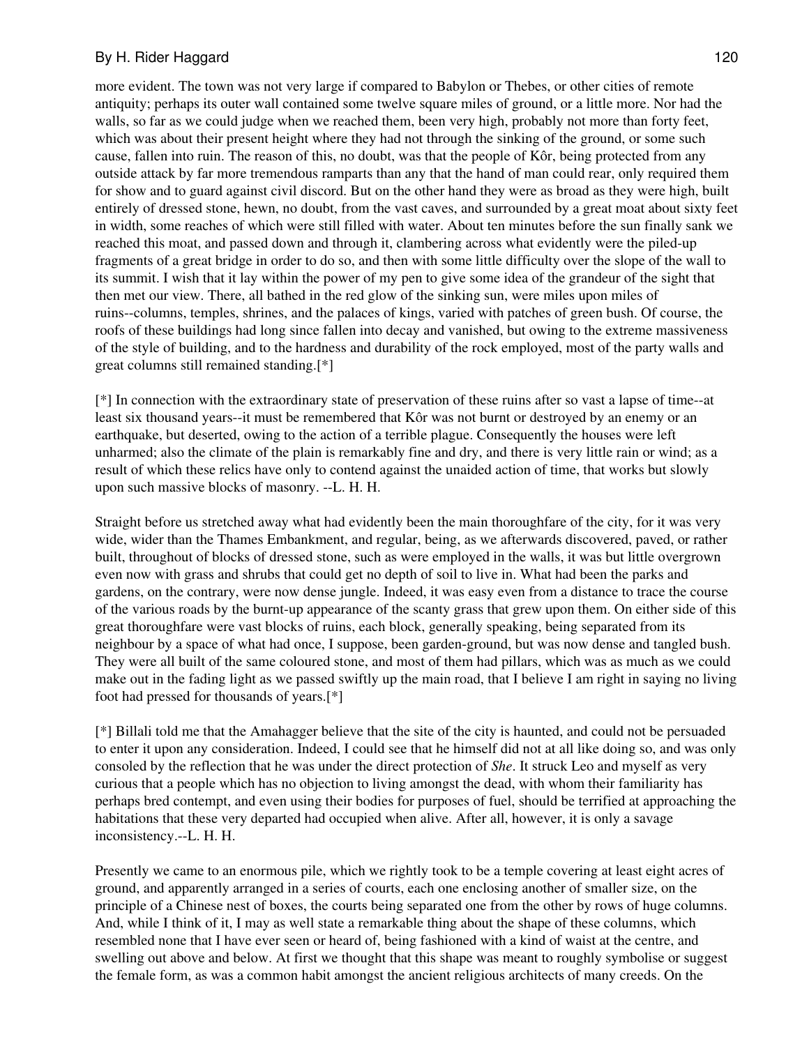more evident. The town was not very large if compared to Babylon or Thebes, or other cities of remote antiquity; perhaps its outer wall contained some twelve square miles of ground, or a little more. Nor had the walls, so far as we could judge when we reached them, been very high, probably not more than forty feet, which was about their present height where they had not through the sinking of the ground, or some such cause, fallen into ruin. The reason of this, no doubt, was that the people of Kôr, being protected from any outside attack by far more tremendous ramparts than any that the hand of man could rear, only required them for show and to guard against civil discord. But on the other hand they were as broad as they were high, built entirely of dressed stone, hewn, no doubt, from the vast caves, and surrounded by a great moat about sixty feet in width, some reaches of which were still filled with water. About ten minutes before the sun finally sank we reached this moat, and passed down and through it, clambering across what evidently were the piled-up fragments of a great bridge in order to do so, and then with some little difficulty over the slope of the wall to its summit. I wish that it lay within the power of my pen to give some idea of the grandeur of the sight that then met our view. There, all bathed in the red glow of the sinking sun, were miles upon miles of ruins--columns, temples, shrines, and the palaces of kings, varied with patches of green bush. Of course, the roofs of these buildings had long since fallen into decay and vanished, but owing to the extreme massiveness of the style of building, and to the hardness and durability of the rock employed, most of the party walls and great columns still remained standing.[*]

[*] In connection with the extraordinary state of preservation of these ruins after so vast a lapse of time--at least six thousand years--it must be remembered that Kôr was not burnt or destroyed by an enemy or an earthquake, but deserted, owing to the action of a terrible plague. Consequently the houses were left unharmed; also the climate of the plain is remarkably fine and dry, and there is very little rain or wind; as a result of which these relics have only to contend against the unaided action of time, that works but slowly upon such massive blocks of masonry. --L. H. H.

Straight before us stretched away what had evidently been the main thoroughfare of the city, for it was very wide, wider than the Thames Embankment, and regular, being, as we afterwards discovered, paved, or rather built, throughout of blocks of dressed stone, such as were employed in the walls, it was but little overgrown even now with grass and shrubs that could get no depth of soil to live in. What had been the parks and gardens, on the contrary, were now dense jungle. Indeed, it was easy even from a distance to trace the course of the various roads by the burnt-up appearance of the scanty grass that grew upon them. On either side of this great thoroughfare were vast blocks of ruins, each block, generally speaking, being separated from its neighbour by a space of what had once, I suppose, been garden-ground, but was now dense and tangled bush. They were all built of the same coloured stone, and most of them had pillars, which was as much as we could make out in the fading light as we passed swiftly up the main road, that I believe I am right in saying no living foot had pressed for thousands of years.[*]

[*] Billali told me that the Amahagger believe that the site of the city is haunted, and could not be persuaded to enter it upon any consideration. Indeed, I could see that he himself did not at all like doing so, and was only consoled by the reflection that he was under the direct protection of *She*. It struck Leo and myself as very curious that a people which has no objection to living amongst the dead, with whom their familiarity has perhaps bred contempt, and even using their bodies for purposes of fuel, should be terrified at approaching the habitations that these very departed had occupied when alive. After all, however, it is only a savage inconsistency.--L. H. H.

Presently we came to an enormous pile, which we rightly took to be a temple covering at least eight acres of ground, and apparently arranged in a series of courts, each one enclosing another of smaller size, on the principle of a Chinese nest of boxes, the courts being separated one from the other by rows of huge columns. And, while I think of it, I may as well state a remarkable thing about the shape of these columns, which resembled none that I have ever seen or heard of, being fashioned with a kind of waist at the centre, and swelling out above and below. At first we thought that this shape was meant to roughly symbolise or suggest the female form, as was a common habit amongst the ancient religious architects of many creeds. On the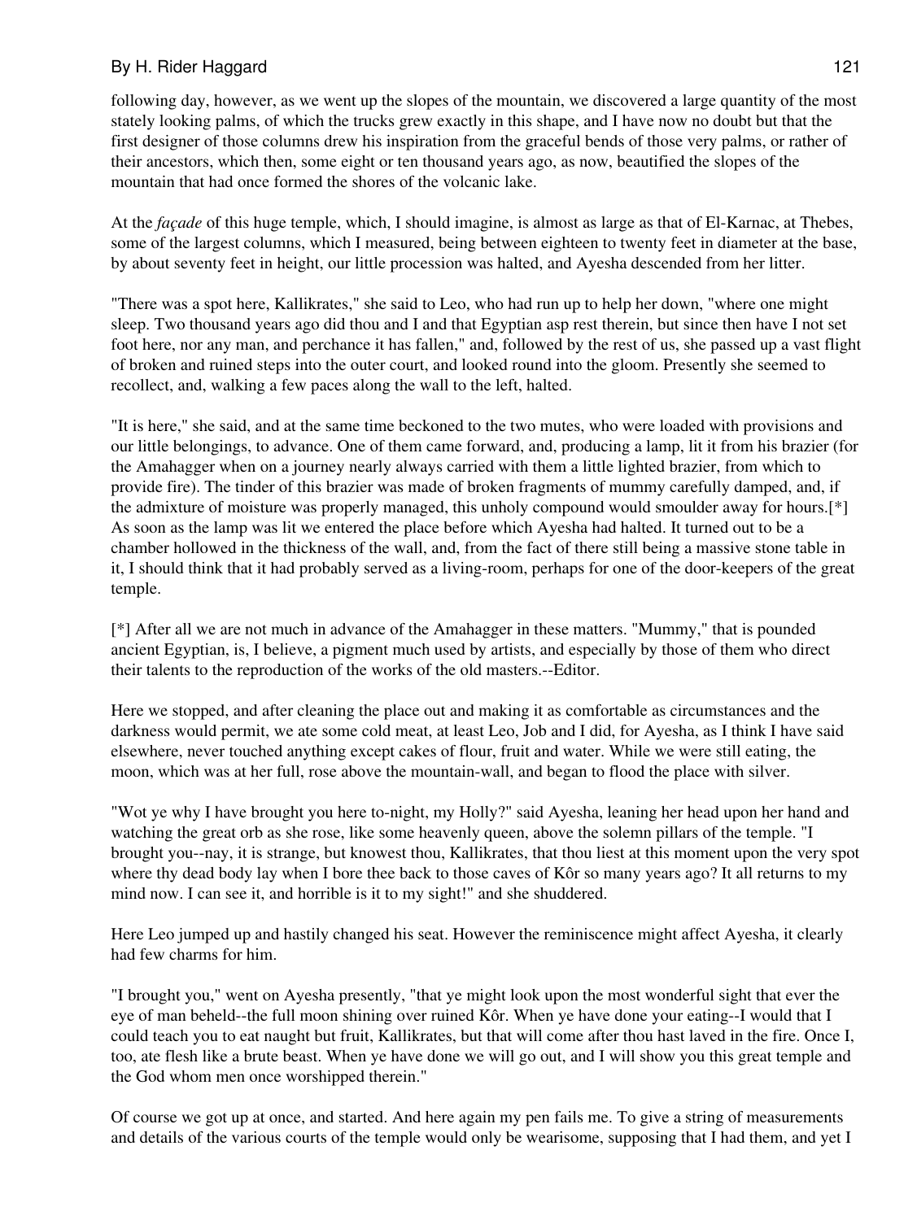following day, however, as we went up the slopes of the mountain, we discovered a large quantity of the most stately looking palms, of which the trucks grew exactly in this shape, and I have now no doubt but that the first designer of those columns drew his inspiration from the graceful bends of those very palms, or rather of their ancestors, which then, some eight or ten thousand years ago, as now, beautified the slopes of the mountain that had once formed the shores of the volcanic lake.

At the *façade* of this huge temple, which, I should imagine, is almost as large as that of El-Karnac, at Thebes, some of the largest columns, which I measured, being between eighteen to twenty feet in diameter at the base, by about seventy feet in height, our little procession was halted, and Ayesha descended from her litter.

"There was a spot here, Kallikrates," she said to Leo, who had run up to help her down, "where one might sleep. Two thousand years ago did thou and I and that Egyptian asp rest therein, but since then have I not set foot here, nor any man, and perchance it has fallen," and, followed by the rest of us, she passed up a vast flight of broken and ruined steps into the outer court, and looked round into the gloom. Presently she seemed to recollect, and, walking a few paces along the wall to the left, halted.

"It is here," she said, and at the same time beckoned to the two mutes, who were loaded with provisions and our little belongings, to advance. One of them came forward, and, producing a lamp, lit it from his brazier (for the Amahagger when on a journey nearly always carried with them a little lighted brazier, from which to provide fire). The tinder of this brazier was made of broken fragments of mummy carefully damped, and, if the admixture of moisture was properly managed, this unholy compound would smoulder away for hours.[*] As soon as the lamp was lit we entered the place before which Ayesha had halted. It turned out to be a chamber hollowed in the thickness of the wall, and, from the fact of there still being a massive stone table in it, I should think that it had probably served as a living-room, perhaps for one of the door-keepers of the great temple.

[*] After all we are not much in advance of the Amahagger in these matters. "Mummy," that is pounded ancient Egyptian, is, I believe, a pigment much used by artists, and especially by those of them who direct their talents to the reproduction of the works of the old masters.--Editor.

Here we stopped, and after cleaning the place out and making it as comfortable as circumstances and the darkness would permit, we ate some cold meat, at least Leo, Job and I did, for Ayesha, as I think I have said elsewhere, never touched anything except cakes of flour, fruit and water. While we were still eating, the moon, which was at her full, rose above the mountain-wall, and began to flood the place with silver.

"Wot ye why I have brought you here to-night, my Holly?" said Ayesha, leaning her head upon her hand and watching the great orb as she rose, like some heavenly queen, above the solemn pillars of the temple. "I brought you--nay, it is strange, but knowest thou, Kallikrates, that thou liest at this moment upon the very spot where thy dead body lay when I bore thee back to those caves of Kôr so many years ago? It all returns to my mind now. I can see it, and horrible is it to my sight!" and she shuddered.

Here Leo jumped up and hastily changed his seat. However the reminiscence might affect Ayesha, it clearly had few charms for him.

"I brought you," went on Ayesha presently, "that ye might look upon the most wonderful sight that ever the eye of man beheld--the full moon shining over ruined Kôr. When ye have done your eating--I would that I could teach you to eat naught but fruit, Kallikrates, but that will come after thou hast laved in the fire. Once I, too, ate flesh like a brute beast. When ye have done we will go out, and I will show you this great temple and the God whom men once worshipped therein."

Of course we got up at once, and started. And here again my pen fails me. To give a string of measurements and details of the various courts of the temple would only be wearisome, supposing that I had them, and yet I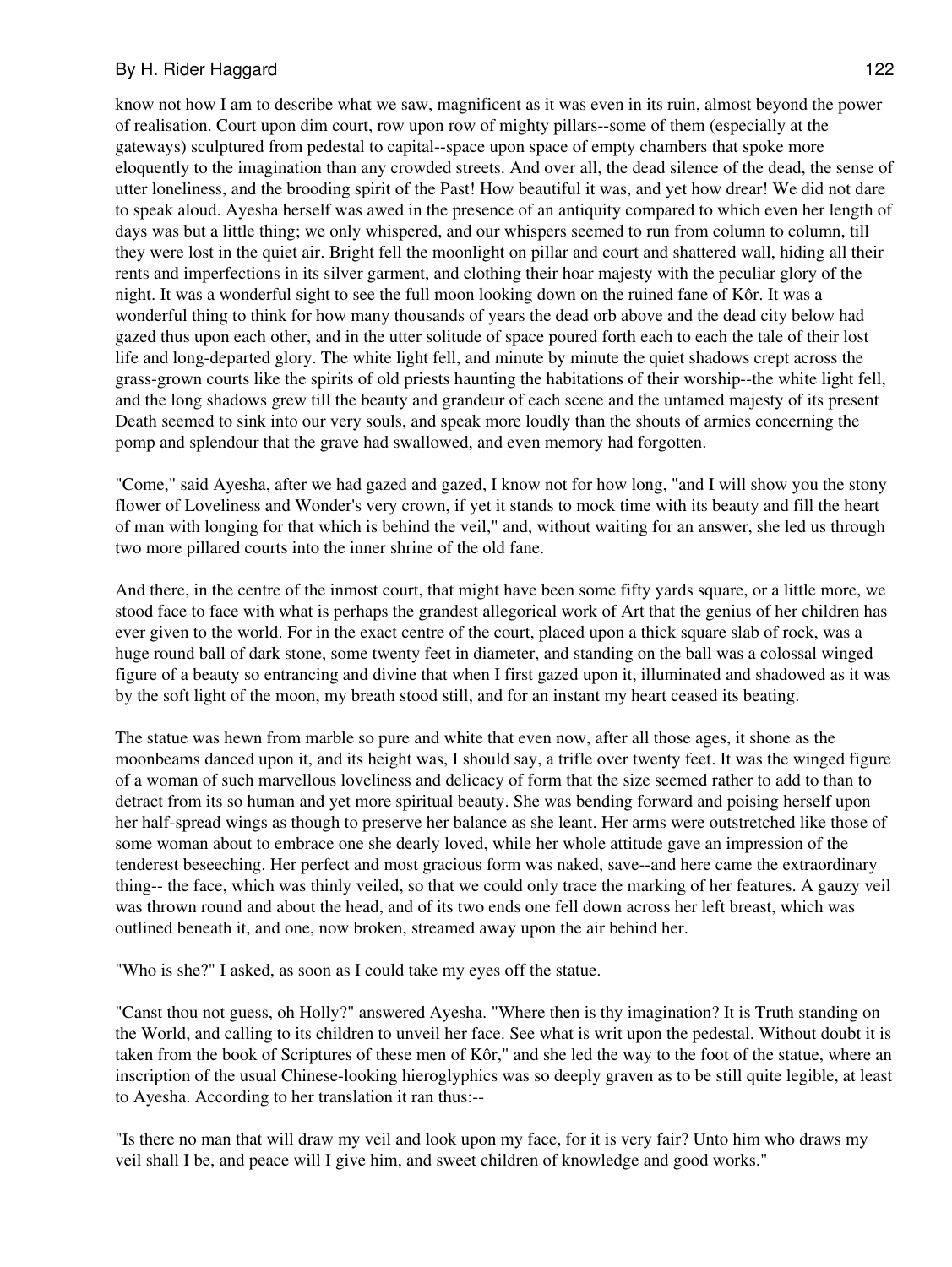know not how I am to describe what we saw, magnificent as it was even in its ruin, almost beyond the power of realisation. Court upon dim court, row upon row of mighty pillars--some of them (especially at the gateways) sculptured from pedestal to capital--space upon space of empty chambers that spoke more eloquently to the imagination than any crowded streets. And over all, the dead silence of the dead, the sense of utter loneliness, and the brooding spirit of the Past! How beautiful it was, and yet how drear! We did not dare to speak aloud. Ayesha herself was awed in the presence of an antiquity compared to which even her length of days was but a little thing; we only whispered, and our whispers seemed to run from column to column, till they were lost in the quiet air. Bright fell the moonlight on pillar and court and shattered wall, hiding all their rents and imperfections in its silver garment, and clothing their hoar majesty with the peculiar glory of the night. It was a wonderful sight to see the full moon looking down on the ruined fane of Kôr. It was a wonderful thing to think for how many thousands of years the dead orb above and the dead city below had gazed thus upon each other, and in the utter solitude of space poured forth each to each the tale of their lost life and long-departed glory. The white light fell, and minute by minute the quiet shadows crept across the grass-grown courts like the spirits of old priests haunting the habitations of their worship--the white light fell, and the long shadows grew till the beauty and grandeur of each scene and the untamed majesty of its present Death seemed to sink into our very souls, and speak more loudly than the shouts of armies concerning the pomp and splendour that the grave had swallowed, and even memory had forgotten.

"Come," said Ayesha, after we had gazed and gazed, I know not for how long, "and I will show you the stony flower of Loveliness and Wonder's very crown, if yet it stands to mock time with its beauty and fill the heart of man with longing for that which is behind the veil," and, without waiting for an answer, she led us through two more pillared courts into the inner shrine of the old fane.

And there, in the centre of the inmost court, that might have been some fifty yards square, or a little more, we stood face to face with what is perhaps the grandest allegorical work of Art that the genius of her children has ever given to the world. For in the exact centre of the court, placed upon a thick square slab of rock, was a huge round ball of dark stone, some twenty feet in diameter, and standing on the ball was a colossal winged figure of a beauty so entrancing and divine that when I first gazed upon it, illuminated and shadowed as it was by the soft light of the moon, my breath stood still, and for an instant my heart ceased its beating.

The statue was hewn from marble so pure and white that even now, after all those ages, it shone as the moonbeams danced upon it, and its height was, I should say, a trifle over twenty feet. It was the winged figure of a woman of such marvellous loveliness and delicacy of form that the size seemed rather to add to than to detract from its so human and yet more spiritual beauty. She was bending forward and poising herself upon her half-spread wings as though to preserve her balance as she leant. Her arms were outstretched like those of some woman about to embrace one she dearly loved, while her whole attitude gave an impression of the tenderest beseeching. Her perfect and most gracious form was naked, save--and here came the extraordinary thing-- the face, which was thinly veiled, so that we could only trace the marking of her features. A gauzy veil was thrown round and about the head, and of its two ends one fell down across her left breast, which was outlined beneath it, and one, now broken, streamed away upon the air behind her.

"Who is she?" I asked, as soon as I could take my eyes off the statue.

"Canst thou not guess, oh Holly?" answered Ayesha. "Where then is thy imagination? It is Truth standing on the World, and calling to its children to unveil her face. See what is writ upon the pedestal. Without doubt it is taken from the book of Scriptures of these men of Kôr," and she led the way to the foot of the statue, where an inscription of the usual Chinese-looking hieroglyphics was so deeply graven as to be still quite legible, at least to Ayesha. According to her translation it ran thus:--

"Is there no man that will draw my veil and look upon my face, for it is very fair? Unto him who draws my veil shall I be, and peace will I give him, and sweet children of knowledge and good works."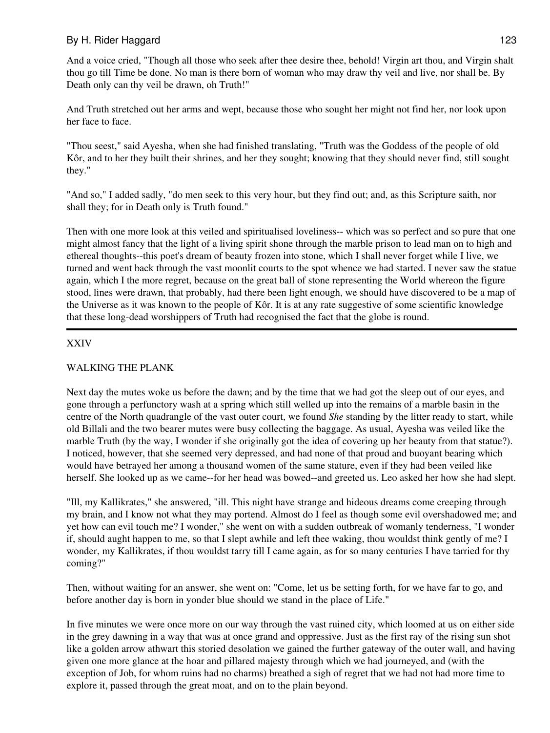And a voice cried, "Though all those who seek after thee desire thee, behold! Virgin art thou, and Virgin shalt thou go till Time be done. No man is there born of woman who may draw thy veil and live, nor shall be. By Death only can thy veil be drawn, oh Truth!"

And Truth stretched out her arms and wept, because those who sought her might not find her, nor look upon her face to face.

"Thou seest," said Ayesha, when she had finished translating, "Truth was the Goddess of the people of old Kôr, and to her they built their shrines, and her they sought; knowing that they should never find, still sought they."

"And so," I added sadly, "do men seek to this very hour, but they find out; and, as this Scripture saith, nor shall they; for in Death only is Truth found."

Then with one more look at this veiled and spiritualised loveliness-- which was so perfect and so pure that one might almost fancy that the light of a living spirit shone through the marble prison to lead man on to high and ethereal thoughts--this poet's dream of beauty frozen into stone, which I shall never forget while I live, we turned and went back through the vast moonlit courts to the spot whence we had started. I never saw the statue again, which I the more regret, because on the great ball of stone representing the World whereon the figure stood, lines were drawn, that probably, had there been light enough, we should have discovered to be a map of the Universe as it was known to the people of Kôr. It is at any rate suggestive of some scientific knowledge that these long-dead worshippers of Truth had recognised the fact that the globe is round.

---

## XXIV

## WALKING THE PLANK

Next day the mutes woke us before the dawn; and by the time that we had got the sleep out of our eyes, and gone through a perfunctory wash at a spring which still welled up into the remains of a marble basin in the centre of the North quadrangle of the vast outer court, we found *She* standing by the litter ready to start, while old Billali and the two bearer mutes were busy collecting the baggage. As usual, Ayesha was veiled like the marble Truth (by the way, I wonder if she originally got the idea of covering up her beauty from that statue?). I noticed, however, that she seemed very depressed, and had none of that proud and buoyant bearing which would have betrayed her among a thousand women of the same stature, even if they had been veiled like herself. She looked up as we came--for her head was bowed--and greeted us. Leo asked her how she had slept.

"Ill, my Kallikrates," she answered, "ill. This night have strange and hideous dreams come creeping through my brain, and I know not what they may portend. Almost do I feel as though some evil overshadowed me; and yet how can evil touch me? I wonder," she went on with a sudden outbreak of womanly tenderness, "I wonder if, should aught happen to me, so that I slept awhile and left thee waking, thou wouldst think gently of me? I wonder, my Kallikrates, if thou wouldst tarry till I came again, as for so many centuries I have tarried for thy coming?"

Then, without waiting for an answer, she went on: "Come, let us be setting forth, for we have far to go, and before another day is born in yonder blue should we stand in the place of Life."

In five minutes we were once more on our way through the vast ruined city, which loomed at us on either side in the grey dawning in a way that was at once grand and oppressive. Just as the first ray of the rising sun shot like a golden arrow athwart this storied desolation we gained the further gateway of the outer wall, and having given one more glance at the hoar and pillared majesty through which we had journeyed, and (with the exception of Job, for whom ruins had no charms) breathed a sigh of regret that we had not had more time to explore it, passed through the great moat, and on to the plain beyond.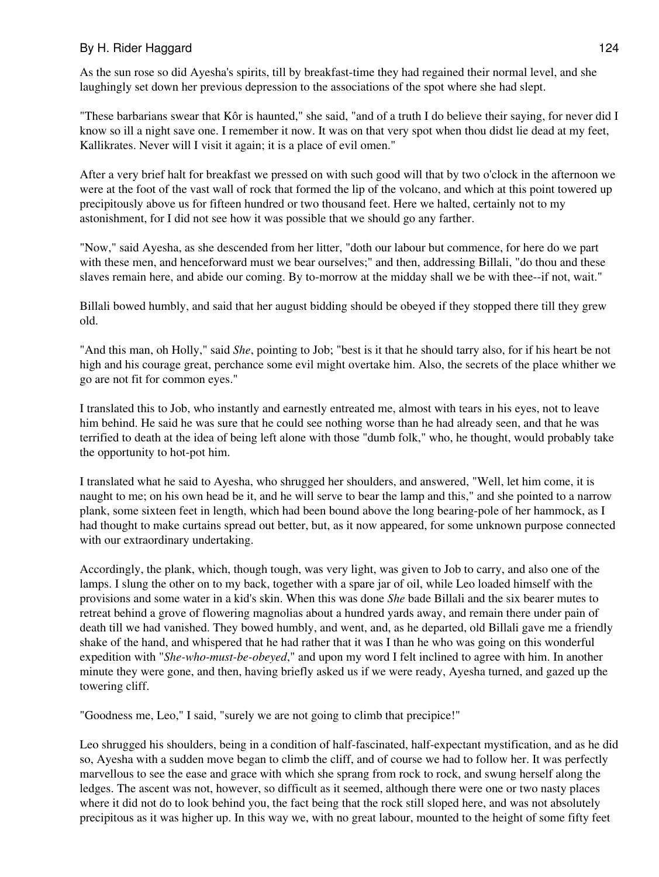As the sun rose so did Ayesha's spirits, till by breakfast-time they had regained their normal level, and she laughingly set down her previous depression to the associations of the spot where she had slept.

"These barbarians swear that Kôr is haunted," she said, "and of a truth I do believe their saying, for never did I know so ill a night save one. I remember it now. It was on that very spot when thou didst lie dead at my feet, Kallikrates. Never will I visit it again; it is a place of evil omen."

After a very brief halt for breakfast we pressed on with such good will that by two o'clock in the afternoon we were at the foot of the vast wall of rock that formed the lip of the volcano, and which at this point towered up precipitously above us for fifteen hundred or two thousand feet. Here we halted, certainly not to my astonishment, for I did not see how it was possible that we should go any farther.

"Now," said Ayesha, as she descended from her litter, "doth our labour but commence, for here do we part with these men, and henceforward must we bear ourselves;" and then, addressing Billali, "do thou and these slaves remain here, and abide our coming. By to-morrow at the midday shall we be with thee--if not, wait."

Billali bowed humbly, and said that her august bidding should be obeyed if they stopped there till they grew old.

"And this man, oh Holly," said *She*, pointing to Job; "best is it that he should tarry also, for if his heart be not high and his courage great, perchance some evil might overtake him. Also, the secrets of the place whither we go are not fit for common eyes."

I translated this to Job, who instantly and earnestly entreated me, almost with tears in his eyes, not to leave him behind. He said he was sure that he could see nothing worse than he had already seen, and that he was terrified to death at the idea of being left alone with those "dumb folk," who, he thought, would probably take the opportunity to hot-pot him.

I translated what he said to Ayesha, who shrugged her shoulders, and answered, "Well, let him come, it is naught to me; on his own head be it, and he will serve to bear the lamp and this," and she pointed to a narrow plank, some sixteen feet in length, which had been bound above the long bearing-pole of her hammock, as I had thought to make curtains spread out better, but, as it now appeared, for some unknown purpose connected with our extraordinary undertaking.

Accordingly, the plank, which, though tough, was very light, was given to Job to carry, and also one of the lamps. I slung the other on to my back, together with a spare jar of oil, while Leo loaded himself with the provisions and some water in a kid's skin. When this was done *She* bade Billali and the six bearer mutes to retreat behind a grove of flowering magnolias about a hundred yards away, and remain there under pain of death till we had vanished. They bowed humbly, and went, and, as he departed, old Billali gave me a friendly shake of the hand, and whispered that he had rather that it was I than he who was going on this wonderful expedition with "*She-who-must-be-obeyed*," and upon my word I felt inclined to agree with him. In another minute they were gone, and then, having briefly asked us if we were ready, Ayesha turned, and gazed up the towering cliff.

"Goodness me, Leo," I said, "surely we are not going to climb that precipice!"

Leo shrugged his shoulders, being in a condition of half-fascinated, half-expectant mystification, and as he did so, Ayesha with a sudden move began to climb the cliff, and of course we had to follow her. It was perfectly marvellous to see the ease and grace with which she sprang from rock to rock, and swung herself along the ledges. The ascent was not, however, so difficult as it seemed, although there were one or two nasty places where it did not do to look behind you, the fact being that the rock still sloped here, and was not absolutely precipitous as it was higher up. In this way we, with no great labour, mounted to the height of some fifty feet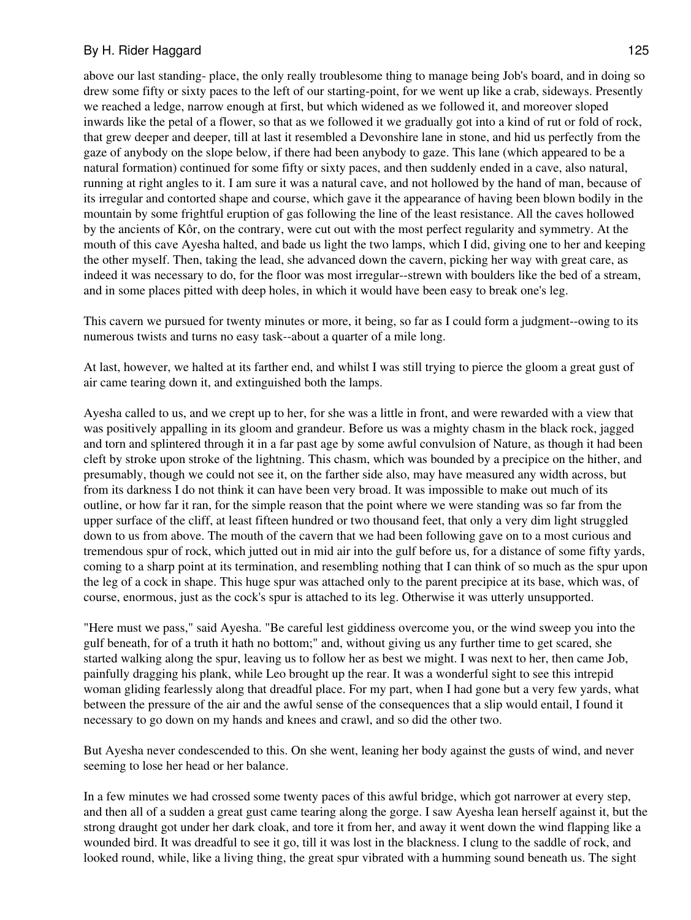above our last standing- place, the only really troublesome thing to manage being Job's board, and in doing so drew some fifty or sixty paces to the left of our starting-point, for we went up like a crab, sideways. Presently we reached a ledge, narrow enough at first, but which widened as we followed it, and moreover sloped inwards like the petal of a flower, so that as we followed it we gradually got into a kind of rut or fold of rock, that grew deeper and deeper, till at last it resembled a Devonshire lane in stone, and hid us perfectly from the gaze of anybody on the slope below, if there had been anybody to gaze. This lane (which appeared to be a natural formation) continued for some fifty or sixty paces, and then suddenly ended in a cave, also natural, running at right angles to it. I am sure it was a natural cave, and not hollowed by the hand of man, because of its irregular and contorted shape and course, which gave it the appearance of having been blown bodily in the mountain by some frightful eruption of gas following the line of the least resistance. All the caves hollowed by the ancients of Kôr, on the contrary, were cut out with the most perfect regularity and symmetry. At the mouth of this cave Ayesha halted, and bade us light the two lamps, which I did, giving one to her and keeping the other myself. Then, taking the lead, she advanced down the cavern, picking her way with great care, as indeed it was necessary to do, for the floor was most irregular--strewn with boulders like the bed of a stream, and in some places pitted with deep holes, in which it would have been easy to break one's leg.

This cavern we pursued for twenty minutes or more, it being, so far as I could form a judgment--owing to its numerous twists and turns no easy task--about a quarter of a mile long.

At last, however, we halted at its farther end, and whilst I was still trying to pierce the gloom a great gust of air came tearing down it, and extinguished both the lamps.

Ayesha called to us, and we crept up to her, for she was a little in front, and were rewarded with a view that was positively appalling in its gloom and grandeur. Before us was a mighty chasm in the black rock, jagged and torn and splintered through it in a far past age by some awful convulsion of Nature, as though it had been cleft by stroke upon stroke of the lightning. This chasm, which was bounded by a precipice on the hither, and presumably, though we could not see it, on the farther side also, may have measured any width across, but from its darkness I do not think it can have been very broad. It was impossible to make out much of its outline, or how far it ran, for the simple reason that the point where we were standing was so far from the upper surface of the cliff, at least fifteen hundred or two thousand feet, that only a very dim light struggled down to us from above. The mouth of the cavern that we had been following gave on to a most curious and tremendous spur of rock, which jutted out in mid air into the gulf before us, for a distance of some fifty yards, coming to a sharp point at its termination, and resembling nothing that I can think of so much as the spur upon the leg of a cock in shape. This huge spur was attached only to the parent precipice at its base, which was, of course, enormous, just as the cock's spur is attached to its leg. Otherwise it was utterly unsupported.

"Here must we pass," said Ayesha. "Be careful lest giddiness overcome you, or the wind sweep you into the gulf beneath, for of a truth it hath no bottom;" and, without giving us any further time to get scared, she started walking along the spur, leaving us to follow her as best we might. I was next to her, then came Job, painfully dragging his plank, while Leo brought up the rear. It was a wonderful sight to see this intrepid woman gliding fearlessly along that dreadful place. For my part, when I had gone but a very few yards, what between the pressure of the air and the awful sense of the consequences that a slip would entail, I found it necessary to go down on my hands and knees and crawl, and so did the other two.

But Ayesha never condescended to this. On she went, leaning her body against the gusts of wind, and never seeming to lose her head or her balance.

In a few minutes we had crossed some twenty paces of this awful bridge, which got narrower at every step, and then all of a sudden a great gust came tearing along the gorge. I saw Ayesha lean herself against it, but the strong draught got under her dark cloak, and tore it from her, and away it went down the wind flapping like a wounded bird. It was dreadful to see it go, till it was lost in the blackness. I clung to the saddle of rock, and looked round, while, like a living thing, the great spur vibrated with a humming sound beneath us. The sight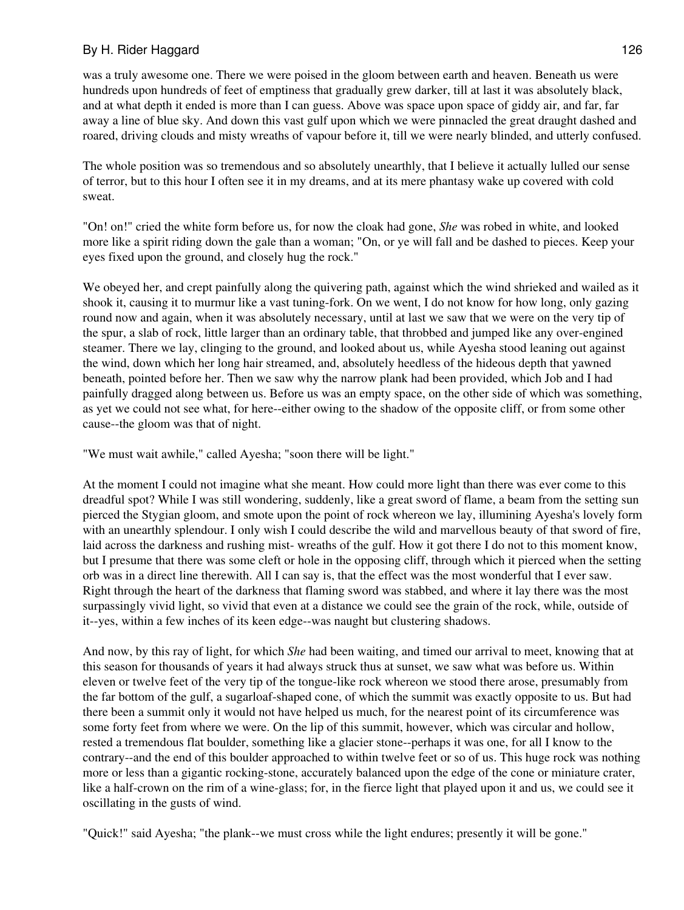was a truly awesome one. There we were poised in the gloom between earth and heaven. Beneath us were hundreds upon hundreds of feet of emptiness that gradually grew darker, till at last it was absolutely black, and at what depth it ended is more than I can guess. Above was space upon space of giddy air, and far, far away a line of blue sky. And down this vast gulf upon which we were pinnacled the great draught dashed and roared, driving clouds and misty wreaths of vapour before it, till we were nearly blinded, and utterly confused.

The whole position was so tremendous and so absolutely unearthly, that I believe it actually lulled our sense of terror, but to this hour I often see it in my dreams, and at its mere phantasy wake up covered with cold sweat.

"On! on!" cried the white form before us, for now the cloak had gone, *She* was robed in white, and looked more like a spirit riding down the gale than a woman; "On, or ye will fall and be dashed to pieces. Keep your eyes fixed upon the ground, and closely hug the rock."

We obeyed her, and crept painfully along the quivering path, against which the wind shrieked and wailed as it shook it, causing it to murmur like a vast tuning-fork. On we went, I do not know for how long, only gazing round now and again, when it was absolutely necessary, until at last we saw that we were on the very tip of the spur, a slab of rock, little larger than an ordinary table, that throbbed and jumped like any over-engined steamer. There we lay, clinging to the ground, and looked about us, while Ayesha stood leaning out against the wind, down which her long hair streamed, and, absolutely heedless of the hideous depth that yawned beneath, pointed before her. Then we saw why the narrow plank had been provided, which Job and I had painfully dragged along between us. Before us was an empty space, on the other side of which was something, as yet we could not see what, for here--either owing to the shadow of the opposite cliff, or from some other cause--the gloom was that of night.

"We must wait awhile," called Ayesha; "soon there will be light."

At the moment I could not imagine what she meant. How could more light than there was ever come to this dreadful spot? While I was still wondering, suddenly, like a great sword of flame, a beam from the setting sun pierced the Stygian gloom, and smote upon the point of rock whereon we lay, illumining Ayesha's lovely form with an unearthly splendour. I only wish I could describe the wild and marvellous beauty of that sword of fire, laid across the darkness and rushing mist- wreaths of the gulf. How it got there I do not to this moment know, but I presume that there was some cleft or hole in the opposing cliff, through which it pierced when the setting orb was in a direct line therewith. All I can say is, that the effect was the most wonderful that I ever saw. Right through the heart of the darkness that flaming sword was stabbed, and where it lay there was the most surpassingly vivid light, so vivid that even at a distance we could see the grain of the rock, while, outside of it--yes, within a few inches of its keen edge--was naught but clustering shadows.

And now, by this ray of light, for which *She* had been waiting, and timed our arrival to meet, knowing that at this season for thousands of years it had always struck thus at sunset, we saw what was before us. Within eleven or twelve feet of the very tip of the tongue-like rock whereon we stood there arose, presumably from the far bottom of the gulf, a sugarloaf-shaped cone, of which the summit was exactly opposite to us. But had there been a summit only it would not have helped us much, for the nearest point of its circumference was some forty feet from where we were. On the lip of this summit, however, which was circular and hollow, rested a tremendous flat boulder, something like a glacier stone--perhaps it was one, for all I know to the contrary--and the end of this boulder approached to within twelve feet or so of us. This huge rock was nothing more or less than a gigantic rocking-stone, accurately balanced upon the edge of the cone or miniature crater, like a half-crown on the rim of a wine-glass; for, in the fierce light that played upon it and us, we could see it oscillating in the gusts of wind.

"Quick!" said Ayesha; "the plank--we must cross while the light endures; presently it will be gone."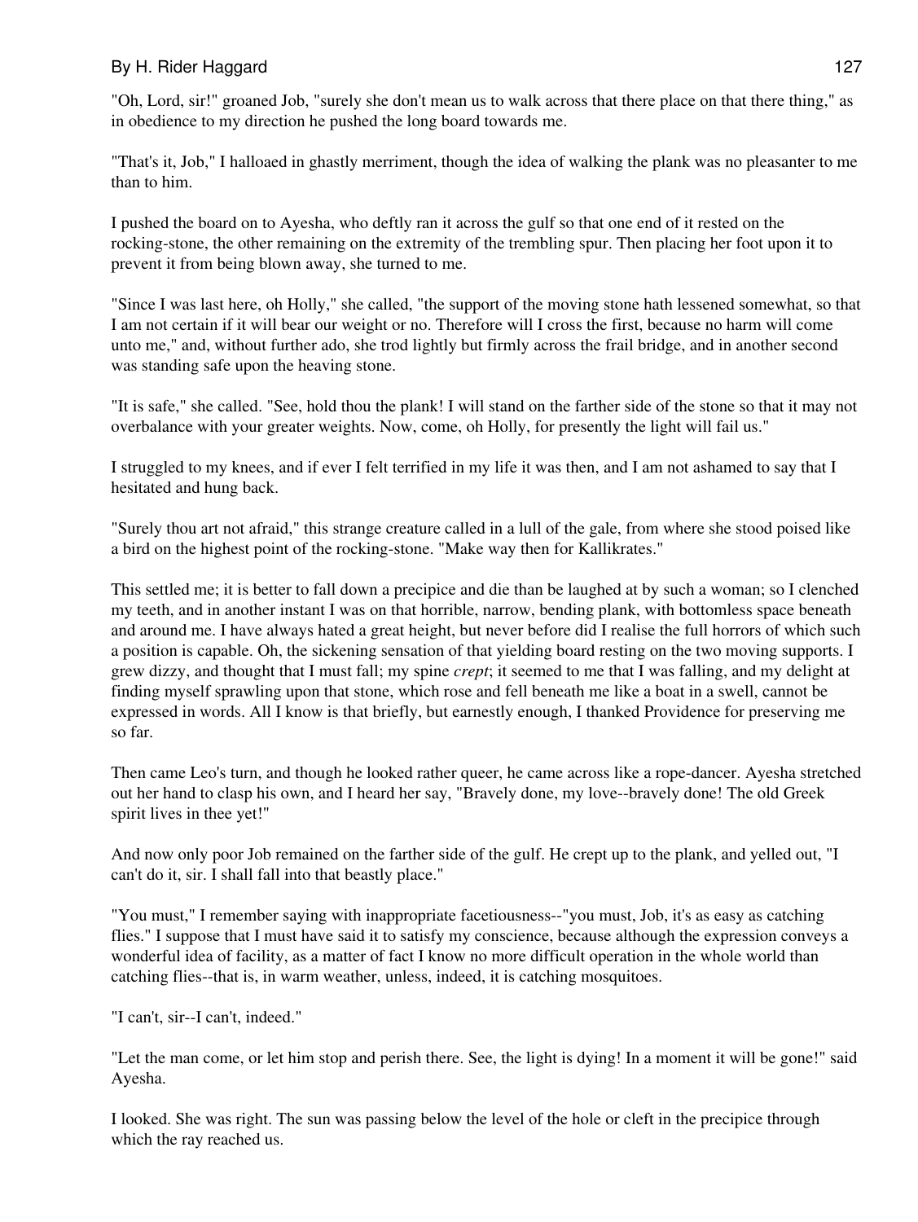"Oh, Lord, sir!" groaned Job, "surely she don't mean us to walk across that there place on that there thing," as in obedience to my direction he pushed the long board towards me.

"That's it, Job," I halloaed in ghastly merriment, though the idea of walking the plank was no pleasanter to me than to him.

I pushed the board on to Ayesha, who deftly ran it across the gulf so that one end of it rested on the rocking-stone, the other remaining on the extremity of the trembling spur. Then placing her foot upon it to prevent it from being blown away, she turned to me.

"Since I was last here, oh Holly," she called, "the support of the moving stone hath lessened somewhat, so that I am not certain if it will bear our weight or no. Therefore will I cross the first, because no harm will come unto me," and, without further ado, she trod lightly but firmly across the frail bridge, and in another second was standing safe upon the heaving stone.

"It is safe," she called. "See, hold thou the plank! I will stand on the farther side of the stone so that it may not overbalance with your greater weights. Now, come, oh Holly, for presently the light will fail us."

I struggled to my knees, and if ever I felt terrified in my life it was then, and I am not ashamed to say that I hesitated and hung back.

"Surely thou art not afraid," this strange creature called in a lull of the gale, from where she stood poised like a bird on the highest point of the rocking-stone. "Make way then for Kallikrates."

This settled me; it is better to fall down a precipice and die than be laughed at by such a woman; so I clenched my teeth, and in another instant I was on that horrible, narrow, bending plank, with bottomless space beneath and around me. I have always hated a great height, but never before did I realise the full horrors of which such a position is capable. Oh, the sickening sensation of that yielding board resting on the two moving supports. I grew dizzy, and thought that I must fall; my spine *crept*; it seemed to me that I was falling, and my delight at finding myself sprawling upon that stone, which rose and fell beneath me like a boat in a swell, cannot be expressed in words. All I know is that briefly, but earnestly enough, I thanked Providence for preserving me so far.

Then came Leo's turn, and though he looked rather queer, he came across like a rope-dancer. Ayesha stretched out her hand to clasp his own, and I heard her say, "Bravely done, my love--bravely done! The old Greek spirit lives in thee yet!"

And now only poor Job remained on the farther side of the gulf. He crept up to the plank, and yelled out, "I can't do it, sir. I shall fall into that beastly place."

"You must," I remember saying with inappropriate facetiousness--"you must, Job, it's as easy as catching flies." I suppose that I must have said it to satisfy my conscience, because although the expression conveys a wonderful idea of facility, as a matter of fact I know no more difficult operation in the whole world than catching flies--that is, in warm weather, unless, indeed, it is catching mosquitoes.

"I can't, sir--I can't, indeed."

"Let the man come, or let him stop and perish there. See, the light is dying! In a moment it will be gone!" said Ayesha.

I looked. She was right. The sun was passing below the level of the hole or cleft in the precipice through which the ray reached us.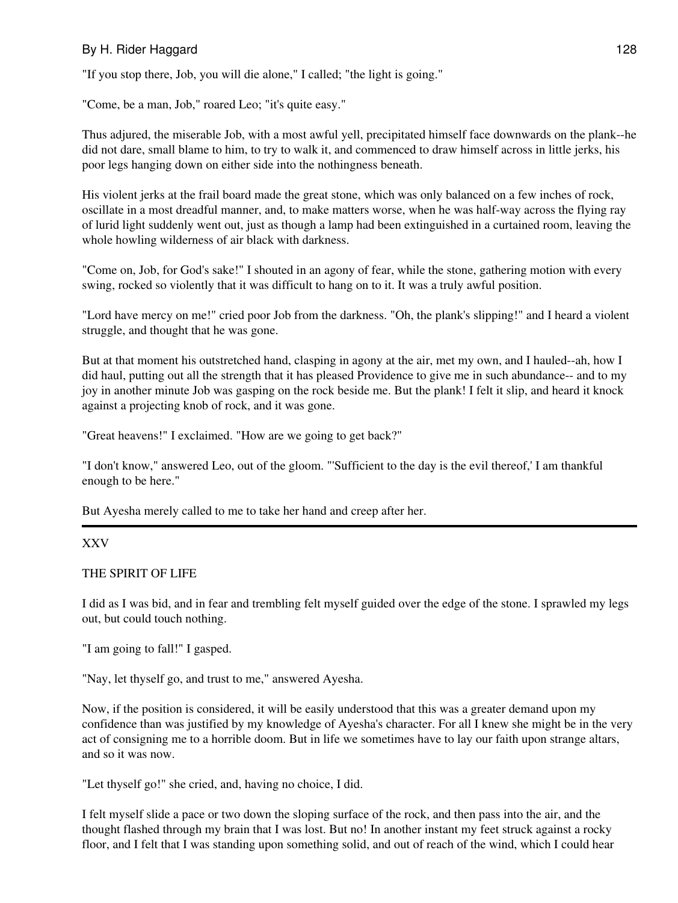"If you stop there, Job, you will die alone," I called; "the light is going."

"Come, be a man, Job," roared Leo; "it's quite easy."

Thus adjured, the miserable Job, with a most awful yell, precipitated himself face downwards on the plank--he did not dare, small blame to him, to try to walk it, and commenced to draw himself across in little jerks, his poor legs hanging down on either side into the nothingness beneath.

His violent jerks at the frail board made the great stone, which was only balanced on a few inches of rock, oscillate in a most dreadful manner, and, to make matters worse, when he was half-way across the flying ray of lurid light suddenly went out, just as though a lamp had been extinguished in a curtained room, leaving the whole howling wilderness of air black with darkness.

"Come on, Job, for God's sake!" I shouted in an agony of fear, while the stone, gathering motion with every swing, rocked so violently that it was difficult to hang on to it. It was a truly awful position.

"Lord have mercy on me!" cried poor Job from the darkness. "Oh, the plank's slipping!" and I heard a violent struggle, and thought that he was gone.

But at that moment his outstretched hand, clasping in agony at the air, met my own, and I hauled--ah, how I did haul, putting out all the strength that it has pleased Providence to give me in such abundance-- and to my joy in another minute Job was gasping on the rock beside me. But the plank! I felt it slip, and heard it knock against a projecting knob of rock, and it was gone.

"Great heavens!" I exclaimed. "How are we going to get back?"

"I don't know," answered Leo, out of the gloom. "'Sufficient to the day is the evil thereof,' I am thankful enough to be here."

But Ayesha merely called to me to take her hand and creep after her.

---

## XXV

## THE SPIRIT OF LIFE

I did as I was bid, and in fear and trembling felt myself guided over the edge of the stone. I sprawled my legs out, but could touch nothing.

"I am going to fall!" I gasped.

"Nay, let thyself go, and trust to me," answered Ayesha.

Now, if the position is considered, it will be easily understood that this was a greater demand upon my confidence than was justified by my knowledge of Ayesha's character. For all I knew she might be in the very act of consigning me to a horrible doom. But in life we sometimes have to lay our faith upon strange altars, and so it was now.

"Let thyself go!" she cried, and, having no choice, I did.

I felt myself slide a pace or two down the sloping surface of the rock, and then pass into the air, and the thought flashed through my brain that I was lost. But no! In another instant my feet struck against a rocky floor, and I felt that I was standing upon something solid, and out of reach of the wind, which I could hear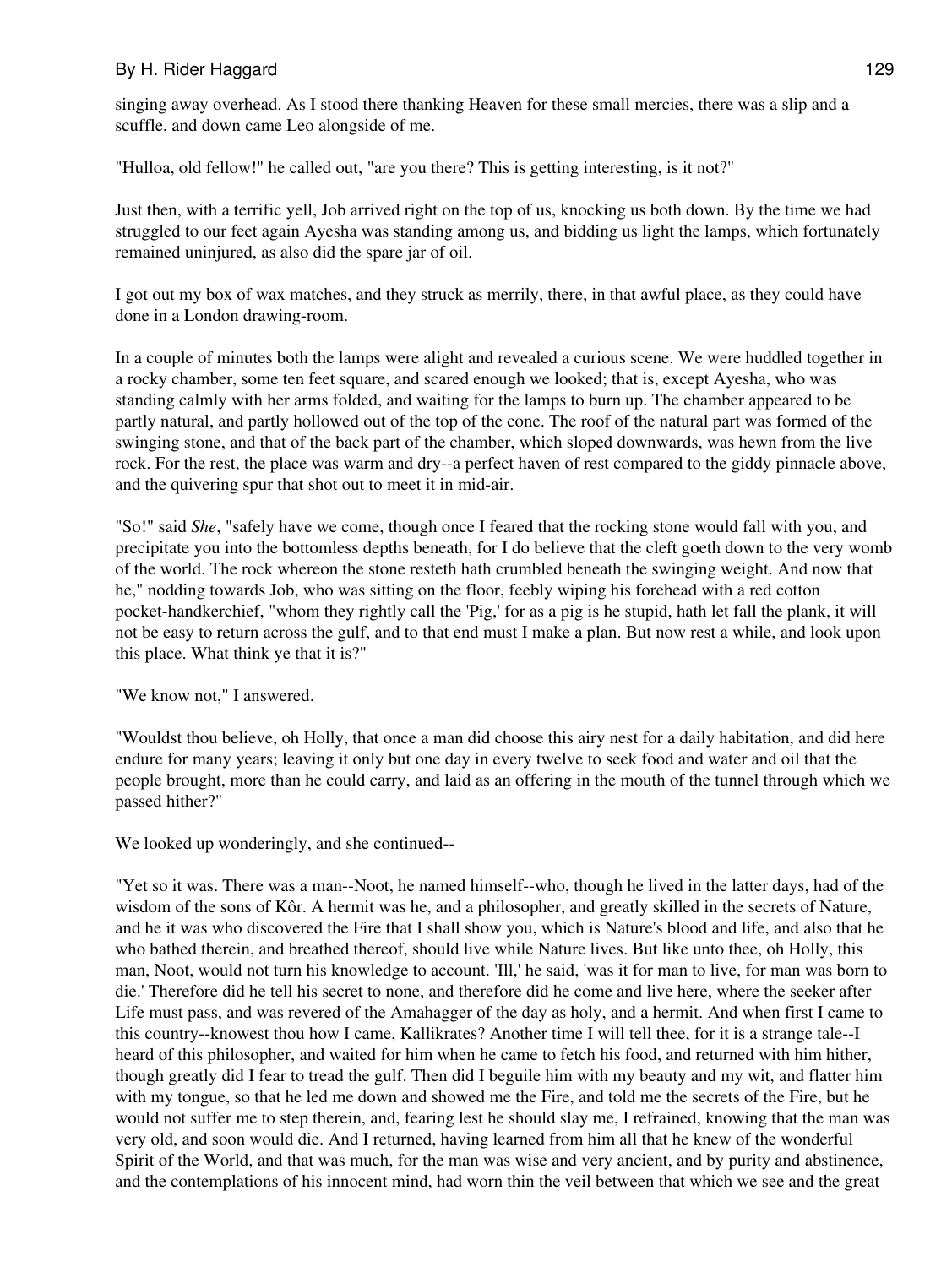singing away overhead. As I stood there thanking Heaven for these small mercies, there was a slip and a scuffle, and down came Leo alongside of me.

"Hulloa, old fellow!" he called out, "are you there? This is getting interesting, is it not?"

Just then, with a terrific yell, Job arrived right on the top of us, knocking us both down. By the time we had struggled to our feet again Ayesha was standing among us, and bidding us light the lamps, which fortunately remained uninjured, as also did the spare jar of oil.

I got out my box of wax matches, and they struck as merrily, there, in that awful place, as they could have done in a London drawing-room.

In a couple of minutes both the lamps were alight and revealed a curious scene. We were huddled together in a rocky chamber, some ten feet square, and scared enough we looked; that is, except Ayesha, who was standing calmly with her arms folded, and waiting for the lamps to burn up. The chamber appeared to be partly natural, and partly hollowed out of the top of the cone. The roof of the natural part was formed of the swinging stone, and that of the back part of the chamber, which sloped downwards, was hewn from the live rock. For the rest, the place was warm and dry--a perfect haven of rest compared to the giddy pinnacle above, and the quivering spur that shot out to meet it in mid-air.

"So!" said *She*, "safely have we come, though once I feared that the rocking stone would fall with you, and precipitate you into the bottomless depths beneath, for I do believe that the cleft goeth down to the very womb of the world. The rock whereon the stone resteth hath crumbled beneath the swinging weight. And now that he," nodding towards Job, who was sitting on the floor, feebly wiping his forehead with a red cotton pocket-handkerchief, "whom they rightly call the 'Pig,' for as a pig is he stupid, hath let fall the plank, it will not be easy to return across the gulf, and to that end must I make a plan. But now rest a while, and look upon this place. What think ye that it is?"

"We know not," I answered.

"Wouldst thou believe, oh Holly, that once a man did choose this airy nest for a daily habitation, and did here endure for many years; leaving it only but one day in every twelve to seek food and water and oil that the people brought, more than he could carry, and laid as an offering in the mouth of the tunnel through which we passed hither?"

We looked up wonderingly, and she continued--

"Yet so it was. There was a man--Noot, he named himself--who, though he lived in the latter days, had of the wisdom of the sons of Kôr. A hermit was he, and a philosopher, and greatly skilled in the secrets of Nature, and he it was who discovered the Fire that I shall show you, which is Nature's blood and life, and also that he who bathed therein, and breathed thereof, should live while Nature lives. But like unto thee, oh Holly, this man, Noot, would not turn his knowledge to account. 'Ill,' he said, 'was it for man to live, for man was born to die.' Therefore did he tell his secret to none, and therefore did he come and live here, where the seeker after Life must pass, and was revered of the Amahagger of the day as holy, and a hermit. And when first I came to this country--knowest thou how I came, Kallikrates? Another time I will tell thee, for it is a strange tale--I heard of this philosopher, and waited for him when he came to fetch his food, and returned with him hither, though greatly did I fear to tread the gulf. Then did I beguile him with my beauty and my wit, and flatter him with my tongue, so that he led me down and showed me the Fire, and told me the secrets of the Fire, but he would not suffer me to step therein, and, fearing lest he should slay me, I refrained, knowing that the man was very old, and soon would die. And I returned, having learned from him all that he knew of the wonderful Spirit of the World, and that was much, for the man was wise and very ancient, and by purity and abstinence, and the contemplations of his innocent mind, had worn thin the veil between that which we see and the great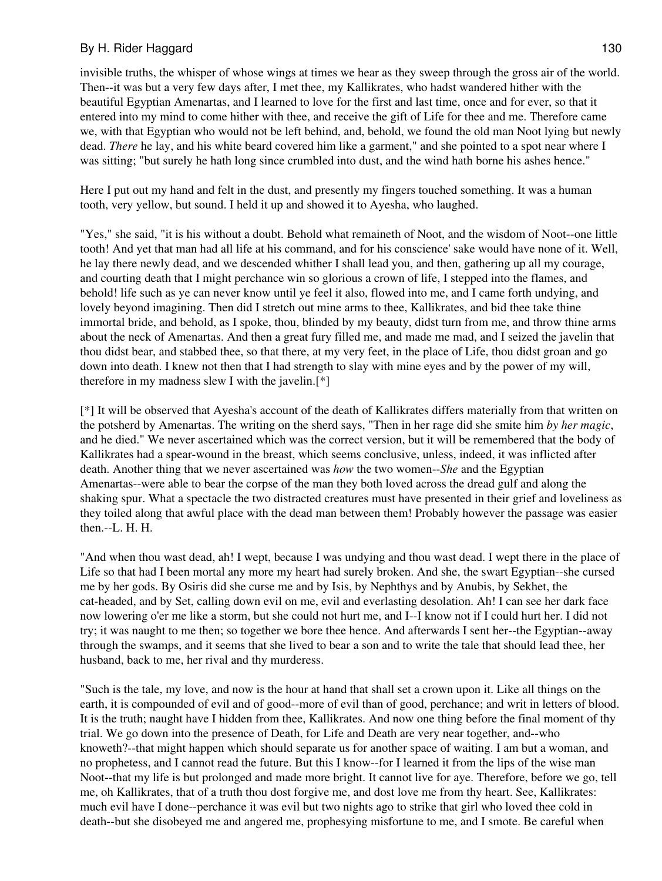invisible truths, the whisper of whose wings at times we hear as they sweep through the gross air of the world. Then--it was but a very few days after, I met thee, my Kallikrates, who hadst wandered hither with the beautiful Egyptian Amenartas, and I learned to love for the first and last time, once and for ever, so that it entered into my mind to come hither with thee, and receive the gift of Life for thee and me. Therefore came we, with that Egyptian who would not be left behind, and, behold, we found the old man Noot lying but newly dead. *There* he lay, and his white beard covered him like a garment," and she pointed to a spot near where I was sitting; "but surely he hath long since crumbled into dust, and the wind hath borne his ashes hence."

Here I put out my hand and felt in the dust, and presently my fingers touched something. It was a human tooth, very yellow, but sound. I held it up and showed it to Ayesha, who laughed.

"Yes," she said, "it is his without a doubt. Behold what remaineth of Noot, and the wisdom of Noot--one little tooth! And yet that man had all life at his command, and for his conscience' sake would have none of it. Well, he lay there newly dead, and we descended whither I shall lead you, and then, gathering up all my courage, and courting death that I might perchance win so glorious a crown of life, I stepped into the flames, and behold! life such as ye can never know until ye feel it also, flowed into me, and I came forth undying, and lovely beyond imagining. Then did I stretch out mine arms to thee, Kallikrates, and bid thee take thine immortal bride, and behold, as I spoke, thou, blinded by my beauty, didst turn from me, and throw thine arms about the neck of Amenartas. And then a great fury filled me, and made me mad, and I seized the javelin that thou didst bear, and stabbed thee, so that there, at my very feet, in the place of Life, thou didst groan and go down into death. I knew not then that I had strength to slay with mine eyes and by the power of my will, therefore in my madness slew I with the javelin.[*]

[*] It will be observed that Ayesha's account of the death of Kallikrates differs materially from that written on the potsherd by Amenartas. The writing on the sherd says, "Then in her rage did she smite him *by her magic*, and he died." We never ascertained which was the correct version, but it will be remembered that the body of Kallikrates had a spear-wound in the breast, which seems conclusive, unless, indeed, it was inflicted after death. Another thing that we never ascertained was *how* the two women--*She* and the Egyptian Amenartas--were able to bear the corpse of the man they both loved across the dread gulf and along the shaking spur. What a spectacle the two distracted creatures must have presented in their grief and loveliness as they toiled along that awful place with the dead man between them! Probably however the passage was easier then.--L. H. H.

"And when thou wast dead, ah! I wept, because I was undying and thou wast dead. I wept there in the place of Life so that had I been mortal any more my heart had surely broken. And she, the swart Egyptian--she cursed me by her gods. By Osiris did she curse me and by Isis, by Nephthys and by Anubis, by Sekhet, the cat-headed, and by Set, calling down evil on me, evil and everlasting desolation. Ah! I can see her dark face now lowering o'er me like a storm, but she could not hurt me, and I--I know not if I could hurt her. I did not try; it was naught to me then; so together we bore thee hence. And afterwards I sent her--the Egyptian--away through the swamps, and it seems that she lived to bear a son and to write the tale that should lead thee, her husband, back to me, her rival and thy murderess.

"Such is the tale, my love, and now is the hour at hand that shall set a crown upon it. Like all things on the earth, it is compounded of evil and of good--more of evil than of good, perchance; and writ in letters of blood. It is the truth; naught have I hidden from thee, Kallikrates. And now one thing before the final moment of thy trial. We go down into the presence of Death, for Life and Death are very near together, and--who knoweth?--that might happen which should separate us for another space of waiting. I am but a woman, and no prophetess, and I cannot read the future. But this I know--for I learned it from the lips of the wise man Noot--that my life is but prolonged and made more bright. It cannot live for aye. Therefore, before we go, tell me, oh Kallikrates, that of a truth thou dost forgive me, and dost love me from thy heart. See, Kallikrates: much evil have I done--perchance it was evil but two nights ago to strike that girl who loved thee cold in death--but she disobeyed me and angered me, prophesying misfortune to me, and I smote. Be careful when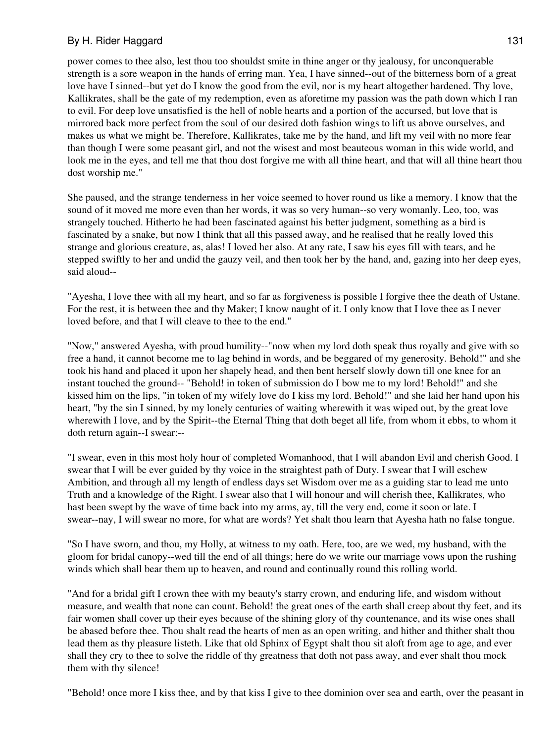power comes to thee also, lest thou too shouldst smite in thine anger or thy jealousy, for unconquerable strength is a sore weapon in the hands of erring man. Yea, I have sinned--out of the bitterness born of a great love have I sinned--but yet do I know the good from the evil, nor is my heart altogether hardened. Thy love, Kallikrates, shall be the gate of my redemption, even as aforetime my passion was the path down which I ran to evil. For deep love unsatisfied is the hell of noble hearts and a portion of the accursed, but love that is mirrored back more perfect from the soul of our desired doth fashion wings to lift us above ourselves, and makes us what we might be. Therefore, Kallikrates, take me by the hand, and lift my veil with no more fear than though I were some peasant girl, and not the wisest and most beauteous woman in this wide world, and look me in the eyes, and tell me that thou dost forgive me with all thine heart, and that will all thine heart thou dost worship me."

She paused, and the strange tenderness in her voice seemed to hover round us like a memory. I know that the sound of it moved me more even than her words, it was so very human--so very womanly. Leo, too, was strangely touched. Hitherto he had been fascinated against his better judgment, something as a bird is fascinated by a snake, but now I think that all this passed away, and he realised that he really loved this strange and glorious creature, as, alas! I loved her also. At any rate, I saw his eyes fill with tears, and he stepped swiftly to her and undid the gauzy veil, and then took her by the hand, and, gazing into her deep eyes, said aloud--

"Ayesha, I love thee with all my heart, and so far as forgiveness is possible I forgive thee the death of Ustane. For the rest, it is between thee and thy Maker; I know naught of it. I only know that I love thee as I never loved before, and that I will cleave to thee to the end."

"Now," answered Ayesha, with proud humility--"now when my lord doth speak thus royally and give with so free a hand, it cannot become me to lag behind in words, and be beggared of my generosity. Behold!" and she took his hand and placed it upon her shapely head, and then bent herself slowly down till one knee for an instant touched the ground-- "Behold! in token of submission do I bow me to my lord! Behold!" and she kissed him on the lips, "in token of my wifely love do I kiss my lord. Behold!" and she laid her hand upon his heart, "by the sin I sinned, by my lonely centuries of waiting wherewith it was wiped out, by the great love wherewith I love, and by the Spirit--the Eternal Thing that doth beget all life, from whom it ebbs, to whom it doth return again--I swear:--

"I swear, even in this most holy hour of completed Womanhood, that I will abandon Evil and cherish Good. I swear that I will be ever guided by thy voice in the straightest path of Duty. I swear that I will eschew Ambition, and through all my length of endless days set Wisdom over me as a guiding star to lead me unto Truth and a knowledge of the Right. I swear also that I will honour and will cherish thee, Kallikrates, who hast been swept by the wave of time back into my arms, ay, till the very end, come it soon or late. I swear--nay, I will swear no more, for what are words? Yet shalt thou learn that Ayesha hath no false tongue.

"So I have sworn, and thou, my Holly, at witness to my oath. Here, too, are we wed, my husband, with the gloom for bridal canopy--wed till the end of all things; here do we write our marriage vows upon the rushing winds which shall bear them up to heaven, and round and continually round this rolling world.

"And for a bridal gift I crown thee with my beauty's starry crown, and enduring life, and wisdom without measure, and wealth that none can count. Behold! the great ones of the earth shall creep about thy feet, and its fair women shall cover up their eyes because of the shining glory of thy countenance, and its wise ones shall be abased before thee. Thou shalt read the hearts of men as an open writing, and hither and thither shalt thou lead them as thy pleasure listeth. Like that old Sphinx of Egypt shalt thou sit aloft from age to age, and ever shall they cry to thee to solve the riddle of thy greatness that doth not pass away, and ever shalt thou mock them with thy silence!

"Behold! once more I kiss thee, and by that kiss I give to thee dominion over sea and earth, over the peasant in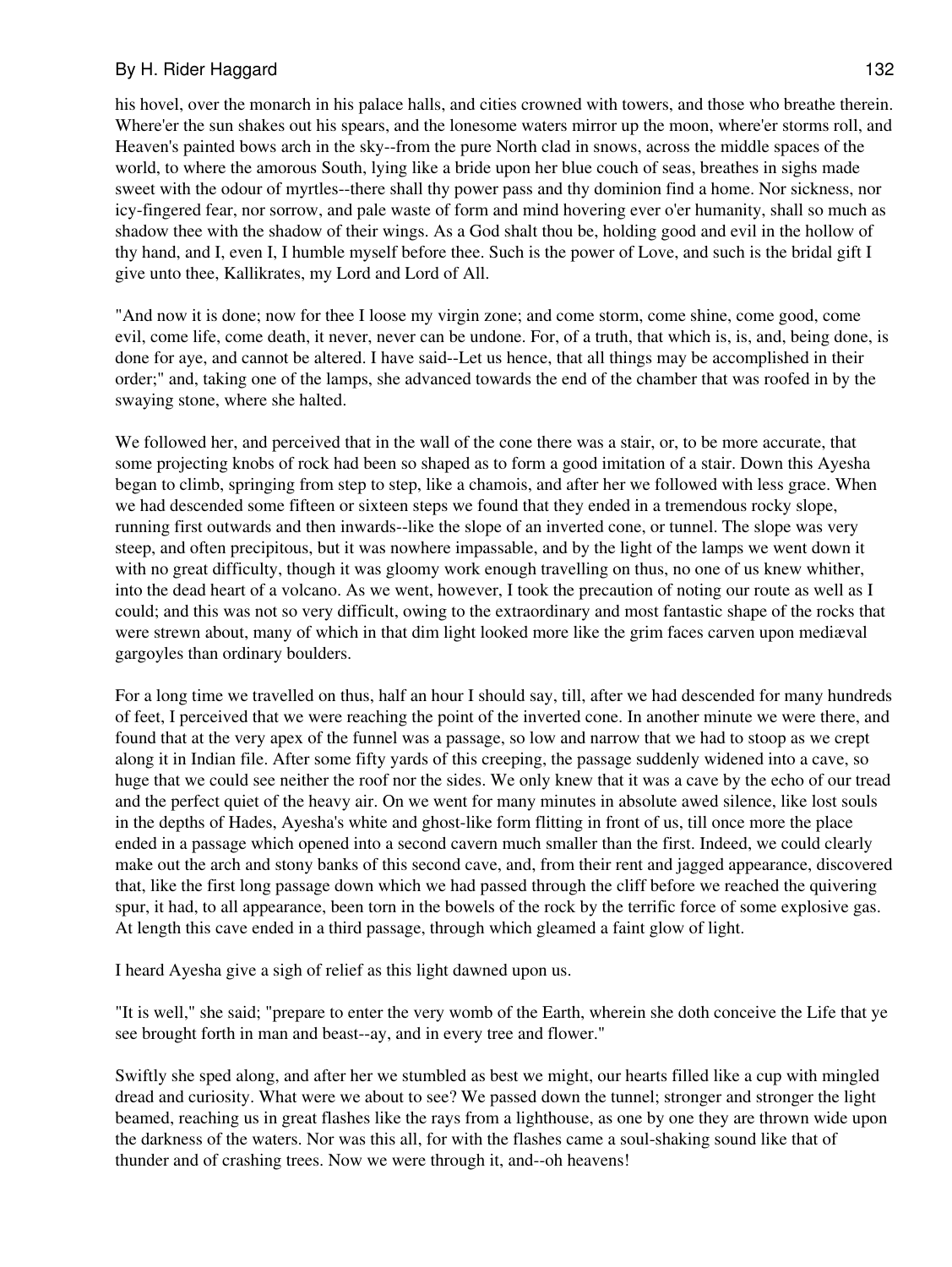his hovel, over the monarch in his palace halls, and cities crowned with towers, and those who breathe therein. Where'er the sun shakes out his spears, and the lonesome waters mirror up the moon, where'er storms roll, and Heaven's painted bows arch in the sky--from the pure North clad in snows, across the middle spaces of the world, to where the amorous South, lying like a bride upon her blue couch of seas, breathes in sighs made sweet with the odour of myrtles--there shall thy power pass and thy dominion find a home. Nor sickness, nor icy-fingered fear, nor sorrow, and pale waste of form and mind hovering ever o'er humanity, shall so much as shadow thee with the shadow of their wings. As a God shalt thou be, holding good and evil in the hollow of thy hand, and I, even I, I humble myself before thee. Such is the power of Love, and such is the bridal gift I give unto thee, Kallikrates, my Lord and Lord of All.

"And now it is done; now for thee I loose my virgin zone; and come storm, come shine, come good, come evil, come life, come death, it never, never can be undone. For, of a truth, that which is, is, and, being done, is done for aye, and cannot be altered. I have said--Let us hence, that all things may be accomplished in their order;" and, taking one of the lamps, she advanced towards the end of the chamber that was roofed in by the swaying stone, where she halted.

We followed her, and perceived that in the wall of the cone there was a stair, or, to be more accurate, that some projecting knobs of rock had been so shaped as to form a good imitation of a stair. Down this Ayesha began to climb, springing from step to step, like a chamois, and after her we followed with less grace. When we had descended some fifteen or sixteen steps we found that they ended in a tremendous rocky slope, running first outwards and then inwards--like the slope of an inverted cone, or tunnel. The slope was very steep, and often precipitous, but it was nowhere impassable, and by the light of the lamps we went down it with no great difficulty, though it was gloomy work enough travelling on thus, no one of us knew whither, into the dead heart of a volcano. As we went, however, I took the precaution of noting our route as well as I could; and this was not so very difficult, owing to the extraordinary and most fantastic shape of the rocks that were strewn about, many of which in that dim light looked more like the grim faces carven upon mediæval gargoyles than ordinary boulders.

For a long time we travelled on thus, half an hour I should say, till, after we had descended for many hundreds of feet, I perceived that we were reaching the point of the inverted cone. In another minute we were there, and found that at the very apex of the funnel was a passage, so low and narrow that we had to stoop as we crept along it in Indian file. After some fifty yards of this creeping, the passage suddenly widened into a cave, so huge that we could see neither the roof nor the sides. We only knew that it was a cave by the echo of our tread and the perfect quiet of the heavy air. On we went for many minutes in absolute awed silence, like lost souls in the depths of Hades, Ayesha's white and ghost-like form flitting in front of us, till once more the place ended in a passage which opened into a second cavern much smaller than the first. Indeed, we could clearly make out the arch and stony banks of this second cave, and, from their rent and jagged appearance, discovered that, like the first long passage down which we had passed through the cliff before we reached the quivering spur, it had, to all appearance, been torn in the bowels of the rock by the terrific force of some explosive gas. At length this cave ended in a third passage, through which gleamed a faint glow of light.

I heard Ayesha give a sigh of relief as this light dawned upon us.

"It is well," she said; "prepare to enter the very womb of the Earth, wherein she doth conceive the Life that ye see brought forth in man and beast--ay, and in every tree and flower."

Swiftly she sped along, and after her we stumbled as best we might, our hearts filled like a cup with mingled dread and curiosity. What were we about to see? We passed down the tunnel; stronger and stronger the light beamed, reaching us in great flashes like the rays from a lighthouse, as one by one they are thrown wide upon the darkness of the waters. Nor was this all, for with the flashes came a soul-shaking sound like that of thunder and of crashing trees. Now we were through it, and--oh heavens!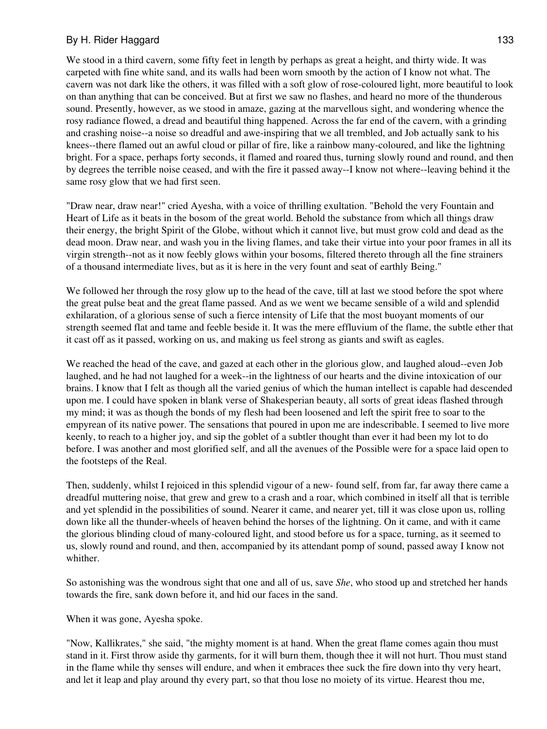We stood in a third cavern, some fifty feet in length by perhaps as great a height, and thirty wide. It was carpeted with fine white sand, and its walls had been worn smooth by the action of I know not what. The cavern was not dark like the others, it was filled with a soft glow of rose-coloured light, more beautiful to look on than anything that can be conceived. But at first we saw no flashes, and heard no more of the thunderous sound. Presently, however, as we stood in amaze, gazing at the marvellous sight, and wondering whence the rosy radiance flowed, a dread and beautiful thing happened. Across the far end of the cavern, with a grinding and crashing noise--a noise so dreadful and awe-inspiring that we all trembled, and Job actually sank to his knees--there flamed out an awful cloud or pillar of fire, like a rainbow many-coloured, and like the lightning bright. For a space, perhaps forty seconds, it flamed and roared thus, turning slowly round and round, and then by degrees the terrible noise ceased, and with the fire it passed away--I know not where--leaving behind it the same rosy glow that we had first seen.

"Draw near, draw near!" cried Ayesha, with a voice of thrilling exultation. "Behold the very Fountain and Heart of Life as it beats in the bosom of the great world. Behold the substance from which all things draw their energy, the bright Spirit of the Globe, without which it cannot live, but must grow cold and dead as the dead moon. Draw near, and wash you in the living flames, and take their virtue into your poor frames in all its virgin strength--not as it now feebly glows within your bosoms, filtered thereto through all the fine strainers of a thousand intermediate lives, but as it is here in the very fount and seat of earthly Being."

We followed her through the rosy glow up to the head of the cave, till at last we stood before the spot where the great pulse beat and the great flame passed. And as we went we became sensible of a wild and splendid exhilaration, of a glorious sense of such a fierce intensity of Life that the most buoyant moments of our strength seemed flat and tame and feeble beside it. It was the mere effluvium of the flame, the subtle ether that it cast off as it passed, working on us, and making us feel strong as giants and swift as eagles.

We reached the head of the cave, and gazed at each other in the glorious glow, and laughed aloud--even Job laughed, and he had not laughed for a week--in the lightness of our hearts and the divine intoxication of our brains. I know that I felt as though all the varied genius of which the human intellect is capable had descended upon me. I could have spoken in blank verse of Shakesperian beauty, all sorts of great ideas flashed through my mind; it was as though the bonds of my flesh had been loosened and left the spirit free to soar to the empyrean of its native power. The sensations that poured in upon me are indescribable. I seemed to live more keenly, to reach to a higher joy, and sip the goblet of a subtler thought than ever it had been my lot to do before. I was another and most glorified self, and all the avenues of the Possible were for a space laid open to the footsteps of the Real.

Then, suddenly, whilst I rejoiced in this splendid vigour of a new- found self, from far, far away there came a dreadful muttering noise, that grew and grew to a crash and a roar, which combined in itself all that is terrible and yet splendid in the possibilities of sound. Nearer it came, and nearer yet, till it was close upon us, rolling down like all the thunder-wheels of heaven behind the horses of the lightning. On it came, and with it came the glorious blinding cloud of many-coloured light, and stood before us for a space, turning, as it seemed to us, slowly round and round, and then, accompanied by its attendant pomp of sound, passed away I know not whither.

So astonishing was the wondrous sight that one and all of us, save *She*, who stood up and stretched her hands towards the fire, sank down before it, and hid our faces in the sand.

When it was gone, Ayesha spoke.

"Now, Kallikrates," she said, "the mighty moment is at hand. When the great flame comes again thou must stand in it. First throw aside thy garments, for it will burn them, though thee it will not hurt. Thou must stand in the flame while thy senses will endure, and when it embraces thee suck the fire down into thy very heart, and let it leap and play around thy every part, so that thou lose no moiety of its virtue. Hearest thou me,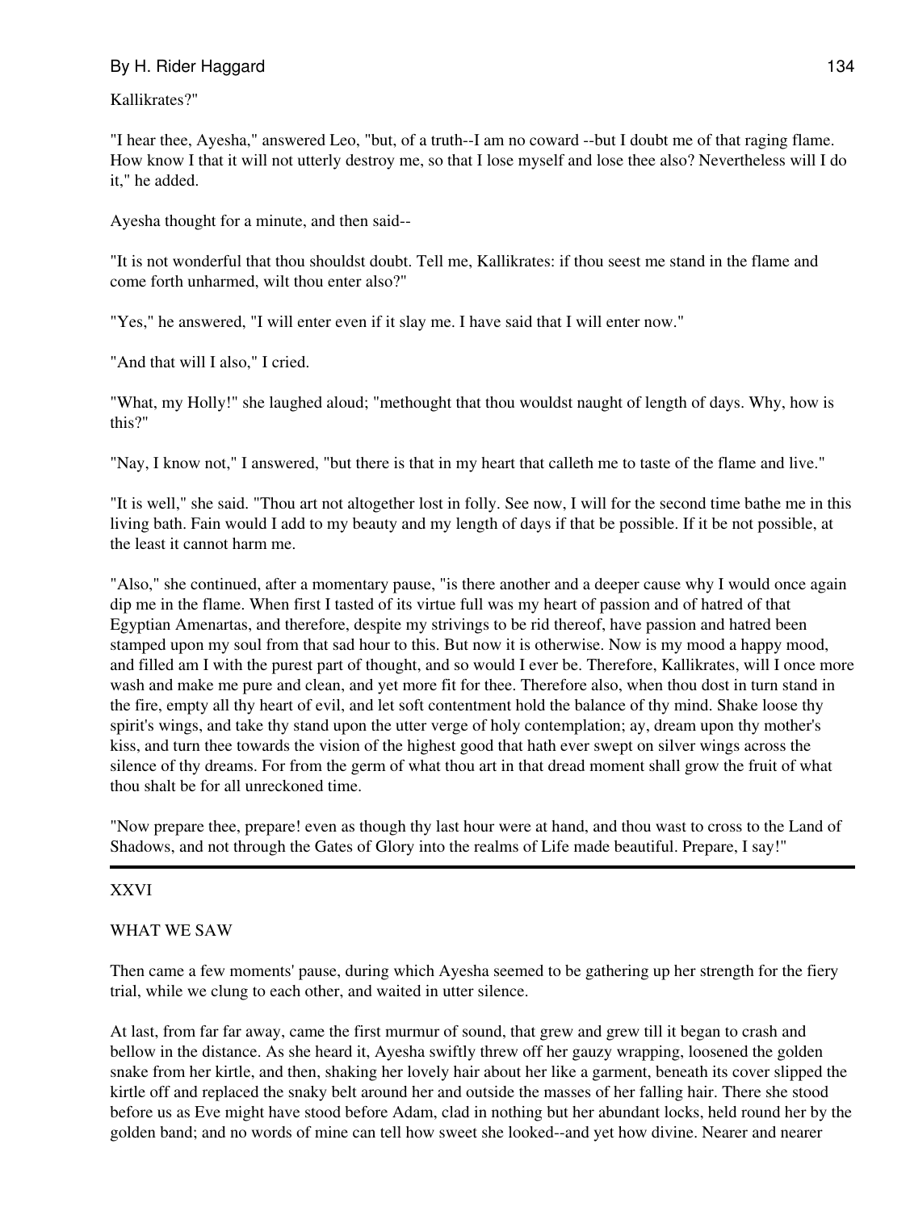Kallikrates?"

"I hear thee, Ayesha," answered Leo, "but, of a truth--I am no coward --but I doubt me of that raging flame. How know I that it will not utterly destroy me, so that I lose myself and lose thee also? Nevertheless will I do it," he added.

Ayesha thought for a minute, and then said--

"It is not wonderful that thou shouldst doubt. Tell me, Kallikrates: if thou seest me stand in the flame and come forth unharmed, wilt thou enter also?"

"Yes," he answered, "I will enter even if it slay me. I have said that I will enter now."

"And that will I also," I cried.

"What, my Holly!" she laughed aloud; "methought that thou wouldst naught of length of days. Why, how is this?"

"Nay, I know not," I answered, "but there is that in my heart that calleth me to taste of the flame and live."

"It is well," she said. "Thou art not altogether lost in folly. See now, I will for the second time bathe me in this living bath. Fain would I add to my beauty and my length of days if that be possible. If it be not possible, at the least it cannot harm me.

"Also," she continued, after a momentary pause, "is there another and a deeper cause why I would once again dip me in the flame. When first I tasted of its virtue full was my heart of passion and of hatred of that Egyptian Amenartas, and therefore, despite my strivings to be rid thereof, have passion and hatred been stamped upon my soul from that sad hour to this. But now it is otherwise. Now is my mood a happy mood, and filled am I with the purest part of thought, and so would I ever be. Therefore, Kallikrates, will I once more wash and make me pure and clean, and yet more fit for thee. Therefore also, when thou dost in turn stand in the fire, empty all thy heart of evil, and let soft contentment hold the balance of thy mind. Shake loose thy spirit's wings, and take thy stand upon the utter verge of holy contemplation; ay, dream upon thy mother's kiss, and turn thee towards the vision of the highest good that hath ever swept on silver wings across the silence of thy dreams. For from the germ of what thou art in that dread moment shall grow the fruit of what thou shalt be for all unreckoned time.

"Now prepare thee, prepare! even as though thy last hour were at hand, and thou wast to cross to the Land of Shadows, and not through the Gates of Glory into the realms of Life made beautiful. Prepare, I say!"

---

## XXVI

### WHAT WE SAW

Then came a few moments' pause, during which Ayesha seemed to be gathering up her strength for the fiery trial, while we clung to each other, and waited in utter silence.

At last, from far far away, came the first murmur of sound, that grew and grew till it began to crash and bellow in the distance. As she heard it, Ayesha swiftly threw off her gauzy wrapping, loosened the golden snake from her kirtle, and then, shaking her lovely hair about her like a garment, beneath its cover slipped the kirtle off and replaced the snaky belt around her and outside the masses of her falling hair. There she stood before us as Eve might have stood before Adam, clad in nothing but her abundant locks, held round her by the golden band; and no words of mine can tell how sweet she looked--and yet how divine. Nearer and nearer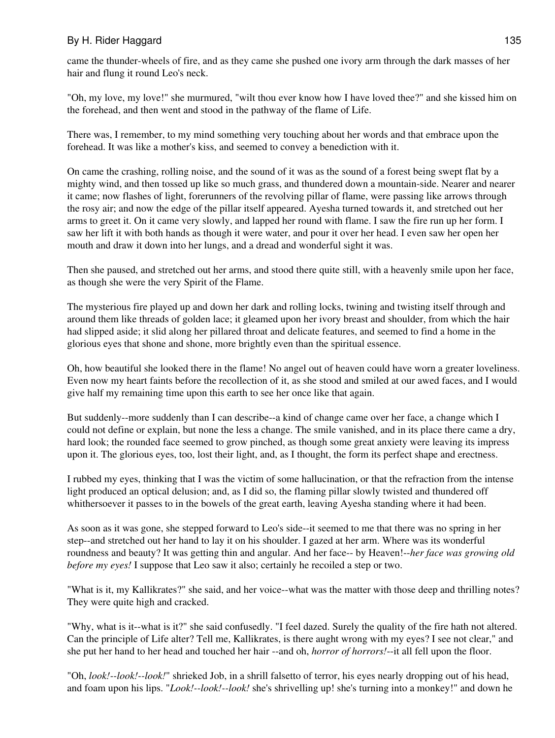came the thunder-wheels of fire, and as they came she pushed one ivory arm through the dark masses of her hair and flung it round Leo's neck.

"Oh, my love, my love!" she murmured, "wilt thou ever know how I have loved thee?" and she kissed him on the forehead, and then went and stood in the pathway of the flame of Life.

There was, I remember, to my mind something very touching about her words and that embrace upon the forehead. It was like a mother's kiss, and seemed to convey a benediction with it.

On came the crashing, rolling noise, and the sound of it was as the sound of a forest being swept flat by a mighty wind, and then tossed up like so much grass, and thundered down a mountain-side. Nearer and nearer it came; now flashes of light, forerunners of the revolving pillar of flame, were passing like arrows through the rosy air; and now the edge of the pillar itself appeared. Ayesha turned towards it, and stretched out her arms to greet it. On it came very slowly, and lapped her round with flame. I saw the fire run up her form. I saw her lift it with both hands as though it were water, and pour it over her head. I even saw her open her mouth and draw it down into her lungs, and a dread and wonderful sight it was.

Then she paused, and stretched out her arms, and stood there quite still, with a heavenly smile upon her face, as though she were the very Spirit of the Flame.

The mysterious fire played up and down her dark and rolling locks, twining and twisting itself through and around them like threads of golden lace; it gleamed upon her ivory breast and shoulder, from which the hair had slipped aside; it slid along her pillared throat and delicate features, and seemed to find a home in the glorious eyes that shone and shone, more brightly even than the spiritual essence.

Oh, how beautiful she looked there in the flame! No angel out of heaven could have worn a greater loveliness. Even now my heart faints before the recollection of it, as she stood and smiled at our awed faces, and I would give half my remaining time upon this earth to see her once like that again.

But suddenly--more suddenly than I can describe--a kind of change came over her face, a change which I could not define or explain, but none the less a change. The smile vanished, and in its place there came a dry, hard look; the rounded face seemed to grow pinched, as though some great anxiety were leaving its impress upon it. The glorious eyes, too, lost their light, and, as I thought, the form its perfect shape and erectness.

I rubbed my eyes, thinking that I was the victim of some hallucination, or that the refraction from the intense light produced an optical delusion; and, as I did so, the flaming pillar slowly twisted and thundered off whithersoever it passes to in the bowels of the great earth, leaving Ayesha standing where it had been.

As soon as it was gone, she stepped forward to Leo's side--it seemed to me that there was no spring in her step--and stretched out her hand to lay it on his shoulder. I gazed at her arm. Where was its wonderful roundness and beauty? It was getting thin and angular. And her face-- by Heaven!--*her face was growing old before my eyes!* I suppose that Leo saw it also; certainly he recoiled a step or two.

"What is it, my Kallikrates?" she said, and her voice--what was the matter with those deep and thrilling notes? They were quite high and cracked.

"Why, what is it--what is it?" she said confusedly. "I feel dazed. Surely the quality of the fire hath not altered. Can the principle of Life alter? Tell me, Kallikrates, is there aught wrong with my eyes? I see not clear," and she put her hand to her head and touched her hair --and oh, *horror of horrors!*--it all fell upon the floor.

"Oh, *look!--look!--look!*" shrieked Job, in a shrill falsetto of terror, his eyes nearly dropping out of his head, and foam upon his lips. "*Look!--look!--look!* she's shrivelling up! she's turning into a monkey!" and down he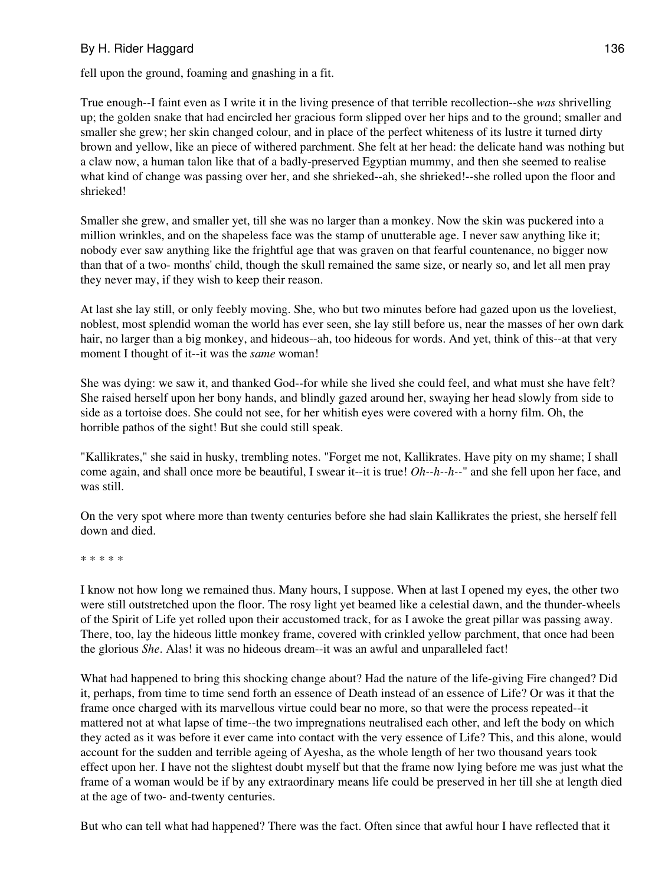fell upon the ground, foaming and gnashing in a fit.

True enough--I faint even as I write it in the living presence of that terrible recollection--she *was* shrivelling up; the golden snake that had encircled her gracious form slipped over her hips and to the ground; smaller and smaller she grew; her skin changed colour, and in place of the perfect whiteness of its lustre it turned dirty brown and yellow, like an piece of withered parchment. She felt at her head: the delicate hand was nothing but a claw now, a human talon like that of a badly-preserved Egyptian mummy, and then she seemed to realise what kind of change was passing over her, and she shrieked--ah, she shrieked!--she rolled upon the floor and shrieked!

Smaller she grew, and smaller yet, till she was no larger than a monkey. Now the skin was puckered into a million wrinkles, and on the shapeless face was the stamp of unutterable age. I never saw anything like it; nobody ever saw anything like the frightful age that was graven on that fearful countenance, no bigger now than that of a two- months' child, though the skull remained the same size, or nearly so, and let all men pray they never may, if they wish to keep their reason.

At last she lay still, or only feebly moving. She, who but two minutes before had gazed upon us the loveliest, noblest, most splendid woman the world has ever seen, she lay still before us, near the masses of her own dark hair, no larger than a big monkey, and hideous--ah, too hideous for words. And yet, think of this--at that very moment I thought of it--it was the *same* woman!

She was dying: we saw it, and thanked God--for while she lived she could feel, and what must she have felt? She raised herself upon her bony hands, and blindly gazed around her, swaying her head slowly from side to side as a tortoise does. She could not see, for her whitish eyes were covered with a horny film. Oh, the horrible pathos of the sight! But she could still speak.

"Kallikrates," she said in husky, trembling notes. "Forget me not, Kallikrates. Have pity on my shame; I shall come again, and shall once more be beautiful, I swear it--it is true! *Oh--h--h--*" and she fell upon her face, and was still.

On the very spot where more than twenty centuries before she had slain Kallikrates the priest, she herself fell down and died.

* * * * *

I know not how long we remained thus. Many hours, I suppose. When at last I opened my eyes, the other two were still outstretched upon the floor. The rosy light yet beamed like a celestial dawn, and the thunder-wheels of the Spirit of Life yet rolled upon their accustomed track, for as I awoke the great pillar was passing away. There, too, lay the hideous little monkey frame, covered with crinkled yellow parchment, that once had been the glorious *She*. Alas! it was no hideous dream--it was an awful and unparalleled fact!

What had happened to bring this shocking change about? Had the nature of the life-giving Fire changed? Did it, perhaps, from time to time send forth an essence of Death instead of an essence of Life? Or was it that the frame once charged with its marvellous virtue could bear no more, so that were the process repeated--it mattered not at what lapse of time--the two impregnations neutralised each other, and left the body on which they acted as it was before it ever came into contact with the very essence of Life? This, and this alone, would account for the sudden and terrible ageing of Ayesha, as the whole length of her two thousand years took effect upon her. I have not the slightest doubt myself but that the frame now lying before me was just what the frame of a woman would be if by any extraordinary means life could be preserved in her till she at length died at the age of two- and-twenty centuries.

But who can tell what had happened? There was the fact. Often since that awful hour I have reflected that it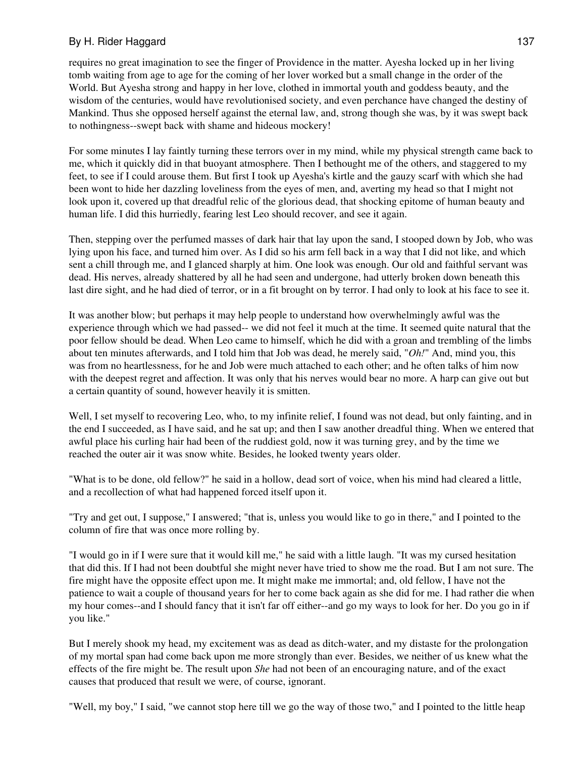requires no great imagination to see the finger of Providence in the matter. Ayesha locked up in her living tomb waiting from age to age for the coming of her lover worked but a small change in the order of the World. But Ayesha strong and happy in her love, clothed in immortal youth and goddess beauty, and the wisdom of the centuries, would have revolutionised society, and even perchance have changed the destiny of Mankind. Thus she opposed herself against the eternal law, and, strong though she was, by it was swept back to nothingness--swept back with shame and hideous mockery!

For some minutes I lay faintly turning these terrors over in my mind, while my physical strength came back to me, which it quickly did in that buoyant atmosphere. Then I bethought me of the others, and staggered to my feet, to see if I could arouse them. But first I took up Ayesha's kirtle and the gauzy scarf with which she had been wont to hide her dazzling loveliness from the eyes of men, and, averting my head so that I might not look upon it, covered up that dreadful relic of the glorious dead, that shocking epitome of human beauty and human life. I did this hurriedly, fearing lest Leo should recover, and see it again.

Then, stepping over the perfumed masses of dark hair that lay upon the sand, I stooped down by Job, who was lying upon his face, and turned him over. As I did so his arm fell back in a way that I did not like, and which sent a chill through me, and I glanced sharply at him. One look was enough. Our old and faithful servant was dead. His nerves, already shattered by all he had seen and undergone, had utterly broken down beneath this last dire sight, and he had died of terror, or in a fit brought on by terror. I had only to look at his face to see it.

It was another blow; but perhaps it may help people to understand how overwhelmingly awful was the experience through which we had passed-- we did not feel it much at the time. It seemed quite natural that the poor fellow should be dead. When Leo came to himself, which he did with a groan and trembling of the limbs about ten minutes afterwards, and I told him that Job was dead, he merely said, "*Oh!*" And, mind you, this was from no heartlessness, for he and Job were much attached to each other; and he often talks of him now with the deepest regret and affection. It was only that his nerves would bear no more. A harp can give out but a certain quantity of sound, however heavily it is smitten.

Well, I set myself to recovering Leo, who, to my infinite relief, I found was not dead, but only fainting, and in the end I succeeded, as I have said, and he sat up; and then I saw another dreadful thing. When we entered that awful place his curling hair had been of the ruddiest gold, now it was turning grey, and by the time we reached the outer air it was snow white. Besides, he looked twenty years older.

"What is to be done, old fellow?" he said in a hollow, dead sort of voice, when his mind had cleared a little, and a recollection of what had happened forced itself upon it.

"Try and get out, I suppose," I answered; "that is, unless you would like to go in there," and I pointed to the column of fire that was once more rolling by.

"I would go in if I were sure that it would kill me," he said with a little laugh. "It was my cursed hesitation that did this. If I had not been doubtful she might never have tried to show me the road. But I am not sure. The fire might have the opposite effect upon me. It might make me immortal; and, old fellow, I have not the patience to wait a couple of thousand years for her to come back again as she did for me. I had rather die when my hour comes--and I should fancy that it isn't far off either--and go my ways to look for her. Do you go in if you like."

But I merely shook my head, my excitement was as dead as ditch-water, and my distaste for the prolongation of my mortal span had come back upon me more strongly than ever. Besides, we neither of us knew what the effects of the fire might be. The result upon *She* had not been of an encouraging nature, and of the exact causes that produced that result we were, of course, ignorant.

"Well, my boy," I said, "we cannot stop here till we go the way of those two," and I pointed to the little heap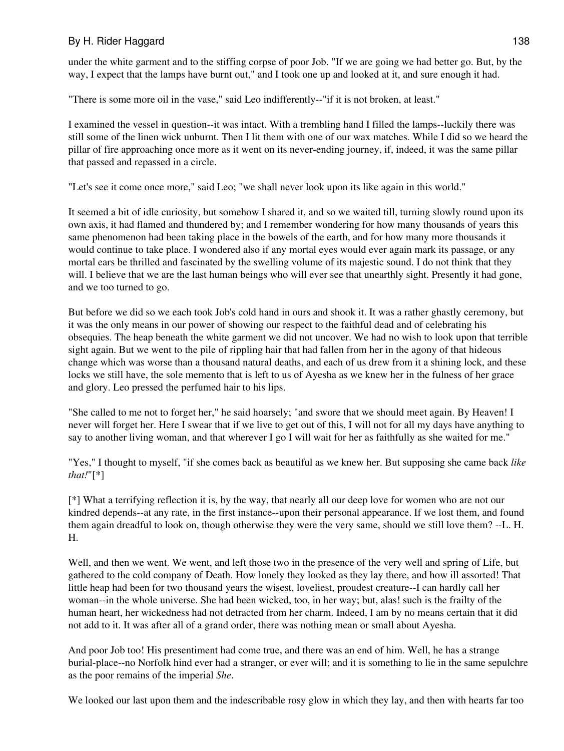under the white garment and to the stiffing corpse of poor Job. "If we are going we had better go. But, by the way, I expect that the lamps have burnt out," and I took one up and looked at it, and sure enough it had.

"There is some more oil in the vase," said Leo indifferently--"if it is not broken, at least."

I examined the vessel in question--it was intact. With a trembling hand I filled the lamps--luckily there was still some of the linen wick unburnt. Then I lit them with one of our wax matches. While I did so we heard the pillar of fire approaching once more as it went on its never-ending journey, if, indeed, it was the same pillar that passed and repassed in a circle.

"Let's see it come once more," said Leo; "we shall never look upon its like again in this world."

It seemed a bit of idle curiosity, but somehow I shared it, and so we waited till, turning slowly round upon its own axis, it had flamed and thundered by; and I remember wondering for how many thousands of years this same phenomenon had been taking place in the bowels of the earth, and for how many more thousands it would continue to take place. I wondered also if any mortal eyes would ever again mark its passage, or any mortal ears be thrilled and fascinated by the swelling volume of its majestic sound. I do not think that they will. I believe that we are the last human beings who will ever see that unearthly sight. Presently it had gone, and we too turned to go.

But before we did so we each took Job's cold hand in ours and shook it. It was a rather ghastly ceremony, but it was the only means in our power of showing our respect to the faithful dead and of celebrating his obsequies. The heap beneath the white garment we did not uncover. We had no wish to look upon that terrible sight again. But we went to the pile of rippling hair that had fallen from her in the agony of that hideous change which was worse than a thousand natural deaths, and each of us drew from it a shining lock, and these locks we still have, the sole memento that is left to us of Ayesha as we knew her in the fulness of her grace and glory. Leo pressed the perfumed hair to his lips.

"She called to me not to forget her," he said hoarsely; "and swore that we should meet again. By Heaven! I never will forget her. Here I swear that if we live to get out of this, I will not for all my days have anything to say to another living woman, and that wherever I go I will wait for her as faithfully as she waited for me."

"Yes," I thought to myself, "if she comes back as beautiful as we knew her. But supposing she came back *like that!*"[*]

[*] What a terrifying reflection it is, by the way, that nearly all our deep love for women who are not our kindred depends--at any rate, in the first instance--upon their personal appearance. If we lost them, and found them again dreadful to look on, though otherwise they were the very same, should we still love them? --L. H. H.

Well, and then we went. We went, and left those two in the presence of the very well and spring of Life, but gathered to the cold company of Death. How lonely they looked as they lay there, and how ill assorted! That little heap had been for two thousand years the wisest, loveliest, proudest creature--I can hardly call her woman--in the whole universe. She had been wicked, too, in her way; but, alas! such is the frailty of the human heart, her wickedness had not detracted from her charm. Indeed, I am by no means certain that it did not add to it. It was after all of a grand order, there was nothing mean or small about Ayesha.

And poor Job too! His presentiment had come true, and there was an end of him. Well, he has a strange burial-place--no Norfolk hind ever had a stranger, or ever will; and it is something to lie in the same sepulchre as the poor remains of the imperial *She*.

We looked our last upon them and the indescribable rosy glow in which they lay, and then with hearts far too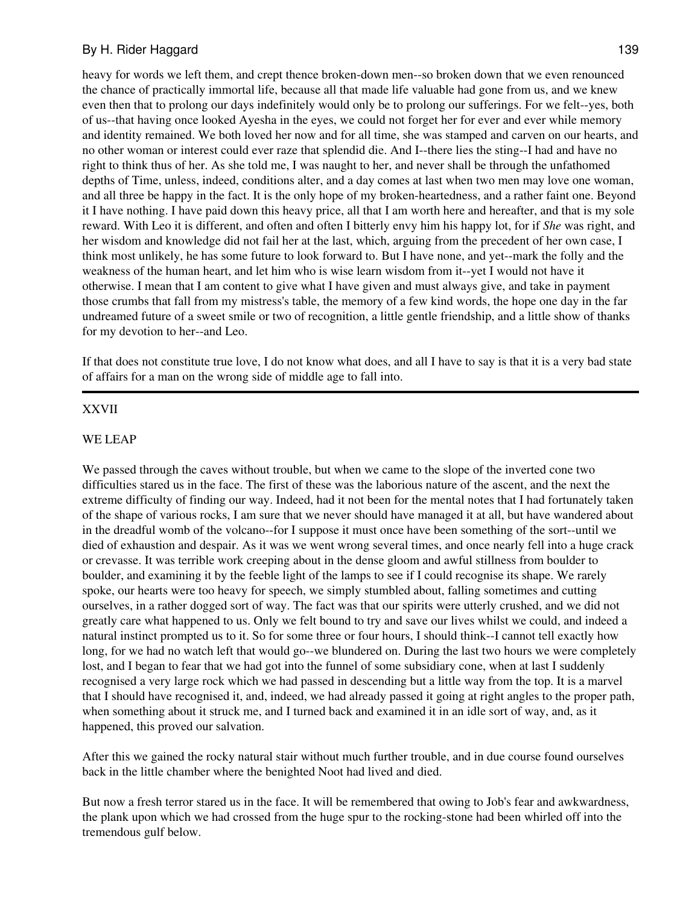heavy for words we left them, and crept thence broken-down men--so broken down that we even renounced the chance of practically immortal life, because all that made life valuable had gone from us, and we knew even then that to prolong our days indefinitely would only be to prolong our sufferings. For we felt--yes, both of us--that having once looked Ayesha in the eyes, we could not forget her for ever and ever while memory and identity remained. We both loved her now and for all time, she was stamped and carven on our hearts, and no other woman or interest could ever raze that splendid die. And I--there lies the sting--I had and have no right to think thus of her. As she told me, I was naught to her, and never shall be through the unfathomed depths of Time, unless, indeed, conditions alter, and a day comes at last when two men may love one woman, and all three be happy in the fact. It is the only hope of my broken-heartedness, and a rather faint one. Beyond it I have nothing. I have paid down this heavy price, all that I am worth here and hereafter, and that is my sole reward. With Leo it is different, and often and often I bitterly envy him his happy lot, for if *She* was right, and her wisdom and knowledge did not fail her at the last, which, arguing from the precedent of her own case, I think most unlikely, he has some future to look forward to. But I have none, and yet--mark the folly and the weakness of the human heart, and let him who is wise learn wisdom from it--yet I would not have it otherwise. I mean that I am content to give what I have given and must always give, and take in payment those crumbs that fall from my mistress's table, the memory of a few kind words, the hope one day in the far undreamed future of a sweet smile or two of recognition, a little gentle friendship, and a little show of thanks for my devotion to her--and Leo.

If that does not constitute true love, I do not know what does, and all I have to say is that it is a very bad state of affairs for a man on the wrong side of middle age to fall into.

---

## XXVII

## WE LEAP

We passed through the caves without trouble, but when we came to the slope of the inverted cone two difficulties stared us in the face. The first of these was the laborious nature of the ascent, and the next the extreme difficulty of finding our way. Indeed, had it not been for the mental notes that I had fortunately taken of the shape of various rocks, I am sure that we never should have managed it at all, but have wandered about in the dreadful womb of the volcano--for I suppose it must once have been something of the sort--until we died of exhaustion and despair. As it was we went wrong several times, and once nearly fell into a huge crack or crevasse. It was terrible work creeping about in the dense gloom and awful stillness from boulder to boulder, and examining it by the feeble light of the lamps to see if I could recognise its shape. We rarely spoke, our hearts were too heavy for speech, we simply stumbled about, falling sometimes and cutting ourselves, in a rather dogged sort of way. The fact was that our spirits were utterly crushed, and we did not greatly care what happened to us. Only we felt bound to try and save our lives whilst we could, and indeed a natural instinct prompted us to it. So for some three or four hours, I should think--I cannot tell exactly how long, for we had no watch left that would go--we blundered on. During the last two hours we were completely lost, and I began to fear that we had got into the funnel of some subsidiary cone, when at last I suddenly recognised a very large rock which we had passed in descending but a little way from the top. It is a marvel that I should have recognised it, and, indeed, we had already passed it going at right angles to the proper path, when something about it struck me, and I turned back and examined it in an idle sort of way, and, as it happened, this proved our salvation.

After this we gained the rocky natural stair without much further trouble, and in due course found ourselves back in the little chamber where the benighted Noot had lived and died.

But now a fresh terror stared us in the face. It will be remembered that owing to Job's fear and awkwardness, the plank upon which we had crossed from the huge spur to the rocking-stone had been whirled off into the tremendous gulf below.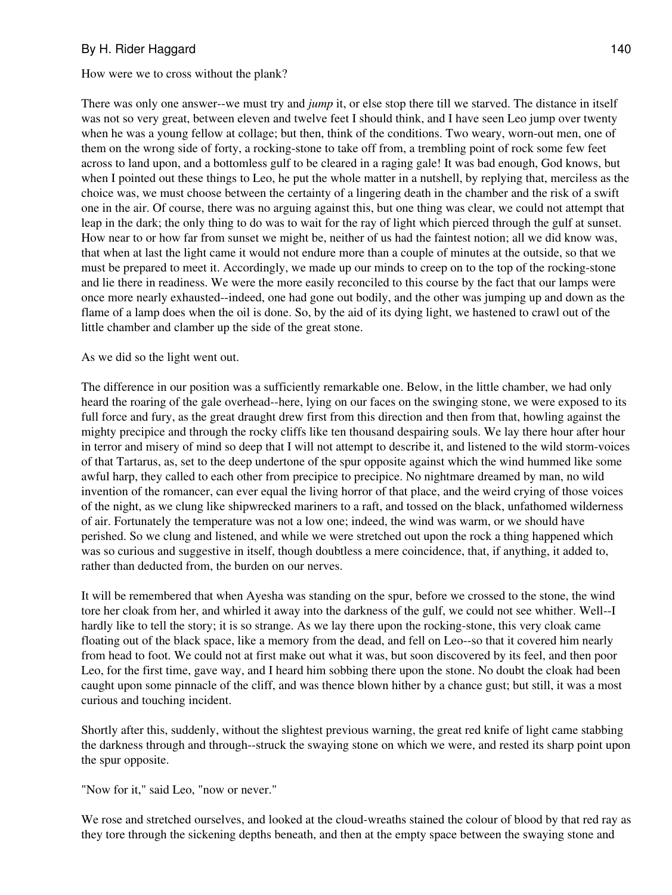How were we to cross without the plank?

There was only one answer--we must try and *jump* it, or else stop there till we starved. The distance in itself was not so very great, between eleven and twelve feet I should think, and I have seen Leo jump over twenty when he was a young fellow at collage; but then, think of the conditions. Two weary, worn-out men, one of them on the wrong side of forty, a rocking-stone to take off from, a trembling point of rock some few feet across to land upon, and a bottomless gulf to be cleared in a raging gale! It was bad enough, God knows, but when I pointed out these things to Leo, he put the whole matter in a nutshell, by replying that, merciless as the choice was, we must choose between the certainty of a lingering death in the chamber and the risk of a swift one in the air. Of course, there was no arguing against this, but one thing was clear, we could not attempt that leap in the dark; the only thing to do was to wait for the ray of light which pierced through the gulf at sunset. How near to or how far from sunset we might be, neither of us had the faintest notion; all we did know was, that when at last the light came it would not endure more than a couple of minutes at the outside, so that we must be prepared to meet it. Accordingly, we made up our minds to creep on to the top of the rocking-stone and lie there in readiness. We were the more easily reconciled to this course by the fact that our lamps were once more nearly exhausted--indeed, one had gone out bodily, and the other was jumping up and down as the flame of a lamp does when the oil is done. So, by the aid of its dying light, we hastened to crawl out of the little chamber and clamber up the side of the great stone.

As we did so the light went out.

The difference in our position was a sufficiently remarkable one. Below, in the little chamber, we had only heard the roaring of the gale overhead--here, lying on our faces on the swinging stone, we were exposed to its full force and fury, as the great draught drew first from this direction and then from that, howling against the mighty precipice and through the rocky cliffs like ten thousand despairing souls. We lay there hour after hour in terror and misery of mind so deep that I will not attempt to describe it, and listened to the wild storm-voices of that Tartarus, as, set to the deep undertone of the spur opposite against which the wind hummed like some awful harp, they called to each other from precipice to precipice. No nightmare dreamed by man, no wild invention of the romancer, can ever equal the living horror of that place, and the weird crying of those voices of the night, as we clung like shipwrecked mariners to a raft, and tossed on the black, unfathomed wilderness of air. Fortunately the temperature was not a low one; indeed, the wind was warm, or we should have perished. So we clung and listened, and while we were stretched out upon the rock a thing happened which was so curious and suggestive in itself, though doubtless a mere coincidence, that, if anything, it added to, rather than deducted from, the burden on our nerves.

It will be remembered that when Ayesha was standing on the spur, before we crossed to the stone, the wind tore her cloak from her, and whirled it away into the darkness of the gulf, we could not see whither. Well--I hardly like to tell the story; it is so strange. As we lay there upon the rocking-stone, this very cloak came floating out of the black space, like a memory from the dead, and fell on Leo--so that it covered him nearly from head to foot. We could not at first make out what it was, but soon discovered by its feel, and then poor Leo, for the first time, gave way, and I heard him sobbing there upon the stone. No doubt the cloak had been caught upon some pinnacle of the cliff, and was thence blown hither by a chance gust; but still, it was a most curious and touching incident.

Shortly after this, suddenly, without the slightest previous warning, the great red knife of light came stabbing the darkness through and through--struck the swaying stone on which we were, and rested its sharp point upon the spur opposite.

"Now for it," said Leo, "now or never."

We rose and stretched ourselves, and looked at the cloud-wreaths stained the colour of blood by that red ray as they tore through the sickening depths beneath, and then at the empty space between the swaying stone and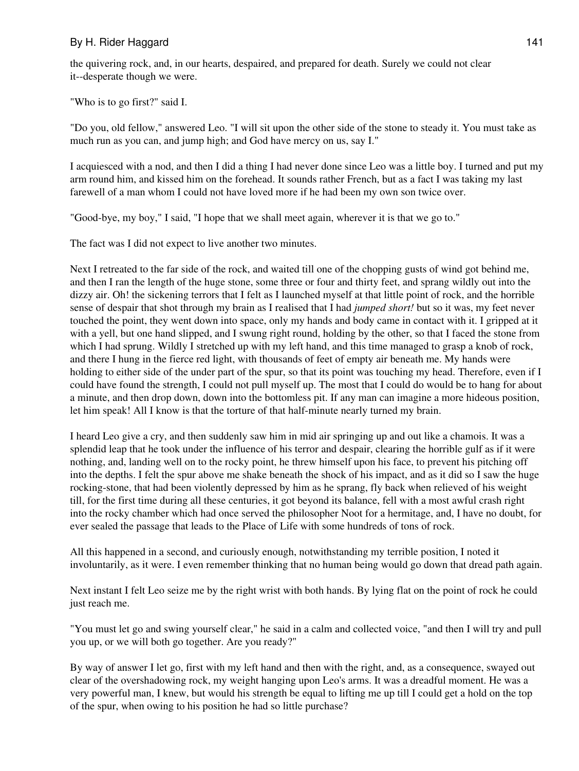the quivering rock, and, in our hearts, despaired, and prepared for death. Surely we could not clear it--desperate though we were.

"Who is to go first?" said I.

"Do you, old fellow," answered Leo. "I will sit upon the other side of the stone to steady it. You must take as much run as you can, and jump high; and God have mercy on us, say I."

I acquiesced with a nod, and then I did a thing I had never done since Leo was a little boy. I turned and put my arm round him, and kissed him on the forehead. It sounds rather French, but as a fact I was taking my last farewell of a man whom I could not have loved more if he had been my own son twice over.

"Good-bye, my boy," I said, "I hope that we shall meet again, wherever it is that we go to."

The fact was I did not expect to live another two minutes.

Next I retreated to the far side of the rock, and waited till one of the chopping gusts of wind got behind me, and then I ran the length of the huge stone, some three or four and thirty feet, and sprang wildly out into the dizzy air. Oh! the sickening terrors that I felt as I launched myself at that little point of rock, and the horrible sense of despair that shot through my brain as I realised that I had *jumped short!* but so it was, my feet never touched the point, they went down into space, only my hands and body came in contact with it. I gripped at it with a yell, but one hand slipped, and I swung right round, holding by the other, so that I faced the stone from which I had sprung. Wildly I stretched up with my left hand, and this time managed to grasp a knob of rock, and there I hung in the fierce red light, with thousands of feet of empty air beneath me. My hands were holding to either side of the under part of the spur, so that its point was touching my head. Therefore, even if I could have found the strength, I could not pull myself up. The most that I could do would be to hang for about a minute, and then drop down, down into the bottomless pit. If any man can imagine a more hideous position, let him speak! All I know is that the torture of that half-minute nearly turned my brain.

I heard Leo give a cry, and then suddenly saw him in mid air springing up and out like a chamois. It was a splendid leap that he took under the influence of his terror and despair, clearing the horrible gulf as if it were nothing, and, landing well on to the rocky point, he threw himself upon his face, to prevent his pitching off into the depths. I felt the spur above me shake beneath the shock of his impact, and as it did so I saw the huge rocking-stone, that had been violently depressed by him as he sprang, fly back when relieved of his weight till, for the first time during all these centuries, it got beyond its balance, fell with a most awful crash right into the rocky chamber which had once served the philosopher Noot for a hermitage, and, I have no doubt, for ever sealed the passage that leads to the Place of Life with some hundreds of tons of rock.

All this happened in a second, and curiously enough, notwithstanding my terrible position, I noted it involuntarily, as it were. I even remember thinking that no human being would go down that dread path again.

Next instant I felt Leo seize me by the right wrist with both hands. By lying flat on the point of rock he could just reach me.

"You must let go and swing yourself clear," he said in a calm and collected voice, "and then I will try and pull you up, or we will both go together. Are you ready?"

By way of answer I let go, first with my left hand and then with the right, and, as a consequence, swayed out clear of the overshadowing rock, my weight hanging upon Leo's arms. It was a dreadful moment. He was a very powerful man, I knew, but would his strength be equal to lifting me up till I could get a hold on the top of the spur, when owing to his position he had so little purchase?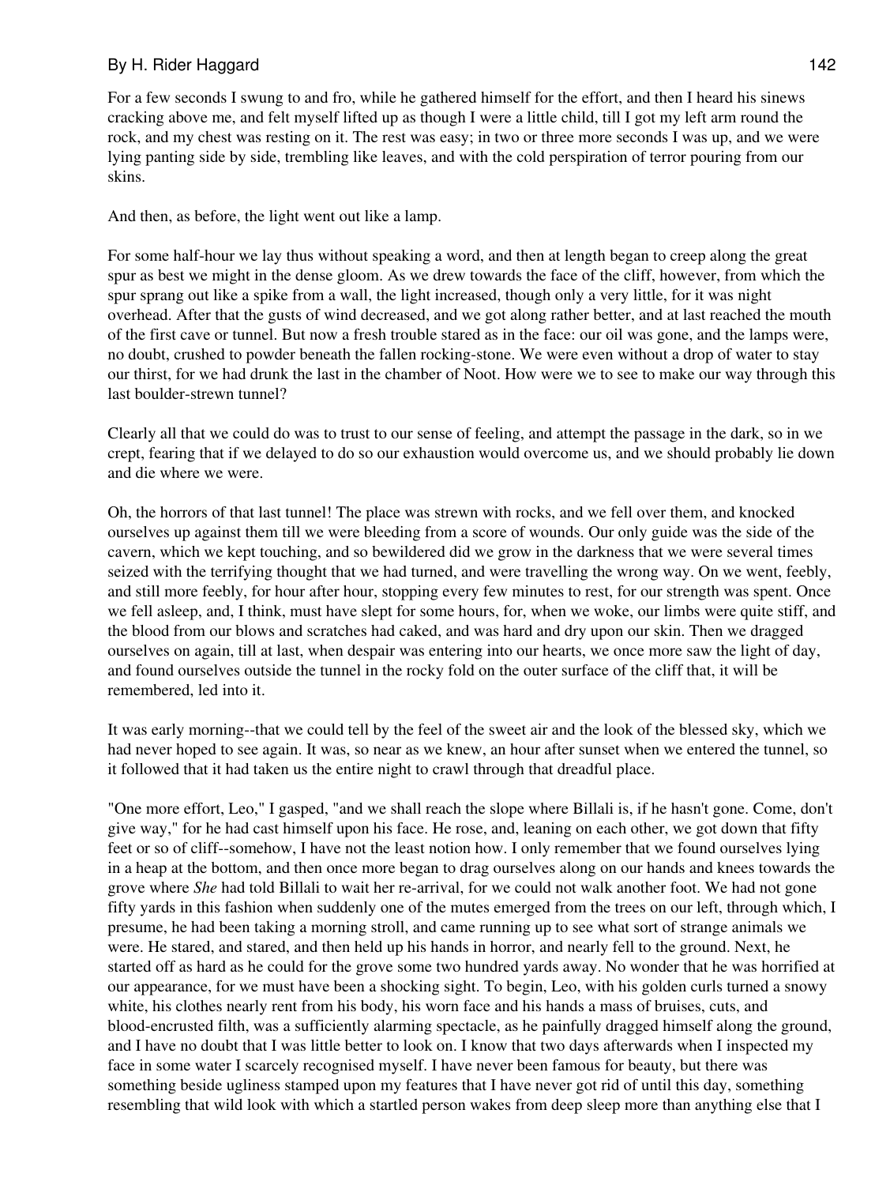For a few seconds I swung to and fro, while he gathered himself for the effort, and then I heard his sinews cracking above me, and felt myself lifted up as though I were a little child, till I got my left arm round the rock, and my chest was resting on it. The rest was easy; in two or three more seconds I was up, and we were lying panting side by side, trembling like leaves, and with the cold perspiration of terror pouring from our skins.

And then, as before, the light went out like a lamp.

For some half-hour we lay thus without speaking a word, and then at length began to creep along the great spur as best we might in the dense gloom. As we drew towards the face of the cliff, however, from which the spur sprang out like a spike from a wall, the light increased, though only a very little, for it was night overhead. After that the gusts of wind decreased, and we got along rather better, and at last reached the mouth of the first cave or tunnel. But now a fresh trouble stared as in the face: our oil was gone, and the lamps were, no doubt, crushed to powder beneath the fallen rocking-stone. We were even without a drop of water to stay our thirst, for we had drunk the last in the chamber of Noot. How were we to see to make our way through this last boulder-strewn tunnel?

Clearly all that we could do was to trust to our sense of feeling, and attempt the passage in the dark, so in we crept, fearing that if we delayed to do so our exhaustion would overcome us, and we should probably lie down and die where we were.

Oh, the horrors of that last tunnel! The place was strewn with rocks, and we fell over them, and knocked ourselves up against them till we were bleeding from a score of wounds. Our only guide was the side of the cavern, which we kept touching, and so bewildered did we grow in the darkness that we were several times seized with the terrifying thought that we had turned, and were travelling the wrong way. On we went, feebly, and still more feebly, for hour after hour, stopping every few minutes to rest, for our strength was spent. Once we fell asleep, and, I think, must have slept for some hours, for, when we woke, our limbs were quite stiff, and the blood from our blows and scratches had caked, and was hard and dry upon our skin. Then we dragged ourselves on again, till at last, when despair was entering into our hearts, we once more saw the light of day, and found ourselves outside the tunnel in the rocky fold on the outer surface of the cliff that, it will be remembered, led into it.

It was early morning--that we could tell by the feel of the sweet air and the look of the blessed sky, which we had never hoped to see again. It was, so near as we knew, an hour after sunset when we entered the tunnel, so it followed that it had taken us the entire night to crawl through that dreadful place.

"One more effort, Leo," I gasped, "and we shall reach the slope where Billali is, if he hasn't gone. Come, don't give way," for he had cast himself upon his face. He rose, and, leaning on each other, we got down that fifty feet or so of cliff--somehow, I have not the least notion how. I only remember that we found ourselves lying in a heap at the bottom, and then once more began to drag ourselves along on our hands and knees towards the grove where *She* had told Billali to wait her re-arrival, for we could not walk another foot. We had not gone fifty yards in this fashion when suddenly one of the mutes emerged from the trees on our left, through which, I presume, he had been taking a morning stroll, and came running up to see what sort of strange animals we were. He stared, and stared, and then held up his hands in horror, and nearly fell to the ground. Next, he started off as hard as he could for the grove some two hundred yards away. No wonder that he was horrified at our appearance, for we must have been a shocking sight. To begin, Leo, with his golden curls turned a snowy white, his clothes nearly rent from his body, his worn face and his hands a mass of bruises, cuts, and blood-encrusted filth, was a sufficiently alarming spectacle, as he painfully dragged himself along the ground, and I have no doubt that I was little better to look on. I know that two days afterwards when I inspected my face in some water I scarcely recognised myself. I have never been famous for beauty, but there was something beside ugliness stamped upon my features that I have never got rid of until this day, something resembling that wild look with which a startled person wakes from deep sleep more than anything else that I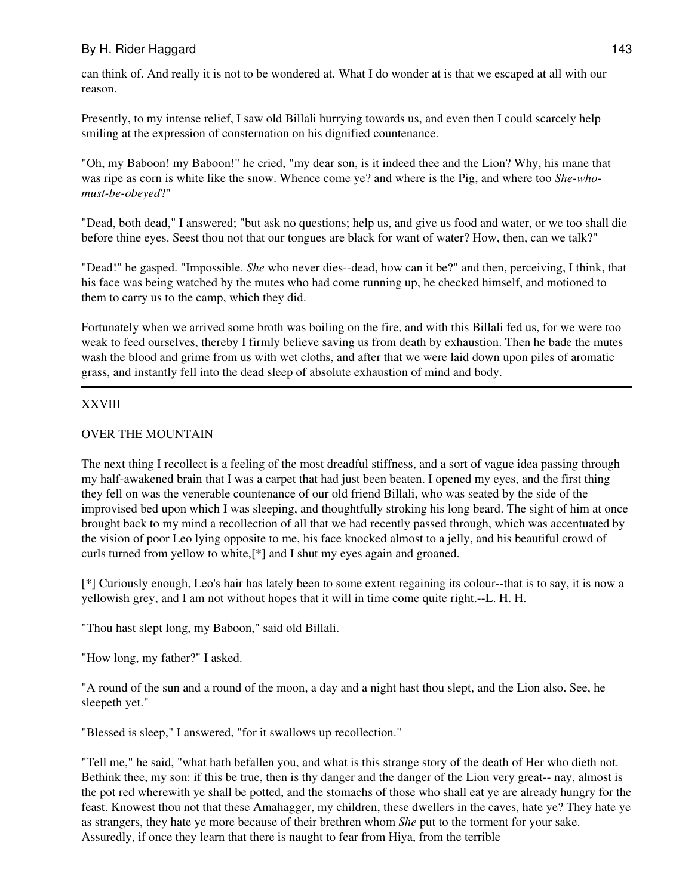can think of. And really it is not to be wondered at. What I do wonder at is that we escaped at all with our reason.

Presently, to my intense relief, I saw old Billali hurrying towards us, and even then I could scarcely help smiling at the expression of consternation on his dignified countenance.

"Oh, my Baboon! my Baboon!" he cried, "my dear son, is it indeed thee and the Lion? Why, his mane that was ripe as corn is white like the snow. Whence come ye? and where is the Pig, and where too *She-who-must-be-obeyed*?"

"Dead, both dead," I answered; "but ask no questions; help us, and give us food and water, or we too shall die before thine eyes. Seest thou not that our tongues are black for want of water? How, then, can we talk?"

"Dead!" he gasped. "Impossible. *She* who never dies--dead, how can it be?" and then, perceiving, I think, that his face was being watched by the mutes who had come running up, he checked himself, and motioned to them to carry us to the camp, which they did.

Fortunately when we arrived some broth was boiling on the fire, and with this Billali fed us, for we were too weak to feed ourselves, thereby I firmly believe saving us from death by exhaustion. Then he bade the mutes wash the blood and grime from us with wet cloths, and after that we were laid down upon piles of aromatic grass, and instantly fell into the dead sleep of absolute exhaustion of mind and body.

---

## XXVIII

## OVER THE MOUNTAIN

The next thing I recollect is a feeling of the most dreadful stiffness, and a sort of vague idea passing through my half-awakened brain that I was a carpet that had just been beaten. I opened my eyes, and the first thing they fell on was the venerable countenance of our old friend Billali, who was seated by the side of the improvised bed upon which I was sleeping, and thoughtfully stroking his long beard. The sight of him at once brought back to my mind a recollection of all that we had recently passed through, which was accentuated by the vision of poor Leo lying opposite to me, his face knocked almost to a jelly, and his beautiful crowd of curls turned from yellow to white,[*] and I shut my eyes again and groaned.

[*] Curiously enough, Leo's hair has lately been to some extent regaining its colour--that is to say, it is now a yellowish grey, and I am not without hopes that it will in time come quite right.--L. H. H.

"Thou hast slept long, my Baboon," said old Billali.

"How long, my father?" I asked.

"A round of the sun and a round of the moon, a day and a night hast thou slept, and the Lion also. See, he sleepeth yet."

"Blessed is sleep," I answered, "for it swallows up recollection."

"Tell me," he said, "what hath befallen you, and what is this strange story of the death of Her who dieth not. Bethink thee, my son: if this be true, then is thy danger and the danger of the Lion very great-- nay, almost is the pot red wherewith ye shall be potted, and the stomachs of those who shall eat ye are already hungry for the feast. Knowest thou not that these Amahagger, my children, these dwellers in the caves, hate ye? They hate ye as strangers, they hate ye more because of their brethren whom *She* put to the torment for your sake. Assuredly, if once they learn that there is naught to fear from Hiya, from the terrible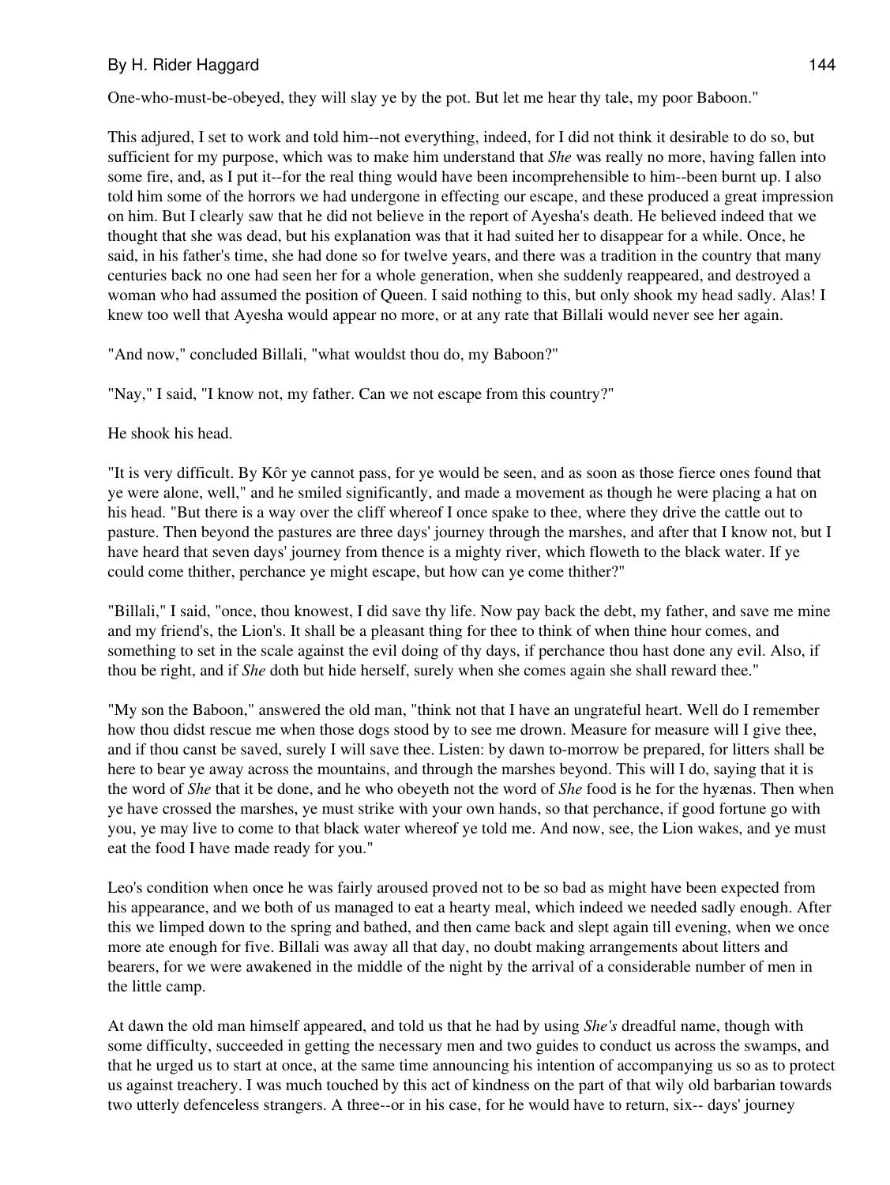One-who-must-be-obeyed, they will slay ye by the pot. But let me hear thy tale, my poor Baboon."

This adjured, I set to work and told him--not everything, indeed, for I did not think it desirable to do so, but sufficient for my purpose, which was to make him understand that *She* was really no more, having fallen into some fire, and, as I put it--for the real thing would have been incomprehensible to him--been burnt up. I also told him some of the horrors we had undergone in effecting our escape, and these produced a great impression on him. But I clearly saw that he did not believe in the report of Ayesha's death. He believed indeed that we thought that she was dead, but his explanation was that it had suited her to disappear for a while. Once, he said, in his father's time, she had done so for twelve years, and there was a tradition in the country that many centuries back no one had seen her for a whole generation, when she suddenly reappeared, and destroyed a woman who had assumed the position of Queen. I said nothing to this, but only shook my head sadly. Alas! I knew too well that Ayesha would appear no more, or at any rate that Billali would never see her again.

"And now," concluded Billali, "what wouldst thou do, my Baboon?"

"Nay," I said, "I know not, my father. Can we not escape from this country?"

He shook his head.

"It is very difficult. By Kôr ye cannot pass, for ye would be seen, and as soon as those fierce ones found that ye were alone, well," and he smiled significantly, and made a movement as though he were placing a hat on his head. "But there is a way over the cliff whereof I once spake to thee, where they drive the cattle out to pasture. Then beyond the pastures are three days' journey through the marshes, and after that I know not, but I have heard that seven days' journey from thence is a mighty river, which floweth to the black water. If ye could come thither, perchance ye might escape, but how can ye come thither?"

"Billali," I said, "once, thou knowest, I did save thy life. Now pay back the debt, my father, and save me mine and my friend's, the Lion's. It shall be a pleasant thing for thee to think of when thine hour comes, and something to set in the scale against the evil doing of thy days, if perchance thou hast done any evil. Also, if thou be right, and if *She* doth but hide herself, surely when she comes again she shall reward thee."

"My son the Baboon," answered the old man, "think not that I have an ungrateful heart. Well do I remember how thou didst rescue me when those dogs stood by to see me drown. Measure for measure will I give thee, and if thou canst be saved, surely I will save thee. Listen: by dawn to-morrow be prepared, for litters shall be here to bear ye away across the mountains, and through the marshes beyond. This will I do, saying that it is the word of *She* that it be done, and he who obeyeth not the word of *She* food is he for the hyænas. Then when ye have crossed the marshes, ye must strike with your own hands, so that perchance, if good fortune go with you, ye may live to come to that black water whereof ye told me. And now, see, the Lion wakes, and ye must eat the food I have made ready for you."

Leo's condition when once he was fairly aroused proved not to be so bad as might have been expected from his appearance, and we both of us managed to eat a hearty meal, which indeed we needed sadly enough. After this we limped down to the spring and bathed, and then came back and slept again till evening, when we once more ate enough for five. Billali was away all that day, no doubt making arrangements about litters and bearers, for we were awakened in the middle of the night by the arrival of a considerable number of men in the little camp.

At dawn the old man himself appeared, and told us that he had by using *She's* dreadful name, though with some difficulty, succeeded in getting the necessary men and two guides to conduct us across the swamps, and that he urged us to start at once, at the same time announcing his intention of accompanying us so as to protect us against treachery. I was much touched by this act of kindness on the part of that wily old barbarian towards two utterly defenceless strangers. A three--or in his case, for he would have to return, six-- days' journey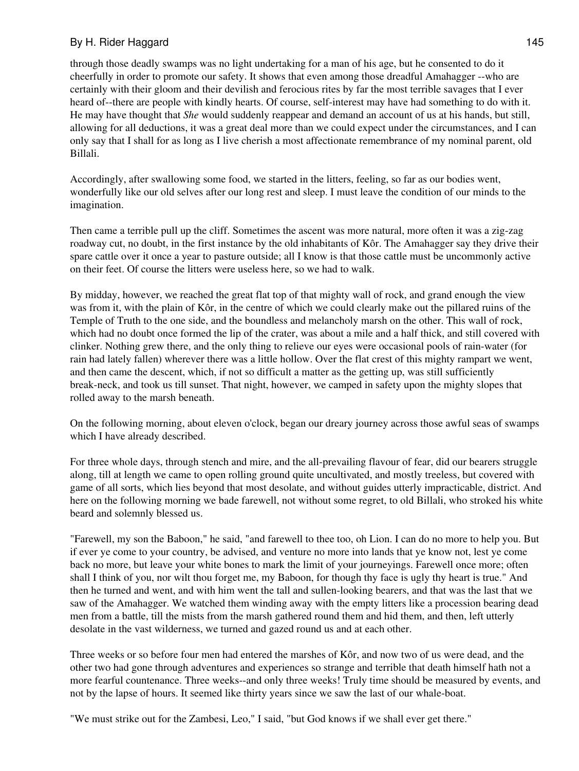through those deadly swamps was no light undertaking for a man of his age, but he consented to do it cheerfully in order to promote our safety. It shows that even among those dreadful Amahagger --who are certainly with their gloom and their devilish and ferocious rites by far the most terrible savages that I ever heard of--there are people with kindly hearts. Of course, self-interest may have had something to do with it. He may have thought that *She* would suddenly reappear and demand an account of us at his hands, but still, allowing for all deductions, it was a great deal more than we could expect under the circumstances, and I can only say that I shall for as long as I live cherish a most affectionate remembrance of my nominal parent, old Billali.

Accordingly, after swallowing some food, we started in the litters, feeling, so far as our bodies went, wonderfully like our old selves after our long rest and sleep. I must leave the condition of our minds to the imagination.

Then came a terrible pull up the cliff. Sometimes the ascent was more natural, more often it was a zig-zag roadway cut, no doubt, in the first instance by the old inhabitants of Kôr. The Amahagger say they drive their spare cattle over it once a year to pasture outside; all I know is that those cattle must be uncommonly active on their feet. Of course the litters were useless here, so we had to walk.

By midday, however, we reached the great flat top of that mighty wall of rock, and grand enough the view was from it, with the plain of Kôr, in the centre of which we could clearly make out the pillared ruins of the Temple of Truth to the one side, and the boundless and melancholy marsh on the other. This wall of rock, which had no doubt once formed the lip of the crater, was about a mile and a half thick, and still covered with clinker. Nothing grew there, and the only thing to relieve our eyes were occasional pools of rain-water (for rain had lately fallen) wherever there was a little hollow. Over the flat crest of this mighty rampart we went, and then came the descent, which, if not so difficult a matter as the getting up, was still sufficiently break-neck, and took us till sunset. That night, however, we camped in safety upon the mighty slopes that rolled away to the marsh beneath.

On the following morning, about eleven o'clock, began our dreary journey across those awful seas of swamps which I have already described.

For three whole days, through stench and mire, and the all-prevailing flavour of fear, did our bearers struggle along, till at length we came to open rolling ground quite uncultivated, and mostly treeless, but covered with game of all sorts, which lies beyond that most desolate, and without guides utterly impracticable, district. And here on the following morning we bade farewell, not without some regret, to old Billali, who stroked his white beard and solemnly blessed us.

"Farewell, my son the Baboon," he said, "and farewell to thee too, oh Lion. I can do no more to help you. But if ever ye come to your country, be advised, and venture no more into lands that ye know not, lest ye come back no more, but leave your white bones to mark the limit of your journeyings. Farewell once more; often shall I think of you, nor wilt thou forget me, my Baboon, for though thy face is ugly thy heart is true." And then he turned and went, and with him went the tall and sullen-looking bearers, and that was the last that we saw of the Amahagger. We watched them winding away with the empty litters like a procession bearing dead men from a battle, till the mists from the marsh gathered round them and hid them, and then, left utterly desolate in the vast wilderness, we turned and gazed round us and at each other.

Three weeks or so before four men had entered the marshes of Kôr, and now two of us were dead, and the other two had gone through adventures and experiences so strange and terrible that death himself hath not a more fearful countenance. Three weeks--and only three weeks! Truly time should be measured by events, and not by the lapse of hours. It seemed like thirty years since we saw the last of our whale-boat.

"We must strike out for the Zambesi, Leo," I said, "but God knows if we shall ever get there."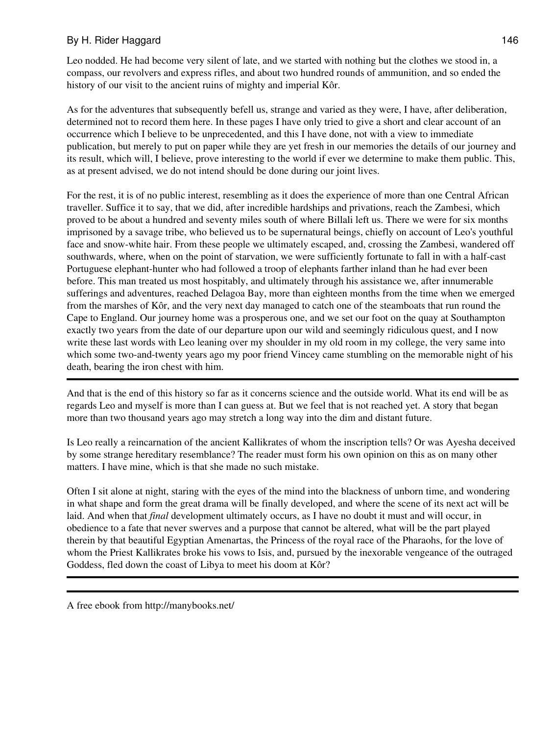Leo nodded. He had become very silent of late, and we started with nothing but the clothes we stood in, a compass, our revolvers and express rifles, and about two hundred rounds of ammunition, and so ended the history of our visit to the ancient ruins of mighty and imperial Kôr.

As for the adventures that subsequently befell us, strange and varied as they were, I have, after deliberation, determined not to record them here. In these pages I have only tried to give a short and clear account of an occurrence which I believe to be unprecedented, and this I have done, not with a view to immediate publication, but merely to put on paper while they are yet fresh in our memories the details of our journey and its result, which will, I believe, prove interesting to the world if ever we determine to make them public. This, as at present advised, we do not intend should be done during our joint lives.

For the rest, it is of no public interest, resembling as it does the experience of more than one Central African traveller. Suffice it to say, that we did, after incredible hardships and privations, reach the Zambesi, which proved to be about a hundred and seventy miles south of where Billali left us. There we were for six months imprisoned by a savage tribe, who believed us to be supernatural beings, chiefly on account of Leo's youthful face and snow-white hair. From these people we ultimately escaped, and, crossing the Zambesi, wandered off southwards, where, when on the point of starvation, we were sufficiently fortunate to fall in with a half-cast Portuguese elephant-hunter who had followed a troop of elephants farther inland than he had ever been before. This man treated us most hospitably, and ultimately through his assistance we, after innumerable sufferings and adventures, reached Delagoa Bay, more than eighteen months from the time when we emerged from the marshes of Kôr, and the very next day managed to catch one of the steamboats that run round the Cape to England. Our journey home was a prosperous one, and we set our foot on the quay at Southampton exactly two years from the date of our departure upon our wild and seemingly ridiculous quest, and I now write these last words with Leo leaning over my shoulder in my old room in my college, the very same into which some two-and-twenty years ago my poor friend Vincey came stumbling on the memorable night of his death, bearing the iron chest with him.

---

And that is the end of this history so far as it concerns science and the outside world. What its end will be as regards Leo and myself is more than I can guess at. But we feel that is not reached yet. A story that began more than two thousand years ago may stretch a long way into the dim and distant future.

Is Leo really a reincarnation of the ancient Kallikrates of whom the inscription tells? Or was Ayesha deceived by some strange hereditary resemblance? The reader must form his own opinion on this as on many other matters. I have mine, which is that she made no such mistake.

Often I sit alone at night, staring with the eyes of the mind into the blackness of unborn time, and wondering in what shape and form the great drama will be finally developed, and where the scene of its next act will be laid. And when that *final* development ultimately occurs, as I have no doubt it must and will occur, in obedience to a fate that never swerves and a purpose that cannot be altered, what will be the part played therein by that beautiful Egyptian Amenartas, the Princess of the royal race of the Pharaohs, for the love of whom the Priest Kallikrates broke his vows to Isis, and, pursued by the inexorable vengeance of the outraged Goddess, fled down the coast of Libya to meet his doom at Kôr?

---

A free ebook from http://manybooks.net/